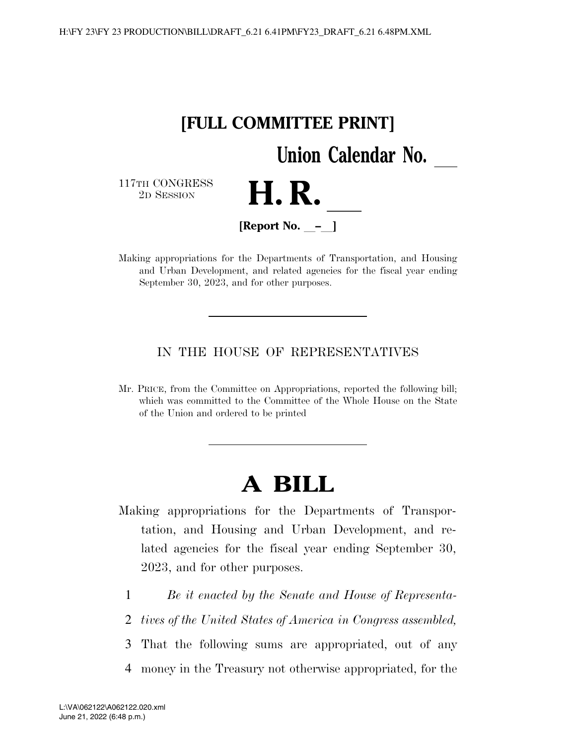**[FULL COMMITTEE PRINT]**

**Union Calendar No. \_\_**

117TH CONGRESS
2D SESSION

# H. R. \_\_

**[Report No. \_\_–\_\_]**

Making appropriations for the Departments of Transportation, and Housing and Urban Development, and related agencies for the fiscal year ending September 30, 2023, and for other purposes.

---

IN THE HOUSE OF REPRESENTATIVES

Mr. PRICE, from the Committee on Appropriations, reported the following bill; which was committed to the Committee of the Whole House on the State of the Union and ordered to be printed

---

# A BILL

Making appropriations for the Departments of Transportation, and Housing and Urban Development, and related agencies for the fiscal year ending September 30, 2023, and for other purposes.

1 *Be it enacted by the Senate and House of Representa-*
2 *tives of the United States of America in Congress assembled,*
3 That the following sums are appropriated, out of any
4 money in the Treasury not otherwise appropriated, for the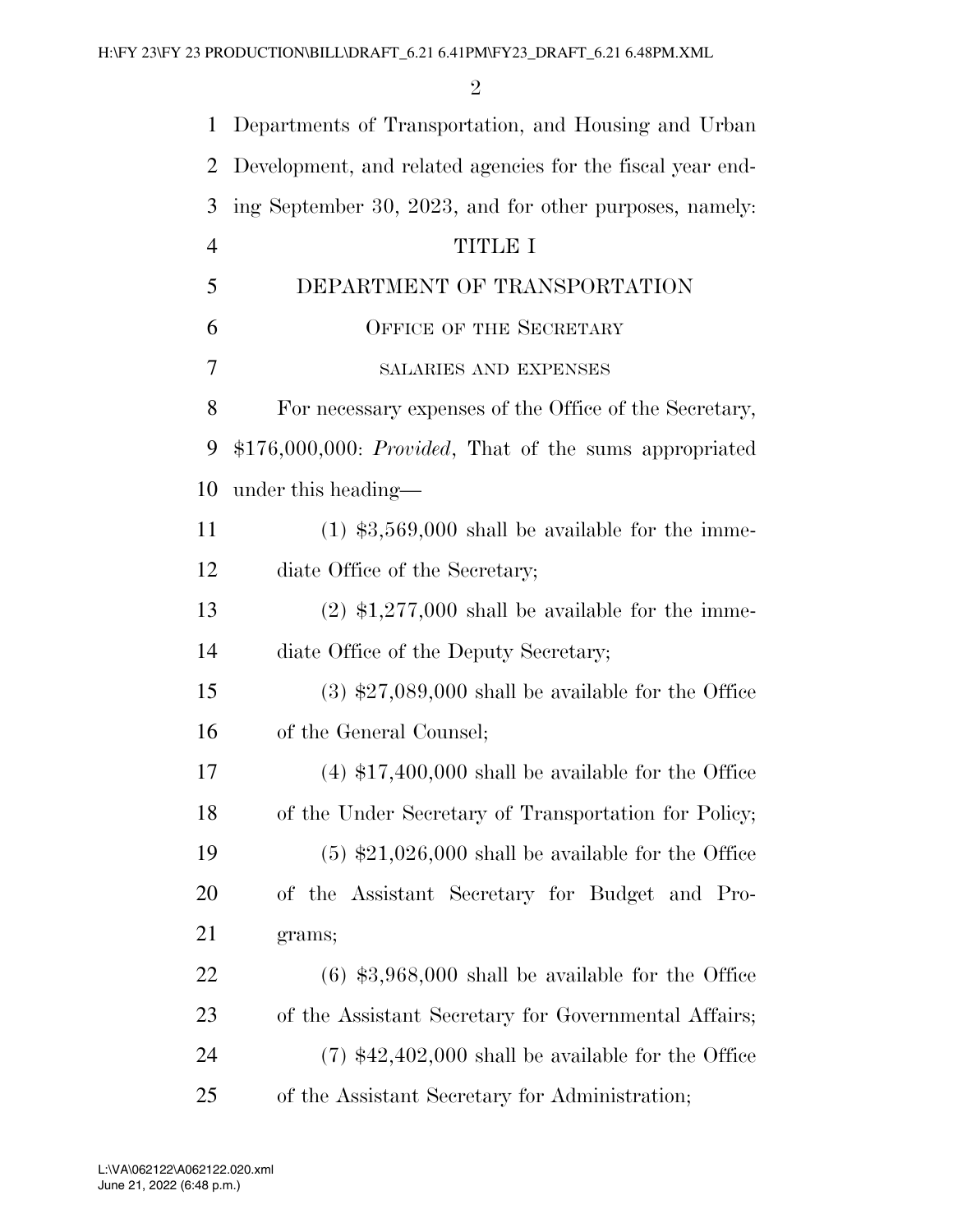Departments of Transportation, and Housing and Urban Development, and related agencies for the fiscal year ending September 30, 2023, and for other purposes, namely:

# TITLE I

# DEPARTMENT OF TRANSPORTATION

## OFFICE OF THE SECRETARY

### SALARIES AND EXPENSES

For necessary expenses of the Office of the Secretary, $176,000,000: *Provided*, That of the sums appropriated under this heading—

(1) $3,569,000 shall be available for the immediate Office of the Secretary;

(2) $1,277,000 shall be available for the immediate Office of the Deputy Secretary;

(3) $27,089,000 shall be available for the Office of the General Counsel;

(4) $17,400,000 shall be available for the Office of the Under Secretary of Transportation for Policy;

(5) $21,026,000 shall be available for the Office of the Assistant Secretary for Budget and Programs;

(6) $3,968,000 shall be available for the Office of the Assistant Secretary for Governmental Affairs;

(7) $42,402,000 shall be available for the Office of the Assistant Secretary for Administration;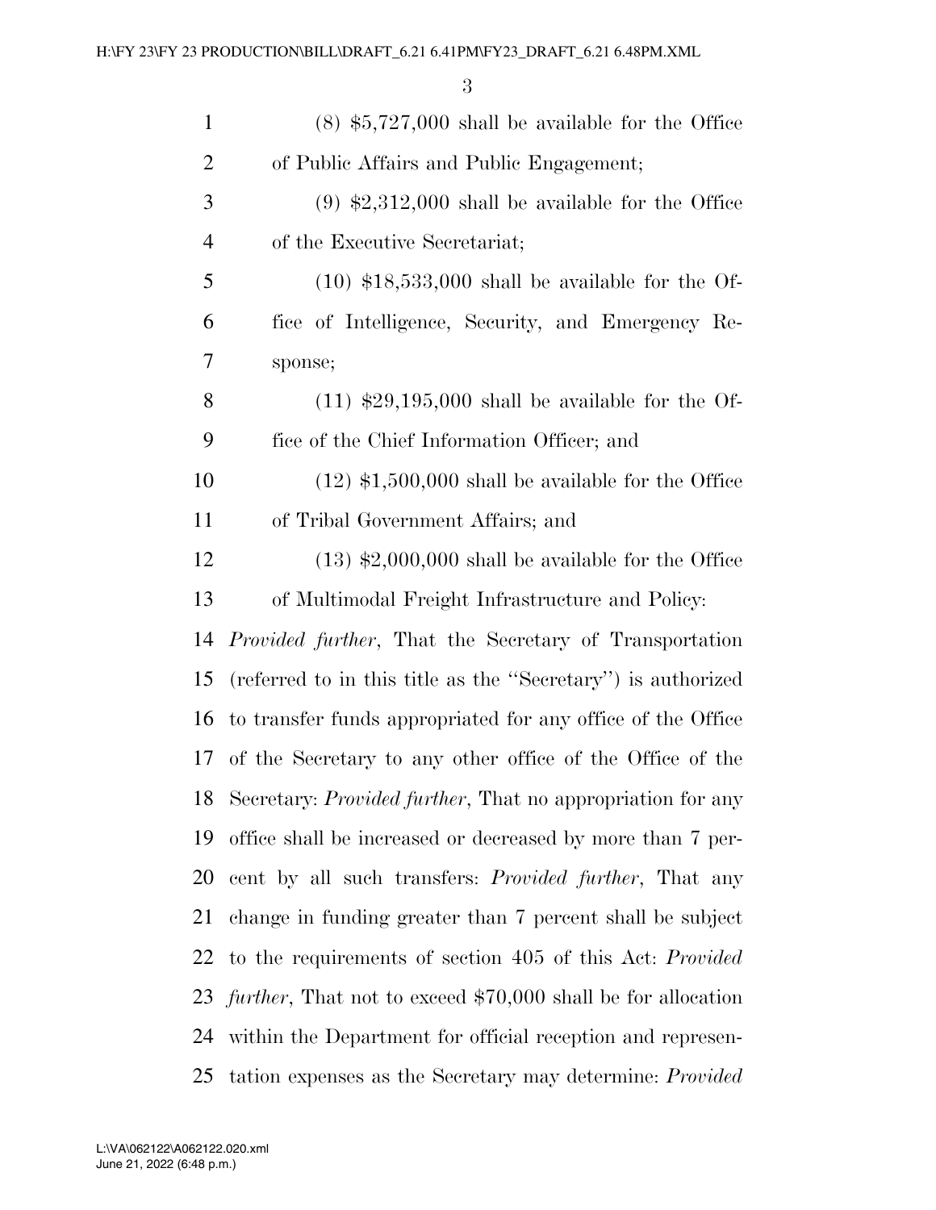(8) $5,727,000 shall be available for the Office of Public Affairs and Public Engagement;

(9) $2,312,000 shall be available for the Office of the Executive Secretariat;

(10) $18,533,000 shall be available for the Office of Intelligence, Security, and Emergency Response;

(11) $29,195,000 shall be available for the Office of the Chief Information Officer; and

(12) $1,500,000 shall be available for the Office of Tribal Government Affairs; and

(13) $2,000,000 shall be available for the Office of Multimodal Freight Infrastructure and Policy:

*Provided further*, That the Secretary of Transportation (referred to in this title as the ''Secretary'') is authorized to transfer funds appropriated for any office of the Office of the Secretary to any other office of the Office of the Secretary: *Provided further*, That no appropriation for any office shall be increased or decreased by more than 7 percent by all such transfers: *Provided further*, That any change in funding greater than 7 percent shall be subject to the requirements of section 405 of this Act: *Provided further*, That not to exceed $70,000 shall be for allocation within the Department for official reception and representation expenses as the Secretary may determine: *Provided*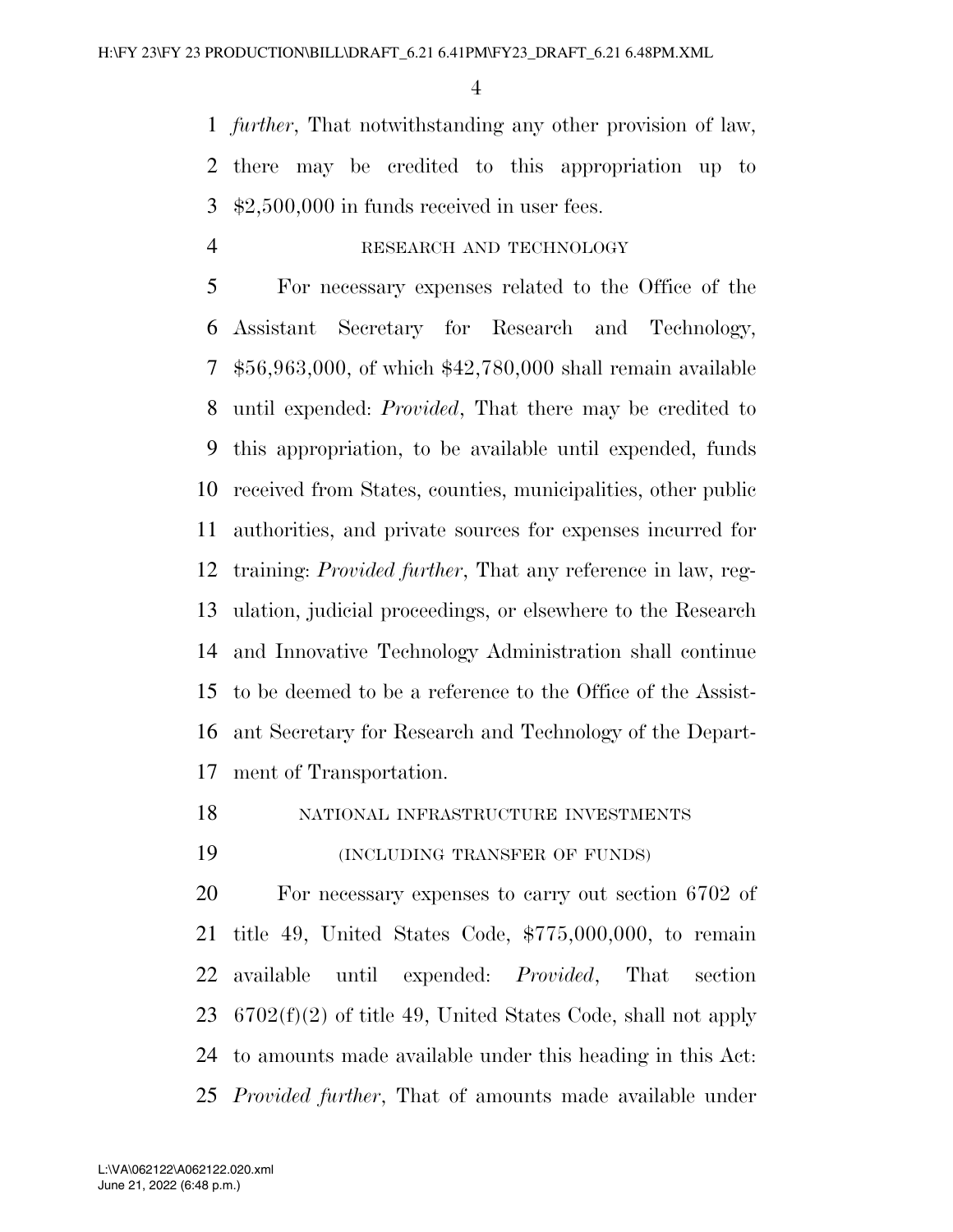*further*, That notwithstanding any other provision of law, there may be credited to this appropriation up to $2,500,000 in funds received in user fees.

RESEARCH AND TECHNOLOGY

For necessary expenses related to the Office of the Assistant Secretary for Research and Technology, $56,963,000, of which $42,780,000 shall remain available until expended: *Provided*, That there may be credited to this appropriation, to be available until expended, funds received from States, counties, municipalities, other public authorities, and private sources for expenses incurred for training: *Provided further*, That any reference in law, regulation, judicial proceedings, or elsewhere to the Research and Innovative Technology Administration shall continue to be deemed to be a reference to the Office of the Assistant Secretary for Research and Technology of the Department of Transportation.

NATIONAL INFRASTRUCTURE INVESTMENTS

(INCLUDING TRANSFER OF FUNDS)

For necessary expenses to carry out section 6702 of title 49, United States Code, $775,000,000, to remain available until expended: *Provided*, That section 6702(f)(2) of title 49, United States Code, shall not apply to amounts made available under this heading in this Act: *Provided further*, That of amounts made available under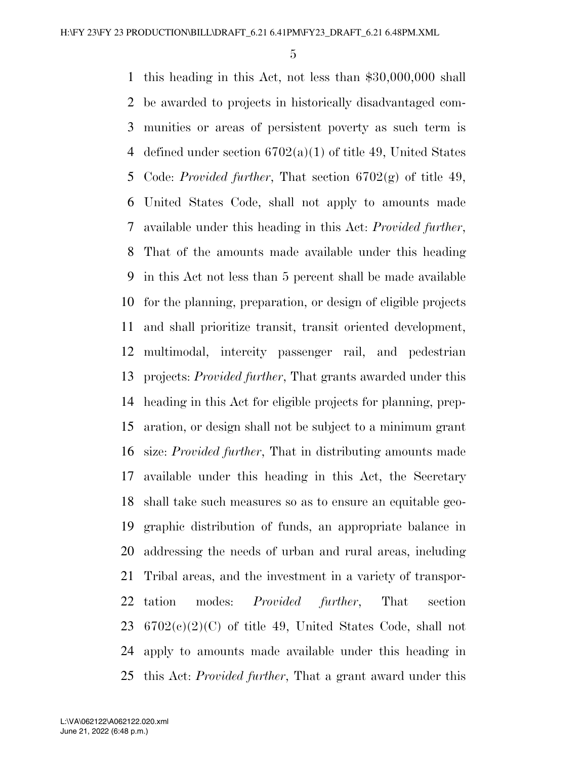this heading in this Act, not less than $30,000,000 shall be awarded to projects in historically disadvantaged communities or areas of persistent poverty as such term is defined under section 6702(a)(1) of title 49, United States Code: *Provided further*, That section 6702(g) of title 49, United States Code, shall not apply to amounts made available under this heading in this Act: *Provided further*, That of the amounts made available under this heading in this Act not less than 5 percent shall be made available for the planning, preparation, or design of eligible projects and shall prioritize transit, transit oriented development, multimodal, intercity passenger rail, and pedestrian projects: *Provided further*, That grants awarded under this heading in this Act for eligible projects for planning, preparation, or design shall not be subject to a minimum grant size: *Provided further*, That in distributing amounts made available under this heading in this Act, the Secretary shall take such measures so as to ensure an equitable geographic distribution of funds, an appropriate balance in addressing the needs of urban and rural areas, including Tribal areas, and the investment in a variety of transportation modes: *Provided further*, That section 6702(c)(2)(C) of title 49, United States Code, shall not apply to amounts made available under this heading in this Act: *Provided further*, That a grant award under this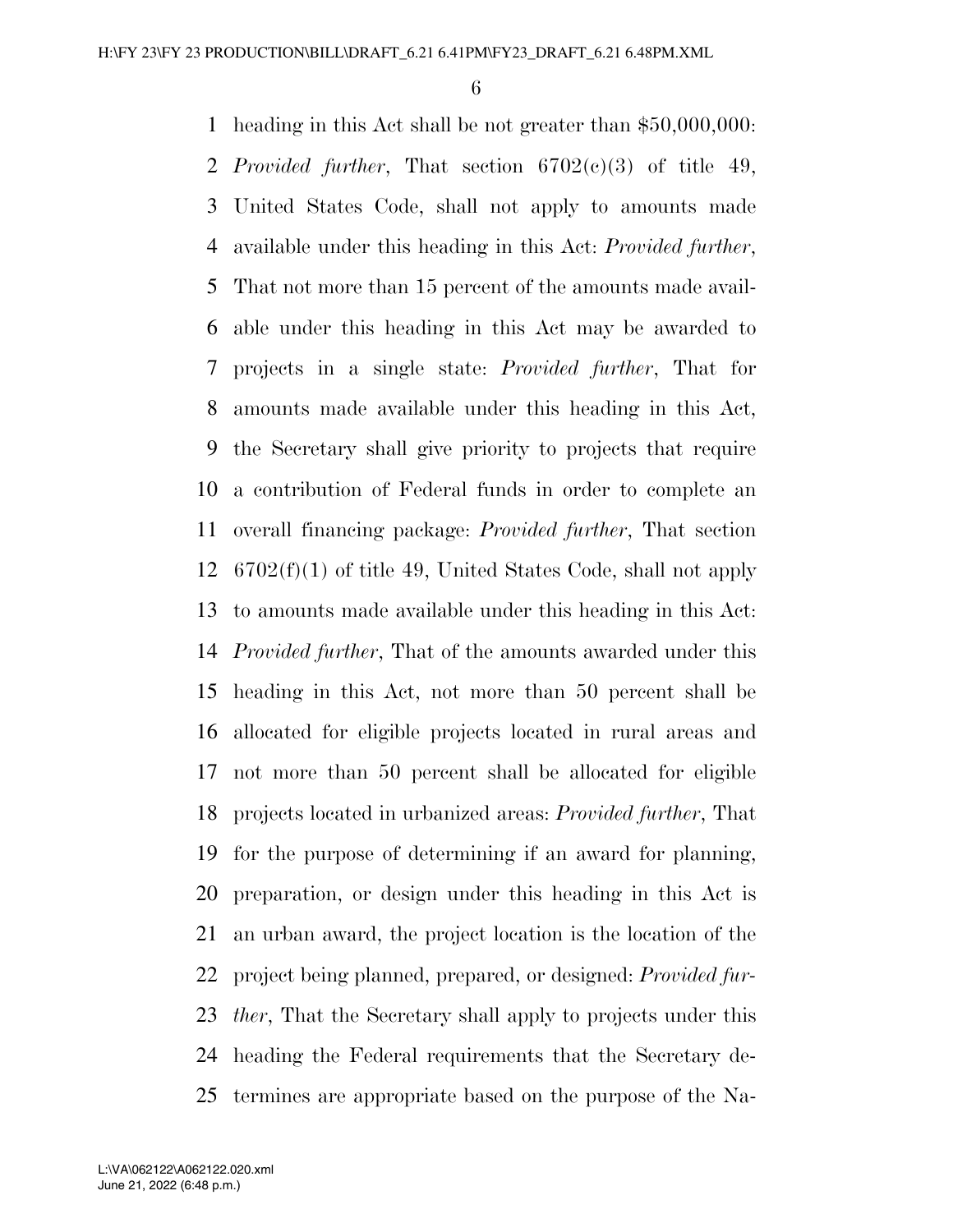heading in this Act shall be not greater than $50,000,000: *Provided further*, That section 6702(c)(3) of title 49, United States Code, shall not apply to amounts made available under this heading in this Act: *Provided further*, That not more than 15 percent of the amounts made available under this heading in this Act may be awarded to projects in a single state: *Provided further*, That for amounts made available under this heading in this Act, the Secretary shall give priority to projects that require a contribution of Federal funds in order to complete an overall financing package: *Provided further*, That section 6702(f)(1) of title 49, United States Code, shall not apply to amounts made available under this heading in this Act: *Provided further*, That of the amounts awarded under this heading in this Act, not more than 50 percent shall be allocated for eligible projects located in rural areas and not more than 50 percent shall be allocated for eligible projects located in urbanized areas: *Provided further*, That for the purpose of determining if an award for planning, preparation, or design under this heading in this Act is an urban award, the project location is the location of the project being planned, prepared, or designed: *Provided further*, That the Secretary shall apply to projects under this heading the Federal requirements that the Secretary determines are appropriate based on the purpose of the Na-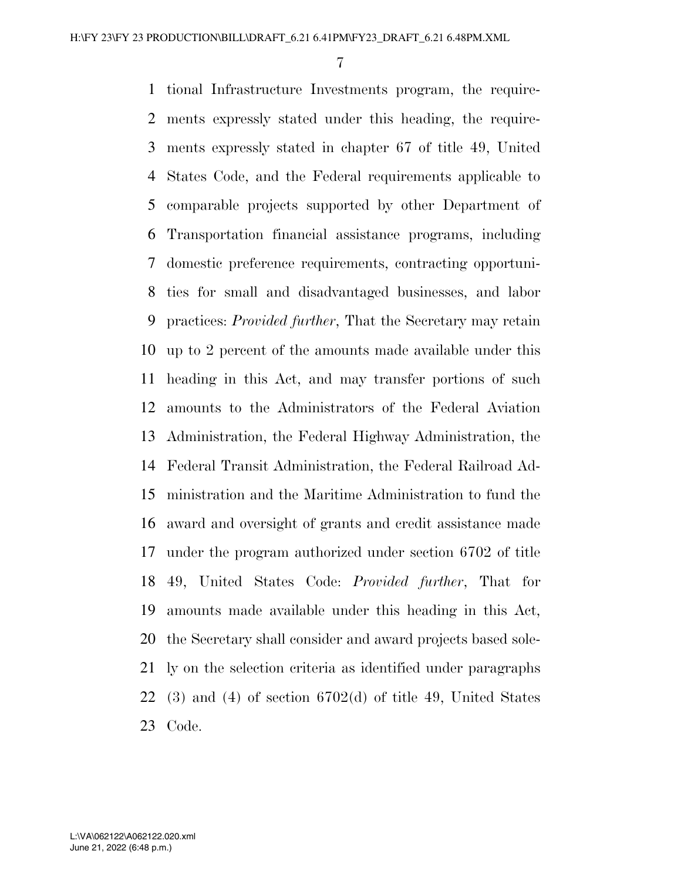tional Infrastructure Investments program, the requirements expressly stated under this heading, the requirements expressly stated in chapter 67 of title 49, United States Code, and the Federal requirements applicable to comparable projects supported by other Department of Transportation financial assistance programs, including domestic preference requirements, contracting opportunities for small and disadvantaged businesses, and labor practices: *Provided further*, That the Secretary may retain up to 2 percent of the amounts made available under this heading in this Act, and may transfer portions of such amounts to the Administrators of the Federal Aviation Administration, the Federal Highway Administration, the Federal Transit Administration, the Federal Railroad Administration and the Maritime Administration to fund the award and oversight of grants and credit assistance made under the program authorized under section 6702 of title 49, United States Code: *Provided further*, That for amounts made available under this heading in this Act, the Secretary shall consider and award projects based solely on the selection criteria as identified under paragraphs (3) and (4) of section 6702(d) of title 49, United States Code.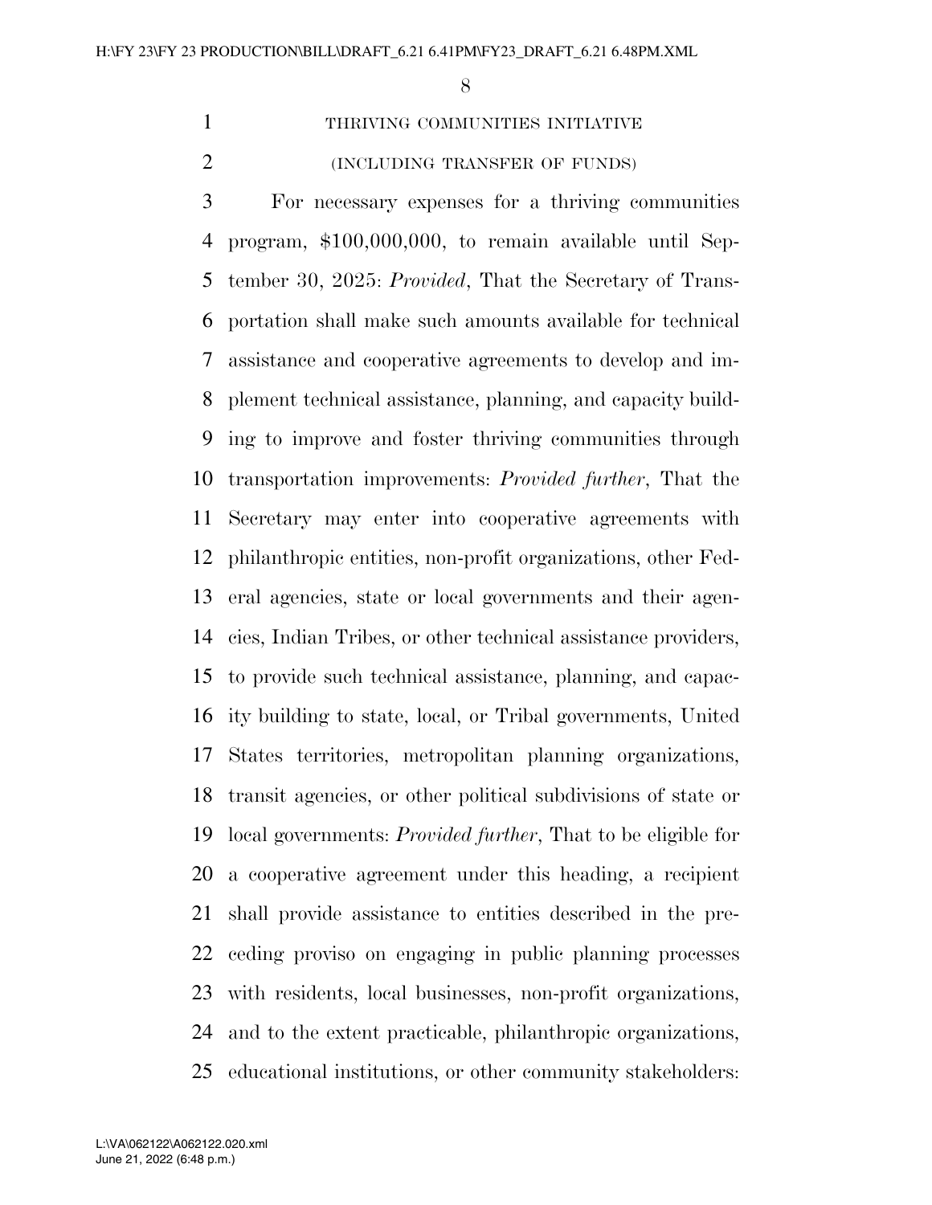THRIVING COMMUNITIES INITIATIVE

(INCLUDING TRANSFER OF FUNDS)

For necessary expenses for a thriving communities program, $100,000,000, to remain available until September 30, 2025: *Provided*, That the Secretary of Transportation shall make such amounts available for technical assistance and cooperative agreements to develop and implement technical assistance, planning, and capacity building to improve and foster thriving communities through transportation improvements: *Provided further*, That the Secretary may enter into cooperative agreements with philanthropic entities, non-profit organizations, other Federal agencies, state or local governments and their agencies, Indian Tribes, or other technical assistance providers, to provide such technical assistance, planning, and capacity building to state, local, or Tribal governments, United States territories, metropolitan planning organizations, transit agencies, or other political subdivisions of state or local governments: *Provided further*, That to be eligible for a cooperative agreement under this heading, a recipient shall provide assistance to entities described in the preceding proviso on engaging in public planning processes with residents, local businesses, non-profit organizations, and to the extent practicable, philanthropic organizations, educational institutions, or other community stakeholders: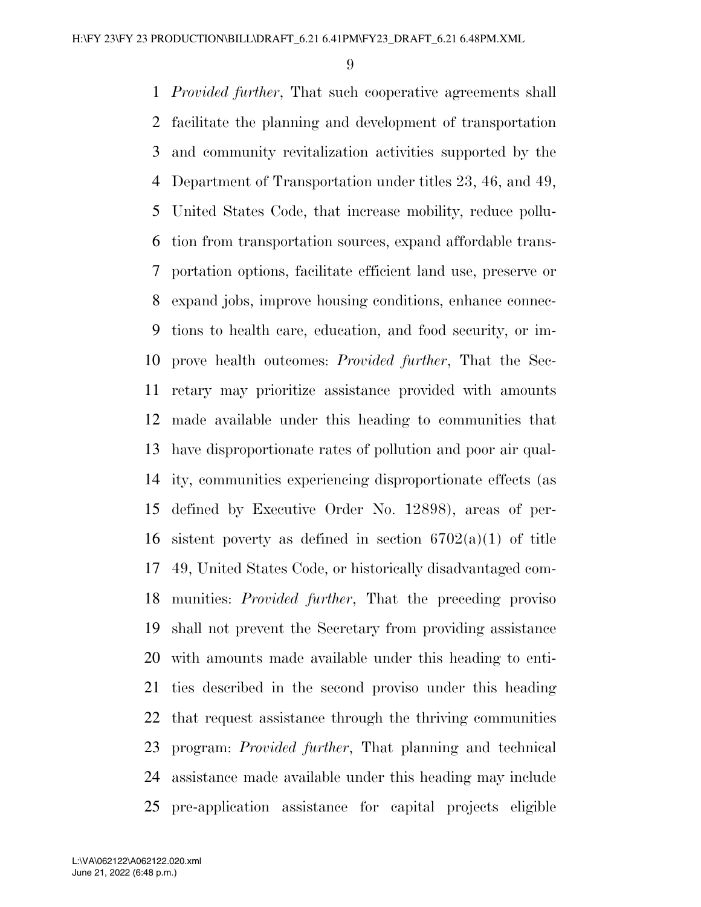*Provided further*, That such cooperative agreements shall facilitate the planning and development of transportation and community revitalization activities supported by the Department of Transportation under titles 23, 46, and 49, United States Code, that increase mobility, reduce pollution from transportation sources, expand affordable transportation options, facilitate efficient land use, preserve or expand jobs, improve housing conditions, enhance connections to health care, education, and food security, or improve health outcomes: *Provided further*, That the Secretary may prioritize assistance provided with amounts made available under this heading to communities that have disproportionate rates of pollution and poor air quality, communities experiencing disproportionate effects (as defined by Executive Order No. 12898), areas of persistent poverty as defined in section 6702(a)(1) of title 49, United States Code, or historically disadvantaged communities: *Provided further*, That the preceding proviso shall not prevent the Secretary from providing assistance with amounts made available under this heading to entities described in the second proviso under this heading that request assistance through the thriving communities program: *Provided further*, That planning and technical assistance made available under this heading may include pre-application assistance for capital projects eligible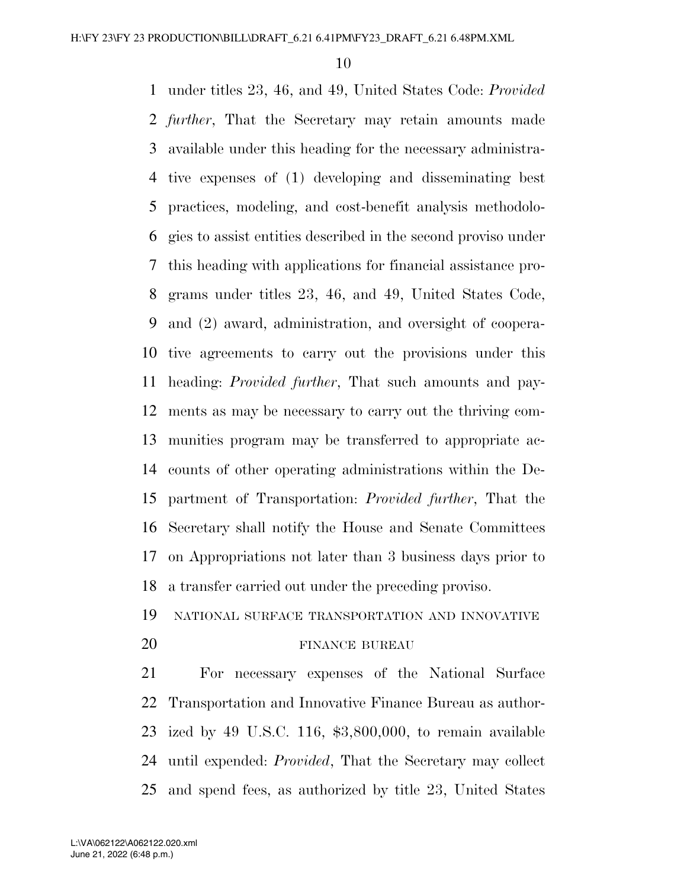under titles 23, 46, and 49, United States Code: *Provided further*, That the Secretary may retain amounts made available under this heading for the necessary administrative expenses of (1) developing and disseminating best practices, modeling, and cost-benefit analysis methodologies to assist entities described in the second proviso under this heading with applications for financial assistance programs under titles 23, 46, and 49, United States Code, and (2) award, administration, and oversight of cooperative agreements to carry out the provisions under this heading: *Provided further*, That such amounts and payments as may be necessary to carry out the thriving communities program may be transferred to appropriate accounts of other operating administrations within the Department of Transportation: *Provided further*, That the Secretary shall notify the House and Senate Committees on Appropriations not later than 3 business days prior to a transfer carried out under the preceding proviso.

NATIONAL SURFACE TRANSPORTATION AND INNOVATIVE FINANCE BUREAU

For necessary expenses of the National Surface Transportation and Innovative Finance Bureau as authorized by 49 U.S.C. 116, $3,800,000, to remain available until expended: *Provided*, That the Secretary may collect and spend fees, as authorized by title 23, United States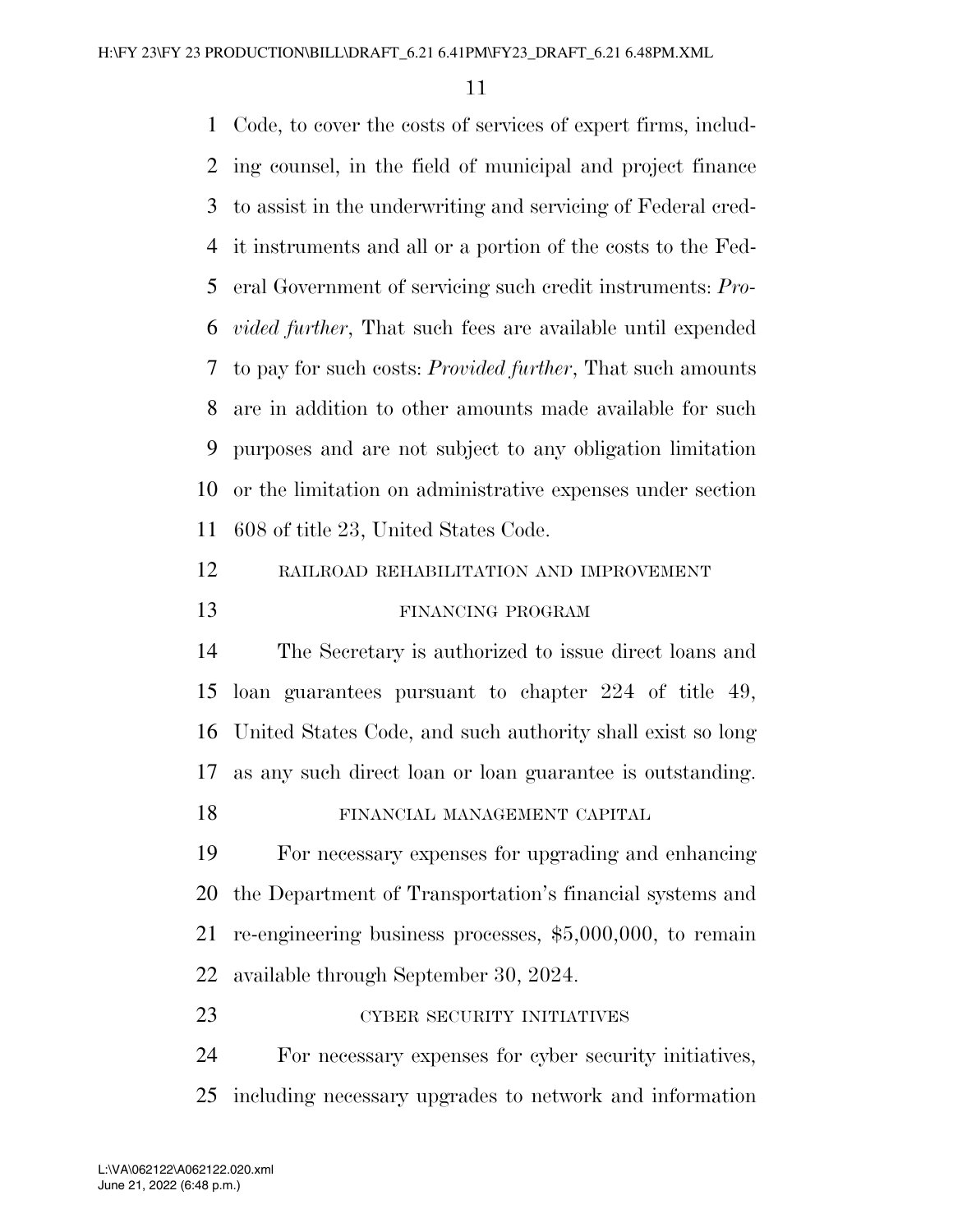Code, to cover the costs of services of expert firms, including counsel, in the field of municipal and project finance to assist in the underwriting and servicing of Federal credit instruments and all or a portion of the costs to the Federal Government of servicing such credit instruments: *Provided further*, That such fees are available until expended to pay for such costs: *Provided further*, That such amounts are in addition to other amounts made available for such purposes and are not subject to any obligation limitation or the limitation on administrative expenses under section 608 of title 23, United States Code.

RAILROAD REHABILITATION AND IMPROVEMENT FINANCING PROGRAM

The Secretary is authorized to issue direct loans and loan guarantees pursuant to chapter 224 of title 49, United States Code, and such authority shall exist so long as any such direct loan or loan guarantee is outstanding.

FINANCIAL MANAGEMENT CAPITAL

For necessary expenses for upgrading and enhancing the Department of Transportation's financial systems and re-engineering business processes, $5,000,000, to remain available through September 30, 2024.

CYBER SECURITY INITIATIVES

For necessary expenses for cyber security initiatives, including necessary upgrades to network and information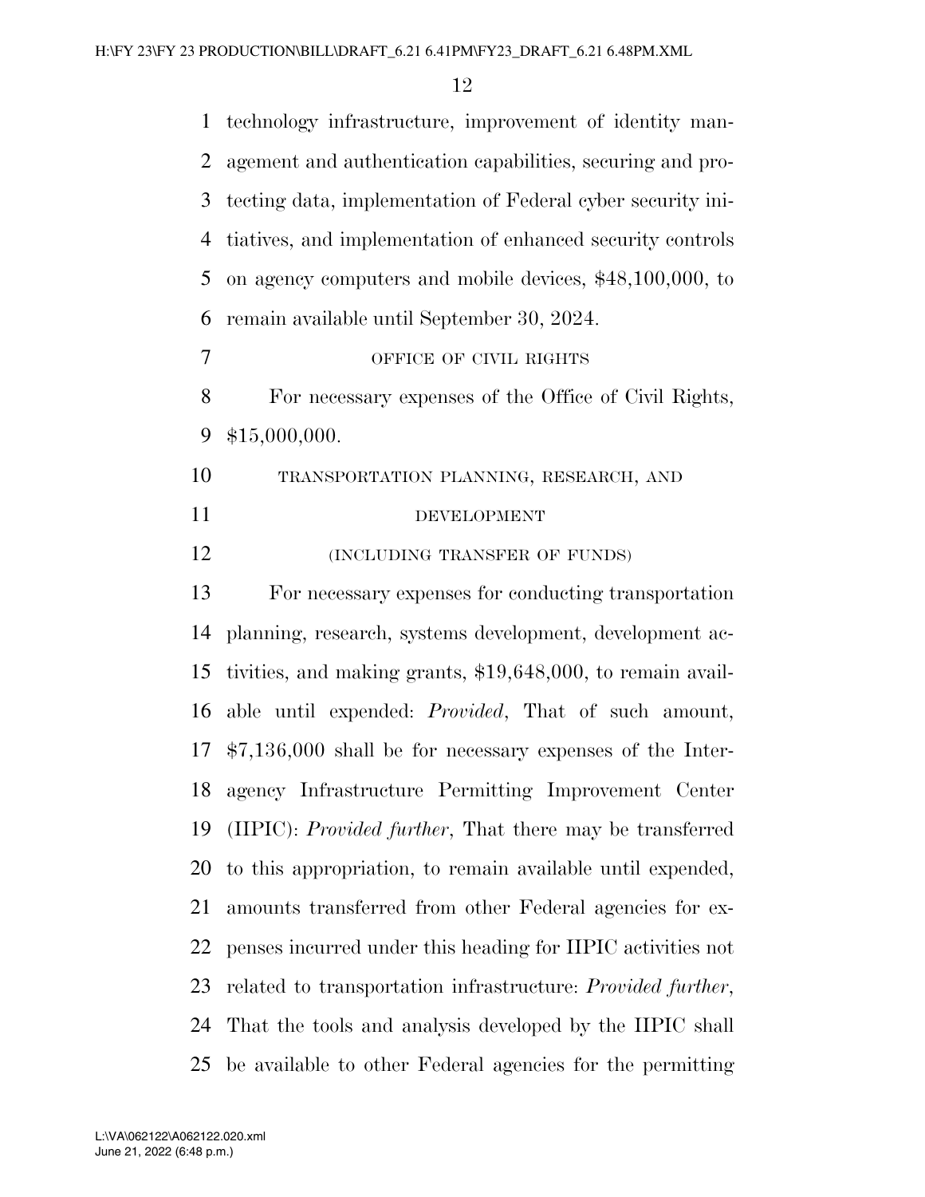technology infrastructure, improvement of identity management and authentication capabilities, securing and protecting data, implementation of Federal cyber security initiatives, and implementation of enhanced security controls on agency computers and mobile devices, $48,100,000, to remain available until September 30, 2024.

OFFICE OF CIVIL RIGHTS

For necessary expenses of the Office of Civil Rights, $15,000,000.

TRANSPORTATION PLANNING, RESEARCH, AND DEVELOPMENT

(INCLUDING TRANSFER OF FUNDS)

For necessary expenses for conducting transportation planning, research, systems development, development activities, and making grants, $19,648,000, to remain available until expended: *Provided*, That of such amount, $7,136,000 shall be for necessary expenses of the Interagency Infrastructure Permitting Improvement Center (IIPIC): *Provided further*, That there may be transferred to this appropriation, to remain available until expended, amounts transferred from other Federal agencies for expenses incurred under this heading for IIPIC activities not related to transportation infrastructure: *Provided further*, That the tools and analysis developed by the IIPIC shall be available to other Federal agencies for the permitting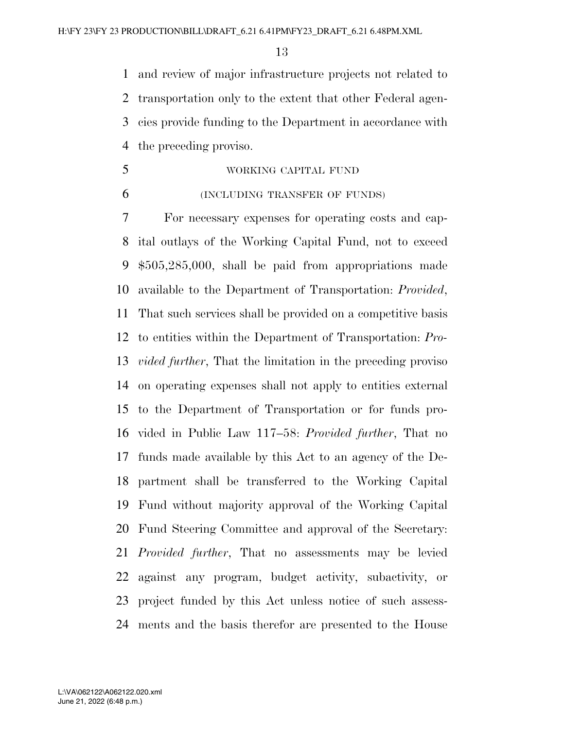and review of major infrastructure projects not related to transportation only to the extent that other Federal agencies provide funding to the Department in accordance with the preceding proviso.

WORKING CAPITAL FUND

(INCLUDING TRANSFER OF FUNDS)

For necessary expenses for operating costs and capital outlays of the Working Capital Fund, not to exceed $505,285,000, shall be paid from appropriations made available to the Department of Transportation: *Provided*, That such services shall be provided on a competitive basis to entities within the Department of Transportation: *Provided further*, That the limitation in the preceding proviso on operating expenses shall not apply to entities external to the Department of Transportation or for funds provided in Public Law 117–58: *Provided further*, That no funds made available by this Act to an agency of the Department shall be transferred to the Working Capital Fund without majority approval of the Working Capital Fund Steering Committee and approval of the Secretary: *Provided further*, That no assessments may be levied against any program, budget activity, subactivity, or project funded by this Act unless notice of such assessments and the basis therefor are presented to the House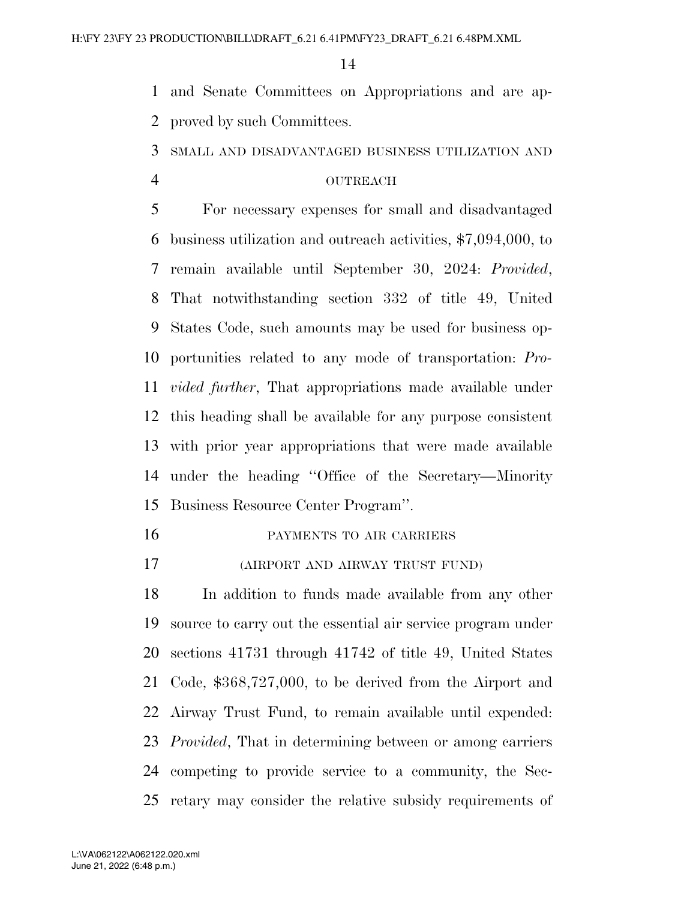and Senate Committees on Appropriations and are approved by such Committees.

SMALL AND DISADVANTAGED BUSINESS UTILIZATION AND OUTREACH

For necessary expenses for small and disadvantaged business utilization and outreach activities, $7,094,000, to remain available until September 30, 2024: *Provided*, That notwithstanding section 332 of title 49, United States Code, such amounts may be used for business opportunities related to any mode of transportation: *Provided further*, That appropriations made available under this heading shall be available for any purpose consistent with prior year appropriations that were made available under the heading ''Office of the Secretary—Minority Business Resource Center Program''.

PAYMENTS TO AIR CARRIERS

(AIRPORT AND AIRWAY TRUST FUND)

In addition to funds made available from any other source to carry out the essential air service program under sections 41731 through 41742 of title 49, United States Code, $368,727,000, to be derived from the Airport and Airway Trust Fund, to remain available until expended: *Provided*, That in determining between or among carriers competing to provide service to a community, the Secretary may consider the relative subsidy requirements of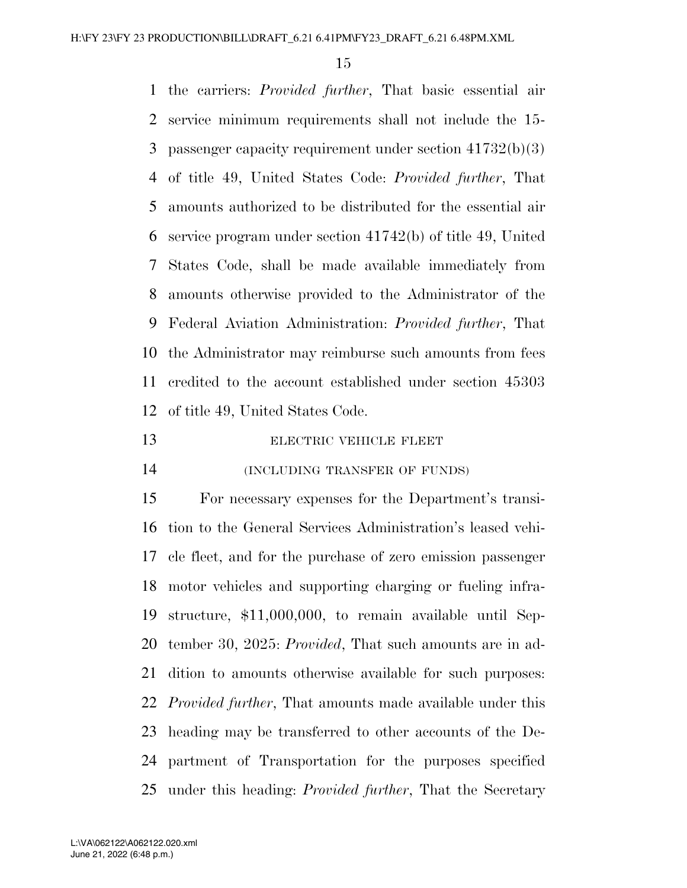the carriers: *Provided further*, That basic essential air service minimum requirements shall not include the 15-passenger capacity requirement under section 41732(b)(3) of title 49, United States Code: *Provided further*, That amounts authorized to be distributed for the essential air service program under section 41742(b) of title 49, United States Code, shall be made available immediately from amounts otherwise provided to the Administrator of the Federal Aviation Administration: *Provided further*, That the Administrator may reimburse such amounts from fees credited to the account established under section 45303 of title 49, United States Code.

ELECTRIC VEHICLE FLEET

(INCLUDING TRANSFER OF FUNDS)

For necessary expenses for the Department's transition to the General Services Administration's leased vehicle fleet, and for the purchase of zero emission passenger motor vehicles and supporting charging or fueling infrastructure, $11,000,000, to remain available until September 30, 2025: *Provided*, That such amounts are in addition to amounts otherwise available for such purposes: *Provided further*, That amounts made available under this heading may be transferred to other accounts of the Department of Transportation for the purposes specified under this heading: *Provided further*, That the Secretary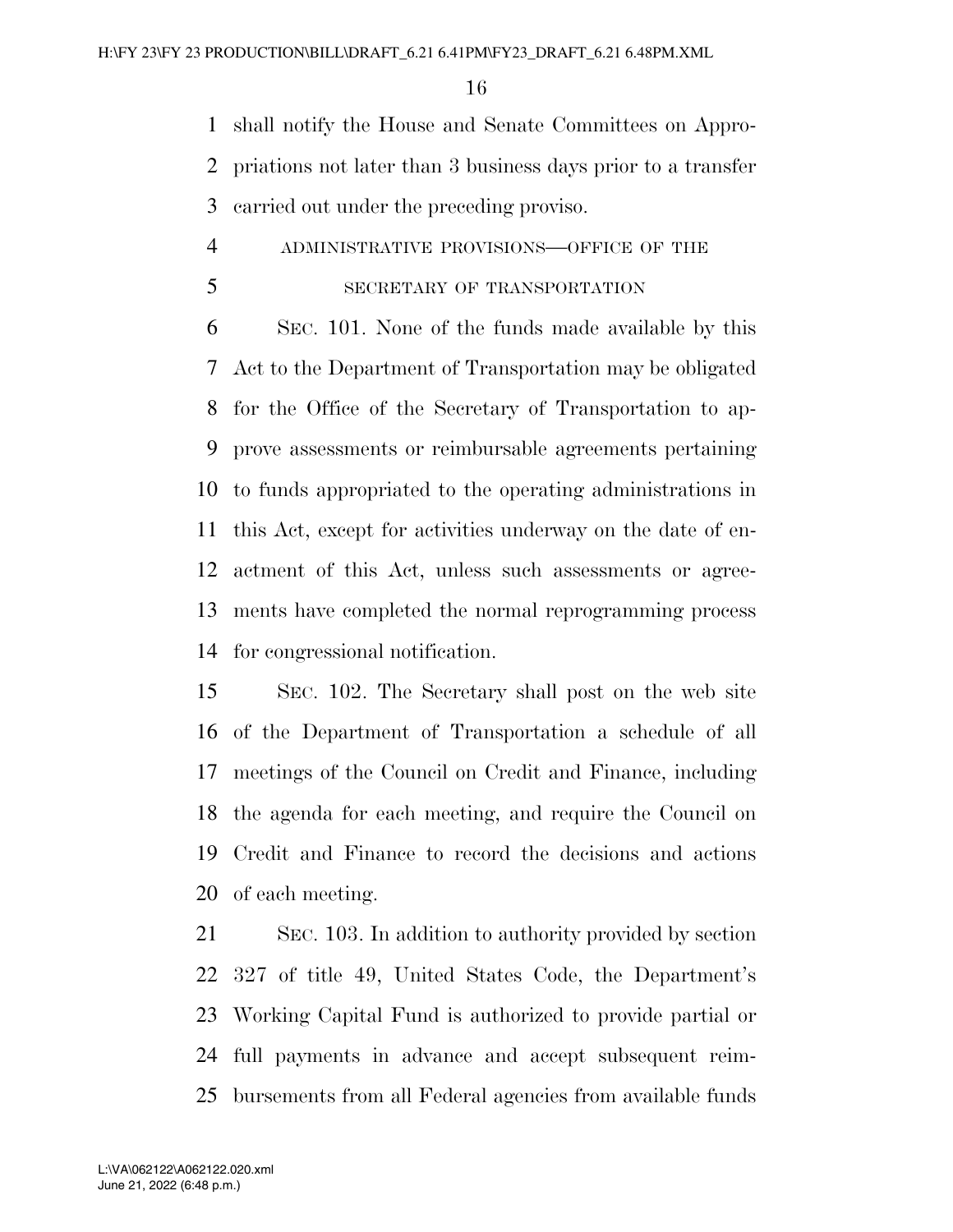shall notify the House and Senate Committees on Appropriations not later than 3 business days prior to a transfer carried out under the preceding proviso.

ADMINISTRATIVE PROVISIONS—OFFICE OF THE SECRETARY OF TRANSPORTATION

SEC. 101. None of the funds made available by this Act to the Department of Transportation may be obligated for the Office of the Secretary of Transportation to approve assessments or reimbursable agreements pertaining to funds appropriated to the operating administrations in this Act, except for activities underway on the date of enactment of this Act, unless such assessments or agreements have completed the normal reprogramming process for congressional notification.

SEC. 102. The Secretary shall post on the web site of the Department of Transportation a schedule of all meetings of the Council on Credit and Finance, including the agenda for each meeting, and require the Council on Credit and Finance to record the decisions and actions of each meeting.

SEC. 103. In addition to authority provided by section 327 of title 49, United States Code, the Department's Working Capital Fund is authorized to provide partial or full payments in advance and accept subsequent reimbursements from all Federal agencies from available funds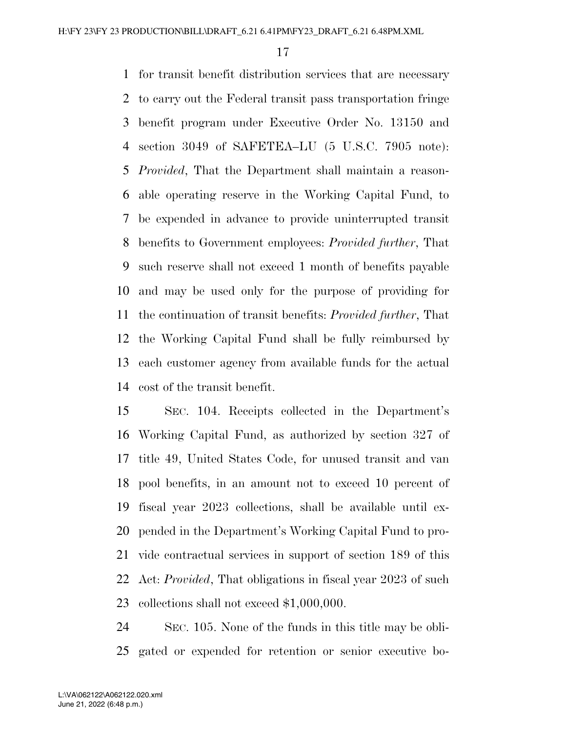for transit benefit distribution services that are necessary to carry out the Federal transit pass transportation fringe benefit program under Executive Order No. 13150 and section 3049 of SAFETEA–LU (5 U.S.C. 7905 note): *Provided*, That the Department shall maintain a reasonable operating reserve in the Working Capital Fund, to be expended in advance to provide uninterrupted transit benefits to Government employees: *Provided further*, That such reserve shall not exceed 1 month of benefits payable and may be used only for the purpose of providing for the continuation of transit benefits: *Provided further*, That the Working Capital Fund shall be fully reimbursed by each customer agency from available funds for the actual cost of the transit benefit.

SEC. 104. Receipts collected in the Department's Working Capital Fund, as authorized by section 327 of title 49, United States Code, for unused transit and van pool benefits, in an amount not to exceed 10 percent of fiscal year 2023 collections, shall be available until expended in the Department's Working Capital Fund to provide contractual services in support of section 189 of this Act: *Provided*, That obligations in fiscal year 2023 of such collections shall not exceed $1,000,000.

SEC. 105. None of the funds in this title may be obligated or expended for retention or senior executive bo-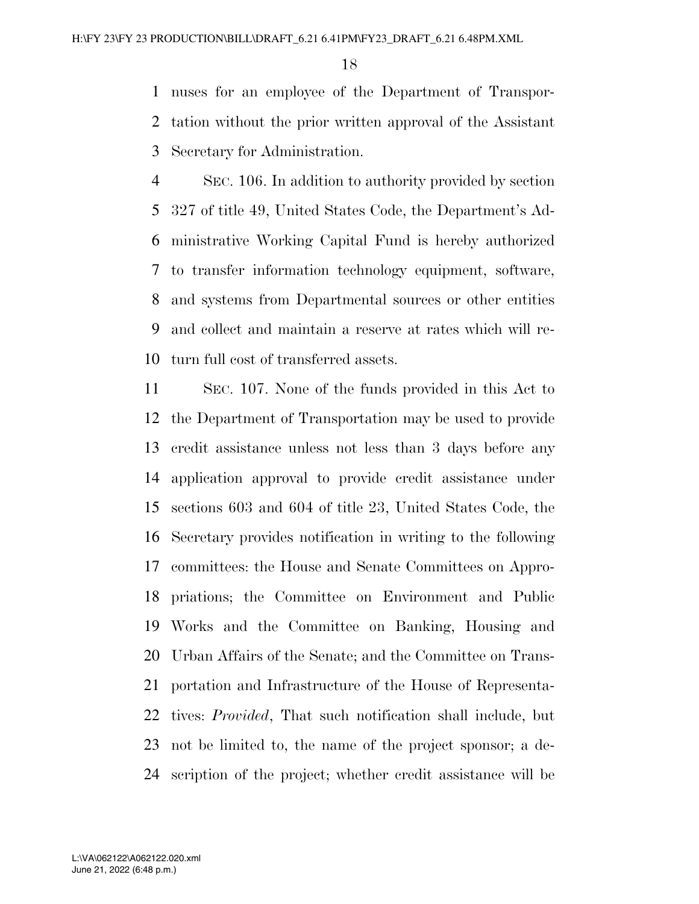nuses for an employee of the Department of Transportation without the prior written approval of the Assistant Secretary for Administration.

SEC. 106. In addition to authority provided by section 327 of title 49, United States Code, the Department's Administrative Working Capital Fund is hereby authorized to transfer information technology equipment, software, and systems from Departmental sources or other entities and collect and maintain a reserve at rates which will return full cost of transferred assets.

SEC. 107. None of the funds provided in this Act to the Department of Transportation may be used to provide credit assistance unless not less than 3 days before any application approval to provide credit assistance under sections 603 and 604 of title 23, United States Code, the Secretary provides notification in writing to the following committees: the House and Senate Committees on Appropriations; the Committee on Environment and Public Works and the Committee on Banking, Housing and Urban Affairs of the Senate; and the Committee on Transportation and Infrastructure of the House of Representatives: *Provided*, That such notification shall include, but not be limited to, the name of the project sponsor; a description of the project; whether credit assistance will be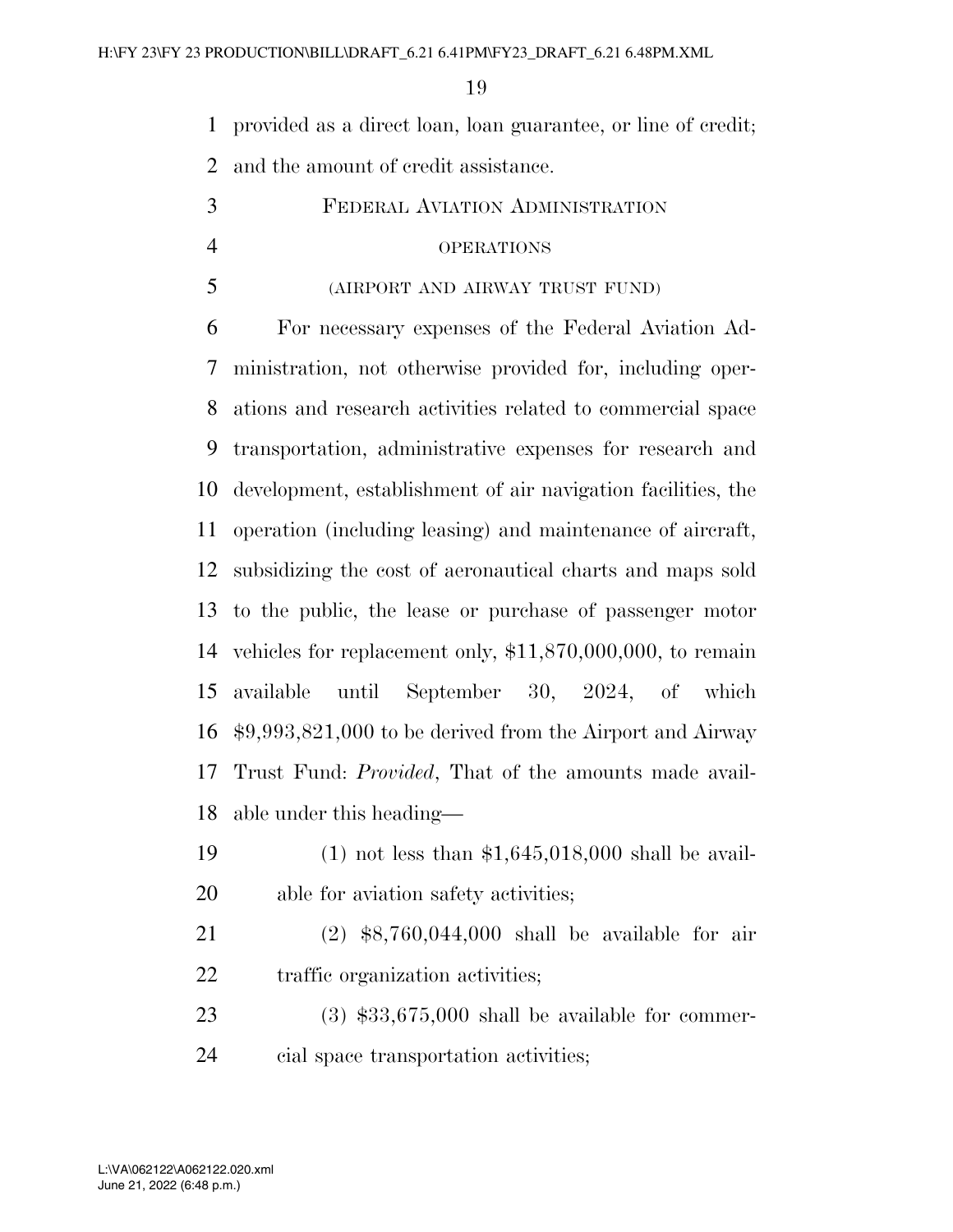provided as a direct loan, loan guarantee, or line of credit; and the amount of credit assistance.

## FEDERAL AVIATION ADMINISTRATION

### OPERATIONS

### (AIRPORT AND AIRWAY TRUST FUND)

For necessary expenses of the Federal Aviation Administration, not otherwise provided for, including operations and research activities related to commercial space transportation, administrative expenses for research and development, establishment of air navigation facilities, the operation (including leasing) and maintenance of aircraft, subsidizing the cost of aeronautical charts and maps sold to the public, the lease or purchase of passenger motor vehicles for replacement only, $11,870,000,000, to remain available until September 30, 2024, of which $9,993,821,000 to be derived from the Airport and Airway Trust Fund: *Provided*, That of the amounts made available under this heading—

(1) not less than $1,645,018,000 shall be available for aviation safety activities;

(2) $8,760,044,000 shall be available for air traffic organization activities;

(3) $33,675,000 shall be available for commercial space transportation activities;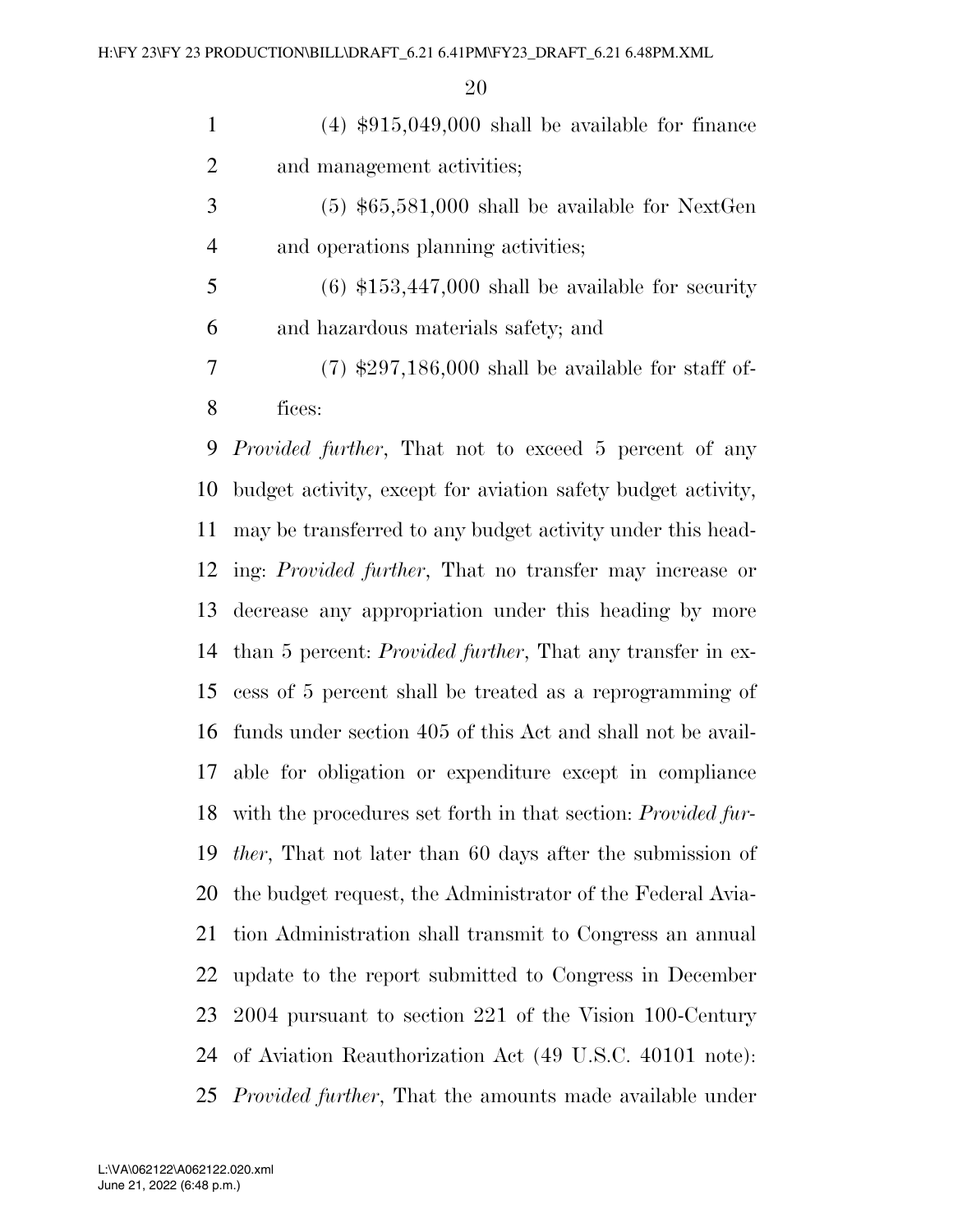(4) $915,049,000 shall be available for finance and management activities;

(5) $65,581,000 shall be available for NextGen and operations planning activities;

(6) $153,447,000 shall be available for security and hazardous materials safety; and

(7) $297,186,000 shall be available for staff offices:

*Provided further*, That not to exceed 5 percent of any budget activity, except for aviation safety budget activity, may be transferred to any budget activity under this heading: *Provided further*, That no transfer may increase or decrease any appropriation under this heading by more than 5 percent: *Provided further*, That any transfer in excess of 5 percent shall be treated as a reprogramming of funds under section 405 of this Act and shall not be available for obligation or expenditure except in compliance with the procedures set forth in that section: *Provided further*, That not later than 60 days after the submission of the budget request, the Administrator of the Federal Aviation Administration shall transmit to Congress an annual update to the report submitted to Congress in December 2004 pursuant to section 221 of the Vision 100-Century of Aviation Reauthorization Act (49 U.S.C. 40101 note): *Provided further*, That the amounts made available under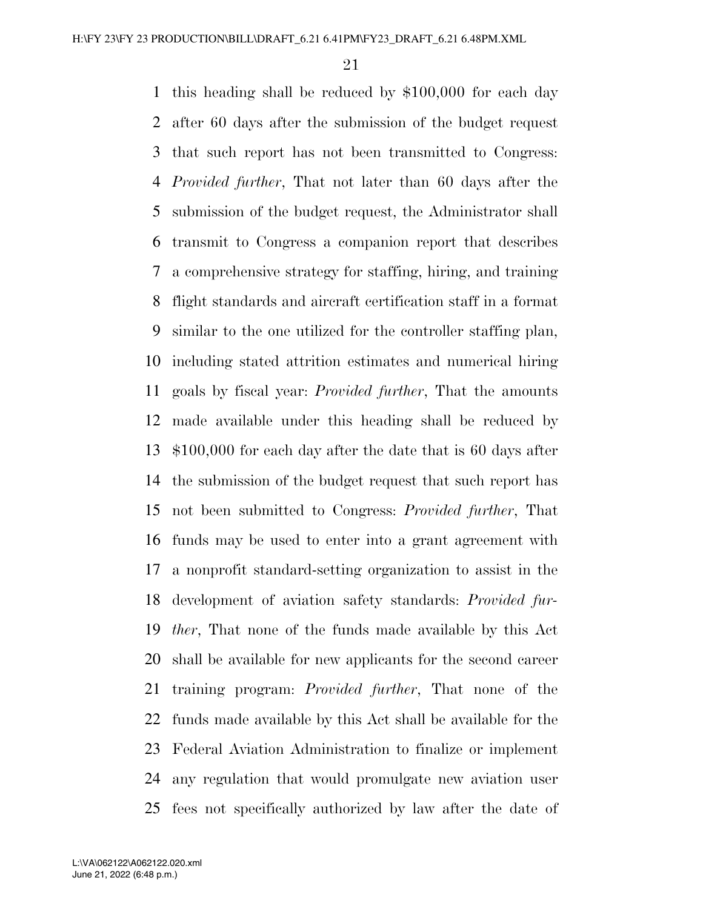this heading shall be reduced by $100,000 for each day after 60 days after the submission of the budget request that such report has not been transmitted to Congress: *Provided further*, That not later than 60 days after the submission of the budget request, the Administrator shall transmit to Congress a companion report that describes a comprehensive strategy for staffing, hiring, and training flight standards and aircraft certification staff in a format similar to the one utilized for the controller staffing plan, including stated attrition estimates and numerical hiring goals by fiscal year: *Provided further*, That the amounts made available under this heading shall be reduced by $100,000 for each day after the date that is 60 days after the submission of the budget request that such report has not been submitted to Congress: *Provided further*, That funds may be used to enter into a grant agreement with a nonprofit standard-setting organization to assist in the development of aviation safety standards: *Provided further*, That none of the funds made available by this Act shall be available for new applicants for the second career training program: *Provided further*, That none of the funds made available by this Act shall be available for the Federal Aviation Administration to finalize or implement any regulation that would promulgate new aviation user fees not specifically authorized by law after the date of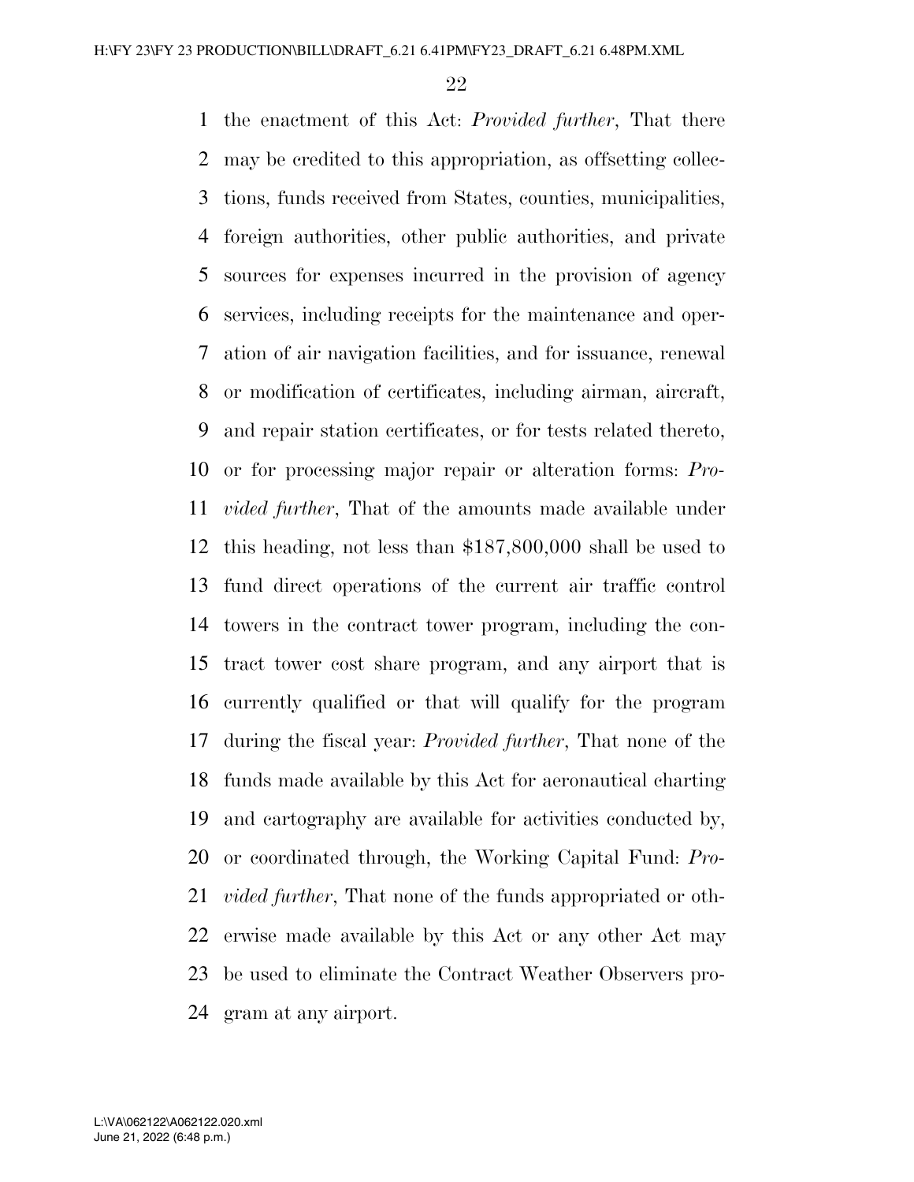the enactment of this Act: *Provided further*, That there may be credited to this appropriation, as offsetting collections, funds received from States, counties, municipalities, foreign authorities, other public authorities, and private sources for expenses incurred in the provision of agency services, including receipts for the maintenance and operation of air navigation facilities, and for issuance, renewal or modification of certificates, including airman, aircraft, and repair station certificates, or for tests related thereto, or for processing major repair or alteration forms: *Provided further*, That of the amounts made available under this heading, not less than $187,800,000 shall be used to fund direct operations of the current air traffic control towers in the contract tower program, including the contract tower cost share program, and any airport that is currently qualified or that will qualify for the program during the fiscal year: *Provided further*, That none of the funds made available by this Act for aeronautical charting and cartography are available for activities conducted by, or coordinated through, the Working Capital Fund: *Provided further*, That none of the funds appropriated or otherwise made available by this Act or any other Act may be used to eliminate the Contract Weather Observers program at any airport.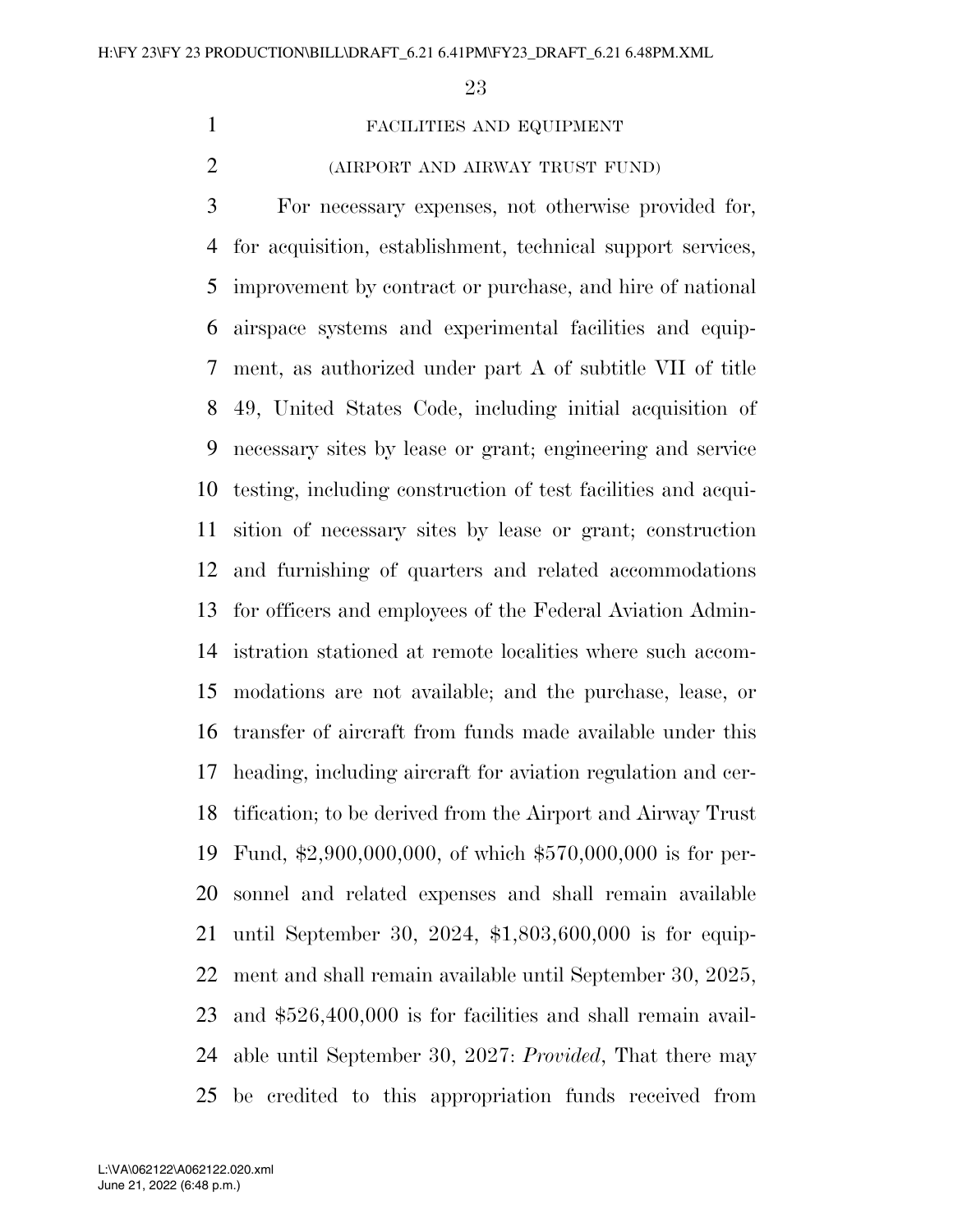FACILITIES AND EQUIPMENT

(AIRPORT AND AIRWAY TRUST FUND)

For necessary expenses, not otherwise provided for, for acquisition, establishment, technical support services, improvement by contract or purchase, and hire of national airspace systems and experimental facilities and equipment, as authorized under part A of subtitle VII of title 49, United States Code, including initial acquisition of necessary sites by lease or grant; engineering and service testing, including construction of test facilities and acquisition of necessary sites by lease or grant; construction and furnishing of quarters and related accommodations for officers and employees of the Federal Aviation Administration stationed at remote localities where such accommodations are not available; and the purchase, lease, or transfer of aircraft from funds made available under this heading, including aircraft for aviation regulation and certification; to be derived from the Airport and Airway Trust Fund, $2,900,000,000, of which $570,000,000 is for personnel and related expenses and shall remain available until September 30, 2024, $1,803,600,000 is for equipment and shall remain available until September 30, 2025, and $526,400,000 is for facilities and shall remain available until September 30, 2027: *Provided*, That there may be credited to this appropriation funds received from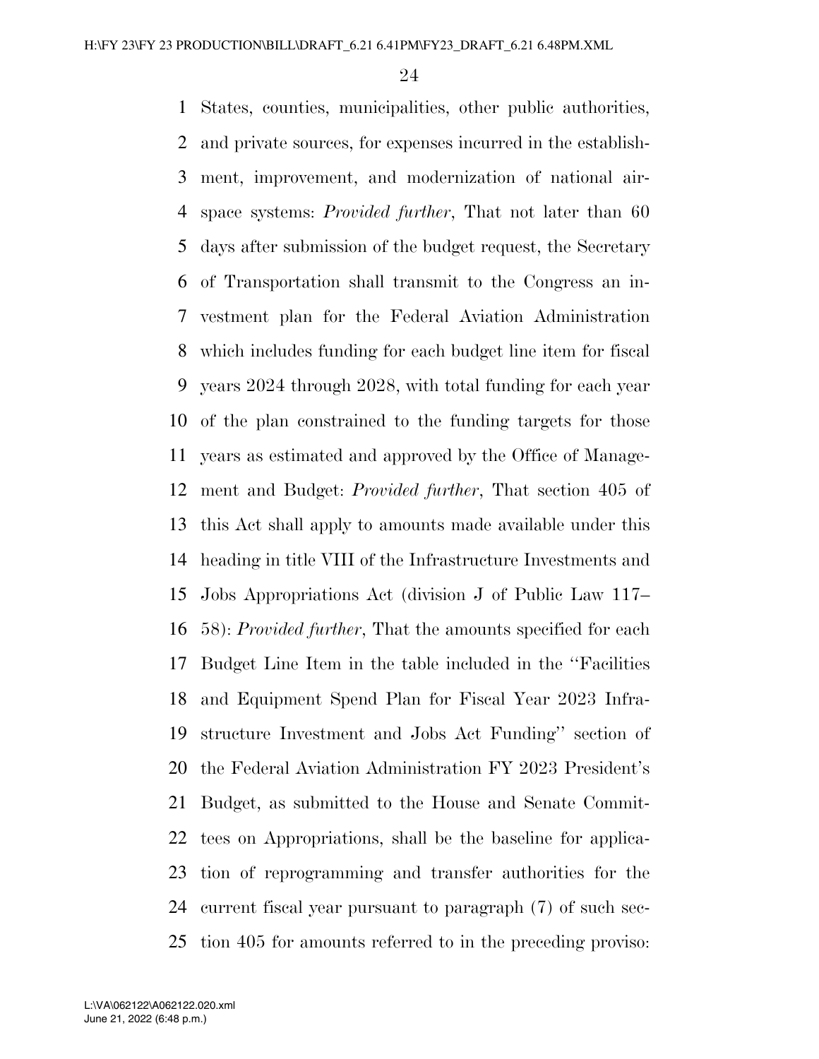States, counties, municipalities, other public authorities, and private sources, for expenses incurred in the establishment, improvement, and modernization of national airspace systems: *Provided further*, That not later than 60 days after submission of the budget request, the Secretary of Transportation shall transmit to the Congress an investment plan for the Federal Aviation Administration which includes funding for each budget line item for fiscal years 2024 through 2028, with total funding for each year of the plan constrained to the funding targets for those years as estimated and approved by the Office of Management and Budget: *Provided further*, That section 405 of this Act shall apply to amounts made available under this heading in title VIII of the Infrastructure Investments and Jobs Appropriations Act (division J of Public Law 117–58): *Provided further*, That the amounts specified for each Budget Line Item in the table included in the ''Facilities and Equipment Spend Plan for Fiscal Year 2023 Infrastructure Investment and Jobs Act Funding'' section of the Federal Aviation Administration FY 2023 President's Budget, as submitted to the House and Senate Committees on Appropriations, shall be the baseline for application of reprogramming and transfer authorities for the current fiscal year pursuant to paragraph (7) of such section 405 for amounts referred to in the preceding proviso: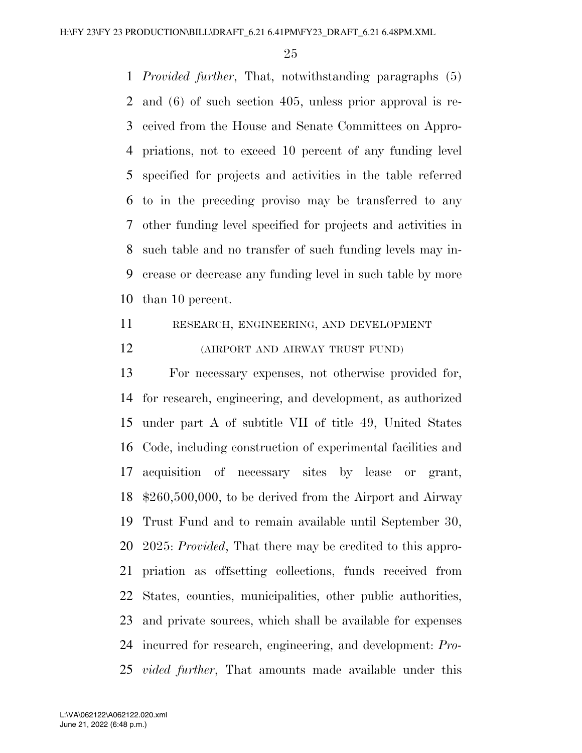*Provided further*, That, notwithstanding paragraphs (5) and (6) of such section 405, unless prior approval is received from the House and Senate Committees on Appropriations, not to exceed 10 percent of any funding level specified for projects and activities in the table referred to in the preceding proviso may be transferred to any other funding level specified for projects and activities in such table and no transfer of such funding levels may increase or decrease any funding level in such table by more than 10 percent.

RESEARCH, ENGINEERING, AND DEVELOPMENT

(AIRPORT AND AIRWAY TRUST FUND)

For necessary expenses, not otherwise provided for, for research, engineering, and development, as authorized under part A of subtitle VII of title 49, United States Code, including construction of experimental facilities and acquisition of necessary sites by lease or grant, $260,500,000, to be derived from the Airport and Airway Trust Fund and to remain available until September 30, 2025: *Provided*, That there may be credited to this appropriation as offsetting collections, funds received from States, counties, municipalities, other public authorities, and private sources, which shall be available for expenses incurred for research, engineering, and development: *Provided further*, That amounts made available under this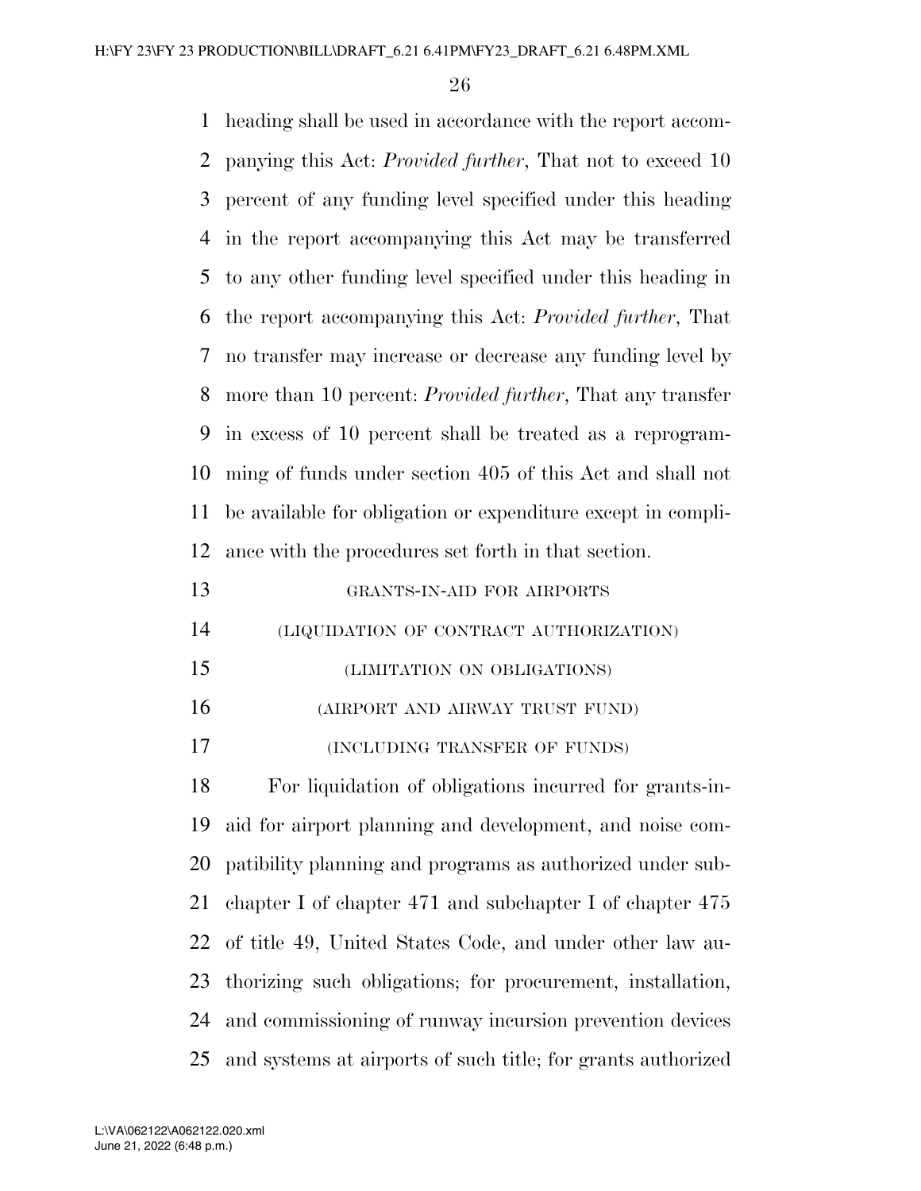heading shall be used in accordance with the report accompanying this Act: *Provided further*, That not to exceed 10 percent of any funding level specified under this heading in the report accompanying this Act may be transferred to any other funding level specified under this heading in the report accompanying this Act: *Provided further*, That no transfer may increase or decrease any funding level by more than 10 percent: *Provided further*, That any transfer in excess of 10 percent shall be treated as a reprogramming of funds under section 405 of this Act and shall not be available for obligation or expenditure except in compliance with the procedures set forth in that section.

GRANTS-IN-AID FOR AIRPORTS

(LIQUIDATION OF CONTRACT AUTHORIZATION)

(LIMITATION ON OBLIGATIONS)

(AIRPORT AND AIRWAY TRUST FUND)

(INCLUDING TRANSFER OF FUNDS)

For liquidation of obligations incurred for grants-in-aid for airport planning and development, and noise compatibility planning and programs as authorized under subchapter I of chapter 471 and subchapter I of chapter 475 of title 49, United States Code, and under other law authorizing such obligations; for procurement, installation, and commissioning of runway incursion prevention devices and systems at airports of such title; for grants authorized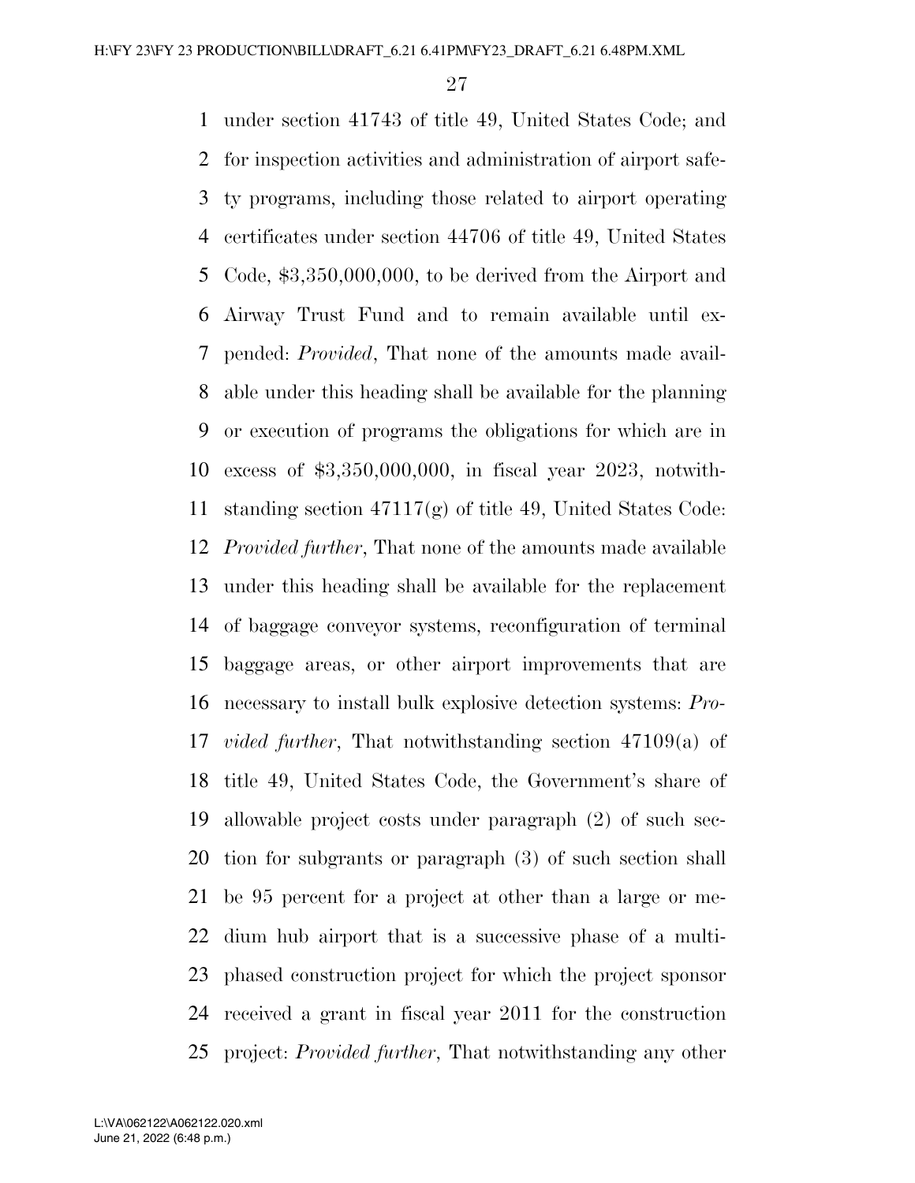under section 41743 of title 49, United States Code; and for inspection activities and administration of airport safety programs, including those related to airport operating certificates under section 44706 of title 49, United States Code, $3,350,000,000, to be derived from the Airport and Airway Trust Fund and to remain available until expended: *Provided*, That none of the amounts made available under this heading shall be available for the planning or execution of programs the obligations for which are in excess of $3,350,000,000, in fiscal year 2023, notwithstanding section 47117(g) of title 49, United States Code: *Provided further*, That none of the amounts made available under this heading shall be available for the replacement of baggage conveyor systems, reconfiguration of terminal baggage areas, or other airport improvements that are necessary to install bulk explosive detection systems: *Provided further*, That notwithstanding section 47109(a) of title 49, United States Code, the Government's share of allowable project costs under paragraph (2) of such section for subgrants or paragraph (3) of such section shall be 95 percent for a project at other than a large or medium hub airport that is a successive phase of a multiphased construction project for which the project sponsor received a grant in fiscal year 2011 for the construction project: *Provided further*, That notwithstanding any other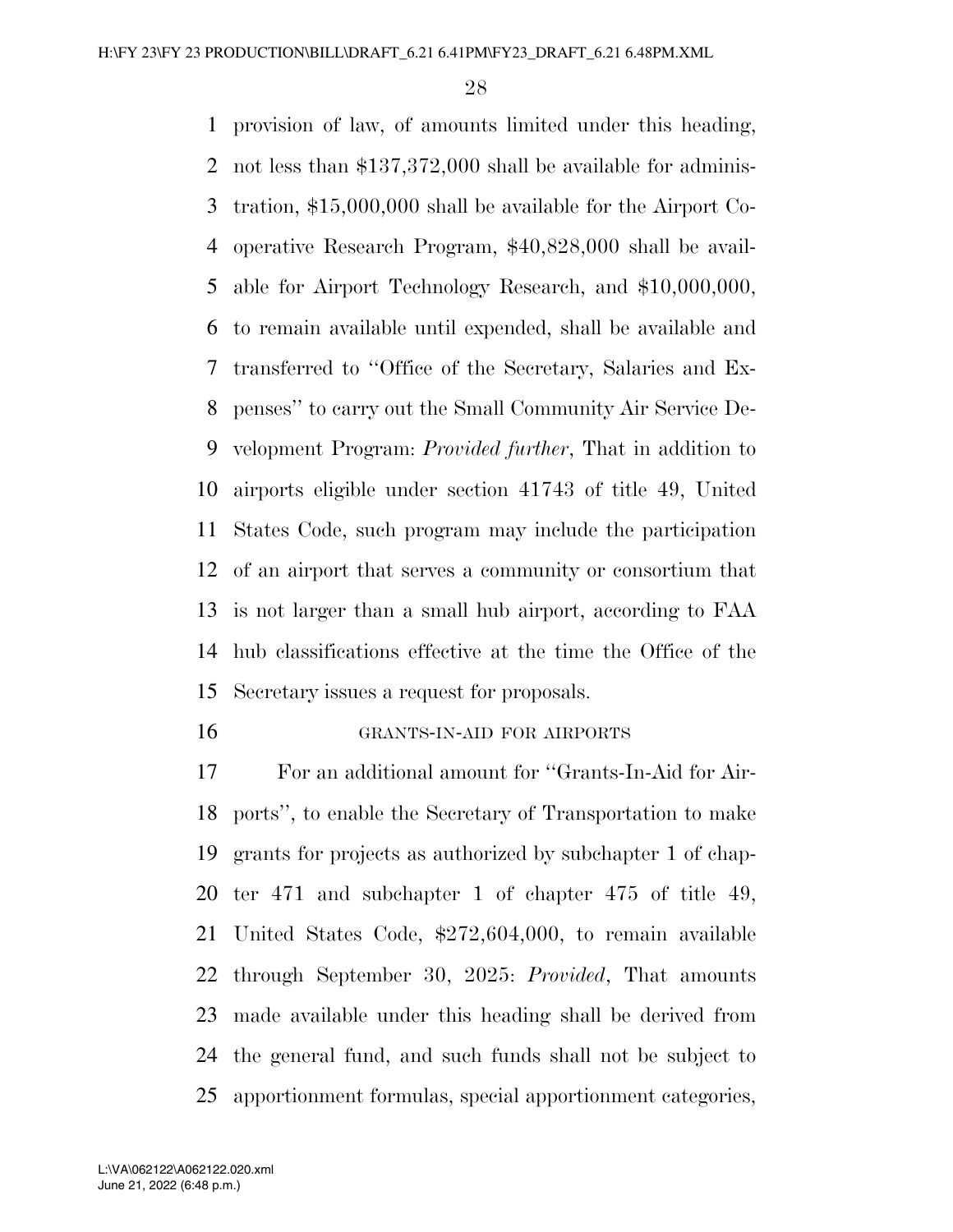provision of law, of amounts limited under this heading, not less than $137,372,000 shall be available for administration, $15,000,000 shall be available for the Airport Cooperative Research Program, $40,828,000 shall be available for Airport Technology Research, and $10,000,000, to remain available until expended, shall be available and transferred to ''Office of the Secretary, Salaries and Expenses'' to carry out the Small Community Air Service Development Program: *Provided further*, That in addition to airports eligible under section 41743 of title 49, United States Code, such program may include the participation of an airport that serves a community or consortium that is not larger than a small hub airport, according to FAA hub classifications effective at the time the Office of the Secretary issues a request for proposals.

GRANTS-IN-AID FOR AIRPORTS

For an additional amount for ''Grants-In-Aid for Airports'', to enable the Secretary of Transportation to make grants for projects as authorized by subchapter 1 of chapter 471 and subchapter 1 of chapter 475 of title 49, United States Code, $272,604,000, to remain available through September 30, 2025: *Provided*, That amounts made available under this heading shall be derived from the general fund, and such funds shall not be subject to apportionment formulas, special apportionment categories,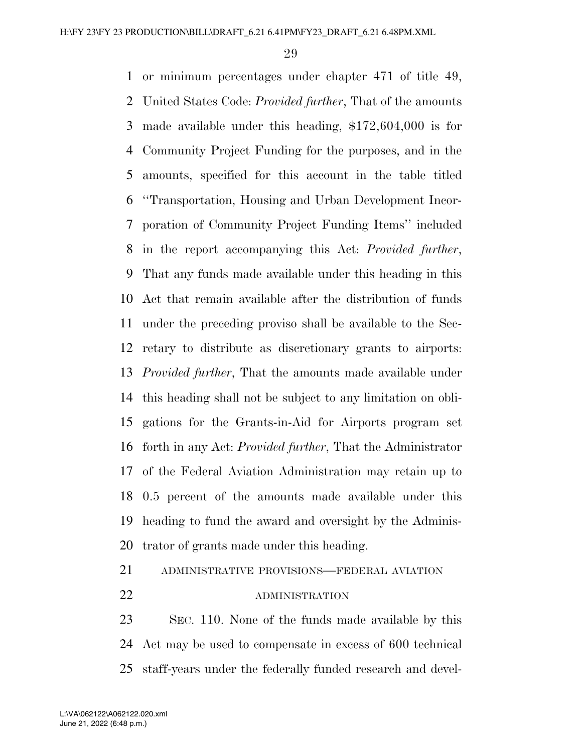or minimum percentages under chapter 471 of title 49, United States Code: *Provided further*, That of the amounts made available under this heading, $172,604,000 is for Community Project Funding for the purposes, and in the amounts, specified for this account in the table titled "Transportation, Housing and Urban Development Incorporation of Community Project Funding Items" included in the report accompanying this Act: *Provided further*, That any funds made available under this heading in this Act that remain available after the distribution of funds under the preceding proviso shall be available to the Secretary to distribute as discretionary grants to airports: *Provided further*, That the amounts made available under this heading shall not be subject to any limitation on obligations for the Grants-in-Aid for Airports program set forth in any Act: *Provided further*, That the Administrator of the Federal Aviation Administration may retain up to 0.5 percent of the amounts made available under this heading to fund the award and oversight by the Administrator of grants made under this heading.

ADMINISTRATIVE PROVISIONS—FEDERAL AVIATION ADMINISTRATION

SEC. 110. None of the funds made available by this Act may be used to compensate in excess of 600 technical staff-years under the federally funded research and devel-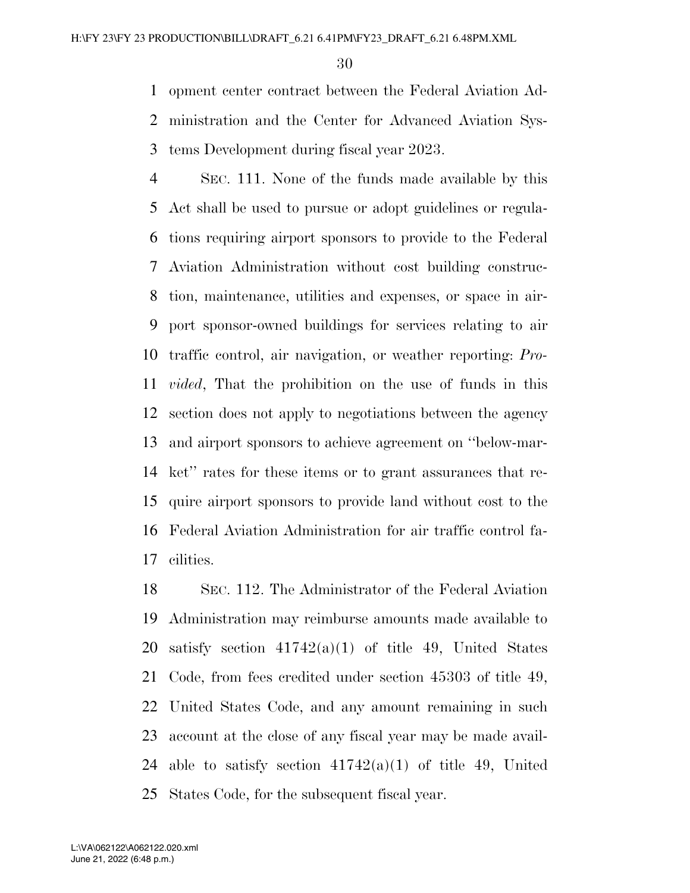opment center contract between the Federal Aviation Administration and the Center for Advanced Aviation Systems Development during fiscal year 2023.

SEC. 111. None of the funds made available by this Act shall be used to pursue or adopt guidelines or regulations requiring airport sponsors to provide to the Federal Aviation Administration without cost building construction, maintenance, utilities and expenses, or space in airport sponsor-owned buildings for services relating to air traffic control, air navigation, or weather reporting: *Provided*, That the prohibition on the use of funds in this section does not apply to negotiations between the agency and airport sponsors to achieve agreement on ''below-market'' rates for these items or to grant assurances that require airport sponsors to provide land without cost to the Federal Aviation Administration for air traffic control facilities.

SEC. 112. The Administrator of the Federal Aviation Administration may reimburse amounts made available to satisfy section 41742(a)(1) of title 49, United States Code, from fees credited under section 45303 of title 49, United States Code, and any amount remaining in such account at the close of any fiscal year may be made available to satisfy section 41742(a)(1) of title 49, United States Code, for the subsequent fiscal year.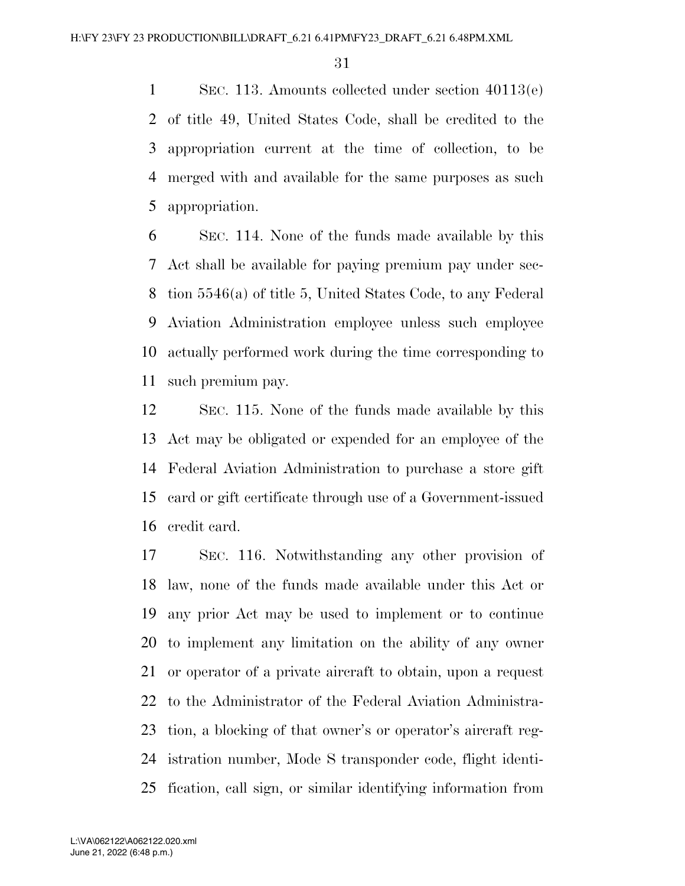SEC. 113. Amounts collected under section 40113(e) of title 49, United States Code, shall be credited to the appropriation current at the time of collection, to be merged with and available for the same purposes as such appropriation.

SEC. 114. None of the funds made available by this Act shall be available for paying premium pay under section 5546(a) of title 5, United States Code, to any Federal Aviation Administration employee unless such employee actually performed work during the time corresponding to such premium pay.

SEC. 115. None of the funds made available by this Act may be obligated or expended for an employee of the Federal Aviation Administration to purchase a store gift card or gift certificate through use of a Government-issued credit card.

SEC. 116. Notwithstanding any other provision of law, none of the funds made available under this Act or any prior Act may be used to implement or to continue to implement any limitation on the ability of any owner or operator of a private aircraft to obtain, upon a request to the Administrator of the Federal Aviation Administration, a blocking of that owner's or operator's aircraft registration number, Mode S transponder code, flight identification, call sign, or similar identifying information from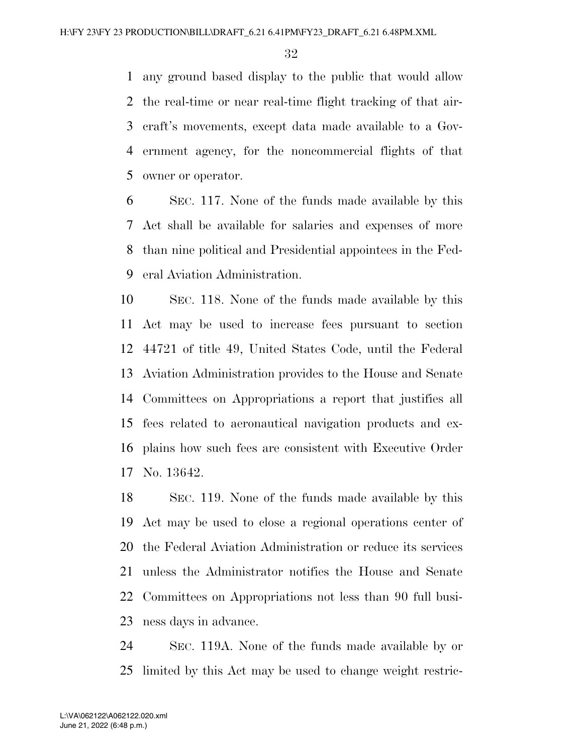any ground based display to the public that would allow the real-time or near real-time flight tracking of that aircraft's movements, except data made available to a Government agency, for the noncommercial flights of that owner or operator.

SEC. 117. None of the funds made available by this Act shall be available for salaries and expenses of more than nine political and Presidential appointees in the Federal Aviation Administration.

SEC. 118. None of the funds made available by this Act may be used to increase fees pursuant to section 44721 of title 49, United States Code, until the Federal Aviation Administration provides to the House and Senate Committees on Appropriations a report that justifies all fees related to aeronautical navigation products and explains how such fees are consistent with Executive Order No. 13642.

SEC. 119. None of the funds made available by this Act may be used to close a regional operations center of the Federal Aviation Administration or reduce its services unless the Administrator notifies the House and Senate Committees on Appropriations not less than 90 full business days in advance.

SEC. 119A. None of the funds made available by or limited by this Act may be used to change weight restric-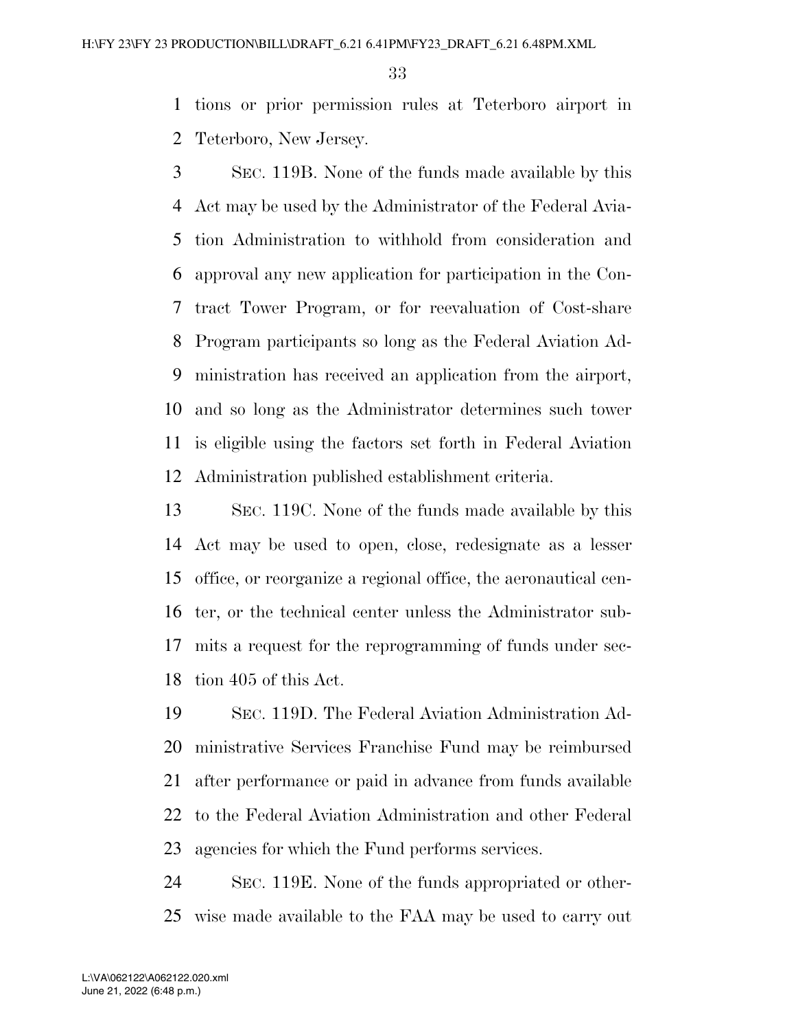tions or prior permission rules at Teterboro airport in Teterboro, New Jersey.

SEC. 119B. None of the funds made available by this Act may be used by the Administrator of the Federal Aviation Administration to withhold from consideration and approval any new application for participation in the Contract Tower Program, or for reevaluation of Cost-share Program participants so long as the Federal Aviation Administration has received an application from the airport, and so long as the Administrator determines such tower is eligible using the factors set forth in Federal Aviation Administration published establishment criteria.

SEC. 119C. None of the funds made available by this Act may be used to open, close, redesignate as a lesser office, or reorganize a regional office, the aeronautical center, or the technical center unless the Administrator submits a request for the reprogramming of funds under section 405 of this Act.

SEC. 119D. The Federal Aviation Administration Administrative Services Franchise Fund may be reimbursed after performance or paid in advance from funds available to the Federal Aviation Administration and other Federal agencies for which the Fund performs services.

SEC. 119E. None of the funds appropriated or otherwise made available to the FAA may be used to carry out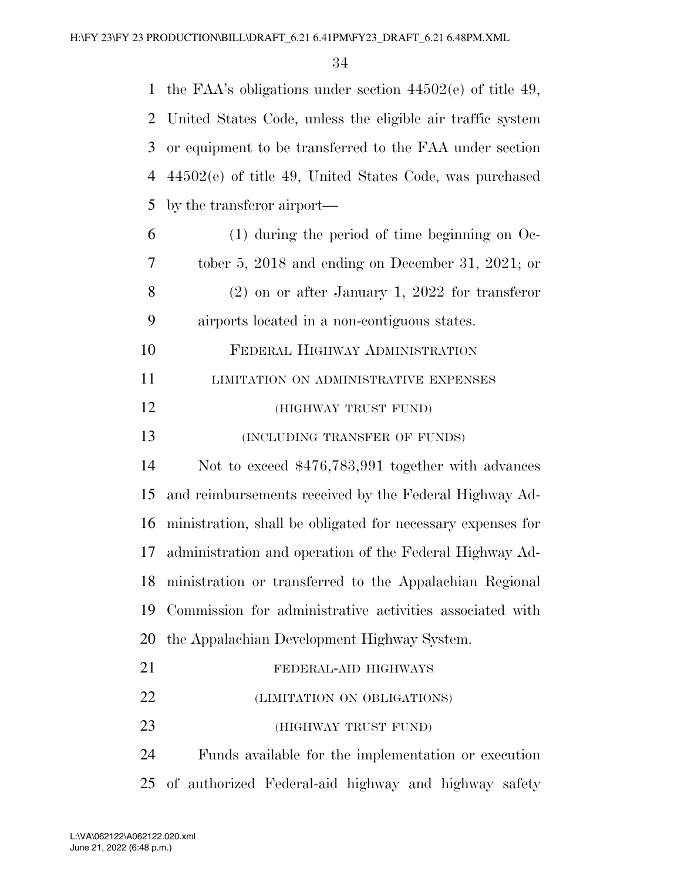the FAA's obligations under section 44502(e) of title 49, United States Code, unless the eligible air traffic system or equipment to be transferred to the FAA under section 44502(e) of title 49, United States Code, was purchased by the transferor airport—

(1) during the period of time beginning on October 5, 2018 and ending on December 31, 2021; or

(2) on or after January 1, 2022 for transferor airports located in a non-contiguous states.

FEDERAL HIGHWAY ADMINISTRATION

LIMITATION ON ADMINISTRATIVE EXPENSES

(HIGHWAY TRUST FUND)

(INCLUDING TRANSFER OF FUNDS)

Not to exceed $476,783,991 together with advances and reimbursements received by the Federal Highway Administration, shall be obligated for necessary expenses for administration and operation of the Federal Highway Administration or transferred to the Appalachian Regional Commission for administrative activities associated with the Appalachian Development Highway System.

FEDERAL-AID HIGHWAYS

(LIMITATION ON OBLIGATIONS)

(HIGHWAY TRUST FUND)

Funds available for the implementation or execution of authorized Federal-aid highway and highway safety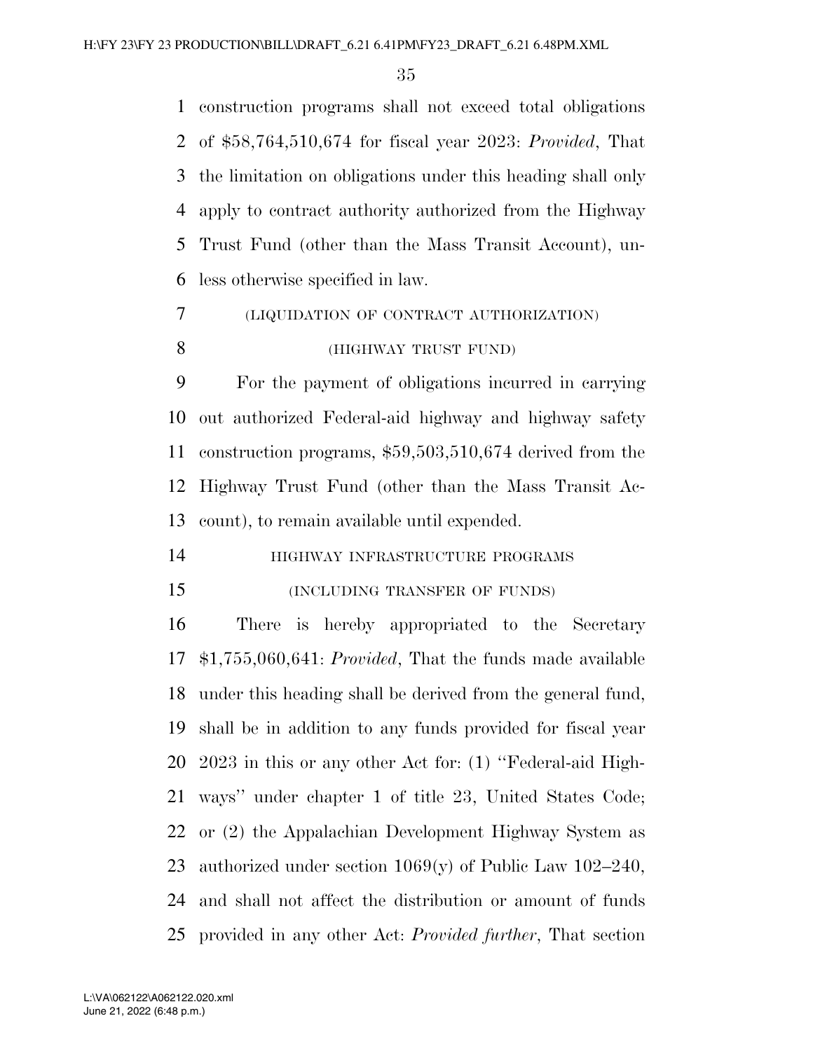construction programs shall not exceed total obligations of $58,764,510,674 for fiscal year 2023: *Provided*, That the limitation on obligations under this heading shall only apply to contract authority authorized from the Highway Trust Fund (other than the Mass Transit Account), unless otherwise specified in law.

(LIQUIDATION OF CONTRACT AUTHORIZATION)

(HIGHWAY TRUST FUND)

For the payment of obligations incurred in carrying out authorized Federal-aid highway and highway safety construction programs, $59,503,510,674 derived from the Highway Trust Fund (other than the Mass Transit Account), to remain available until expended.

HIGHWAY INFRASTRUCTURE PROGRAMS

(INCLUDING TRANSFER OF FUNDS)

There is hereby appropriated to the Secretary $1,755,060,641: *Provided*, That the funds made available under this heading shall be derived from the general fund, shall be in addition to any funds provided for fiscal year 2023 in this or any other Act for: (1) ''Federal-aid Highways'' under chapter 1 of title 23, United States Code; or (2) the Appalachian Development Highway System as authorized under section 1069(y) of Public Law 102–240, and shall not affect the distribution or amount of funds provided in any other Act: *Provided further*, That section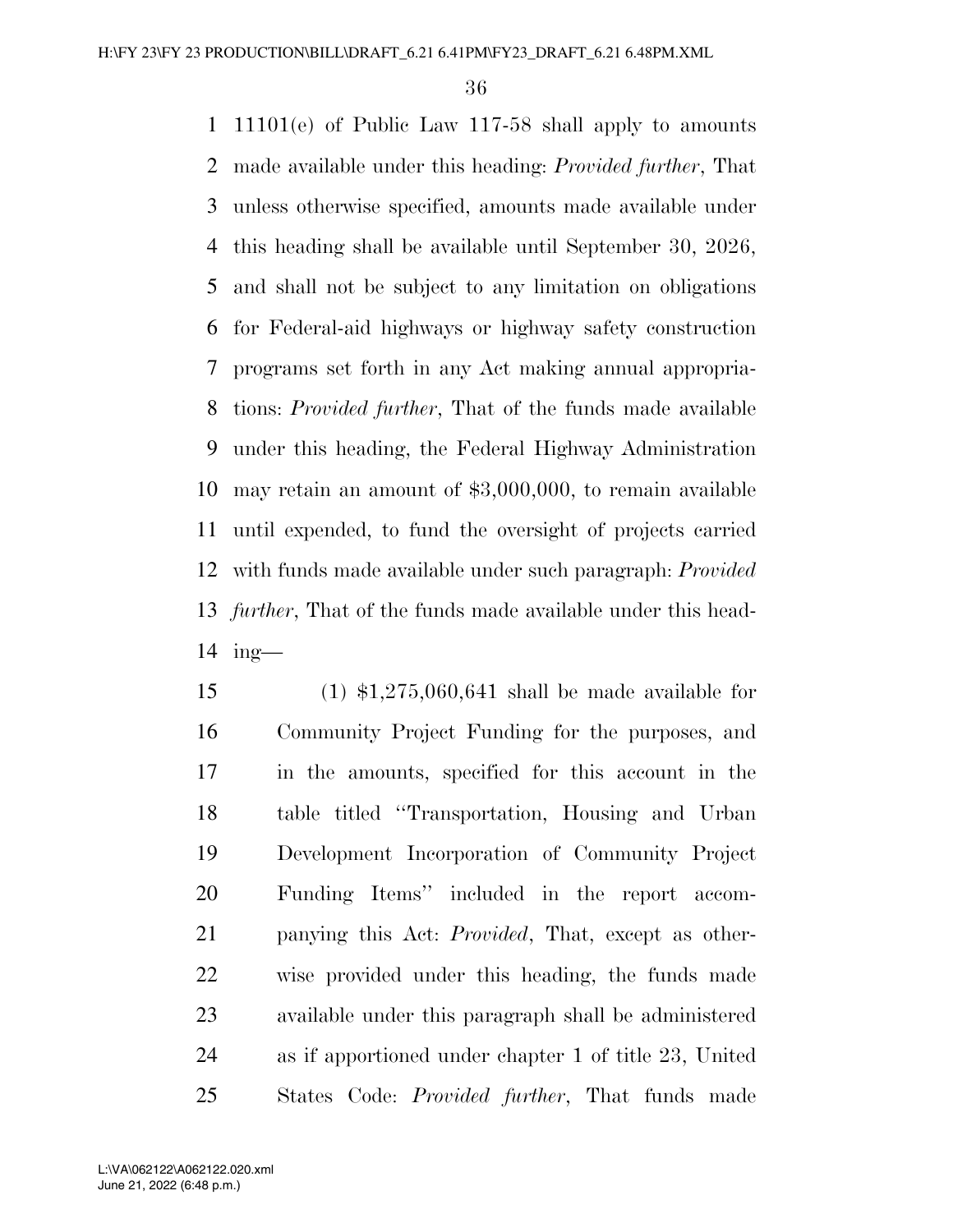11101(e) of Public Law 117-58 shall apply to amounts made available under this heading: *Provided further*, That unless otherwise specified, amounts made available under this heading shall be available until September 30, 2026, and shall not be subject to any limitation on obligations for Federal-aid highways or highway safety construction programs set forth in any Act making annual appropriations: *Provided further*, That of the funds made available under this heading, the Federal Highway Administration may retain an amount of $3,000,000, to remain available until expended, to fund the oversight of projects carried with funds made available under such paragraph: *Provided further*, That of the funds made available under this heading—

(1) $1,275,060,641 shall be made available for Community Project Funding for the purposes, and in the amounts, specified for this account in the table titled ''Transportation, Housing and Urban Development Incorporation of Community Project Funding Items'' included in the report accompanying this Act: *Provided*, That, except as otherwise provided under this heading, the funds made available under this paragraph shall be administered as if apportioned under chapter 1 of title 23, United States Code: *Provided further*, That funds made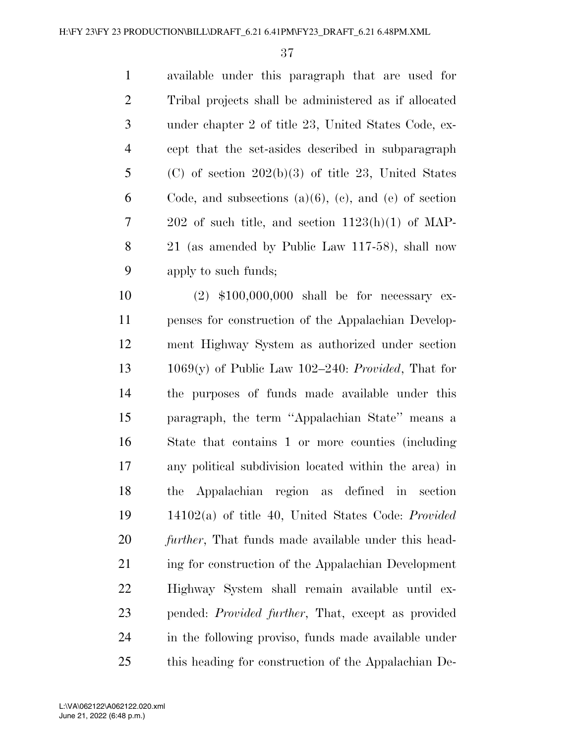available under this paragraph that are used for Tribal projects shall be administered as if allocated under chapter 2 of title 23, United States Code, except that the set-asides described in subparagraph (C) of section 202(b)(3) of title 23, United States Code, and subsections (a)(6), (c), and (e) of section 202 of such title, and section 1123(h)(1) of MAP-21 (as amended by Public Law 117-58), shall now apply to such funds;

(2) $100,000,000 shall be for necessary expenses for construction of the Appalachian Development Highway System as authorized under section 1069(y) of Public Law 102–240: *Provided*, That for the purposes of funds made available under this paragraph, the term ''Appalachian State'' means a State that contains 1 or more counties (including any political subdivision located within the area) in the Appalachian region as defined in section 14102(a) of title 40, United States Code: *Provided further*, That funds made available under this heading for construction of the Appalachian Development Highway System shall remain available until expended: *Provided further*, That, except as provided in the following proviso, funds made available under this heading for construction of the Appalachian De-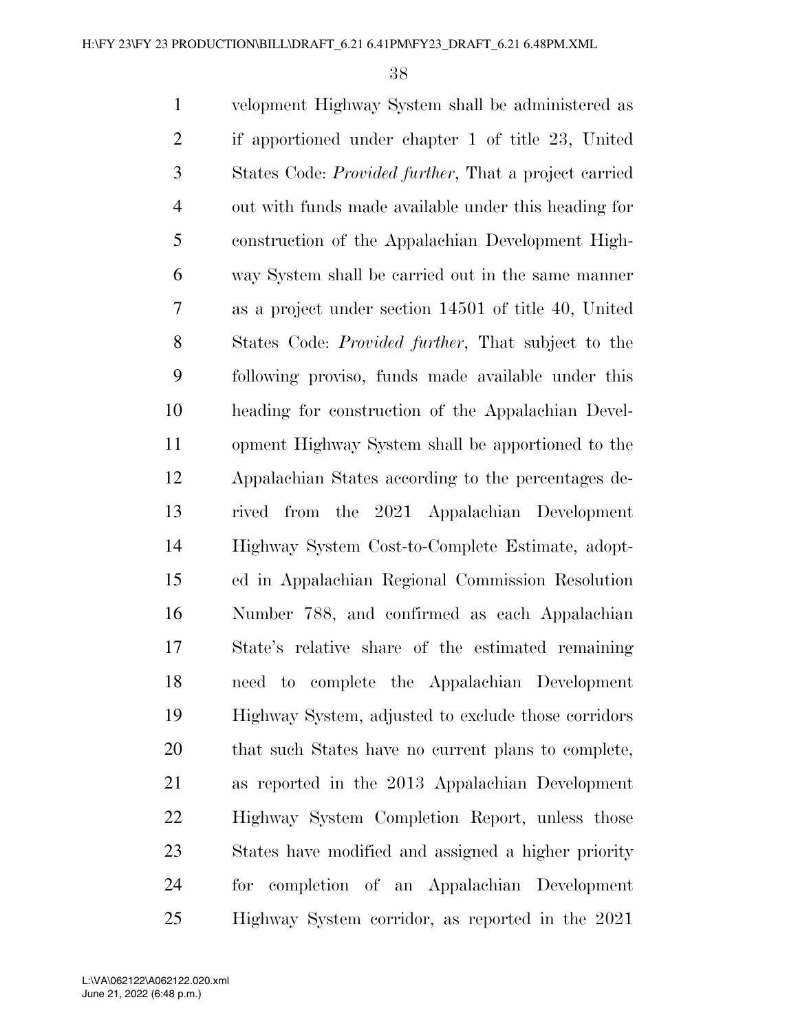velopment Highway System shall be administered as if apportioned under chapter 1 of title 23, United States Code: *Provided further*, That a project carried out with funds made available under this heading for construction of the Appalachian Development Highway System shall be carried out in the same manner as a project under section 14501 of title 40, United States Code: *Provided further*, That subject to the following proviso, funds made available under this heading for construction of the Appalachian Development Highway System shall be apportioned to the Appalachian States according to the percentages derived from the 2021 Appalachian Development Highway System Cost-to-Complete Estimate, adopted in Appalachian Regional Commission Resolution Number 788, and confirmed as each Appalachian State's relative share of the estimated remaining need to complete the Appalachian Development Highway System, adjusted to exclude those corridors that such States have no current plans to complete, as reported in the 2013 Appalachian Development Highway System Completion Report, unless those States have modified and assigned a higher priority for completion of an Appalachian Development Highway System corridor, as reported in the 2021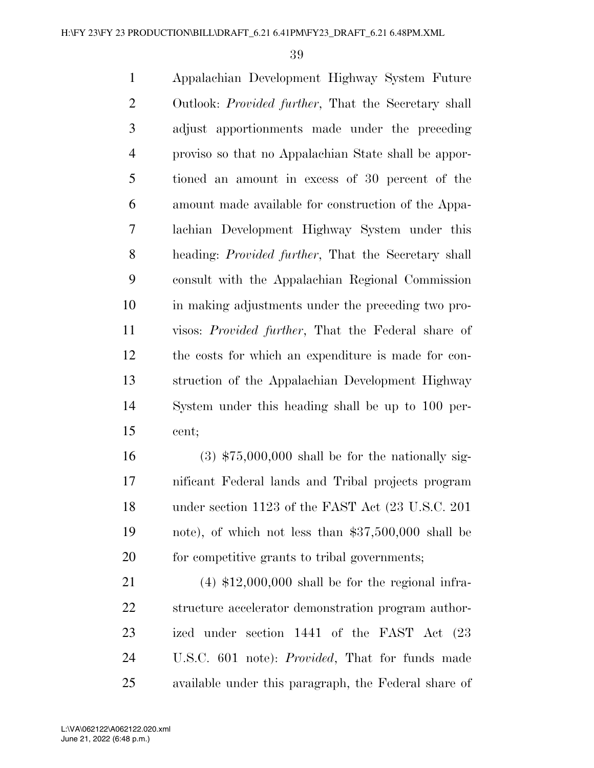Appalachian Development Highway System Future Outlook: *Provided further*, That the Secretary shall adjust apportionments made under the preceding proviso so that no Appalachian State shall be apportioned an amount in excess of 30 percent of the amount made available for construction of the Appalachian Development Highway System under this heading: *Provided further*, That the Secretary shall consult with the Appalachian Regional Commission in making adjustments under the preceding two provisos: *Provided further*, That the Federal share of the costs for which an expenditure is made for construction of the Appalachian Development Highway System under this heading shall be up to 100 percent;

(3) $75,000,000 shall be for the nationally significant Federal lands and Tribal projects program under section 1123 of the FAST Act (23 U.S.C. 201 note), of which not less than $37,500,000 shall be for competitive grants to tribal governments;

(4) $12,000,000 shall be for the regional infrastructure accelerator demonstration program authorized under section 1441 of the FAST Act (23 U.S.C. 601 note): *Provided*, That for funds made available under this paragraph, the Federal share of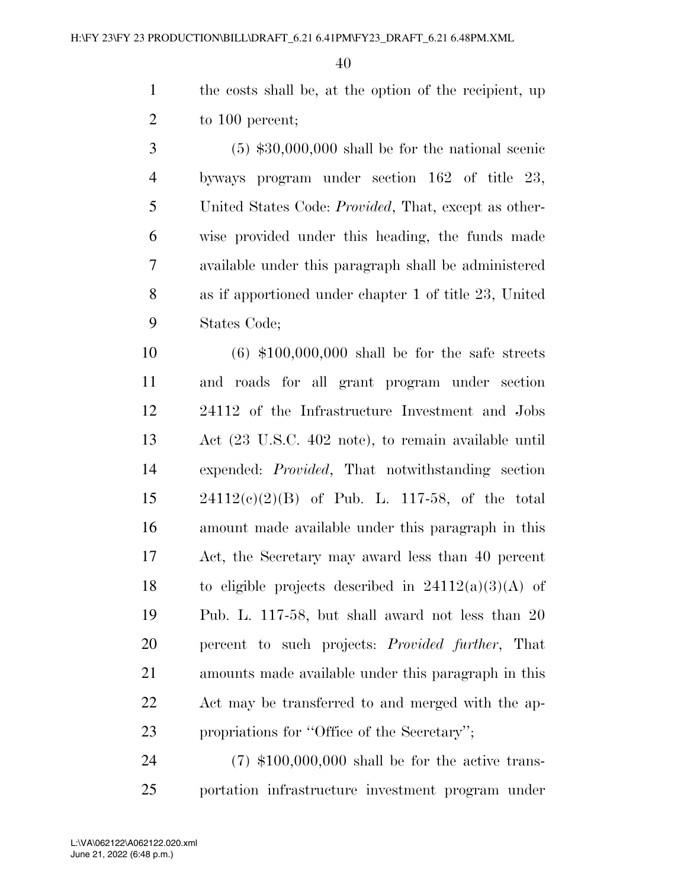the costs shall be, at the option of the recipient, up to 100 percent;

(5) $30,000,000 shall be for the national scenic byways program under section 162 of title 23, United States Code: *Provided*, That, except as otherwise provided under this heading, the funds made available under this paragraph shall be administered as if apportioned under chapter 1 of title 23, United States Code;

(6) $100,000,000 shall be for the safe streets and roads for all grant program under section 24112 of the Infrastructure Investment and Jobs Act (23 U.S.C. 402 note), to remain available until expended: *Provided*, That notwithstanding section 24112(c)(2)(B) of Pub. L. 117-58, of the total amount made available under this paragraph in this Act, the Secretary may award less than 40 percent to eligible projects described in 24112(a)(3)(A) of Pub. L. 117-58, but shall award not less than 20 percent to such projects: *Provided further*, That amounts made available under this paragraph in this Act may be transferred to and merged with the appropriations for ''Office of the Secretary'';

(7) $100,000,000 shall be for the active transportation infrastructure investment program under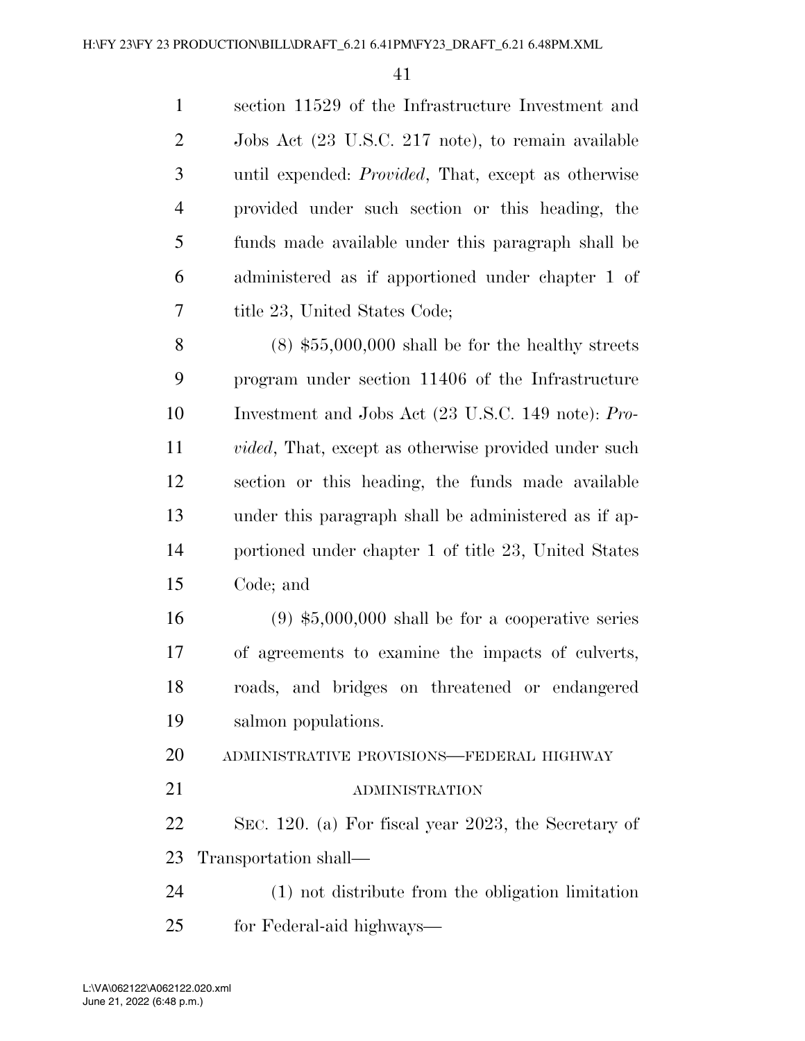section 11529 of the Infrastructure Investment and Jobs Act (23 U.S.C. 217 note), to remain available until expended: *Provided*, That, except as otherwise provided under such section or this heading, the funds made available under this paragraph shall be administered as if apportioned under chapter 1 of title 23, United States Code;

(8) $55,000,000 shall be for the healthy streets program under section 11406 of the Infrastructure Investment and Jobs Act (23 U.S.C. 149 note): *Provided*, That, except as otherwise provided under such section or this heading, the funds made available under this paragraph shall be administered as if apportioned under chapter 1 of title 23, United States Code; and

(9) $5,000,000 shall be for a cooperative series of agreements to examine the impacts of culverts, roads, and bridges on threatened or endangered salmon populations.

ADMINISTRATIVE PROVISIONS—FEDERAL HIGHWAY ADMINISTRATION

SEC. 120. (a) For fiscal year 2023, the Secretary of Transportation shall—

(1) not distribute from the obligation limitation for Federal-aid highways—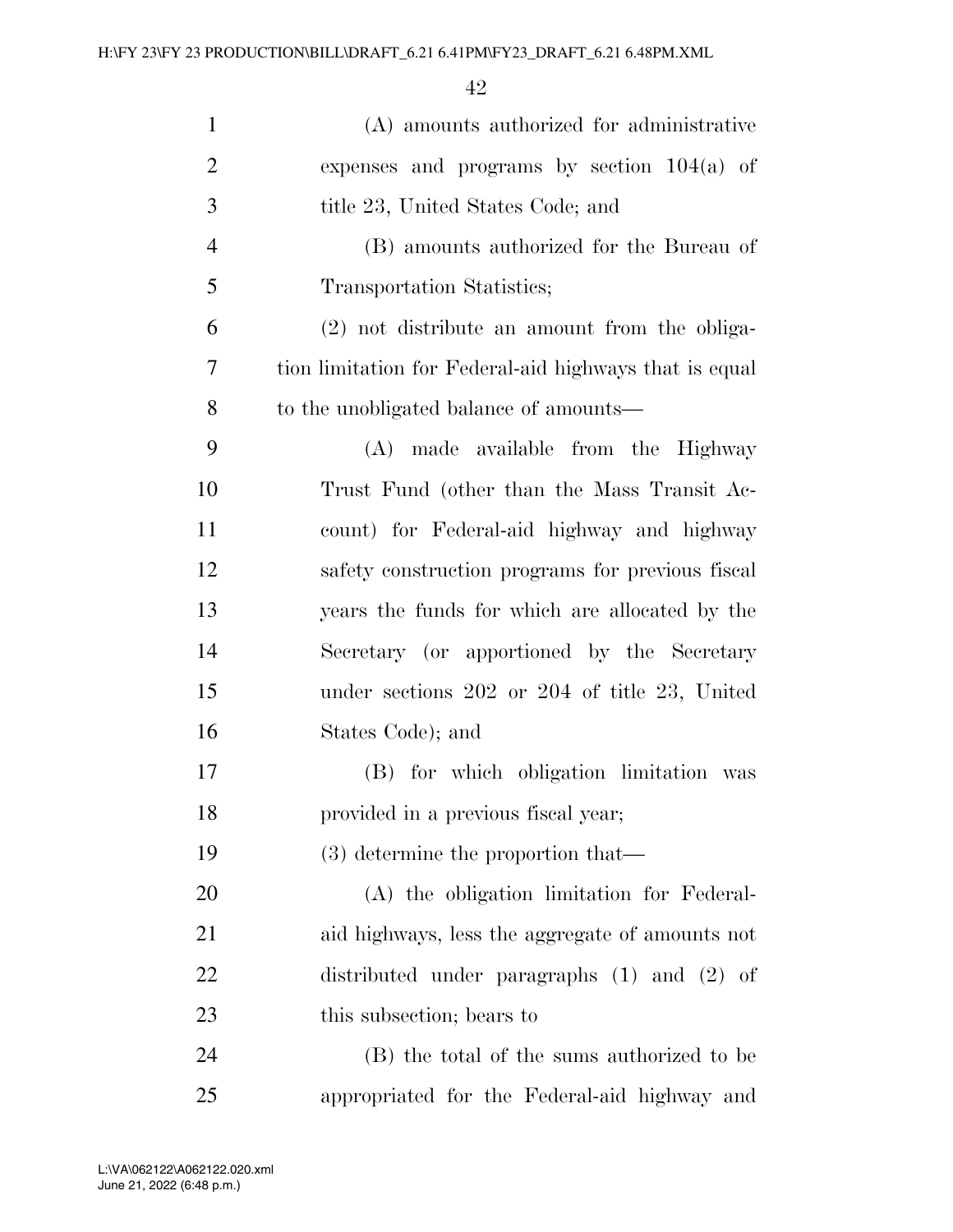(A) amounts authorized for administrative expenses and programs by section 104(a) of title 23, United States Code; and

(B) amounts authorized for the Bureau of Transportation Statistics;

(2) not distribute an amount from the obligation limitation for Federal-aid highways that is equal to the unobligated balance of amounts—

(A) made available from the Highway Trust Fund (other than the Mass Transit Account) for Federal-aid highway and highway safety construction programs for previous fiscal years the funds for which are allocated by the Secretary (or apportioned by the Secretary under sections 202 or 204 of title 23, United States Code); and

(B) for which obligation limitation was provided in a previous fiscal year;

(3) determine the proportion that—

(A) the obligation limitation for Federal-aid highways, less the aggregate of amounts not distributed under paragraphs (1) and (2) of this subsection; bears to

(B) the total of the sums authorized to be appropriated for the Federal-aid highway and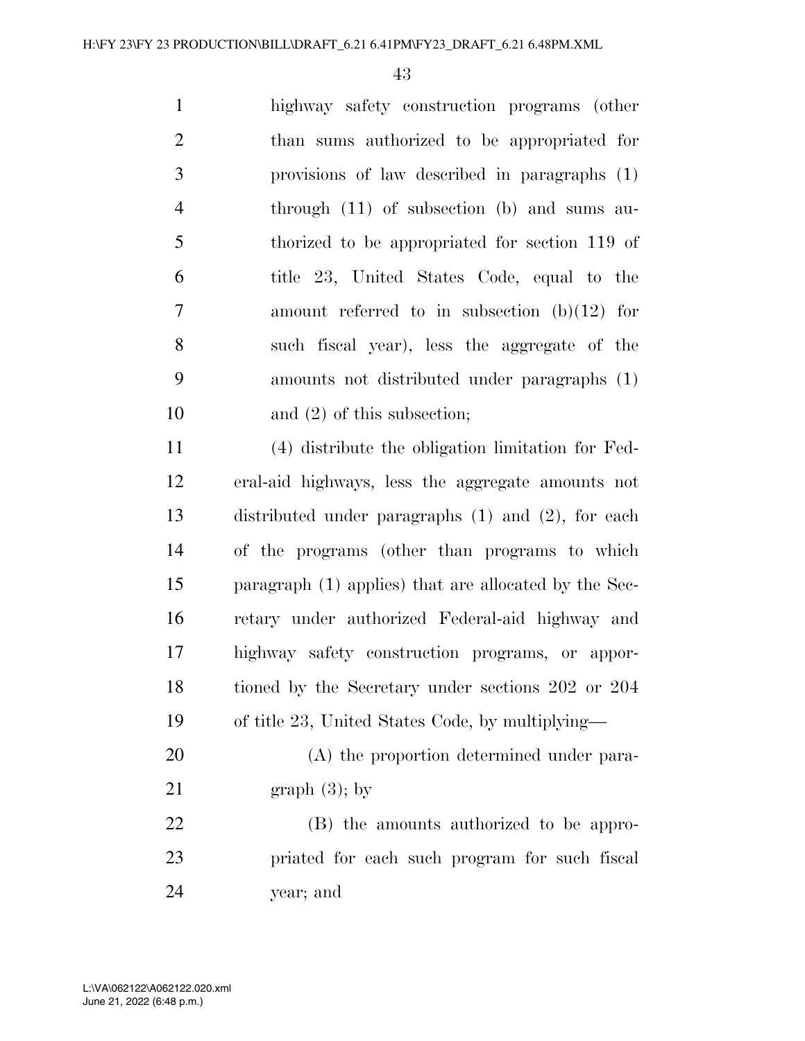highway safety construction programs (other than sums authorized to be appropriated for provisions of law described in paragraphs (1) through (11) of subsection (b) and sums authorized to be appropriated for section 119 of title 23, United States Code, equal to the amount referred to in subsection (b)(12) for such fiscal year), less the aggregate of the amounts not distributed under paragraphs (1) and (2) of this subsection;

(4) distribute the obligation limitation for Federal-aid highways, less the aggregate amounts not distributed under paragraphs (1) and (2), for each of the programs (other than programs to which paragraph (1) applies) that are allocated by the Secretary under authorized Federal-aid highway and highway safety construction programs, or apportioned by the Secretary under sections 202 or 204 of title 23, United States Code, by multiplying—

(A) the proportion determined under paragraph (3); by

(B) the amounts authorized to be appropriated for each such program for such fiscal year; and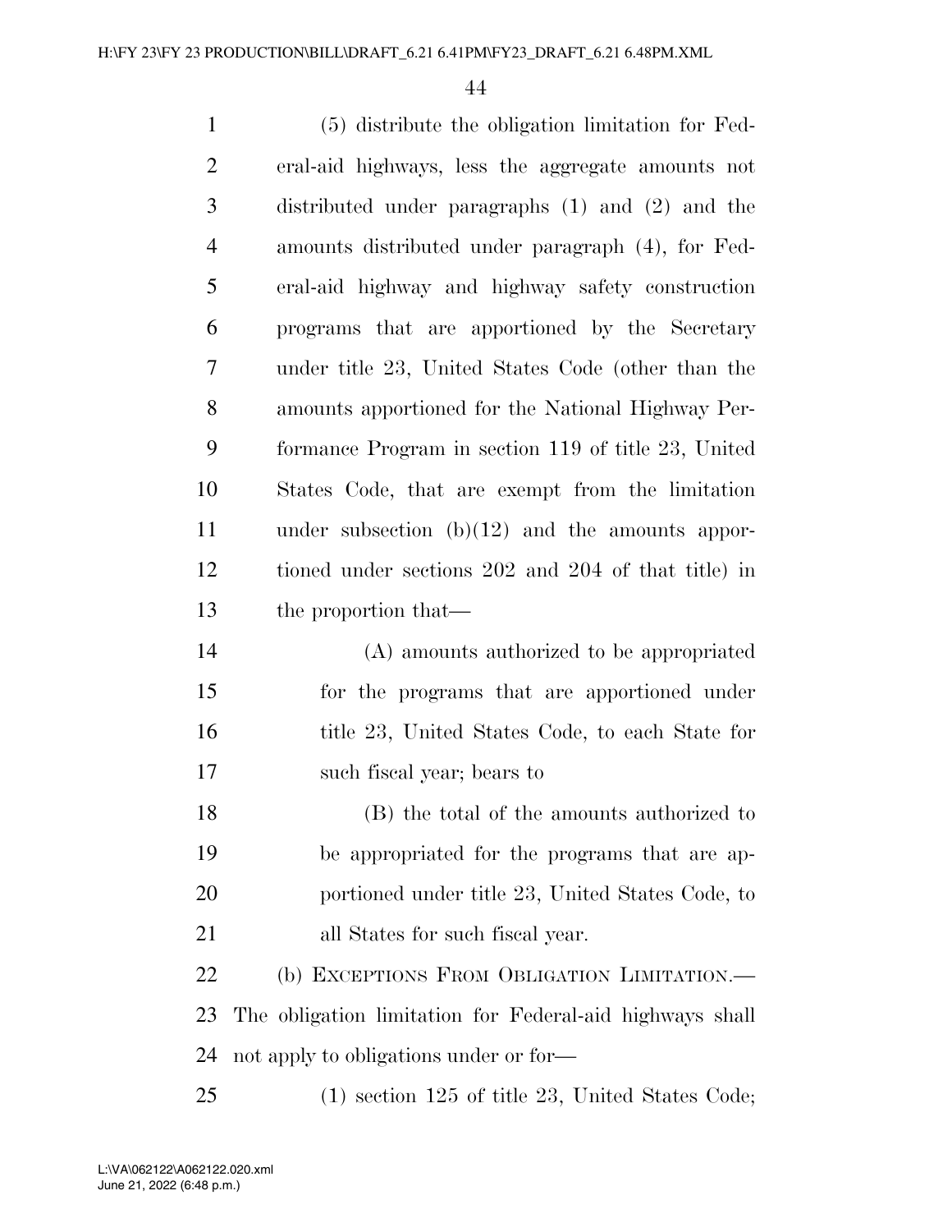(5) distribute the obligation limitation for Federal-aid highways, less the aggregate amounts not distributed under paragraphs (1) and (2) and the amounts distributed under paragraph (4), for Federal-aid highway and highway safety construction programs that are apportioned by the Secretary under title 23, United States Code (other than the amounts apportioned for the National Highway Performance Program in section 119 of title 23, United States Code, that are exempt from the limitation under subsection (b)(12) and the amounts apportioned under sections 202 and 204 of that title) in the proportion that—

(A) amounts authorized to be appropriated for the programs that are apportioned under title 23, United States Code, to each State for such fiscal year; bears to

(B) the total of the amounts authorized to be appropriated for the programs that are apportioned under title 23, United States Code, to all States for such fiscal year.

(b) EXCEPTIONS FROM OBLIGATION LIMITATION.—The obligation limitation for Federal-aid highways shall not apply to obligations under or for—

(1) section 125 of title 23, United States Code;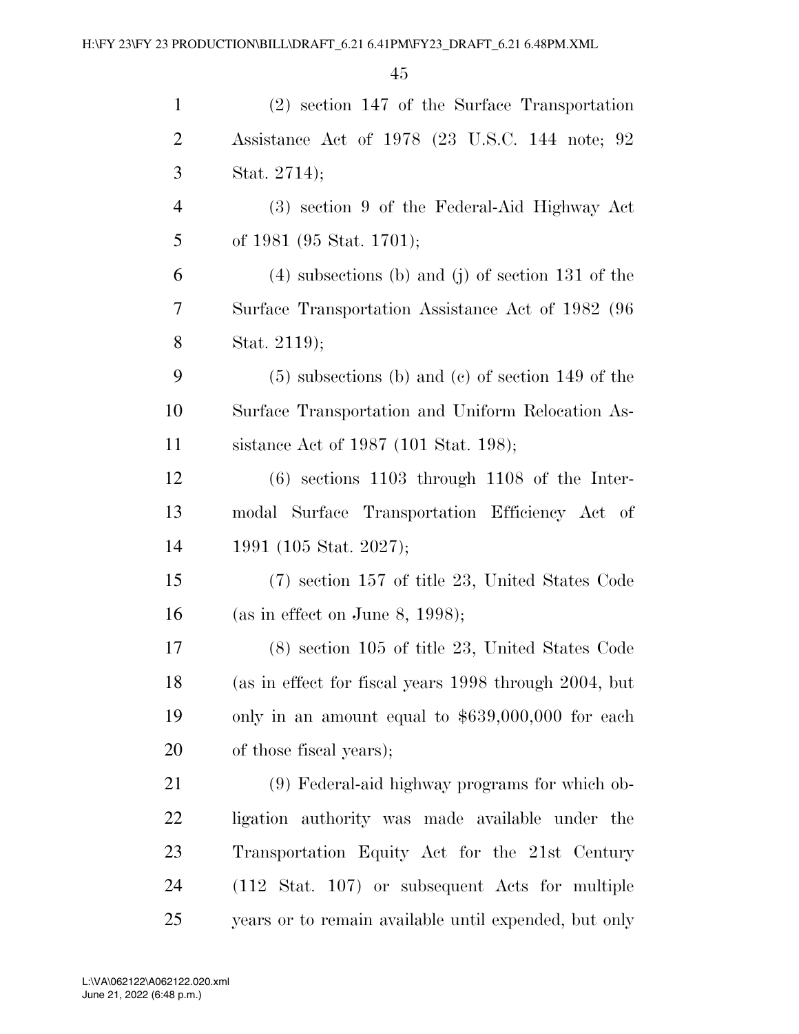(2) section 147 of the Surface Transportation Assistance Act of 1978 (23 U.S.C. 144 note; 92 Stat. 2714);

(3) section 9 of the Federal-Aid Highway Act of 1981 (95 Stat. 1701);

(4) subsections (b) and (j) of section 131 of the Surface Transportation Assistance Act of 1982 (96 Stat. 2119);

(5) subsections (b) and (c) of section 149 of the Surface Transportation and Uniform Relocation Assistance Act of 1987 (101 Stat. 198);

(6) sections 1103 through 1108 of the Intermodal Surface Transportation Efficiency Act of 1991 (105 Stat. 2027);

(7) section 157 of title 23, United States Code (as in effect on June 8, 1998);

(8) section 105 of title 23, United States Code (as in effect for fiscal years 1998 through 2004, but only in an amount equal to $639,000,000 for each of those fiscal years);

(9) Federal-aid highway programs for which obligation authority was made available under the Transportation Equity Act for the 21st Century (112 Stat. 107) or subsequent Acts for multiple years or to remain available until expended, but only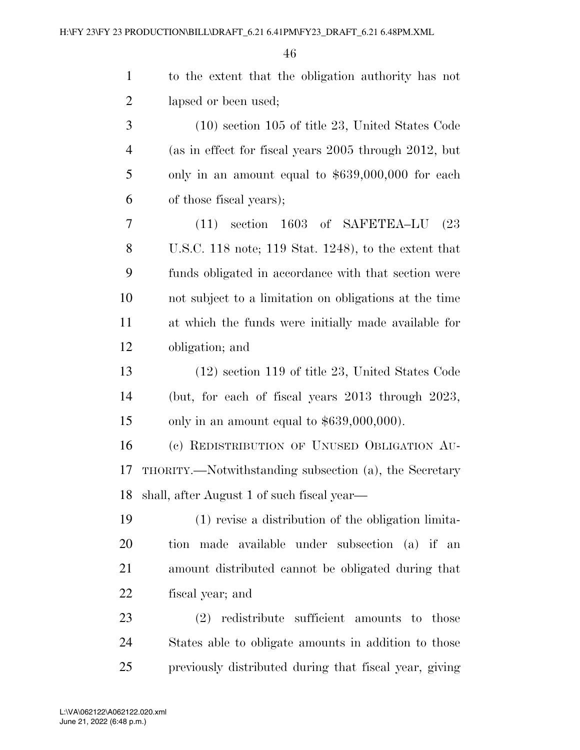to the extent that the obligation authority has not lapsed or been used;

(10) section 105 of title 23, United States Code (as in effect for fiscal years 2005 through 2012, but only in an amount equal to $639,000,000 for each of those fiscal years);

(11) section 1603 of SAFETEA–LU (23 U.S.C. 118 note; 119 Stat. 1248), to the extent that funds obligated in accordance with that section were not subject to a limitation on obligations at the time at which the funds were initially made available for obligation; and

(12) section 119 of title 23, United States Code (but, for each of fiscal years 2013 through 2023, only in an amount equal to $639,000,000).

(c) REDISTRIBUTION OF UNUSED OBLIGATION AUTHORITY.—Notwithstanding subsection (a), the Secretary shall, after August 1 of such fiscal year—

(1) revise a distribution of the obligation limitation made available under subsection (a) if an amount distributed cannot be obligated during that fiscal year; and

(2) redistribute sufficient amounts to those States able to obligate amounts in addition to those previously distributed during that fiscal year, giving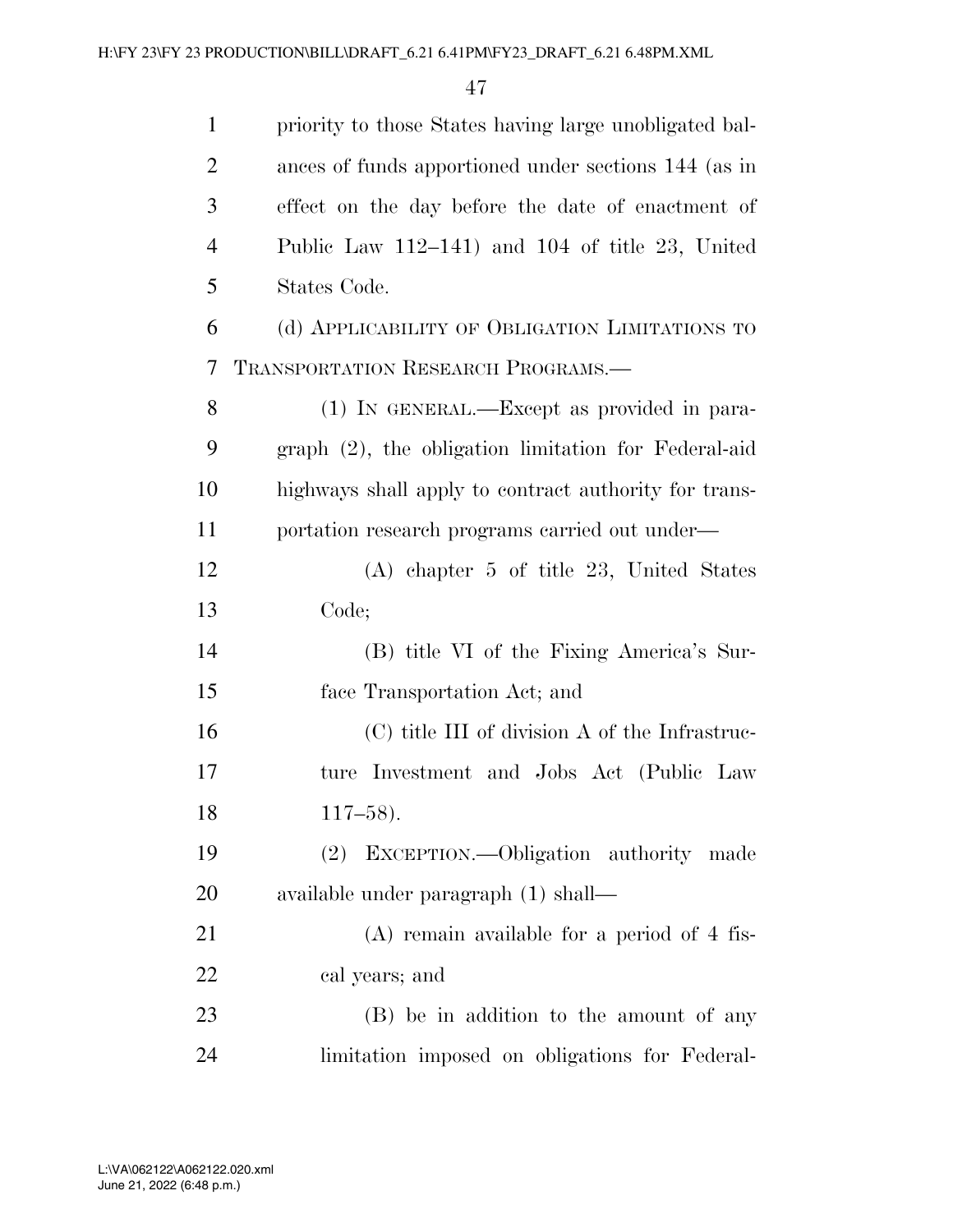priority to those States having large unobligated balances of funds apportioned under sections 144 (as in effect on the day before the date of enactment of Public Law 112–141) and 104 of title 23, United States Code.

(d) APPLICABILITY OF OBLIGATION LIMITATIONS TO TRANSPORTATION RESEARCH PROGRAMS.—

(1) IN GENERAL.—Except as provided in paragraph (2), the obligation limitation for Federal-aid highways shall apply to contract authority for transportation research programs carried out under—

(A) chapter 5 of title 23, United States Code;

(B) title VI of the Fixing America's Surface Transportation Act; and

(C) title III of division A of the Infrastructure Investment and Jobs Act (Public Law 117–58).

(2) EXCEPTION.—Obligation authority made available under paragraph (1) shall—

(A) remain available for a period of 4 fiscal years; and

(B) be in addition to the amount of any limitation imposed on obligations for Federal-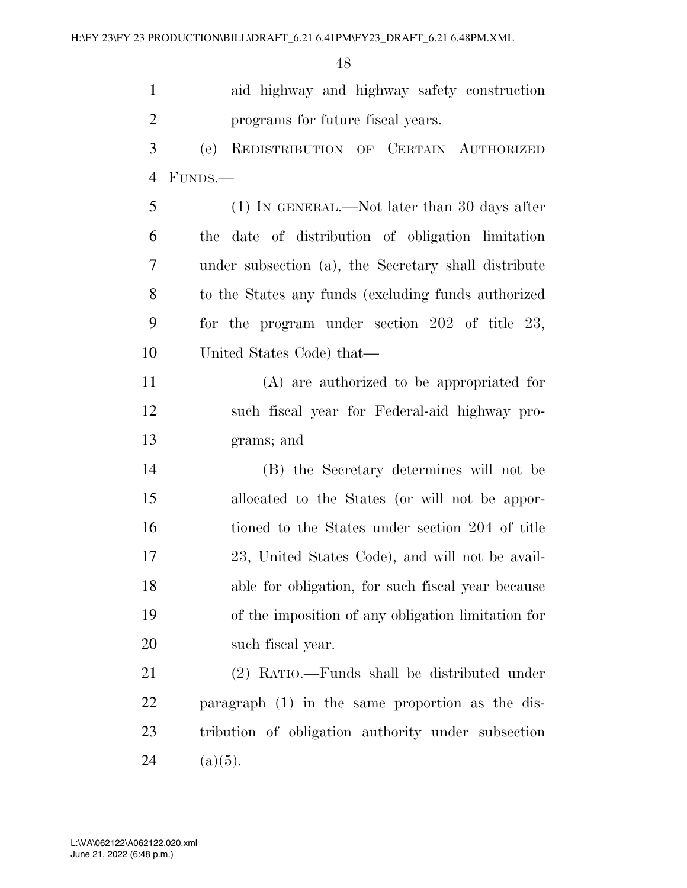aid highway and highway safety construction programs for future fiscal years.

(e) REDISTRIBUTION OF CERTAIN AUTHORIZED FUNDS.—

(1) IN GENERAL.—Not later than 30 days after the date of distribution of obligation limitation under subsection (a), the Secretary shall distribute to the States any funds (excluding funds authorized for the program under section 202 of title 23, United States Code) that—

(A) are authorized to be appropriated for such fiscal year for Federal-aid highway programs; and

(B) the Secretary determines will not be allocated to the States (or will not be apportioned to the States under section 204 of title 23, United States Code), and will not be available for obligation, for such fiscal year because of the imposition of any obligation limitation for such fiscal year.

(2) RATIO.—Funds shall be distributed under paragraph (1) in the same proportion as the distribution of obligation authority under subsection (a)(5).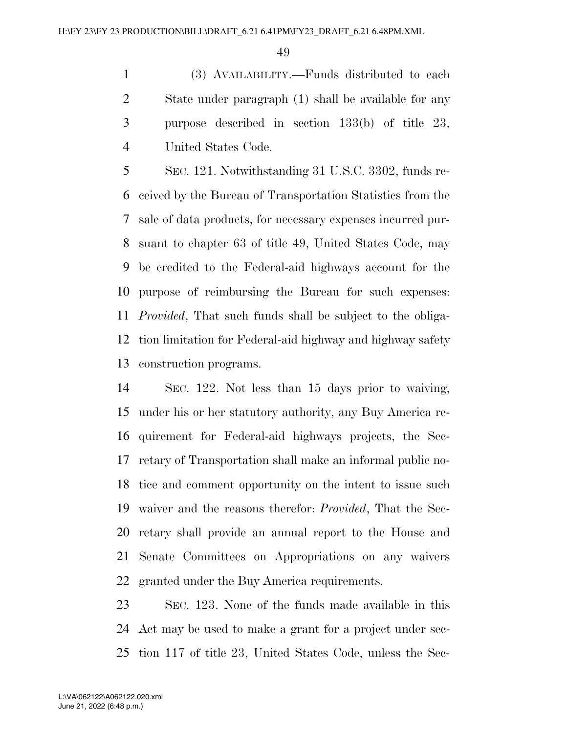(3) AVAILABILITY.—Funds distributed to each State under paragraph (1) shall be available for any purpose described in section 133(b) of title 23, United States Code.

SEC. 121. Notwithstanding 31 U.S.C. 3302, funds received by the Bureau of Transportation Statistics from the sale of data products, for necessary expenses incurred pursuant to chapter 63 of title 49, United States Code, may be credited to the Federal-aid highways account for the purpose of reimbursing the Bureau for such expenses: *Provided*, That such funds shall be subject to the obligation limitation for Federal-aid highway and highway safety construction programs.

SEC. 122. Not less than 15 days prior to waiving, under his or her statutory authority, any Buy America requirement for Federal-aid highways projects, the Secretary of Transportation shall make an informal public notice and comment opportunity on the intent to issue such waiver and the reasons therefor: *Provided*, That the Secretary shall provide an annual report to the House and Senate Committees on Appropriations on any waivers granted under the Buy America requirements.

SEC. 123. None of the funds made available in this Act may be used to make a grant for a project under section 117 of title 23, United States Code, unless the Sec-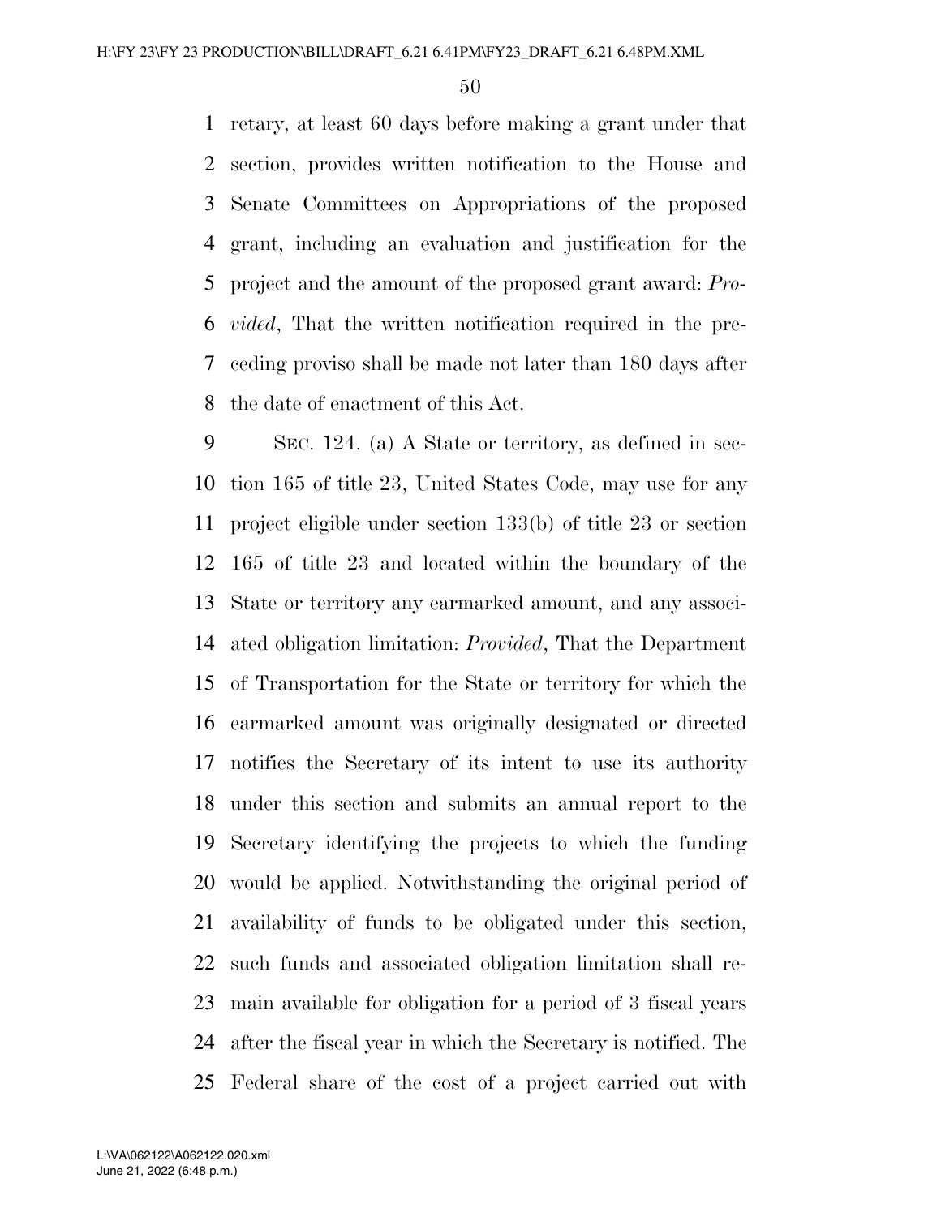retary, at least 60 days before making a grant under that section, provides written notification to the House and Senate Committees on Appropriations of the proposed grant, including an evaluation and justification for the project and the amount of the proposed grant award: *Provided*, That the written notification required in the preceding proviso shall be made not later than 180 days after the date of enactment of this Act.

SEC. 124. (a) A State or territory, as defined in section 165 of title 23, United States Code, may use for any project eligible under section 133(b) of title 23 or section 165 of title 23 and located within the boundary of the State or territory any earmarked amount, and any associated obligation limitation: *Provided*, That the Department of Transportation for the State or territory for which the earmarked amount was originally designated or directed notifies the Secretary of its intent to use its authority under this section and submits an annual report to the Secretary identifying the projects to which the funding would be applied. Notwithstanding the original period of availability of funds to be obligated under this section, such funds and associated obligation limitation shall remain available for obligation for a period of 3 fiscal years after the fiscal year in which the Secretary is notified. The Federal share of the cost of a project carried out with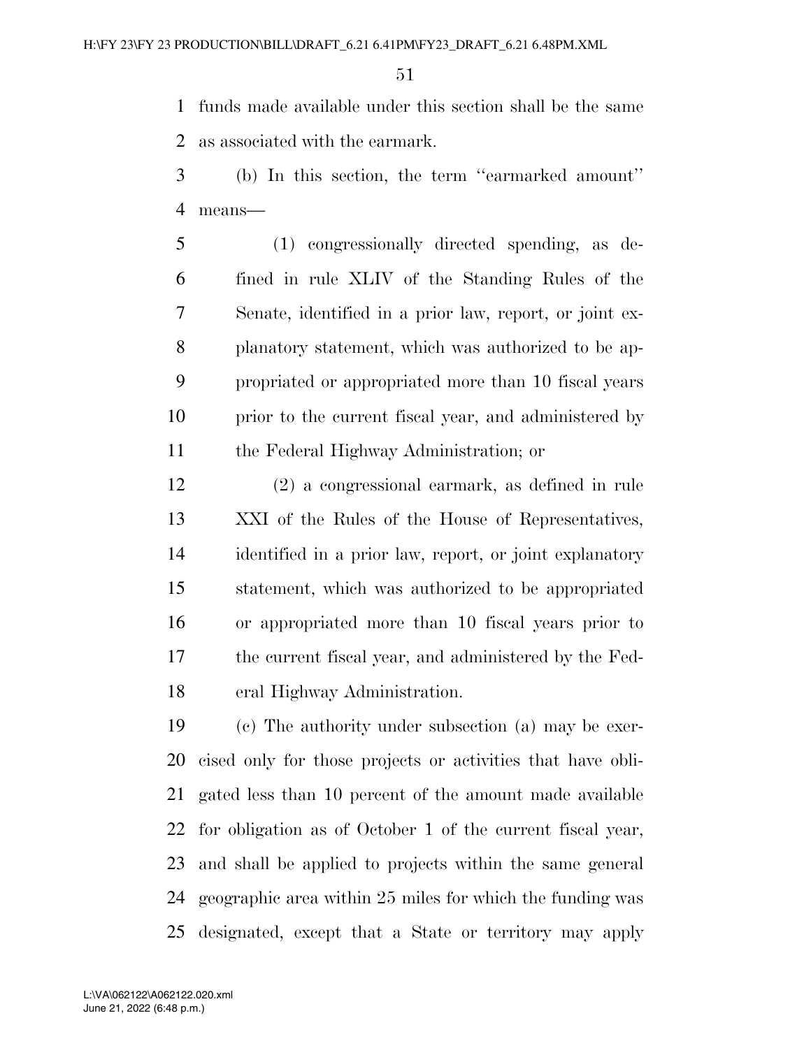funds made available under this section shall be the same as associated with the earmark.

(b) In this section, the term ''earmarked amount'' means—

(1) congressionally directed spending, as defined in rule XLIV of the Standing Rules of the Senate, identified in a prior law, report, or joint explanatory statement, which was authorized to be appropriated or appropriated more than 10 fiscal years prior to the current fiscal year, and administered by the Federal Highway Administration; or

(2) a congressional earmark, as defined in rule XXI of the Rules of the House of Representatives, identified in a prior law, report, or joint explanatory statement, which was authorized to be appropriated or appropriated more than 10 fiscal years prior to the current fiscal year, and administered by the Federal Highway Administration.

(c) The authority under subsection (a) may be exercised only for those projects or activities that have obligated less than 10 percent of the amount made available for obligation as of October 1 of the current fiscal year, and shall be applied to projects within the same general geographic area within 25 miles for which the funding was designated, except that a State or territory may apply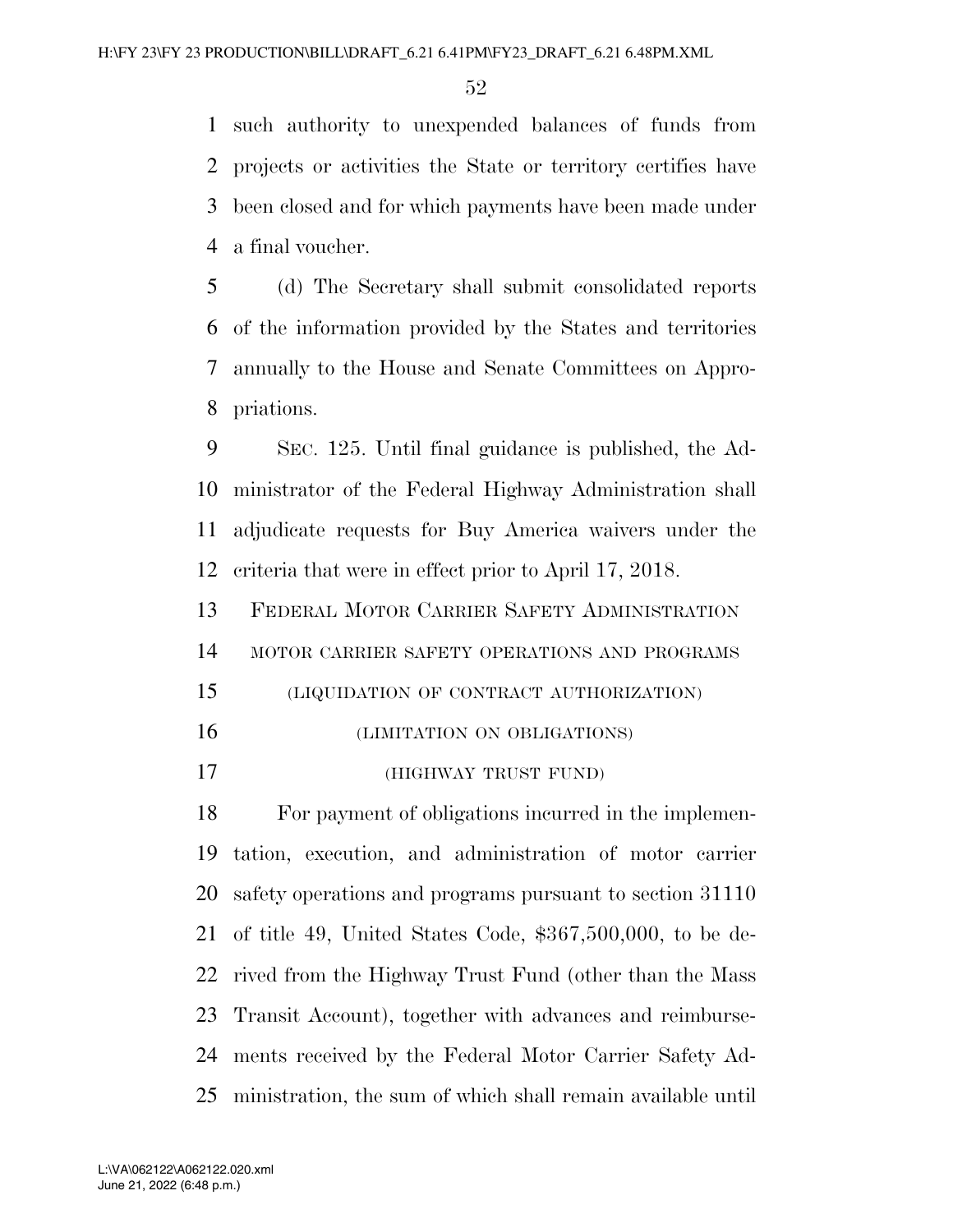such authority to unexpended balances of funds from projects or activities the State or territory certifies have been closed and for which payments have been made under a final voucher.

(d) The Secretary shall submit consolidated reports of the information provided by the States and territories annually to the House and Senate Committees on Appropriations.

SEC. 125. Until final guidance is published, the Administrator of the Federal Highway Administration shall adjudicate requests for Buy America waivers under the criteria that were in effect prior to April 17, 2018.

FEDERAL MOTOR CARRIER SAFETY ADMINISTRATION

MOTOR CARRIER SAFETY OPERATIONS AND PROGRAMS

(LIQUIDATION OF CONTRACT AUTHORIZATION)

(LIMITATION ON OBLIGATIONS)

(HIGHWAY TRUST FUND)

For payment of obligations incurred in the implementation, execution, and administration of motor carrier safety operations and programs pursuant to section 31110 of title 49, United States Code, $367,500,000, to be derived from the Highway Trust Fund (other than the Mass Transit Account), together with advances and reimbursements received by the Federal Motor Carrier Safety Administration, the sum of which shall remain available until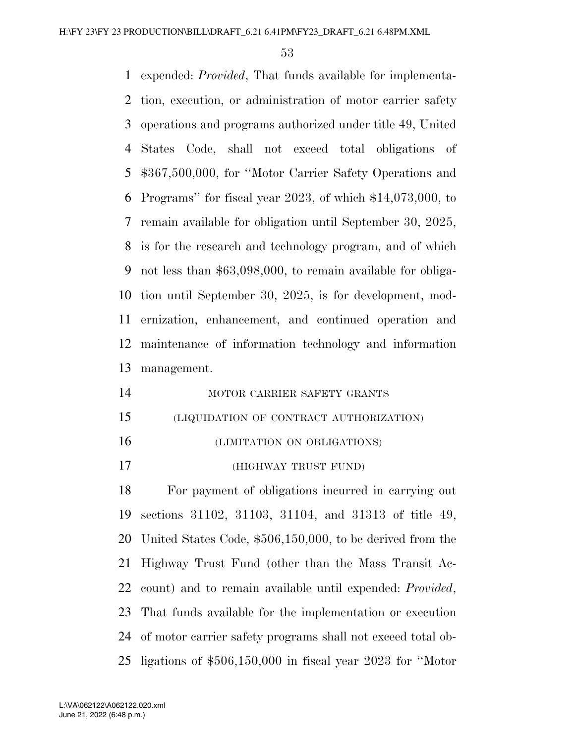expended: *Provided*, That funds available for implementation, execution, or administration of motor carrier safety operations and programs authorized under title 49, United States Code, shall not exceed total obligations of $367,500,000, for ''Motor Carrier Safety Operations and Programs'' for fiscal year 2023, of which $14,073,000, to remain available for obligation until September 30, 2025, is for the research and technology program, and of which not less than $63,098,000, to remain available for obligation until September 30, 2025, is for development, modernization, enhancement, and continued operation and maintenance of information technology and information management.

MOTOR CARRIER SAFETY GRANTS

(LIQUIDATION OF CONTRACT AUTHORIZATION)

(LIMITATION ON OBLIGATIONS)

(HIGHWAY TRUST FUND)

For payment of obligations incurred in carrying out sections 31102, 31103, 31104, and 31313 of title 49, United States Code, $506,150,000, to be derived from the Highway Trust Fund (other than the Mass Transit Account) and to remain available until expended: *Provided*, That funds available for the implementation or execution of motor carrier safety programs shall not exceed total obligations of $506,150,000 in fiscal year 2023 for ''Motor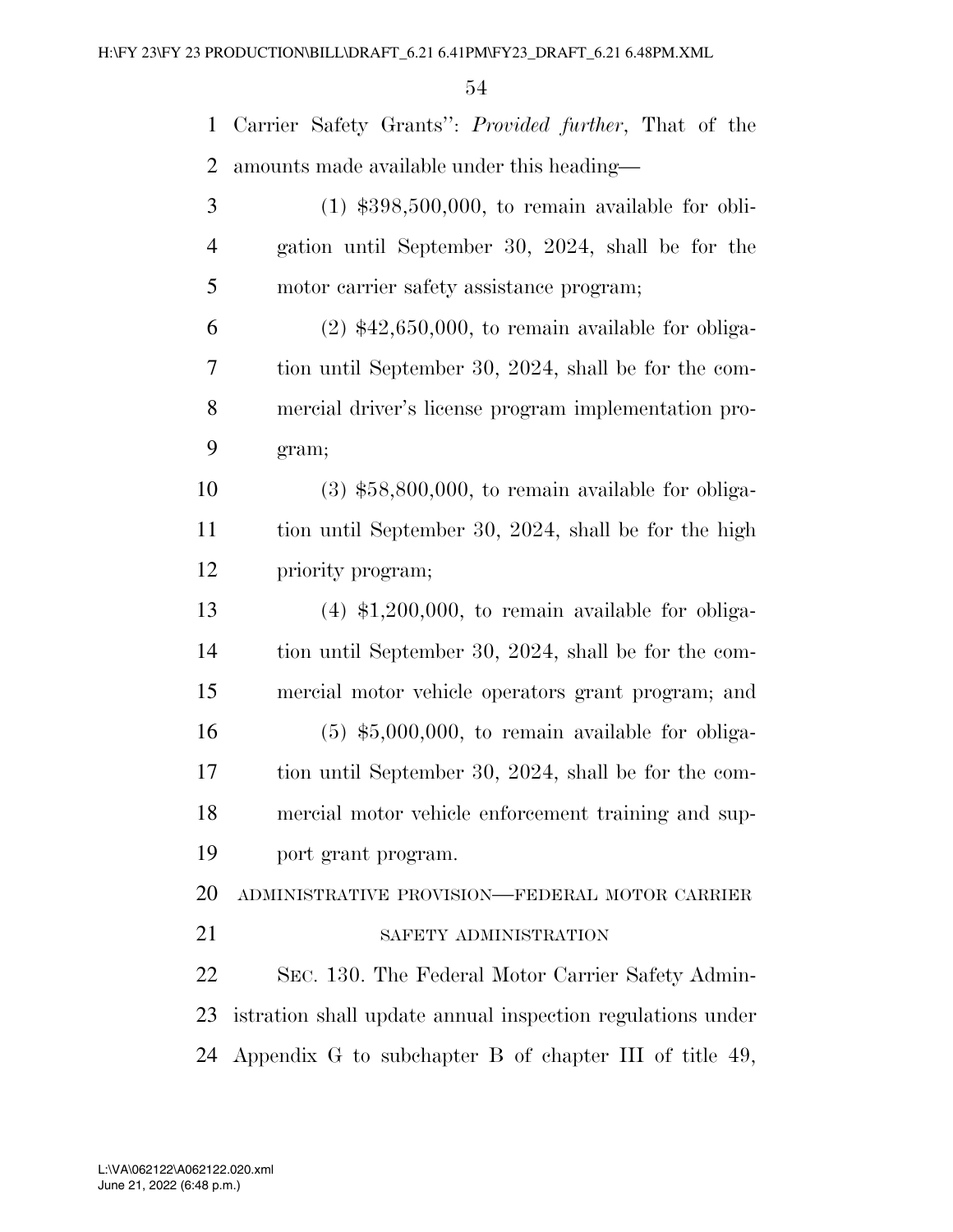Carrier Safety Grants'': *Provided further*, That of the amounts made available under this heading—

(1) $398,500,000, to remain available for obligation until September 30, 2024, shall be for the motor carrier safety assistance program;

(2) $42,650,000, to remain available for obligation until September 30, 2024, shall be for the commercial driver's license program implementation program;

(3) $58,800,000, to remain available for obligation until September 30, 2024, shall be for the high priority program;

(4) $1,200,000, to remain available for obligation until September 30, 2024, shall be for the commercial motor vehicle operators grant program; and

(5) $5,000,000, to remain available for obligation until September 30, 2024, shall be for the commercial motor vehicle enforcement training and support grant program.

ADMINISTRATIVE PROVISION—FEDERAL MOTOR CARRIER SAFETY ADMINISTRATION

SEC. 130. The Federal Motor Carrier Safety Administration shall update annual inspection regulations under Appendix G to subchapter B of chapter III of title 49,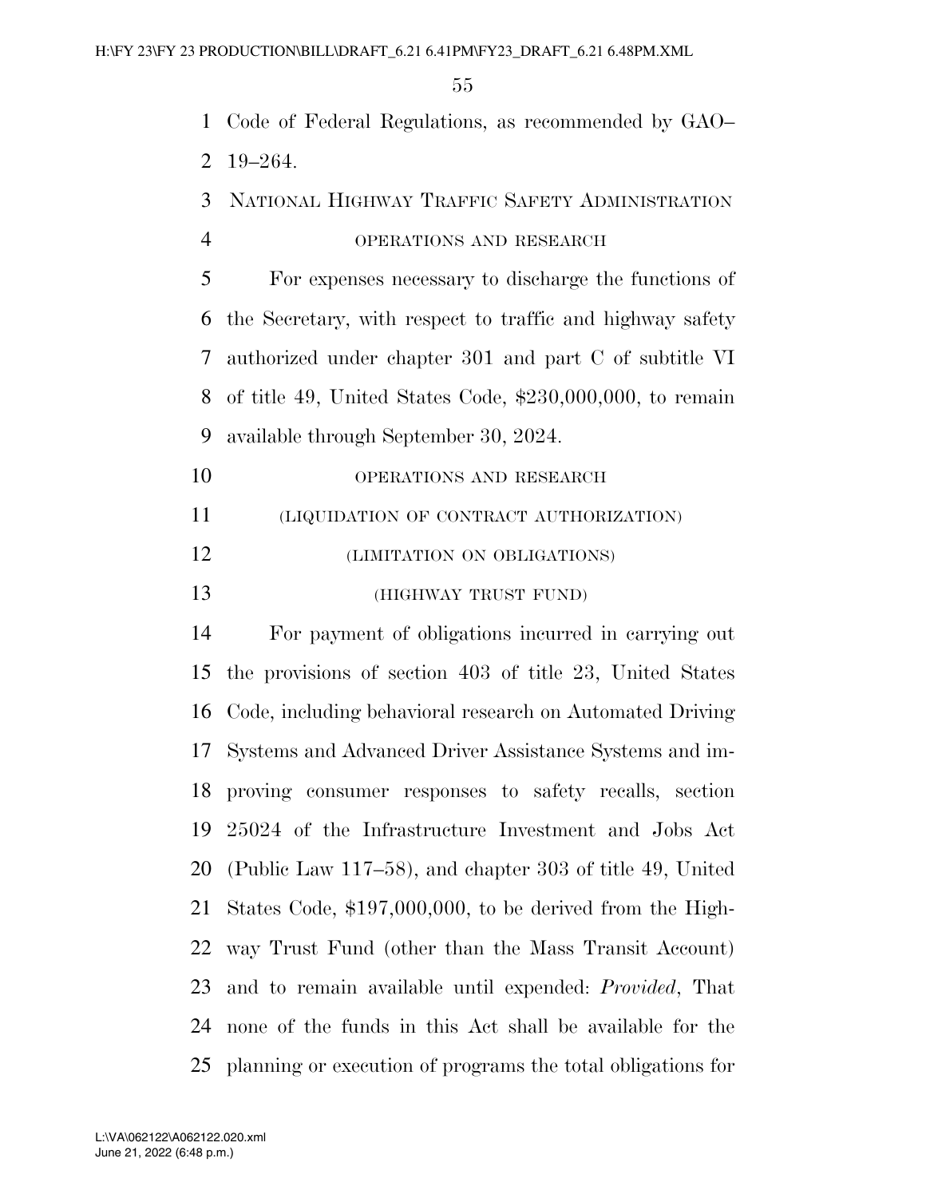Code of Federal Regulations, as recommended by GAO–19–264.

## NATIONAL HIGHWAY TRAFFIC SAFETY ADMINISTRATION

### OPERATIONS AND RESEARCH

For expenses necessary to discharge the functions of the Secretary, with respect to traffic and highway safety authorized under chapter 301 and part C of subtitle VI of title 49, United States Code, $230,000,000, to remain available through September 30, 2024.

### OPERATIONS AND RESEARCH

### (LIQUIDATION OF CONTRACT AUTHORIZATION)

### (LIMITATION ON OBLIGATIONS)

### (HIGHWAY TRUST FUND)

For payment of obligations incurred in carrying out the provisions of section 403 of title 23, United States Code, including behavioral research on Automated Driving Systems and Advanced Driver Assistance Systems and improving consumer responses to safety recalls, section 25024 of the Infrastructure Investment and Jobs Act (Public Law 117–58), and chapter 303 of title 49, United States Code, $197,000,000, to be derived from the Highway Trust Fund (other than the Mass Transit Account) and to remain available until expended: *Provided*, That none of the funds in this Act shall be available for the planning or execution of programs the total obligations for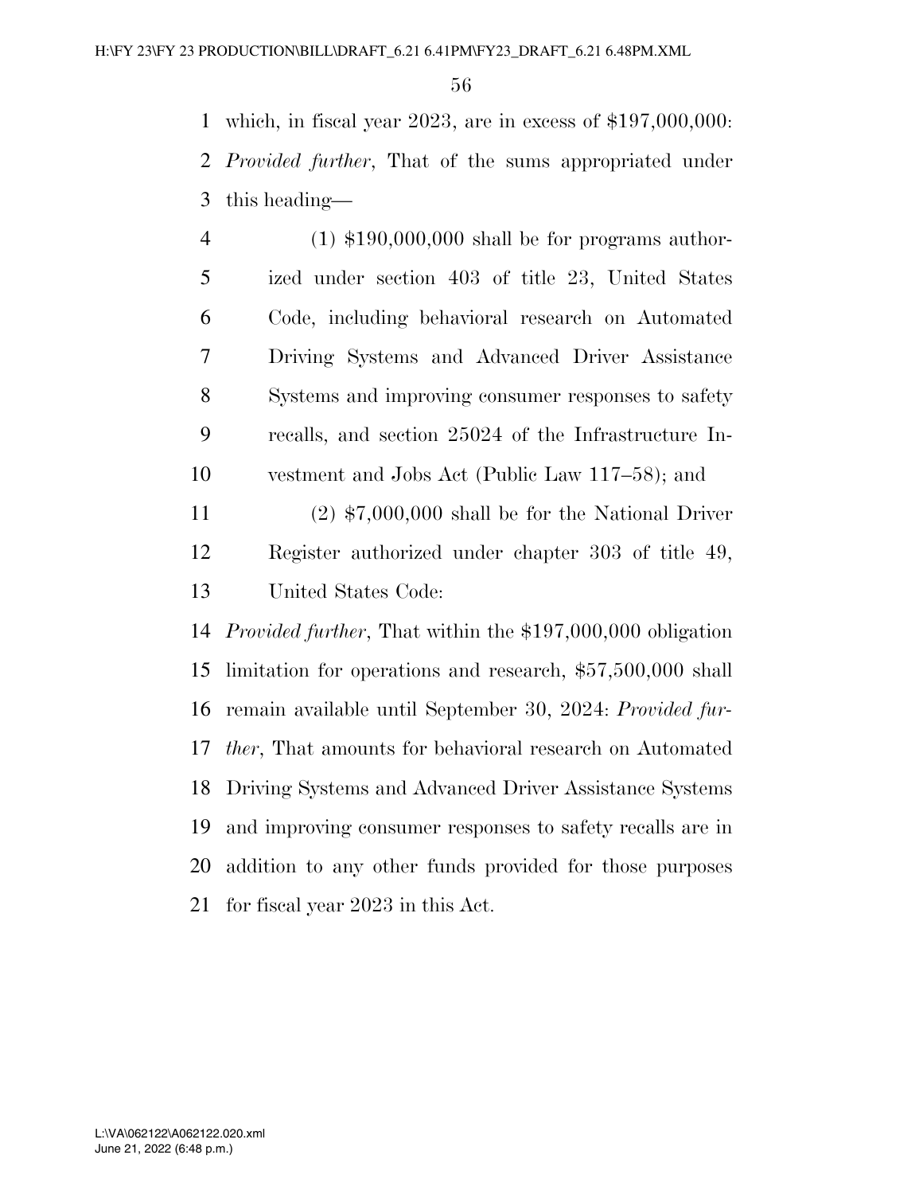which, in fiscal year 2023, are in excess of $197,000,000: *Provided further*, That of the sums appropriated under this heading—

(1) $190,000,000 shall be for programs authorized under section 403 of title 23, United States Code, including behavioral research on Automated Driving Systems and Advanced Driver Assistance Systems and improving consumer responses to safety recalls, and section 25024 of the Infrastructure Investment and Jobs Act (Public Law 117–58); and

(2) $7,000,000 shall be for the National Driver Register authorized under chapter 303 of title 49, United States Code:

*Provided further*, That within the $197,000,000 obligation limitation for operations and research, $57,500,000 shall remain available until September 30, 2024: *Provided further*, That amounts for behavioral research on Automated Driving Systems and Advanced Driver Assistance Systems and improving consumer responses to safety recalls are in addition to any other funds provided for those purposes for fiscal year 2023 in this Act.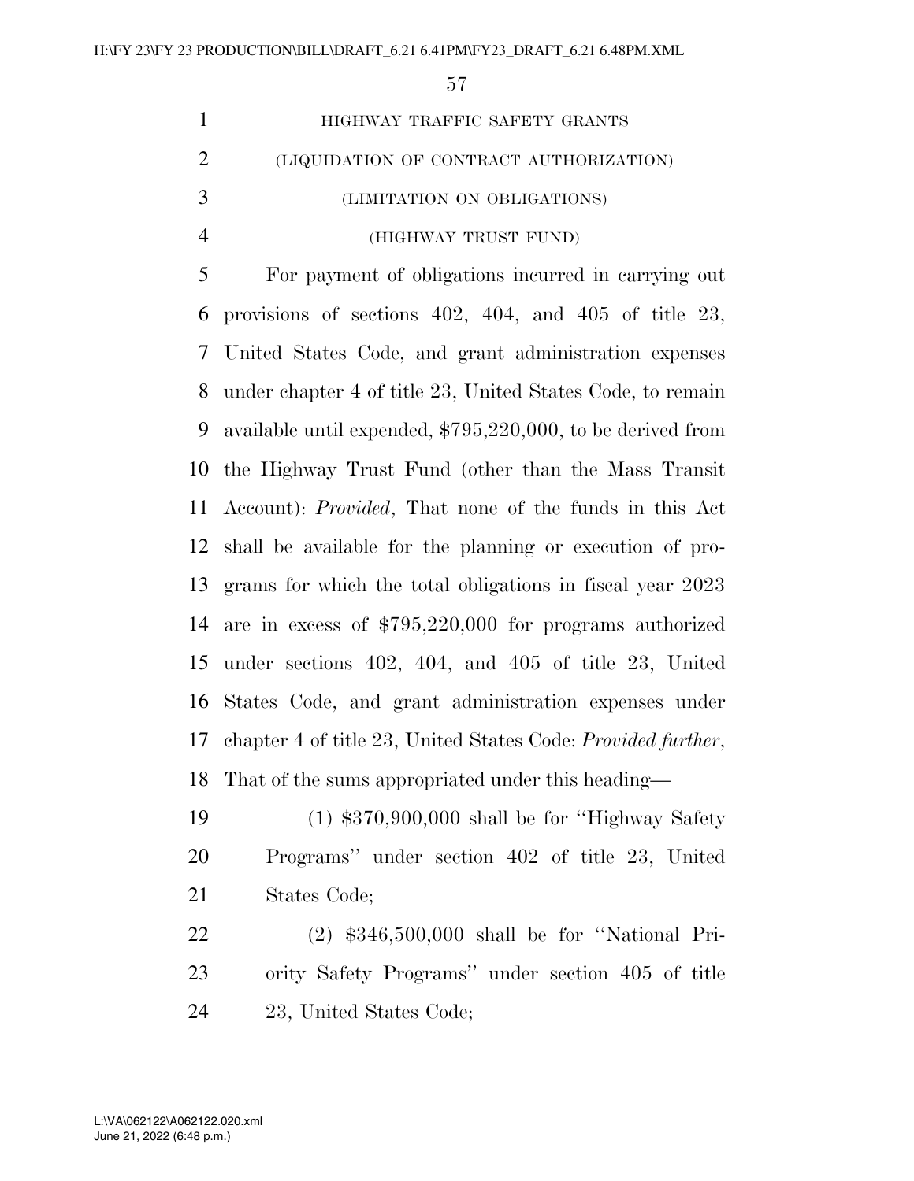HIGHWAY TRAFFIC SAFETY GRANTS

(LIQUIDATION OF CONTRACT AUTHORIZATION)

(LIMITATION ON OBLIGATIONS)

(HIGHWAY TRUST FUND)

For payment of obligations incurred in carrying out provisions of sections 402, 404, and 405 of title 23, United States Code, and grant administration expenses under chapter 4 of title 23, United States Code, to remain available until expended, $795,220,000, to be derived from the Highway Trust Fund (other than the Mass Transit Account): *Provided*, That none of the funds in this Act shall be available for the planning or execution of programs for which the total obligations in fiscal year 2023 are in excess of $795,220,000 for programs authorized under sections 402, 404, and 405 of title 23, United States Code, and grant administration expenses under chapter 4 of title 23, United States Code: *Provided further*, That of the sums appropriated under this heading—

(1) $370,900,000 shall be for ''Highway Safety Programs'' under section 402 of title 23, United States Code;

(2) $346,500,000 shall be for ''National Priority Safety Programs'' under section 405 of title 23, United States Code;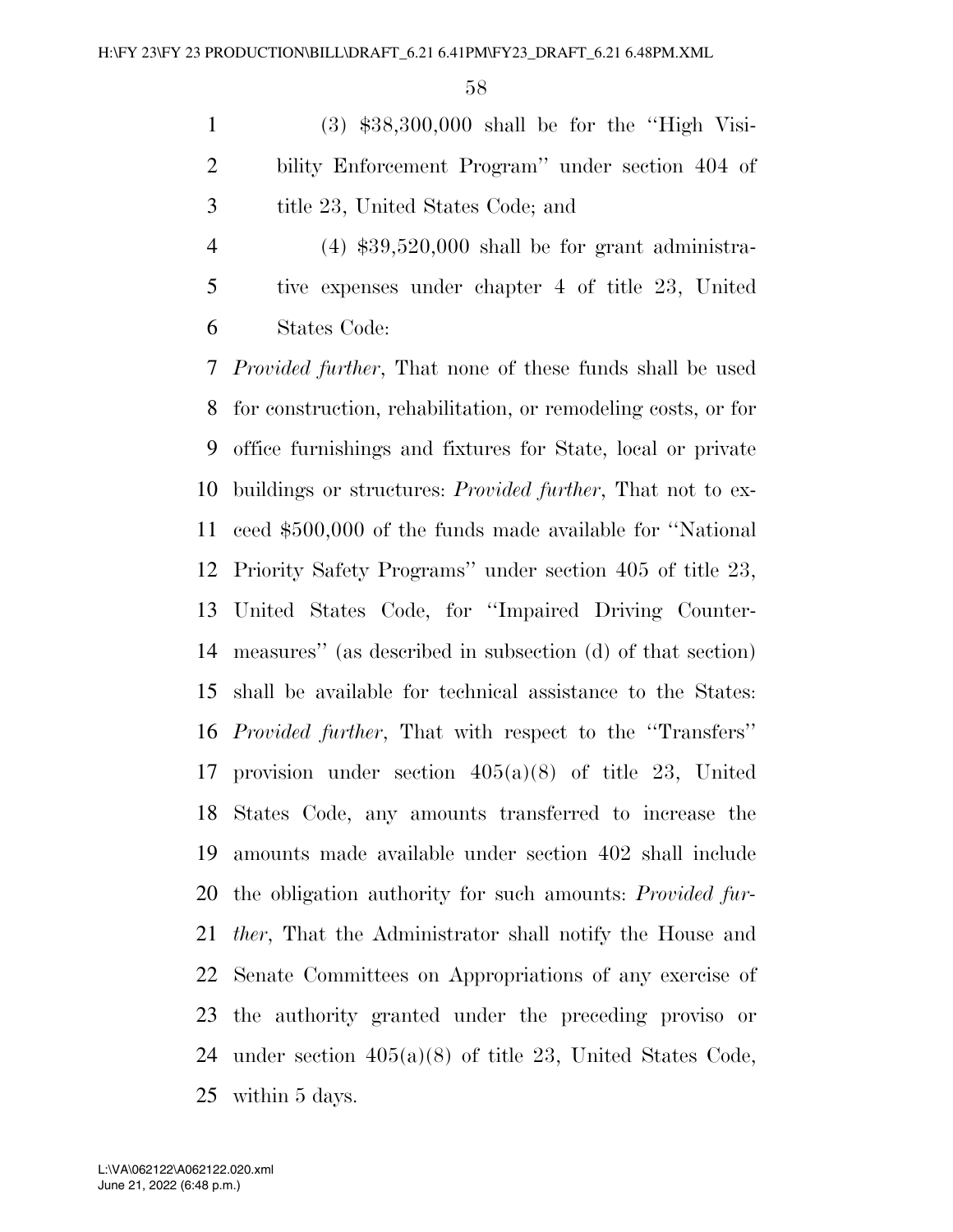(3) $38,300,000 shall be for the ''High Visibility Enforcement Program'' under section 404 of title 23, United States Code; and

(4) $39,520,000 shall be for grant administrative expenses under chapter 4 of title 23, United States Code:

*Provided further*, That none of these funds shall be used for construction, rehabilitation, or remodeling costs, or for office furnishings and fixtures for State, local or private buildings or structures: *Provided further*, That not to exceed $500,000 of the funds made available for ''National Priority Safety Programs'' under section 405 of title 23, United States Code, for ''Impaired Driving Countermeasures'' (as described in subsection (d) of that section) shall be available for technical assistance to the States: *Provided further*, That with respect to the ''Transfers'' provision under section 405(a)(8) of title 23, United States Code, any amounts transferred to increase the amounts made available under section 402 shall include the obligation authority for such amounts: *Provided further*, That the Administrator shall notify the House and Senate Committees on Appropriations of any exercise of the authority granted under the preceding proviso or under section 405(a)(8) of title 23, United States Code, within 5 days.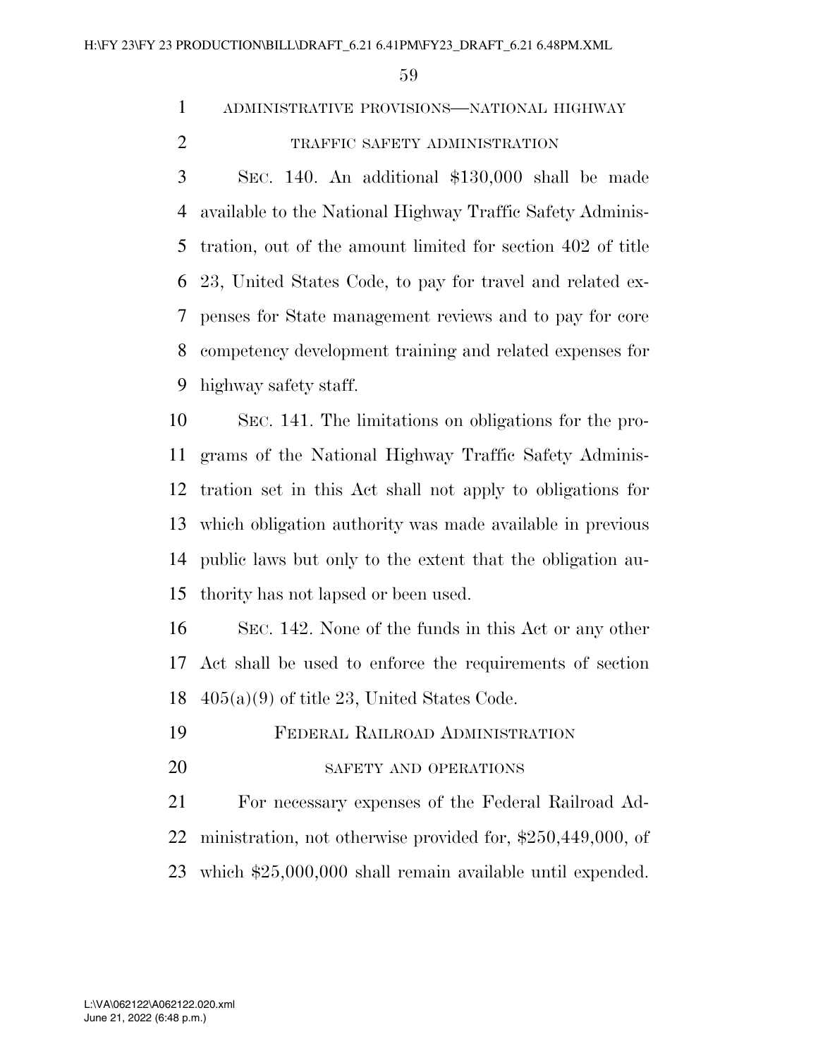## ADMINISTRATIVE PROVISIONS—NATIONAL HIGHWAY TRAFFIC SAFETY ADMINISTRATION

SEC. 140. An additional $130,000 shall be made available to the National Highway Traffic Safety Administration, out of the amount limited for section 402 of title 23, United States Code, to pay for travel and related expenses for State management reviews and to pay for core competency development training and related expenses for highway safety staff.

SEC. 141. The limitations on obligations for the programs of the National Highway Traffic Safety Administration set in this Act shall not apply to obligations for which obligation authority was made available in previous public laws but only to the extent that the obligation authority has not lapsed or been used.

SEC. 142. None of the funds in this Act or any other Act shall be used to enforce the requirements of section 405(a)(9) of title 23, United States Code.

## FEDERAL RAILROAD ADMINISTRATION

### SAFETY AND OPERATIONS

For necessary expenses of the Federal Railroad Administration, not otherwise provided for, $250,449,000, of which $25,000,000 shall remain available until expended.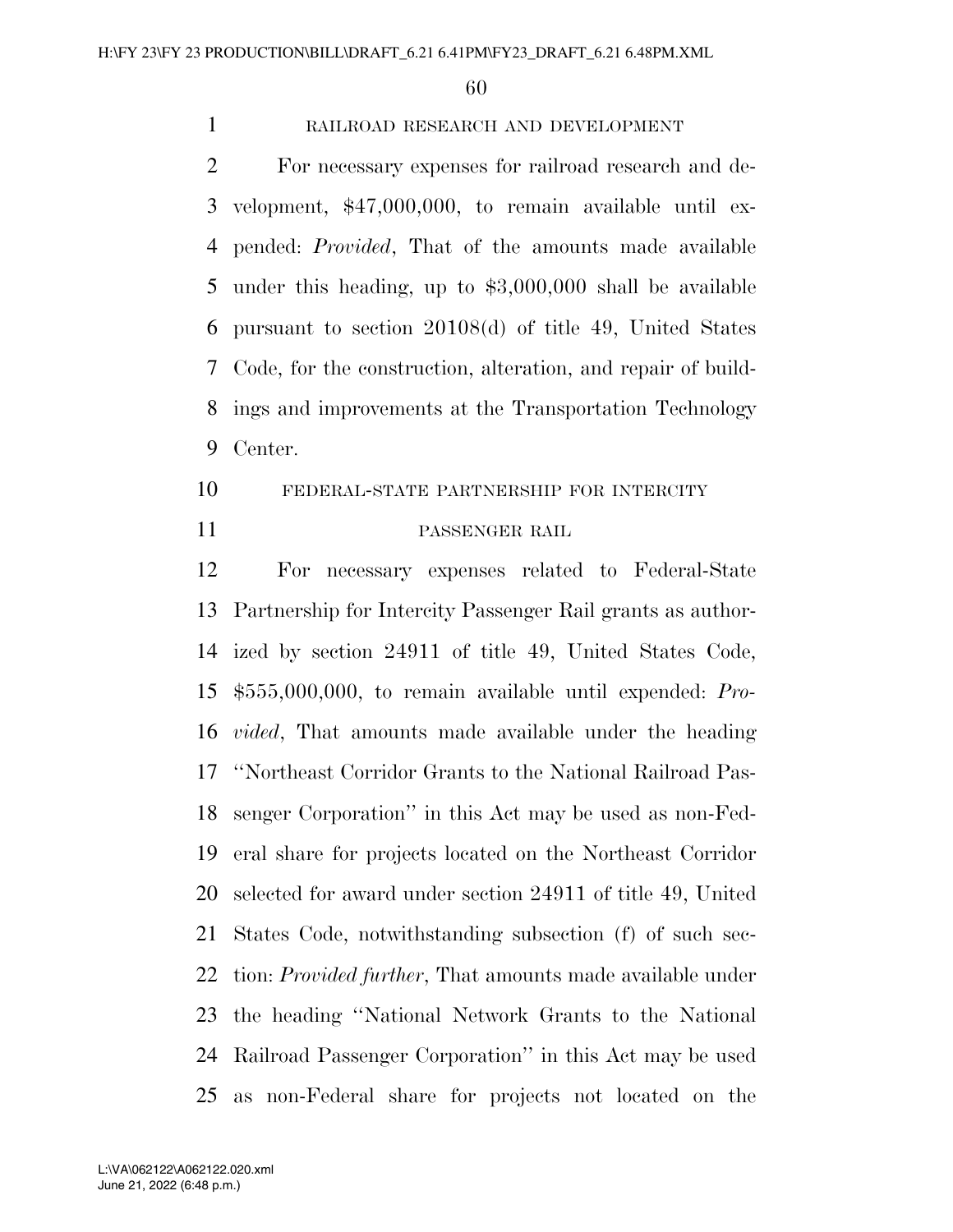## RAILROAD RESEARCH AND DEVELOPMENT

For necessary expenses for railroad research and development, $47,000,000, to remain available until expended: *Provided*, That of the amounts made available under this heading, up to $3,000,000 shall be available pursuant to section 20108(d) of title 49, United States Code, for the construction, alteration, and repair of buildings and improvements at the Transportation Technology Center.

## FEDERAL-STATE PARTNERSHIP FOR INTERCITY PASSENGER RAIL

For necessary expenses related to Federal-State Partnership for Intercity Passenger Rail grants as authorized by section 24911 of title 49, United States Code, $555,000,000, to remain available until expended: *Provided*, That amounts made available under the heading ''Northeast Corridor Grants to the National Railroad Passenger Corporation'' in this Act may be used as non-Federal share for projects located on the Northeast Corridor selected for award under section 24911 of title 49, United States Code, notwithstanding subsection (f) of such section: *Provided further*, That amounts made available under the heading ''National Network Grants to the National Railroad Passenger Corporation'' in this Act may be used as non-Federal share for projects not located on the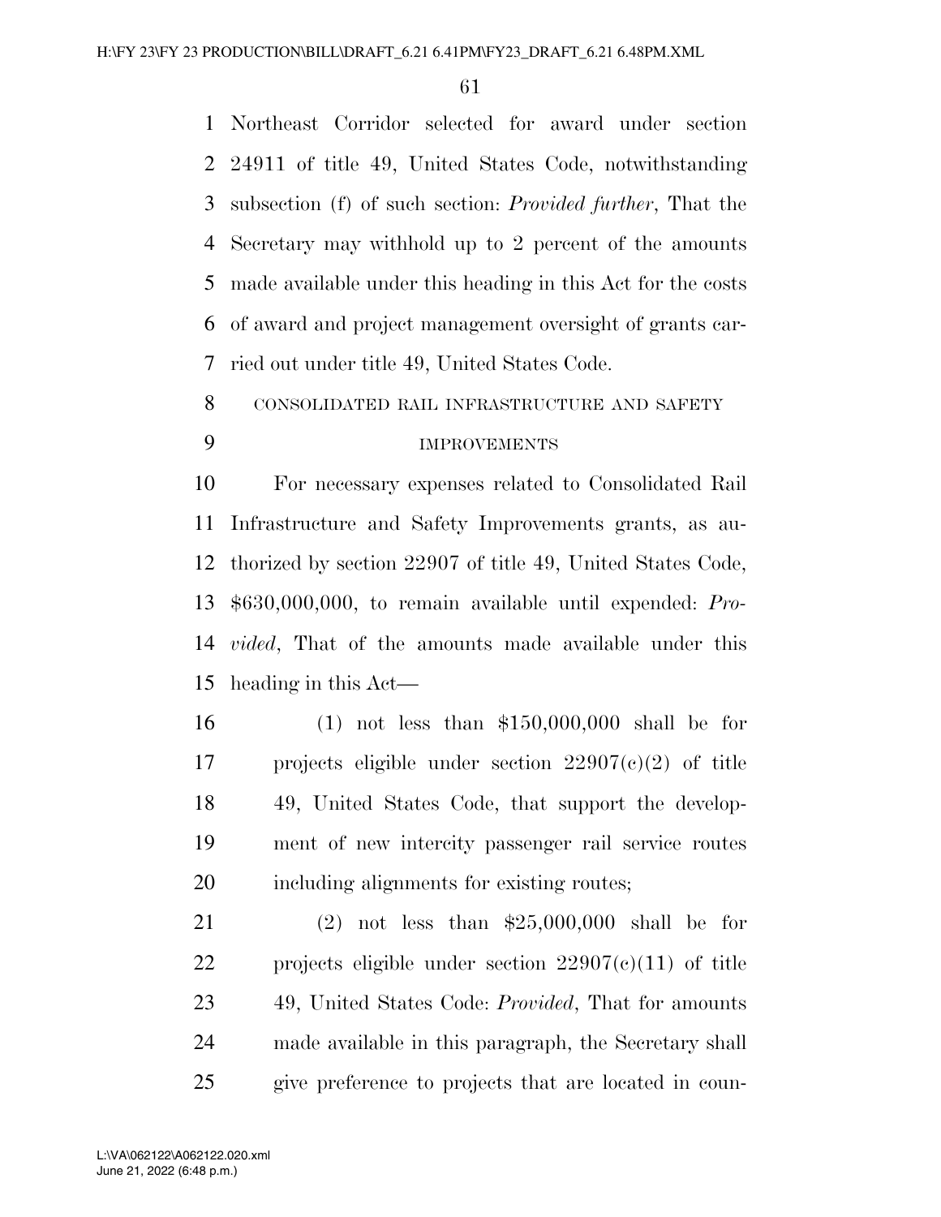Northeast Corridor selected for award under section 24911 of title 49, United States Code, notwithstanding subsection (f) of such section: *Provided further*, That the Secretary may withhold up to 2 percent of the amounts made available under this heading in this Act for the costs of award and project management oversight of grants carried out under title 49, United States Code.

CONSOLIDATED RAIL INFRASTRUCTURE AND SAFETY IMPROVEMENTS

For necessary expenses related to Consolidated Rail Infrastructure and Safety Improvements grants, as authorized by section 22907 of title 49, United States Code, $630,000,000, to remain available until expended: *Provided*, That of the amounts made available under this heading in this Act—

(1) not less than $150,000,000 shall be for projects eligible under section 22907(c)(2) of title 49, United States Code, that support the development of new intercity passenger rail service routes including alignments for existing routes;

(2) not less than $25,000,000 shall be for projects eligible under section 22907(c)(11) of title 49, United States Code: *Provided*, That for amounts made available in this paragraph, the Secretary shall give preference to projects that are located in coun-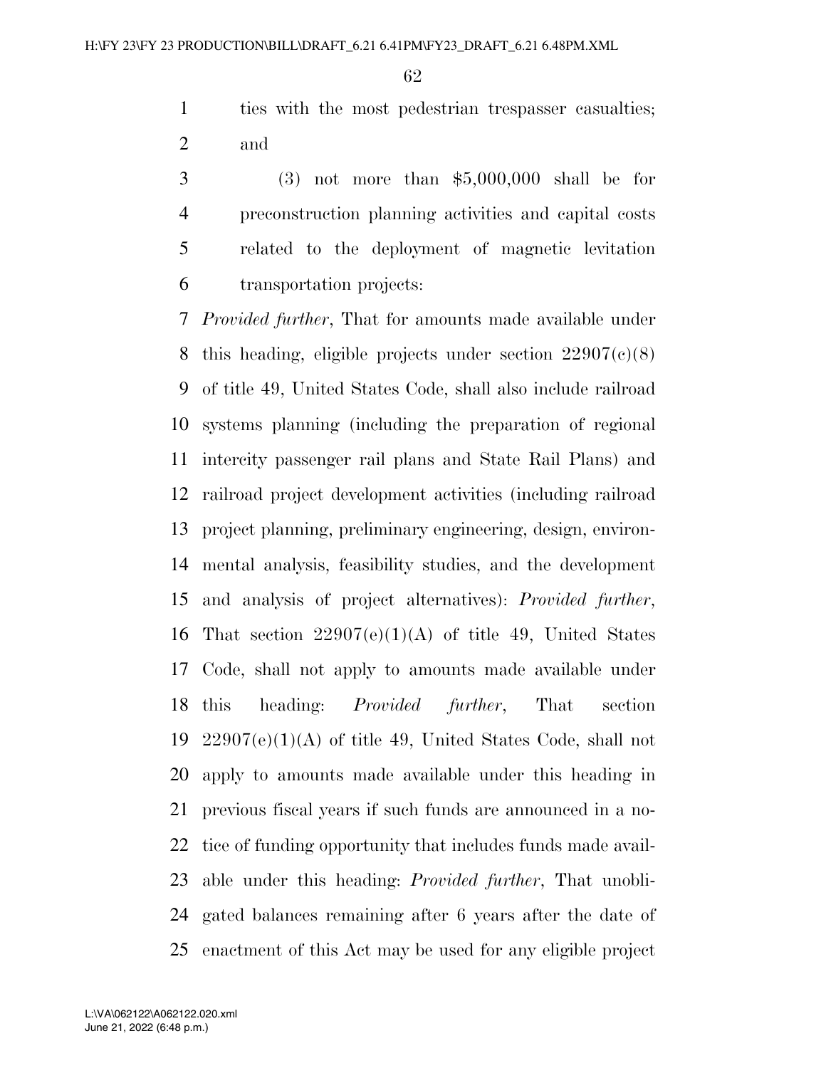ties with the most pedestrian trespasser casualties; and

(3) not more than $5,000,000 shall be for preconstruction planning activities and capital costs related to the deployment of magnetic levitation transportation projects:

*Provided further*, That for amounts made available under this heading, eligible projects under section 22907(c)(8) of title 49, United States Code, shall also include railroad systems planning (including the preparation of regional intercity passenger rail plans and State Rail Plans) and railroad project development activities (including railroad project planning, preliminary engineering, design, environmental analysis, feasibility studies, and the development and analysis of project alternatives): *Provided further*, That section 22907(e)(1)(A) of title 49, United States Code, shall not apply to amounts made available under this heading: *Provided further*, That section 22907(e)(1)(A) of title 49, United States Code, shall not apply to amounts made available under this heading in previous fiscal years if such funds are announced in a notice of funding opportunity that includes funds made available under this heading: *Provided further*, That unobligated balances remaining after 6 years after the date of enactment of this Act may be used for any eligible project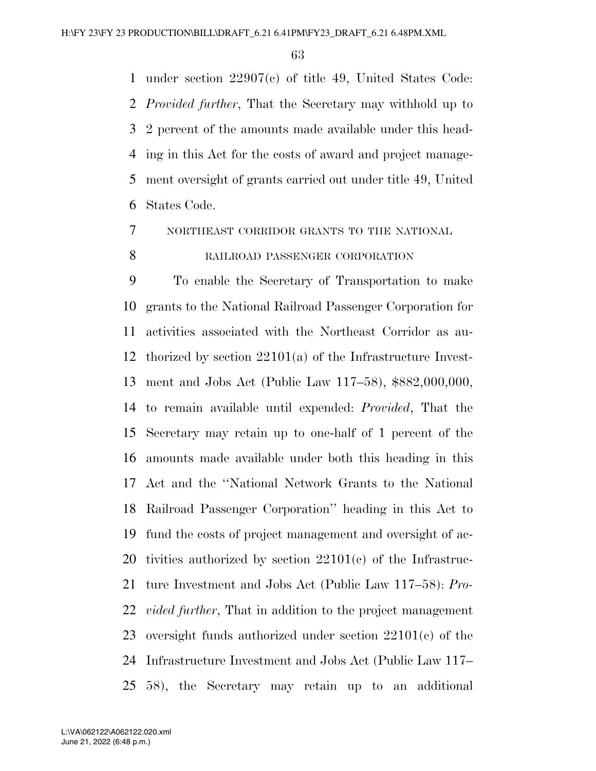under section 22907(c) of title 49, United States Code: *Provided further*, That the Secretary may withhold up to 2 percent of the amounts made available under this heading in this Act for the costs of award and project management oversight of grants carried out under title 49, United States Code.

NORTHEAST CORRIDOR GRANTS TO THE NATIONAL RAILROAD PASSENGER CORPORATION

To enable the Secretary of Transportation to make grants to the National Railroad Passenger Corporation for activities associated with the Northeast Corridor as authorized by section 22101(a) of the Infrastructure Investment and Jobs Act (Public Law 117–58), $882,000,000, to remain available until expended: *Provided*, That the Secretary may retain up to one-half of 1 percent of the amounts made available under both this heading in this Act and the ''National Network Grants to the National Railroad Passenger Corporation'' heading in this Act to fund the costs of project management and oversight of activities authorized by section 22101(c) of the Infrastructure Investment and Jobs Act (Public Law 117–58): *Provided further*, That in addition to the project management oversight funds authorized under section 22101(c) of the Infrastructure Investment and Jobs Act (Public Law 117–58), the Secretary may retain up to an additional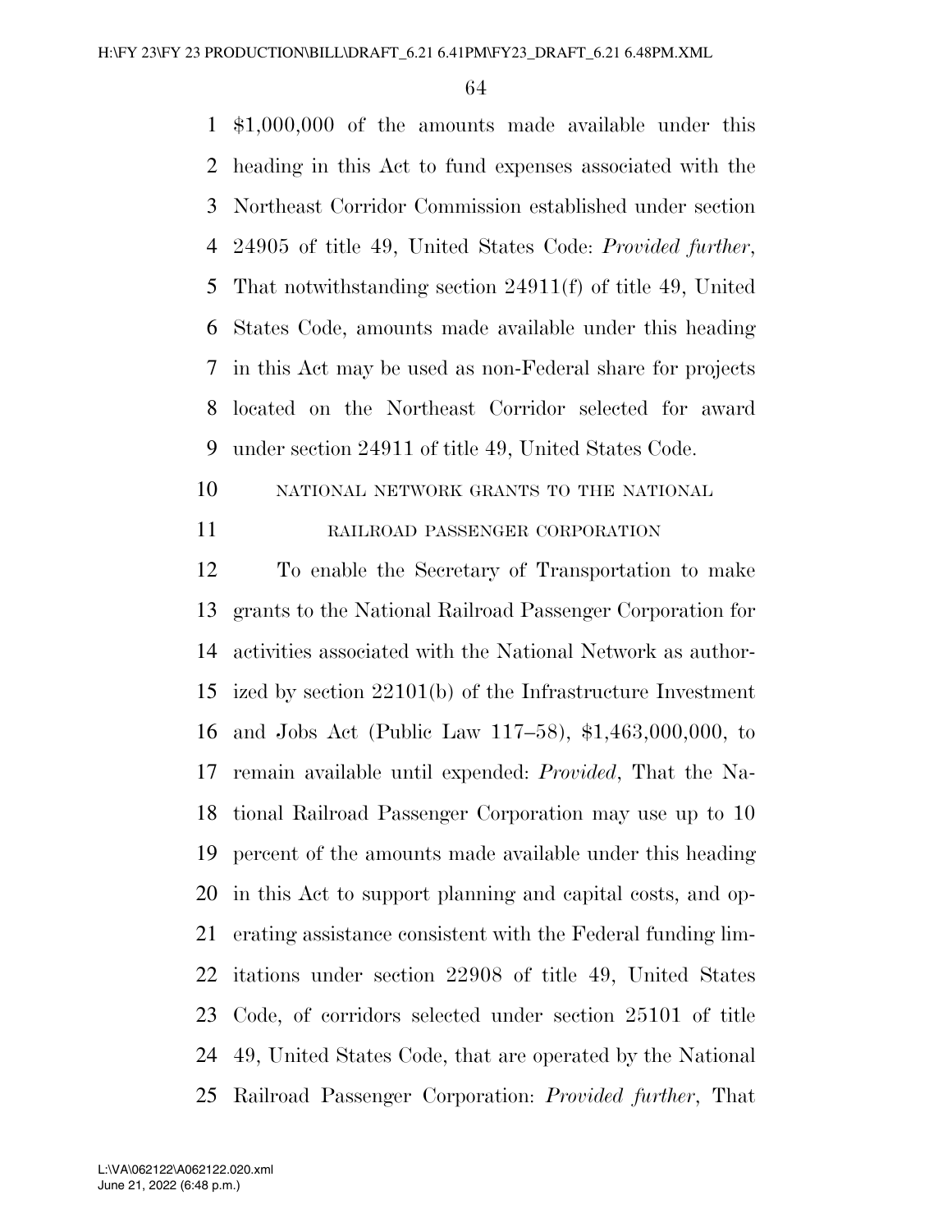$1,000,000 of the amounts made available under this heading in this Act to fund expenses associated with the Northeast Corridor Commission established under section 24905 of title 49, United States Code: *Provided further*, That notwithstanding section 24911(f) of title 49, United States Code, amounts made available under this heading in this Act may be used as non-Federal share for projects located on the Northeast Corridor selected for award under section 24911 of title 49, United States Code.

NATIONAL NETWORK GRANTS TO THE NATIONAL RAILROAD PASSENGER CORPORATION

To enable the Secretary of Transportation to make grants to the National Railroad Passenger Corporation for activities associated with the National Network as authorized by section 22101(b) of the Infrastructure Investment and Jobs Act (Public Law 117–58), $1,463,000,000, to remain available until expended: *Provided*, That the National Railroad Passenger Corporation may use up to 10 percent of the amounts made available under this heading in this Act to support planning and capital costs, and operating assistance consistent with the Federal funding limitations under section 22908 of title 49, United States Code, of corridors selected under section 25101 of title 49, United States Code, that are operated by the National Railroad Passenger Corporation: *Provided further*, That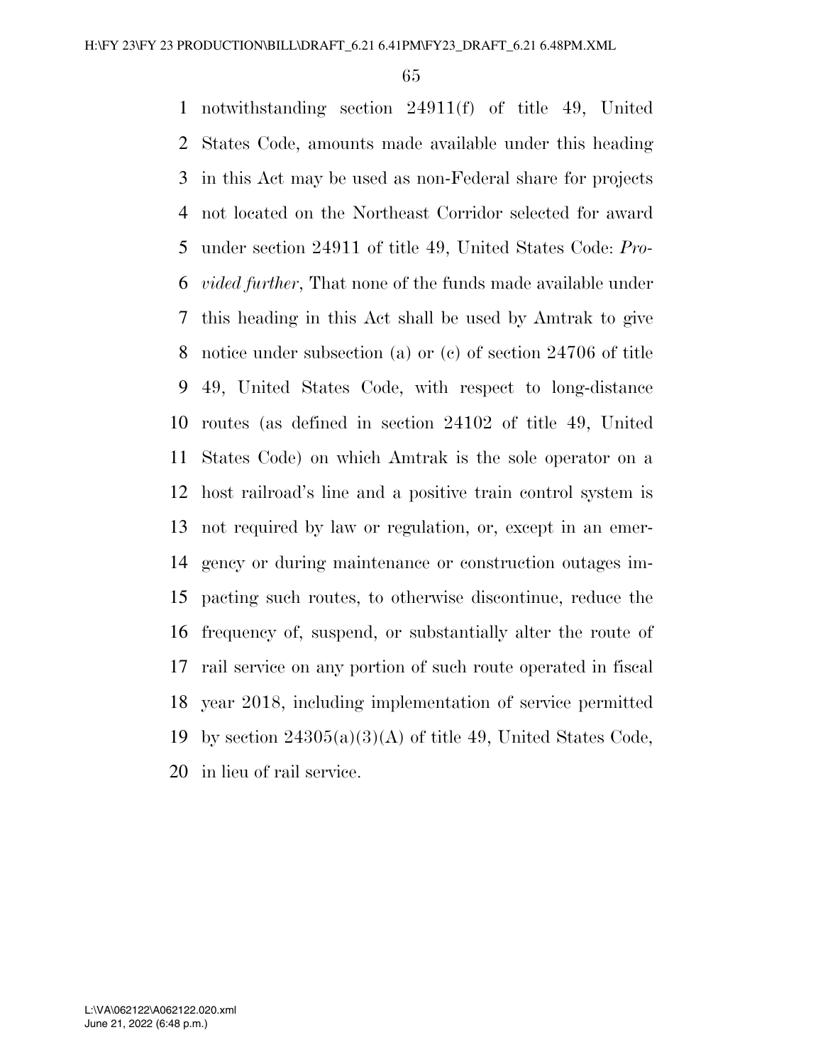notwithstanding section 24911(f) of title 49, United States Code, amounts made available under this heading in this Act may be used as non-Federal share for projects not located on the Northeast Corridor selected for award under section 24911 of title 49, United States Code: *Provided further*, That none of the funds made available under this heading in this Act shall be used by Amtrak to give notice under subsection (a) or (c) of section 24706 of title 49, United States Code, with respect to long-distance routes (as defined in section 24102 of title 49, United States Code) on which Amtrak is the sole operator on a host railroad's line and a positive train control system is not required by law or regulation, or, except in an emergency or during maintenance or construction outages impacting such routes, to otherwise discontinue, reduce the frequency of, suspend, or substantially alter the route of rail service on any portion of such route operated in fiscal year 2018, including implementation of service permitted by section 24305(a)(3)(A) of title 49, United States Code, in lieu of rail service.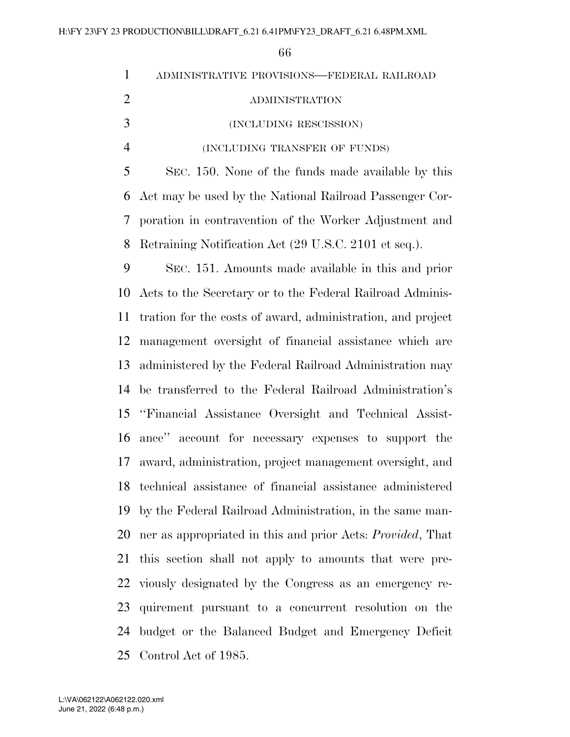ADMINISTRATIVE PROVISIONS—FEDERAL RAILROAD ADMINISTRATION

(INCLUDING RESCISSION)

(INCLUDING TRANSFER OF FUNDS)

SEC. 150. None of the funds made available by this Act may be used by the National Railroad Passenger Corporation in contravention of the Worker Adjustment and Retraining Notification Act (29 U.S.C. 2101 et seq.).

SEC. 151. Amounts made available in this and prior Acts to the Secretary or to the Federal Railroad Administration for the costs of award, administration, and project management oversight of financial assistance which are administered by the Federal Railroad Administration may be transferred to the Federal Railroad Administration's "Financial Assistance Oversight and Technical Assistance" account for necessary expenses to support the award, administration, project management oversight, and technical assistance of financial assistance administered by the Federal Railroad Administration, in the same manner as appropriated in this and prior Acts: *Provided*, That this section shall not apply to amounts that were previously designated by the Congress as an emergency requirement pursuant to a concurrent resolution on the budget or the Balanced Budget and Emergency Deficit Control Act of 1985.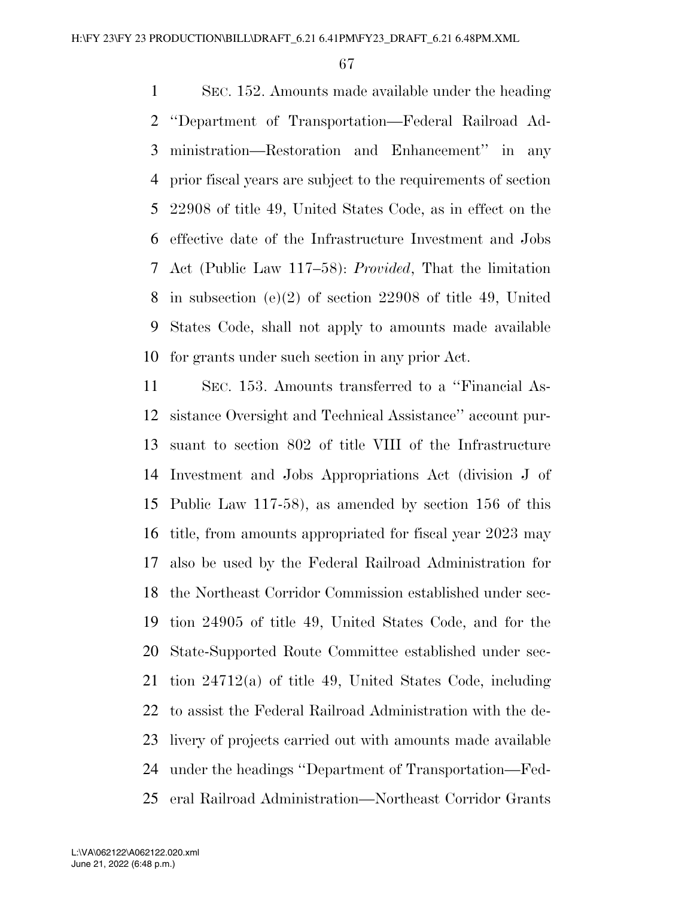SEC. 152. Amounts made available under the heading ''Department of Transportation—Federal Railroad Administration—Restoration and Enhancement'' in any prior fiscal years are subject to the requirements of section 22908 of title 49, United States Code, as in effect on the effective date of the Infrastructure Investment and Jobs Act (Public Law 117–58): *Provided*, That the limitation in subsection (e)(2) of section 22908 of title 49, United States Code, shall not apply to amounts made available for grants under such section in any prior Act.

SEC. 153. Amounts transferred to a ''Financial Assistance Oversight and Technical Assistance'' account pursuant to section 802 of title VIII of the Infrastructure Investment and Jobs Appropriations Act (division J of Public Law 117-58), as amended by section 156 of this title, from amounts appropriated for fiscal year 2023 may also be used by the Federal Railroad Administration for the Northeast Corridor Commission established under section 24905 of title 49, United States Code, and for the State-Supported Route Committee established under section 24712(a) of title 49, United States Code, including to assist the Federal Railroad Administration with the delivery of projects carried out with amounts made available under the headings ''Department of Transportation—Federal Railroad Administration—Northeast Corridor Grants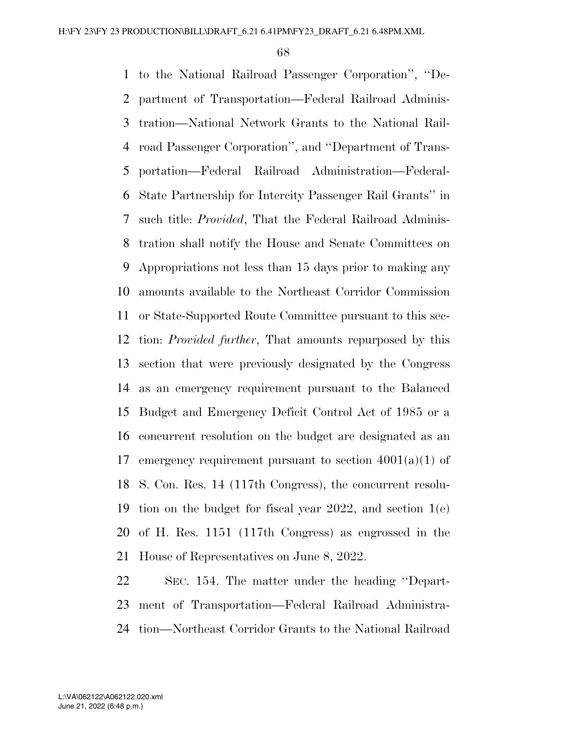to the National Railroad Passenger Corporation'', ''Department of Transportation—Federal Railroad Administration—National Network Grants to the National Railroad Passenger Corporation'', and ''Department of Transportation—Federal Railroad Administration—Federal-State Partnership for Intercity Passenger Rail Grants'' in such title: *Provided*, That the Federal Railroad Administration shall notify the House and Senate Committees on Appropriations not less than 15 days prior to making any amounts available to the Northeast Corridor Commission or State-Supported Route Committee pursuant to this section: *Provided further*, That amounts repurposed by this section that were previously designated by the Congress as an emergency requirement pursuant to the Balanced Budget and Emergency Deficit Control Act of 1985 or a concurrent resolution on the budget are designated as an emergency requirement pursuant to section 4001(a)(1) of S. Con. Res. 14 (117th Congress), the concurrent resolution on the budget for fiscal year 2022, and section 1(e) of H. Res. 1151 (117th Congress) as engrossed in the House of Representatives on June 8, 2022.

SEC. 154. The matter under the heading ''Department of Transportation—Federal Railroad Administration—Northeast Corridor Grants to the National Railroad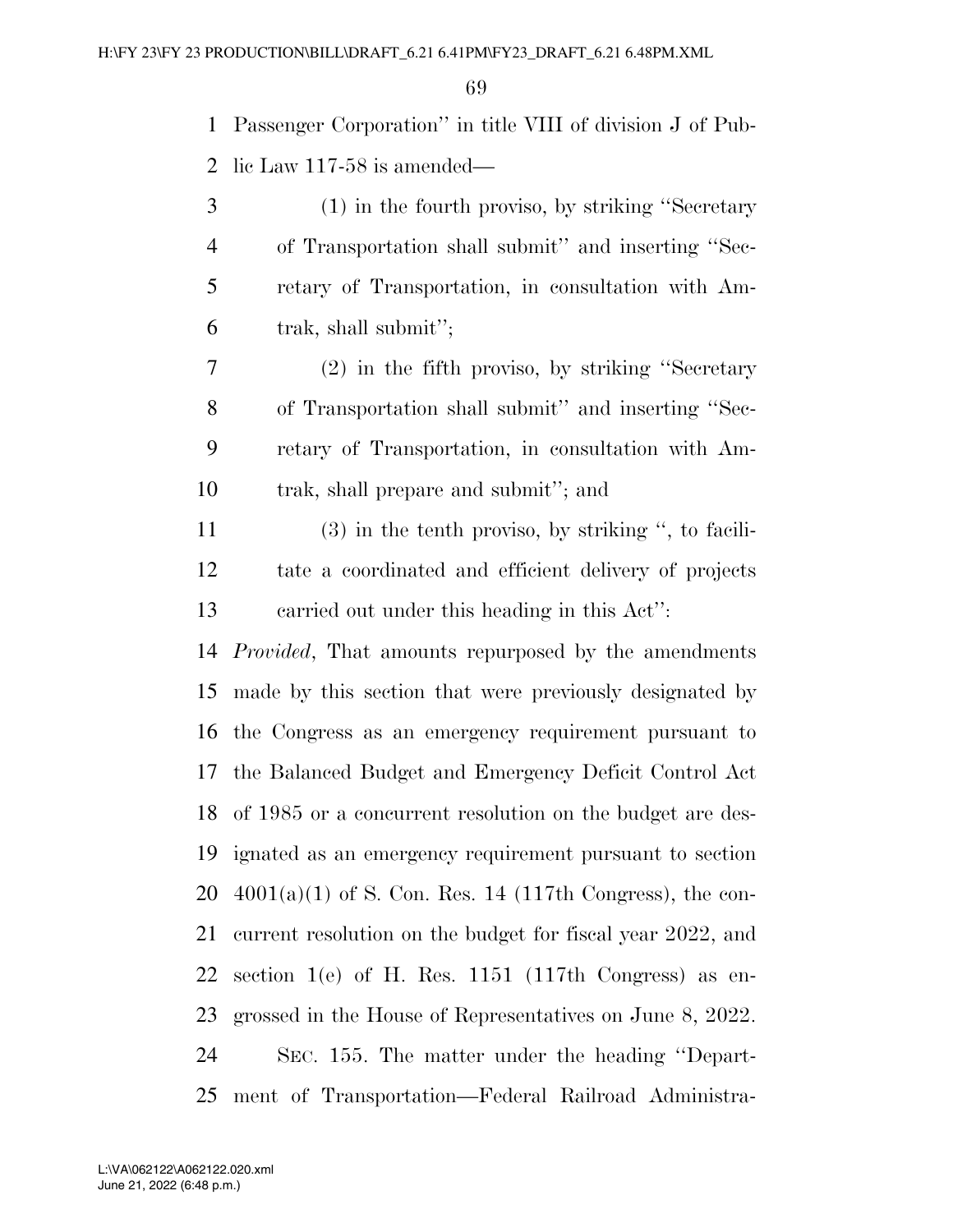Passenger Corporation'' in title VIII of division J of Public Law 117-58 is amended—

(1) in the fourth proviso, by striking ''Secretary of Transportation shall submit'' and inserting ''Secretary of Transportation, in consultation with Amtrak, shall submit'';

(2) in the fifth proviso, by striking ''Secretary of Transportation shall submit'' and inserting ''Secretary of Transportation, in consultation with Amtrak, shall prepare and submit''; and

(3) in the tenth proviso, by striking '', to facilitate a coordinated and efficient delivery of projects carried out under this heading in this Act'':

*Provided*, That amounts repurposed by the amendments made by this section that were previously designated by the Congress as an emergency requirement pursuant to the Balanced Budget and Emergency Deficit Control Act of 1985 or a concurrent resolution on the budget are designated as an emergency requirement pursuant to section 4001(a)(1) of S. Con. Res. 14 (117th Congress), the concurrent resolution on the budget for fiscal year 2022, and section 1(e) of H. Res. 1151 (117th Congress) as engrossed in the House of Representatives on June 8, 2022.

SEC. 155. The matter under the heading ''Department of Transportation—Federal Railroad Administra-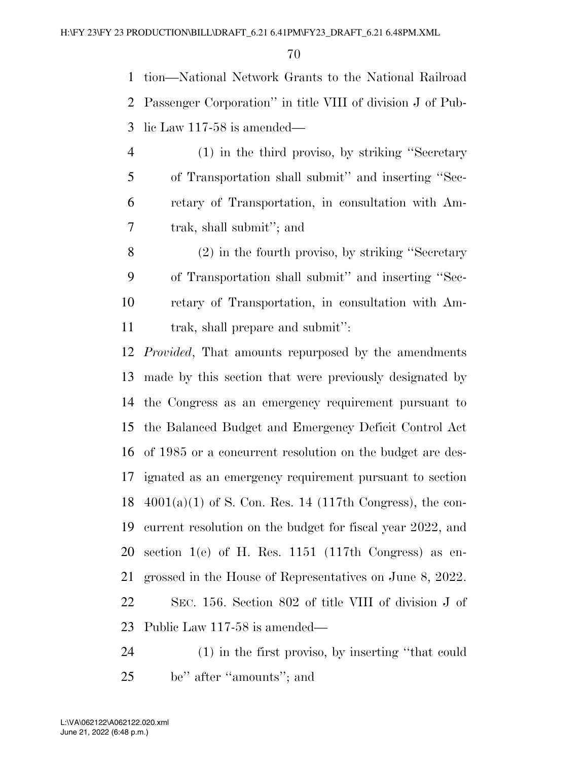tion—National Network Grants to the National Railroad Passenger Corporation'' in title VIII of division J of Public Law 117-58 is amended—

(1) in the third proviso, by striking ''Secretary of Transportation shall submit'' and inserting ''Secretary of Transportation, in consultation with Amtrak, shall submit''; and

(2) in the fourth proviso, by striking ''Secretary of Transportation shall submit'' and inserting ''Secretary of Transportation, in consultation with Amtrak, shall prepare and submit'':

*Provided*, That amounts repurposed by the amendments made by this section that were previously designated by the Congress as an emergency requirement pursuant to the Balanced Budget and Emergency Deficit Control Act of 1985 or a concurrent resolution on the budget are designated as an emergency requirement pursuant to section 4001(a)(1) of S. Con. Res. 14 (117th Congress), the concurrent resolution on the budget for fiscal year 2022, and section 1(e) of H. Res. 1151 (117th Congress) as engrossed in the House of Representatives on June 8, 2022.

SEC. 156. Section 802 of title VIII of division J of Public Law 117-58 is amended—

(1) in the first proviso, by inserting ''that could be'' after ''amounts''; and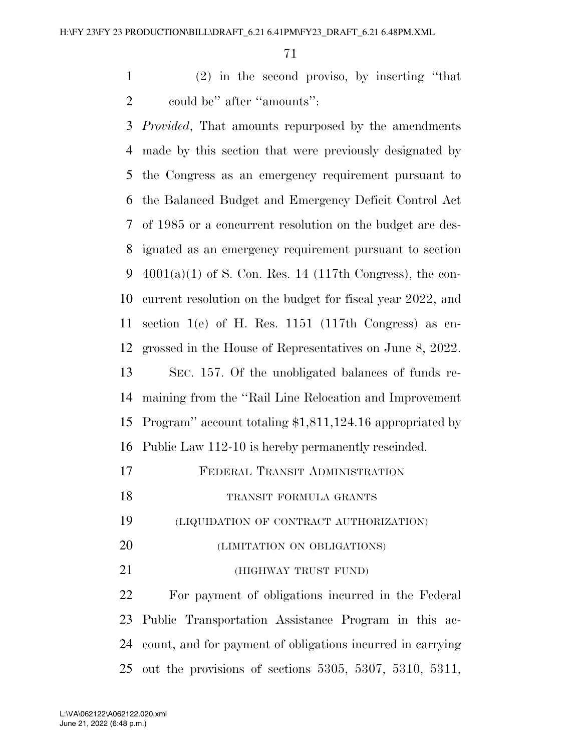(2) in the second proviso, by inserting "that could be" after "amounts":

*Provided*, That amounts repurposed by the amendments made by this section that were previously designated by the Congress as an emergency requirement pursuant to the Balanced Budget and Emergency Deficit Control Act of 1985 or a concurrent resolution on the budget are designated as an emergency requirement pursuant to section 4001(a)(1) of S. Con. Res. 14 (117th Congress), the concurrent resolution on the budget for fiscal year 2022, and section 1(e) of H. Res. 1151 (117th Congress) as engrossed in the House of Representatives on June 8, 2022.

SEC. 157. Of the unobligated balances of funds remaining from the "Rail Line Relocation and Improvement Program" account totaling $1,811,124.16 appropriated by Public Law 112-10 is hereby permanently rescinded.

## FEDERAL TRANSIT ADMINISTRATION

### TRANSIT FORMULA GRANTS

### (LIQUIDATION OF CONTRACT AUTHORIZATION)

### (LIMITATION ON OBLIGATIONS)

### (HIGHWAY TRUST FUND)

For payment of obligations incurred in the Federal Public Transportation Assistance Program in this account, and for payment of obligations incurred in carrying out the provisions of sections 5305, 5307, 5310, 5311,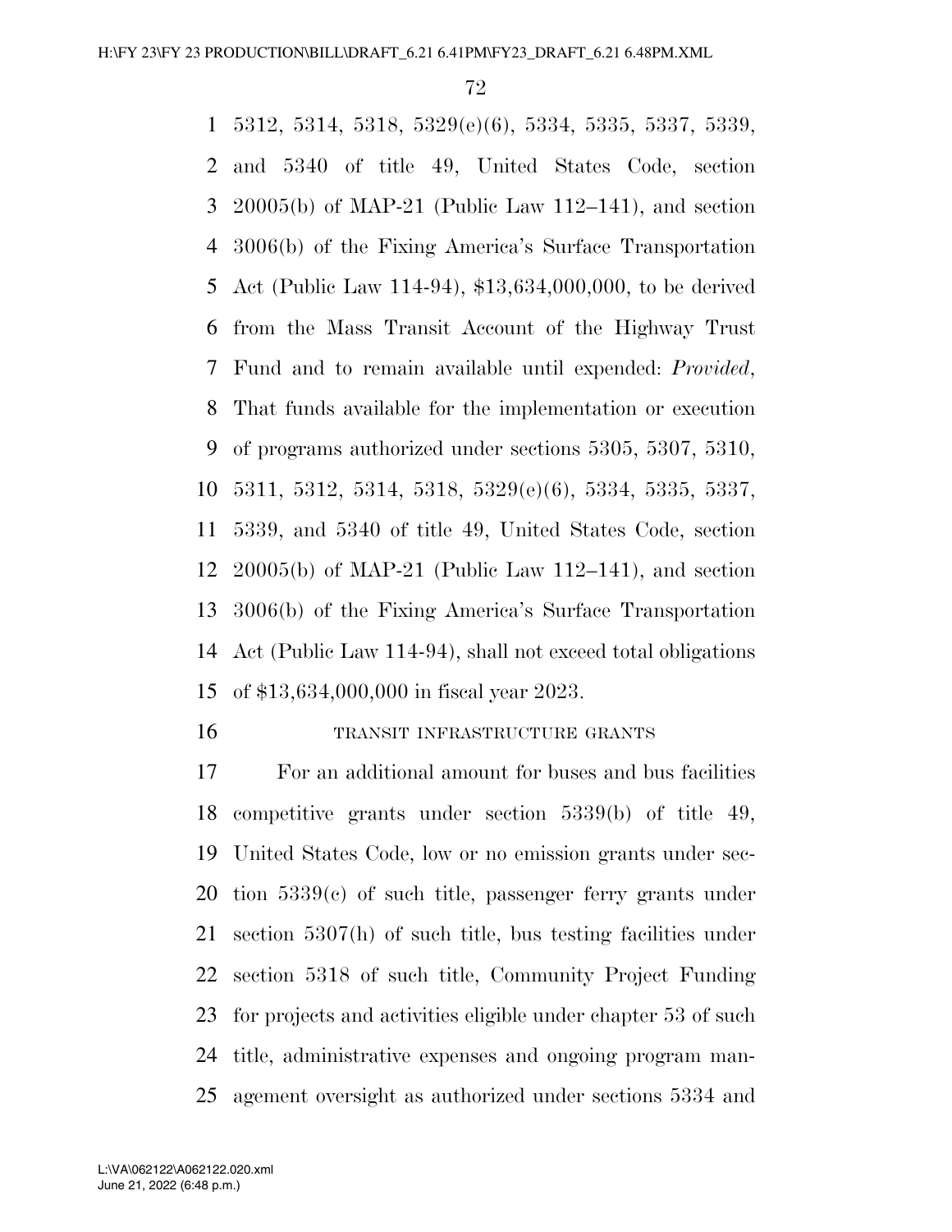5312, 5314, 5318, 5329(e)(6), 5334, 5335, 5337, 5339, and 5340 of title 49, United States Code, section 20005(b) of MAP-21 (Public Law 112–141), and section 3006(b) of the Fixing America's Surface Transportation Act (Public Law 114-94), $13,634,000,000, to be derived from the Mass Transit Account of the Highway Trust Fund and to remain available until expended: *Provided*, That funds available for the implementation or execution of programs authorized under sections 5305, 5307, 5310, 5311, 5312, 5314, 5318, 5329(e)(6), 5334, 5335, 5337, 5339, and 5340 of title 49, United States Code, section 20005(b) of MAP-21 (Public Law 112–141), and section 3006(b) of the Fixing America's Surface Transportation Act (Public Law 114-94), shall not exceed total obligations of $13,634,000,000 in fiscal year 2023.

TRANSIT INFRASTRUCTURE GRANTS

For an additional amount for buses and bus facilities competitive grants under section 5339(b) of title 49, United States Code, low or no emission grants under section 5339(c) of such title, passenger ferry grants under section 5307(h) of such title, bus testing facilities under section 5318 of such title, Community Project Funding for projects and activities eligible under chapter 53 of such title, administrative expenses and ongoing program management oversight as authorized under sections 5334 and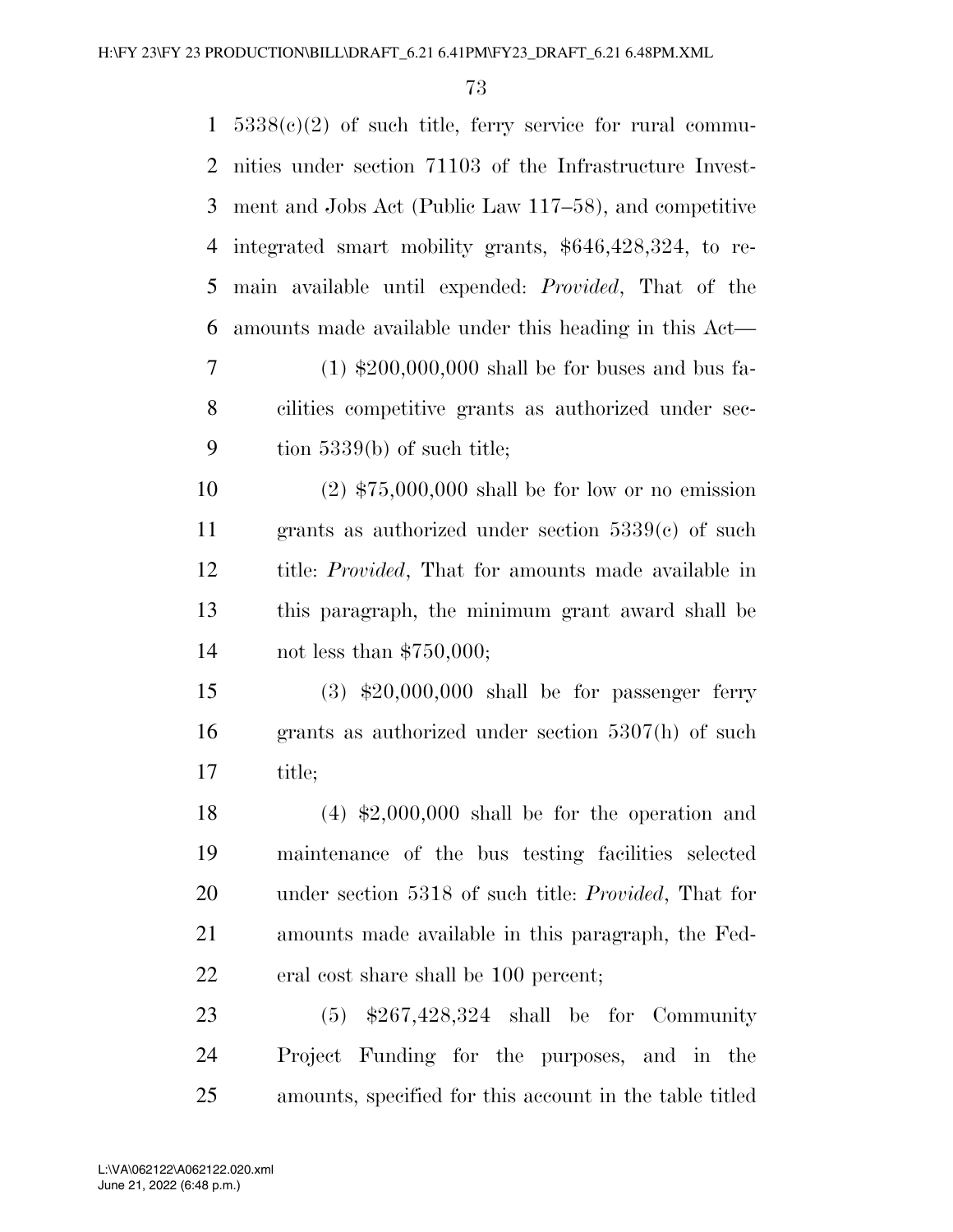5338(c)(2) of such title, ferry service for rural communities under section 71103 of the Infrastructure Investment and Jobs Act (Public Law 117–58), and competitive integrated smart mobility grants, $646,428,324, to remain available until expended: *Provided*, That of the amounts made available under this heading in this Act—

(1) $200,000,000 shall be for buses and bus facilities competitive grants as authorized under section 5339(b) of such title;

(2) $75,000,000 shall be for low or no emission grants as authorized under section 5339(c) of such title: *Provided*, That for amounts made available in this paragraph, the minimum grant award shall be not less than $750,000;

(3) $20,000,000 shall be for passenger ferry grants as authorized under section 5307(h) of such title;

(4) $2,000,000 shall be for the operation and maintenance of the bus testing facilities selected under section 5318 of such title: *Provided*, That for amounts made available in this paragraph, the Federal cost share shall be 100 percent;

(5) $267,428,324 shall be for Community Project Funding for the purposes, and in the amounts, specified for this account in the table titled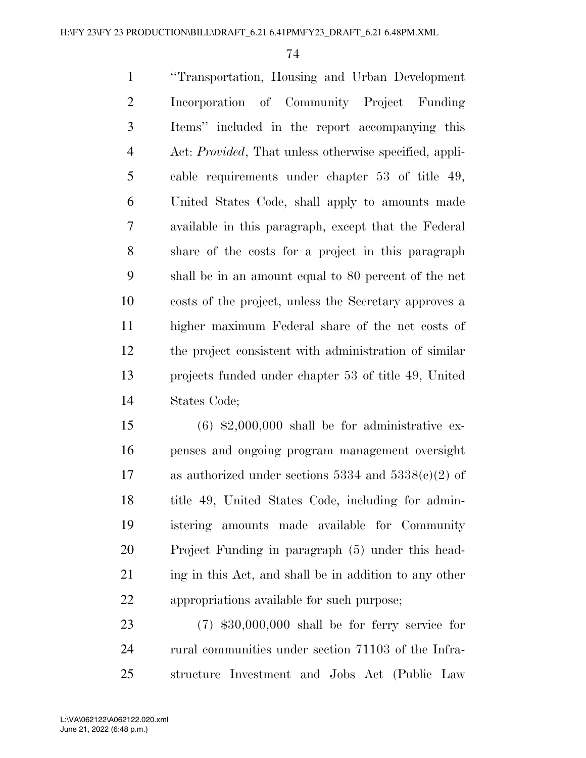"Transportation, Housing and Urban Development Incorporation of Community Project Funding Items" included in the report accompanying this Act: *Provided*, That unless otherwise specified, applicable requirements under chapter 53 of title 49, United States Code, shall apply to amounts made available in this paragraph, except that the Federal share of the costs for a project in this paragraph shall be in an amount equal to 80 percent of the net costs of the project, unless the Secretary approves a higher maximum Federal share of the net costs of the project consistent with administration of similar projects funded under chapter 53 of title 49, United States Code;

(6) $2,000,000 shall be for administrative expenses and ongoing program management oversight as authorized under sections 5334 and 5338(c)(2) of title 49, United States Code, including for administering amounts made available for Community Project Funding in paragraph (5) under this heading in this Act, and shall be in addition to any other appropriations available for such purpose;

(7) $30,000,000 shall be for ferry service for rural communities under section 71103 of the Infrastructure Investment and Jobs Act (Public Law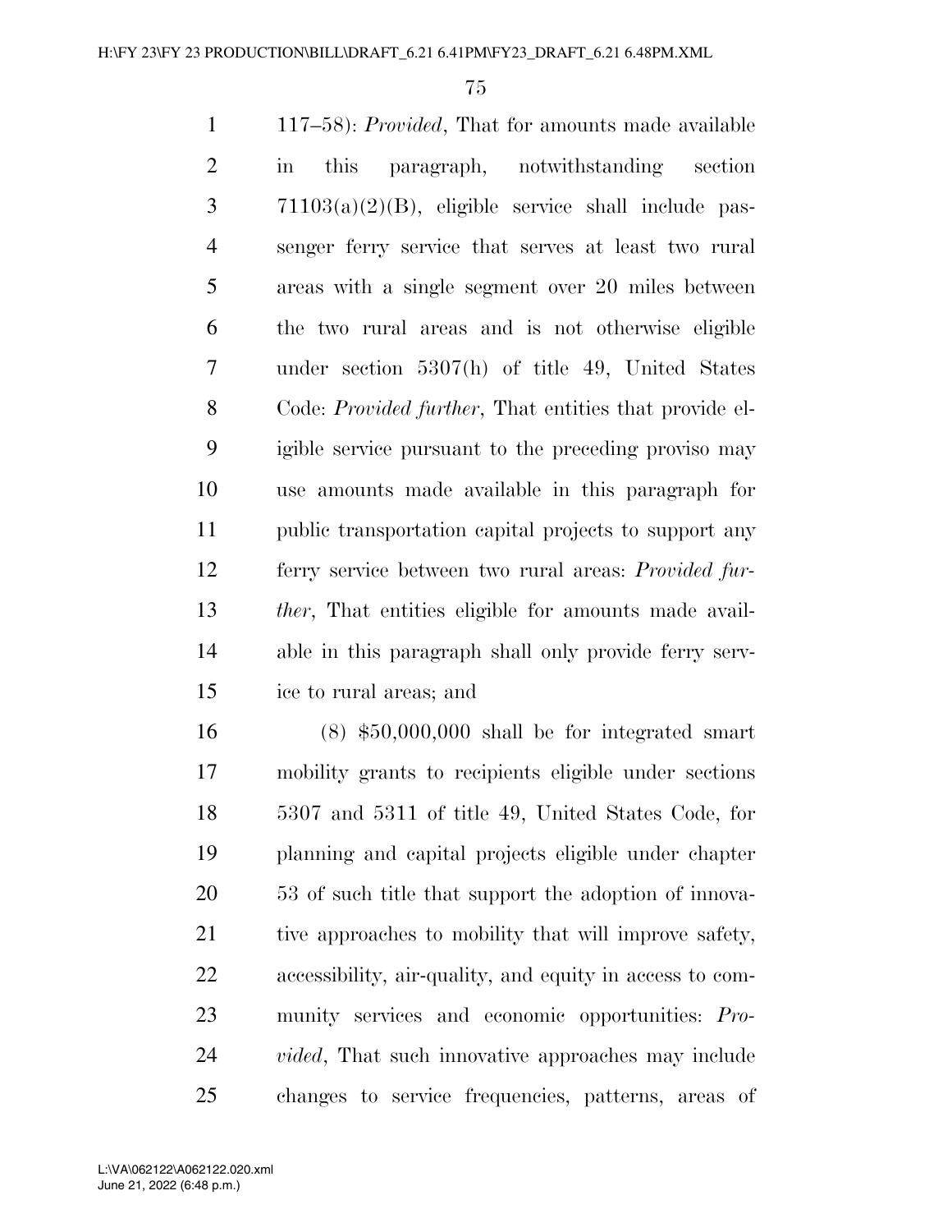117–58): *Provided*, That for amounts made available in this paragraph, notwithstanding section 71103(a)(2)(B), eligible service shall include passenger ferry service that serves at least two rural areas with a single segment over 20 miles between the two rural areas and is not otherwise eligible under section 5307(h) of title 49, United States Code: *Provided further*, That entities that provide eligible service pursuant to the preceding proviso may use amounts made available in this paragraph for public transportation capital projects to support any ferry service between two rural areas: *Provided further*, That entities eligible for amounts made available in this paragraph shall only provide ferry service to rural areas; and

(8) $50,000,000 shall be for integrated smart mobility grants to recipients eligible under sections 5307 and 5311 of title 49, United States Code, for planning and capital projects eligible under chapter 53 of such title that support the adoption of innovative approaches to mobility that will improve safety, accessibility, air-quality, and equity in access to community services and economic opportunities: *Provided*, That such innovative approaches may include changes to service frequencies, patterns, areas of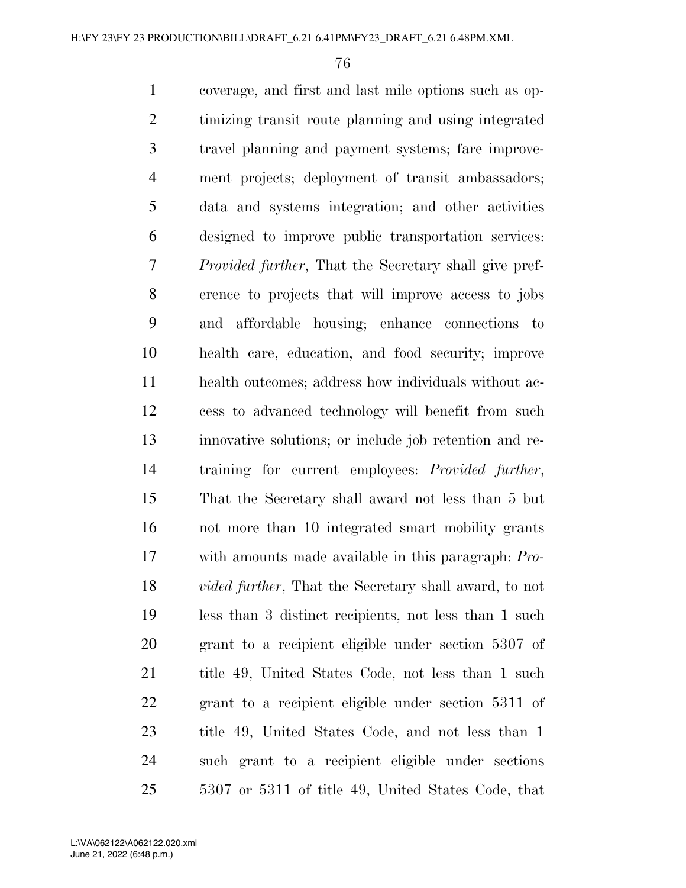coverage, and first and last mile options such as optimizing transit route planning and using integrated travel planning and payment systems; fare improvement projects; deployment of transit ambassadors; data and systems integration; and other activities designed to improve public transportation services: *Provided further*, That the Secretary shall give preference to projects that will improve access to jobs and affordable housing; enhance connections to health care, education, and food security; improve health outcomes; address how individuals without access to advanced technology will benefit from such innovative solutions; or include job retention and retraining for current employees: *Provided further*, That the Secretary shall award not less than 5 but not more than 10 integrated smart mobility grants with amounts made available in this paragraph: *Provided further*, That the Secretary shall award, to not less than 3 distinct recipients, not less than 1 such grant to a recipient eligible under section 5307 of title 49, United States Code, not less than 1 such grant to a recipient eligible under section 5311 of title 49, United States Code, and not less than 1 such grant to a recipient eligible under sections 5307 or 5311 of title 49, United States Code, that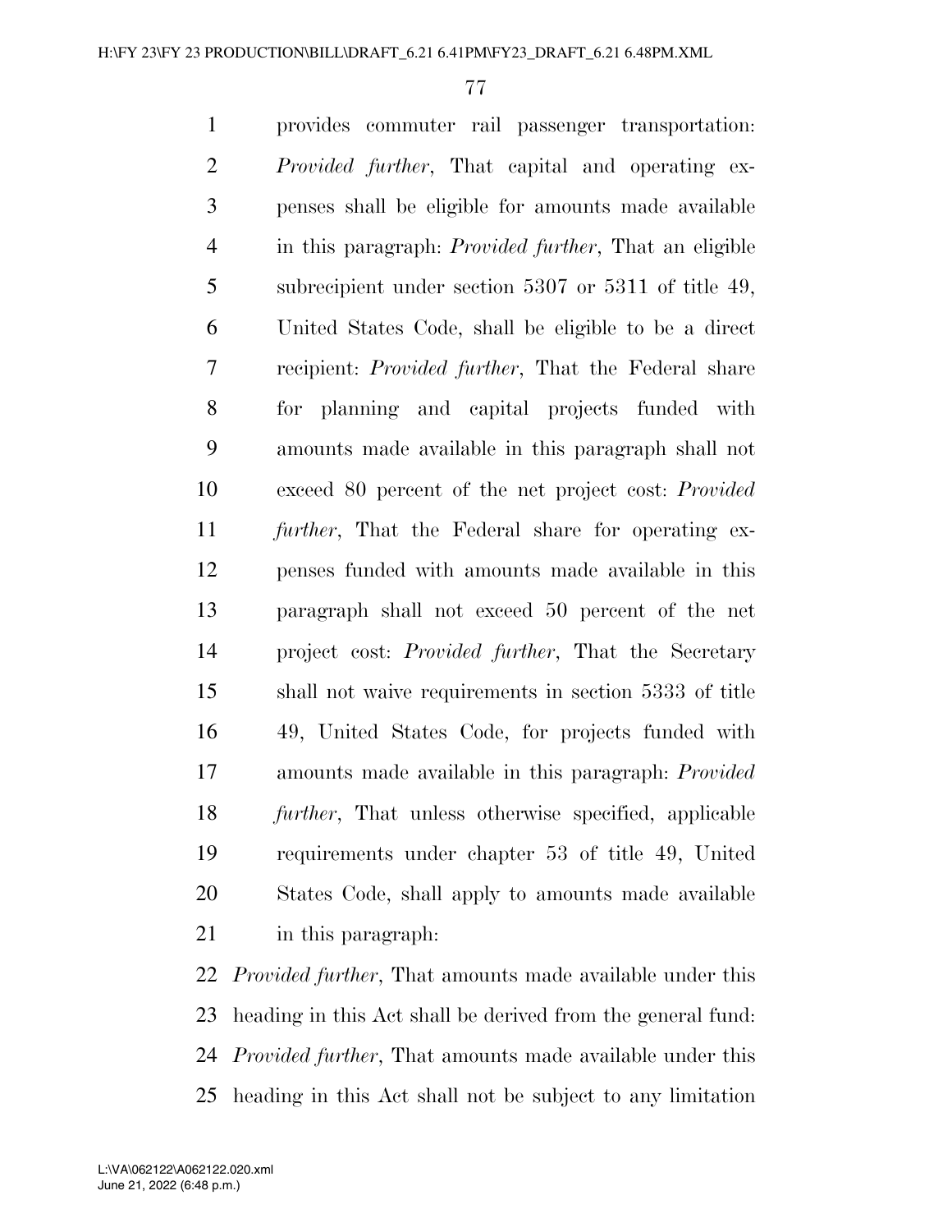provides commuter rail passenger transportation: *Provided further*, That capital and operating expenses shall be eligible for amounts made available in this paragraph: *Provided further*, That an eligible subrecipient under section 5307 or 5311 of title 49, United States Code, shall be eligible to be a direct recipient: *Provided further*, That the Federal share for planning and capital projects funded with amounts made available in this paragraph shall not exceed 80 percent of the net project cost: *Provided further*, That the Federal share for operating expenses funded with amounts made available in this paragraph shall not exceed 50 percent of the net project cost: *Provided further*, That the Secretary shall not waive requirements in section 5333 of title 49, United States Code, for projects funded with amounts made available in this paragraph: *Provided further*, That unless otherwise specified, applicable requirements under chapter 53 of title 49, United States Code, shall apply to amounts made available in this paragraph:

*Provided further*, That amounts made available under this heading in this Act shall be derived from the general fund: *Provided further*, That amounts made available under this heading in this Act shall not be subject to any limitation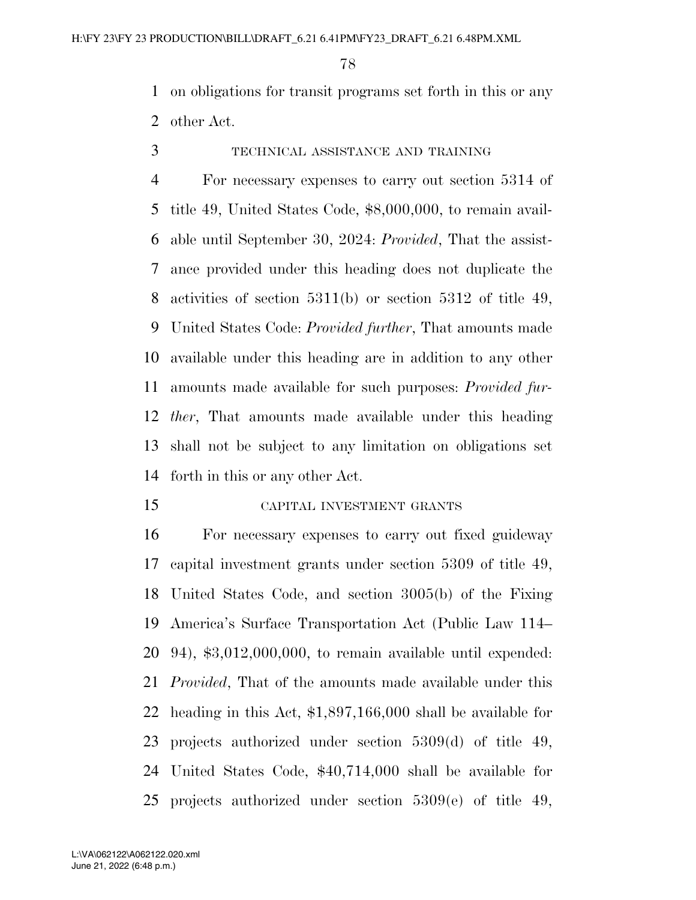on obligations for transit programs set forth in this or any other Act.

TECHNICAL ASSISTANCE AND TRAINING

For necessary expenses to carry out section 5314 of title 49, United States Code, $8,000,000, to remain available until September 30, 2024: *Provided*, That the assistance provided under this heading does not duplicate the activities of section 5311(b) or section 5312 of title 49, United States Code: *Provided further*, That amounts made available under this heading are in addition to any other amounts made available for such purposes: *Provided further*, That amounts made available under this heading shall not be subject to any limitation on obligations set forth in this or any other Act.

CAPITAL INVESTMENT GRANTS

For necessary expenses to carry out fixed guideway capital investment grants under section 5309 of title 49, United States Code, and section 3005(b) of the Fixing America's Surface Transportation Act (Public Law 114–94), $3,012,000,000, to remain available until expended: *Provided*, That of the amounts made available under this heading in this Act, $1,897,166,000 shall be available for projects authorized under section 5309(d) of title 49, United States Code, $40,714,000 shall be available for projects authorized under section 5309(e) of title 49,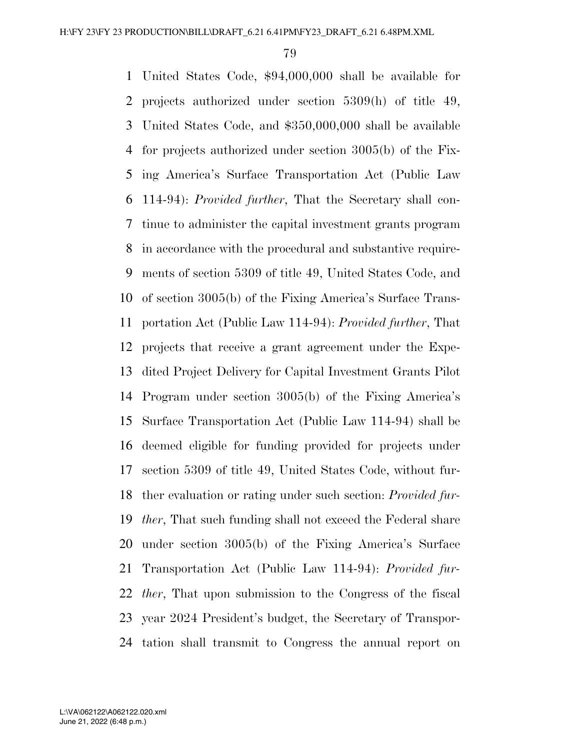United States Code, $94,000,000 shall be available for projects authorized under section 5309(h) of title 49, United States Code, and $350,000,000 shall be available for projects authorized under section 3005(b) of the Fixing America's Surface Transportation Act (Public Law 114-94): *Provided further*, That the Secretary shall continue to administer the capital investment grants program in accordance with the procedural and substantive requirements of section 5309 of title 49, United States Code, and of section 3005(b) of the Fixing America's Surface Transportation Act (Public Law 114-94): *Provided further*, That projects that receive a grant agreement under the Expedited Project Delivery for Capital Investment Grants Pilot Program under section 3005(b) of the Fixing America's Surface Transportation Act (Public Law 114-94) shall be deemed eligible for funding provided for projects under section 5309 of title 49, United States Code, without further evaluation or rating under such section: *Provided further*, That such funding shall not exceed the Federal share under section 3005(b) of the Fixing America's Surface Transportation Act (Public Law 114-94): *Provided further*, That upon submission to the Congress of the fiscal year 2024 President's budget, the Secretary of Transportation shall transmit to Congress the annual report on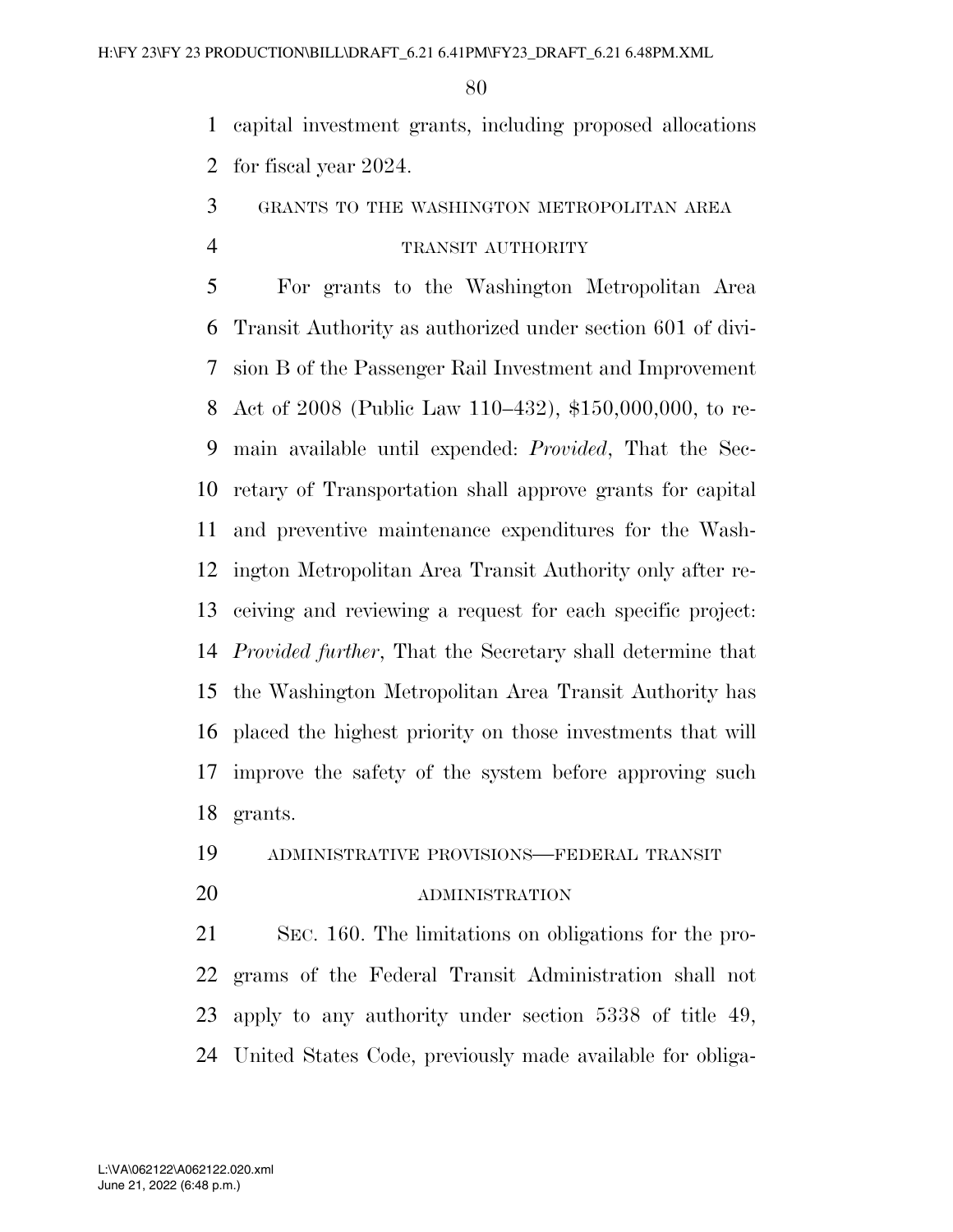capital investment grants, including proposed allocations for fiscal year 2024.

GRANTS TO THE WASHINGTON METROPOLITAN AREA TRANSIT AUTHORITY

For grants to the Washington Metropolitan Area Transit Authority as authorized under section 601 of division B of the Passenger Rail Investment and Improvement Act of 2008 (Public Law 110–432), $150,000,000, to remain available until expended: *Provided*, That the Secretary of Transportation shall approve grants for capital and preventive maintenance expenditures for the Washington Metropolitan Area Transit Authority only after receiving and reviewing a request for each specific project: *Provided further*, That the Secretary shall determine that the Washington Metropolitan Area Transit Authority has placed the highest priority on those investments that will improve the safety of the system before approving such grants.

ADMINISTRATIVE PROVISIONS—FEDERAL TRANSIT ADMINISTRATION

SEC. 160. The limitations on obligations for the programs of the Federal Transit Administration shall not apply to any authority under section 5338 of title 49, United States Code, previously made available for obliga-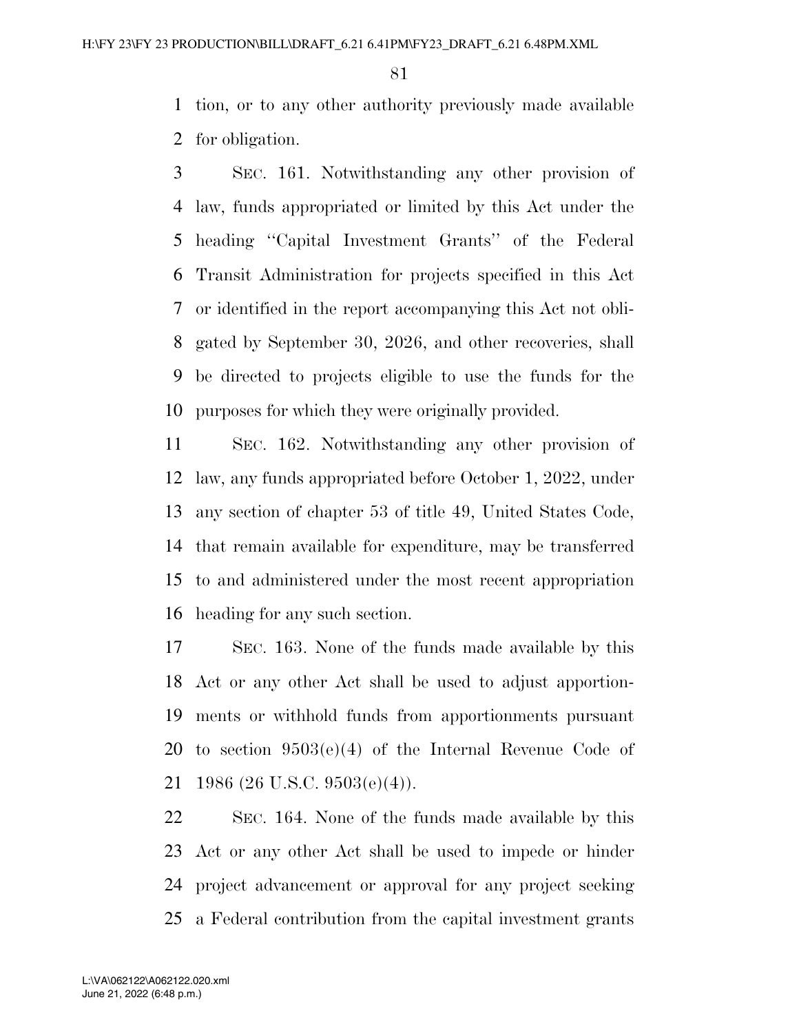tion, or to any other authority previously made available for obligation.

SEC. 161. Notwithstanding any other provision of law, funds appropriated or limited by this Act under the heading ''Capital Investment Grants'' of the Federal Transit Administration for projects specified in this Act or identified in the report accompanying this Act not obligated by September 30, 2026, and other recoveries, shall be directed to projects eligible to use the funds for the purposes for which they were originally provided.

SEC. 162. Notwithstanding any other provision of law, any funds appropriated before October 1, 2022, under any section of chapter 53 of title 49, United States Code, that remain available for expenditure, may be transferred to and administered under the most recent appropriation heading for any such section.

SEC. 163. None of the funds made available by this Act or any other Act shall be used to adjust apportionments or withhold funds from apportionments pursuant to section 9503(e)(4) of the Internal Revenue Code of 1986 (26 U.S.C. 9503(e)(4)).

SEC. 164. None of the funds made available by this Act or any other Act shall be used to impede or hinder project advancement or approval for any project seeking a Federal contribution from the capital investment grants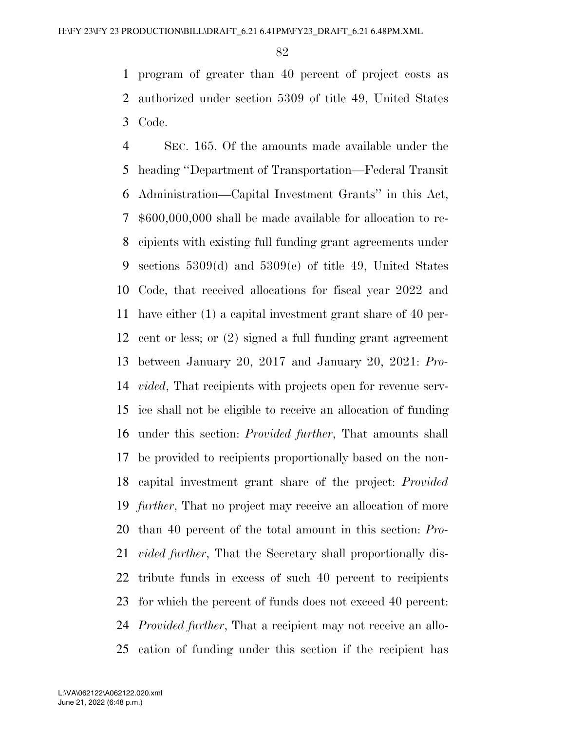program of greater than 40 percent of project costs as authorized under section 5309 of title 49, United States Code.

SEC. 165. Of the amounts made available under the heading ''Department of Transportation—Federal Transit Administration—Capital Investment Grants'' in this Act, $600,000,000 shall be made available for allocation to recipients with existing full funding grant agreements under sections 5309(d) and 5309(e) of title 49, United States Code, that received allocations for fiscal year 2022 and have either (1) a capital investment grant share of 40 percent or less; or (2) signed a full funding grant agreement between January 20, 2017 and January 20, 2021: *Provided*, That recipients with projects open for revenue service shall not be eligible to receive an allocation of funding under this section: *Provided further*, That amounts shall be provided to recipients proportionally based on the non-capital investment grant share of the project: *Provided further*, That no project may receive an allocation of more than 40 percent of the total amount in this section: *Provided further*, That the Secretary shall proportionally distribute funds in excess of such 40 percent to recipients for which the percent of funds does not exceed 40 percent: *Provided further*, That a recipient may not receive an allocation of funding under this section if the recipient has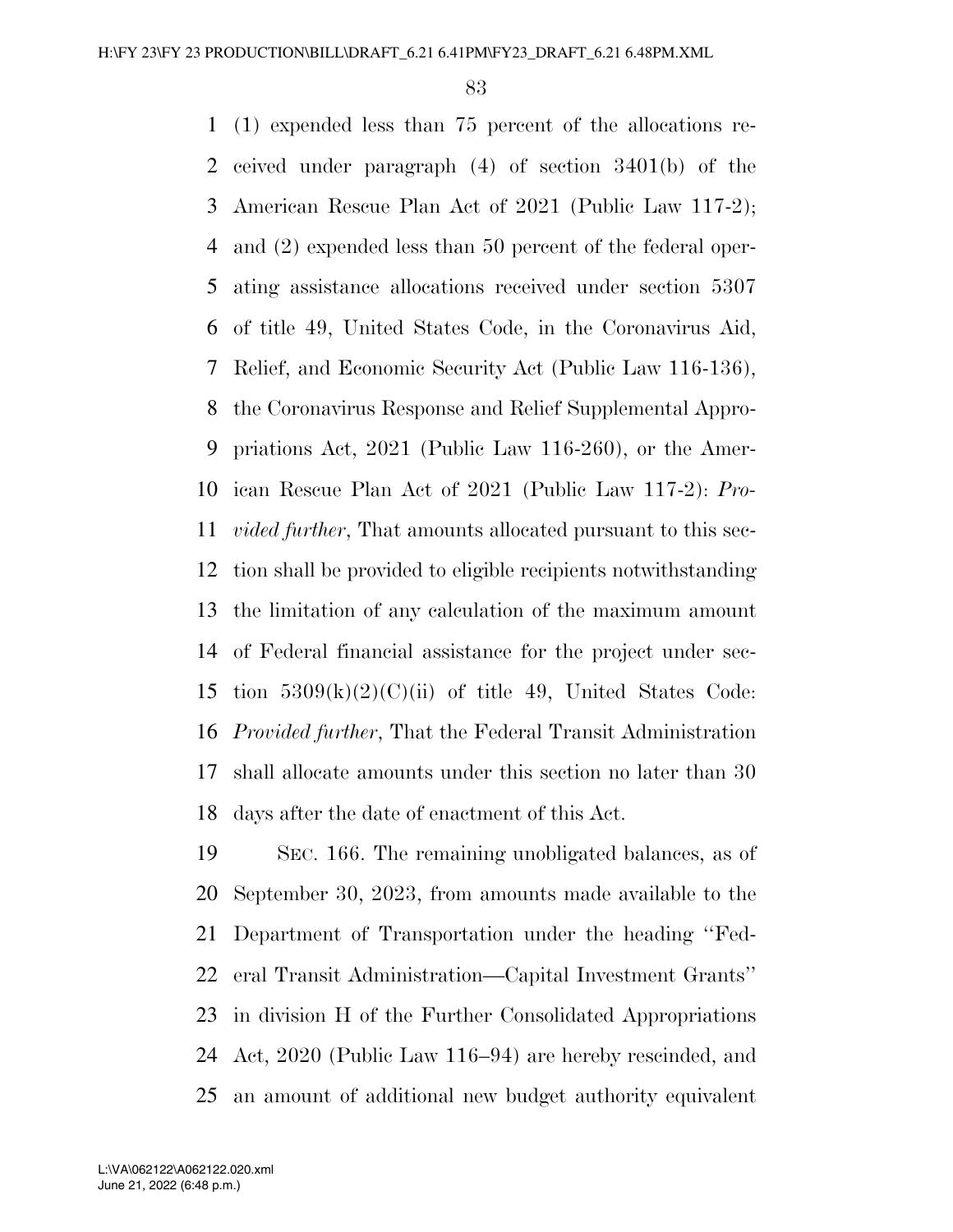(1) expended less than 75 percent of the allocations received under paragraph (4) of section 3401(b) of the American Rescue Plan Act of 2021 (Public Law 117-2); and (2) expended less than 50 percent of the federal operating assistance allocations received under section 5307 of title 49, United States Code, in the Coronavirus Aid, Relief, and Economic Security Act (Public Law 116-136), the Coronavirus Response and Relief Supplemental Appropriations Act, 2021 (Public Law 116-260), or the American Rescue Plan Act of 2021 (Public Law 117-2): *Provided further*, That amounts allocated pursuant to this section shall be provided to eligible recipients notwithstanding the limitation of any calculation of the maximum amount of Federal financial assistance for the project under section 5309(k)(2)(C)(ii) of title 49, United States Code: *Provided further*, That the Federal Transit Administration shall allocate amounts under this section no later than 30 days after the date of enactment of this Act.

SEC. 166. The remaining unobligated balances, as of September 30, 2023, from amounts made available to the Department of Transportation under the heading ''Federal Transit Administration—Capital Investment Grants'' in division H of the Further Consolidated Appropriations Act, 2020 (Public Law 116–94) are hereby rescinded, and an amount of additional new budget authority equivalent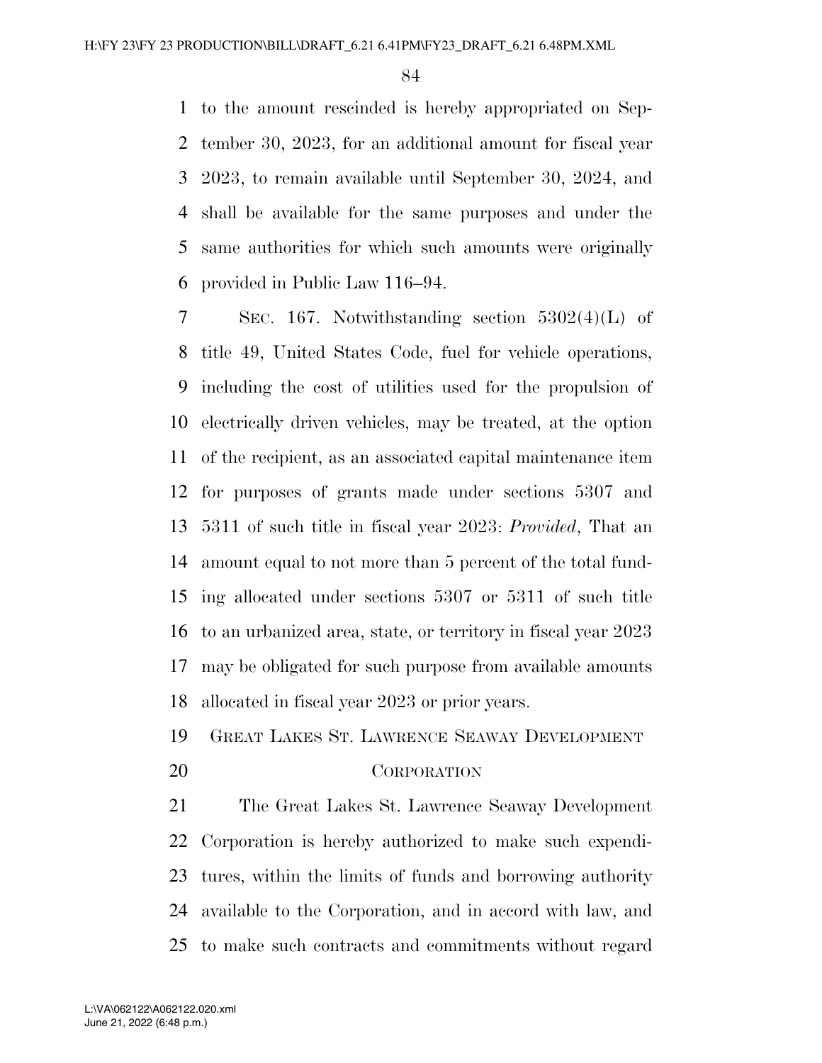to the amount rescinded is hereby appropriated on September 30, 2023, for an additional amount for fiscal year 2023, to remain available until September 30, 2024, and shall be available for the same purposes and under the same authorities for which such amounts were originally provided in Public Law 116–94.

SEC. 167. Notwithstanding section 5302(4)(L) of title 49, United States Code, fuel for vehicle operations, including the cost of utilities used for the propulsion of electrically driven vehicles, may be treated, at the option of the recipient, as an associated capital maintenance item for purposes of grants made under sections 5307 and 5311 of such title in fiscal year 2023: *Provided*, That an amount equal to not more than 5 percent of the total funding allocated under sections 5307 or 5311 of such title to an urbanized area, state, or territory in fiscal year 2023 may be obligated for such purpose from available amounts allocated in fiscal year 2023 or prior years.

GREAT LAKES ST. LAWRENCE SEAWAY DEVELOPMENT CORPORATION

The Great Lakes St. Lawrence Seaway Development Corporation is hereby authorized to make such expenditures, within the limits of funds and borrowing authority available to the Corporation, and in accord with law, and to make such contracts and commitments without regard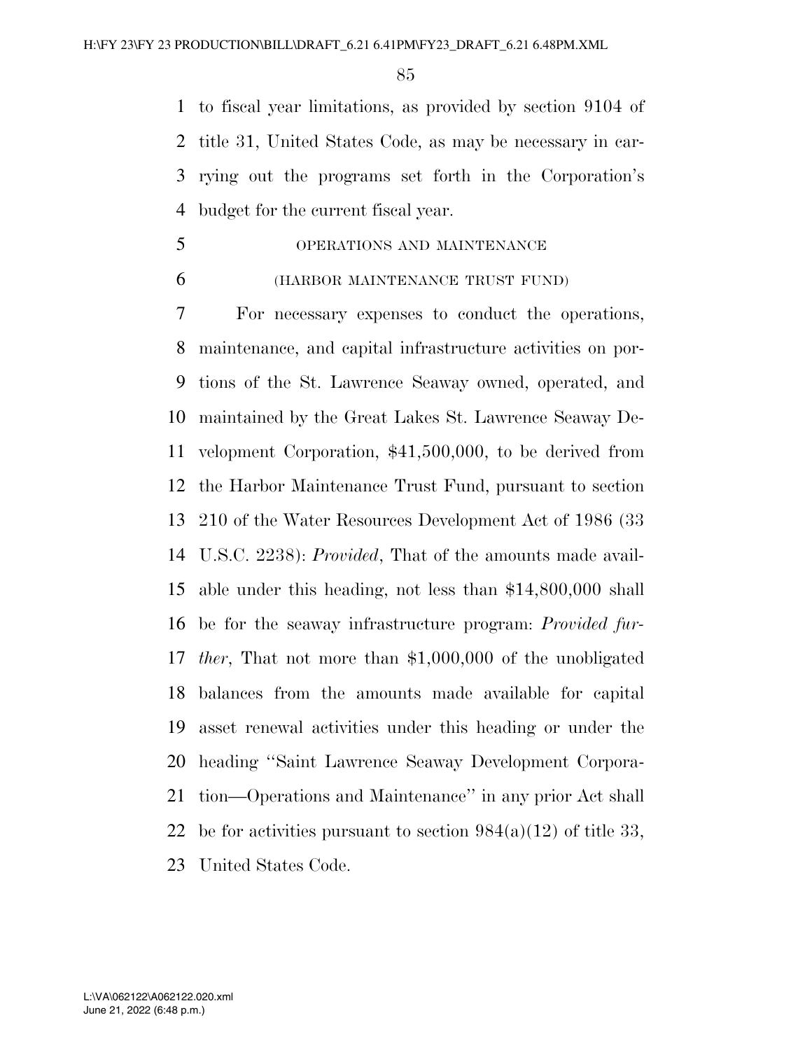to fiscal year limitations, as provided by section 9104 of title 31, United States Code, as may be necessary in carrying out the programs set forth in the Corporation's budget for the current fiscal year.

OPERATIONS AND MAINTENANCE

(HARBOR MAINTENANCE TRUST FUND)

For necessary expenses to conduct the operations, maintenance, and capital infrastructure activities on portions of the St. Lawrence Seaway owned, operated, and maintained by the Great Lakes St. Lawrence Seaway Development Corporation, $41,500,000, to be derived from the Harbor Maintenance Trust Fund, pursuant to section 210 of the Water Resources Development Act of 1986 (33 U.S.C. 2238): *Provided*, That of the amounts made available under this heading, not less than $14,800,000 shall be for the seaway infrastructure program: *Provided further*, That not more than $1,000,000 of the unobligated balances from the amounts made available for capital asset renewal activities under this heading or under the heading ''Saint Lawrence Seaway Development Corporation—Operations and Maintenance'' in any prior Act shall be for activities pursuant to section 984(a)(12) of title 33, United States Code.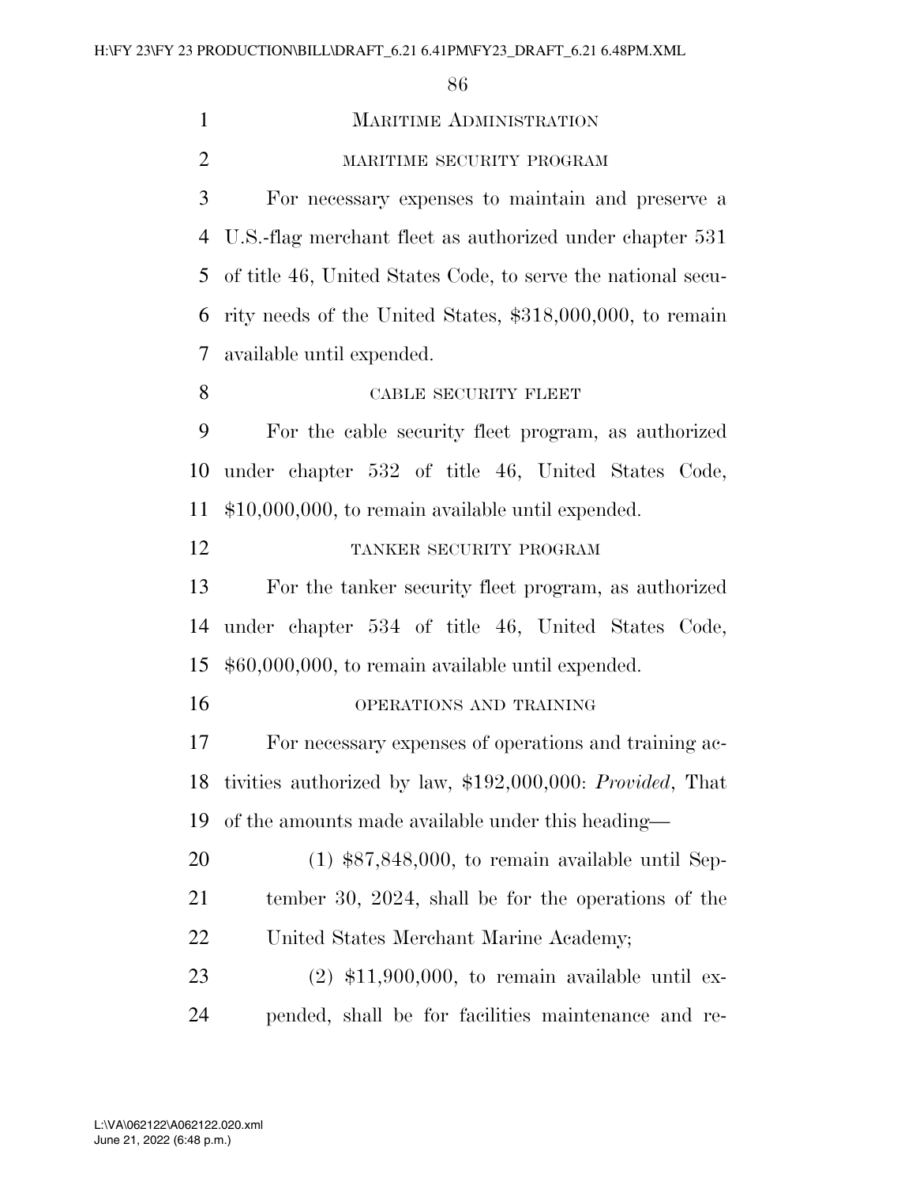## Maritime Administration

### maritime security program

For necessary expenses to maintain and preserve a U.S.-flag merchant fleet as authorized under chapter 531 of title 46, United States Code, to serve the national security needs of the United States, $318,000,000, to remain available until expended.

### cable security fleet

For the cable security fleet program, as authorized under chapter 532 of title 46, United States Code, $10,000,000, to remain available until expended.

### tanker security program

For the tanker security fleet program, as authorized under chapter 534 of title 46, United States Code, $60,000,000, to remain available until expended.

### operations and training

For necessary expenses of operations and training activities authorized by law, $192,000,000: *Provided*, That of the amounts made available under this heading—

(1) $87,848,000, to remain available until September 30, 2024, shall be for the operations of the United States Merchant Marine Academy;

(2) $11,900,000, to remain available until expended, shall be for facilities maintenance and re-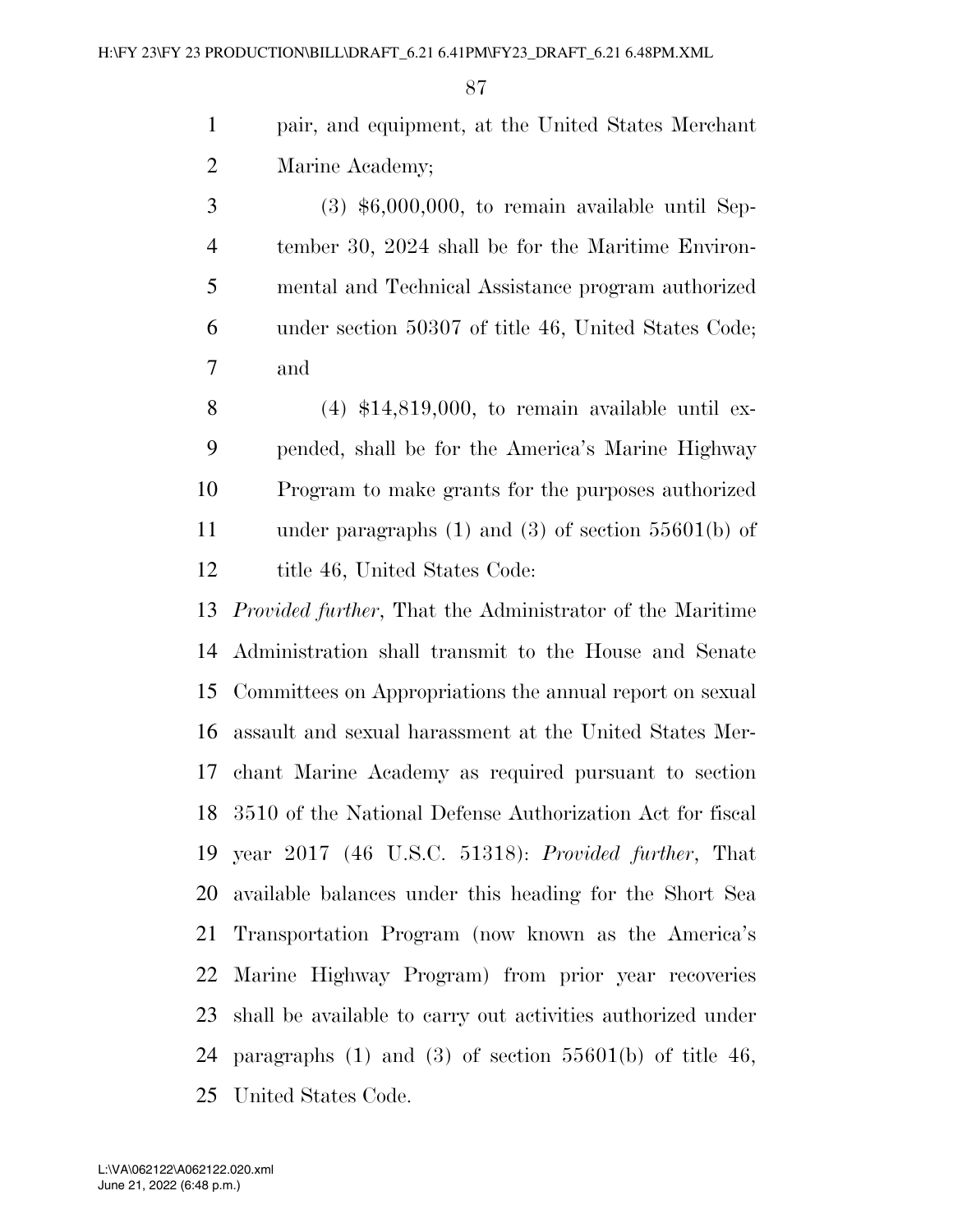pair, and equipment, at the United States Merchant Marine Academy;

(3) $6,000,000, to remain available until September 30, 2024 shall be for the Maritime Environmental and Technical Assistance program authorized under section 50307 of title 46, United States Code; and

(4) $14,819,000, to remain available until expended, shall be for the America's Marine Highway Program to make grants for the purposes authorized under paragraphs (1) and (3) of section 55601(b) of title 46, United States Code:

*Provided further*, That the Administrator of the Maritime Administration shall transmit to the House and Senate Committees on Appropriations the annual report on sexual assault and sexual harassment at the United States Merchant Marine Academy as required pursuant to section 3510 of the National Defense Authorization Act for fiscal year 2017 (46 U.S.C. 51318): *Provided further*, That available balances under this heading for the Short Sea Transportation Program (now known as the America's Marine Highway Program) from prior year recoveries shall be available to carry out activities authorized under paragraphs (1) and (3) of section 55601(b) of title 46, United States Code.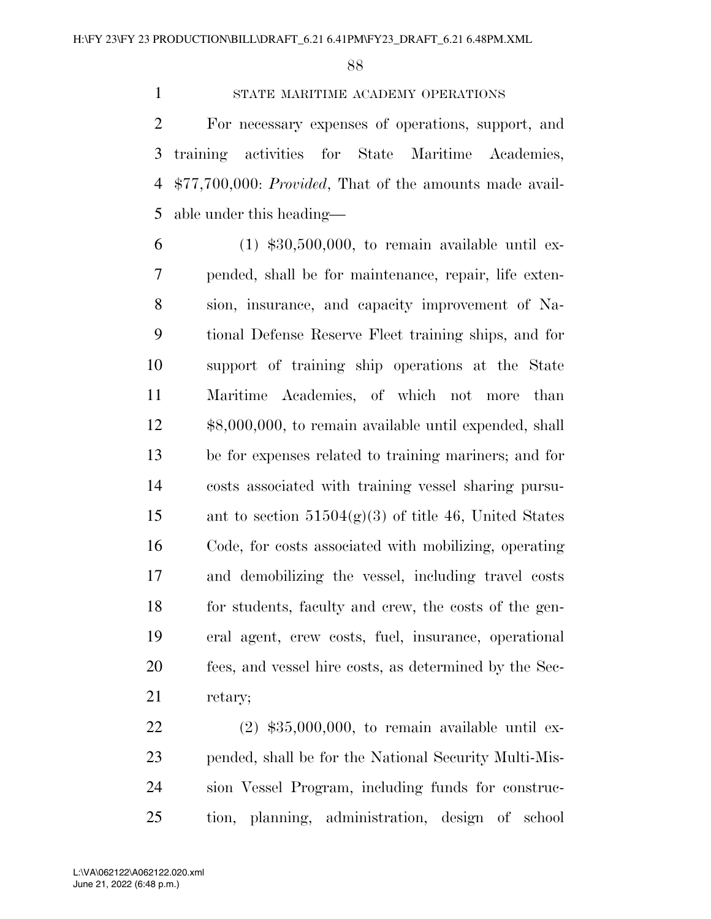STATE MARITIME ACADEMY OPERATIONS

For necessary expenses of operations, support, and training activities for State Maritime Academies, $77,700,000: *Provided*, That of the amounts made available under this heading—

(1) $30,500,000, to remain available until expended, shall be for maintenance, repair, life extension, insurance, and capacity improvement of National Defense Reserve Fleet training ships, and for support of training ship operations at the State Maritime Academies, of which not more than $8,000,000, to remain available until expended, shall be for expenses related to training mariners; and for costs associated with training vessel sharing pursuant to section 51504(g)(3) of title 46, United States Code, for costs associated with mobilizing, operating and demobilizing the vessel, including travel costs for students, faculty and crew, the costs of the general agent, crew costs, fuel, insurance, operational fees, and vessel hire costs, as determined by the Secretary;

(2) $35,000,000, to remain available until expended, shall be for the National Security Multi-Mission Vessel Program, including funds for construction, planning, administration, design of school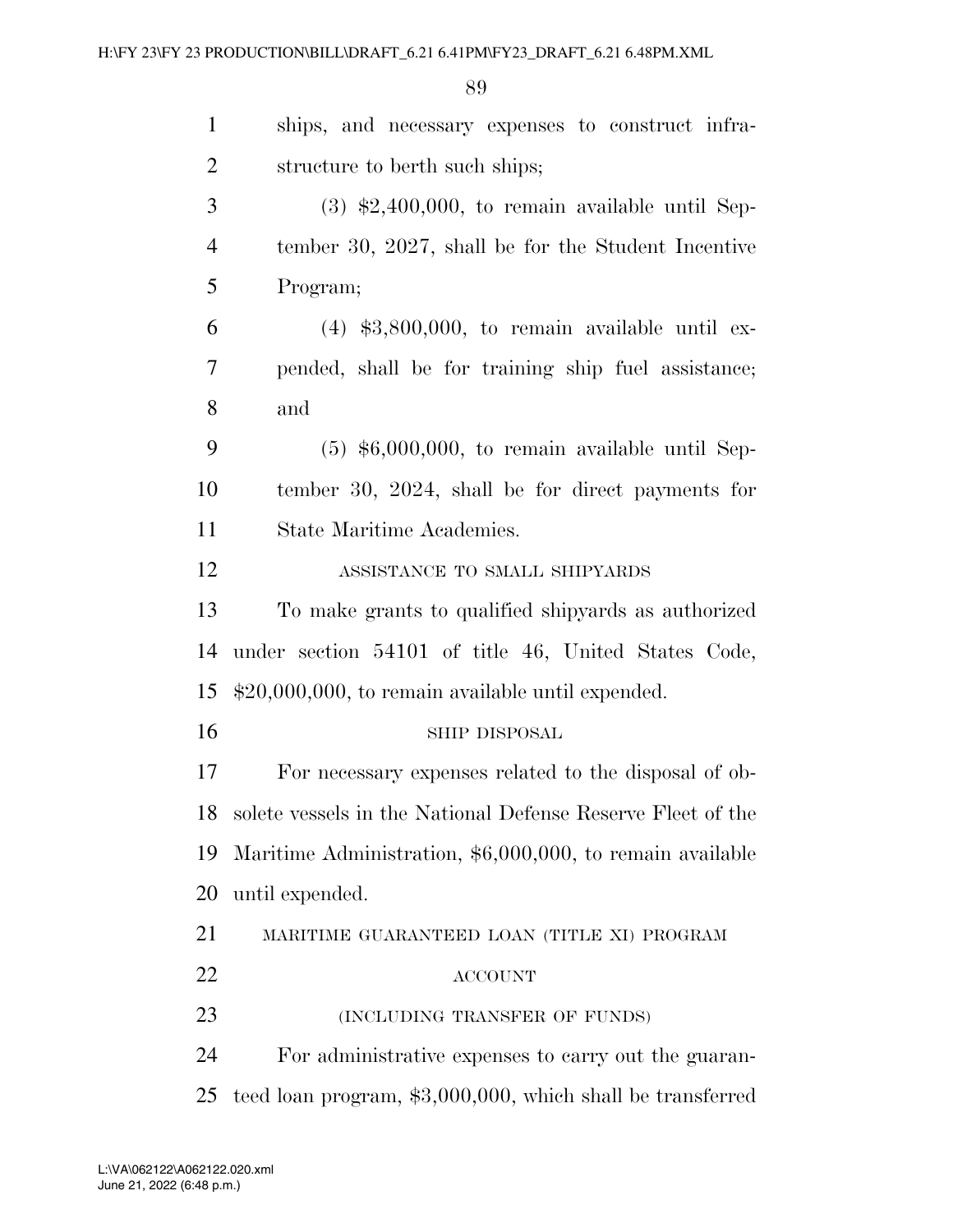ships, and necessary expenses to construct infrastructure to berth such ships;

(3) $2,400,000, to remain available until September 30, 2027, shall be for the Student Incentive Program;

(4) $3,800,000, to remain available until expended, shall be for training ship fuel assistance; and

(5) $6,000,000, to remain available until September 30, 2024, shall be for direct payments for State Maritime Academies.

ASSISTANCE TO SMALL SHIPYARDS

To make grants to qualified shipyards as authorized under section 54101 of title 46, United States Code, $20,000,000, to remain available until expended.

SHIP DISPOSAL

For necessary expenses related to the disposal of obsolete vessels in the National Defense Reserve Fleet of the Maritime Administration, $6,000,000, to remain available until expended.

MARITIME GUARANTEED LOAN (TITLE XI) PROGRAM ACCOUNT

(INCLUDING TRANSFER OF FUNDS)

For administrative expenses to carry out the guaranteed loan program, $3,000,000, which shall be transferred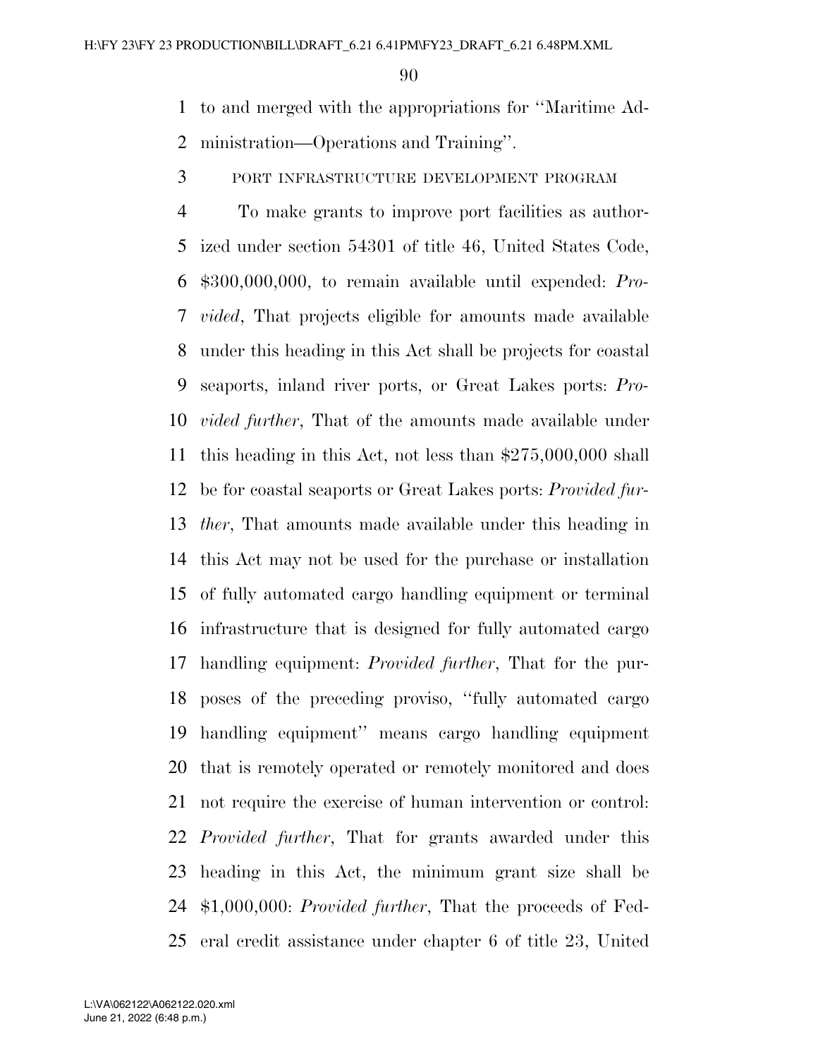to and merged with the appropriations for ''Maritime Administration—Operations and Training''.

PORT INFRASTRUCTURE DEVELOPMENT PROGRAM

To make grants to improve port facilities as authorized under section 54301 of title 46, United States Code, $300,000,000, to remain available until expended: *Provided*, That projects eligible for amounts made available under this heading in this Act shall be projects for coastal seaports, inland river ports, or Great Lakes ports: *Provided further*, That of the amounts made available under this heading in this Act, not less than $275,000,000 shall be for coastal seaports or Great Lakes ports: *Provided further*, That amounts made available under this heading in this Act may not be used for the purchase or installation of fully automated cargo handling equipment or terminal infrastructure that is designed for fully automated cargo handling equipment: *Provided further*, That for the purposes of the preceding proviso, ''fully automated cargo handling equipment'' means cargo handling equipment that is remotely operated or remotely monitored and does not require the exercise of human intervention or control: *Provided further*, That for grants awarded under this heading in this Act, the minimum grant size shall be $1,000,000: *Provided further*, That the proceeds of Federal credit assistance under chapter 6 of title 23, United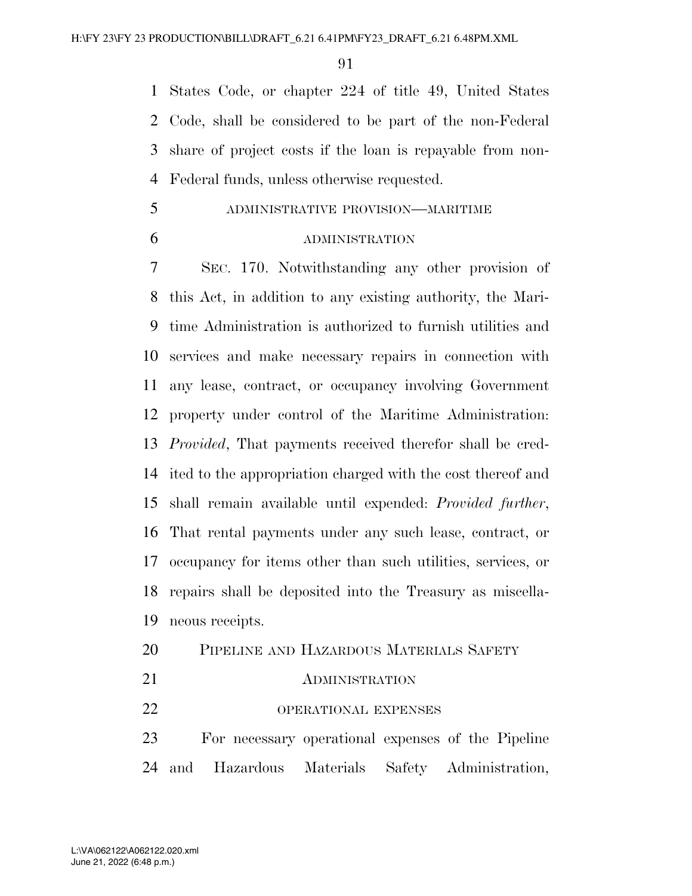States Code, or chapter 224 of title 49, United States Code, shall be considered to be part of the non-Federal share of project costs if the loan is repayable from non-Federal funds, unless otherwise requested.

ADMINISTRATIVE PROVISION—MARITIME ADMINISTRATION

SEC. 170. Notwithstanding any other provision of this Act, in addition to any existing authority, the Maritime Administration is authorized to furnish utilities and services and make necessary repairs in connection with any lease, contract, or occupancy involving Government property under control of the Maritime Administration: *Provided*, That payments received therefor shall be credited to the appropriation charged with the cost thereof and shall remain available until expended: *Provided further*, That rental payments under any such lease, contract, or occupancy for items other than such utilities, services, or repairs shall be deposited into the Treasury as miscellaneous receipts.

PIPELINE AND HAZARDOUS MATERIALS SAFETY ADMINISTRATION

OPERATIONAL EXPENSES

For necessary operational expenses of the Pipeline and Hazardous Materials Safety Administration,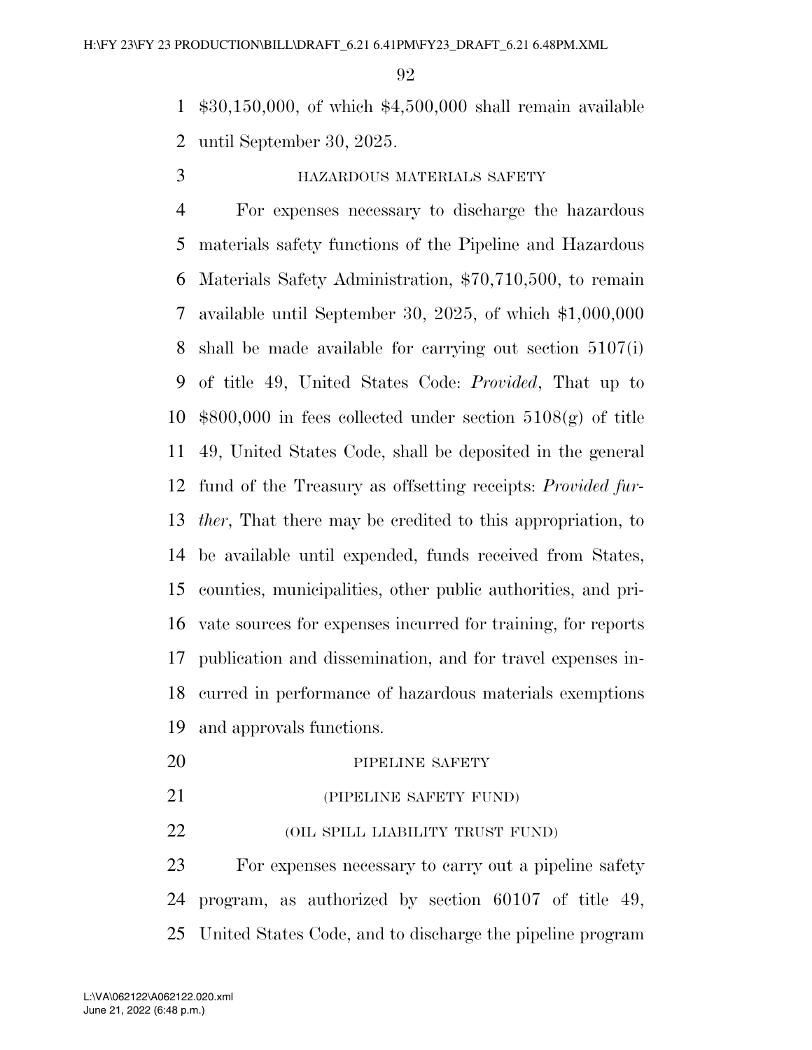$30,150,000, of which $4,500,000 shall remain available until September 30, 2025.

HAZARDOUS MATERIALS SAFETY

For expenses necessary to discharge the hazardous materials safety functions of the Pipeline and Hazardous Materials Safety Administration, $70,710,500, to remain available until September 30, 2025, of which $1,000,000 shall be made available for carrying out section 5107(i) of title 49, United States Code: *Provided*, That up to $800,000 in fees collected under section 5108(g) of title 49, United States Code, shall be deposited in the general fund of the Treasury as offsetting receipts: *Provided further*, That there may be credited to this appropriation, to be available until expended, funds received from States, counties, municipalities, other public authorities, and private sources for expenses incurred for training, for reports publication and dissemination, and for travel expenses incurred in performance of hazardous materials exemptions and approvals functions.

PIPELINE SAFETY

(PIPELINE SAFETY FUND)

(OIL SPILL LIABILITY TRUST FUND)

For expenses necessary to carry out a pipeline safety program, as authorized by section 60107 of title 49, United States Code, and to discharge the pipeline program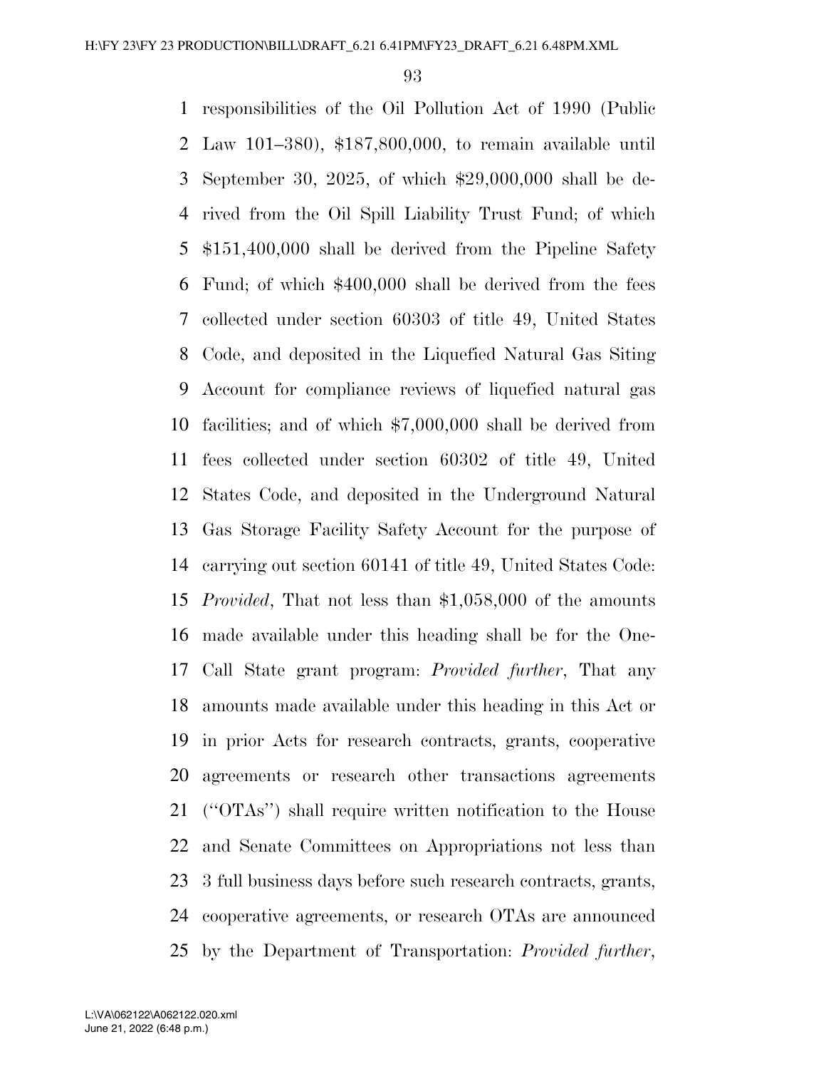responsibilities of the Oil Pollution Act of 1990 (Public Law 101–380), $187,800,000, to remain available until September 30, 2025, of which $29,000,000 shall be derived from the Oil Spill Liability Trust Fund; of which $151,400,000 shall be derived from the Pipeline Safety Fund; of which $400,000 shall be derived from the fees collected under section 60303 of title 49, United States Code, and deposited in the Liquefied Natural Gas Siting Account for compliance reviews of liquefied natural gas facilities; and of which $7,000,000 shall be derived from fees collected under section 60302 of title 49, United States Code, and deposited in the Underground Natural Gas Storage Facility Safety Account for the purpose of carrying out section 60141 of title 49, United States Code: *Provided*, That not less than $1,058,000 of the amounts made available under this heading shall be for the One-Call State grant program: *Provided further*, That any amounts made available under this heading in this Act or in prior Acts for research contracts, grants, cooperative agreements or research other transactions agreements (''OTAs'') shall require written notification to the House and Senate Committees on Appropriations not less than 3 full business days before such research contracts, grants, cooperative agreements, or research OTAs are announced by the Department of Transportation: *Provided further*,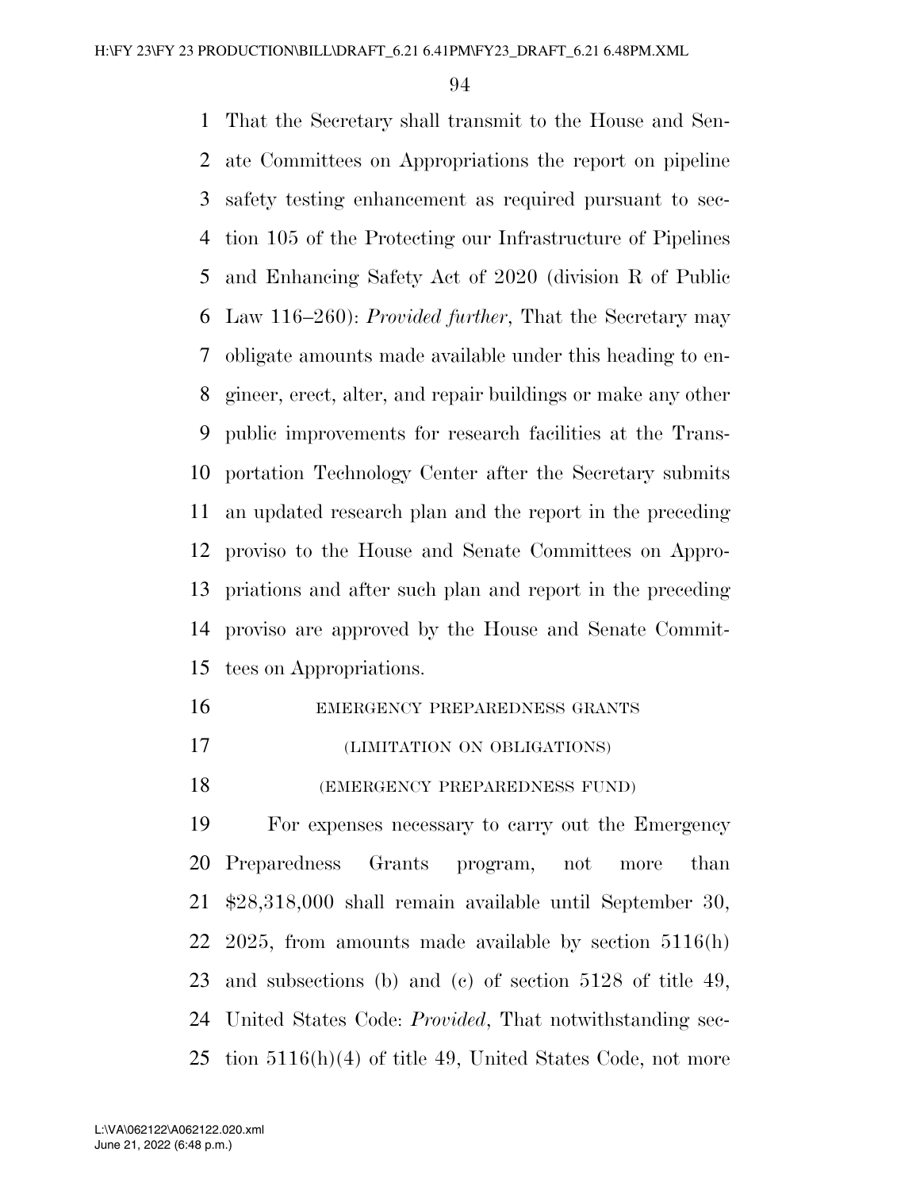That the Secretary shall transmit to the House and Senate Committees on Appropriations the report on pipeline safety testing enhancement as required pursuant to section 105 of the Protecting our Infrastructure of Pipelines and Enhancing Safety Act of 2020 (division R of Public Law 116–260): *Provided further*, That the Secretary may obligate amounts made available under this heading to engineer, erect, alter, and repair buildings or make any other public improvements for research facilities at the Transportation Technology Center after the Secretary submits an updated research plan and the report in the preceding proviso to the House and Senate Committees on Appropriations and after such plan and report in the preceding proviso are approved by the House and Senate Committees on Appropriations.

EMERGENCY PREPAREDNESS GRANTS

(LIMITATION ON OBLIGATIONS)

(EMERGENCY PREPAREDNESS FUND)

For expenses necessary to carry out the Emergency Preparedness Grants program, not more than $28,318,000 shall remain available until September 30, 2025, from amounts made available by section 5116(h) and subsections (b) and (c) of section 5128 of title 49, United States Code: *Provided*, That notwithstanding section 5116(h)(4) of title 49, United States Code, not more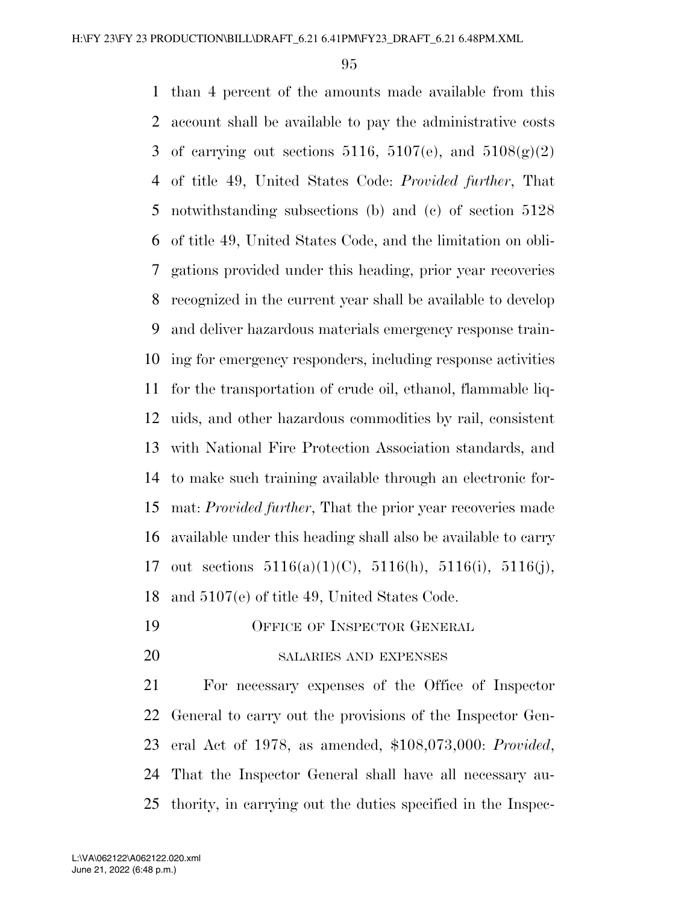than 4 percent of the amounts made available from this account shall be available to pay the administrative costs of carrying out sections 5116, 5107(e), and 5108(g)(2) of title 49, United States Code: *Provided further*, That notwithstanding subsections (b) and (c) of section 5128 of title 49, United States Code, and the limitation on obligations provided under this heading, prior year recoveries recognized in the current year shall be available to develop and deliver hazardous materials emergency response training for emergency responders, including response activities for the transportation of crude oil, ethanol, flammable liquids, and other hazardous commodities by rail, consistent with National Fire Protection Association standards, and to make such training available through an electronic format: *Provided further*, That the prior year recoveries made available under this heading shall also be available to carry out sections 5116(a)(1)(C), 5116(h), 5116(i), 5116(j), and 5107(e) of title 49, United States Code.

## OFFICE OF INSPECTOR GENERAL

### SALARIES AND EXPENSES

For necessary expenses of the Office of Inspector General to carry out the provisions of the Inspector General Act of 1978, as amended, $108,073,000: *Provided*, That the Inspector General shall have all necessary authority, in carrying out the duties specified in the Inspec-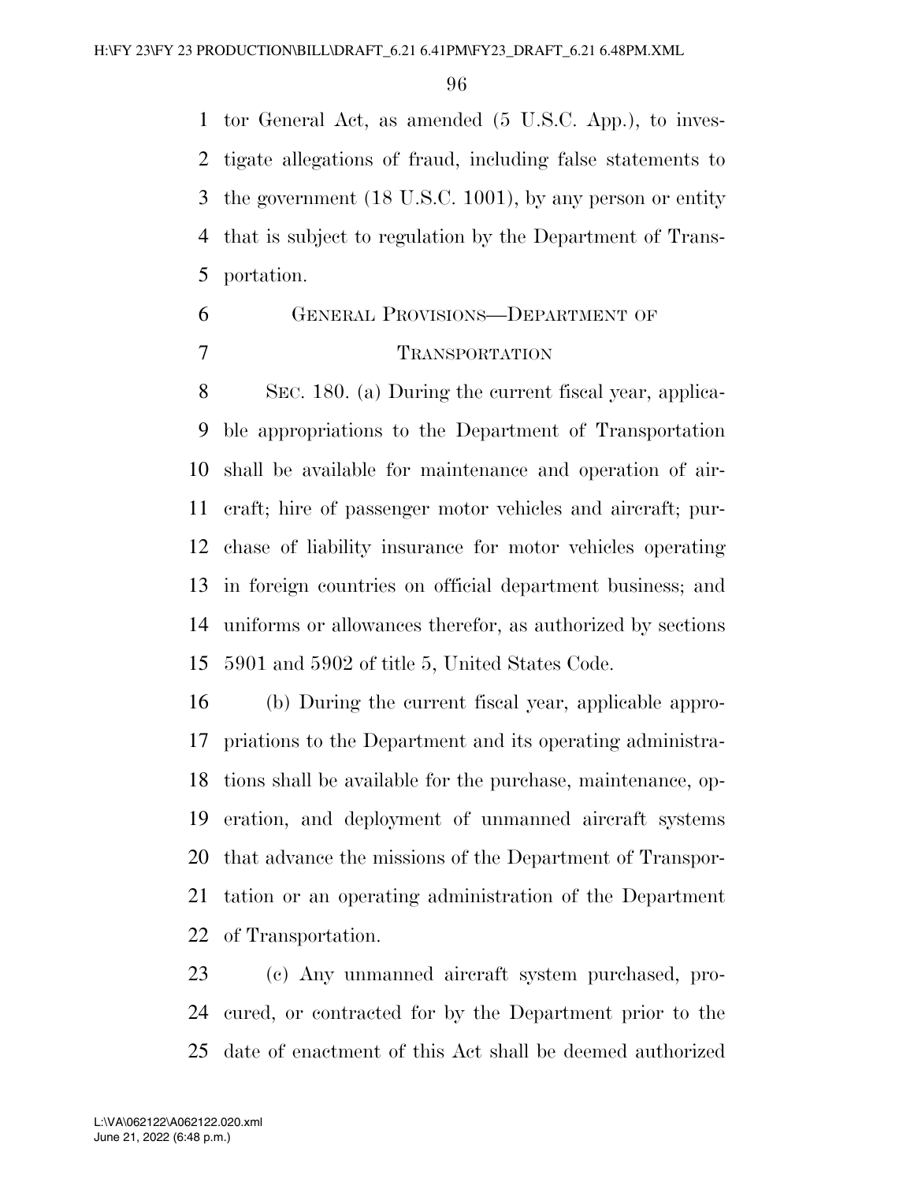tor General Act, as amended (5 U.S.C. App.), to investigate allegations of fraud, including false statements to the government (18 U.S.C. 1001), by any person or entity that is subject to regulation by the Department of Transportation.

GENERAL PROVISIONS—DEPARTMENT OF TRANSPORTATION

SEC. 180. (a) During the current fiscal year, applicable appropriations to the Department of Transportation shall be available for maintenance and operation of aircraft; hire of passenger motor vehicles and aircraft; purchase of liability insurance for motor vehicles operating in foreign countries on official department business; and uniforms or allowances therefor, as authorized by sections 5901 and 5902 of title 5, United States Code.

(b) During the current fiscal year, applicable appropriations to the Department and its operating administrations shall be available for the purchase, maintenance, operation, and deployment of unmanned aircraft systems that advance the missions of the Department of Transportation or an operating administration of the Department of Transportation.

(c) Any unmanned aircraft system purchased, procured, or contracted for by the Department prior to the date of enactment of this Act shall be deemed authorized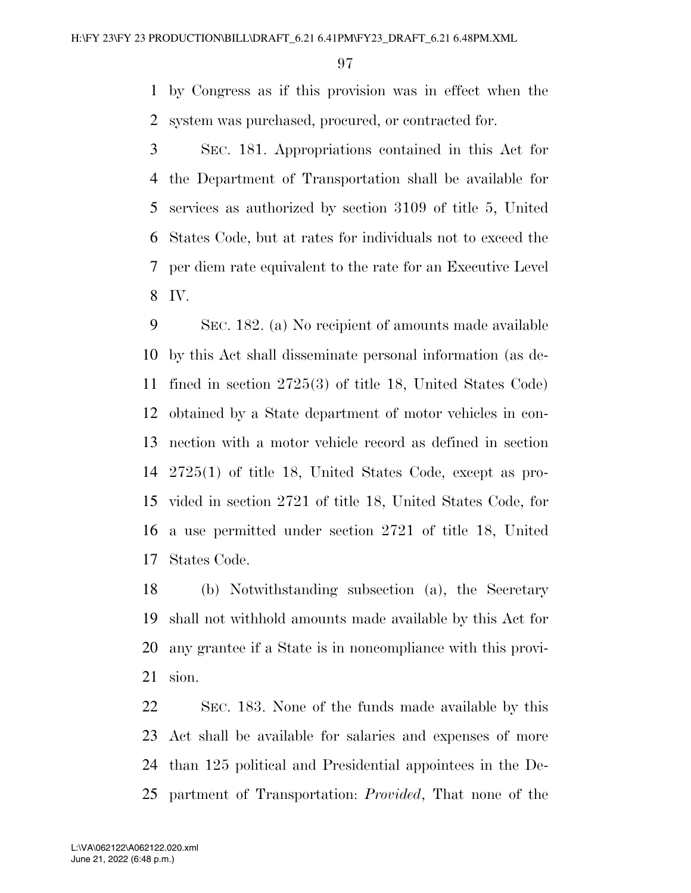by Congress as if this provision was in effect when the system was purchased, procured, or contracted for.

SEC. 181. Appropriations contained in this Act for the Department of Transportation shall be available for services as authorized by section 3109 of title 5, United States Code, but at rates for individuals not to exceed the per diem rate equivalent to the rate for an Executive Level IV.

SEC. 182. (a) No recipient of amounts made available by this Act shall disseminate personal information (as defined in section 2725(3) of title 18, United States Code) obtained by a State department of motor vehicles in connection with a motor vehicle record as defined in section 2725(1) of title 18, United States Code, except as provided in section 2721 of title 18, United States Code, for a use permitted under section 2721 of title 18, United States Code.

(b) Notwithstanding subsection (a), the Secretary shall not withhold amounts made available by this Act for any grantee if a State is in noncompliance with this provision.

SEC. 183. None of the funds made available by this Act shall be available for salaries and expenses of more than 125 political and Presidential appointees in the Department of Transportation: *Provided*, That none of the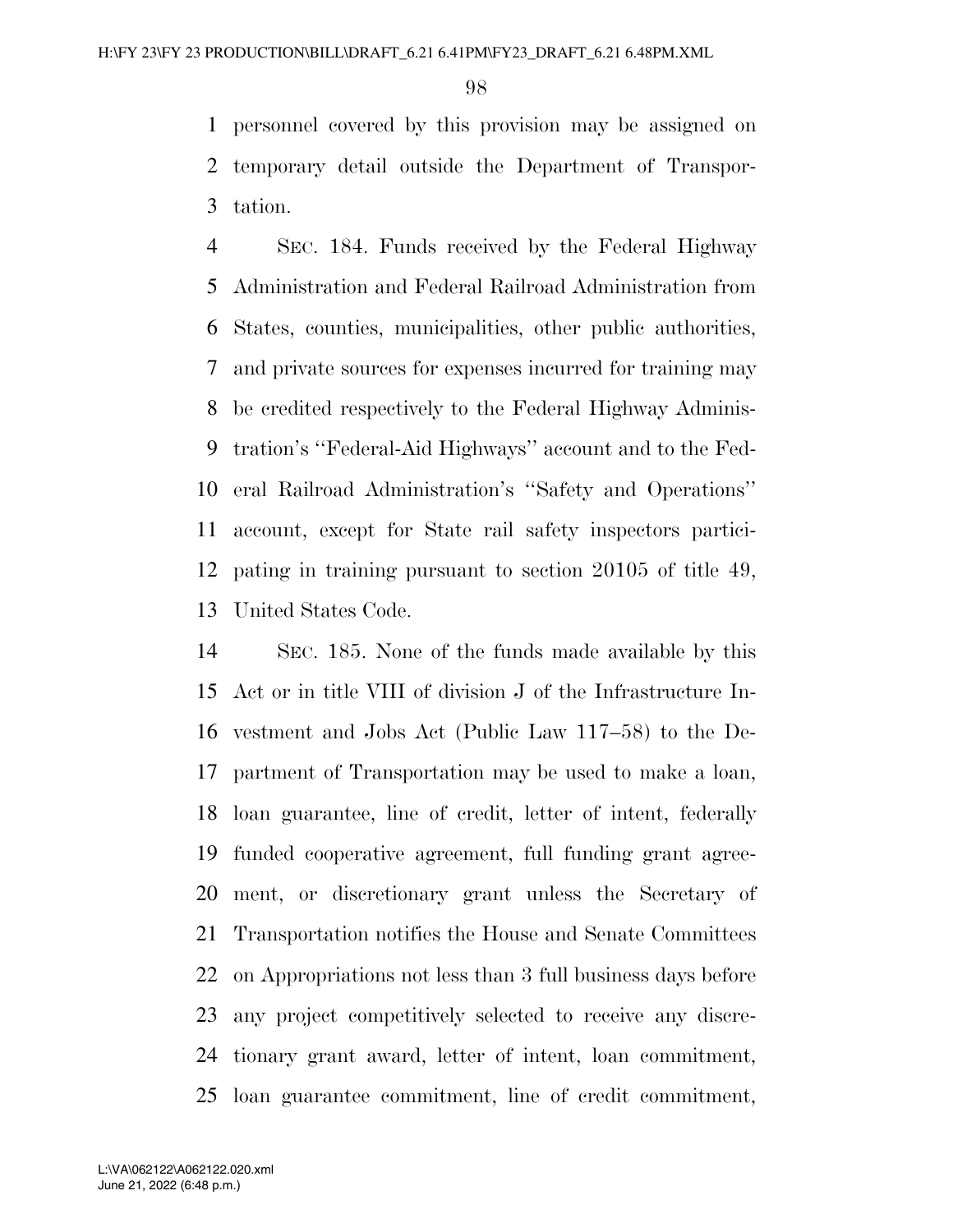personnel covered by this provision may be assigned on temporary detail outside the Department of Transportation.

SEC. 184. Funds received by the Federal Highway Administration and Federal Railroad Administration from States, counties, municipalities, other public authorities, and private sources for expenses incurred for training may be credited respectively to the Federal Highway Administration's ''Federal-Aid Highways'' account and to the Federal Railroad Administration's ''Safety and Operations'' account, except for State rail safety inspectors participating in training pursuant to section 20105 of title 49, United States Code.

SEC. 185. None of the funds made available by this Act or in title VIII of division J of the Infrastructure Investment and Jobs Act (Public Law 117–58) to the Department of Transportation may be used to make a loan, loan guarantee, line of credit, letter of intent, federally funded cooperative agreement, full funding grant agreement, or discretionary grant unless the Secretary of Transportation notifies the House and Senate Committees on Appropriations not less than 3 full business days before any project competitively selected to receive any discretionary grant award, letter of intent, loan commitment, loan guarantee commitment, line of credit commitment,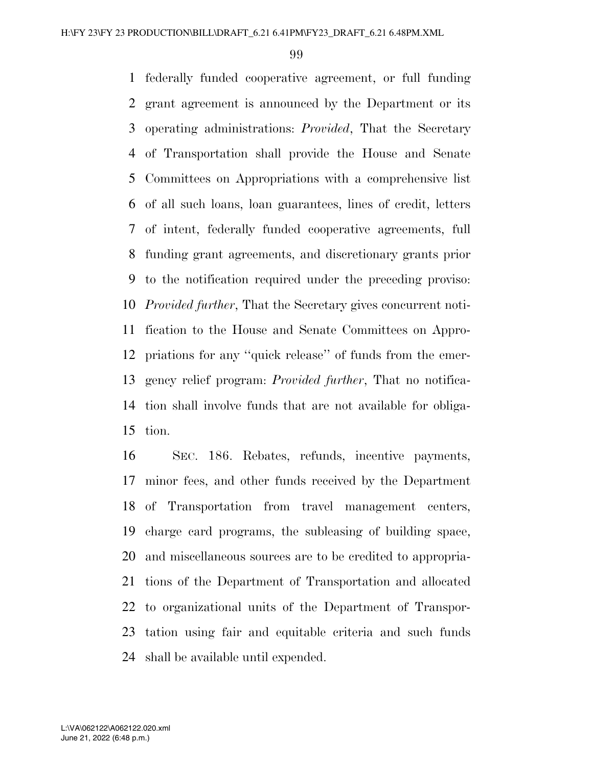federally funded cooperative agreement, or full funding grant agreement is announced by the Department or its operating administrations: *Provided*, That the Secretary of Transportation shall provide the House and Senate Committees on Appropriations with a comprehensive list of all such loans, loan guarantees, lines of credit, letters of intent, federally funded cooperative agreements, full funding grant agreements, and discretionary grants prior to the notification required under the preceding proviso: *Provided further*, That the Secretary gives concurrent notification to the House and Senate Committees on Appropriations for any ''quick release'' of funds from the emergency relief program: *Provided further*, That no notification shall involve funds that are not available for obligation.

SEC. 186. Rebates, refunds, incentive payments, minor fees, and other funds received by the Department of Transportation from travel management centers, charge card programs, the subleasing of building space, and miscellaneous sources are to be credited to appropriations of the Department of Transportation and allocated to organizational units of the Department of Transportation using fair and equitable criteria and such funds shall be available until expended.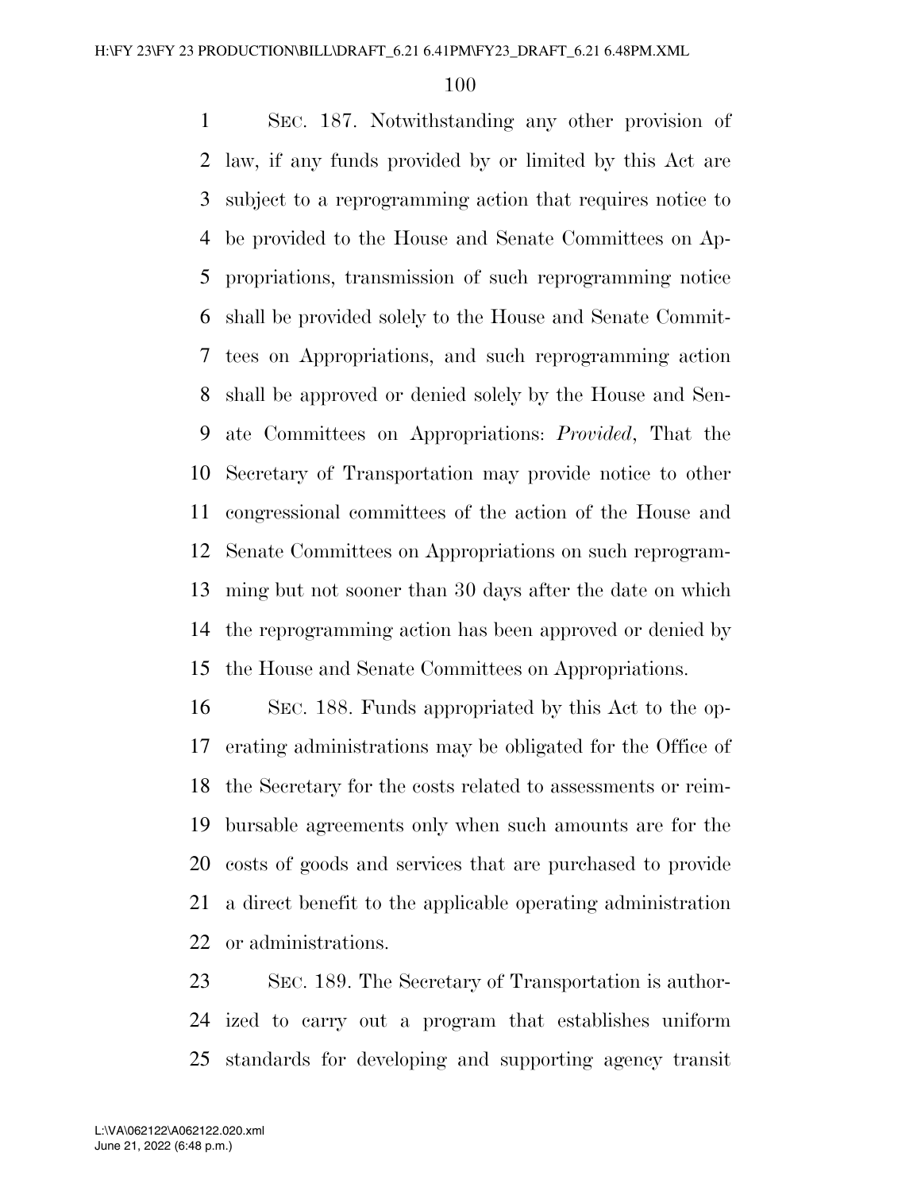SEC. 187. Notwithstanding any other provision of law, if any funds provided by or limited by this Act are subject to a reprogramming action that requires notice to be provided to the House and Senate Committees on Appropriations, transmission of such reprogramming notice shall be provided solely to the House and Senate Committees on Appropriations, and such reprogramming action shall be approved or denied solely by the House and Senate Committees on Appropriations: *Provided*, That the Secretary of Transportation may provide notice to other congressional committees of the action of the House and Senate Committees on Appropriations on such reprogramming but not sooner than 30 days after the date on which the reprogramming action has been approved or denied by the House and Senate Committees on Appropriations.

SEC. 188. Funds appropriated by this Act to the operating administrations may be obligated for the Office of the Secretary for the costs related to assessments or reimbursable agreements only when such amounts are for the costs of goods and services that are purchased to provide a direct benefit to the applicable operating administration or administrations.

SEC. 189. The Secretary of Transportation is authorized to carry out a program that establishes uniform standards for developing and supporting agency transit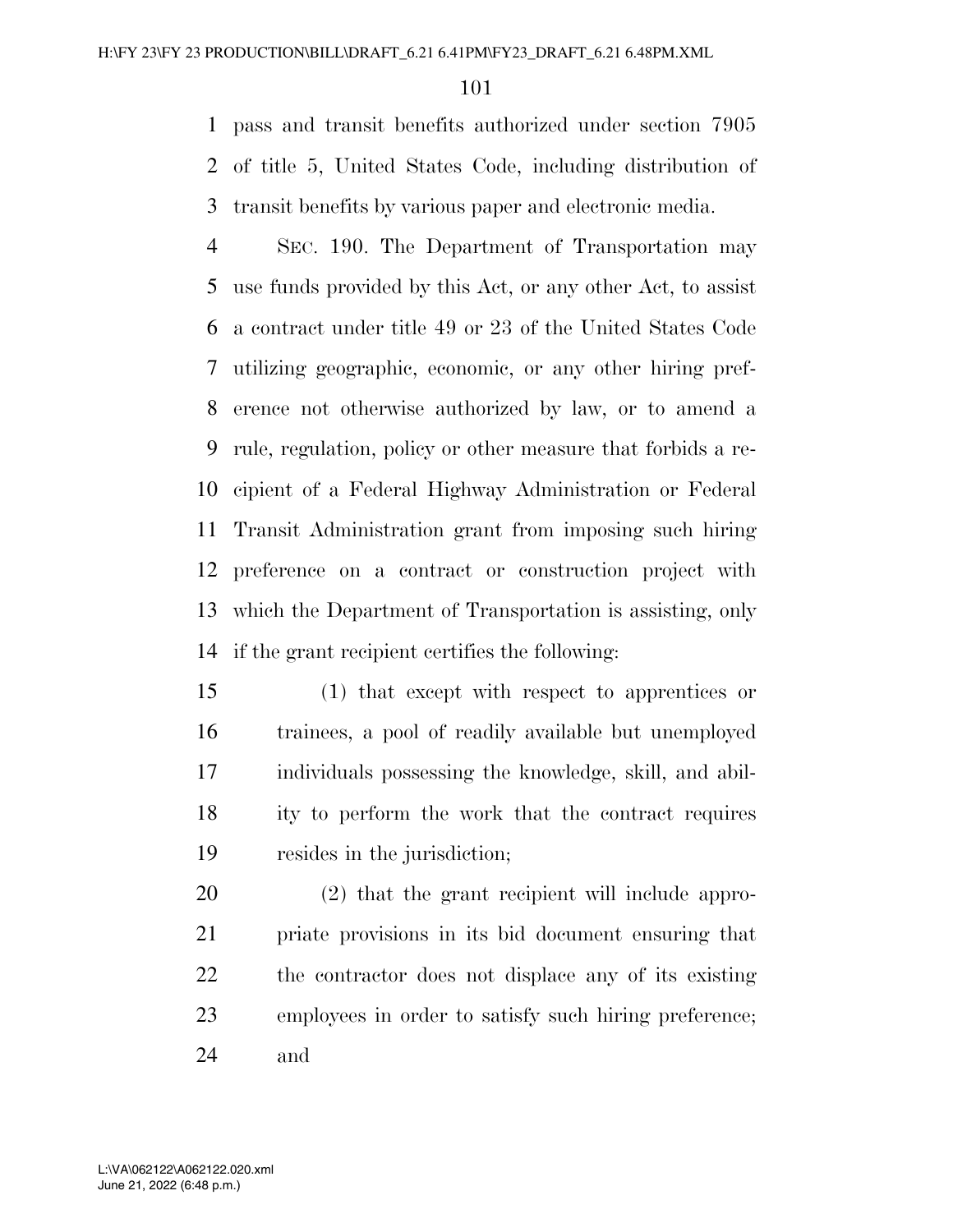pass and transit benefits authorized under section 7905 of title 5, United States Code, including distribution of transit benefits by various paper and electronic media.

SEC. 190. The Department of Transportation may use funds provided by this Act, or any other Act, to assist a contract under title 49 or 23 of the United States Code utilizing geographic, economic, or any other hiring preference not otherwise authorized by law, or to amend a rule, regulation, policy or other measure that forbids a recipient of a Federal Highway Administration or Federal Transit Administration grant from imposing such hiring preference on a contract or construction project with which the Department of Transportation is assisting, only if the grant recipient certifies the following:

(1) that except with respect to apprentices or trainees, a pool of readily available but unemployed individuals possessing the knowledge, skill, and ability to perform the work that the contract requires resides in the jurisdiction;

(2) that the grant recipient will include appropriate provisions in its bid document ensuring that the contractor does not displace any of its existing employees in order to satisfy such hiring preference; and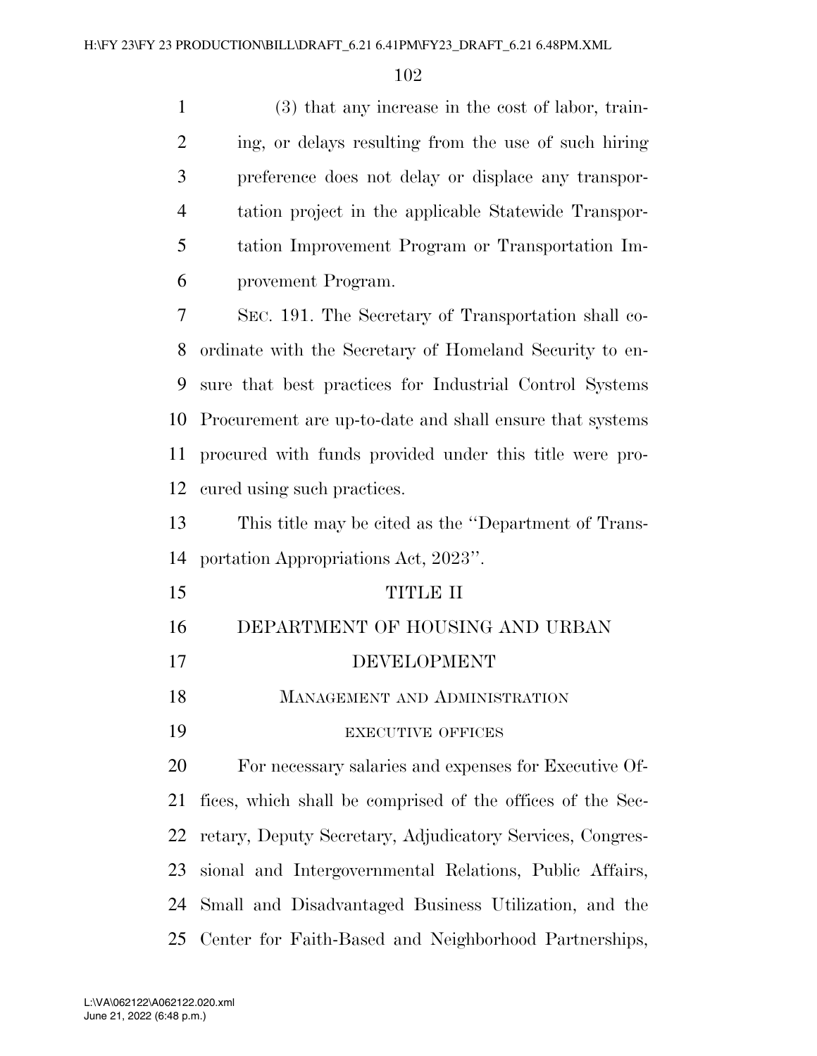(3) that any increase in the cost of labor, training, or delays resulting from the use of such hiring preference does not delay or displace any transportation project in the applicable Statewide Transportation Improvement Program or Transportation Improvement Program.

SEC. 191. The Secretary of Transportation shall coordinate with the Secretary of Homeland Security to ensure that best practices for Industrial Control Systems Procurement are up-to-date and shall ensure that systems procured with funds provided under this title were procured using such practices.

This title may be cited as the ''Department of Transportation Appropriations Act, 2023''.

# TITLE II

# DEPARTMENT OF HOUSING AND URBAN DEVELOPMENT

## MANAGEMENT AND ADMINISTRATION

### EXECUTIVE OFFICES

For necessary salaries and expenses for Executive Offices, which shall be comprised of the offices of the Secretary, Deputy Secretary, Adjudicatory Services, Congressional and Intergovernmental Relations, Public Affairs, Small and Disadvantaged Business Utilization, and the Center for Faith-Based and Neighborhood Partnerships,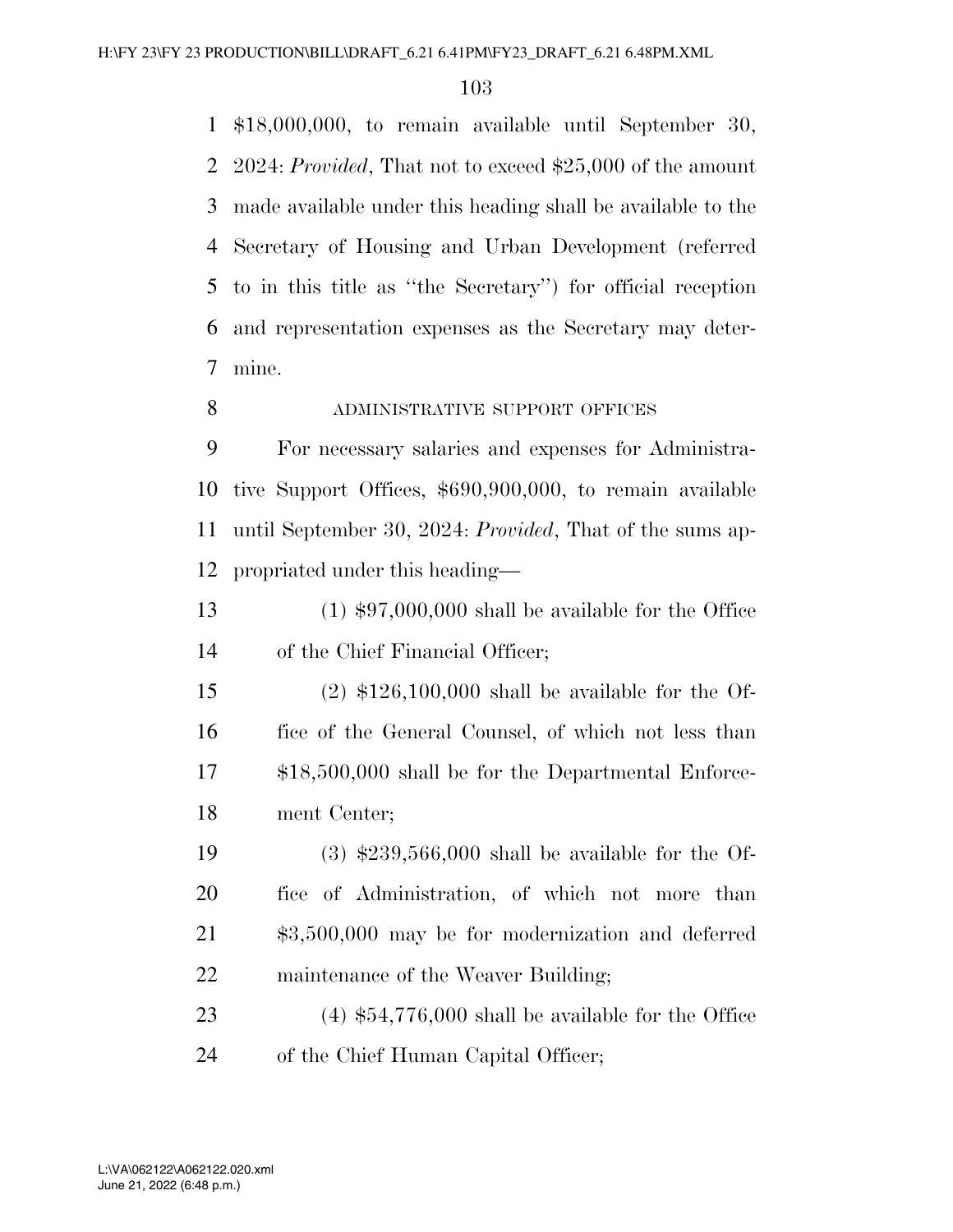$18,000,000, to remain available until September 30, 2024: *Provided*, That not to exceed $25,000 of the amount made available under this heading shall be available to the Secretary of Housing and Urban Development (referred to in this title as ''the Secretary'') for official reception and representation expenses as the Secretary may determine.

ADMINISTRATIVE SUPPORT OFFICES

For necessary salaries and expenses for Administrative Support Offices, $690,900,000, to remain available until September 30, 2024: *Provided*, That of the sums appropriated under this heading—

(1) $97,000,000 shall be available for the Office of the Chief Financial Officer;

(2) $126,100,000 shall be available for the Office of the General Counsel, of which not less than $18,500,000 shall be for the Departmental Enforcement Center;

(3) $239,566,000 shall be available for the Office of Administration, of which not more than $3,500,000 may be for modernization and deferred maintenance of the Weaver Building;

(4) $54,776,000 shall be available for the Office of the Chief Human Capital Officer;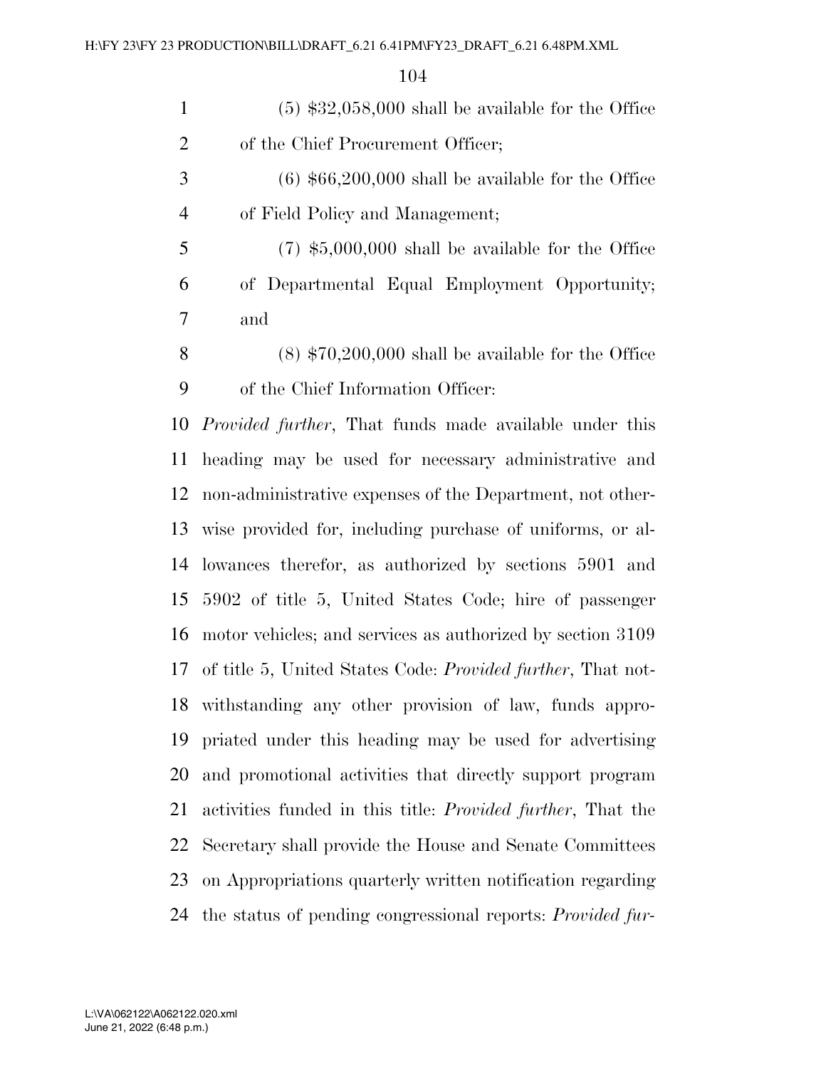(5) $32,058,000 shall be available for the Office of the Chief Procurement Officer;

(6) $66,200,000 shall be available for the Office of Field Policy and Management;

(7) $5,000,000 shall be available for the Office of Departmental Equal Employment Opportunity; and

(8) $70,200,000 shall be available for the Office of the Chief Information Officer:

*Provided further*, That funds made available under this heading may be used for necessary administrative and non-administrative expenses of the Department, not otherwise provided for, including purchase of uniforms, or allowances therefor, as authorized by sections 5901 and 5902 of title 5, United States Code; hire of passenger motor vehicles; and services as authorized by section 3109 of title 5, United States Code: *Provided further*, That notwithstanding any other provision of law, funds appropriated under this heading may be used for advertising and promotional activities that directly support program activities funded in this title: *Provided further*, That the Secretary shall provide the House and Senate Committees on Appropriations quarterly written notification regarding the status of pending congressional reports: *Provided fur-*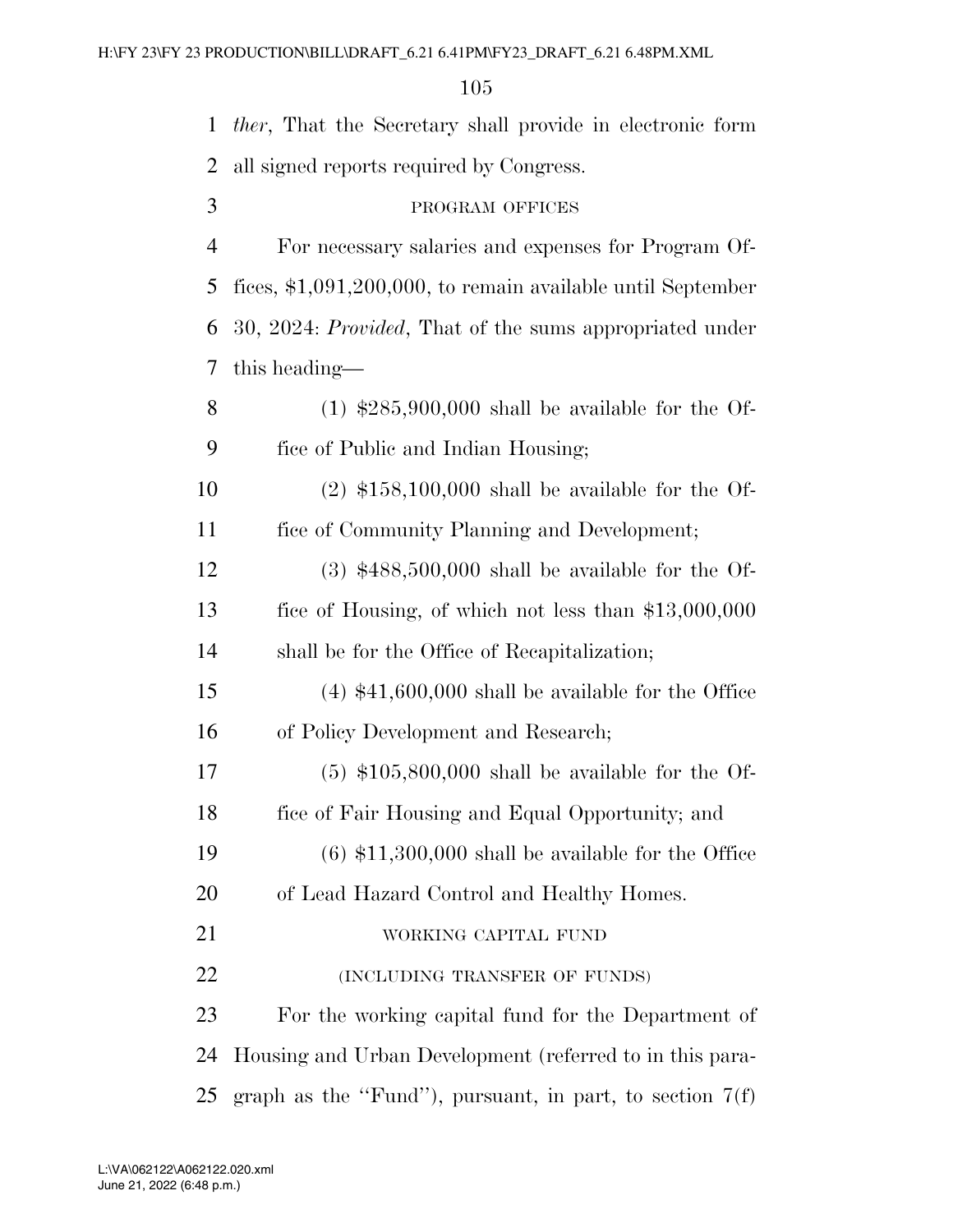*ther*, That the Secretary shall provide in electronic form all signed reports required by Congress.

PROGRAM OFFICES

For necessary salaries and expenses for Program Offices, $1,091,200,000, to remain available until September 30, 2024: *Provided*, That of the sums appropriated under this heading—

(1) $285,900,000 shall be available for the Office of Public and Indian Housing;

(2) $158,100,000 shall be available for the Office of Community Planning and Development;

(3) $488,500,000 shall be available for the Office of Housing, of which not less than $13,000,000 shall be for the Office of Recapitalization;

(4) $41,600,000 shall be available for the Office of Policy Development and Research;

(5) $105,800,000 shall be available for the Office of Fair Housing and Equal Opportunity; and

(6) $11,300,000 shall be available for the Office of Lead Hazard Control and Healthy Homes.

WORKING CAPITAL FUND

(INCLUDING TRANSFER OF FUNDS)

For the working capital fund for the Department of Housing and Urban Development (referred to in this paragraph as the ''Fund''), pursuant, in part, to section 7(f)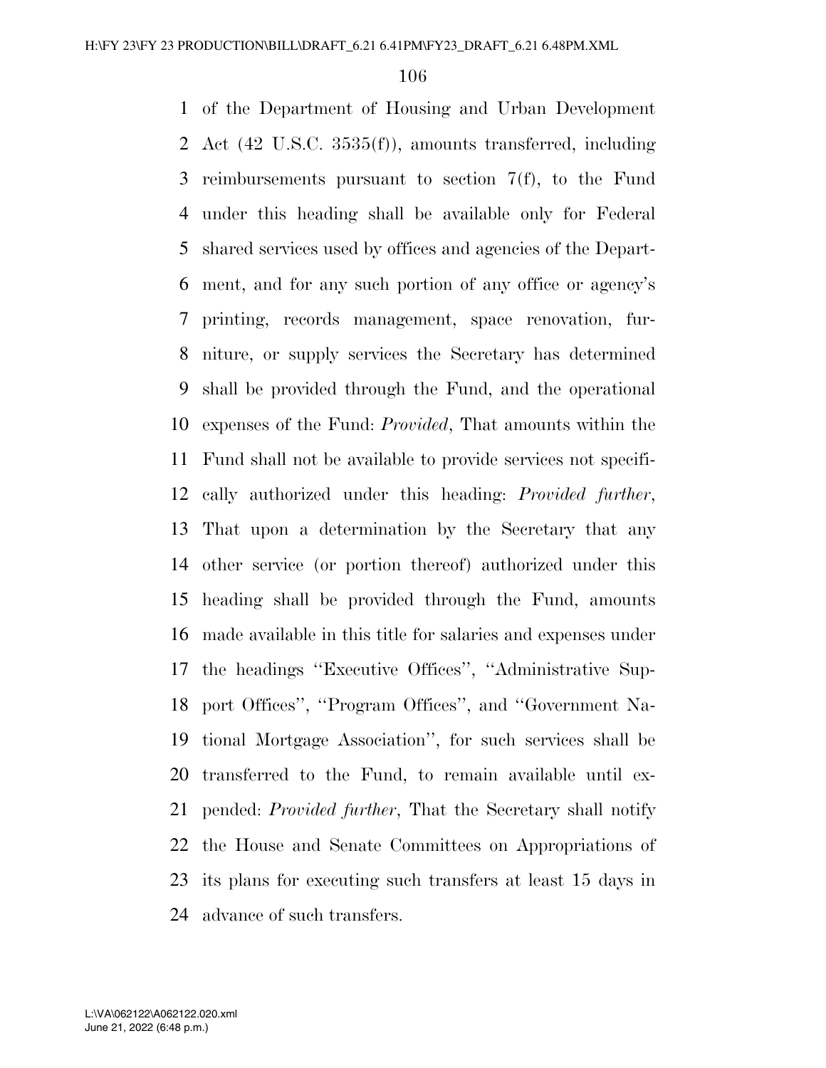of the Department of Housing and Urban Development Act (42 U.S.C. 3535(f)), amounts transferred, including reimbursements pursuant to section 7(f), to the Fund under this heading shall be available only for Federal shared services used by offices and agencies of the Department, and for any such portion of any office or agency's printing, records management, space renovation, furniture, or supply services the Secretary has determined shall be provided through the Fund, and the operational expenses of the Fund: *Provided*, That amounts within the Fund shall not be available to provide services not specifically authorized under this heading: *Provided further*, That upon a determination by the Secretary that any other service (or portion thereof) authorized under this heading shall be provided through the Fund, amounts made available in this title for salaries and expenses under the headings ''Executive Offices'', ''Administrative Support Offices'', ''Program Offices'', and ''Government National Mortgage Association'', for such services shall be transferred to the Fund, to remain available until expended: *Provided further*, That the Secretary shall notify the House and Senate Committees on Appropriations of its plans for executing such transfers at least 15 days in advance of such transfers.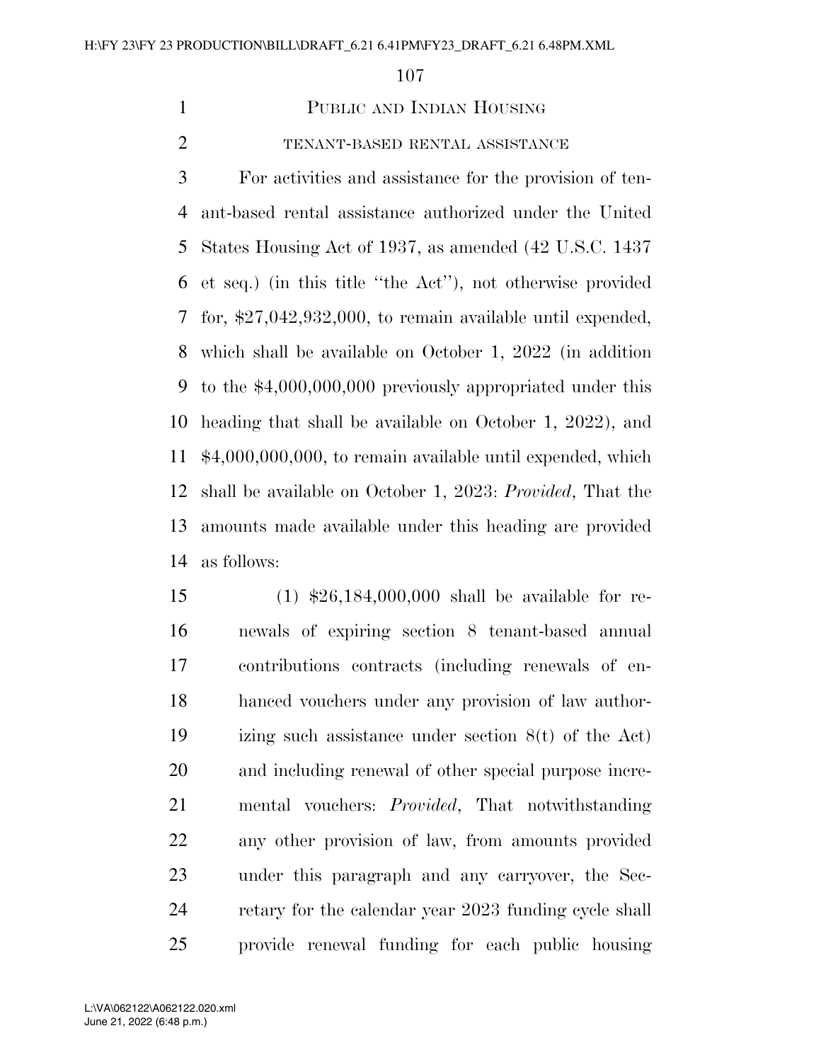## Public and Indian Housing

### tenant-based rental assistance

For activities and assistance for the provision of tenant-based rental assistance authorized under the United States Housing Act of 1937, as amended (42 U.S.C. 1437 et seq.) (in this title ''the Act''), not otherwise provided for, $27,042,932,000, to remain available until expended, which shall be available on October 1, 2022 (in addition to the $4,000,000,000 previously appropriated under this heading that shall be available on October 1, 2022), and $4,000,000,000, to remain available until expended, which shall be available on October 1, 2023: *Provided*, That the amounts made available under this heading are provided as follows:

(1) $26,184,000,000 shall be available for renewals of expiring section 8 tenant-based annual contributions contracts (including renewals of enhanced vouchers under any provision of law authorizing such assistance under section 8(t) of the Act) and including renewal of other special purpose incremental vouchers: *Provided*, That notwithstanding any other provision of law, from amounts provided under this paragraph and any carryover, the Secretary for the calendar year 2023 funding cycle shall provide renewal funding for each public housing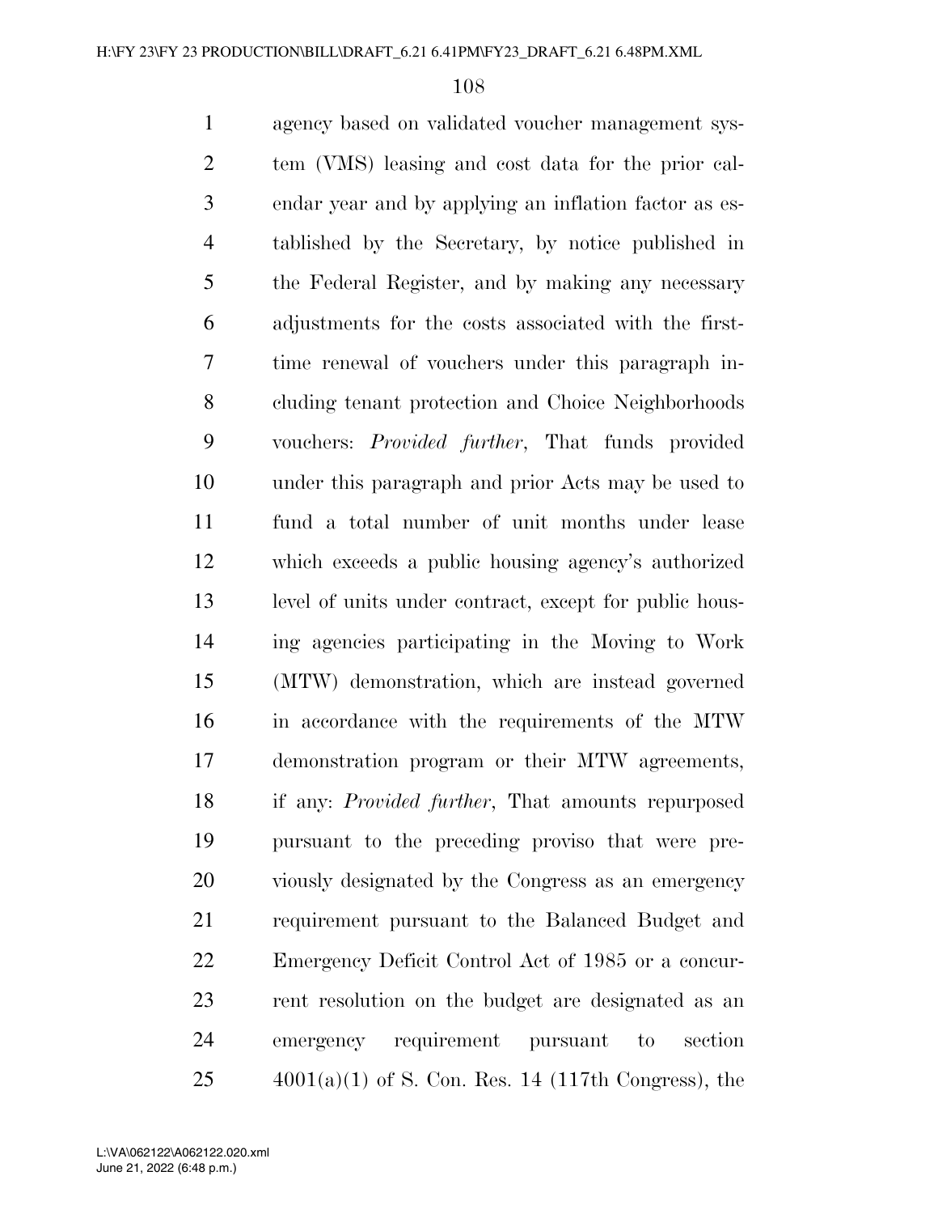agency based on validated voucher management system (VMS) leasing and cost data for the prior calendar year and by applying an inflation factor as established by the Secretary, by notice published in the Federal Register, and by making any necessary adjustments for the costs associated with the first-time renewal of vouchers under this paragraph including tenant protection and Choice Neighborhoods vouchers: *Provided further*, That funds provided under this paragraph and prior Acts may be used to fund a total number of unit months under lease which exceeds a public housing agency's authorized level of units under contract, except for public housing agencies participating in the Moving to Work (MTW) demonstration, which are instead governed in accordance with the requirements of the MTW demonstration program or their MTW agreements, if any: *Provided further*, That amounts repurposed pursuant to the preceding proviso that were previously designated by the Congress as an emergency requirement pursuant to the Balanced Budget and Emergency Deficit Control Act of 1985 or a concurrent resolution on the budget are designated as an emergency requirement pursuant to section 4001(a)(1) of S. Con. Res. 14 (117th Congress), the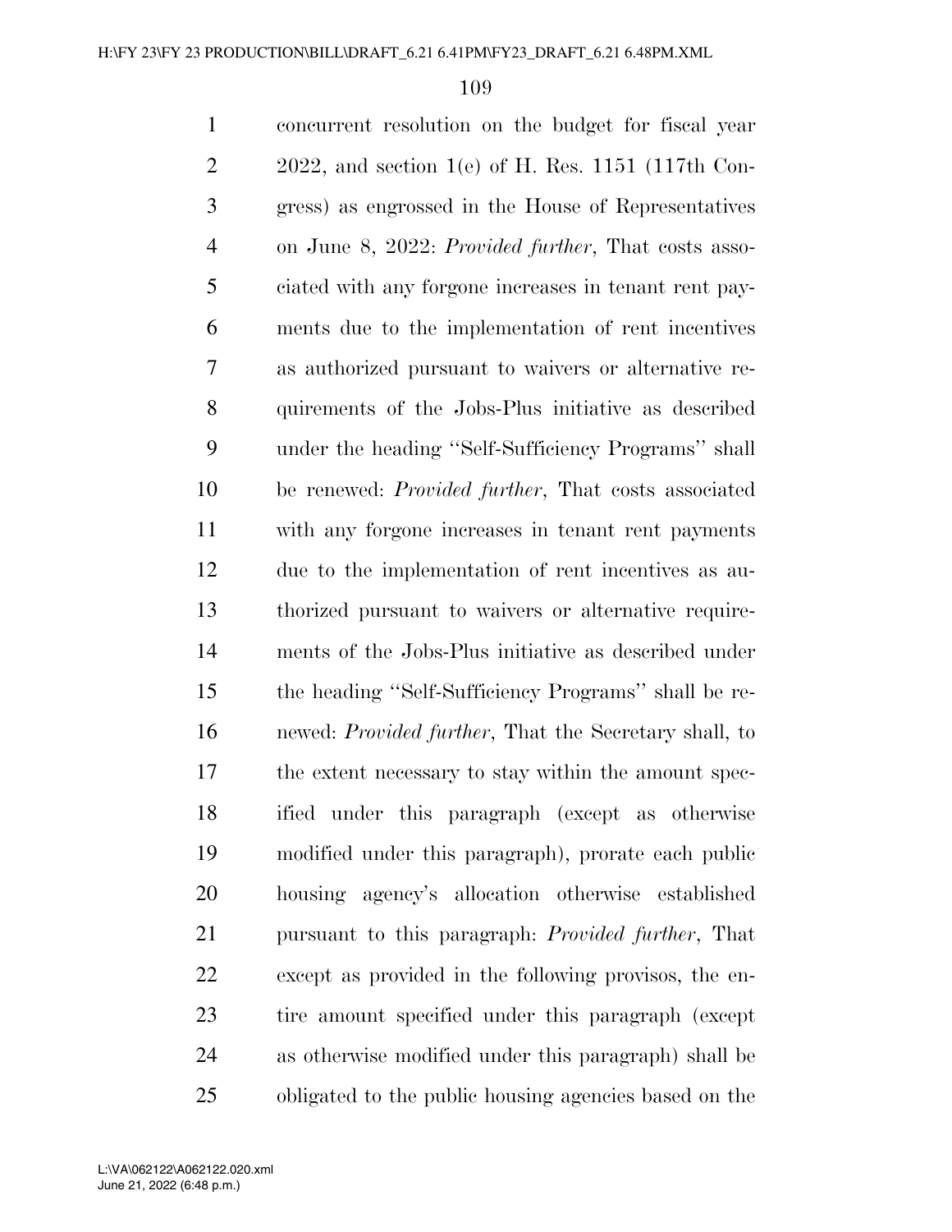concurrent resolution on the budget for fiscal year 2022, and section 1(e) of H. Res. 1151 (117th Congress) as engrossed in the House of Representatives on June 8, 2022: *Provided further*, That costs associated with any forgone increases in tenant rent payments due to the implementation of rent incentives as authorized pursuant to waivers or alternative requirements of the Jobs-Plus initiative as described under the heading ''Self-Sufficiency Programs'' shall be renewed: *Provided further*, That costs associated with any forgone increases in tenant rent payments due to the implementation of rent incentives as authorized pursuant to waivers or alternative requirements of the Jobs-Plus initiative as described under the heading ''Self-Sufficiency Programs'' shall be renewed: *Provided further*, That the Secretary shall, to the extent necessary to stay within the amount specified under this paragraph (except as otherwise modified under this paragraph), prorate each public housing agency's allocation otherwise established pursuant to this paragraph: *Provided further*, That except as provided in the following provisos, the entire amount specified under this paragraph (except as otherwise modified under this paragraph) shall be obligated to the public housing agencies based on the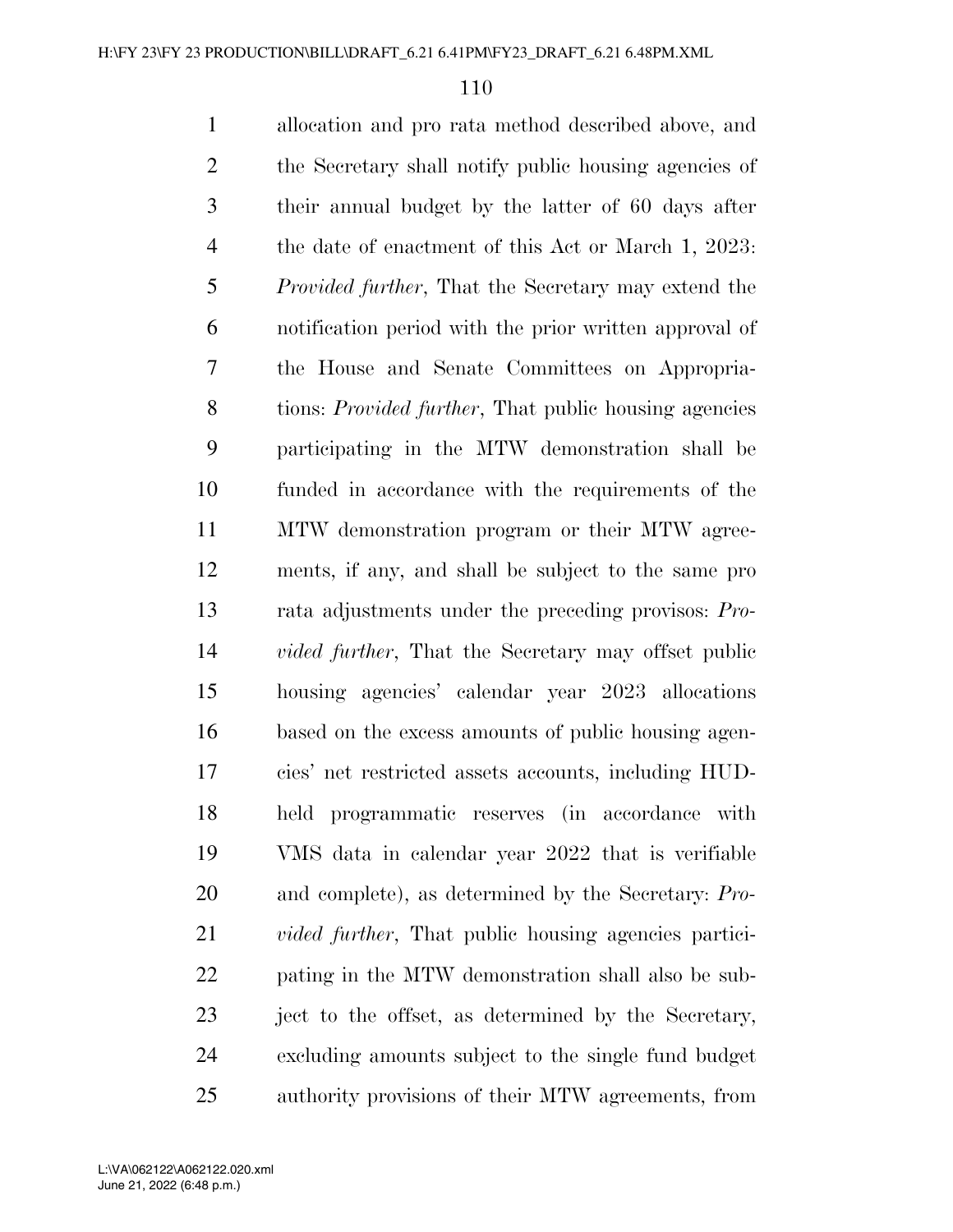allocation and pro rata method described above, and the Secretary shall notify public housing agencies of their annual budget by the latter of 60 days after the date of enactment of this Act or March 1, 2023: *Provided further*, That the Secretary may extend the notification period with the prior written approval of the House and Senate Committees on Appropriations: *Provided further*, That public housing agencies participating in the MTW demonstration shall be funded in accordance with the requirements of the MTW demonstration program or their MTW agreements, if any, and shall be subject to the same pro rata adjustments under the preceding provisos: *Provided further*, That the Secretary may offset public housing agencies' calendar year 2023 allocations based on the excess amounts of public housing agencies' net restricted assets accounts, including HUD-held programmatic reserves (in accordance with VMS data in calendar year 2022 that is verifiable and complete), as determined by the Secretary: *Provided further*, That public housing agencies participating in the MTW demonstration shall also be subject to the offset, as determined by the Secretary, excluding amounts subject to the single fund budget authority provisions of their MTW agreements, from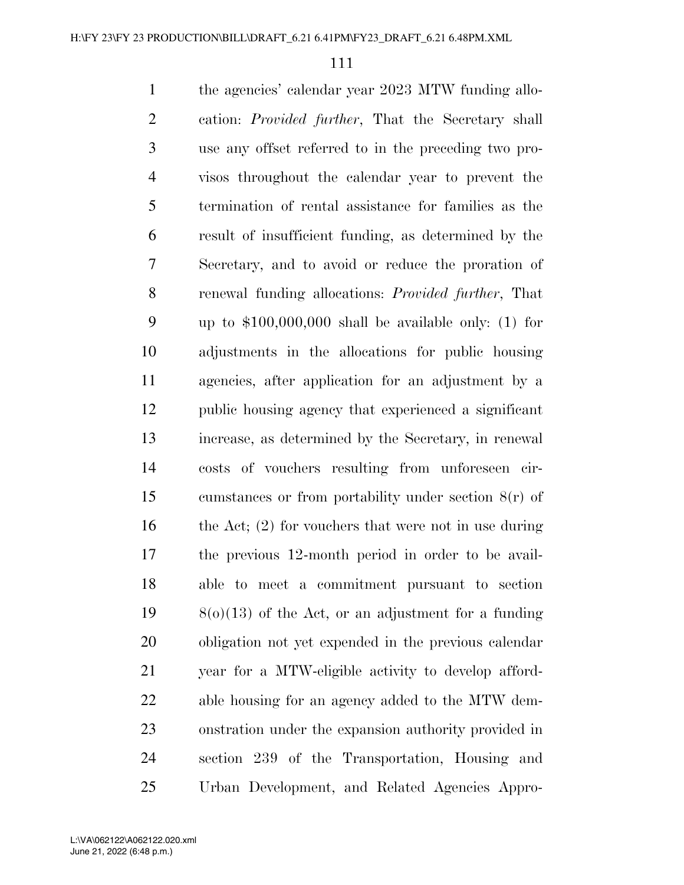the agencies' calendar year 2023 MTW funding allocation: *Provided further*, That the Secretary shall use any offset referred to in the preceding two provisos throughout the calendar year to prevent the termination of rental assistance for families as the result of insufficient funding, as determined by the Secretary, and to avoid or reduce the proration of renewal funding allocations: *Provided further*, That up to $100,000,000 shall be available only: (1) for adjustments in the allocations for public housing agencies, after application for an adjustment by a public housing agency that experienced a significant increase, as determined by the Secretary, in renewal costs of vouchers resulting from unforeseen circumstances or from portability under section 8(r) of the Act; (2) for vouchers that were not in use during the previous 12-month period in order to be available to meet a commitment pursuant to section 8(o)(13) of the Act, or an adjustment for a funding obligation not yet expended in the previous calendar year for a MTW-eligible activity to develop affordable housing for an agency added to the MTW demonstration under the expansion authority provided in section 239 of the Transportation, Housing and Urban Development, and Related Agencies Appro-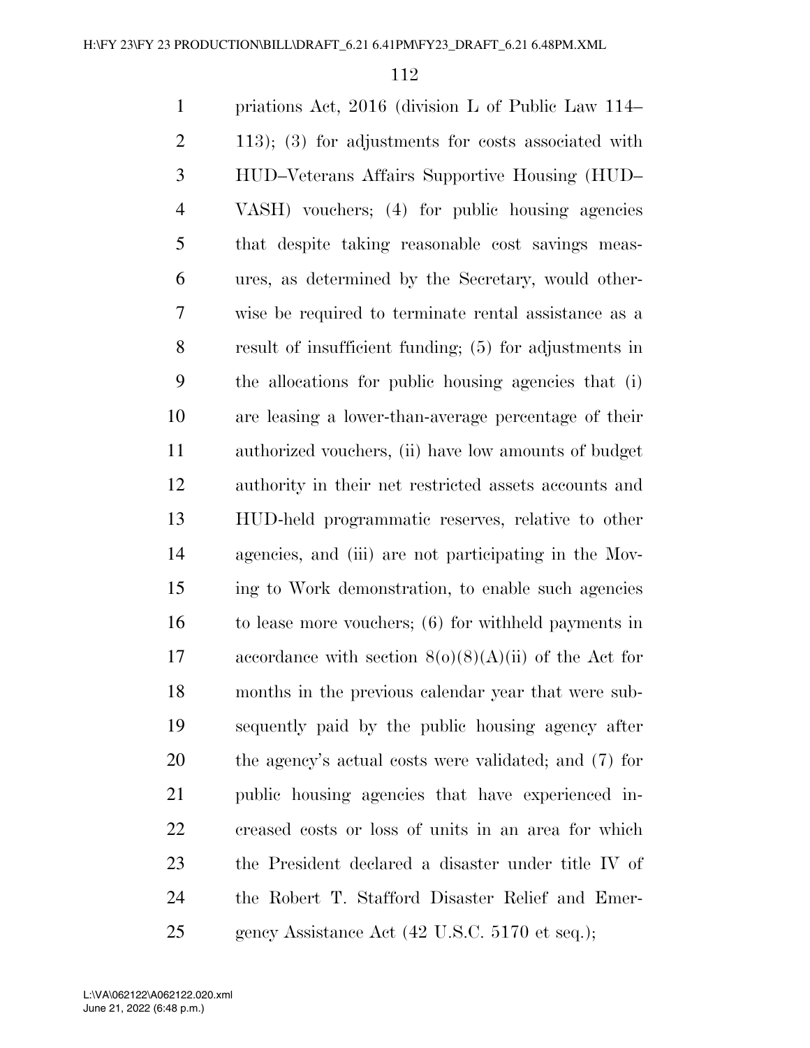priations Act, 2016 (division L of Public Law 114–113); (3) for adjustments for costs associated with HUD–Veterans Affairs Supportive Housing (HUD–VASH) vouchers; (4) for public housing agencies that despite taking reasonable cost savings measures, as determined by the Secretary, would otherwise be required to terminate rental assistance as a result of insufficient funding; (5) for adjustments in the allocations for public housing agencies that (i) are leasing a lower-than-average percentage of their authorized vouchers, (ii) have low amounts of budget authority in their net restricted assets accounts and HUD-held programmatic reserves, relative to other agencies, and (iii) are not participating in the Moving to Work demonstration, to enable such agencies to lease more vouchers; (6) for withheld payments in accordance with section 8(o)(8)(A)(ii) of the Act for months in the previous calendar year that were subsequently paid by the public housing agency after the agency's actual costs were validated; and (7) for public housing agencies that have experienced increased costs or loss of units in an area for which the President declared a disaster under title IV of the Robert T. Stafford Disaster Relief and Emergency Assistance Act (42 U.S.C. 5170 et seq.);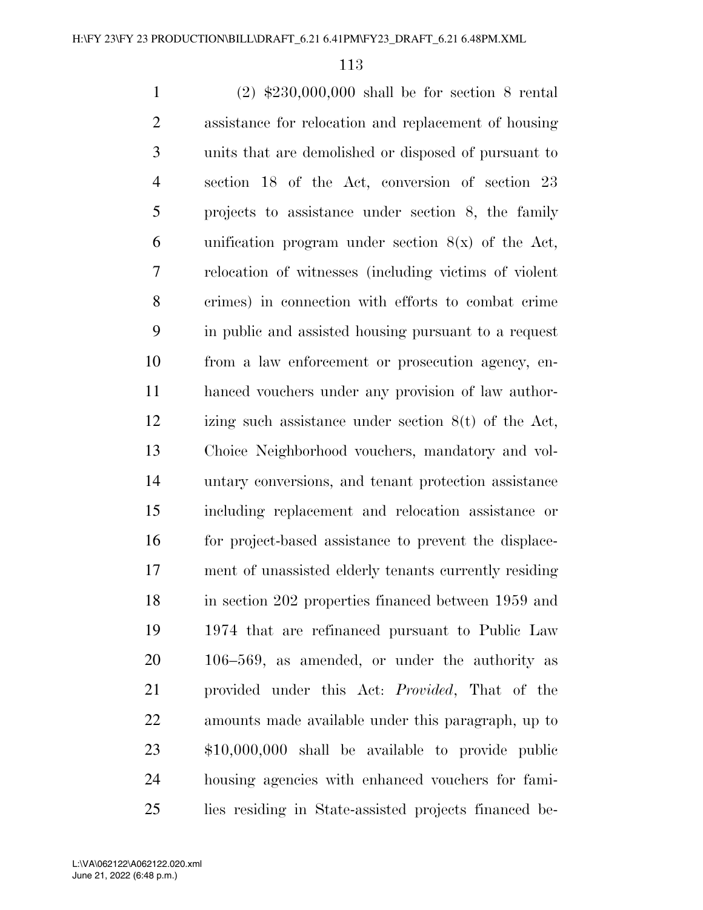(2) $230,000,000 shall be for section 8 rental assistance for relocation and replacement of housing units that are demolished or disposed of pursuant to section 18 of the Act, conversion of section 23 projects to assistance under section 8, the family unification program under section 8(x) of the Act, relocation of witnesses (including victims of violent crimes) in connection with efforts to combat crime in public and assisted housing pursuant to a request from a law enforcement or prosecution agency, enhanced vouchers under any provision of law authorizing such assistance under section 8(t) of the Act, Choice Neighborhood vouchers, mandatory and voluntary conversions, and tenant protection assistance including replacement and relocation assistance or for project-based assistance to prevent the displacement of unassisted elderly tenants currently residing in section 202 properties financed between 1959 and 1974 that are refinanced pursuant to Public Law 106–569, as amended, or under the authority as provided under this Act: *Provided*, That of the amounts made available under this paragraph, up to $10,000,000 shall be available to provide public housing agencies with enhanced vouchers for families residing in State-assisted projects financed be-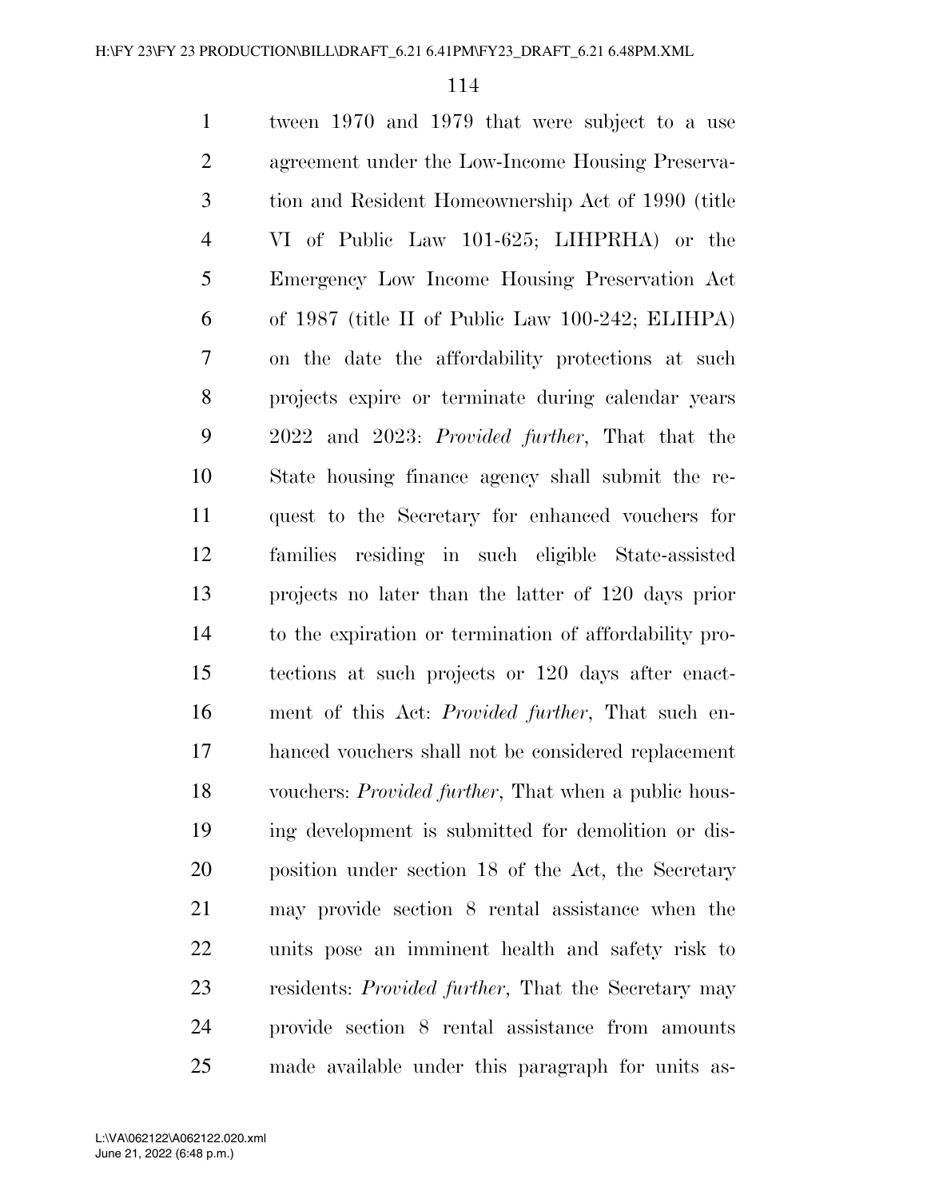tween 1970 and 1979 that were subject to a use agreement under the Low-Income Housing Preservation and Resident Homeownership Act of 1990 (title VI of Public Law 101-625; LIHPRHA) or the Emergency Low Income Housing Preservation Act of 1987 (title II of Public Law 100-242; ELIHPA) on the date the affordability protections at such projects expire or terminate during calendar years 2022 and 2023: *Provided further*, That that the State housing finance agency shall submit the request to the Secretary for enhanced vouchers for families residing in such eligible State-assisted projects no later than the latter of 120 days prior to the expiration or termination of affordability protections at such projects or 120 days after enactment of this Act: *Provided further*, That such enhanced vouchers shall not be considered replacement vouchers: *Provided further*, That when a public housing development is submitted for demolition or disposition under section 18 of the Act, the Secretary may provide section 8 rental assistance when the units pose an imminent health and safety risk to residents: *Provided further*, That the Secretary may provide section 8 rental assistance from amounts made available under this paragraph for units as-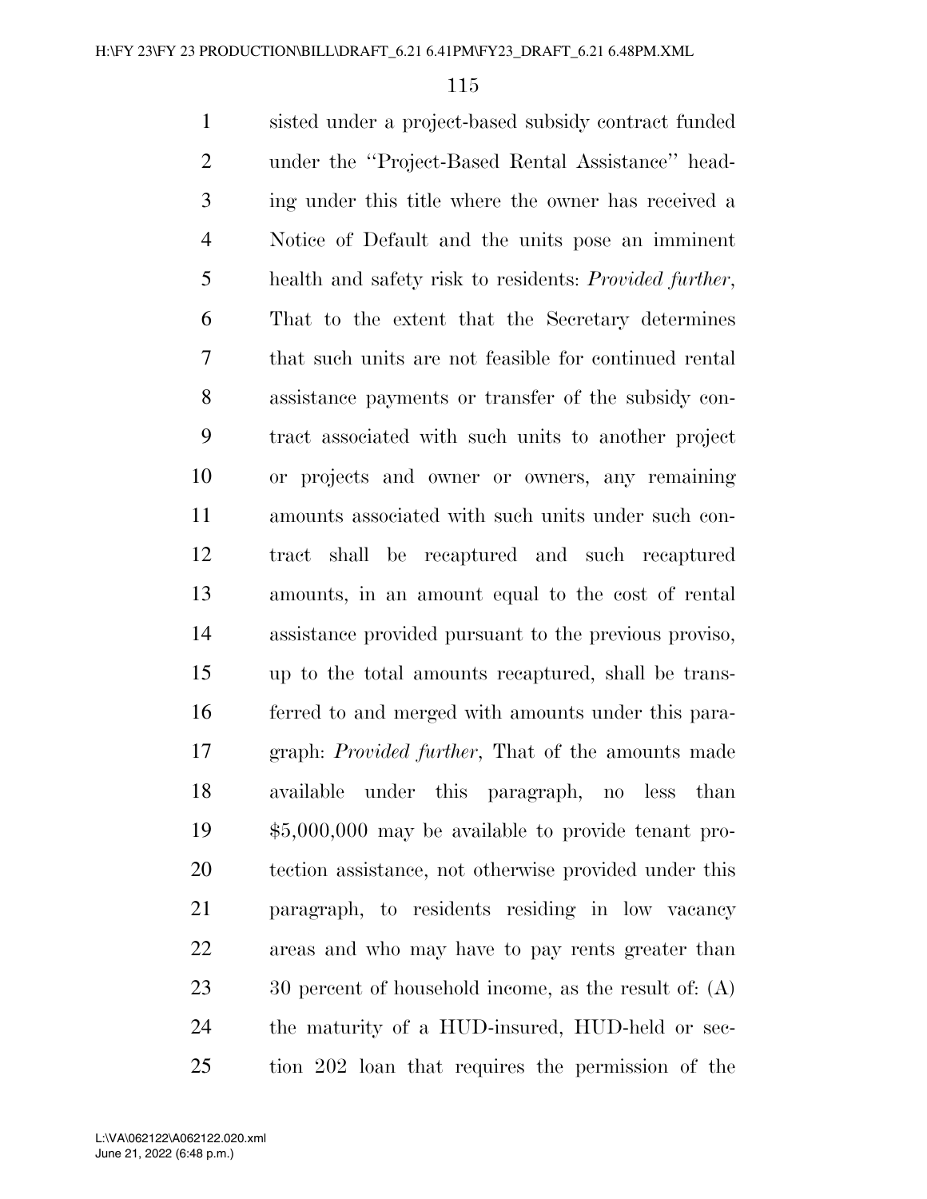sisted under a project-based subsidy contract funded under the ''Project-Based Rental Assistance'' heading under this title where the owner has received a Notice of Default and the units pose an imminent health and safety risk to residents: *Provided further*, That to the extent that the Secretary determines that such units are not feasible for continued rental assistance payments or transfer of the subsidy contract associated with such units to another project or projects and owner or owners, any remaining amounts associated with such units under such contract shall be recaptured and such recaptured amounts, in an amount equal to the cost of rental assistance provided pursuant to the previous proviso, up to the total amounts recaptured, shall be transferred to and merged with amounts under this paragraph: *Provided further*, That of the amounts made available under this paragraph, no less than $5,000,000 may be available to provide tenant protection assistance, not otherwise provided under this paragraph, to residents residing in low vacancy areas and who may have to pay rents greater than 30 percent of household income, as the result of: (A) the maturity of a HUD-insured, HUD-held or section 202 loan that requires the permission of the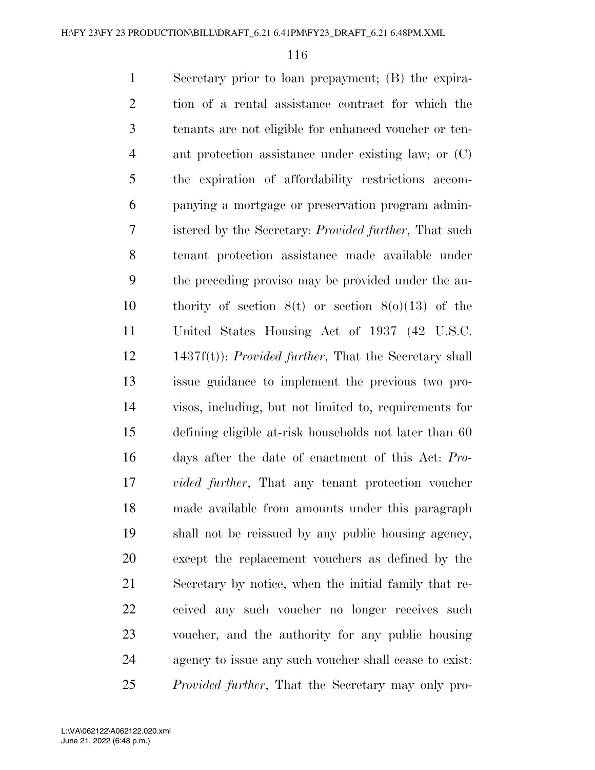Secretary prior to loan prepayment; (B) the expiration of a rental assistance contract for which the tenants are not eligible for enhanced voucher or tenant protection assistance under existing law; or (C) the expiration of affordability restrictions accompanying a mortgage or preservation program administered by the Secretary: *Provided further*, That such tenant protection assistance made available under the preceding proviso may be provided under the authority of section 8(t) or section 8(o)(13) of the United States Housing Act of 1937 (42 U.S.C. 1437f(t)): *Provided further*, That the Secretary shall issue guidance to implement the previous two provisos, including, but not limited to, requirements for defining eligible at-risk households not later than 60 days after the date of enactment of this Act: *Provided further*, That any tenant protection voucher made available from amounts under this paragraph shall not be reissued by any public housing agency, except the replacement vouchers as defined by the Secretary by notice, when the initial family that received any such voucher no longer receives such voucher, and the authority for any public housing agency to issue any such voucher shall cease to exist: *Provided further*, That the Secretary may only pro-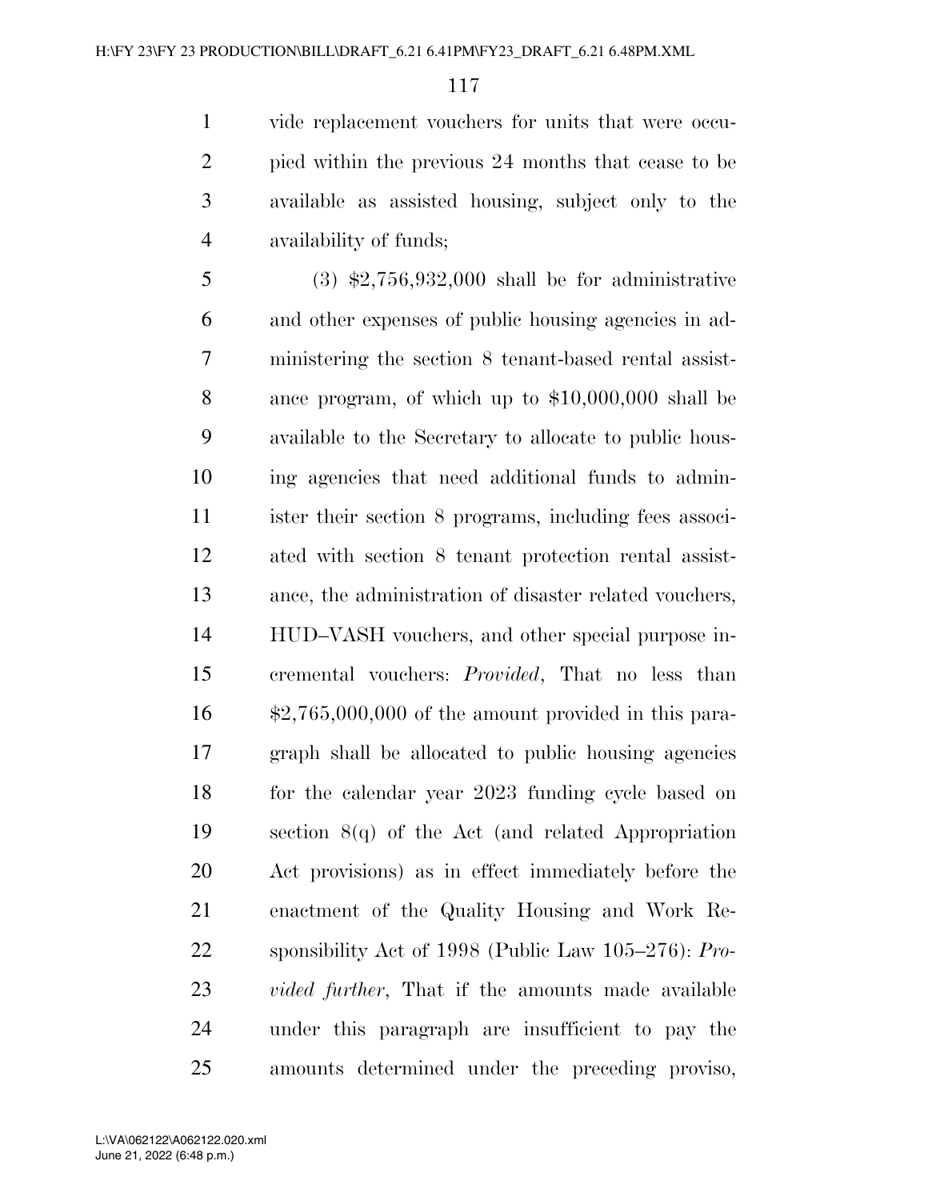vide replacement vouchers for units that were occupied within the previous 24 months that cease to be available as assisted housing, subject only to the availability of funds;

(3) $2,756,932,000 shall be for administrative and other expenses of public housing agencies in administering the section 8 tenant-based rental assistance program, of which up to $10,000,000 shall be available to the Secretary to allocate to public housing agencies that need additional funds to administer their section 8 programs, including fees associated with section 8 tenant protection rental assistance, the administration of disaster related vouchers, HUD–VASH vouchers, and other special purpose incremental vouchers: *Provided*, That no less than $2,765,000,000 of the amount provided in this paragraph shall be allocated to public housing agencies for the calendar year 2023 funding cycle based on section 8(q) of the Act (and related Appropriation Act provisions) as in effect immediately before the enactment of the Quality Housing and Work Responsibility Act of 1998 (Public Law 105–276): *Provided further*, That if the amounts made available under this paragraph are insufficient to pay the amounts determined under the preceding proviso,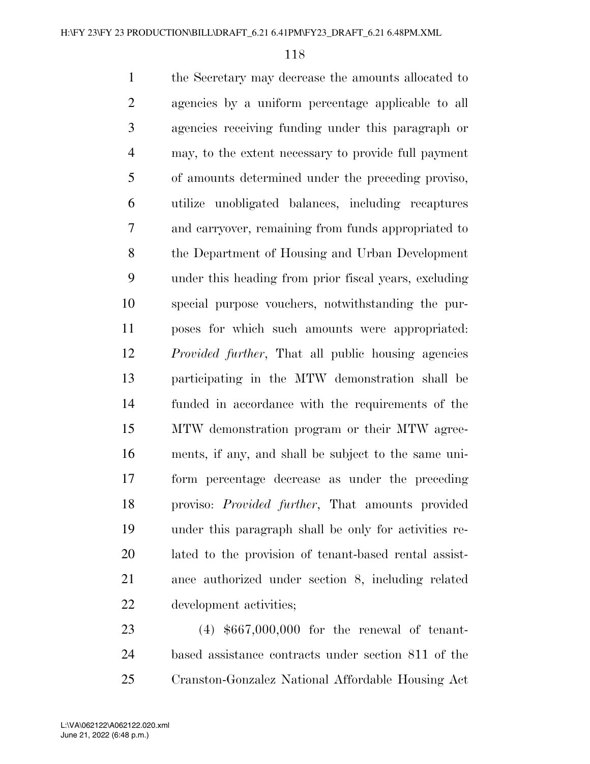the Secretary may decrease the amounts allocated to agencies by a uniform percentage applicable to all agencies receiving funding under this paragraph or may, to the extent necessary to provide full payment of amounts determined under the preceding proviso, utilize unobligated balances, including recaptures and carryover, remaining from funds appropriated to the Department of Housing and Urban Development under this heading from prior fiscal years, excluding special purpose vouchers, notwithstanding the purposes for which such amounts were appropriated: *Provided further*, That all public housing agencies participating in the MTW demonstration shall be funded in accordance with the requirements of the MTW demonstration program or their MTW agreements, if any, and shall be subject to the same uniform percentage decrease as under the preceding proviso: *Provided further*, That amounts provided under this paragraph shall be only for activities related to the provision of tenant-based rental assistance authorized under section 8, including related development activities;

(4) $667,000,000 for the renewal of tenant-based assistance contracts under section 811 of the Cranston-Gonzalez National Affordable Housing Act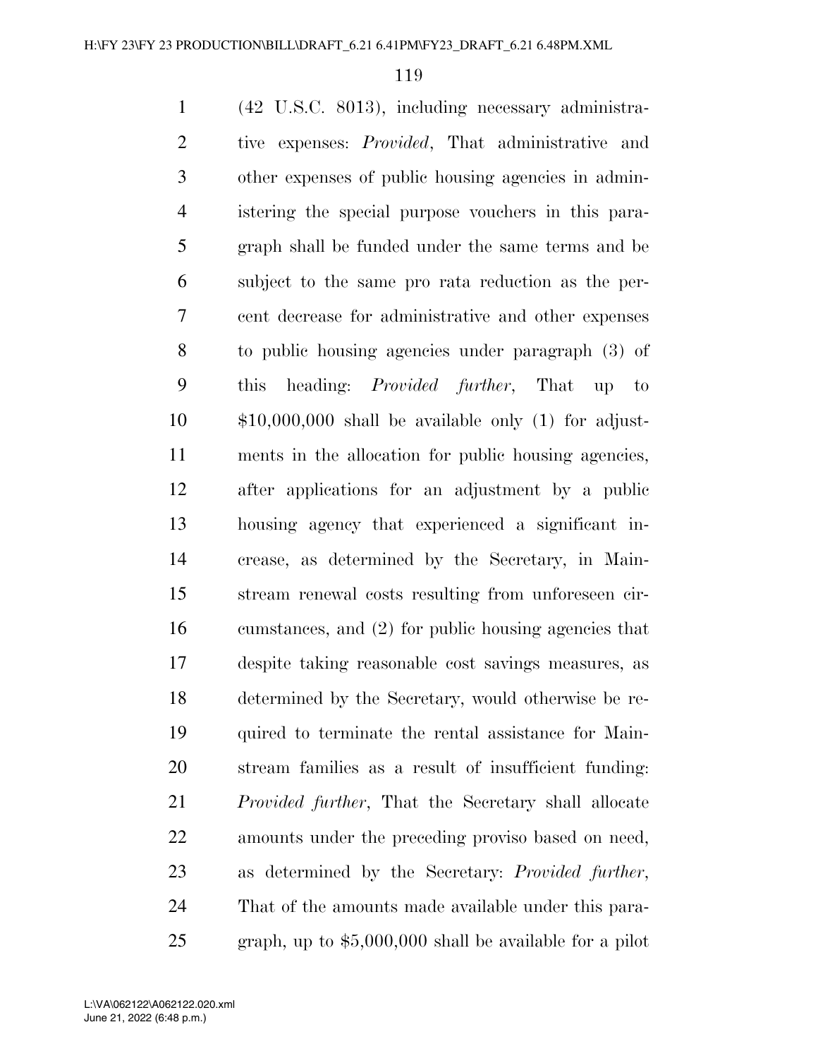(42 U.S.C. 8013), including necessary administrative expenses: *Provided*, That administrative and other expenses of public housing agencies in administering the special purpose vouchers in this paragraph shall be funded under the same terms and be subject to the same pro rata reduction as the percent decrease for administrative and other expenses to public housing agencies under paragraph (3) of this heading: *Provided further*, That up to $10,000,000 shall be available only (1) for adjustments in the allocation for public housing agencies, after applications for an adjustment by a public housing agency that experienced a significant increase, as determined by the Secretary, in Mainstream renewal costs resulting from unforeseen circumstances, and (2) for public housing agencies that despite taking reasonable cost savings measures, as determined by the Secretary, would otherwise be required to terminate the rental assistance for Mainstream families as a result of insufficient funding: *Provided further*, That the Secretary shall allocate amounts under the preceding proviso based on need, as determined by the Secretary: *Provided further*, That of the amounts made available under this paragraph, up to $5,000,000 shall be available for a pilot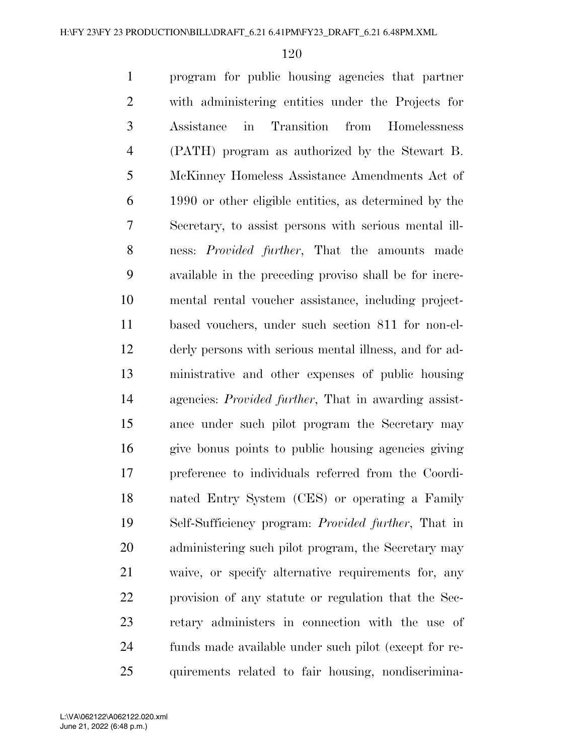program for public housing agencies that partner with administering entities under the Projects for Assistance in Transition from Homelessness (PATH) program as authorized by the Stewart B. McKinney Homeless Assistance Amendments Act of 1990 or other eligible entities, as determined by the Secretary, to assist persons with serious mental illness: *Provided further*, That the amounts made available in the preceding proviso shall be for incremental rental voucher assistance, including project-based vouchers, under such section 811 for non-elderly persons with serious mental illness, and for administrative and other expenses of public housing agencies: *Provided further*, That in awarding assistance under such pilot program the Secretary may give bonus points to public housing agencies giving preference to individuals referred from the Coordinated Entry System (CES) or operating a Family Self-Sufficiency program: *Provided further*, That in administering such pilot program, the Secretary may waive, or specify alternative requirements for, any provision of any statute or regulation that the Secretary administers in connection with the use of funds made available under such pilot (except for requirements related to fair housing, nondiscrimina-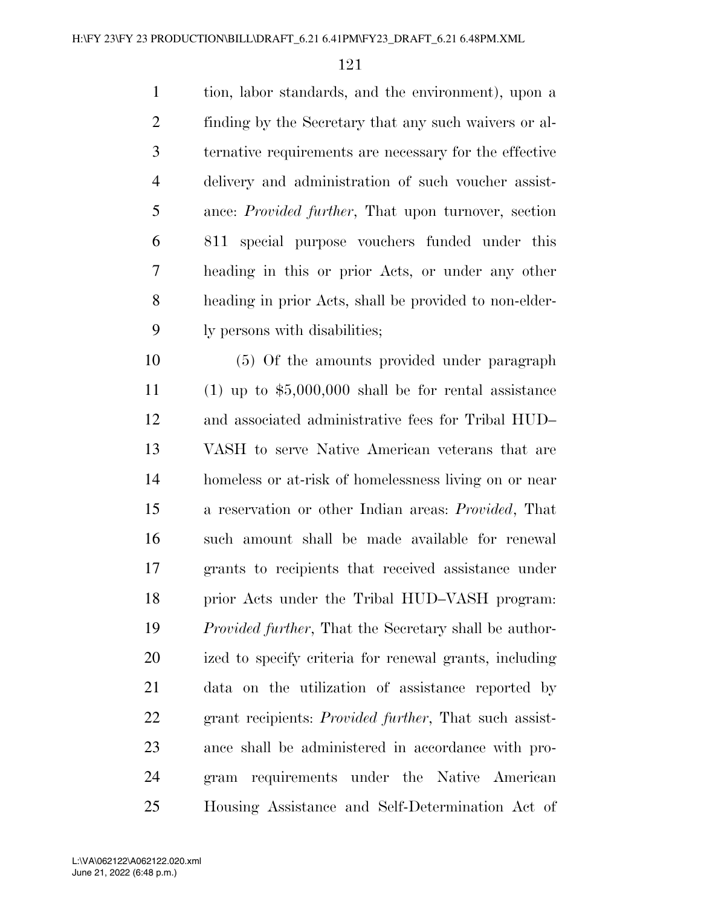tion, labor standards, and the environment), upon a finding by the Secretary that any such waivers or alternative requirements are necessary for the effective delivery and administration of such voucher assistance: *Provided further*, That upon turnover, section 811 special purpose vouchers funded under this heading in this or prior Acts, or under any other heading in prior Acts, shall be provided to non-elderly persons with disabilities;

(5) Of the amounts provided under paragraph (1) up to $5,000,000 shall be for rental assistance and associated administrative fees for Tribal HUD–VASH to serve Native American veterans that are homeless or at-risk of homelessness living on or near a reservation or other Indian areas: *Provided*, That such amount shall be made available for renewal grants to recipients that received assistance under prior Acts under the Tribal HUD–VASH program: *Provided further*, That the Secretary shall be authorized to specify criteria for renewal grants, including data on the utilization of assistance reported by grant recipients: *Provided further*, That such assistance shall be administered in accordance with program requirements under the Native American Housing Assistance and Self-Determination Act of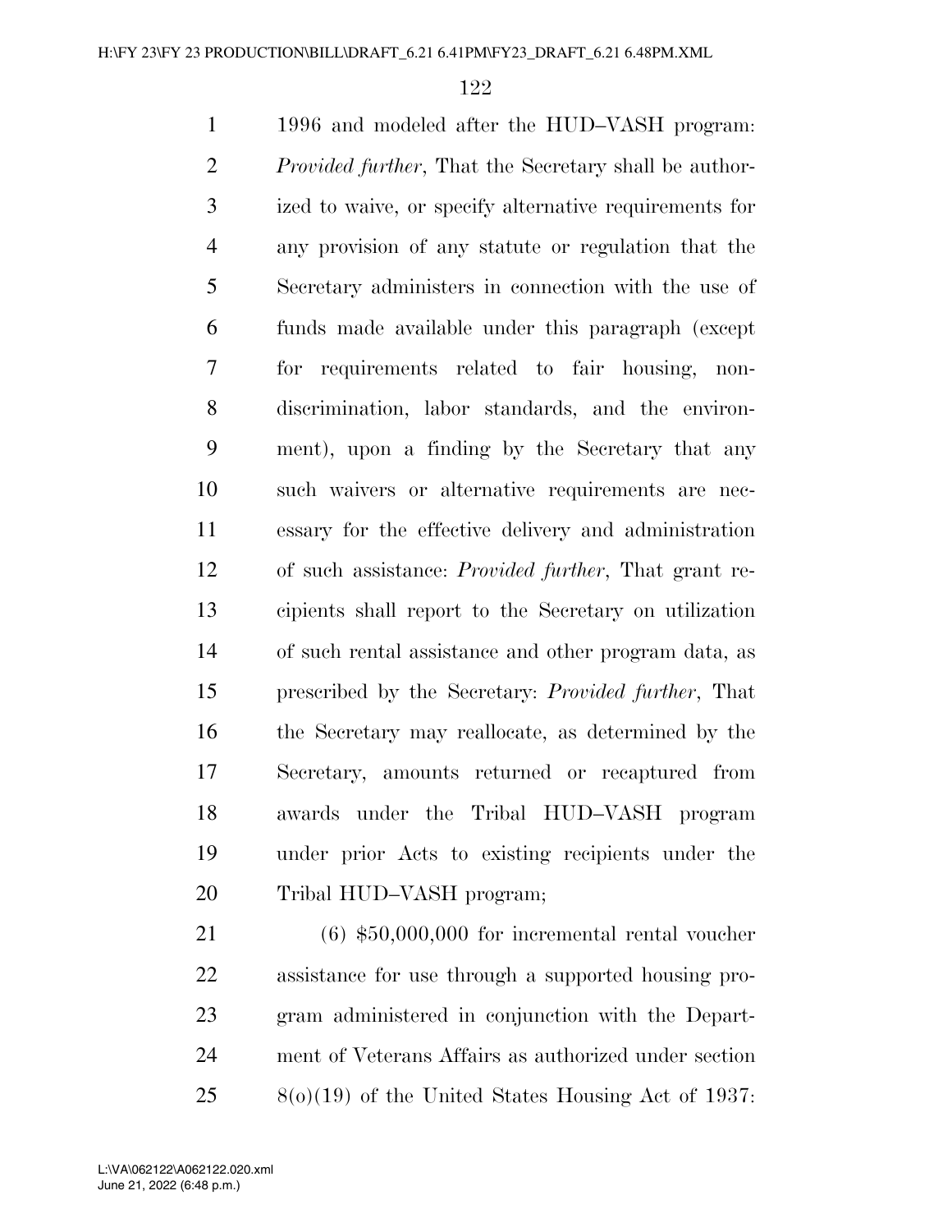1996 and modeled after the HUD–VASH program: *Provided further*, That the Secretary shall be authorized to waive, or specify alternative requirements for any provision of any statute or regulation that the Secretary administers in connection with the use of funds made available under this paragraph (except for requirements related to fair housing, nondiscrimination, labor standards, and the environment), upon a finding by the Secretary that any such waivers or alternative requirements are necessary for the effective delivery and administration of such assistance: *Provided further*, That grant recipients shall report to the Secretary on utilization of such rental assistance and other program data, as prescribed by the Secretary: *Provided further*, That the Secretary may reallocate, as determined by the Secretary, amounts returned or recaptured from awards under the Tribal HUD–VASH program under prior Acts to existing recipients under the Tribal HUD–VASH program;

(6) $50,000,000 for incremental rental voucher assistance for use through a supported housing program administered in conjunction with the Department of Veterans Affairs as authorized under section 8(o)(19) of the United States Housing Act of 1937: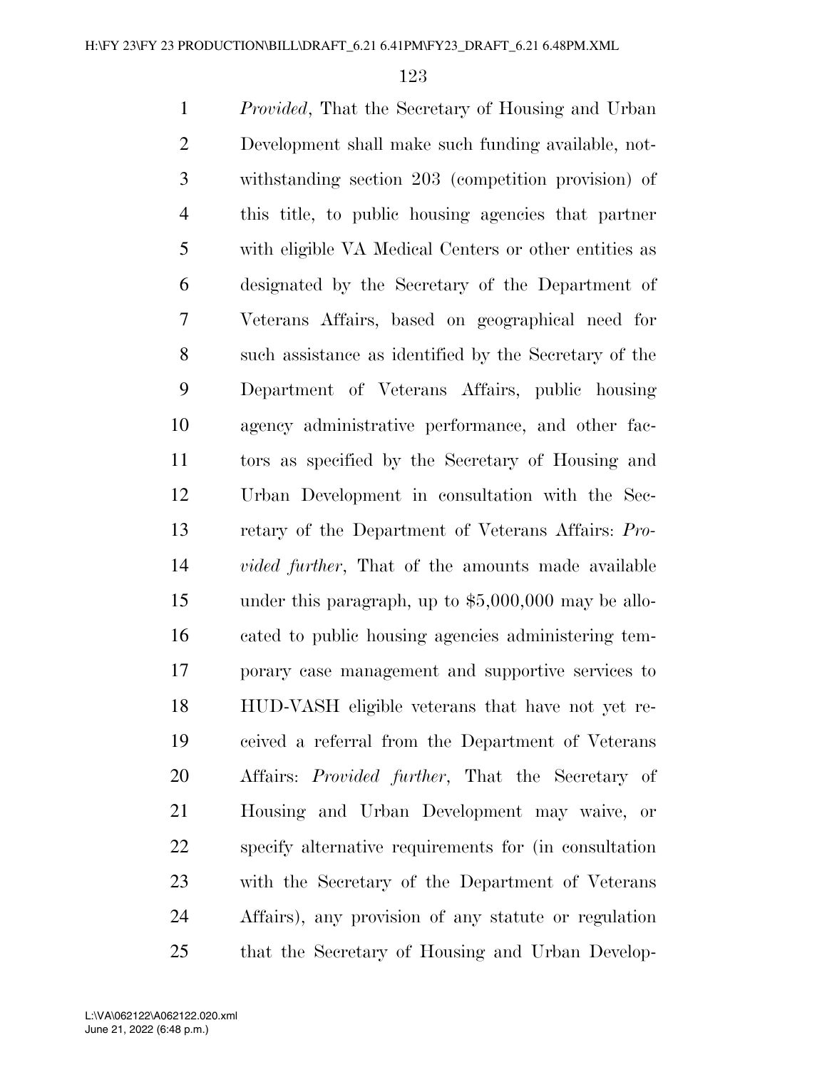*Provided*, That the Secretary of Housing and Urban Development shall make such funding available, notwithstanding section 203 (competition provision) of this title, to public housing agencies that partner with eligible VA Medical Centers or other entities as designated by the Secretary of the Department of Veterans Affairs, based on geographical need for such assistance as identified by the Secretary of the Department of Veterans Affairs, public housing agency administrative performance, and other factors as specified by the Secretary of Housing and Urban Development in consultation with the Secretary of the Department of Veterans Affairs: *Provided further*, That of the amounts made available under this paragraph, up to $5,000,000 may be allocated to public housing agencies administering temporary case management and supportive services to HUD-VASH eligible veterans that have not yet received a referral from the Department of Veterans Affairs: *Provided further*, That the Secretary of Housing and Urban Development may waive, or specify alternative requirements for (in consultation with the Secretary of the Department of Veterans Affairs), any provision of any statute or regulation that the Secretary of Housing and Urban Develop-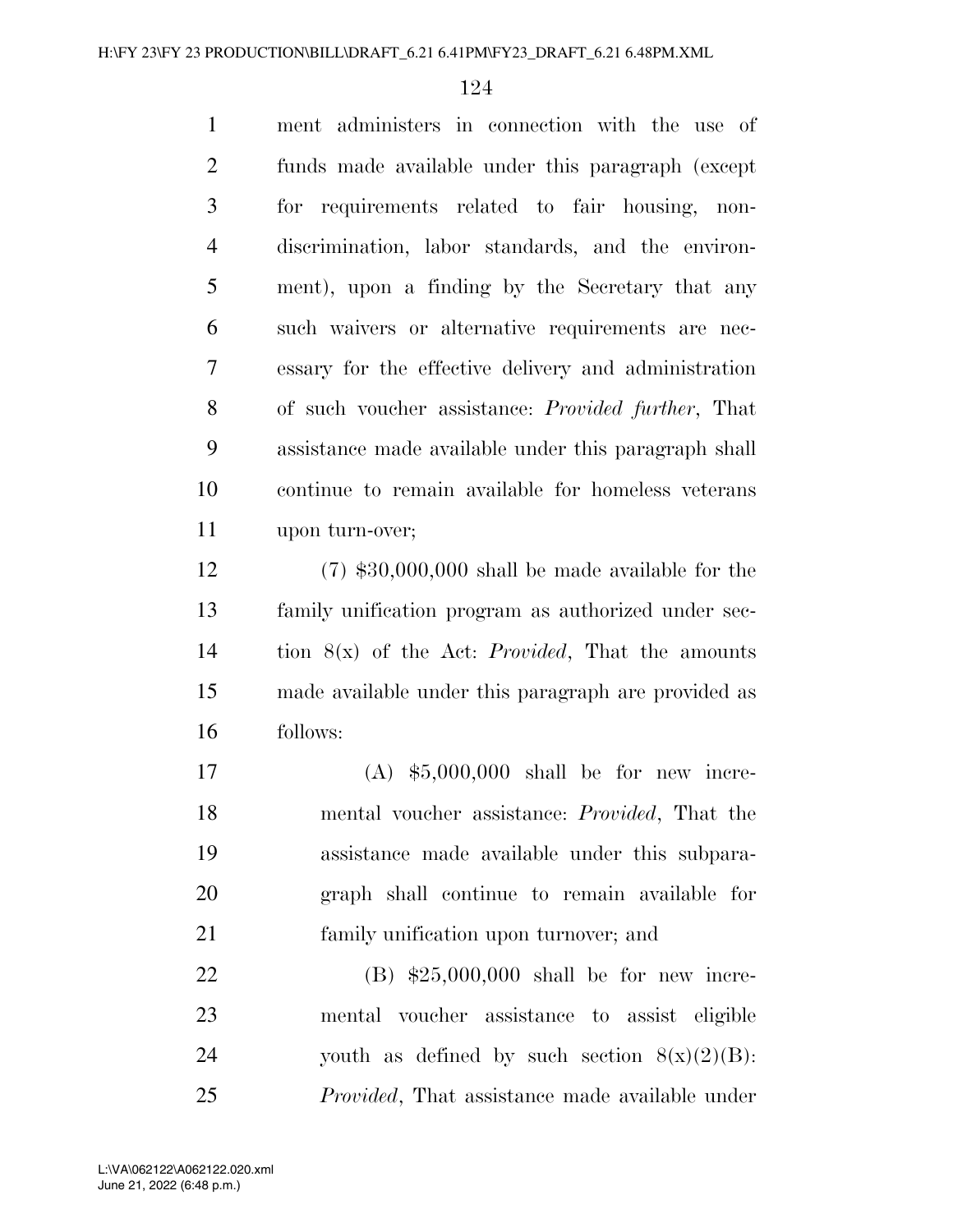ment administers in connection with the use of funds made available under this paragraph (except for requirements related to fair housing, nondiscrimination, labor standards, and the environment), upon a finding by the Secretary that any such waivers or alternative requirements are necessary for the effective delivery and administration of such voucher assistance: *Provided further*, That assistance made available under this paragraph shall continue to remain available for homeless veterans upon turn-over;

(7) $30,000,000 shall be made available for the family unification program as authorized under section 8(x) of the Act: *Provided*, That the amounts made available under this paragraph are provided as follows:

(A) $5,000,000 shall be for new incremental voucher assistance: *Provided*, That the assistance made available under this subparagraph shall continue to remain available for family unification upon turnover; and

(B) $25,000,000 shall be for new incremental voucher assistance to assist eligible youth as defined by such section 8(x)(2)(B): *Provided*, That assistance made available under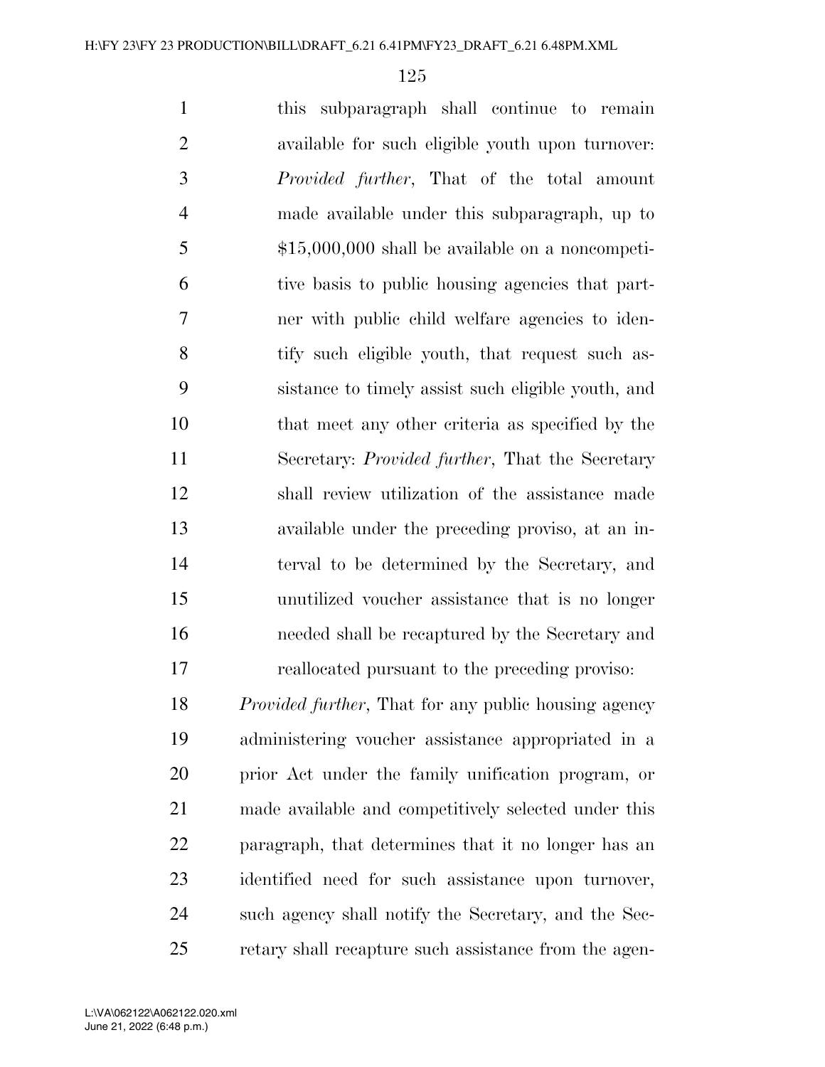this subparagraph shall continue to remain available for such eligible youth upon turnover: *Provided further*, That of the total amount made available under this subparagraph, up to $15,000,000 shall be available on a noncompetitive basis to public housing agencies that partner with public child welfare agencies to identify such eligible youth, that request such assistance to timely assist such eligible youth, and that meet any other criteria as specified by the Secretary: *Provided further*, That the Secretary shall review utilization of the assistance made available under the preceding proviso, at an interval to be determined by the Secretary, and unutilized voucher assistance that is no longer needed shall be recaptured by the Secretary and reallocated pursuant to the preceding proviso:

*Provided further*, That for any public housing agency administering voucher assistance appropriated in a prior Act under the family unification program, or made available and competitively selected under this paragraph, that determines that it no longer has an identified need for such assistance upon turnover, such agency shall notify the Secretary, and the Secretary shall recapture such assistance from the agen-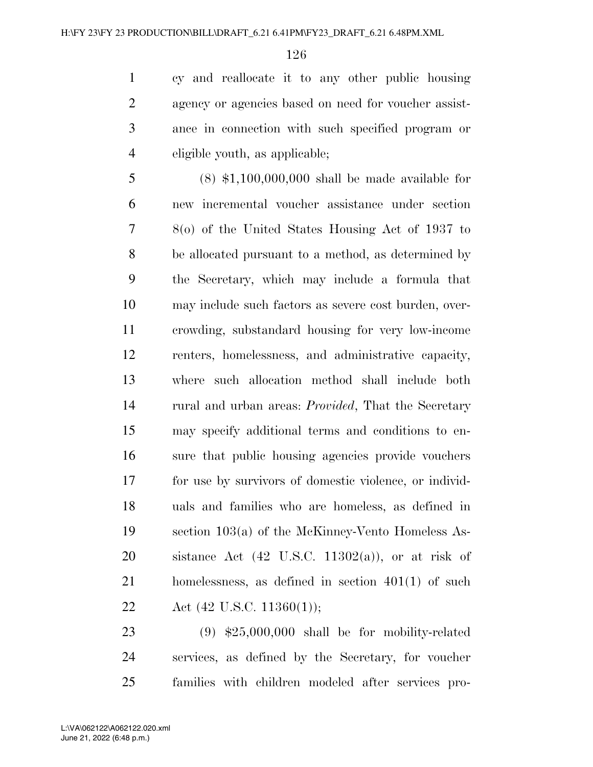cy and reallocate it to any other public housing agency or agencies based on need for voucher assistance in connection with such specified program or eligible youth, as applicable;

(8) $1,100,000,000 shall be made available for new incremental voucher assistance under section 8(o) of the United States Housing Act of 1937 to be allocated pursuant to a method, as determined by the Secretary, which may include a formula that may include such factors as severe cost burden, overcrowding, substandard housing for very low-income renters, homelessness, and administrative capacity, where such allocation method shall include both rural and urban areas: *Provided*, That the Secretary may specify additional terms and conditions to ensure that public housing agencies provide vouchers for use by survivors of domestic violence, or individuals and families who are homeless, as defined in section 103(a) of the McKinney-Vento Homeless Assistance Act (42 U.S.C. 11302(a)), or at risk of homelessness, as defined in section 401(1) of such Act (42 U.S.C. 11360(1));

(9) $25,000,000 shall be for mobility-related services, as defined by the Secretary, for voucher families with children modeled after services pro-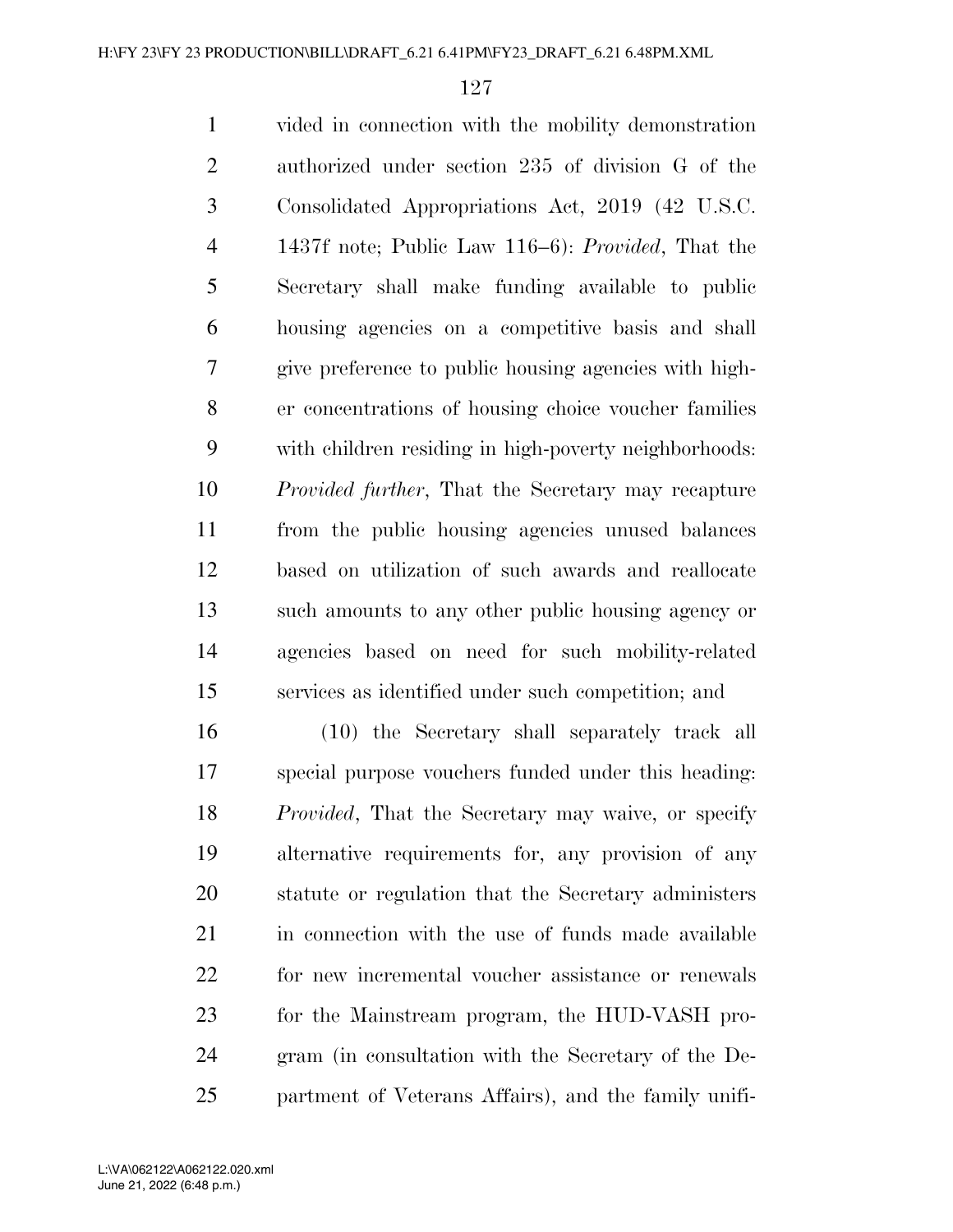vided in connection with the mobility demonstration authorized under section 235 of division G of the Consolidated Appropriations Act, 2019 (42 U.S.C. 1437f note; Public Law 116–6): *Provided*, That the Secretary shall make funding available to public housing agencies on a competitive basis and shall give preference to public housing agencies with higher concentrations of housing choice voucher families with children residing in high-poverty neighborhoods: *Provided further*, That the Secretary may recapture from the public housing agencies unused balances based on utilization of such awards and reallocate such amounts to any other public housing agency or agencies based on need for such mobility-related services as identified under such competition; and

(10) the Secretary shall separately track all special purpose vouchers funded under this heading: *Provided*, That the Secretary may waive, or specify alternative requirements for, any provision of any statute or regulation that the Secretary administers in connection with the use of funds made available for new incremental voucher assistance or renewals for the Mainstream program, the HUD-VASH program (in consultation with the Secretary of the Department of Veterans Affairs), and the family unifi-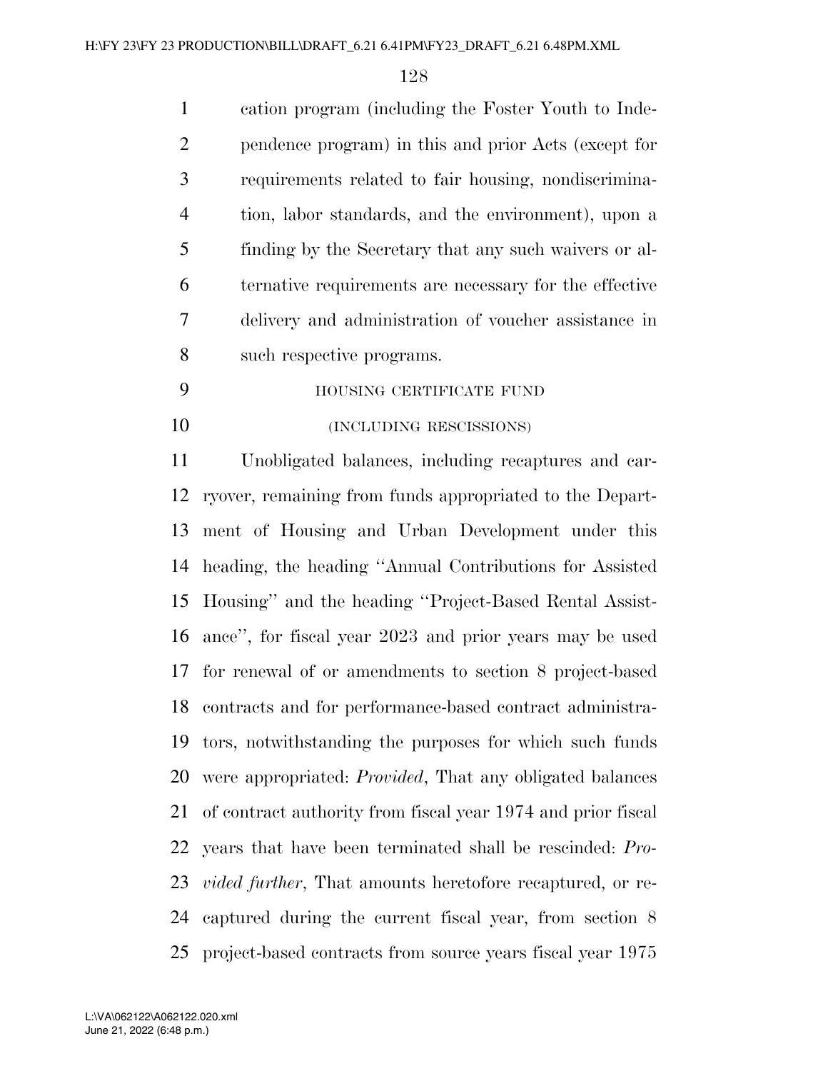cation program (including the Foster Youth to Independence program) in this and prior Acts (except for requirements related to fair housing, nondiscrimination, labor standards, and the environment), upon a finding by the Secretary that any such waivers or alternative requirements are necessary for the effective delivery and administration of voucher assistance in such respective programs.

HOUSING CERTIFICATE FUND

(INCLUDING RESCISSIONS)

Unobligated balances, including recaptures and carryover, remaining from funds appropriated to the Department of Housing and Urban Development under this heading, the heading ''Annual Contributions for Assisted Housing'' and the heading ''Project-Based Rental Assistance'', for fiscal year 2023 and prior years may be used for renewal of or amendments to section 8 project-based contracts and for performance-based contract administrators, notwithstanding the purposes for which such funds were appropriated: *Provided*, That any obligated balances of contract authority from fiscal year 1974 and prior fiscal years that have been terminated shall be rescinded: *Provided further*, That amounts heretofore recaptured, or recaptured during the current fiscal year, from section 8 project-based contracts from source years fiscal year 1975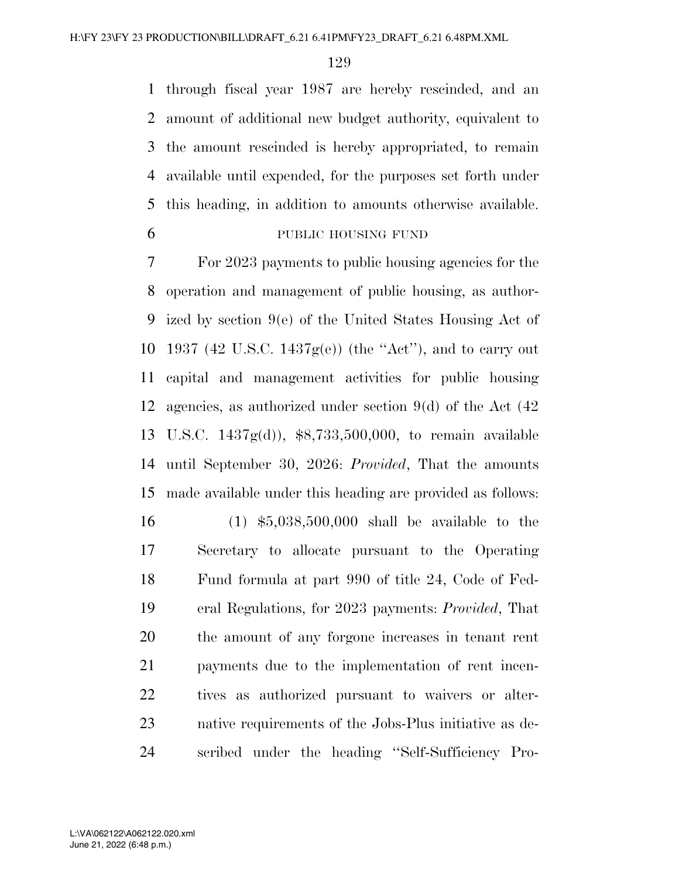through fiscal year 1987 are hereby rescinded, and an amount of additional new budget authority, equivalent to the amount rescinded is hereby appropriated, to remain available until expended, for the purposes set forth under this heading, in addition to amounts otherwise available.

PUBLIC HOUSING FUND

For 2023 payments to public housing agencies for the operation and management of public housing, as authorized by section 9(e) of the United States Housing Act of 1937 (42 U.S.C. 1437g(e)) (the ''Act''), and to carry out capital and management activities for public housing agencies, as authorized under section 9(d) of the Act (42 U.S.C. 1437g(d)), $8,733,500,000, to remain available until September 30, 2026: *Provided*, That the amounts made available under this heading are provided as follows:

(1) $5,038,500,000 shall be available to the Secretary to allocate pursuant to the Operating Fund formula at part 990 of title 24, Code of Federal Regulations, for 2023 payments: *Provided*, That the amount of any forgone increases in tenant rent payments due to the implementation of rent incentives as authorized pursuant to waivers or alternative requirements of the Jobs-Plus initiative as described under the heading ''Self-Sufficiency Pro-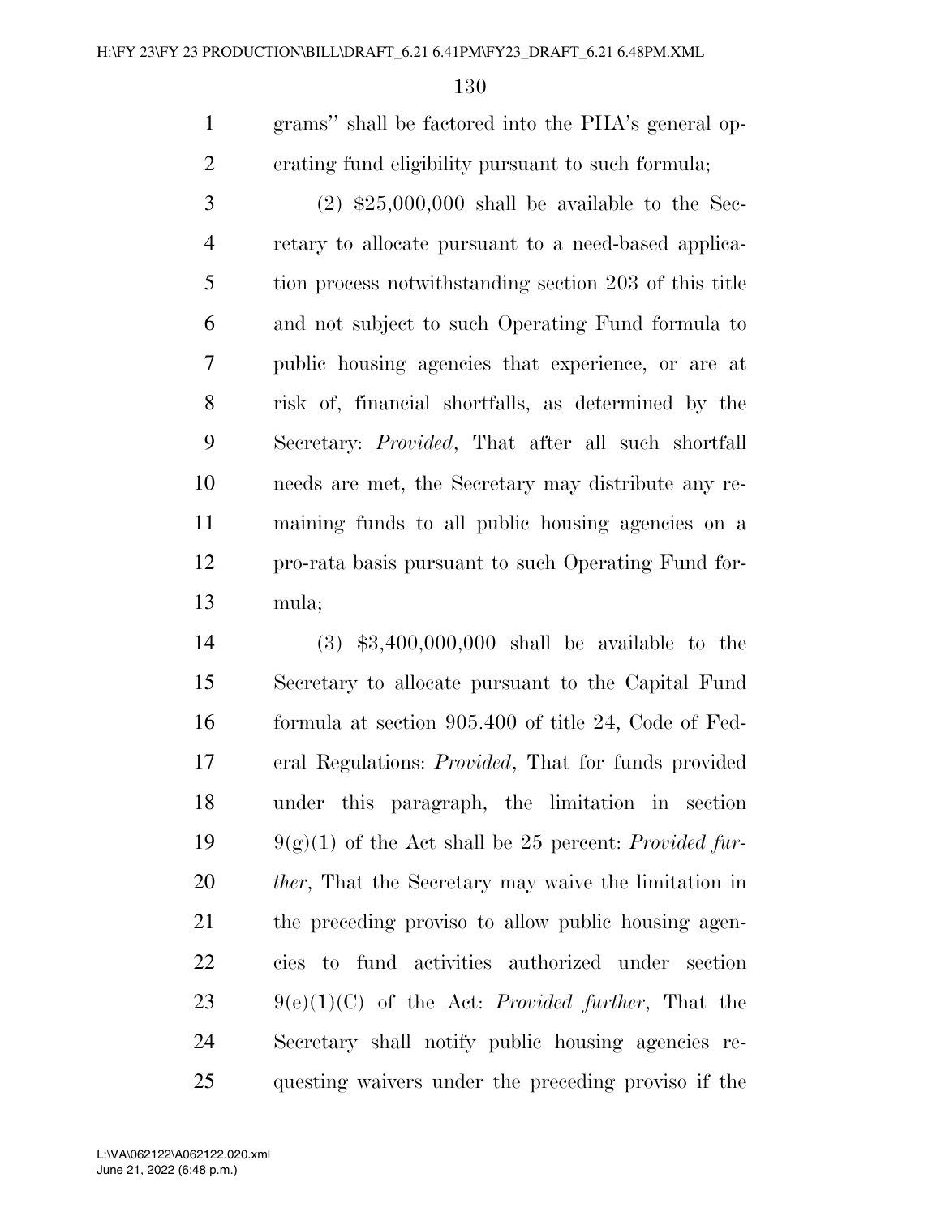grams'' shall be factored into the PHA's general operating fund eligibility pursuant to such formula;

(2) $25,000,000 shall be available to the Secretary to allocate pursuant to a need-based application process notwithstanding section 203 of this title and not subject to such Operating Fund formula to public housing agencies that experience, or are at risk of, financial shortfalls, as determined by the Secretary: *Provided*, That after all such shortfall needs are met, the Secretary may distribute any remaining funds to all public housing agencies on a pro-rata basis pursuant to such Operating Fund formula;

(3) $3,400,000,000 shall be available to the Secretary to allocate pursuant to the Capital Fund formula at section 905.400 of title 24, Code of Federal Regulations: *Provided*, That for funds provided under this paragraph, the limitation in section 9(g)(1) of the Act shall be 25 percent: *Provided further*, That the Secretary may waive the limitation in the preceding proviso to allow public housing agencies to fund activities authorized under section 9(e)(1)(C) of the Act: *Provided further*, That the Secretary shall notify public housing agencies requesting waivers under the preceding proviso if the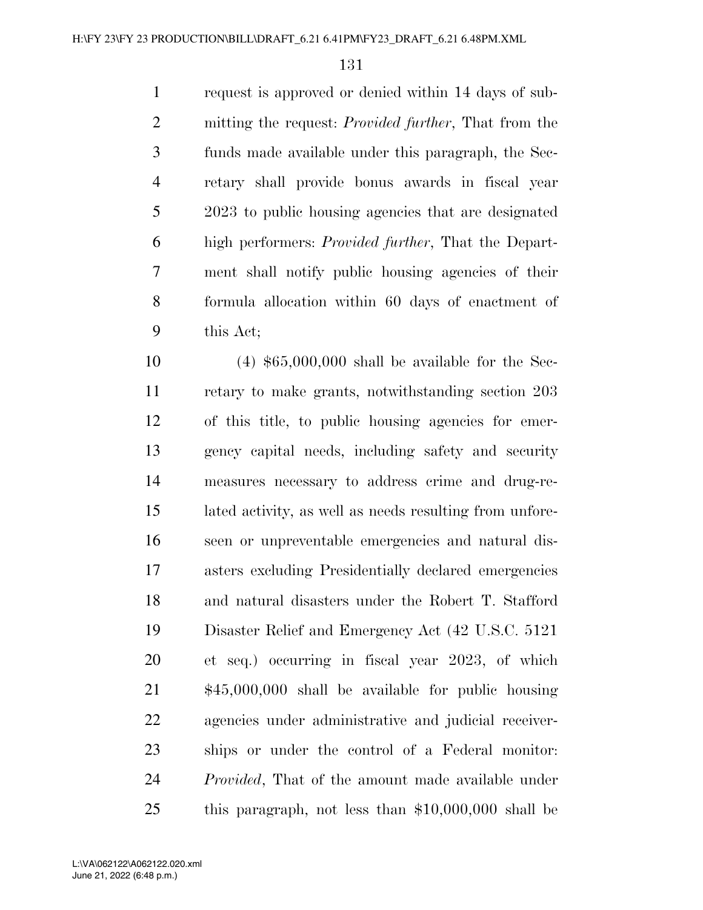request is approved or denied within 14 days of submitting the request: *Provided further*, That from the funds made available under this paragraph, the Secretary shall provide bonus awards in fiscal year 2023 to public housing agencies that are designated high performers: *Provided further*, That the Department shall notify public housing agencies of their formula allocation within 60 days of enactment of this Act;

(4) $65,000,000 shall be available for the Secretary to make grants, notwithstanding section 203 of this title, to public housing agencies for emergency capital needs, including safety and security measures necessary to address crime and drug-related activity, as well as needs resulting from unforeseen or unpreventable emergencies and natural disasters excluding Presidentially declared emergencies and natural disasters under the Robert T. Stafford Disaster Relief and Emergency Act (42 U.S.C. 5121 et seq.) occurring in fiscal year 2023, of which $45,000,000 shall be available for public housing agencies under administrative and judicial receiverships or under the control of a Federal monitor: *Provided*, That of the amount made available under this paragraph, not less than $10,000,000 shall be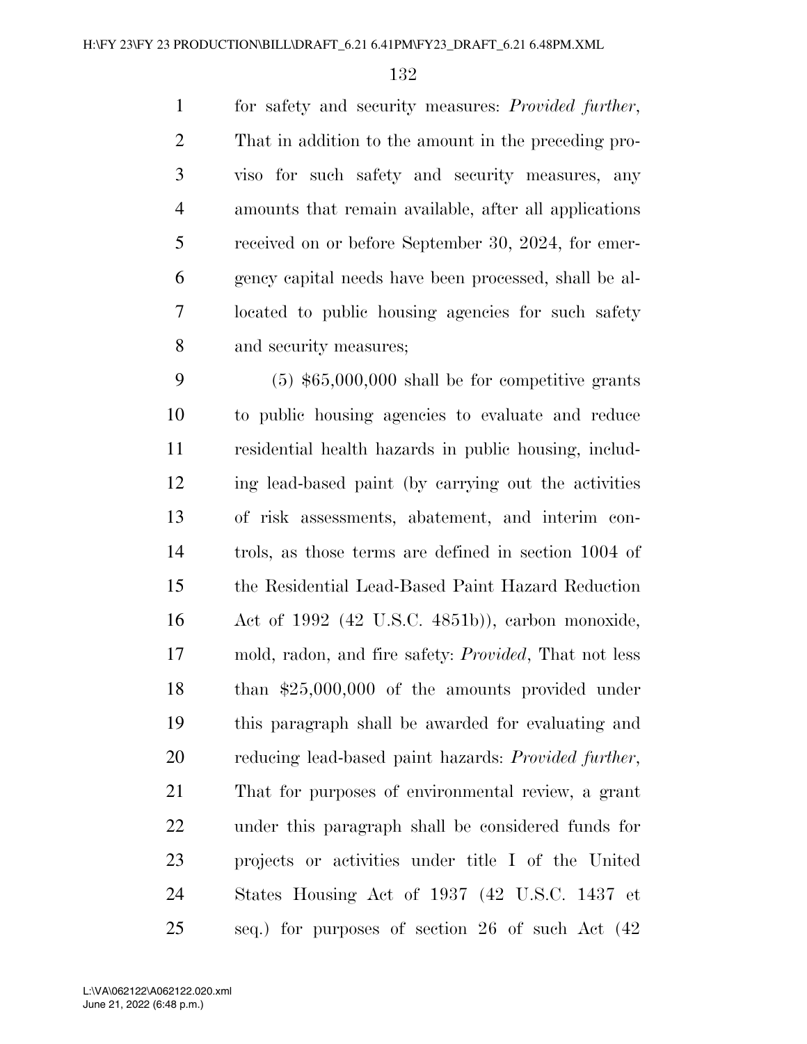for safety and security measures: *Provided further*, That in addition to the amount in the preceding proviso for such safety and security measures, any amounts that remain available, after all applications received on or before September 30, 2024, for emergency capital needs have been processed, shall be allocated to public housing agencies for such safety and security measures;

(5) $65,000,000 shall be for competitive grants to public housing agencies to evaluate and reduce residential health hazards in public housing, including lead-based paint (by carrying out the activities of risk assessments, abatement, and interim controls, as those terms are defined in section 1004 of the Residential Lead-Based Paint Hazard Reduction Act of 1992 (42 U.S.C. 4851b)), carbon monoxide, mold, radon, and fire safety: *Provided*, That not less than $25,000,000 of the amounts provided under this paragraph shall be awarded for evaluating and reducing lead-based paint hazards: *Provided further*, That for purposes of environmental review, a grant under this paragraph shall be considered funds for projects or activities under title I of the United States Housing Act of 1937 (42 U.S.C. 1437 et seq.) for purposes of section 26 of such Act (42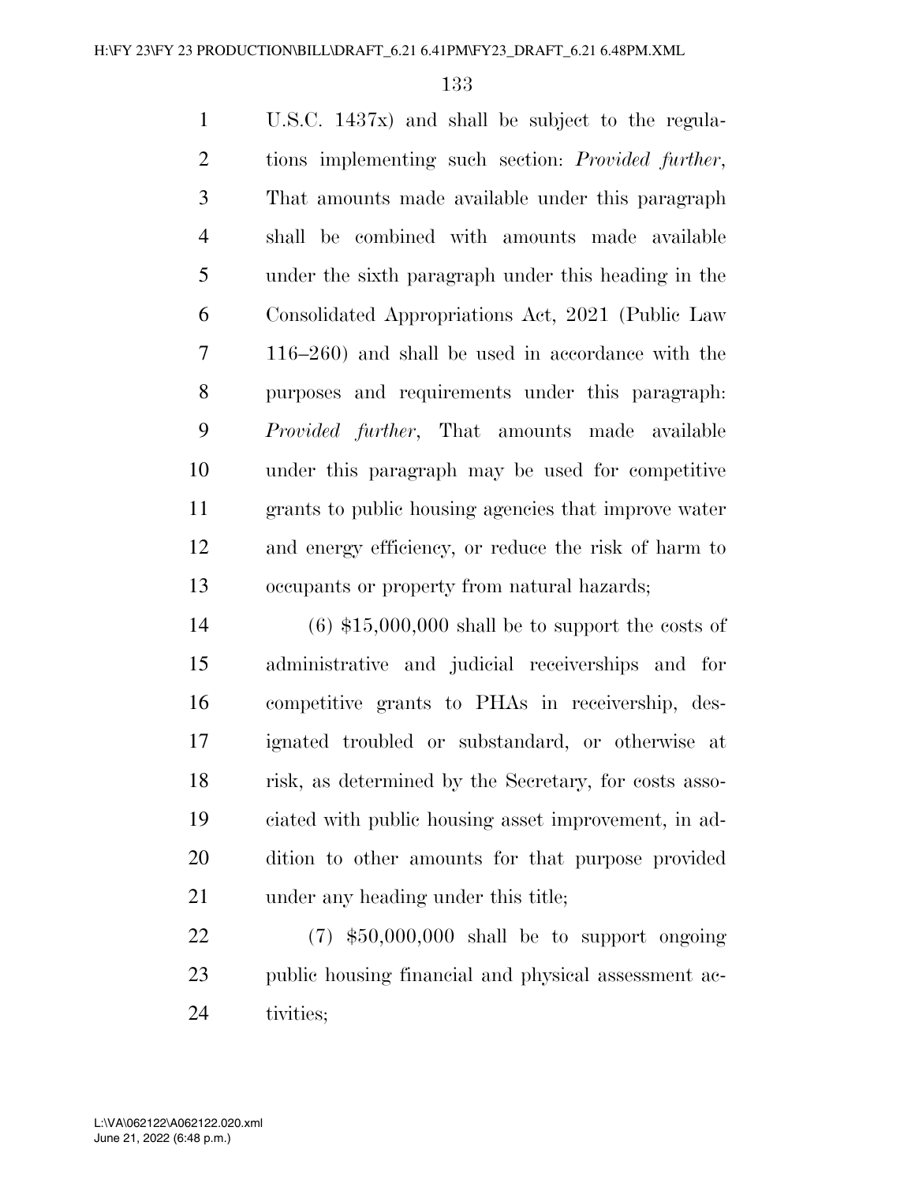U.S.C. 1437x) and shall be subject to the regulations implementing such section: *Provided further*, That amounts made available under this paragraph shall be combined with amounts made available under the sixth paragraph under this heading in the Consolidated Appropriations Act, 2021 (Public Law 116–260) and shall be used in accordance with the purposes and requirements under this paragraph: *Provided further*, That amounts made available under this paragraph may be used for competitive grants to public housing agencies that improve water and energy efficiency, or reduce the risk of harm to occupants or property from natural hazards;

(6) $15,000,000 shall be to support the costs of administrative and judicial receiverships and for competitive grants to PHAs in receivership, designated troubled or substandard, or otherwise at risk, as determined by the Secretary, for costs associated with public housing asset improvement, in addition to other amounts for that purpose provided under any heading under this title;

(7) $50,000,000 shall be to support ongoing public housing financial and physical assessment activities;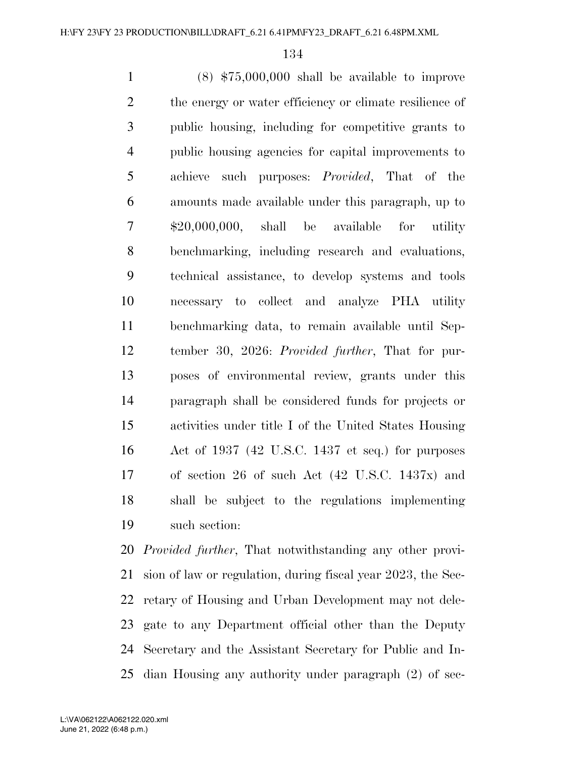(8) $75,000,000 shall be available to improve the energy or water efficiency or climate resilience of public housing, including for competitive grants to public housing agencies for capital improvements to achieve such purposes: *Provided*, That of the amounts made available under this paragraph, up to $20,000,000, shall be available for utility benchmarking, including research and evaluations, technical assistance, to develop systems and tools necessary to collect and analyze PHA utility benchmarking data, to remain available until September 30, 2026: *Provided further*, That for purposes of environmental review, grants under this paragraph shall be considered funds for projects or activities under title I of the United States Housing Act of 1937 (42 U.S.C. 1437 et seq.) for purposes of section 26 of such Act (42 U.S.C. 1437x) and shall be subject to the regulations implementing such section:

*Provided further*, That notwithstanding any other provision of law or regulation, during fiscal year 2023, the Secretary of Housing and Urban Development may not delegate to any Department official other than the Deputy Secretary and the Assistant Secretary for Public and Indian Housing any authority under paragraph (2) of sec-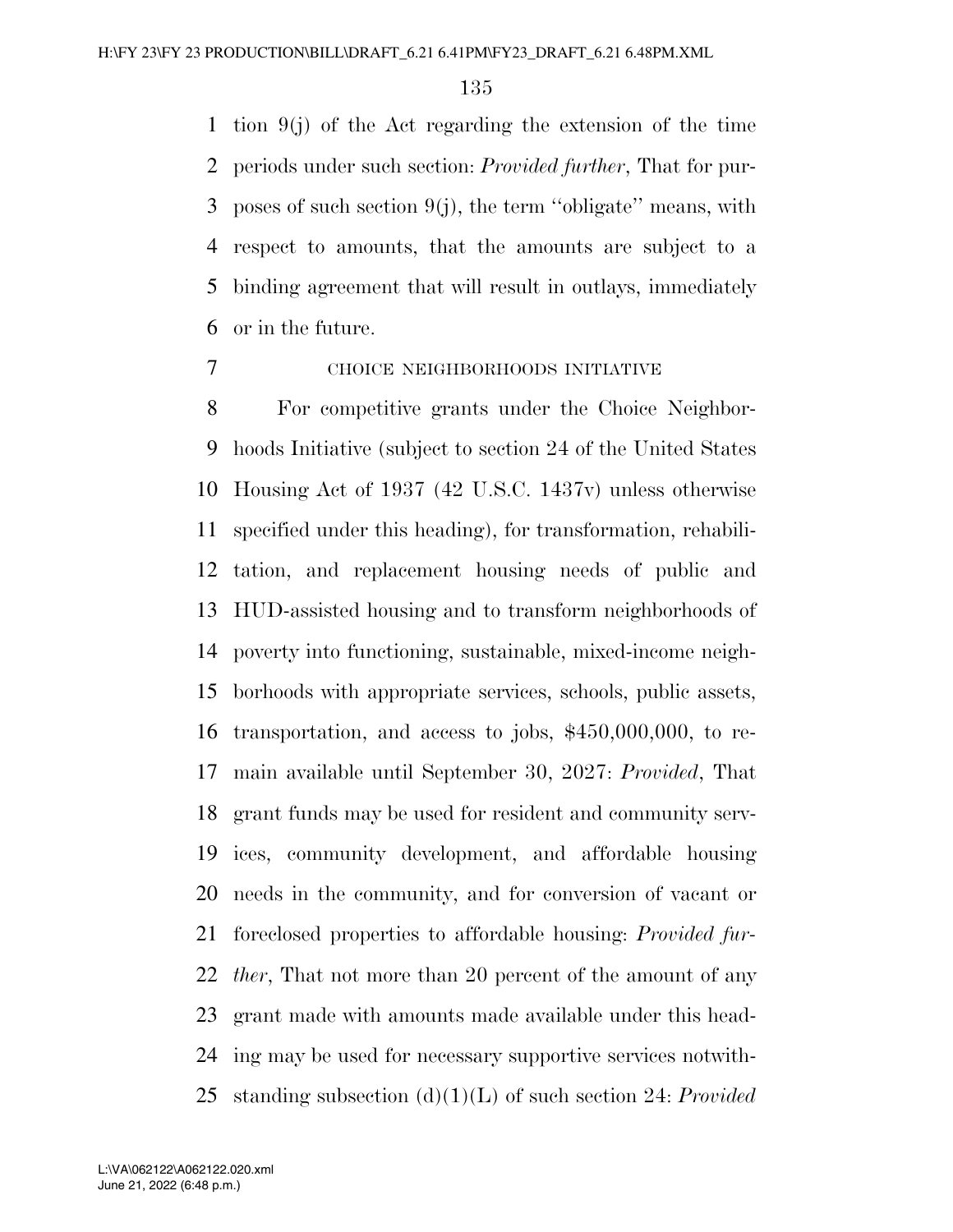tion 9(j) of the Act regarding the extension of the time periods under such section: *Provided further*, That for purposes of such section 9(j), the term ''obligate'' means, with respect to amounts, that the amounts are subject to a binding agreement that will result in outlays, immediately or in the future.

CHOICE NEIGHBORHOODS INITIATIVE

For competitive grants under the Choice Neighborhoods Initiative (subject to section 24 of the United States Housing Act of 1937 (42 U.S.C. 1437v) unless otherwise specified under this heading), for transformation, rehabilitation, and replacement housing needs of public and HUD-assisted housing and to transform neighborhoods of poverty into functioning, sustainable, mixed-income neighborhoods with appropriate services, schools, public assets, transportation, and access to jobs, $450,000,000, to remain available until September 30, 2027: *Provided*, That grant funds may be used for resident and community services, community development, and affordable housing needs in the community, and for conversion of vacant or foreclosed properties to affordable housing: *Provided further*, That not more than 20 percent of the amount of any grant made with amounts made available under this heading may be used for necessary supportive services notwithstanding subsection (d)(1)(L) of such section 24: *Provided*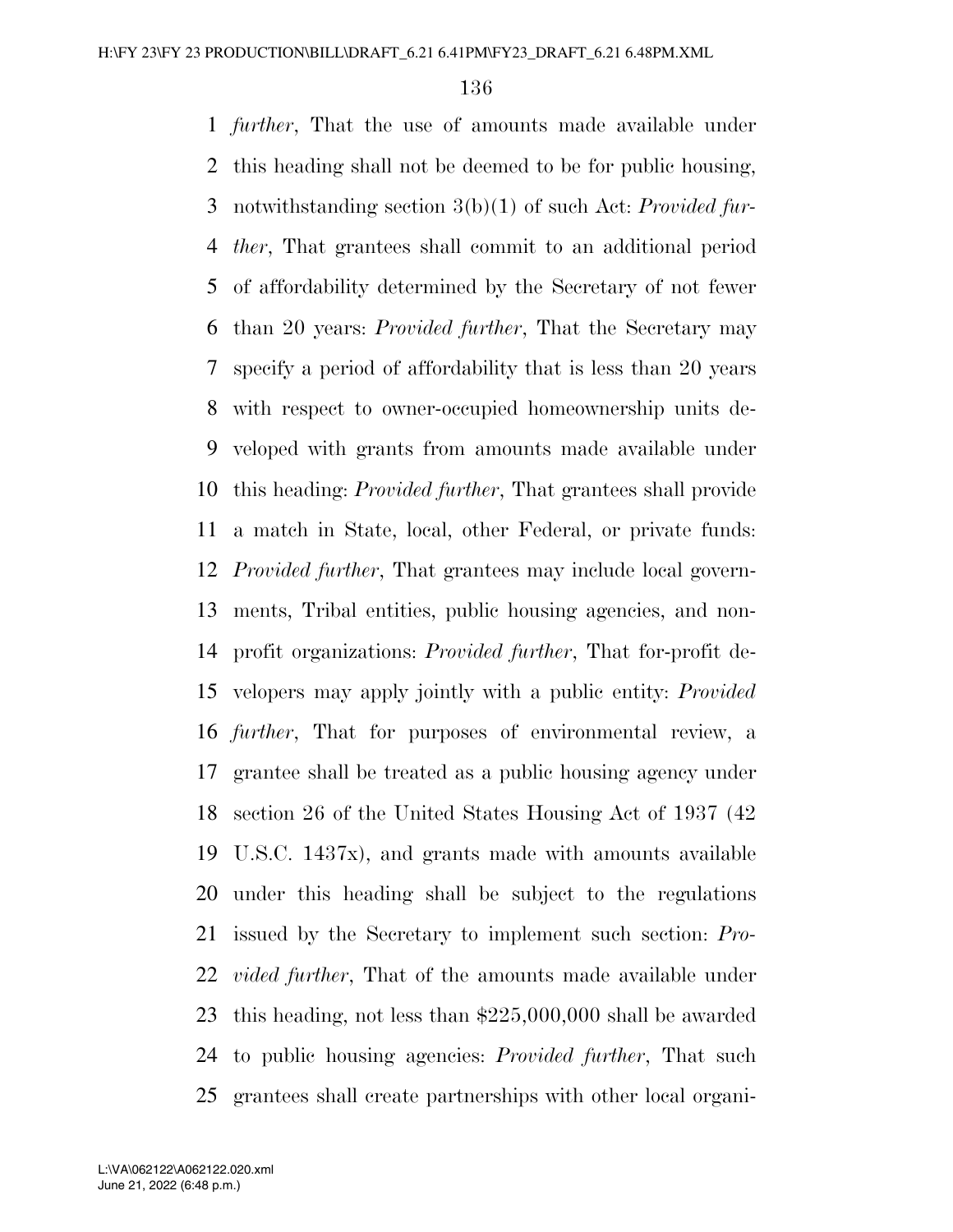*further*, That the use of amounts made available under this heading shall not be deemed to be for public housing, notwithstanding section 3(b)(1) of such Act: *Provided further*, That grantees shall commit to an additional period of affordability determined by the Secretary of not fewer than 20 years: *Provided further*, That the Secretary may specify a period of affordability that is less than 20 years with respect to owner-occupied homeownership units developed with grants from amounts made available under this heading: *Provided further*, That grantees shall provide a match in State, local, other Federal, or private funds: *Provided further*, That grantees may include local governments, Tribal entities, public housing agencies, and nonprofit organizations: *Provided further*, That for-profit developers may apply jointly with a public entity: *Provided further*, That for purposes of environmental review, a grantee shall be treated as a public housing agency under section 26 of the United States Housing Act of 1937 (42 U.S.C. 1437x), and grants made with amounts available under this heading shall be subject to the regulations issued by the Secretary to implement such section: *Provided further*, That of the amounts made available under this heading, not less than $225,000,000 shall be awarded to public housing agencies: *Provided further*, That such grantees shall create partnerships with other local organi-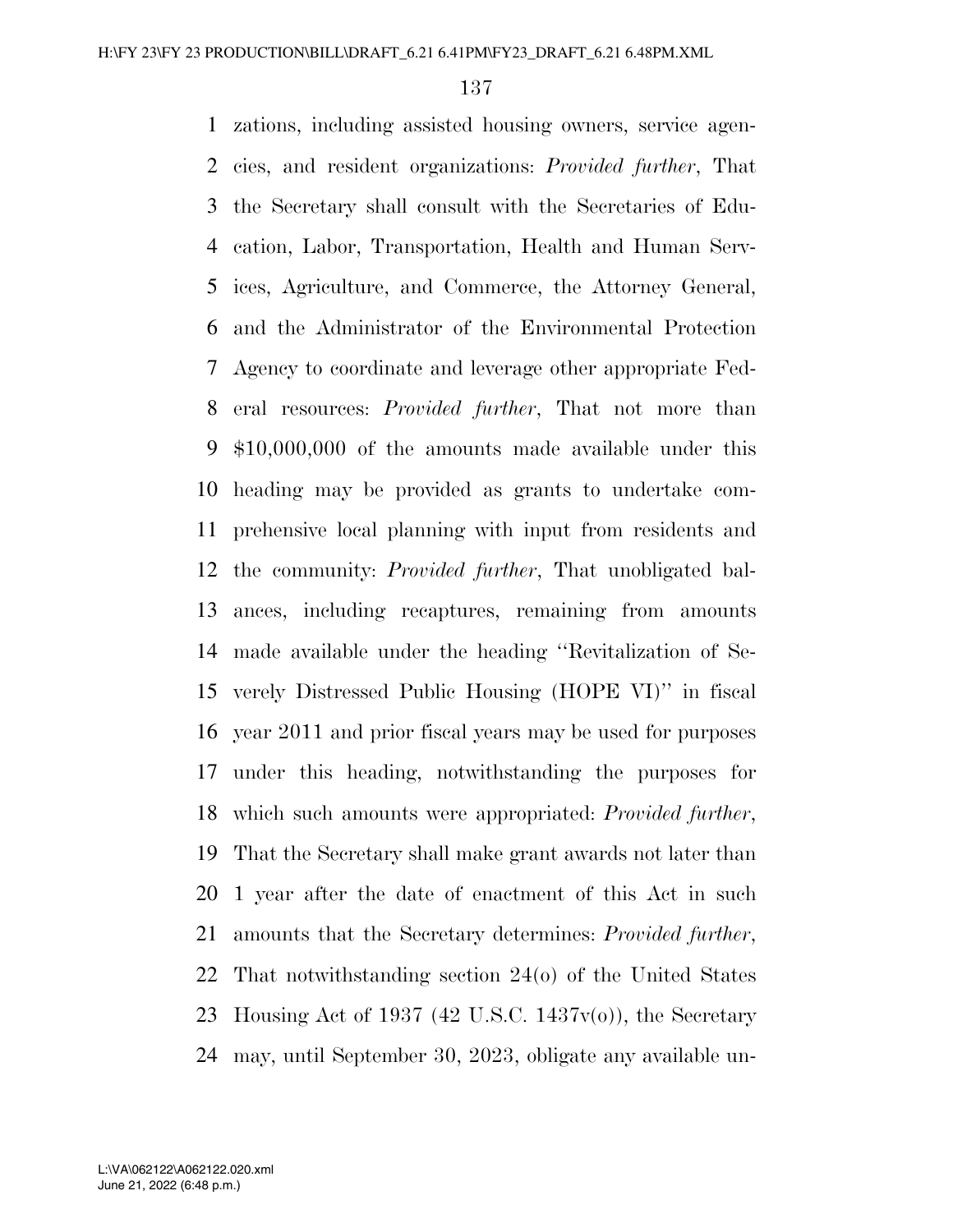zations, including assisted housing owners, service agencies, and resident organizations: *Provided further*, That the Secretary shall consult with the Secretaries of Education, Labor, Transportation, Health and Human Services, Agriculture, and Commerce, the Attorney General, and the Administrator of the Environmental Protection Agency to coordinate and leverage other appropriate Federal resources: *Provided further*, That not more than $10,000,000 of the amounts made available under this heading may be provided as grants to undertake comprehensive local planning with input from residents and the community: *Provided further*, That unobligated balances, including recaptures, remaining from amounts made available under the heading ''Revitalization of Severely Distressed Public Housing (HOPE VI)'' in fiscal year 2011 and prior fiscal years may be used for purposes under this heading, notwithstanding the purposes for which such amounts were appropriated: *Provided further*, That the Secretary shall make grant awards not later than 1 year after the date of enactment of this Act in such amounts that the Secretary determines: *Provided further*, That notwithstanding section 24(o) of the United States Housing Act of 1937 (42 U.S.C. 1437v(o)), the Secretary may, until September 30, 2023, obligate any available un-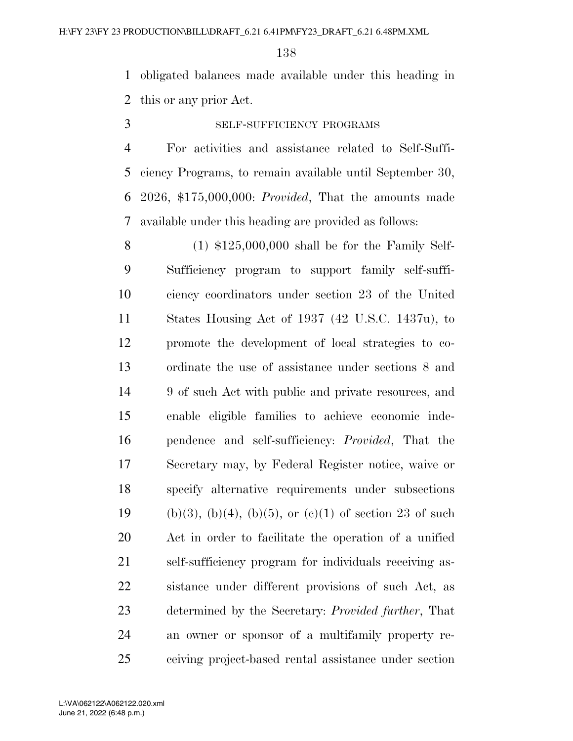obligated balances made available under this heading in this or any prior Act.

SELF-SUFFICIENCY PROGRAMS

For activities and assistance related to Self-Sufficiency Programs, to remain available until September 30, 2026, $175,000,000: *Provided*, That the amounts made available under this heading are provided as follows:

(1) $125,000,000 shall be for the Family Self-Sufficiency program to support family self-sufficiency coordinators under section 23 of the United States Housing Act of 1937 (42 U.S.C. 1437u), to promote the development of local strategies to coordinate the use of assistance under sections 8 and 9 of such Act with public and private resources, and enable eligible families to achieve economic independence and self-sufficiency: *Provided*, That the Secretary may, by Federal Register notice, waive or specify alternative requirements under subsections (b)(3), (b)(4), (b)(5), or (c)(1) of section 23 of such Act in order to facilitate the operation of a unified self-sufficiency program for individuals receiving assistance under different provisions of such Act, as determined by the Secretary: *Provided further*, That an owner or sponsor of a multifamily property receiving project-based rental assistance under section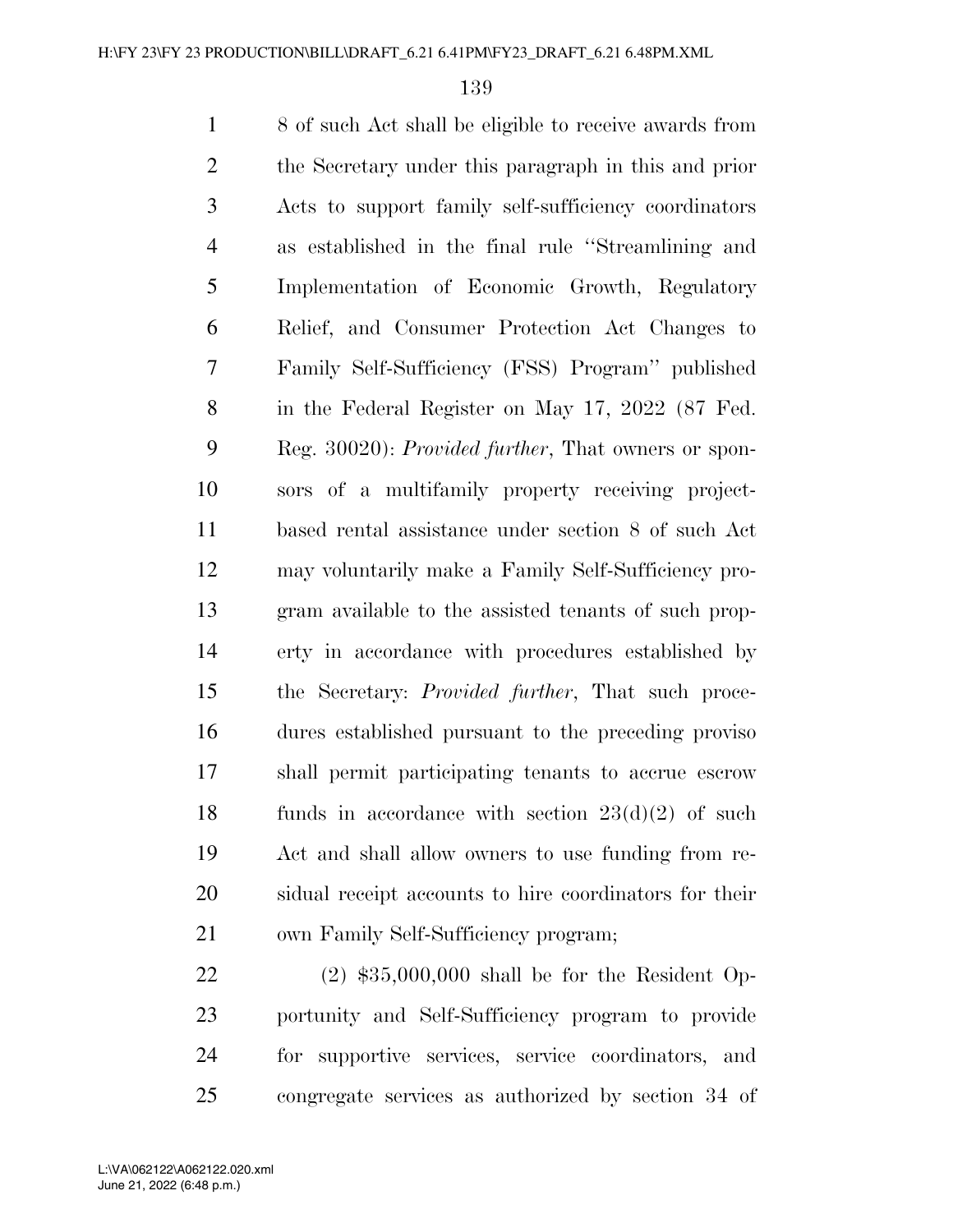8 of such Act shall be eligible to receive awards from the Secretary under this paragraph in this and prior Acts to support family self-sufficiency coordinators as established in the final rule "Streamlining and Implementation of Economic Growth, Regulatory Relief, and Consumer Protection Act Changes to Family Self-Sufficiency (FSS) Program" published in the Federal Register on May 17, 2022 (87 Fed. Reg. 30020): *Provided further*, That owners or sponsors of a multifamily property receiving project-based rental assistance under section 8 of such Act may voluntarily make a Family Self-Sufficiency program available to the assisted tenants of such property in accordance with procedures established by the Secretary: *Provided further*, That such procedures established pursuant to the preceding proviso shall permit participating tenants to accrue escrow funds in accordance with section 23(d)(2) of such Act and shall allow owners to use funding from residual receipt accounts to hire coordinators for their own Family Self-Sufficiency program;

(2) $35,000,000 shall be for the Resident Opportunity and Self-Sufficiency program to provide for supportive services, service coordinators, and congregate services as authorized by section 34 of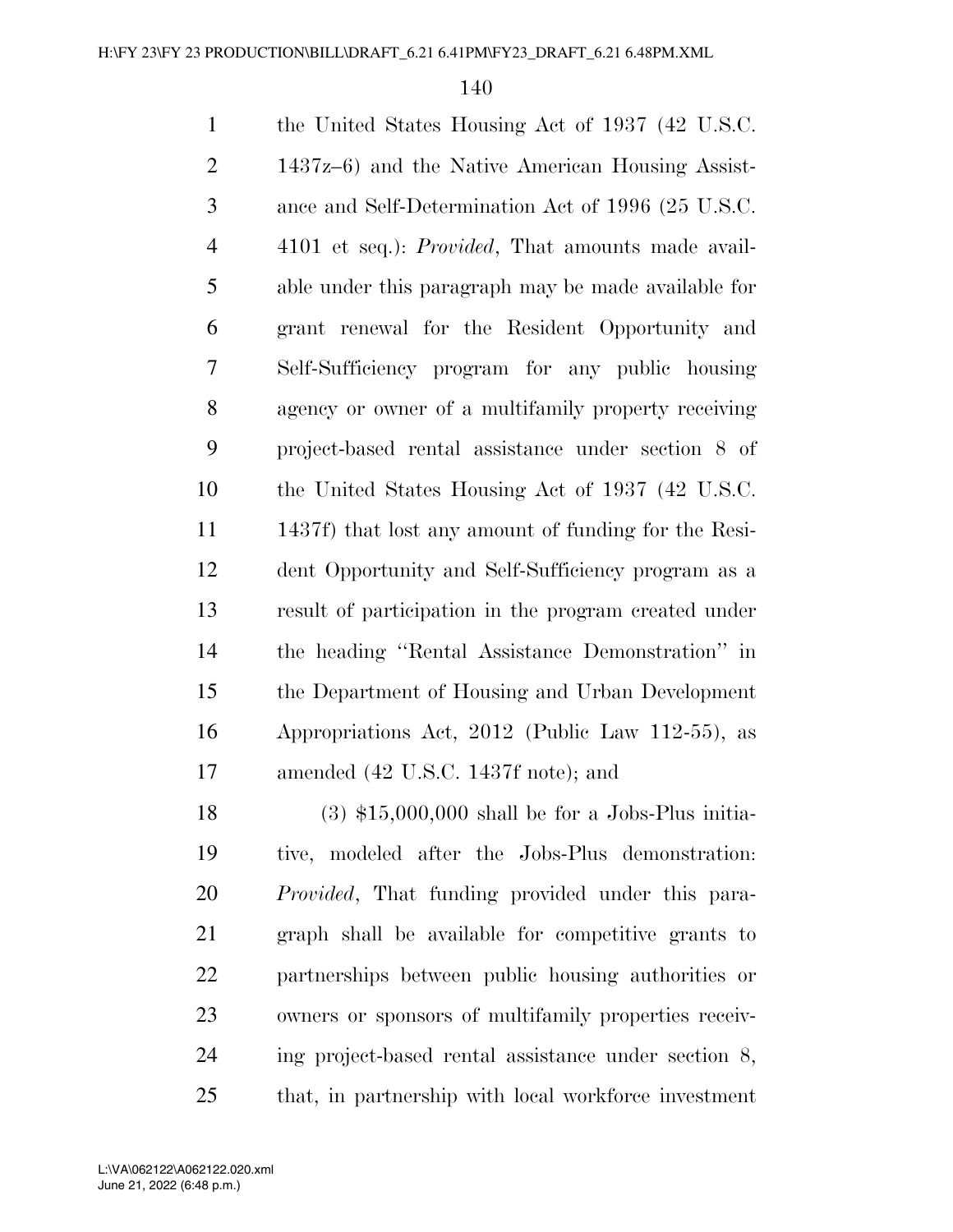the United States Housing Act of 1937 (42 U.S.C. 1437z–6) and the Native American Housing Assistance and Self-Determination Act of 1996 (25 U.S.C. 4101 et seq.): *Provided*, That amounts made available under this paragraph may be made available for grant renewal for the Resident Opportunity and Self-Sufficiency program for any public housing agency or owner of a multifamily property receiving project-based rental assistance under section 8 of the United States Housing Act of 1937 (42 U.S.C. 1437f) that lost any amount of funding for the Resident Opportunity and Self-Sufficiency program as a result of participation in the program created under the heading ''Rental Assistance Demonstration'' in the Department of Housing and Urban Development Appropriations Act, 2012 (Public Law 112-55), as amended (42 U.S.C. 1437f note); and

(3) $15,000,000 shall be for a Jobs-Plus initiative, modeled after the Jobs-Plus demonstration: *Provided*, That funding provided under this paragraph shall be available for competitive grants to partnerships between public housing authorities or owners or sponsors of multifamily properties receiving project-based rental assistance under section 8, that, in partnership with local workforce investment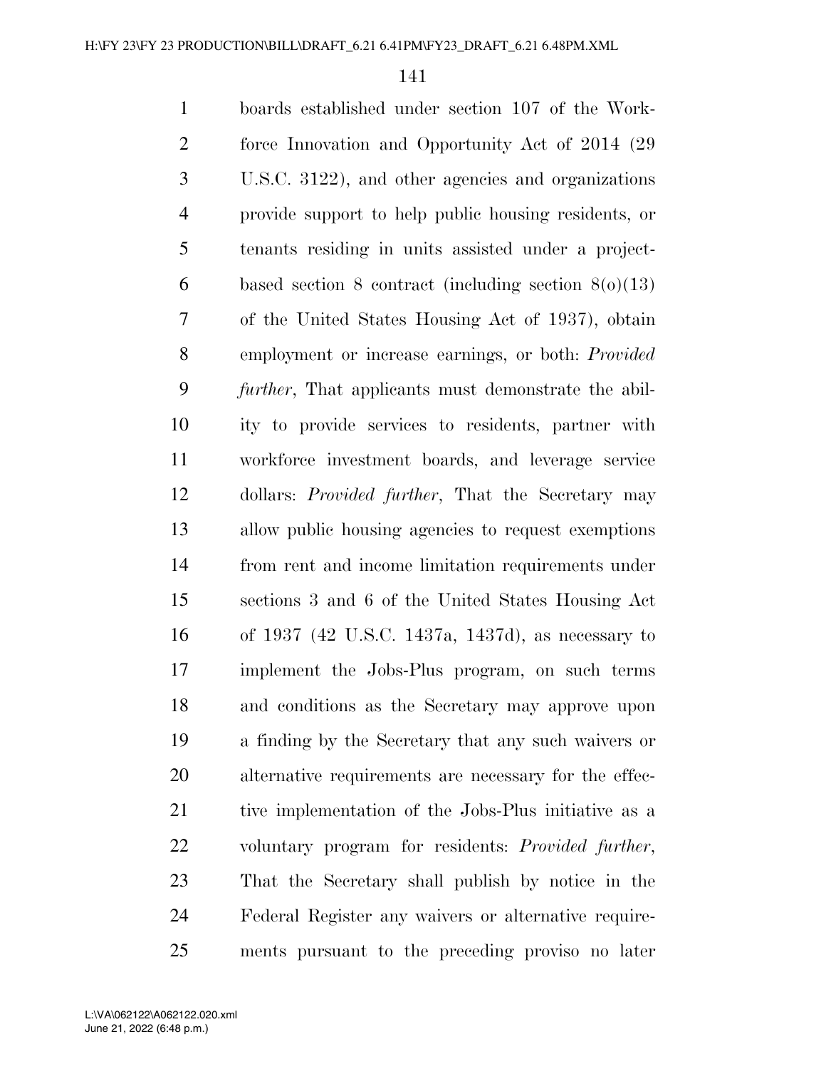boards established under section 107 of the Workforce Innovation and Opportunity Act of 2014 (29 U.S.C. 3122), and other agencies and organizations provide support to help public housing residents, or tenants residing in units assisted under a project-based section 8 contract (including section 8(o)(13) of the United States Housing Act of 1937), obtain employment or increase earnings, or both: *Provided further*, That applicants must demonstrate the ability to provide services to residents, partner with workforce investment boards, and leverage service dollars: *Provided further*, That the Secretary may allow public housing agencies to request exemptions from rent and income limitation requirements under sections 3 and 6 of the United States Housing Act of 1937 (42 U.S.C. 1437a, 1437d), as necessary to implement the Jobs-Plus program, on such terms and conditions as the Secretary may approve upon a finding by the Secretary that any such waivers or alternative requirements are necessary for the effective implementation of the Jobs-Plus initiative as a voluntary program for residents: *Provided further*, That the Secretary shall publish by notice in the Federal Register any waivers or alternative requirements pursuant to the preceding proviso no later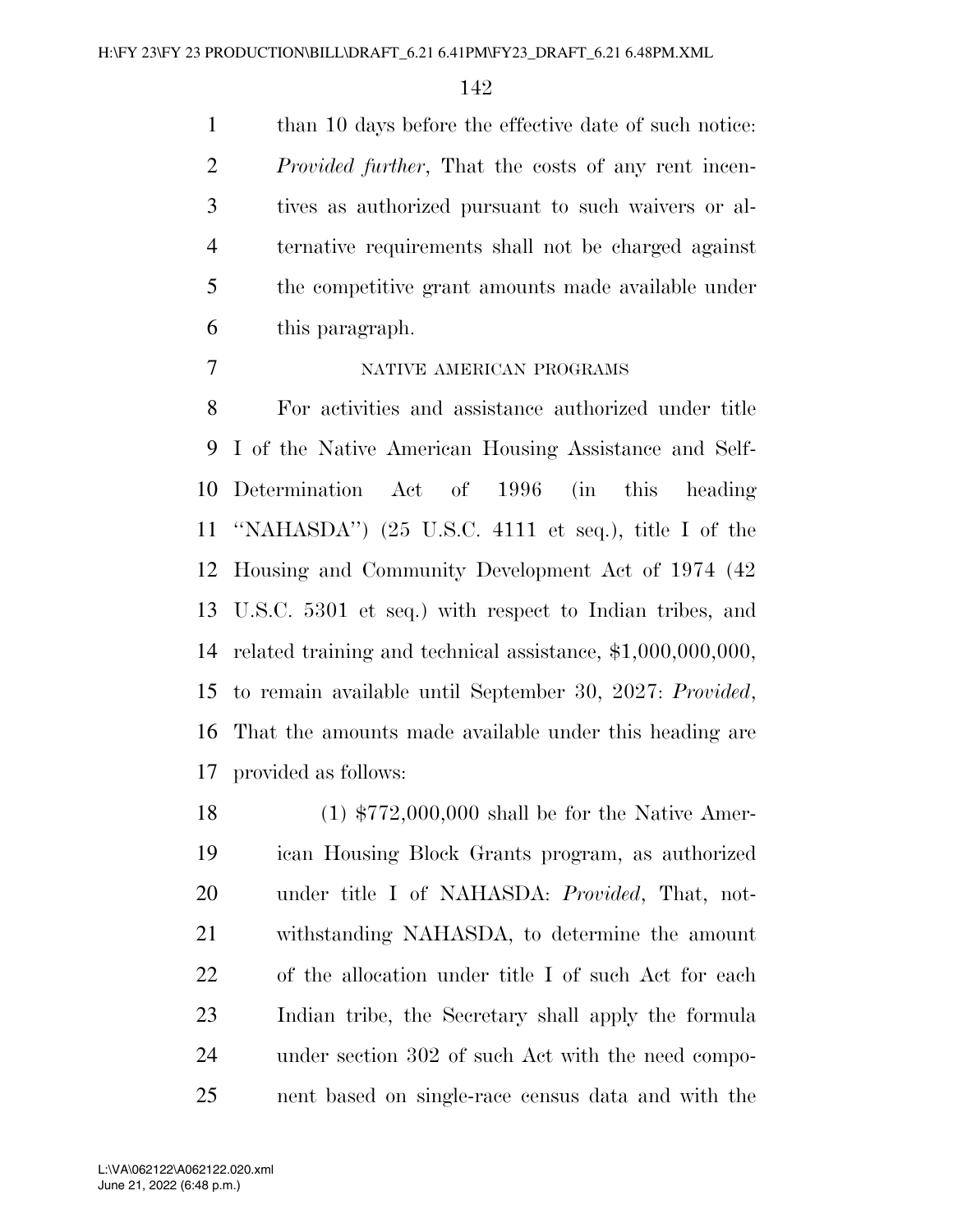than 10 days before the effective date of such notice: *Provided further*, That the costs of any rent incentives as authorized pursuant to such waivers or alternative requirements shall not be charged against the competitive grant amounts made available under this paragraph.

NATIVE AMERICAN PROGRAMS

For activities and assistance authorized under title I of the Native American Housing Assistance and Self-Determination Act of 1996 (in this heading "NAHASDA") (25 U.S.C. 4111 et seq.), title I of the Housing and Community Development Act of 1974 (42 U.S.C. 5301 et seq.) with respect to Indian tribes, and related training and technical assistance, $1,000,000,000, to remain available until September 30, 2027: *Provided*, That the amounts made available under this heading are provided as follows:

(1) $772,000,000 shall be for the Native American Housing Block Grants program, as authorized under title I of NAHASDA: *Provided*, That, notwithstanding NAHASDA, to determine the amount of the allocation under title I of such Act for each Indian tribe, the Secretary shall apply the formula under section 302 of such Act with the need component based on single-race census data and with the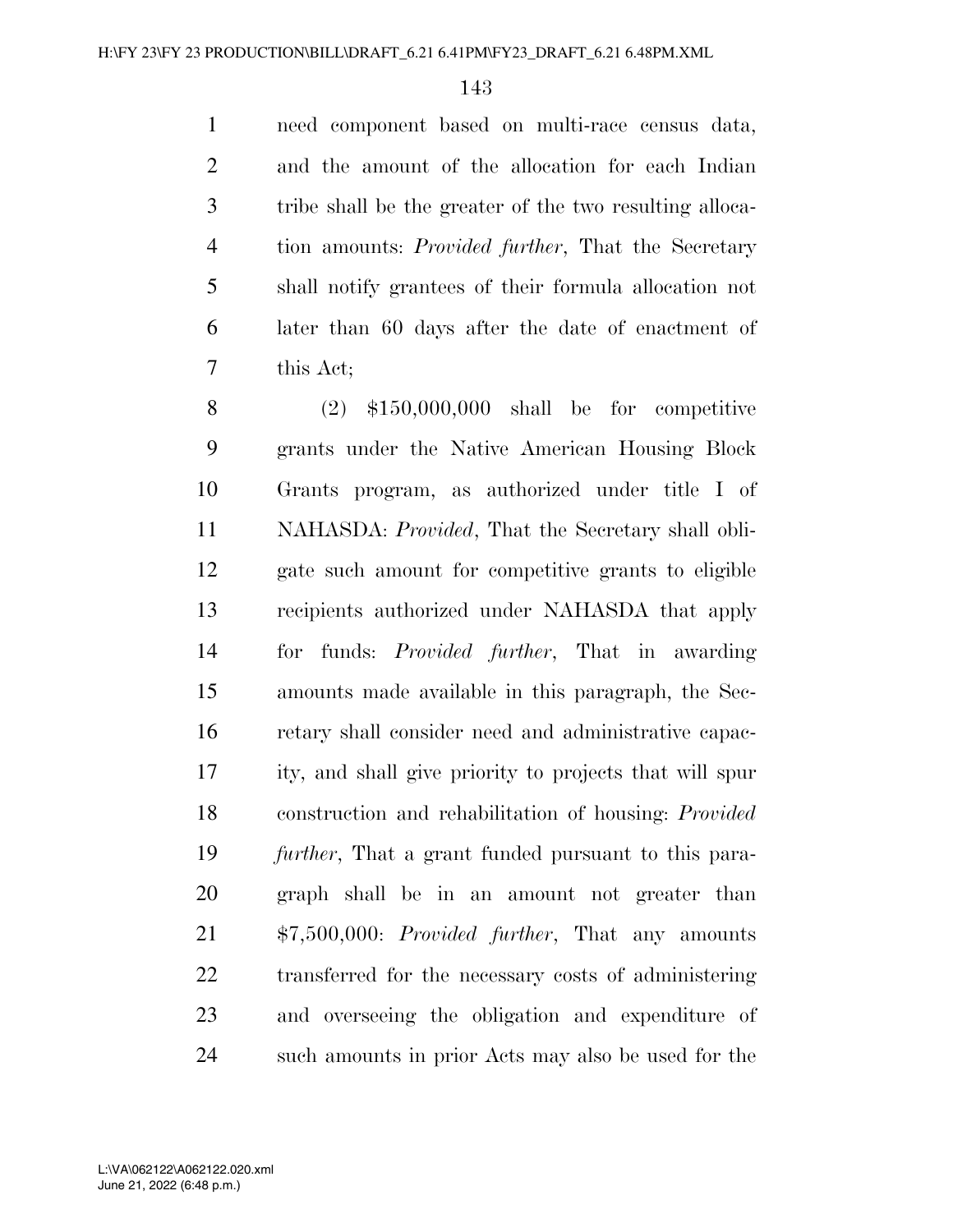need component based on multi-race census data, and the amount of the allocation for each Indian tribe shall be the greater of the two resulting allocation amounts: *Provided further*, That the Secretary shall notify grantees of their formula allocation not later than 60 days after the date of enactment of this Act;

(2) $150,000,000 shall be for competitive grants under the Native American Housing Block Grants program, as authorized under title I of NAHASDA: *Provided*, That the Secretary shall obligate such amount for competitive grants to eligible recipients authorized under NAHASDA that apply for funds: *Provided further*, That in awarding amounts made available in this paragraph, the Secretary shall consider need and administrative capacity, and shall give priority to projects that will spur construction and rehabilitation of housing: *Provided further*, That a grant funded pursuant to this paragraph shall be in an amount not greater than $7,500,000: *Provided further*, That any amounts transferred for the necessary costs of administering and overseeing the obligation and expenditure of such amounts in prior Acts may also be used for the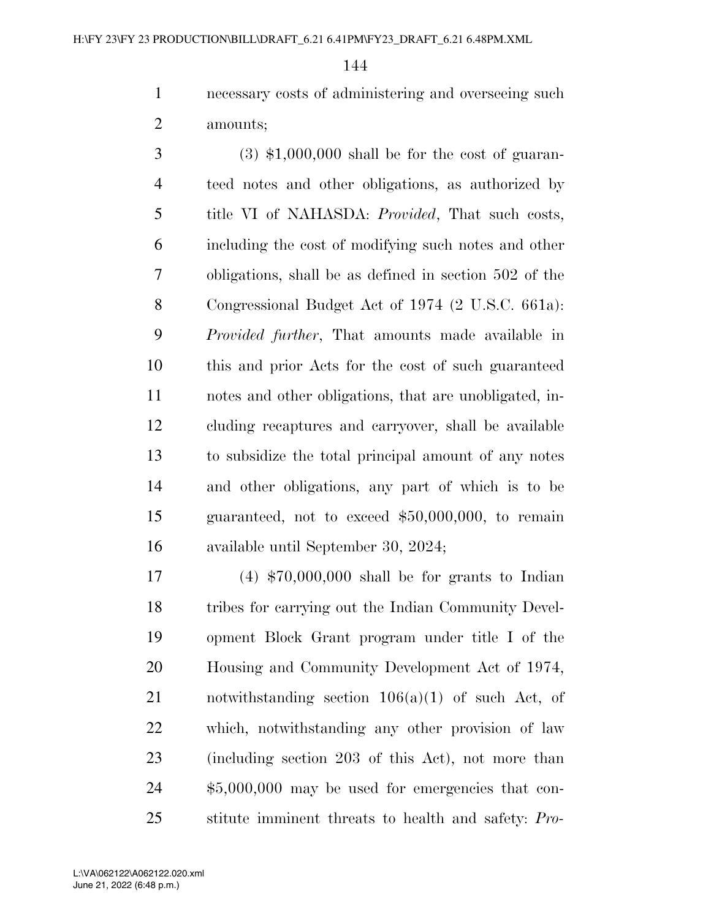necessary costs of administering and overseeing such amounts;

(3) $1,000,000 shall be for the cost of guaranteed notes and other obligations, as authorized by title VI of NAHASDA: *Provided*, That such costs, including the cost of modifying such notes and other obligations, shall be as defined in section 502 of the Congressional Budget Act of 1974 (2 U.S.C. 661a): *Provided further*, That amounts made available in this and prior Acts for the cost of such guaranteed notes and other obligations, that are unobligated, including recaptures and carryover, shall be available to subsidize the total principal amount of any notes and other obligations, any part of which is to be guaranteed, not to exceed $50,000,000, to remain available until September 30, 2024;

(4) $70,000,000 shall be for grants to Indian tribes for carrying out the Indian Community Development Block Grant program under title I of the Housing and Community Development Act of 1974, notwithstanding section 106(a)(1) of such Act, of which, notwithstanding any other provision of law (including section 203 of this Act), not more than $5,000,000 may be used for emergencies that constitute imminent threats to health and safety: *Pro-*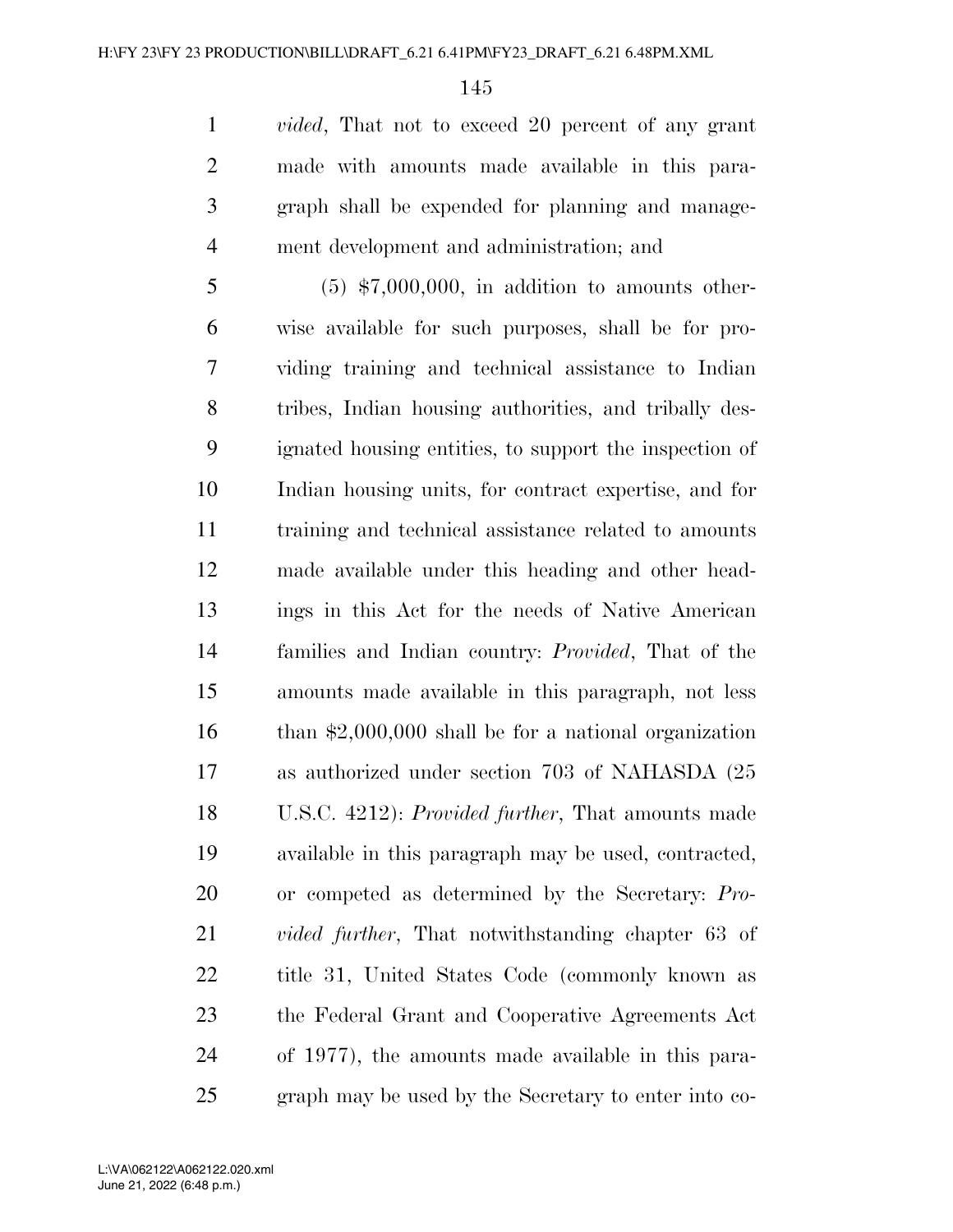*vided*, That not to exceed 20 percent of any grant made with amounts made available in this paragraph shall be expended for planning and management development and administration; and

(5) $7,000,000, in addition to amounts otherwise available for such purposes, shall be for providing training and technical assistance to Indian tribes, Indian housing authorities, and tribally designated housing entities, to support the inspection of Indian housing units, for contract expertise, and for training and technical assistance related to amounts made available under this heading and other headings in this Act for the needs of Native American families and Indian country: *Provided*, That of the amounts made available in this paragraph, not less than $2,000,000 shall be for a national organization as authorized under section 703 of NAHASDA (25 U.S.C. 4212): *Provided further*, That amounts made available in this paragraph may be used, contracted, or competed as determined by the Secretary: *Provided further*, That notwithstanding chapter 63 of title 31, United States Code (commonly known as the Federal Grant and Cooperative Agreements Act of 1977), the amounts made available in this paragraph may be used by the Secretary to enter into co-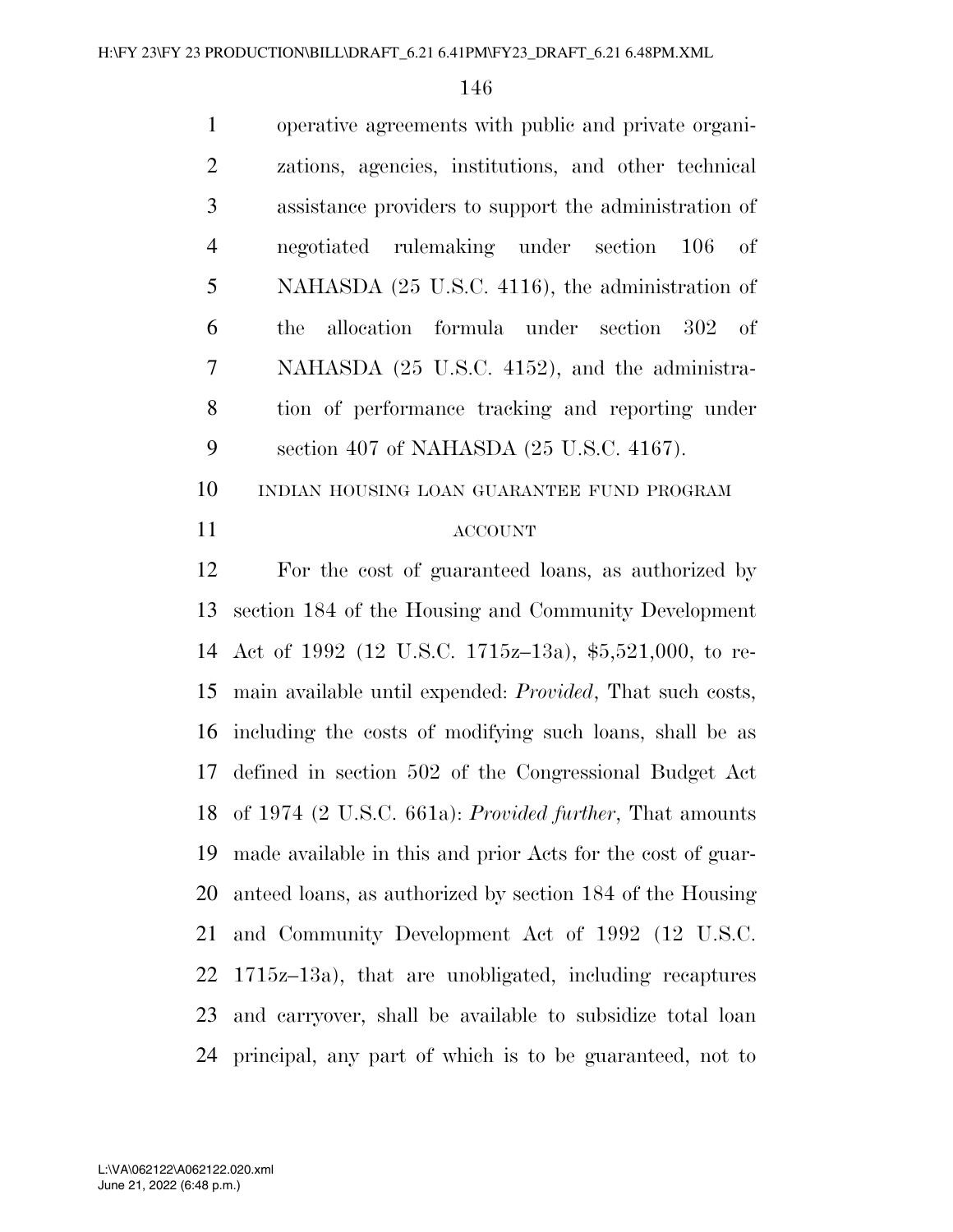operative agreements with public and private organizations, agencies, institutions, and other technical assistance providers to support the administration of negotiated rulemaking under section 106 of NAHASDA (25 U.S.C. 4116), the administration of the allocation formula under section 302 of NAHASDA (25 U.S.C. 4152), and the administration of performance tracking and reporting under section 407 of NAHASDA (25 U.S.C. 4167).

INDIAN HOUSING LOAN GUARANTEE FUND PROGRAM ACCOUNT

For the cost of guaranteed loans, as authorized by section 184 of the Housing and Community Development Act of 1992 (12 U.S.C. 1715z–13a), $5,521,000, to remain available until expended: *Provided*, That such costs, including the costs of modifying such loans, shall be as defined in section 502 of the Congressional Budget Act of 1974 (2 U.S.C. 661a): *Provided further*, That amounts made available in this and prior Acts for the cost of guaranteed loans, as authorized by section 184 of the Housing and Community Development Act of 1992 (12 U.S.C. 1715z–13a), that are unobligated, including recaptures and carryover, shall be available to subsidize total loan principal, any part of which is to be guaranteed, not to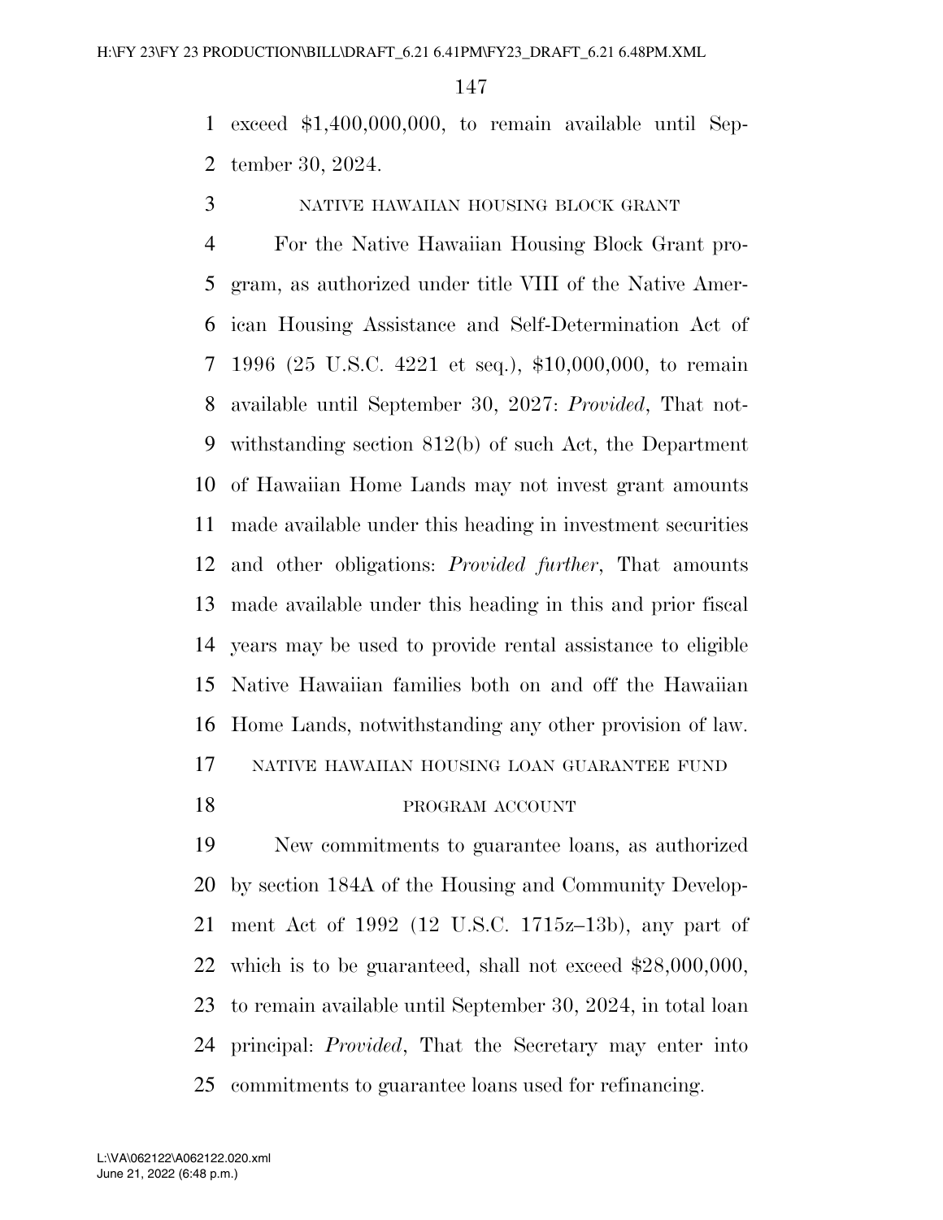exceed $1,400,000,000, to remain available until September 30, 2024.

NATIVE HAWAIIAN HOUSING BLOCK GRANT

For the Native Hawaiian Housing Block Grant program, as authorized under title VIII of the Native American Housing Assistance and Self-Determination Act of 1996 (25 U.S.C. 4221 et seq.), $10,000,000, to remain available until September 30, 2027: *Provided*, That notwithstanding section 812(b) of such Act, the Department of Hawaiian Home Lands may not invest grant amounts made available under this heading in investment securities and other obligations: *Provided further*, That amounts made available under this heading in this and prior fiscal years may be used to provide rental assistance to eligible Native Hawaiian families both on and off the Hawaiian Home Lands, notwithstanding any other provision of law.

NATIVE HAWAIIAN HOUSING LOAN GUARANTEE FUND PROGRAM ACCOUNT

New commitments to guarantee loans, as authorized by section 184A of the Housing and Community Development Act of 1992 (12 U.S.C. 1715z–13b), any part of which is to be guaranteed, shall not exceed $28,000,000, to remain available until September 30, 2024, in total loan principal: *Provided*, That the Secretary may enter into commitments to guarantee loans used for refinancing.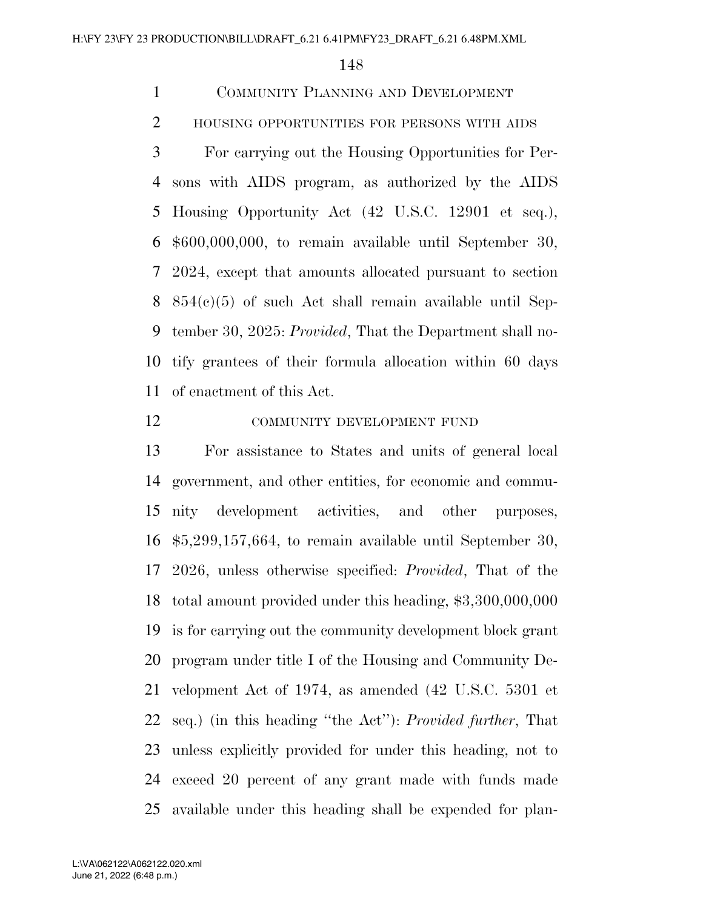## Community Planning and Development

### housing opportunities for persons with aids

For carrying out the Housing Opportunities for Persons with AIDS program, as authorized by the AIDS Housing Opportunity Act (42 U.S.C. 12901 et seq.), $600,000,000, to remain available until September 30, 2024, except that amounts allocated pursuant to section 854(c)(5) of such Act shall remain available until September 30, 2025: *Provided*, That the Department shall notify grantees of their formula allocation within 60 days of enactment of this Act.

### community development fund

For assistance to States and units of general local government, and other entities, for economic and community development activities, and other purposes, $5,299,157,664, to remain available until September 30, 2026, unless otherwise specified: *Provided*, That of the total amount provided under this heading, $3,300,000,000 is for carrying out the community development block grant program under title I of the Housing and Community Development Act of 1974, as amended (42 U.S.C. 5301 et seq.) (in this heading ''the Act''): *Provided further*, That unless explicitly provided for under this heading, not to exceed 20 percent of any grant made with funds made available under this heading shall be expended for plan-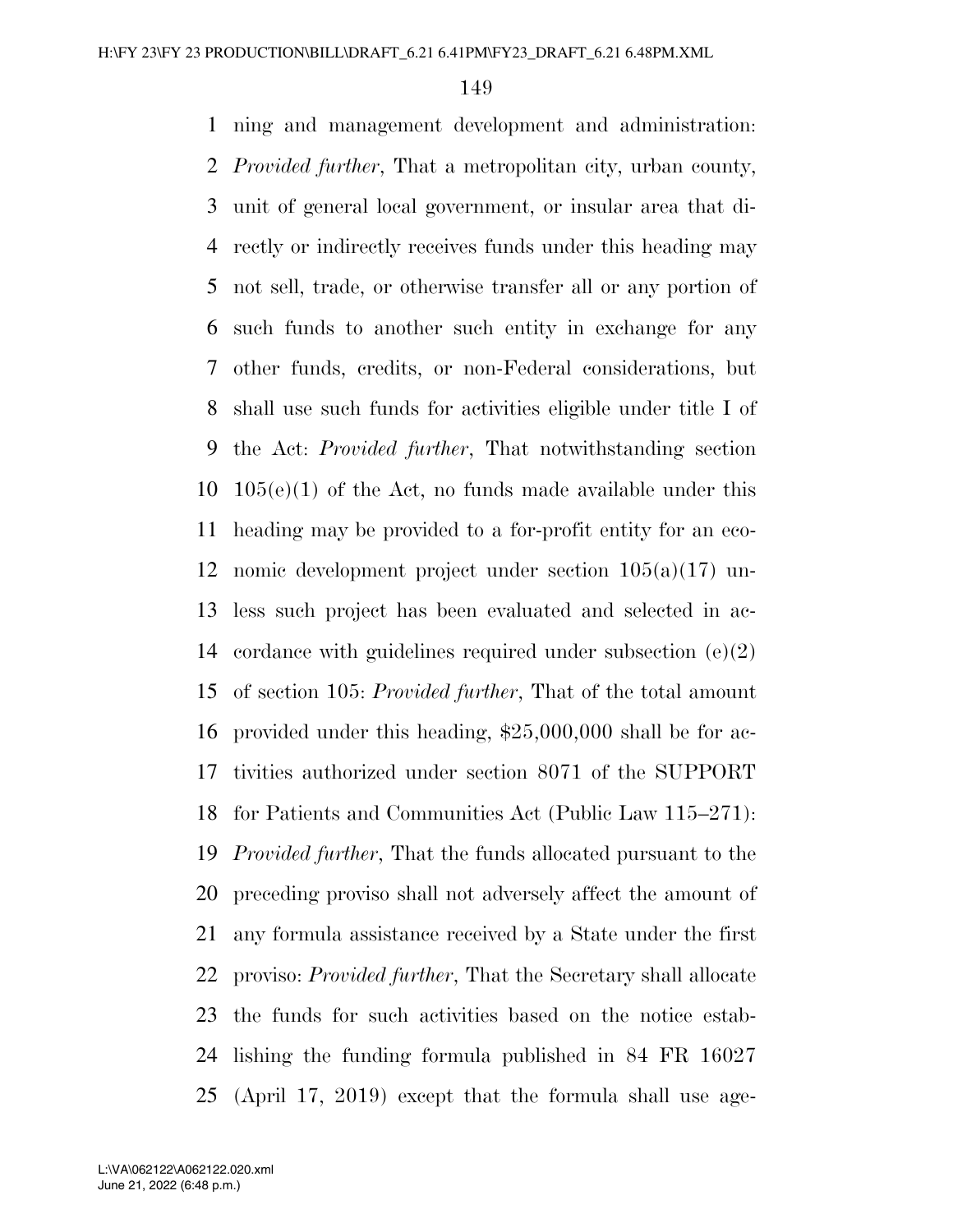ning and management development and administration: *Provided further*, That a metropolitan city, urban county, unit of general local government, or insular area that directly or indirectly receives funds under this heading may not sell, trade, or otherwise transfer all or any portion of such funds to another such entity in exchange for any other funds, credits, or non-Federal considerations, but shall use such funds for activities eligible under title I of the Act: *Provided further*, That notwithstanding section 105(e)(1) of the Act, no funds made available under this heading may be provided to a for-profit entity for an economic development project under section 105(a)(17) unless such project has been evaluated and selected in accordance with guidelines required under subsection (e)(2) of section 105: *Provided further*, That of the total amount provided under this heading, $25,000,000 shall be for activities authorized under section 8071 of the SUPPORT for Patients and Communities Act (Public Law 115–271): *Provided further*, That the funds allocated pursuant to the preceding proviso shall not adversely affect the amount of any formula assistance received by a State under the first proviso: *Provided further*, That the Secretary shall allocate the funds for such activities based on the notice establishing the funding formula published in 84 FR 16027 (April 17, 2019) except that the formula shall use age-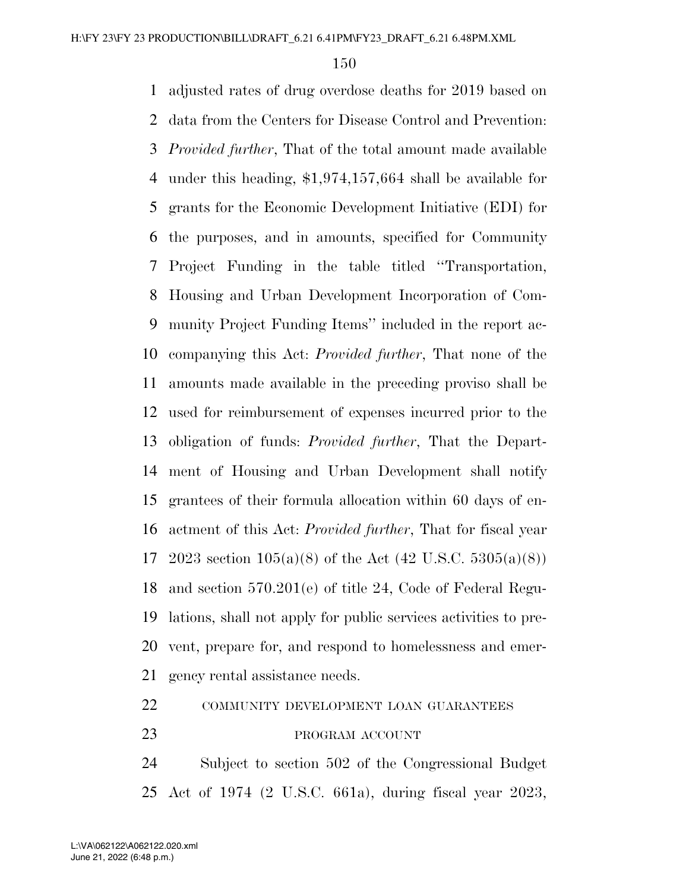adjusted rates of drug overdose deaths for 2019 based on data from the Centers for Disease Control and Prevention: *Provided further*, That of the total amount made available under this heading, $1,974,157,664 shall be available for grants for the Economic Development Initiative (EDI) for the purposes, and in amounts, specified for Community Project Funding in the table titled ''Transportation, Housing and Urban Development Incorporation of Community Project Funding Items'' included in the report accompanying this Act: *Provided further*, That none of the amounts made available in the preceding proviso shall be used for reimbursement of expenses incurred prior to the obligation of funds: *Provided further*, That the Department of Housing and Urban Development shall notify grantees of their formula allocation within 60 days of enactment of this Act: *Provided further*, That for fiscal year 2023 section 105(a)(8) of the Act (42 U.S.C. 5305(a)(8)) and section 570.201(e) of title 24, Code of Federal Regulations, shall not apply for public services activities to prevent, prepare for, and respond to homelessness and emergency rental assistance needs.

COMMUNITY DEVELOPMENT LOAN GUARANTEES PROGRAM ACCOUNT

Subject to section 502 of the Congressional Budget Act of 1974 (2 U.S.C. 661a), during fiscal year 2023,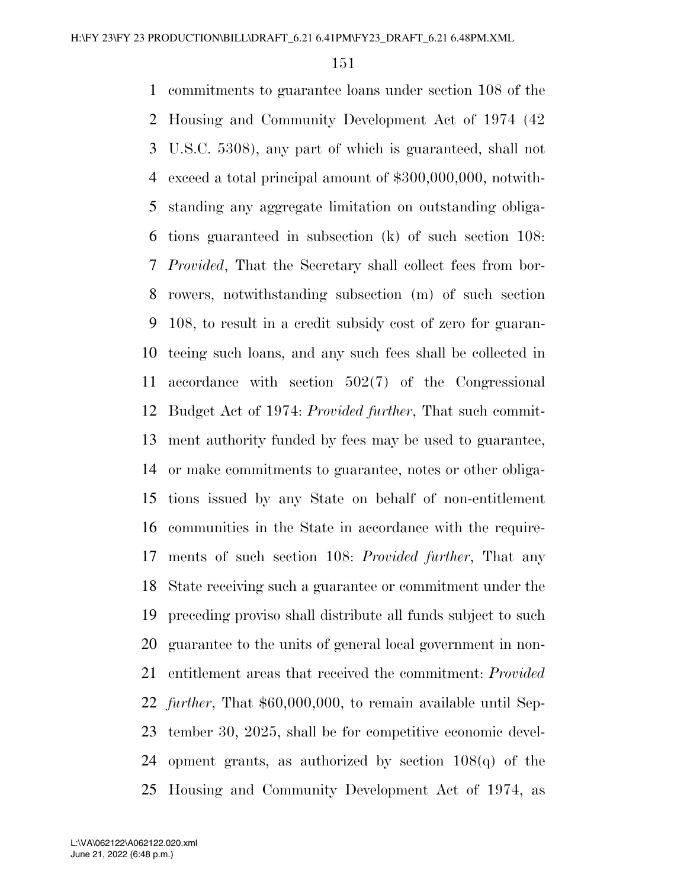commitments to guarantee loans under section 108 of the Housing and Community Development Act of 1974 (42 U.S.C. 5308), any part of which is guaranteed, shall not exceed a total principal amount of $300,000,000, notwithstanding any aggregate limitation on outstanding obligations guaranteed in subsection (k) of such section 108: *Provided*, That the Secretary shall collect fees from borrowers, notwithstanding subsection (m) of such section 108, to result in a credit subsidy cost of zero for guaranteeing such loans, and any such fees shall be collected in accordance with section 502(7) of the Congressional Budget Act of 1974: *Provided further*, That such commitment authority funded by fees may be used to guarantee, or make commitments to guarantee, notes or other obligations issued by any State on behalf of non-entitlement communities in the State in accordance with the requirements of such section 108: *Provided further*, That any State receiving such a guarantee or commitment under the preceding proviso shall distribute all funds subject to such guarantee to the units of general local government in non-entitlement areas that received the commitment: *Provided further*, That $60,000,000, to remain available until September 30, 2025, shall be for competitive economic development grants, as authorized by section 108(q) of the Housing and Community Development Act of 1974, as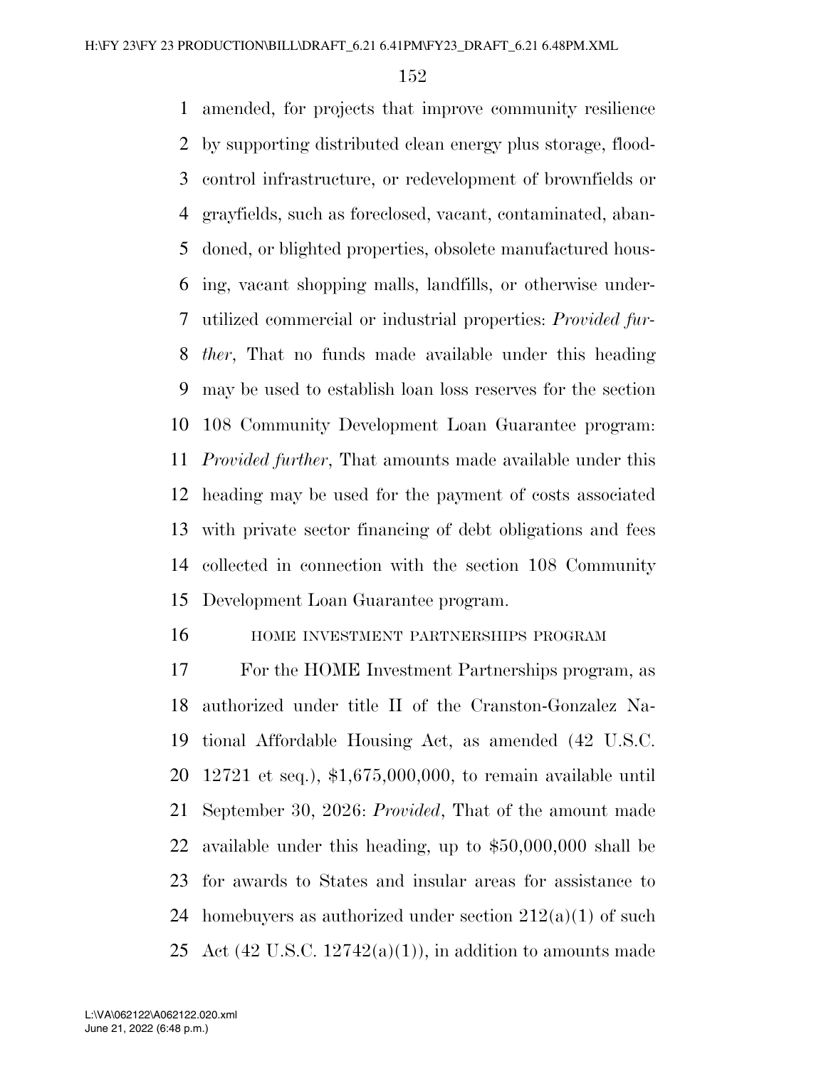amended, for projects that improve community resilience by supporting distributed clean energy plus storage, flood-control infrastructure, or redevelopment of brownfields or grayfields, such as foreclosed, vacant, contaminated, abandoned, or blighted properties, obsolete manufactured housing, vacant shopping malls, landfills, or otherwise underutilized commercial or industrial properties: *Provided further*, That no funds made available under this heading may be used to establish loan loss reserves for the section 108 Community Development Loan Guarantee program: *Provided further*, That amounts made available under this heading may be used for the payment of costs associated with private sector financing of debt obligations and fees collected in connection with the section 108 Community Development Loan Guarantee program.

HOME INVESTMENT PARTNERSHIPS PROGRAM

For the HOME Investment Partnerships program, as authorized under title II of the Cranston-Gonzalez National Affordable Housing Act, as amended (42 U.S.C. 12721 et seq.), $1,675,000,000, to remain available until September 30, 2026: *Provided*, That of the amount made available under this heading, up to $50,000,000 shall be for awards to States and insular areas for assistance to homebuyers as authorized under section 212(a)(1) of such Act (42 U.S.C. 12742(a)(1)), in addition to amounts made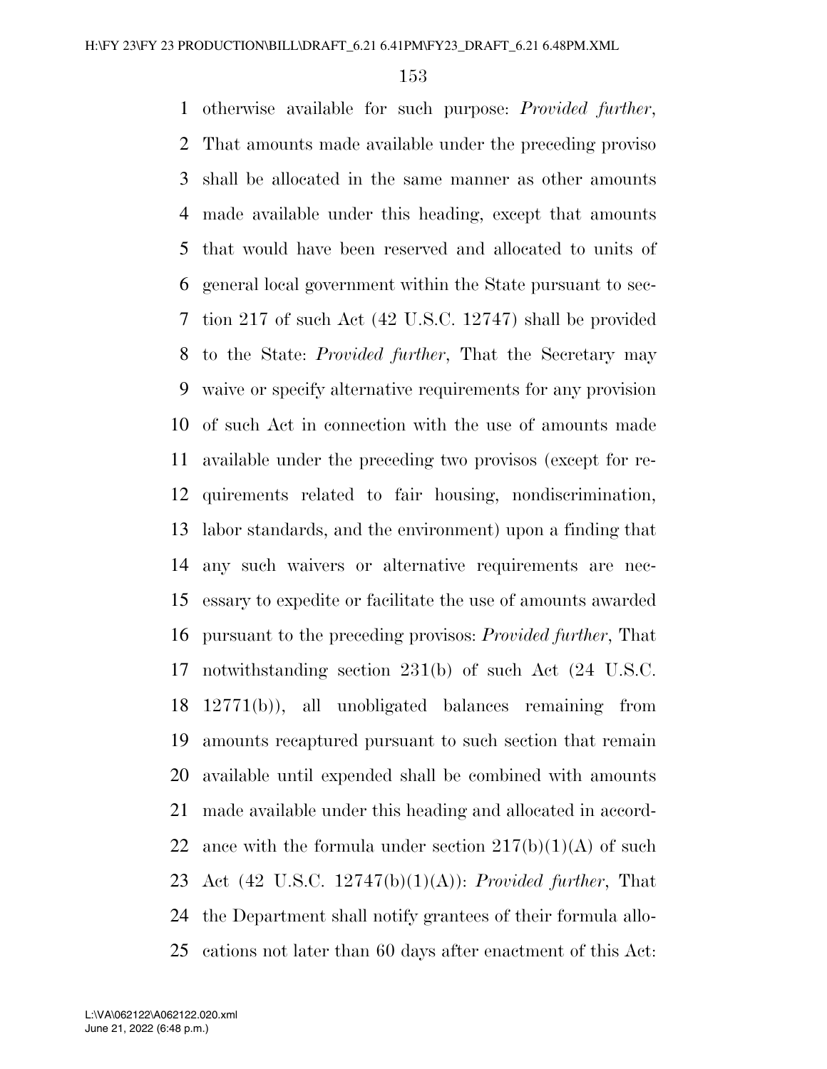otherwise available for such purpose: *Provided further*, That amounts made available under the preceding proviso shall be allocated in the same manner as other amounts made available under this heading, except that amounts that would have been reserved and allocated to units of general local government within the State pursuant to section 217 of such Act (42 U.S.C. 12747) shall be provided to the State: *Provided further*, That the Secretary may waive or specify alternative requirements for any provision of such Act in connection with the use of amounts made available under the preceding two provisos (except for requirements related to fair housing, nondiscrimination, labor standards, and the environment) upon a finding that any such waivers or alternative requirements are necessary to expedite or facilitate the use of amounts awarded pursuant to the preceding provisos: *Provided further*, That notwithstanding section 231(b) of such Act (24 U.S.C. 12771(b)), all unobligated balances remaining from amounts recaptured pursuant to such section that remain available until expended shall be combined with amounts made available under this heading and allocated in accordance with the formula under section 217(b)(1)(A) of such Act (42 U.S.C. 12747(b)(1)(A)): *Provided further*, That the Department shall notify grantees of their formula allocations not later than 60 days after enactment of this Act: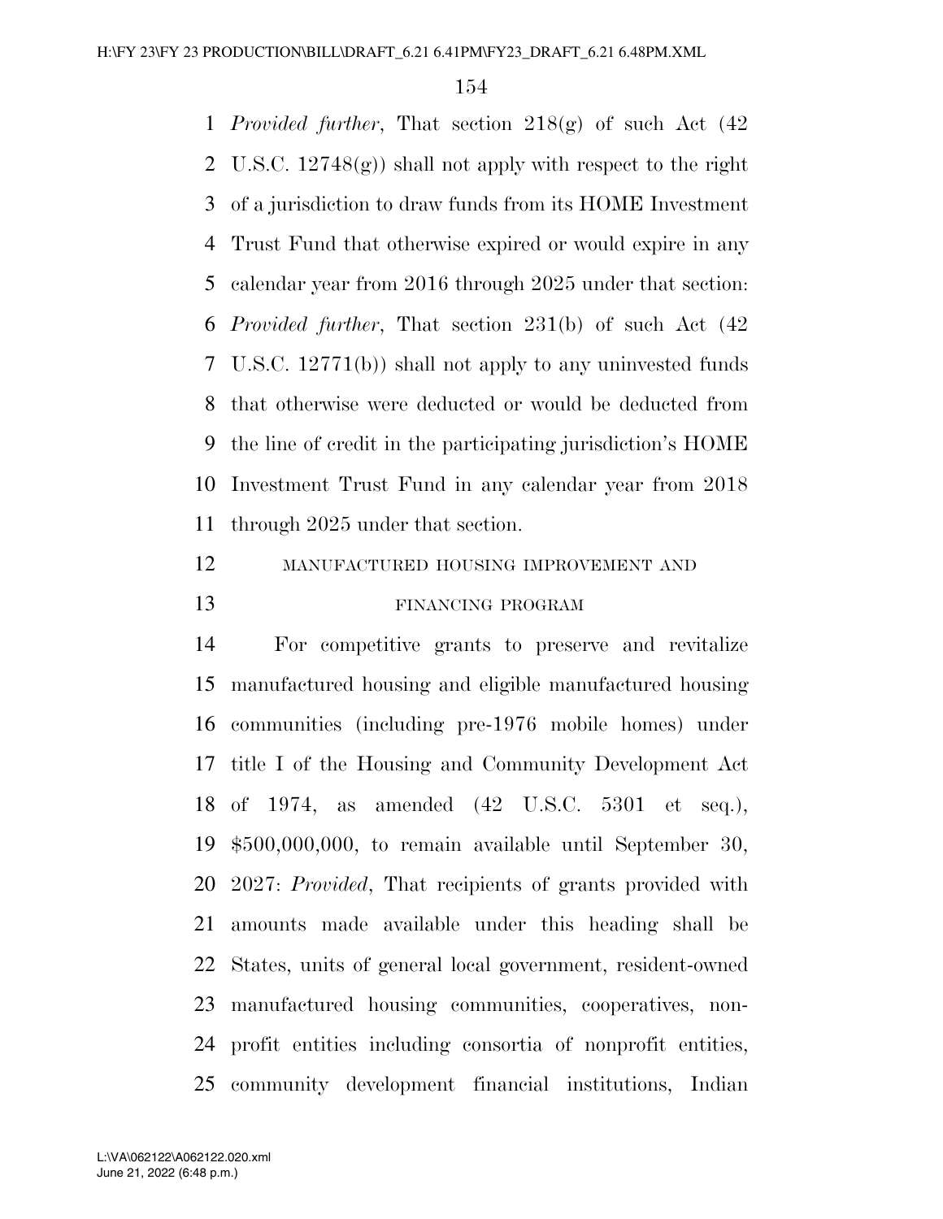*Provided further*, That section 218(g) of such Act (42 U.S.C. 12748(g)) shall not apply with respect to the right of a jurisdiction to draw funds from its HOME Investment Trust Fund that otherwise expired or would expire in any calendar year from 2016 through 2025 under that section: *Provided further*, That section 231(b) of such Act (42 U.S.C. 12771(b)) shall not apply to any uninvested funds that otherwise were deducted or would be deducted from the line of credit in the participating jurisdiction's HOME Investment Trust Fund in any calendar year from 2018 through 2025 under that section.

MANUFACTURED HOUSING IMPROVEMENT AND FINANCING PROGRAM

For competitive grants to preserve and revitalize manufactured housing and eligible manufactured housing communities (including pre-1976 mobile homes) under title I of the Housing and Community Development Act of 1974, as amended (42 U.S.C. 5301 et seq.), $500,000,000, to remain available until September 30, 2027: *Provided*, That recipients of grants provided with amounts made available under this heading shall be States, units of general local government, resident-owned manufactured housing communities, cooperatives, nonprofit entities including consortia of nonprofit entities, community development financial institutions, Indian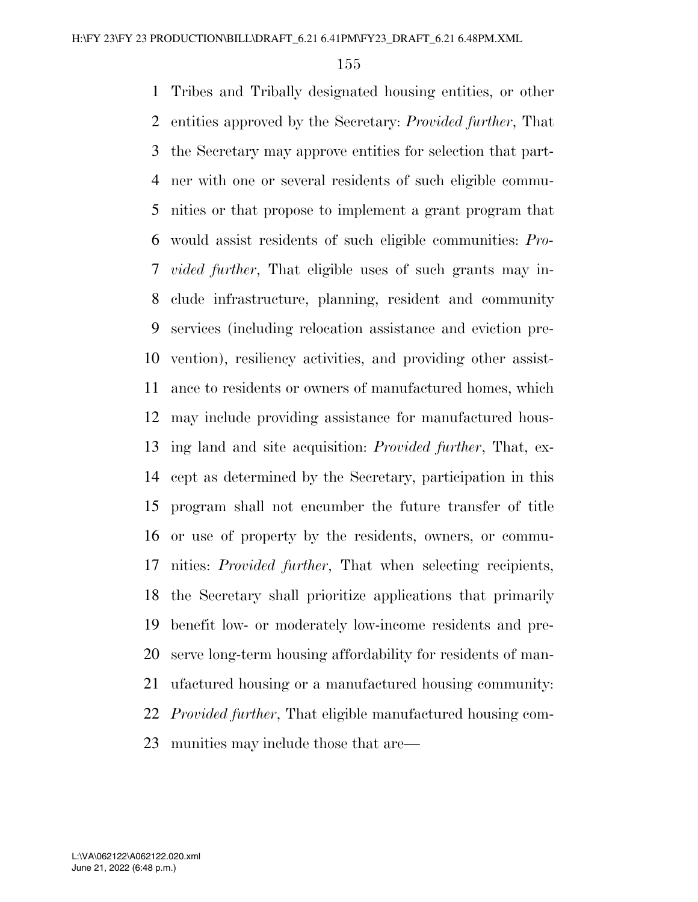Tribes and Tribally designated housing entities, or other entities approved by the Secretary: *Provided further*, That the Secretary may approve entities for selection that partner with one or several residents of such eligible communities or that propose to implement a grant program that would assist residents of such eligible communities: *Provided further*, That eligible uses of such grants may include infrastructure, planning, resident and community services (including relocation assistance and eviction prevention), resiliency activities, and providing other assistance to residents or owners of manufactured homes, which may include providing assistance for manufactured housing land and site acquisition: *Provided further*, That, except as determined by the Secretary, participation in this program shall not encumber the future transfer of title or use of property by the residents, owners, or communities: *Provided further*, That when selecting recipients, the Secretary shall prioritize applications that primarily benefit low- or moderately low-income residents and preserve long-term housing affordability for residents of manufactured housing or a manufactured housing community: *Provided further*, That eligible manufactured housing communities may include those that are—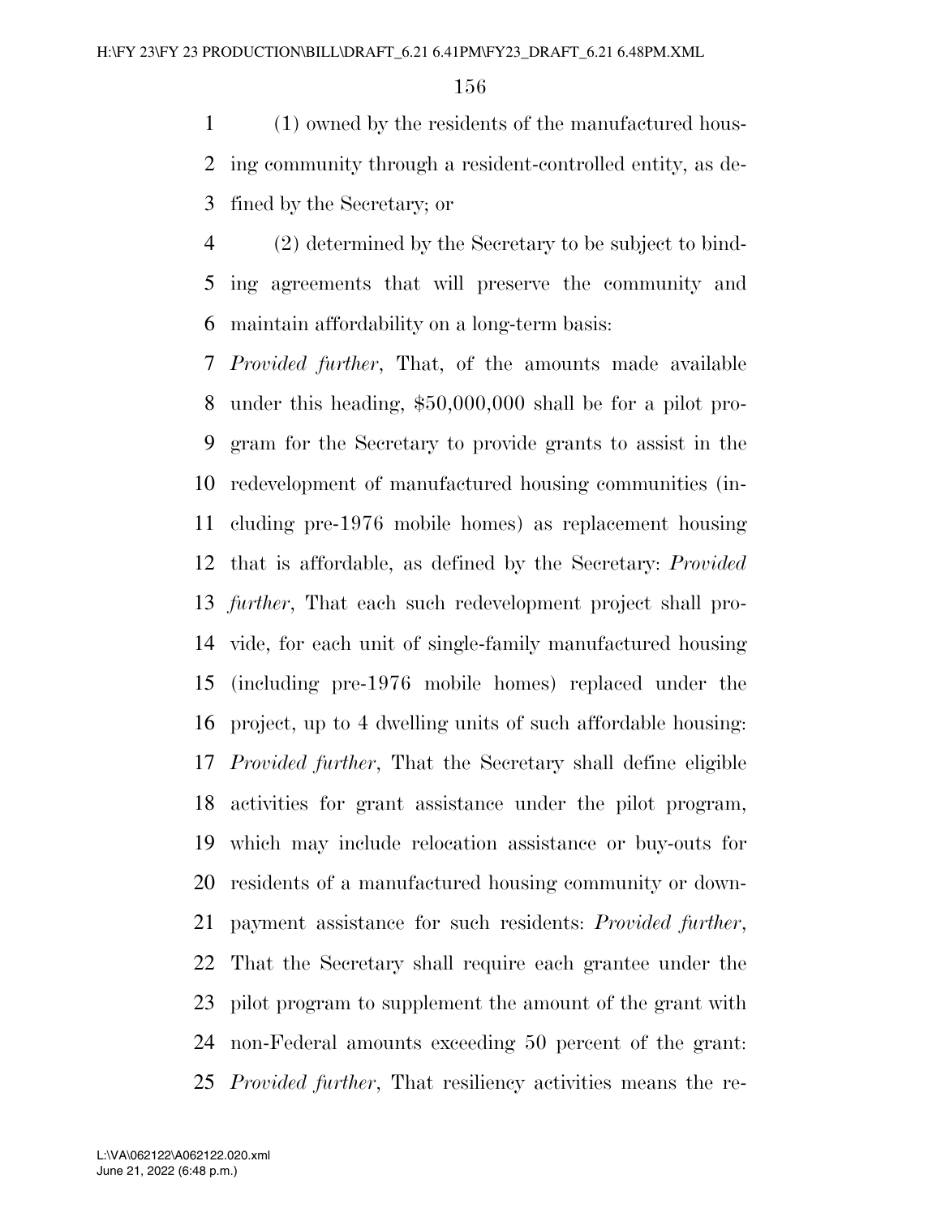(1) owned by the residents of the manufactured housing community through a resident-controlled entity, as defined by the Secretary; or

(2) determined by the Secretary to be subject to binding agreements that will preserve the community and maintain affordability on a long-term basis:

*Provided further*, That, of the amounts made available under this heading, $50,000,000 shall be for a pilot program for the Secretary to provide grants to assist in the redevelopment of manufactured housing communities (including pre-1976 mobile homes) as replacement housing that is affordable, as defined by the Secretary: *Provided further*, That each such redevelopment project shall provide, for each unit of single-family manufactured housing (including pre-1976 mobile homes) replaced under the project, up to 4 dwelling units of such affordable housing: *Provided further*, That the Secretary shall define eligible activities for grant assistance under the pilot program, which may include relocation assistance or buy-outs for residents of a manufactured housing community or downpayment assistance for such residents: *Provided further*, That the Secretary shall require each grantee under the pilot program to supplement the amount of the grant with non-Federal amounts exceeding 50 percent of the grant: *Provided further*, That resiliency activities means the re-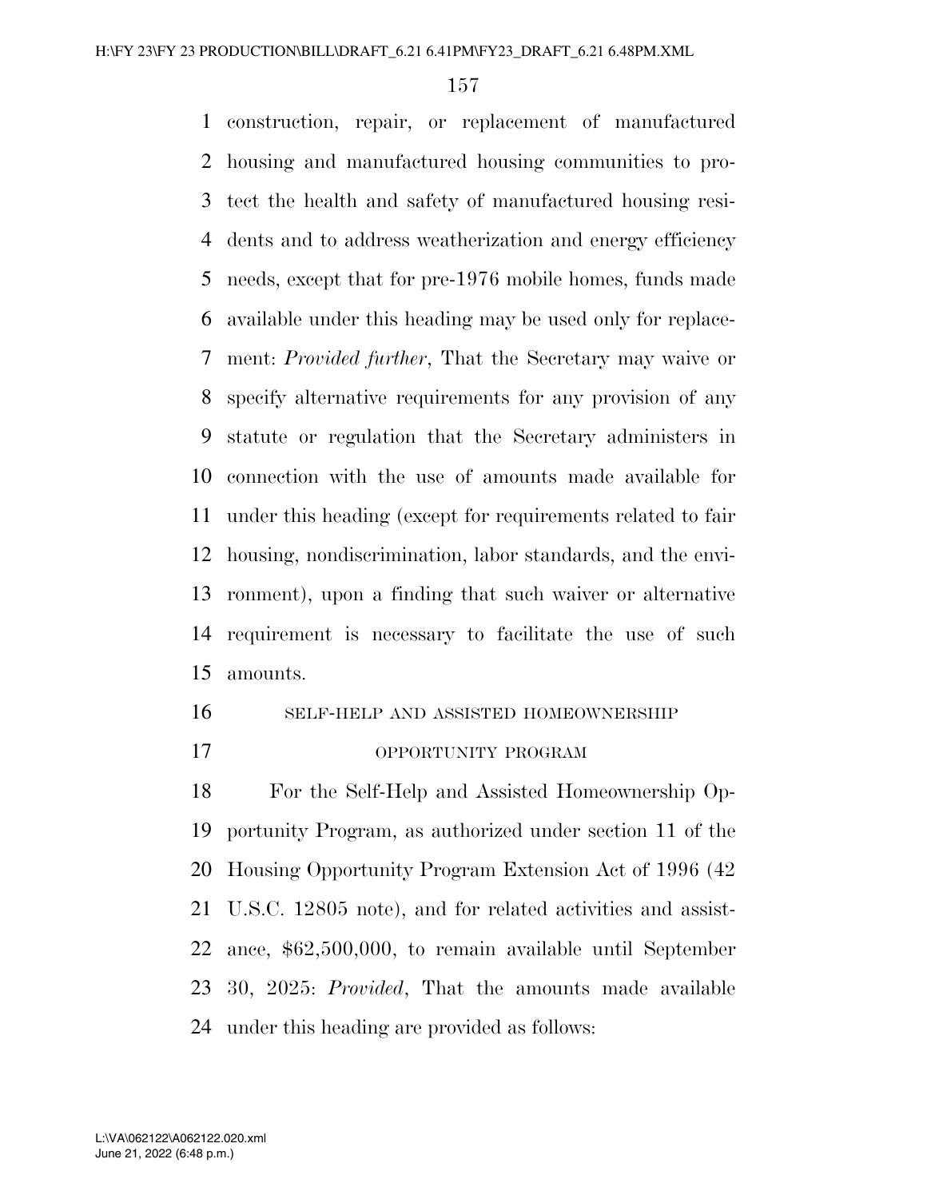construction, repair, or replacement of manufactured housing and manufactured housing communities to protect the health and safety of manufactured housing residents and to address weatherization and energy efficiency needs, except that for pre-1976 mobile homes, funds made available under this heading may be used only for replacement: *Provided further*, That the Secretary may waive or specify alternative requirements for any provision of any statute or regulation that the Secretary administers in connection with the use of amounts made available for under this heading (except for requirements related to fair housing, nondiscrimination, labor standards, and the environment), upon a finding that such waiver or alternative requirement is necessary to facilitate the use of such amounts.

SELF-HELP AND ASSISTED HOMEOWNERSHIP OPPORTUNITY PROGRAM

For the Self-Help and Assisted Homeownership Opportunity Program, as authorized under section 11 of the Housing Opportunity Program Extension Act of 1996 (42 U.S.C. 12805 note), and for related activities and assistance, $62,500,000, to remain available until September 30, 2025: *Provided*, That the amounts made available under this heading are provided as follows: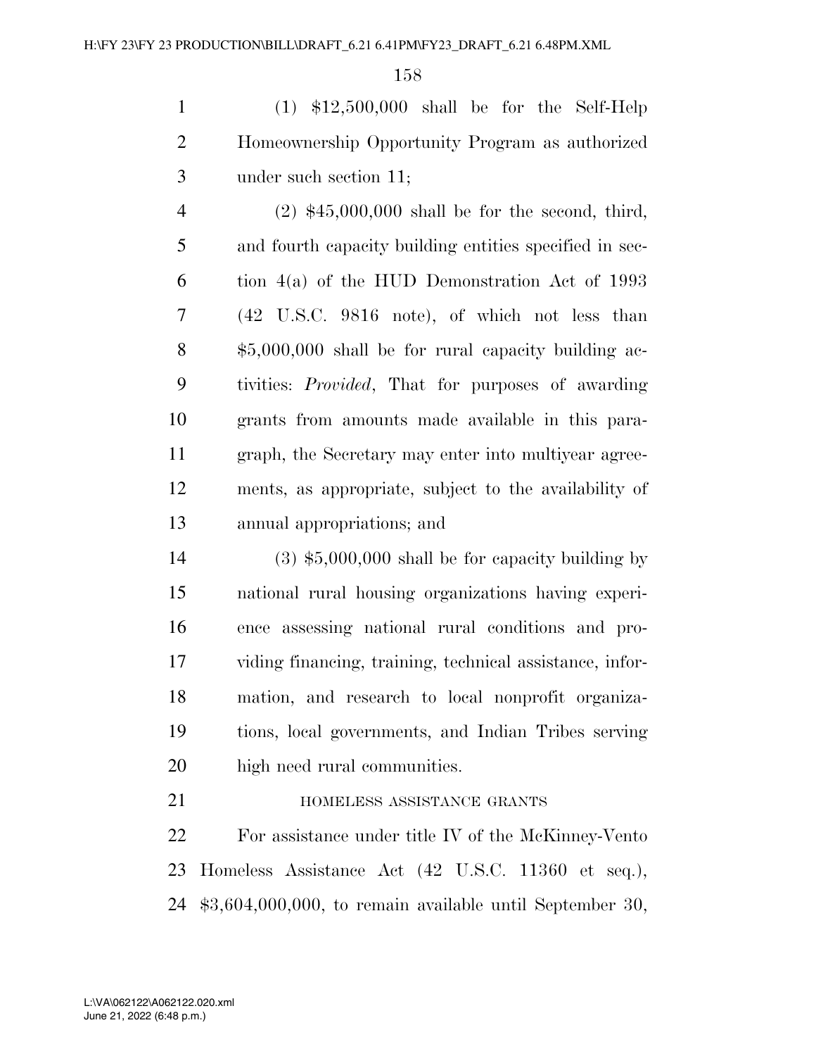(1) $12,500,000 shall be for the Self-Help Homeownership Opportunity Program as authorized under such section 11;

(2) $45,000,000 shall be for the second, third, and fourth capacity building entities specified in section 4(a) of the HUD Demonstration Act of 1993 (42 U.S.C. 9816 note), of which not less than $5,000,000 shall be for rural capacity building activities: *Provided*, That for purposes of awarding grants from amounts made available in this paragraph, the Secretary may enter into multiyear agreements, as appropriate, subject to the availability of annual appropriations; and

(3) $5,000,000 shall be for capacity building by national rural housing organizations having experience assessing national rural conditions and providing financing, training, technical assistance, information, and research to local nonprofit organizations, local governments, and Indian Tribes serving high need rural communities.

HOMELESS ASSISTANCE GRANTS

For assistance under title IV of the McKinney-Vento Homeless Assistance Act (42 U.S.C. 11360 et seq.), $3,604,000,000, to remain available until September 30,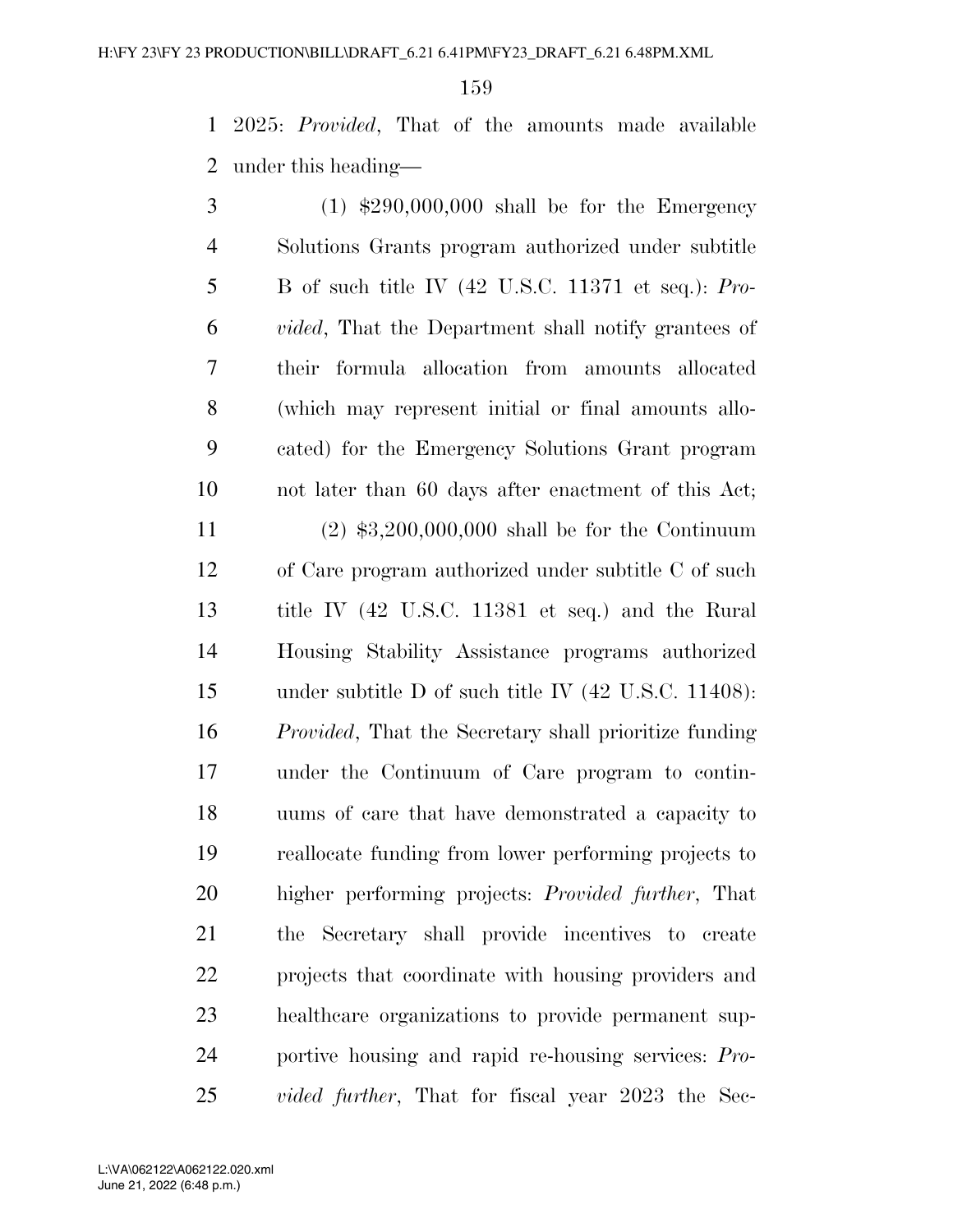2025: *Provided*, That of the amounts made available under this heading—

(1) $290,000,000 shall be for the Emergency Solutions Grants program authorized under subtitle B of such title IV (42 U.S.C. 11371 et seq.): *Provided*, That the Department shall notify grantees of their formula allocation from amounts allocated (which may represent initial or final amounts allocated) for the Emergency Solutions Grant program not later than 60 days after enactment of this Act;

(2) $3,200,000,000 shall be for the Continuum of Care program authorized under subtitle C of such title IV (42 U.S.C. 11381 et seq.) and the Rural Housing Stability Assistance programs authorized under subtitle D of such title IV (42 U.S.C. 11408): *Provided*, That the Secretary shall prioritize funding under the Continuum of Care program to continuums of care that have demonstrated a capacity to reallocate funding from lower performing projects to higher performing projects: *Provided further*, That the Secretary shall provide incentives to create projects that coordinate with housing providers and healthcare organizations to provide permanent supportive housing and rapid re-housing services: *Provided further*, That for fiscal year 2023 the Sec-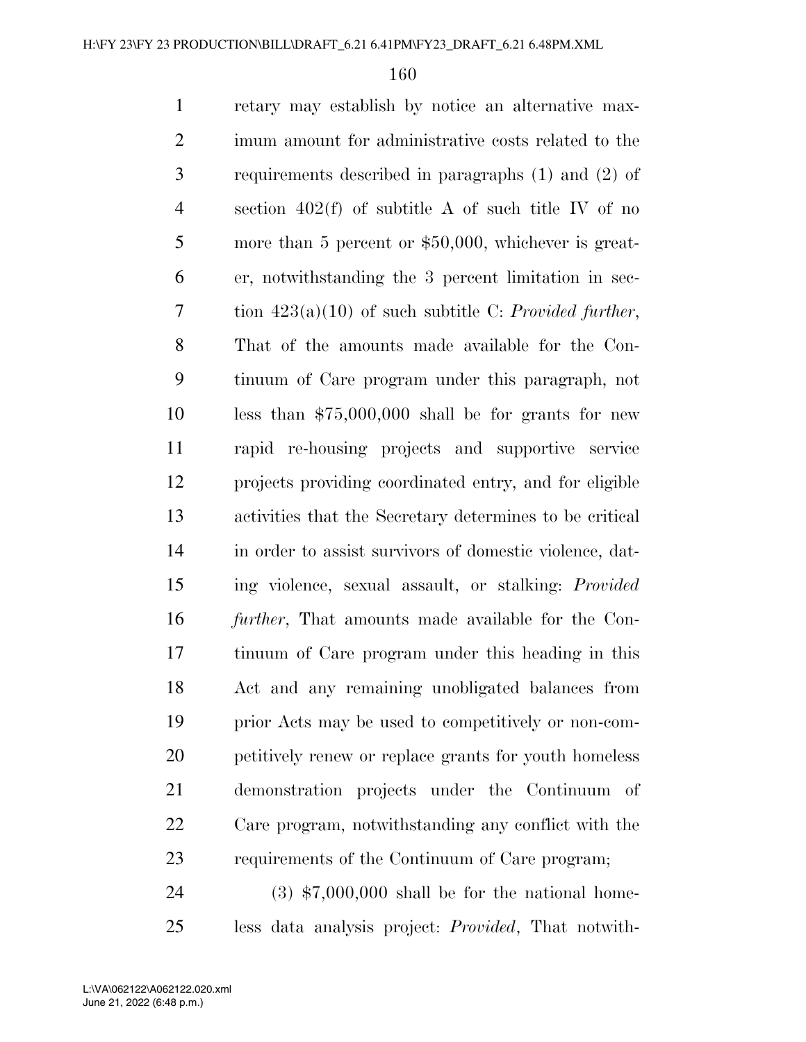retary may establish by notice an alternative maximum amount for administrative costs related to the requirements described in paragraphs (1) and (2) of section 402(f) of subtitle A of such title IV of no more than 5 percent or $50,000, whichever is greater, notwithstanding the 3 percent limitation in section 423(a)(10) of such subtitle C: *Provided further*, That of the amounts made available for the Continuum of Care program under this paragraph, not less than $75,000,000 shall be for grants for new rapid re-housing projects and supportive service projects providing coordinated entry, and for eligible activities that the Secretary determines to be critical in order to assist survivors of domestic violence, dating violence, sexual assault, or stalking: *Provided further*, That amounts made available for the Continuum of Care program under this heading in this Act and any remaining unobligated balances from prior Acts may be used to competitively or non-competitively renew or replace grants for youth homeless demonstration projects under the Continuum of Care program, notwithstanding any conflict with the requirements of the Continuum of Care program;

(3) $7,000,000 shall be for the national homeless data analysis project: *Provided*, That notwith-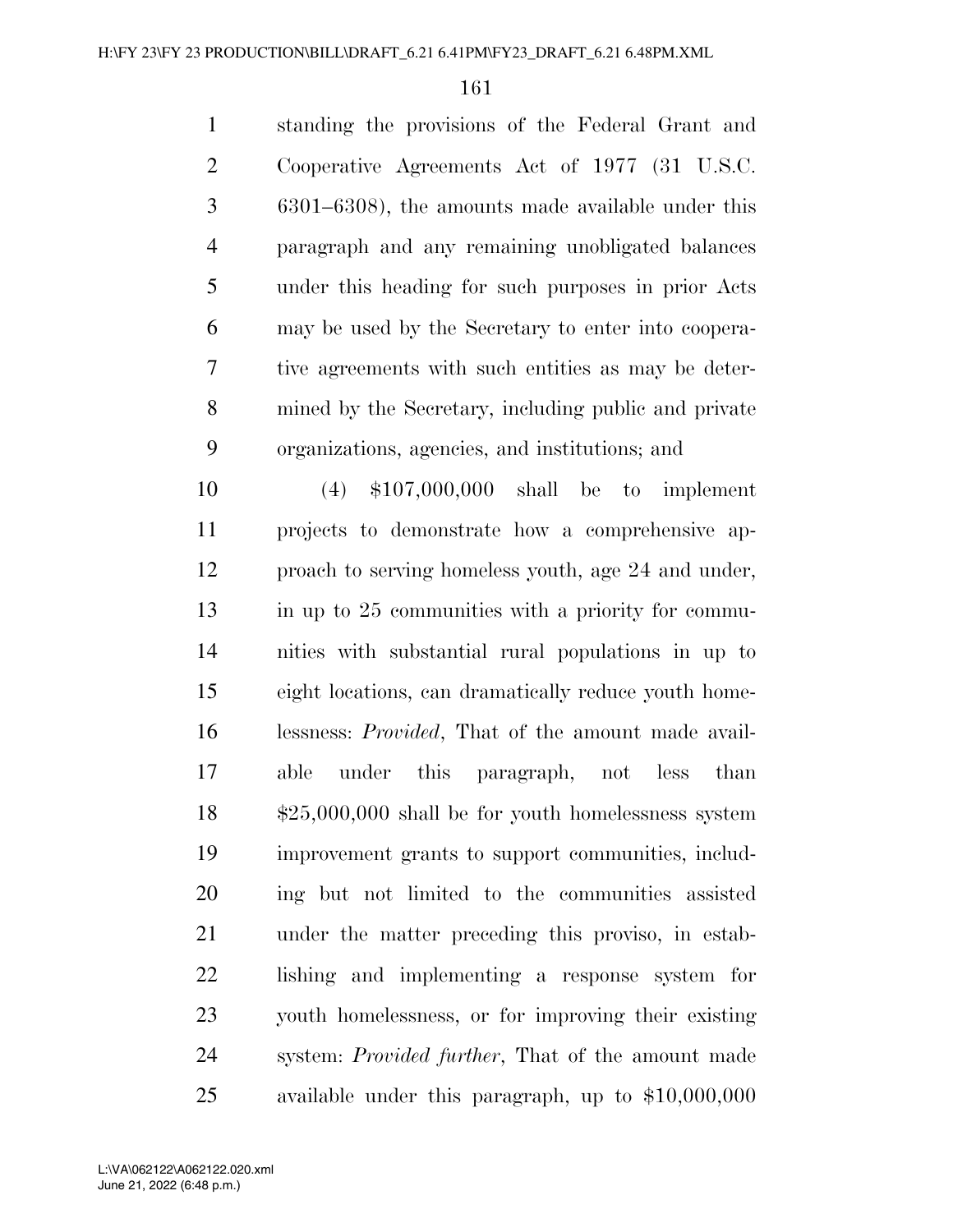standing the provisions of the Federal Grant and Cooperative Agreements Act of 1977 (31 U.S.C. 6301–6308), the amounts made available under this paragraph and any remaining unobligated balances under this heading for such purposes in prior Acts may be used by the Secretary to enter into cooperative agreements with such entities as may be determined by the Secretary, including public and private organizations, agencies, and institutions; and

(4) $107,000,000 shall be to implement projects to demonstrate how a comprehensive approach to serving homeless youth, age 24 and under, in up to 25 communities with a priority for communities with substantial rural populations in up to eight locations, can dramatically reduce youth homelessness: *Provided*, That of the amount made available under this paragraph, not less than $25,000,000 shall be for youth homelessness system improvement grants to support communities, including but not limited to the communities assisted under the matter preceding this proviso, in establishing and implementing a response system for youth homelessness, or for improving their existing system: *Provided further*, That of the amount made available under this paragraph, up to $10,000,000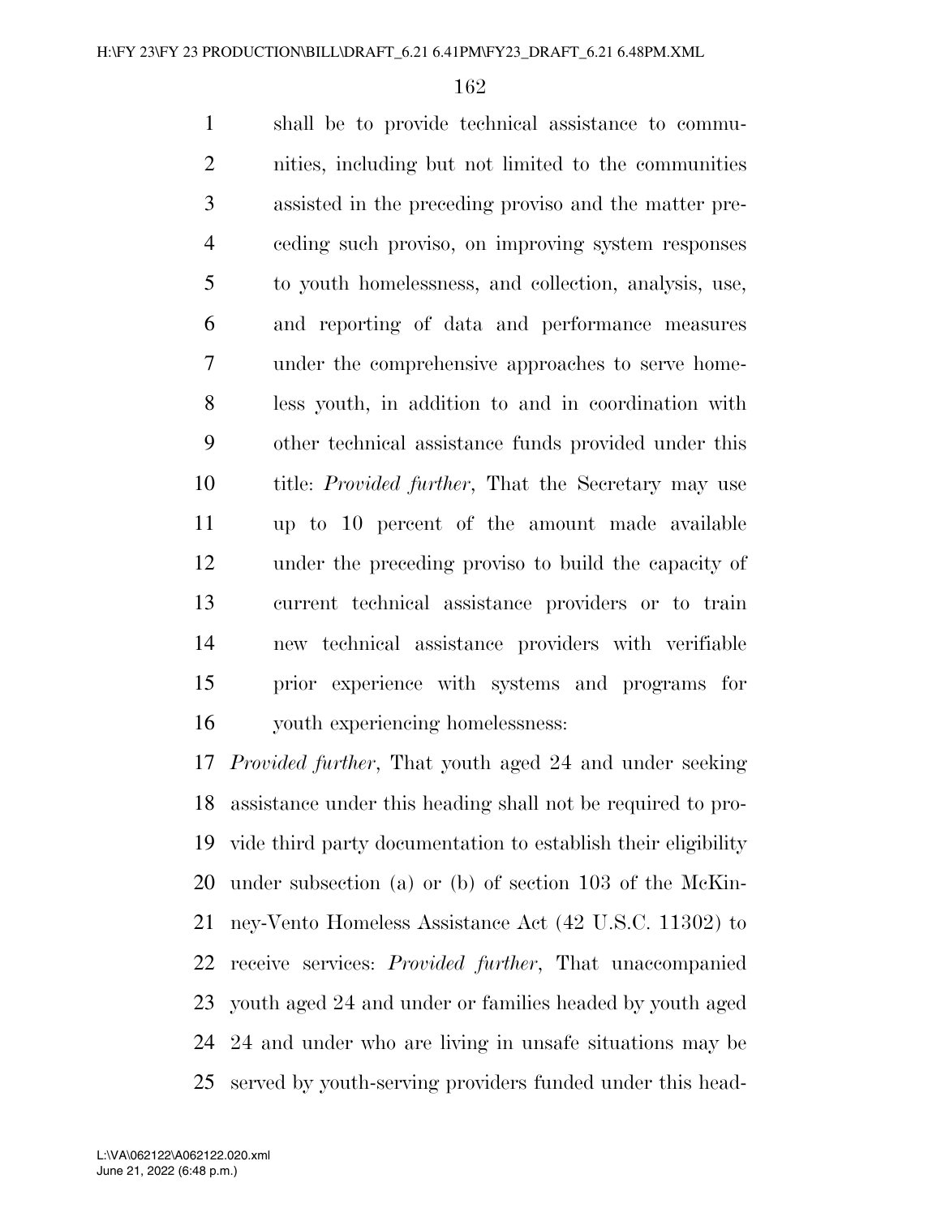shall be to provide technical assistance to communities, including but not limited to the communities assisted in the preceding proviso and the matter preceding such proviso, on improving system responses to youth homelessness, and collection, analysis, use, and reporting of data and performance measures under the comprehensive approaches to serve homeless youth, in addition to and in coordination with other technical assistance funds provided under this title: *Provided further*, That the Secretary may use up to 10 percent of the amount made available under the preceding proviso to build the capacity of current technical assistance providers or to train new technical assistance providers with verifiable prior experience with systems and programs for youth experiencing homelessness:

*Provided further*, That youth aged 24 and under seeking assistance under this heading shall not be required to provide third party documentation to establish their eligibility under subsection (a) or (b) of section 103 of the McKinney-Vento Homeless Assistance Act (42 U.S.C. 11302) to receive services: *Provided further*, That unaccompanied youth aged 24 and under or families headed by youth aged 24 and under who are living in unsafe situations may be served by youth-serving providers funded under this head-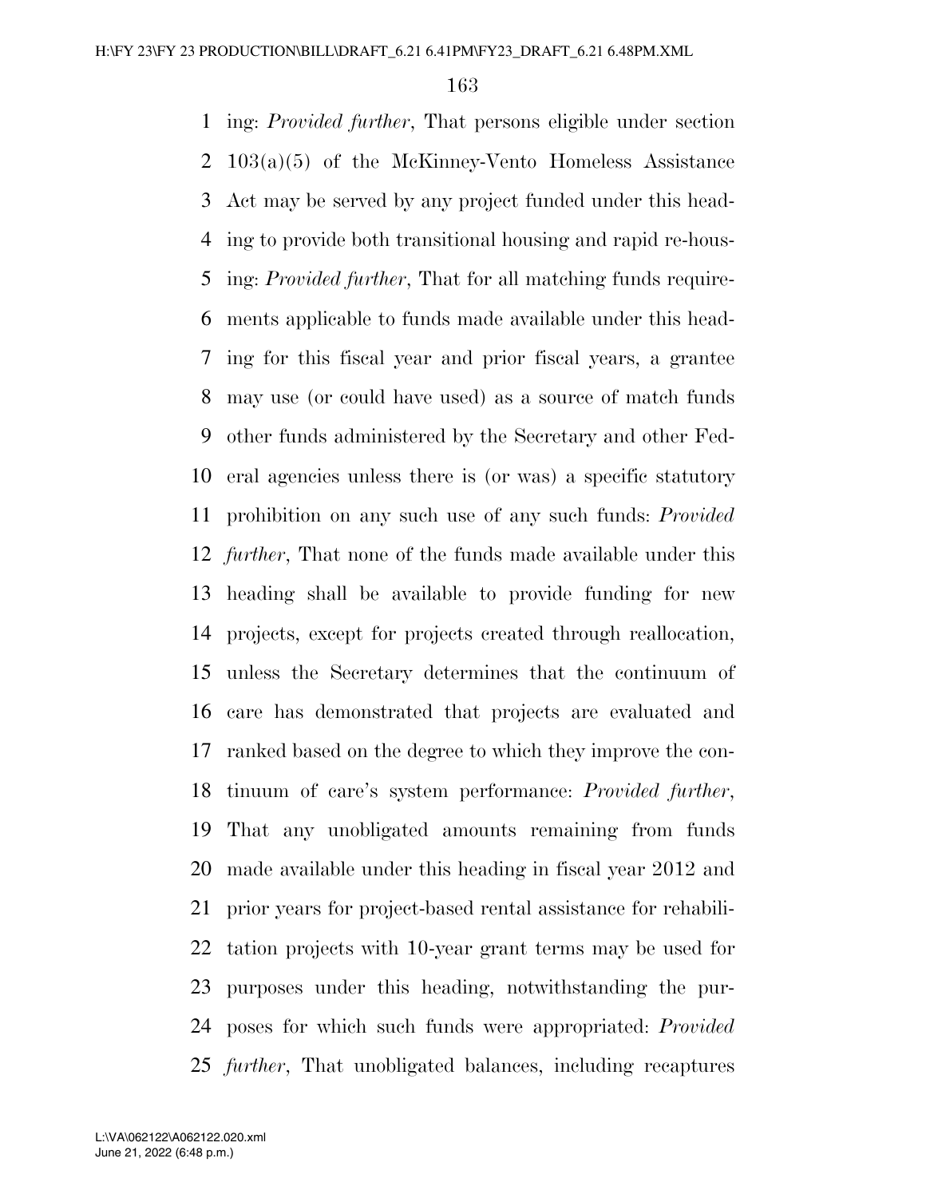ing: *Provided further*, That persons eligible under section 103(a)(5) of the McKinney-Vento Homeless Assistance Act may be served by any project funded under this heading to provide both transitional housing and rapid re-housing: *Provided further*, That for all matching funds requirements applicable to funds made available under this heading for this fiscal year and prior fiscal years, a grantee may use (or could have used) as a source of match funds other funds administered by the Secretary and other Federal agencies unless there is (or was) a specific statutory prohibition on any such use of any such funds: *Provided further*, That none of the funds made available under this heading shall be available to provide funding for new projects, except for projects created through reallocation, unless the Secretary determines that the continuum of care has demonstrated that projects are evaluated and ranked based on the degree to which they improve the continuum of care's system performance: *Provided further*, That any unobligated amounts remaining from funds made available under this heading in fiscal year 2012 and prior years for project-based rental assistance for rehabilitation projects with 10-year grant terms may be used for purposes under this heading, notwithstanding the purposes for which such funds were appropriated: *Provided further*, That unobligated balances, including recaptures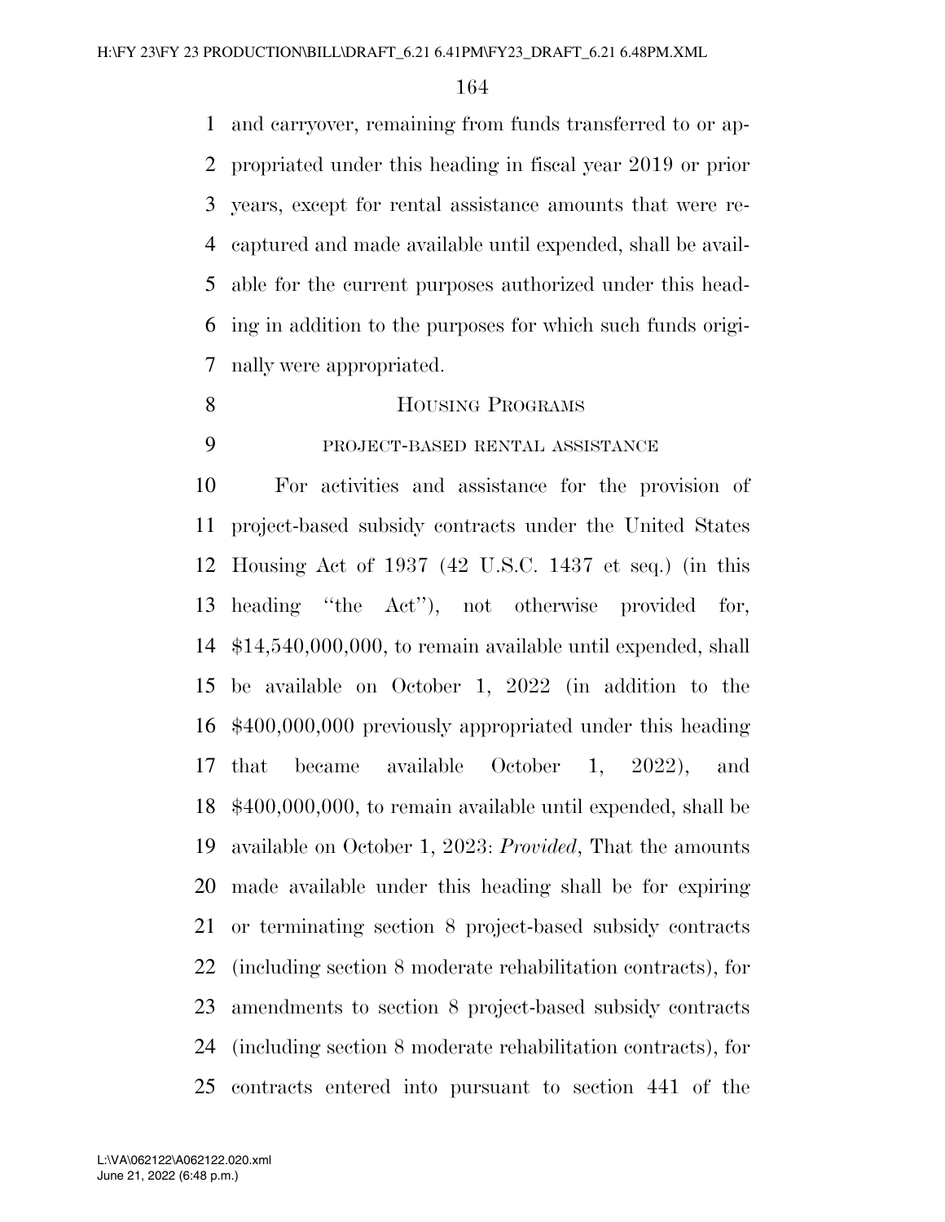and carryover, remaining from funds transferred to or appropriated under this heading in fiscal year 2019 or prior years, except for rental assistance amounts that were recaptured and made available until expended, shall be available for the current purposes authorized under this heading in addition to the purposes for which such funds originally were appropriated.

## Housing Programs

### project-based rental assistance

For activities and assistance for the provision of project-based subsidy contracts under the United States Housing Act of 1937 (42 U.S.C. 1437 et seq.) (in this heading "the Act"), not otherwise provided for, $14,540,000,000, to remain available until expended, shall be available on October 1, 2022 (in addition to the $400,000,000 previously appropriated under this heading that became available October 1, 2022), and $400,000,000, to remain available until expended, shall be available on October 1, 2023: *Provided*, That the amounts made available under this heading shall be for expiring or terminating section 8 project-based subsidy contracts (including section 8 moderate rehabilitation contracts), for amendments to section 8 project-based subsidy contracts (including section 8 moderate rehabilitation contracts), for contracts entered into pursuant to section 441 of the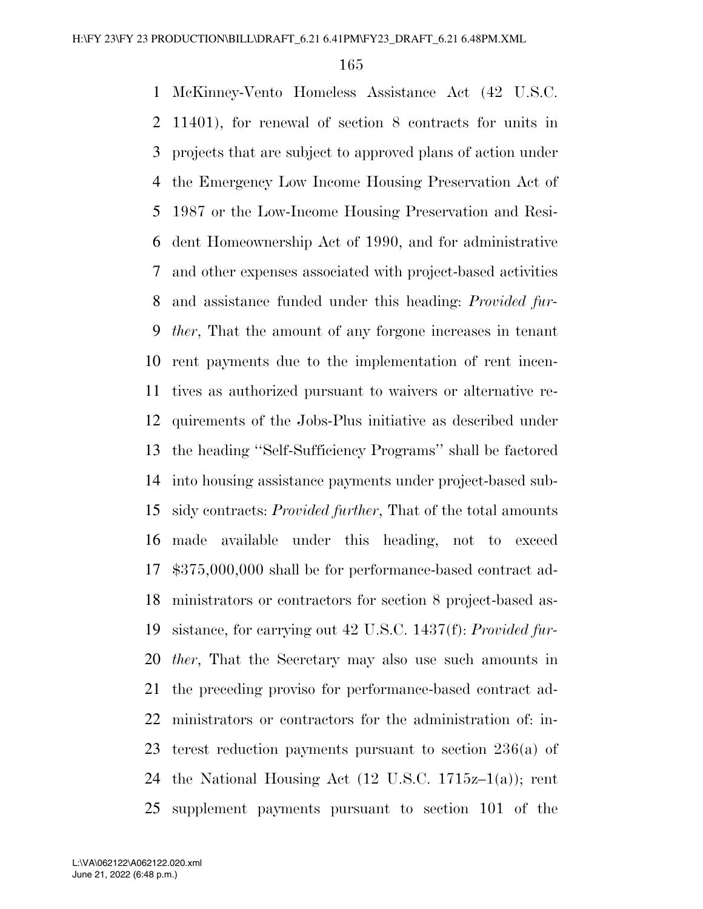McKinney-Vento Homeless Assistance Act (42 U.S.C. 11401), for renewal of section 8 contracts for units in projects that are subject to approved plans of action under the Emergency Low Income Housing Preservation Act of 1987 or the Low-Income Housing Preservation and Resident Homeownership Act of 1990, and for administrative and other expenses associated with project-based activities and assistance funded under this heading: *Provided further*, That the amount of any forgone increases in tenant rent payments due to the implementation of rent incentives as authorized pursuant to waivers or alternative requirements of the Jobs-Plus initiative as described under the heading ''Self-Sufficiency Programs'' shall be factored into housing assistance payments under project-based subsidy contracts: *Provided further*, That of the total amounts made available under this heading, not to exceed $375,000,000 shall be for performance-based contract administrators or contractors for section 8 project-based assistance, for carrying out 42 U.S.C. 1437(f): *Provided further*, That the Secretary may also use such amounts in the preceding proviso for performance-based contract administrators or contractors for the administration of: interest reduction payments pursuant to section 236(a) of the National Housing Act (12 U.S.C. 1715z–1(a)); rent supplement payments pursuant to section 101 of the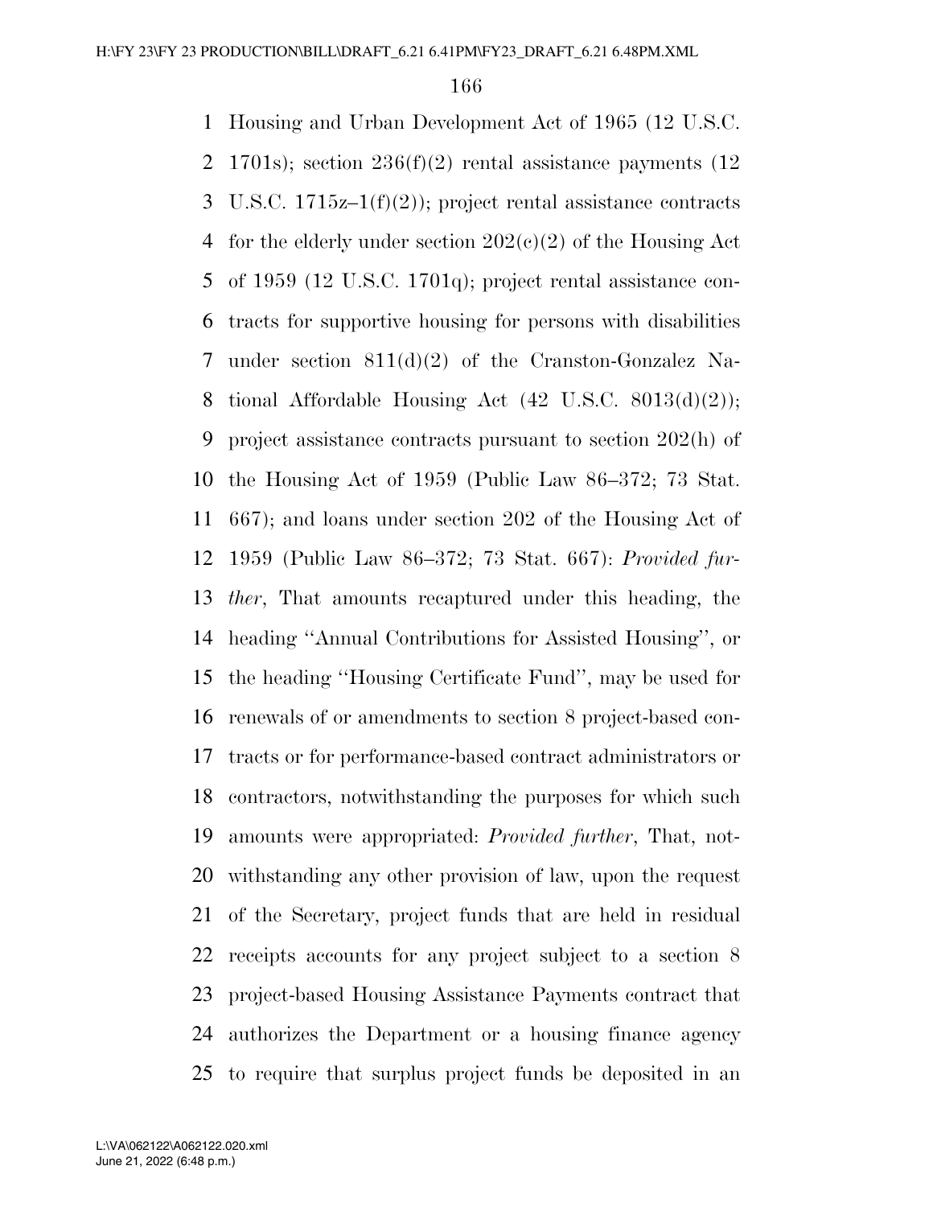Housing and Urban Development Act of 1965 (12 U.S.C. 1701s); section 236(f)(2) rental assistance payments (12 U.S.C. 1715z–1(f)(2)); project rental assistance contracts for the elderly under section 202(c)(2) of the Housing Act of 1959 (12 U.S.C. 1701q); project rental assistance contracts for supportive housing for persons with disabilities under section 811(d)(2) of the Cranston-Gonzalez National Affordable Housing Act (42 U.S.C. 8013(d)(2)); project assistance contracts pursuant to section 202(h) of the Housing Act of 1959 (Public Law 86–372; 73 Stat. 667); and loans under section 202 of the Housing Act of 1959 (Public Law 86–372; 73 Stat. 667): *Provided further*, That amounts recaptured under this heading, the heading ''Annual Contributions for Assisted Housing'', or the heading ''Housing Certificate Fund'', may be used for renewals of or amendments to section 8 project-based contracts or for performance-based contract administrators or contractors, notwithstanding the purposes for which such amounts were appropriated: *Provided further*, That, notwithstanding any other provision of law, upon the request of the Secretary, project funds that are held in residual receipts accounts for any project subject to a section 8 project-based Housing Assistance Payments contract that authorizes the Department or a housing finance agency to require that surplus project funds be deposited in an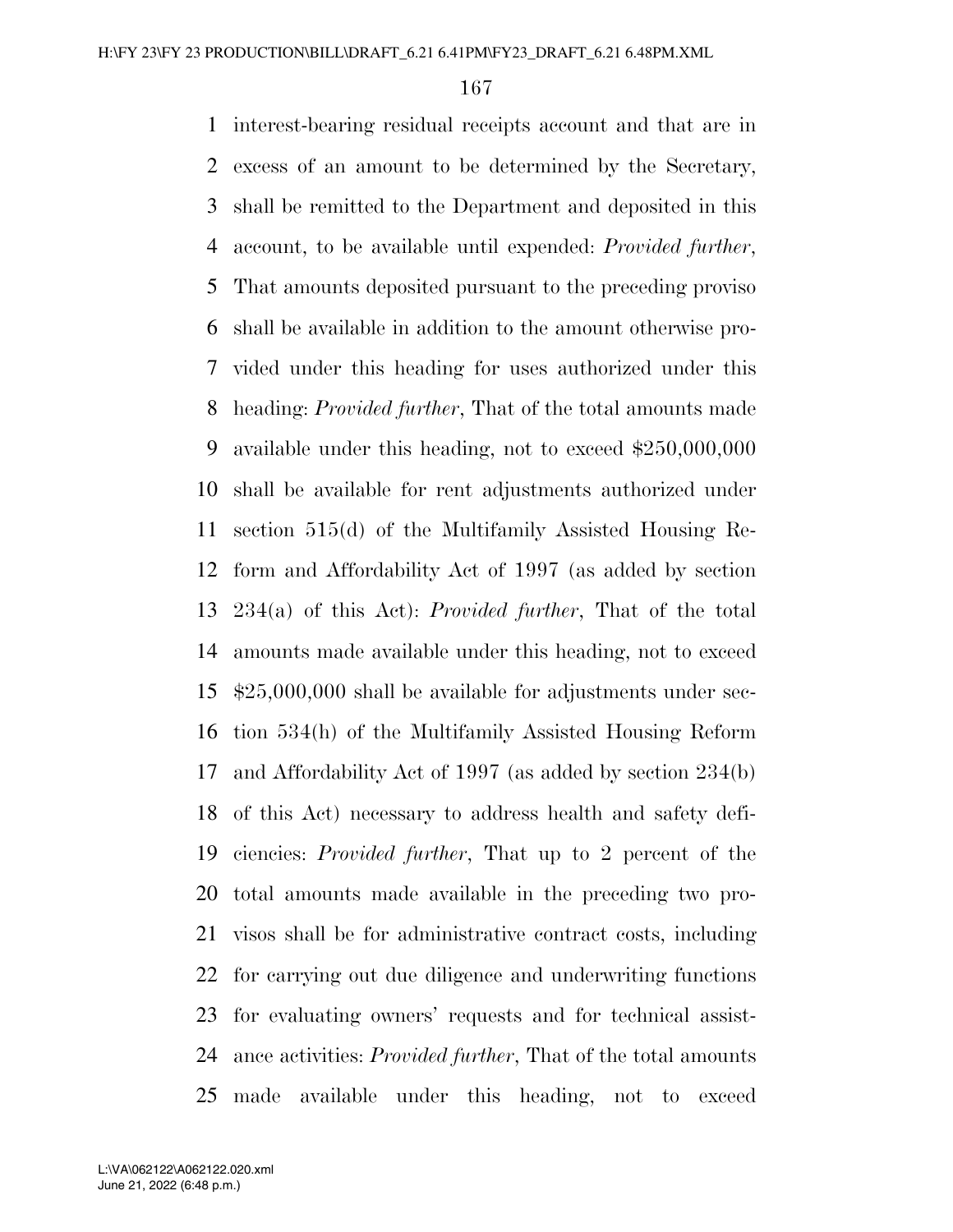interest-bearing residual receipts account and that are in excess of an amount to be determined by the Secretary, shall be remitted to the Department and deposited in this account, to be available until expended: *Provided further*, That amounts deposited pursuant to the preceding proviso shall be available in addition to the amount otherwise provided under this heading for uses authorized under this heading: *Provided further*, That of the total amounts made available under this heading, not to exceed $250,000,000 shall be available for rent adjustments authorized under section 515(d) of the Multifamily Assisted Housing Reform and Affordability Act of 1997 (as added by section 234(a) of this Act): *Provided further*, That of the total amounts made available under this heading, not to exceed $25,000,000 shall be available for adjustments under section 534(h) of the Multifamily Assisted Housing Reform and Affordability Act of 1997 (as added by section 234(b) of this Act) necessary to address health and safety deficiencies: *Provided further*, That up to 2 percent of the total amounts made available in the preceding two provisos shall be for administrative contract costs, including for carrying out due diligence and underwriting functions for evaluating owners' requests and for technical assistance activities: *Provided further*, That of the total amounts made available under this heading, not to exceed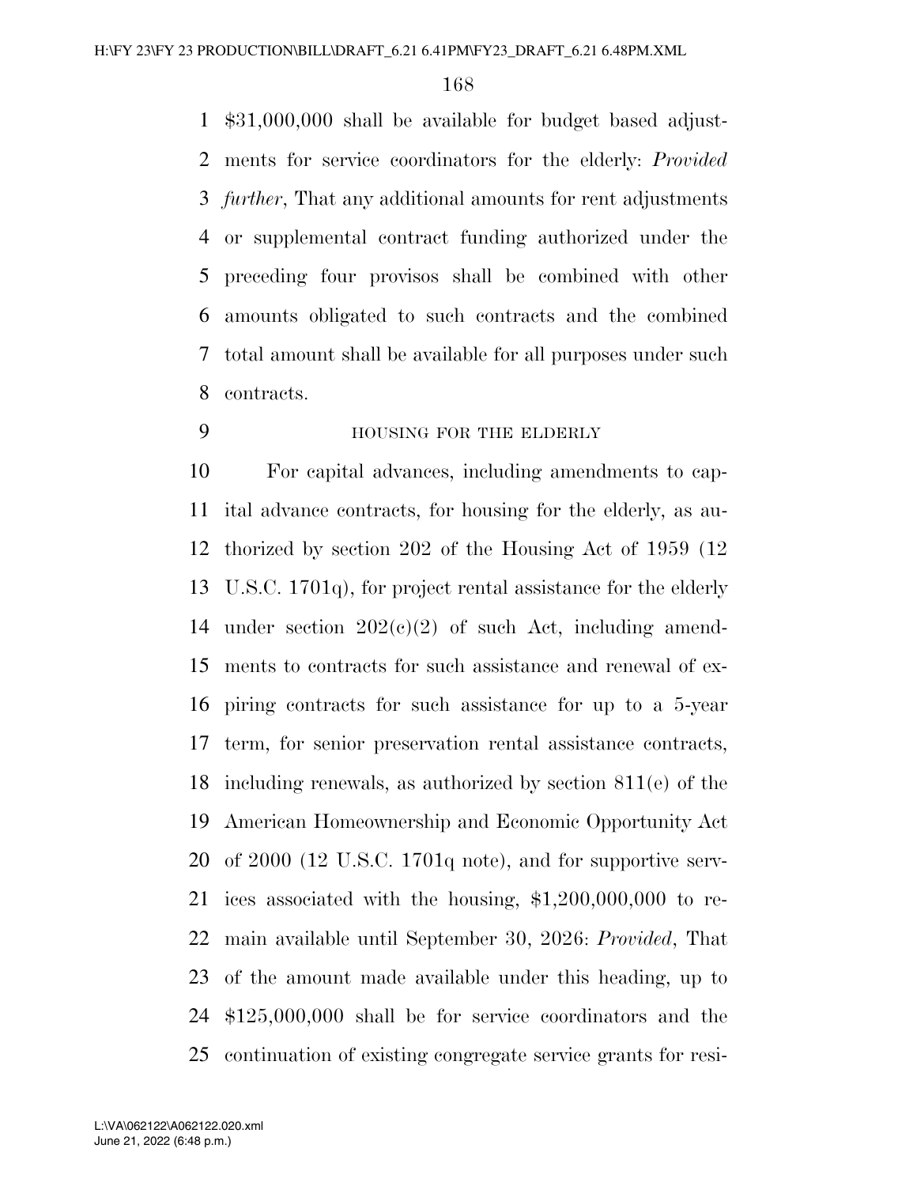$31,000,000 shall be available for budget based adjustments for service coordinators for the elderly: *Provided further*, That any additional amounts for rent adjustments or supplemental contract funding authorized under the preceding four provisos shall be combined with other amounts obligated to such contracts and the combined total amount shall be available for all purposes under such contracts.

HOUSING FOR THE ELDERLY

For capital advances, including amendments to capital advance contracts, for housing for the elderly, as authorized by section 202 of the Housing Act of 1959 (12 U.S.C. 1701q), for project rental assistance for the elderly under section 202(c)(2) of such Act, including amendments to contracts for such assistance and renewal of expiring contracts for such assistance for up to a 5-year term, for senior preservation rental assistance contracts, including renewals, as authorized by section 811(e) of the American Homeownership and Economic Opportunity Act of 2000 (12 U.S.C. 1701q note), and for supportive services associated with the housing, $1,200,000,000 to remain available until September 30, 2026: *Provided*, That of the amount made available under this heading, up to $125,000,000 shall be for service coordinators and the continuation of existing congregate service grants for resi-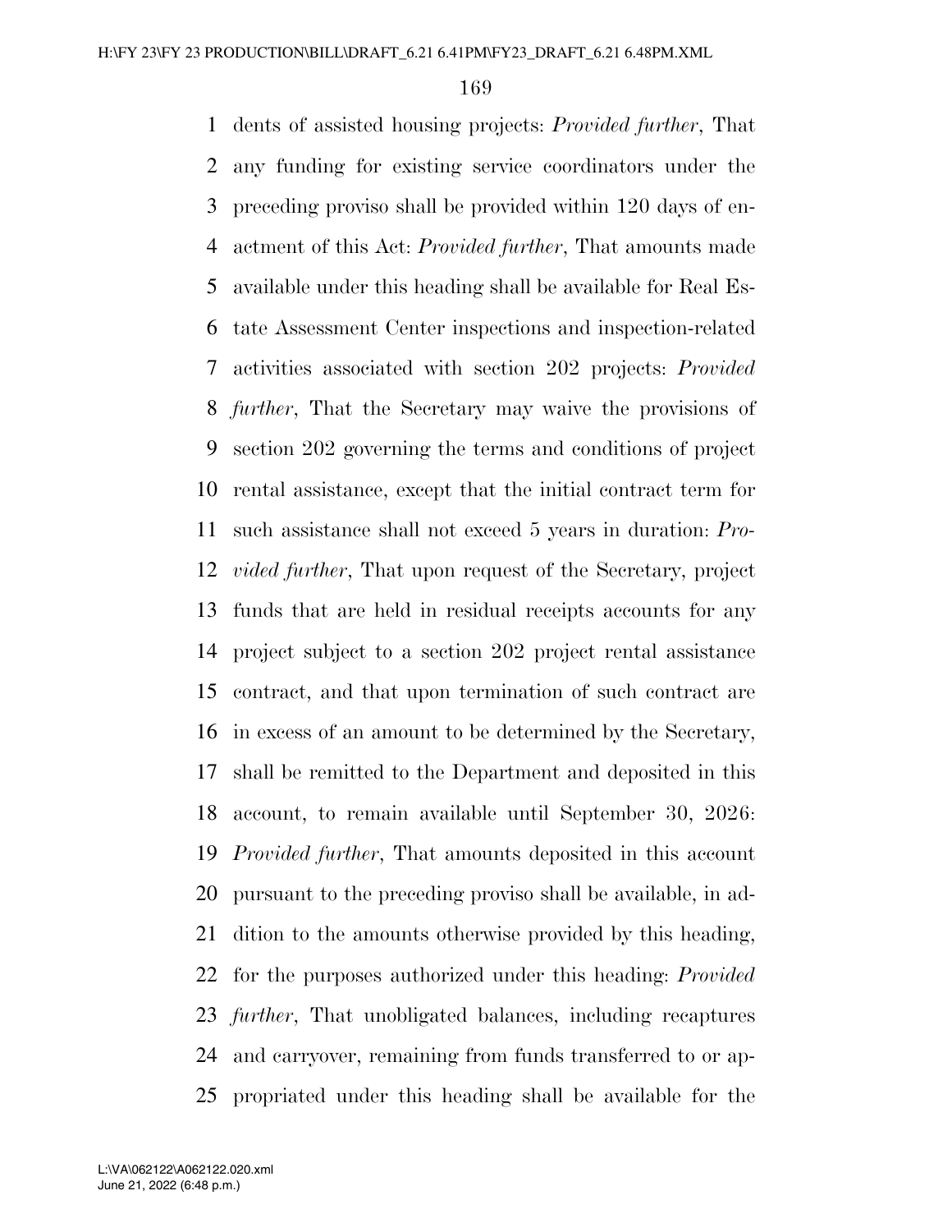dents of assisted housing projects: *Provided further*, That any funding for existing service coordinators under the preceding proviso shall be provided within 120 days of enactment of this Act: *Provided further*, That amounts made available under this heading shall be available for Real Estate Assessment Center inspections and inspection-related activities associated with section 202 projects: *Provided further*, That the Secretary may waive the provisions of section 202 governing the terms and conditions of project rental assistance, except that the initial contract term for such assistance shall not exceed 5 years in duration: *Provided further*, That upon request of the Secretary, project funds that are held in residual receipts accounts for any project subject to a section 202 project rental assistance contract, and that upon termination of such contract are in excess of an amount to be determined by the Secretary, shall be remitted to the Department and deposited in this account, to remain available until September 30, 2026: *Provided further*, That amounts deposited in this account pursuant to the preceding proviso shall be available, in addition to the amounts otherwise provided by this heading, for the purposes authorized under this heading: *Provided further*, That unobligated balances, including recaptures and carryover, remaining from funds transferred to or appropriated under this heading shall be available for the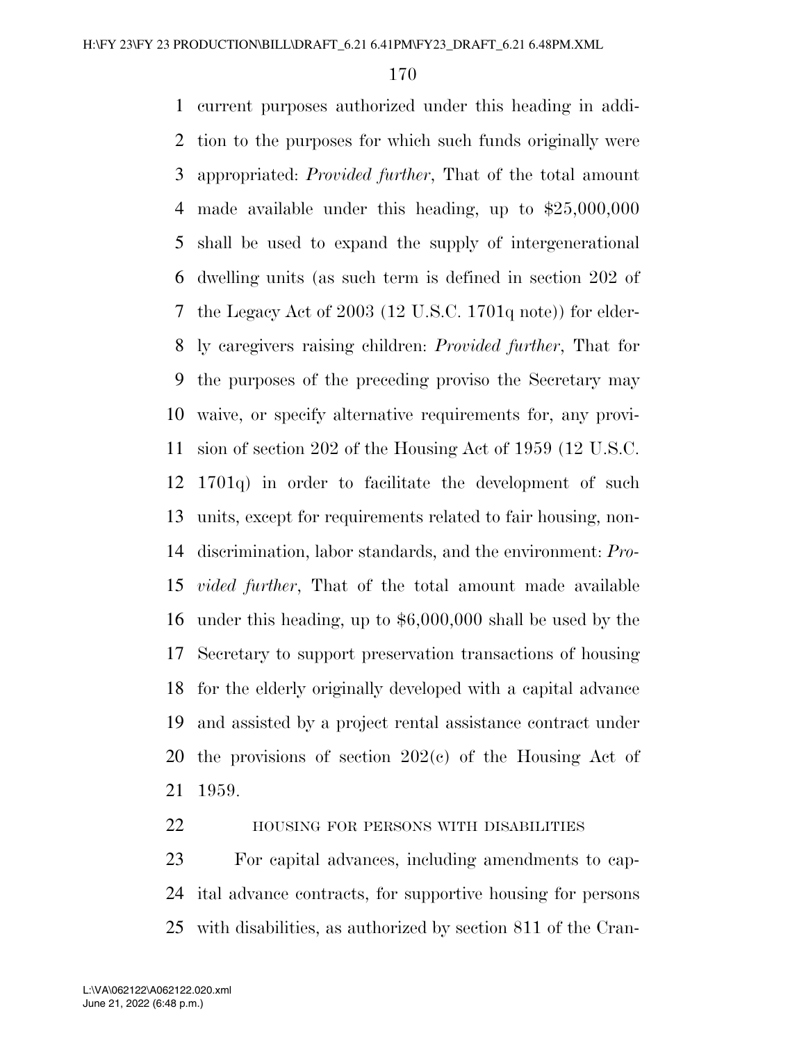current purposes authorized under this heading in addition to the purposes for which such funds originally were appropriated: *Provided further*, That of the total amount made available under this heading, up to $25,000,000 shall be used to expand the supply of intergenerational dwelling units (as such term is defined in section 202 of the Legacy Act of 2003 (12 U.S.C. 1701q note)) for elderly caregivers raising children: *Provided further*, That for the purposes of the preceding proviso the Secretary may waive, or specify alternative requirements for, any provision of section 202 of the Housing Act of 1959 (12 U.S.C. 1701q) in order to facilitate the development of such units, except for requirements related to fair housing, nondiscrimination, labor standards, and the environment: *Provided further*, That of the total amount made available under this heading, up to $6,000,000 shall be used by the Secretary to support preservation transactions of housing for the elderly originally developed with a capital advance and assisted by a project rental assistance contract under the provisions of section 202(c) of the Housing Act of 1959.

HOUSING FOR PERSONS WITH DISABILITIES

For capital advances, including amendments to capital advance contracts, for supportive housing for persons with disabilities, as authorized by section 811 of the Cran-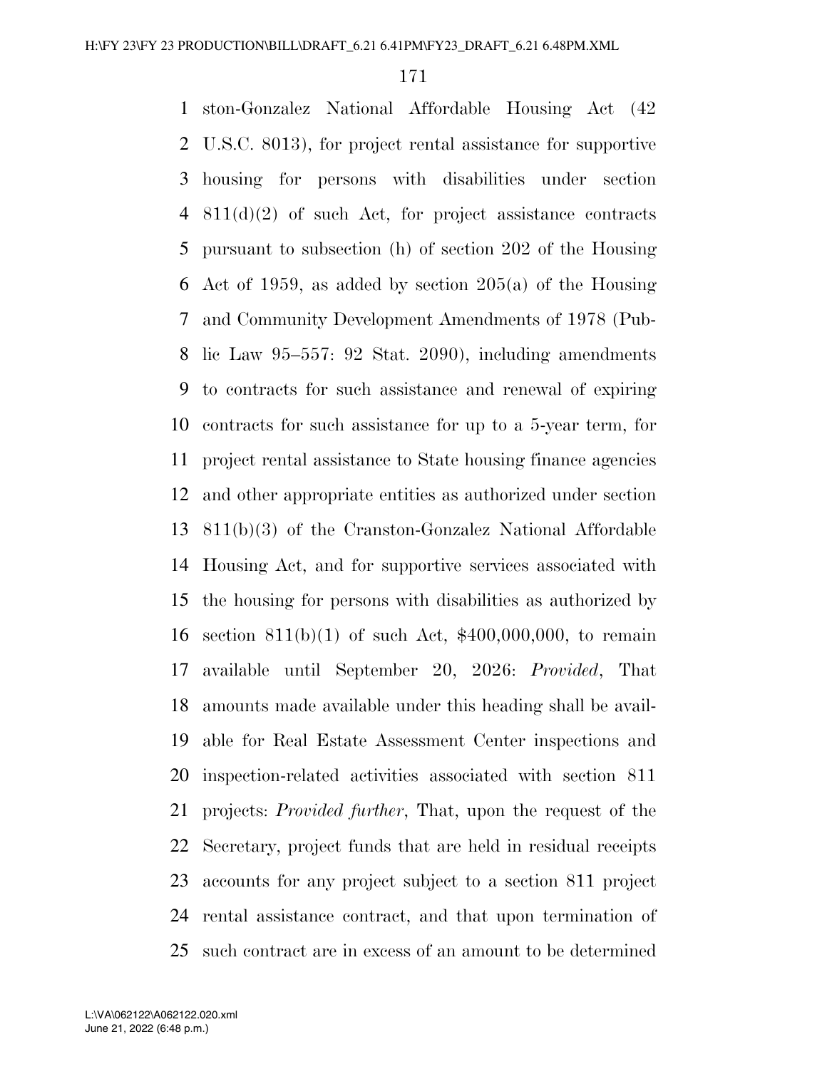ston-Gonzalez National Affordable Housing Act (42 U.S.C. 8013), for project rental assistance for supportive housing for persons with disabilities under section 811(d)(2) of such Act, for project assistance contracts pursuant to subsection (h) of section 202 of the Housing Act of 1959, as added by section 205(a) of the Housing and Community Development Amendments of 1978 (Public Law 95–557: 92 Stat. 2090), including amendments to contracts for such assistance and renewal of expiring contracts for such assistance for up to a 5-year term, for project rental assistance to State housing finance agencies and other appropriate entities as authorized under section 811(b)(3) of the Cranston-Gonzalez National Affordable Housing Act, and for supportive services associated with the housing for persons with disabilities as authorized by section 811(b)(1) of such Act, $400,000,000, to remain available until September 20, 2026: *Provided*, That amounts made available under this heading shall be available for Real Estate Assessment Center inspections and inspection-related activities associated with section 811 projects: *Provided further*, That, upon the request of the Secretary, project funds that are held in residual receipts accounts for any project subject to a section 811 project rental assistance contract, and that upon termination of such contract are in excess of an amount to be determined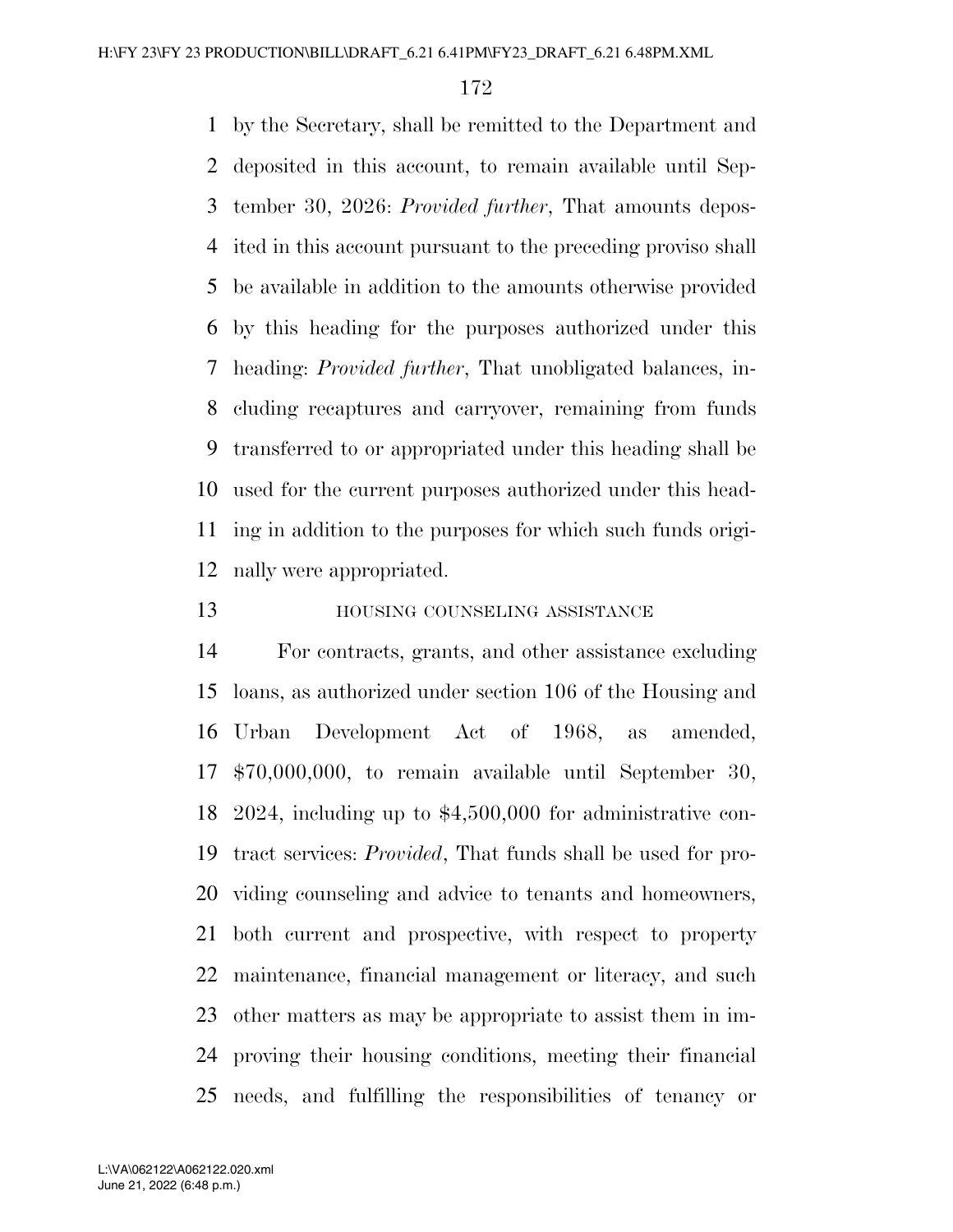by the Secretary, shall be remitted to the Department and deposited in this account, to remain available until September 30, 2026: *Provided further*, That amounts deposited in this account pursuant to the preceding proviso shall be available in addition to the amounts otherwise provided by this heading for the purposes authorized under this heading: *Provided further*, That unobligated balances, including recaptures and carryover, remaining from funds transferred to or appropriated under this heading shall be used for the current purposes authorized under this heading in addition to the purposes for which such funds originally were appropriated.

HOUSING COUNSELING ASSISTANCE

For contracts, grants, and other assistance excluding loans, as authorized under section 106 of the Housing and Urban Development Act of 1968, as amended, $70,000,000, to remain available until September 30, 2024, including up to $4,500,000 for administrative contract services: *Provided*, That funds shall be used for providing counseling and advice to tenants and homeowners, both current and prospective, with respect to property maintenance, financial management or literacy, and such other matters as may be appropriate to assist them in improving their housing conditions, meeting their financial needs, and fulfilling the responsibilities of tenancy or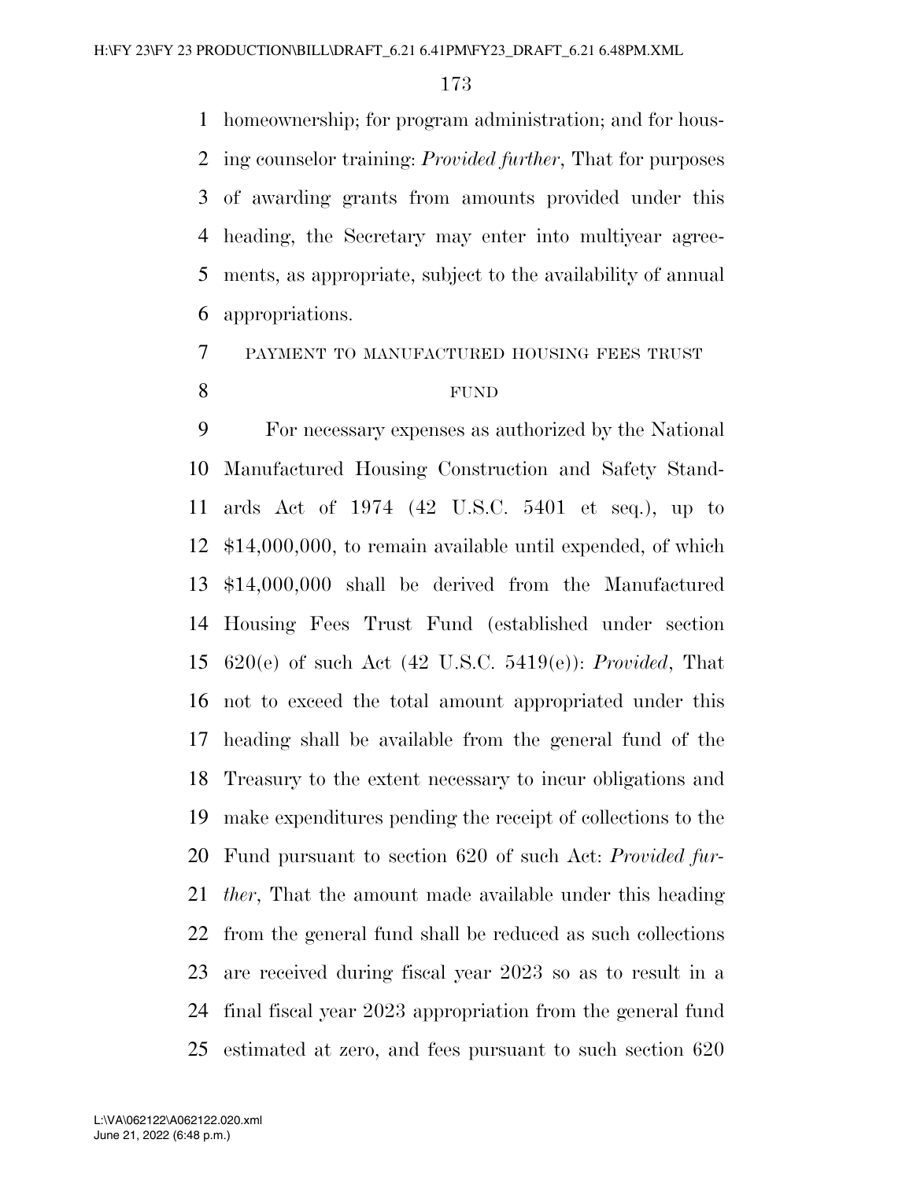homeownership; for program administration; and for housing counselor training: *Provided further*, That for purposes of awarding grants from amounts provided under this heading, the Secretary may enter into multiyear agreements, as appropriate, subject to the availability of annual appropriations.

PAYMENT TO MANUFACTURED HOUSING FEES TRUST FUND

For necessary expenses as authorized by the National Manufactured Housing Construction and Safety Standards Act of 1974 (42 U.S.C. 5401 et seq.), up to $14,000,000, to remain available until expended, of which $14,000,000 shall be derived from the Manufactured Housing Fees Trust Fund (established under section 620(e) of such Act (42 U.S.C. 5419(e)): *Provided*, That not to exceed the total amount appropriated under this heading shall be available from the general fund of the Treasury to the extent necessary to incur obligations and make expenditures pending the receipt of collections to the Fund pursuant to section 620 of such Act: *Provided further*, That the amount made available under this heading from the general fund shall be reduced as such collections are received during fiscal year 2023 so as to result in a final fiscal year 2023 appropriation from the general fund estimated at zero, and fees pursuant to such section 620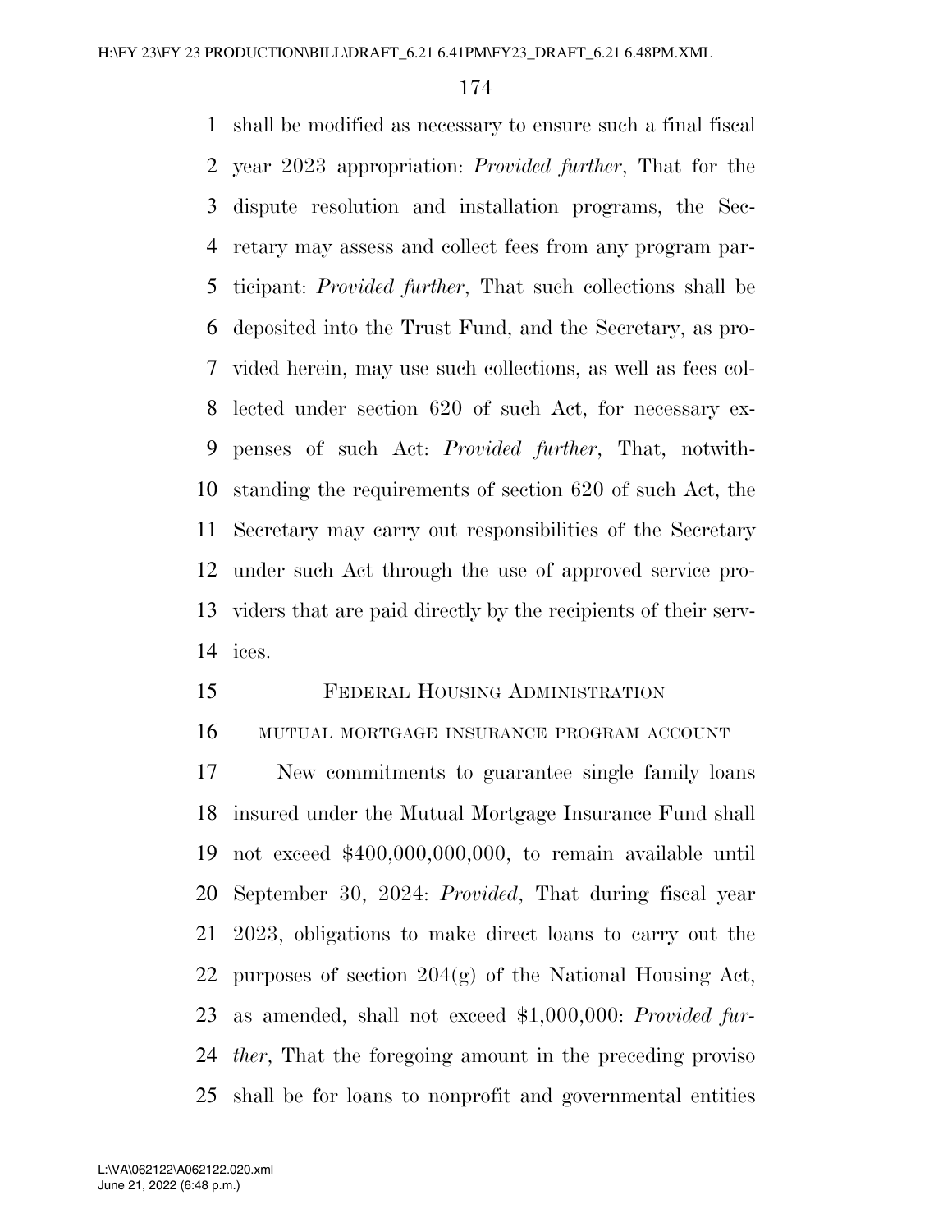shall be modified as necessary to ensure such a final fiscal year 2023 appropriation: *Provided further*, That for the dispute resolution and installation programs, the Secretary may assess and collect fees from any program participant: *Provided further*, That such collections shall be deposited into the Trust Fund, and the Secretary, as provided herein, may use such collections, as well as fees collected under section 620 of such Act, for necessary expenses of such Act: *Provided further*, That, notwithstanding the requirements of section 620 of such Act, the Secretary may carry out responsibilities of the Secretary under such Act through the use of approved service providers that are paid directly by the recipients of their services.

## FEDERAL HOUSING ADMINISTRATION

### MUTUAL MORTGAGE INSURANCE PROGRAM ACCOUNT

New commitments to guarantee single family loans insured under the Mutual Mortgage Insurance Fund shall not exceed $400,000,000,000, to remain available until September 30, 2024: *Provided*, That during fiscal year 2023, obligations to make direct loans to carry out the purposes of section 204(g) of the National Housing Act, as amended, shall not exceed $1,000,000: *Provided further*, That the foregoing amount in the preceding proviso shall be for loans to nonprofit and governmental entities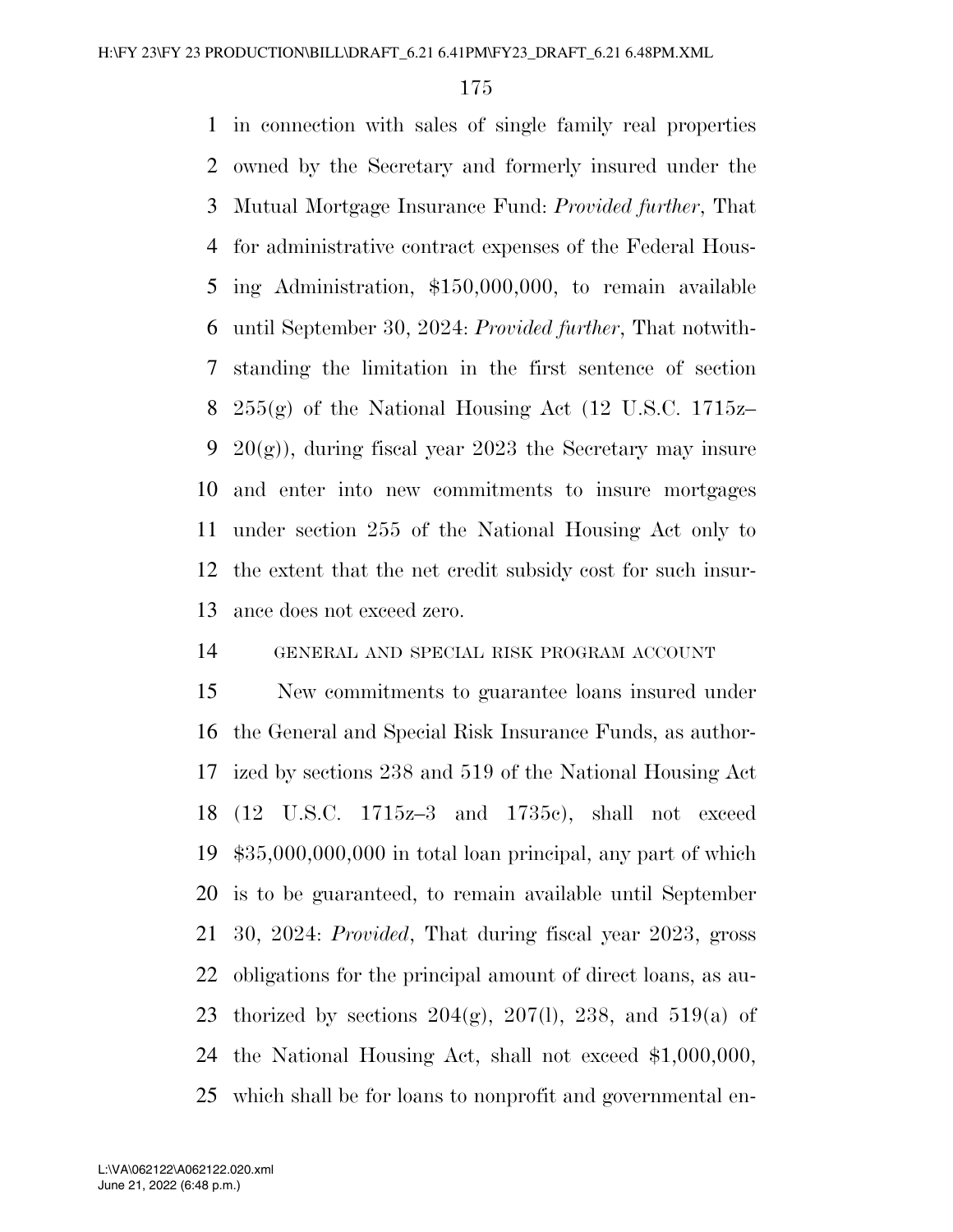in connection with sales of single family real properties owned by the Secretary and formerly insured under the Mutual Mortgage Insurance Fund: *Provided further*, That for administrative contract expenses of the Federal Housing Administration, $150,000,000, to remain available until September 30, 2024: *Provided further*, That notwithstanding the limitation in the first sentence of section 255(g) of the National Housing Act (12 U.S.C. 1715z–20(g)), during fiscal year 2023 the Secretary may insure and enter into new commitments to insure mortgages under section 255 of the National Housing Act only to the extent that the net credit subsidy cost for such insurance does not exceed zero.

GENERAL AND SPECIAL RISK PROGRAM ACCOUNT

New commitments to guarantee loans insured under the General and Special Risk Insurance Funds, as authorized by sections 238 and 519 of the National Housing Act (12 U.S.C. 1715z–3 and 1735c), shall not exceed $35,000,000,000 in total loan principal, any part of which is to be guaranteed, to remain available until September 30, 2024: *Provided*, That during fiscal year 2023, gross obligations for the principal amount of direct loans, as authorized by sections 204(g), 207(l), 238, and 519(a) of the National Housing Act, shall not exceed $1,000,000, which shall be for loans to nonprofit and governmental en-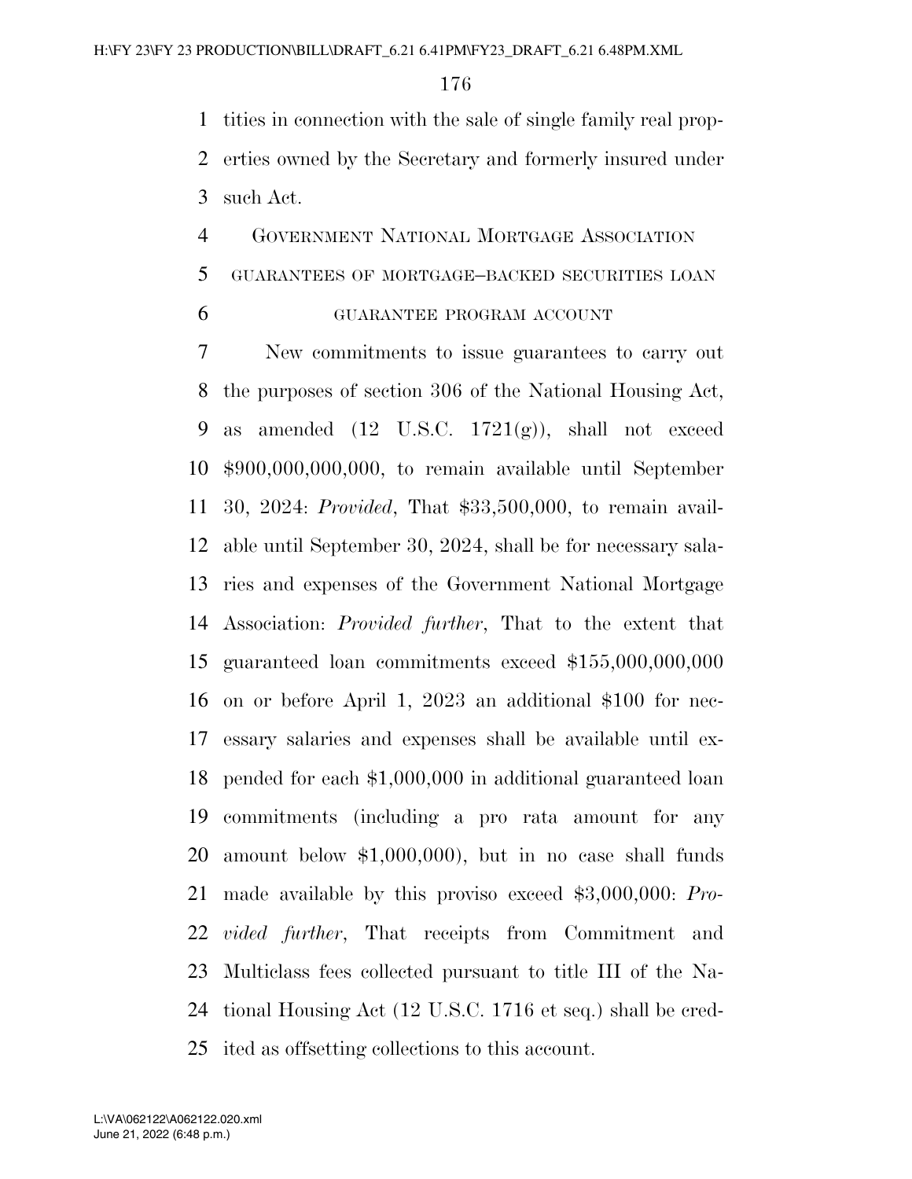tities in connection with the sale of single family real properties owned by the Secretary and formerly insured under such Act.

GOVERNMENT NATIONAL MORTGAGE ASSOCIATION

GUARANTEES OF MORTGAGE–BACKED SECURITIES LOAN GUARANTEE PROGRAM ACCOUNT

New commitments to issue guarantees to carry out the purposes of section 306 of the National Housing Act, as amended (12 U.S.C. 1721(g)), shall not exceed $900,000,000,000, to remain available until September 30, 2024: *Provided*, That $33,500,000, to remain available until September 30, 2024, shall be for necessary salaries and expenses of the Government National Mortgage Association: *Provided further*, That to the extent that guaranteed loan commitments exceed $155,000,000,000 on or before April 1, 2023 an additional $100 for necessary salaries and expenses shall be available until expended for each $1,000,000 in additional guaranteed loan commitments (including a pro rata amount for any amount below $1,000,000), but in no case shall funds made available by this proviso exceed $3,000,000: *Provided further*, That receipts from Commitment and Multiclass fees collected pursuant to title III of the National Housing Act (12 U.S.C. 1716 et seq.) shall be credited as offsetting collections to this account.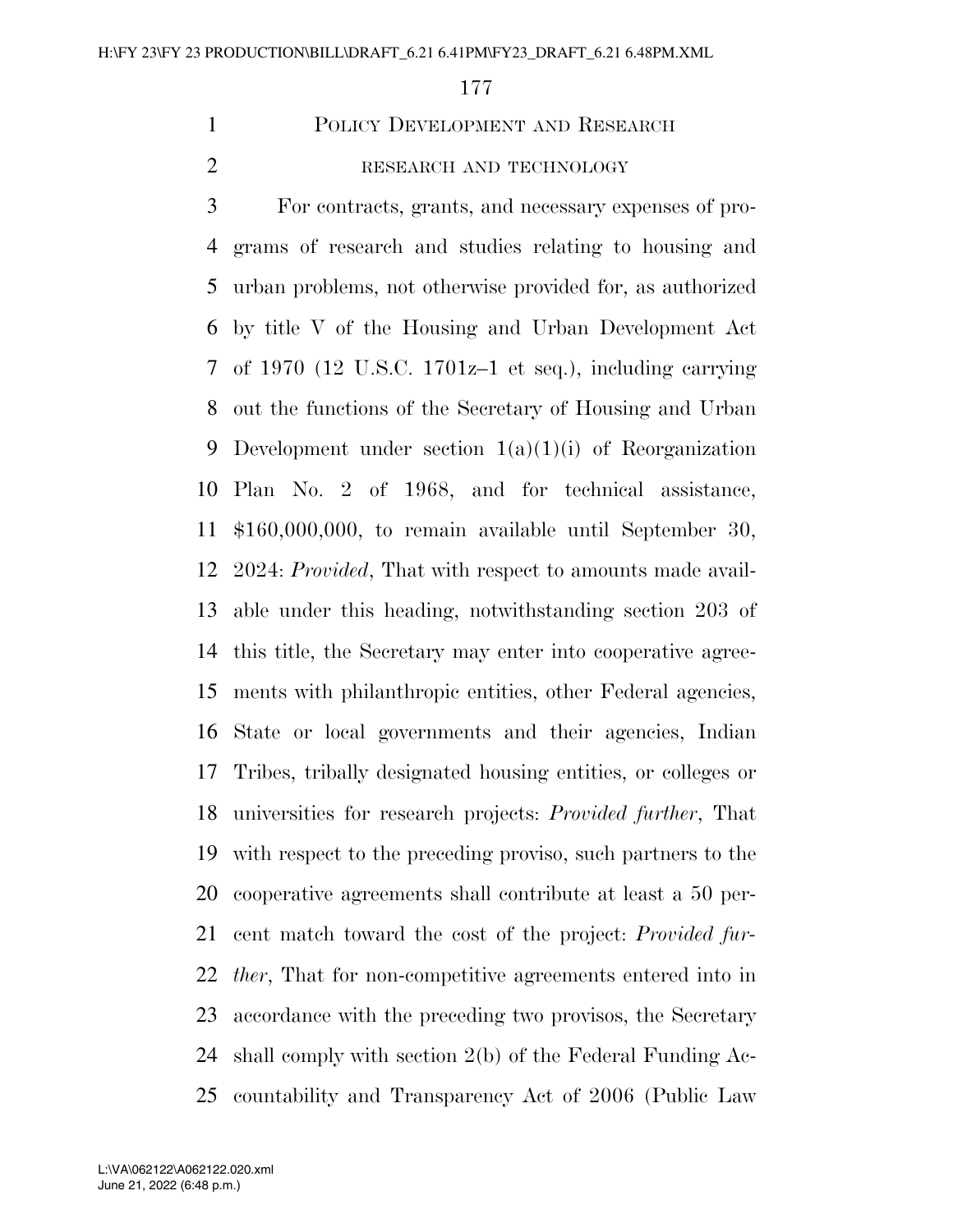## POLICY DEVELOPMENT AND RESEARCH

### RESEARCH AND TECHNOLOGY

For contracts, grants, and necessary expenses of programs of research and studies relating to housing and urban problems, not otherwise provided for, as authorized by title V of the Housing and Urban Development Act of 1970 (12 U.S.C. 1701z–1 et seq.), including carrying out the functions of the Secretary of Housing and Urban Development under section 1(a)(1)(i) of Reorganization Plan No. 2 of 1968, and for technical assistance, $160,000,000, to remain available until September 30, 2024: *Provided*, That with respect to amounts made available under this heading, notwithstanding section 203 of this title, the Secretary may enter into cooperative agreements with philanthropic entities, other Federal agencies, State or local governments and their agencies, Indian Tribes, tribally designated housing entities, or colleges or universities for research projects: *Provided further*, That with respect to the preceding proviso, such partners to the cooperative agreements shall contribute at least a 50 percent match toward the cost of the project: *Provided further*, That for non-competitive agreements entered into in accordance with the preceding two provisos, the Secretary shall comply with section 2(b) of the Federal Funding Accountability and Transparency Act of 2006 (Public Law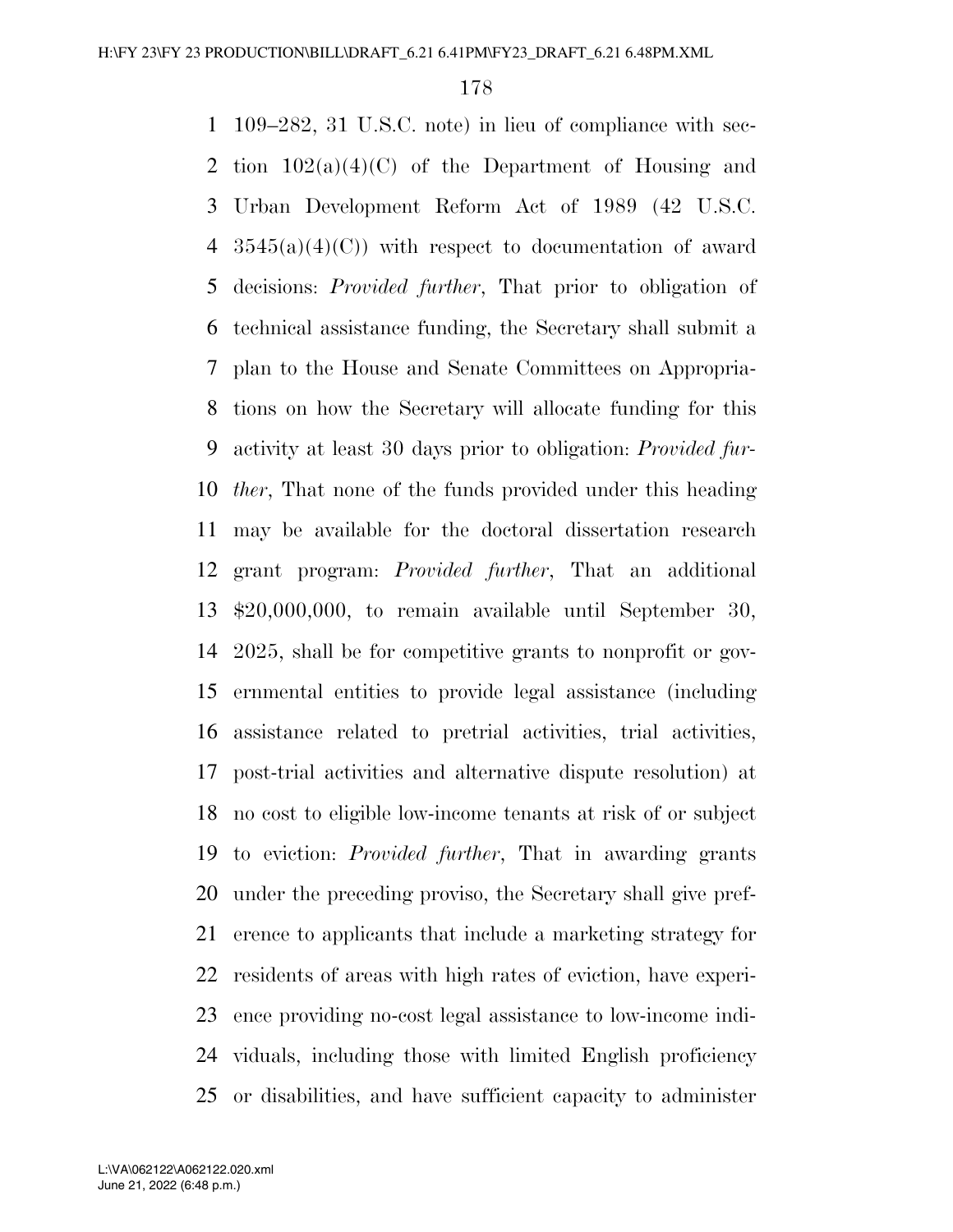109–282, 31 U.S.C. note) in lieu of compliance with section 102(a)(4)(C) of the Department of Housing and Urban Development Reform Act of 1989 (42 U.S.C. 3545(a)(4)(C)) with respect to documentation of award decisions: *Provided further*, That prior to obligation of technical assistance funding, the Secretary shall submit a plan to the House and Senate Committees on Appropriations on how the Secretary will allocate funding for this activity at least 30 days prior to obligation: *Provided further*, That none of the funds provided under this heading may be available for the doctoral dissertation research grant program: *Provided further*, That an additional $20,000,000, to remain available until September 30, 2025, shall be for competitive grants to nonprofit or governmental entities to provide legal assistance (including assistance related to pretrial activities, trial activities, post-trial activities and alternative dispute resolution) at no cost to eligible low-income tenants at risk of or subject to eviction: *Provided further*, That in awarding grants under the preceding proviso, the Secretary shall give preference to applicants that include a marketing strategy for residents of areas with high rates of eviction, have experience providing no-cost legal assistance to low-income individuals, including those with limited English proficiency or disabilities, and have sufficient capacity to administer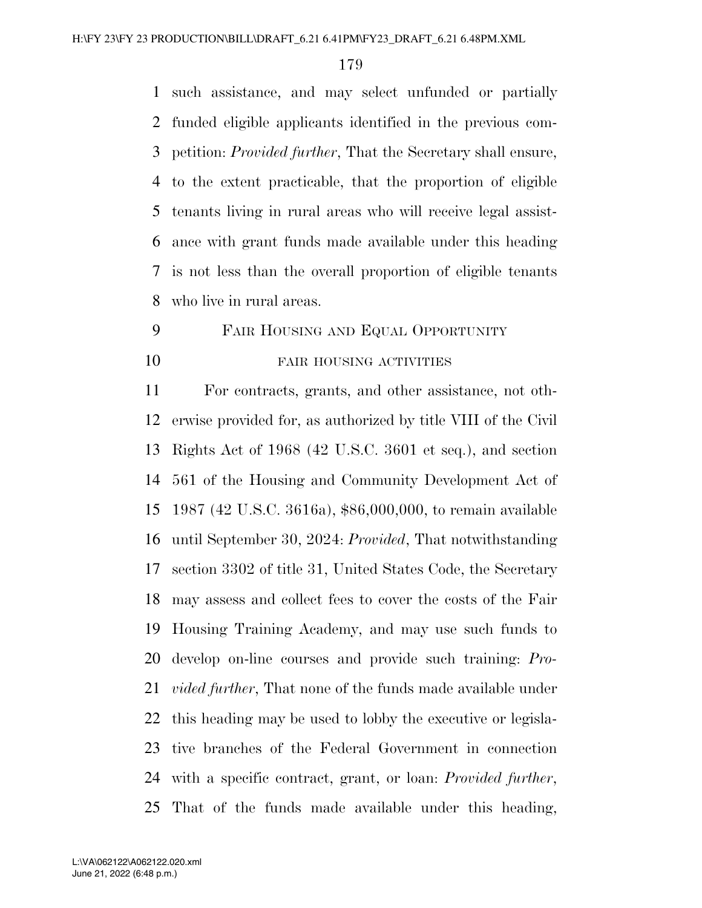such assistance, and may select unfunded or partially funded eligible applicants identified in the previous competition: *Provided further*, That the Secretary shall ensure, to the extent practicable, that the proportion of eligible tenants living in rural areas who will receive legal assistance with grant funds made available under this heading is not less than the overall proportion of eligible tenants who live in rural areas.

## Fair Housing and Equal Opportunity

### fair housing activities

For contracts, grants, and other assistance, not otherwise provided for, as authorized by title VIII of the Civil Rights Act of 1968 (42 U.S.C. 3601 et seq.), and section 561 of the Housing and Community Development Act of 1987 (42 U.S.C. 3616a), $86,000,000, to remain available until September 30, 2024: *Provided*, That notwithstanding section 3302 of title 31, United States Code, the Secretary may assess and collect fees to cover the costs of the Fair Housing Training Academy, and may use such funds to develop on-line courses and provide such training: *Provided further*, That none of the funds made available under this heading may be used to lobby the executive or legislative branches of the Federal Government in connection with a specific contract, grant, or loan: *Provided further*, That of the funds made available under this heading,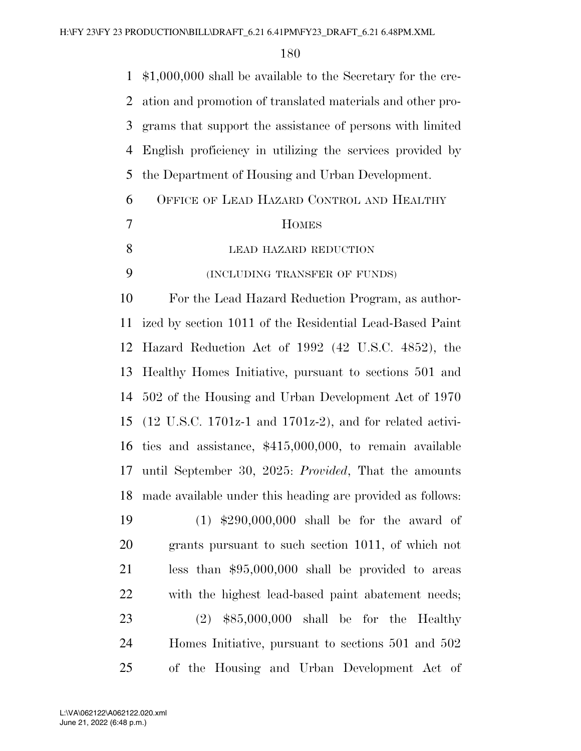$1,000,000 shall be available to the Secretary for the creation and promotion of translated materials and other programs that support the assistance of persons with limited English proficiency in utilizing the services provided by the Department of Housing and Urban Development.

## OFFICE OF LEAD HAZARD CONTROL AND HEALTHY HOMES

### LEAD HAZARD REDUCTION

### (INCLUDING TRANSFER OF FUNDS)

For the Lead Hazard Reduction Program, as authorized by section 1011 of the Residential Lead-Based Paint Hazard Reduction Act of 1992 (42 U.S.C. 4852), the Healthy Homes Initiative, pursuant to sections 501 and 502 of the Housing and Urban Development Act of 1970 (12 U.S.C. 1701z-1 and 1701z-2), and for related activities and assistance, $415,000,000, to remain available until September 30, 2025: *Provided*, That the amounts made available under this heading are provided as follows:

(1) $290,000,000 shall be for the award of grants pursuant to such section 1011, of which not less than $95,000,000 shall be provided to areas with the highest lead-based paint abatement needs;

(2) $85,000,000 shall be for the Healthy Homes Initiative, pursuant to sections 501 and 502 of the Housing and Urban Development Act of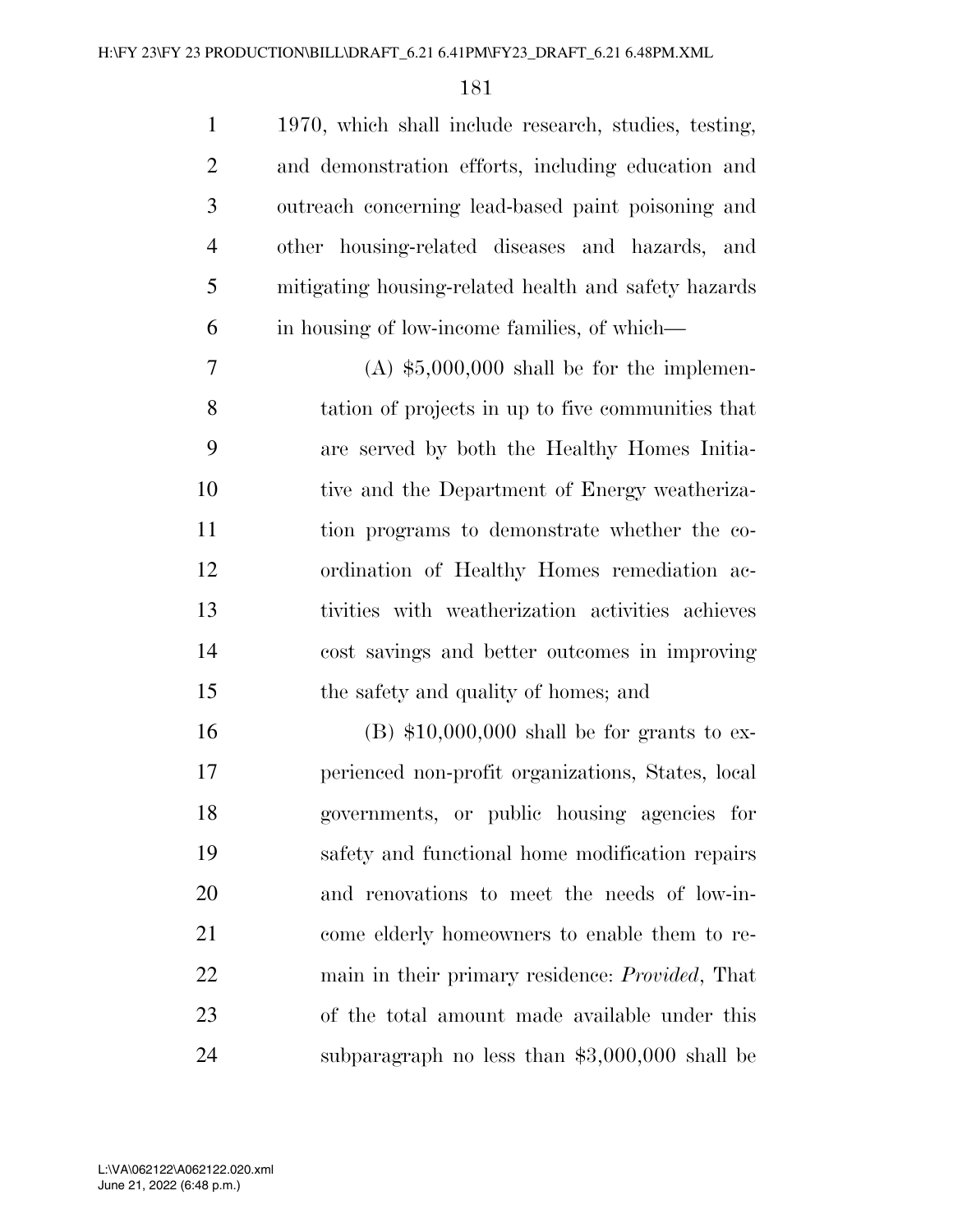1970, which shall include research, studies, testing, and demonstration efforts, including education and outreach concerning lead-based paint poisoning and other housing-related diseases and hazards, and mitigating housing-related health and safety hazards in housing of low-income families, of which—

(A) $5,000,000 shall be for the implementation of projects in up to five communities that are served by both the Healthy Homes Initiative and the Department of Energy weatherization programs to demonstrate whether the coordination of Healthy Homes remediation activities with weatherization activities achieves cost savings and better outcomes in improving the safety and quality of homes; and

(B) $10,000,000 shall be for grants to experienced non-profit organizations, States, local governments, or public housing agencies for safety and functional home modification repairs and renovations to meet the needs of low-income elderly homeowners to enable them to remain in their primary residence: *Provided*, That of the total amount made available under this subparagraph no less than $3,000,000 shall be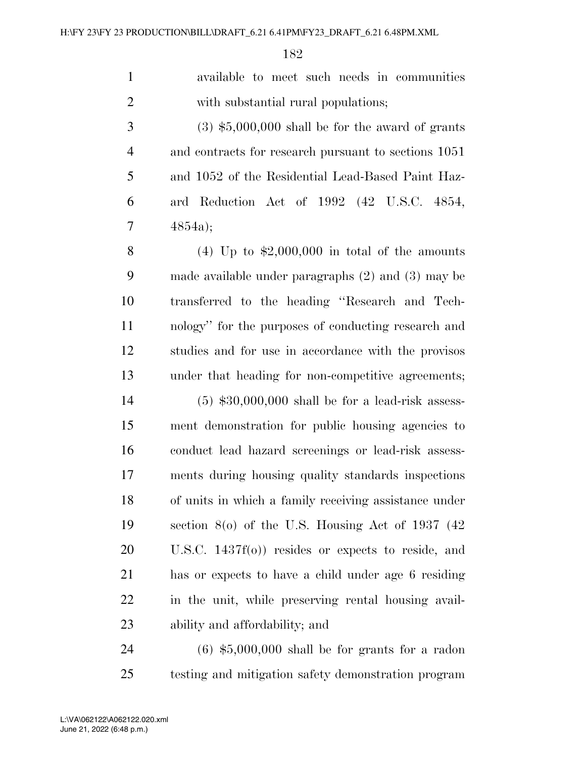available to meet such needs in communities with substantial rural populations;

(3) $5,000,000 shall be for the award of grants and contracts for research pursuant to sections 1051 and 1052 of the Residential Lead-Based Paint Hazard Reduction Act of 1992 (42 U.S.C. 4854, 4854a);

(4) Up to $2,000,000 in total of the amounts made available under paragraphs (2) and (3) may be transferred to the heading ''Research and Technology'' for the purposes of conducting research and studies and for use in accordance with the provisos under that heading for non-competitive agreements;

(5) $30,000,000 shall be for a lead-risk assessment demonstration for public housing agencies to conduct lead hazard screenings or lead-risk assessments during housing quality standards inspections of units in which a family receiving assistance under section 8(o) of the U.S. Housing Act of 1937 (42 U.S.C. 1437f(o)) resides or expects to reside, and has or expects to have a child under age 6 residing in the unit, while preserving rental housing availability and affordability; and

(6) $5,000,000 shall be for grants for a radon testing and mitigation safety demonstration program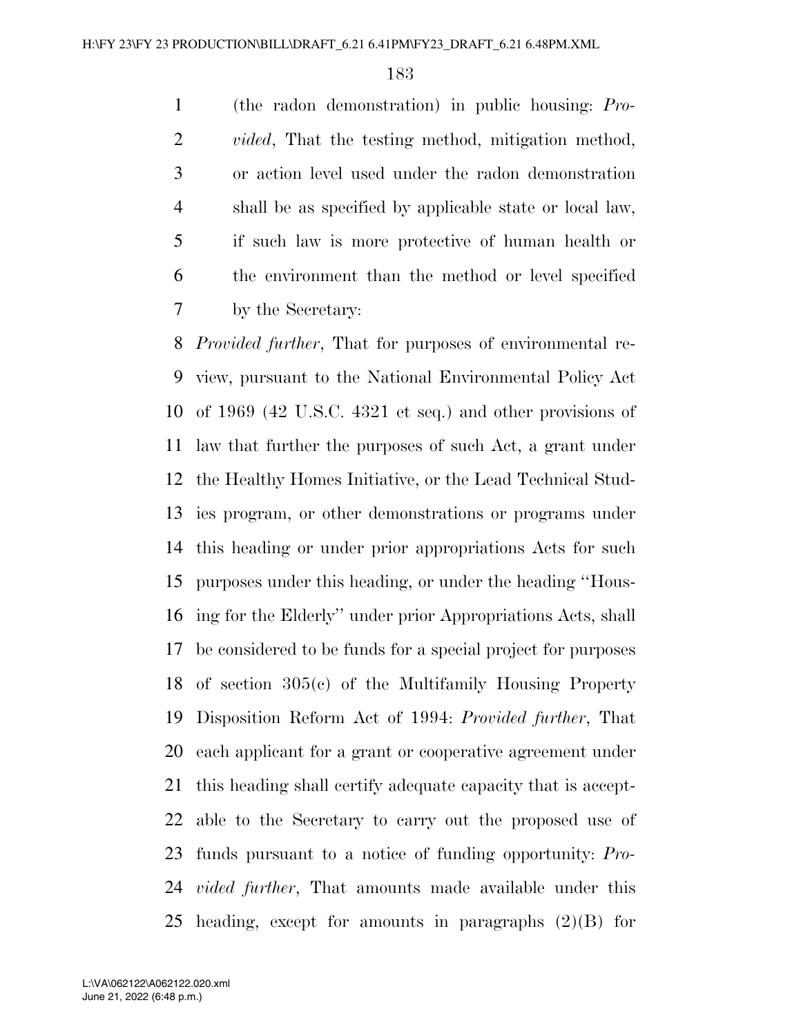(the radon demonstration) in public housing: *Provided*, That the testing method, mitigation method, or action level used under the radon demonstration shall be as specified by applicable state or local law, if such law is more protective of human health or the environment than the method or level specified by the Secretary:

*Provided further*, That for purposes of environmental review, pursuant to the National Environmental Policy Act of 1969 (42 U.S.C. 4321 et seq.) and other provisions of law that further the purposes of such Act, a grant under the Healthy Homes Initiative, or the Lead Technical Studies program, or other demonstrations or programs under this heading or under prior appropriations Acts for such purposes under this heading, or under the heading ''Housing for the Elderly'' under prior Appropriations Acts, shall be considered to be funds for a special project for purposes of section 305(c) of the Multifamily Housing Property Disposition Reform Act of 1994: *Provided further*, That each applicant for a grant or cooperative agreement under this heading shall certify adequate capacity that is acceptable to the Secretary to carry out the proposed use of funds pursuant to a notice of funding opportunity: *Provided further*, That amounts made available under this heading, except for amounts in paragraphs (2)(B) for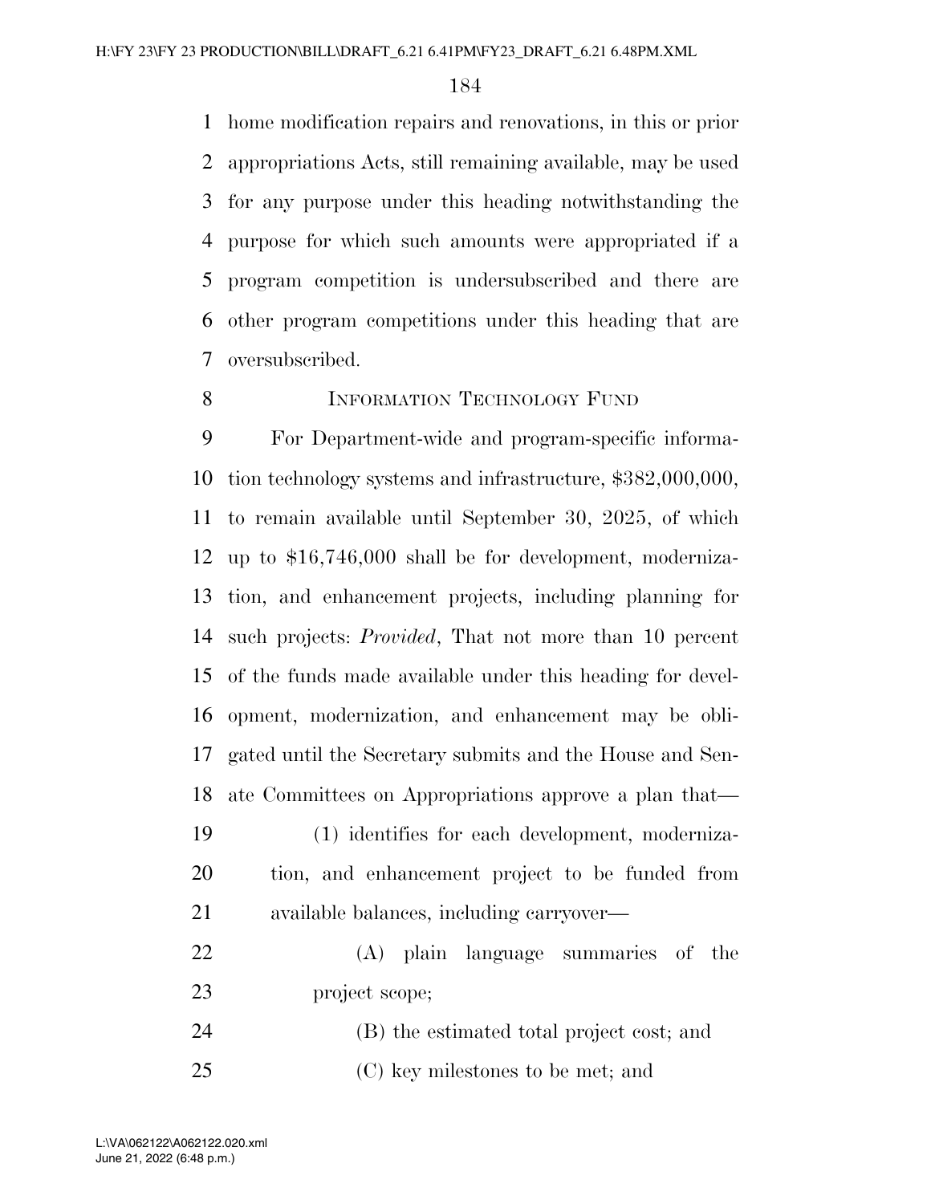home modification repairs and renovations, in this or prior appropriations Acts, still remaining available, may be used for any purpose under this heading notwithstanding the purpose for which such amounts were appropriated if a program competition is undersubscribed and there are other program competitions under this heading that are oversubscribed.

### INFORMATION TECHNOLOGY FUND

For Department-wide and program-specific information technology systems and infrastructure, $382,000,000, to remain available until September 30, 2025, of which up to $16,746,000 shall be for development, modernization, and enhancement projects, including planning for such projects: *Provided*, That not more than 10 percent of the funds made available under this heading for development, modernization, and enhancement may be obligated until the Secretary submits and the House and Senate Committees on Appropriations approve a plan that—

(1) identifies for each development, modernization, and enhancement project to be funded from available balances, including carryover—

(A) plain language summaries of the project scope;

(B) the estimated total project cost; and

(C) key milestones to be met; and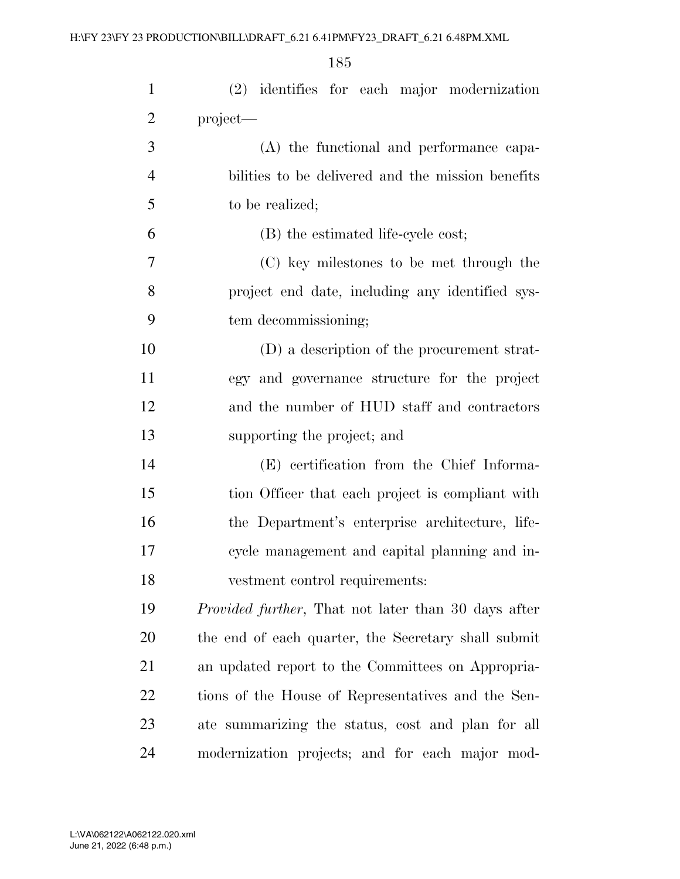(2) identifies for each major modernization project—

(A) the functional and performance capabilities to be delivered and the mission benefits to be realized;

(B) the estimated life-cycle cost;

(C) key milestones to be met through the project end date, including any identified system decommissioning;

(D) a description of the procurement strategy and governance structure for the project and the number of HUD staff and contractors supporting the project; and

(E) certification from the Chief Information Officer that each project is compliant with the Department's enterprise architecture, life-cycle management and capital planning and investment control requirements:

*Provided further*, That not later than 30 days after the end of each quarter, the Secretary shall submit an updated report to the Committees on Appropriations of the House of Representatives and the Senate summarizing the status, cost and plan for all modernization projects; and for each major mod-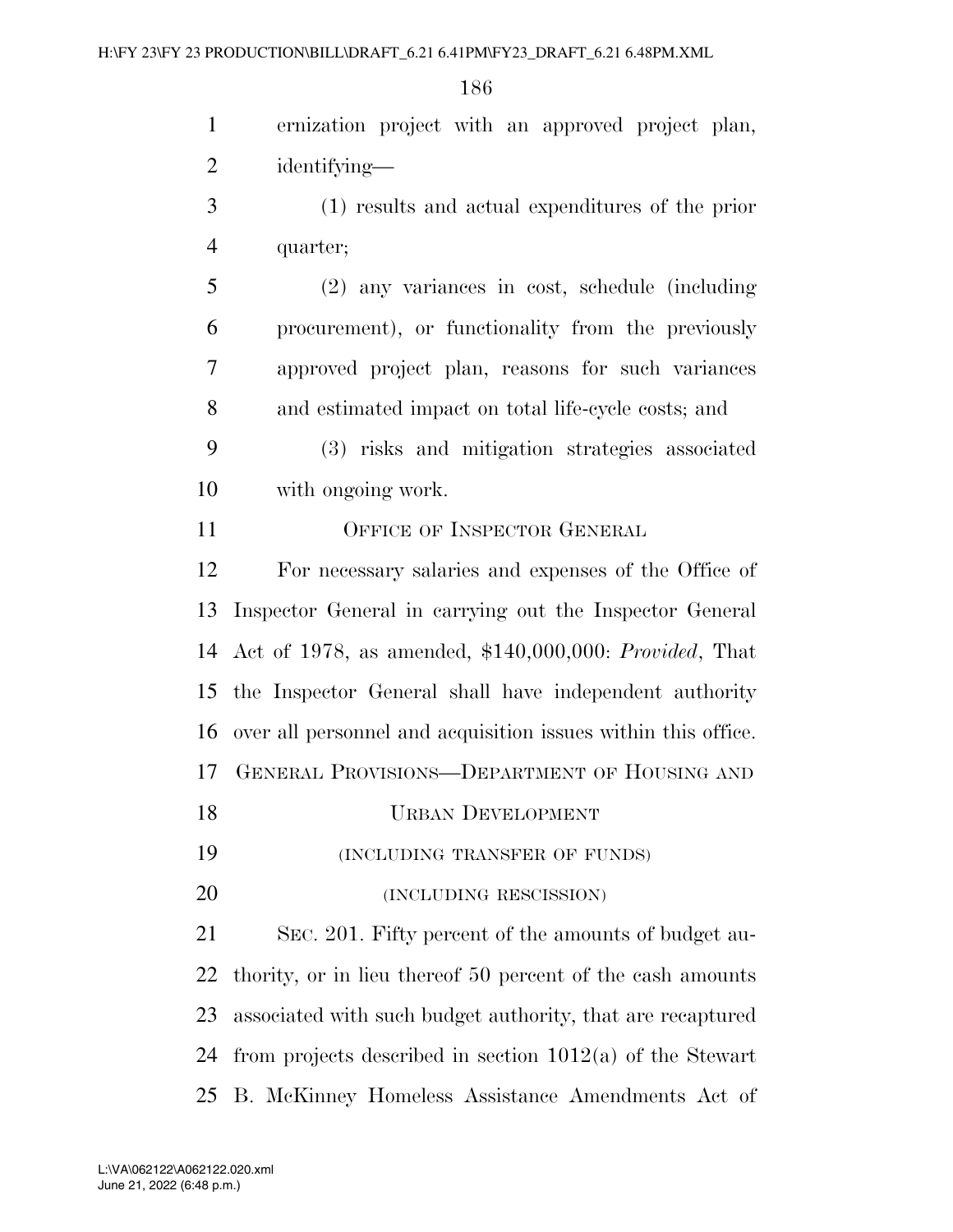ernization project with an approved project plan, identifying—

(1) results and actual expenditures of the prior quarter;

(2) any variances in cost, schedule (including procurement), or functionality from the previously approved project plan, reasons for such variances and estimated impact on total life-cycle costs; and

(3) risks and mitigation strategies associated with ongoing work.

OFFICE OF INSPECTOR GENERAL

For necessary salaries and expenses of the Office of Inspector General in carrying out the Inspector General Act of 1978, as amended, $140,000,000: *Provided*, That the Inspector General shall have independent authority over all personnel and acquisition issues within this office.

GENERAL PROVISIONS—DEPARTMENT OF HOUSING AND URBAN DEVELOPMENT

(INCLUDING TRANSFER OF FUNDS)

(INCLUDING RESCISSION)

SEC. 201. Fifty percent of the amounts of budget authority, or in lieu thereof 50 percent of the cash amounts associated with such budget authority, that are recaptured from projects described in section 1012(a) of the Stewart B. McKinney Homeless Assistance Amendments Act of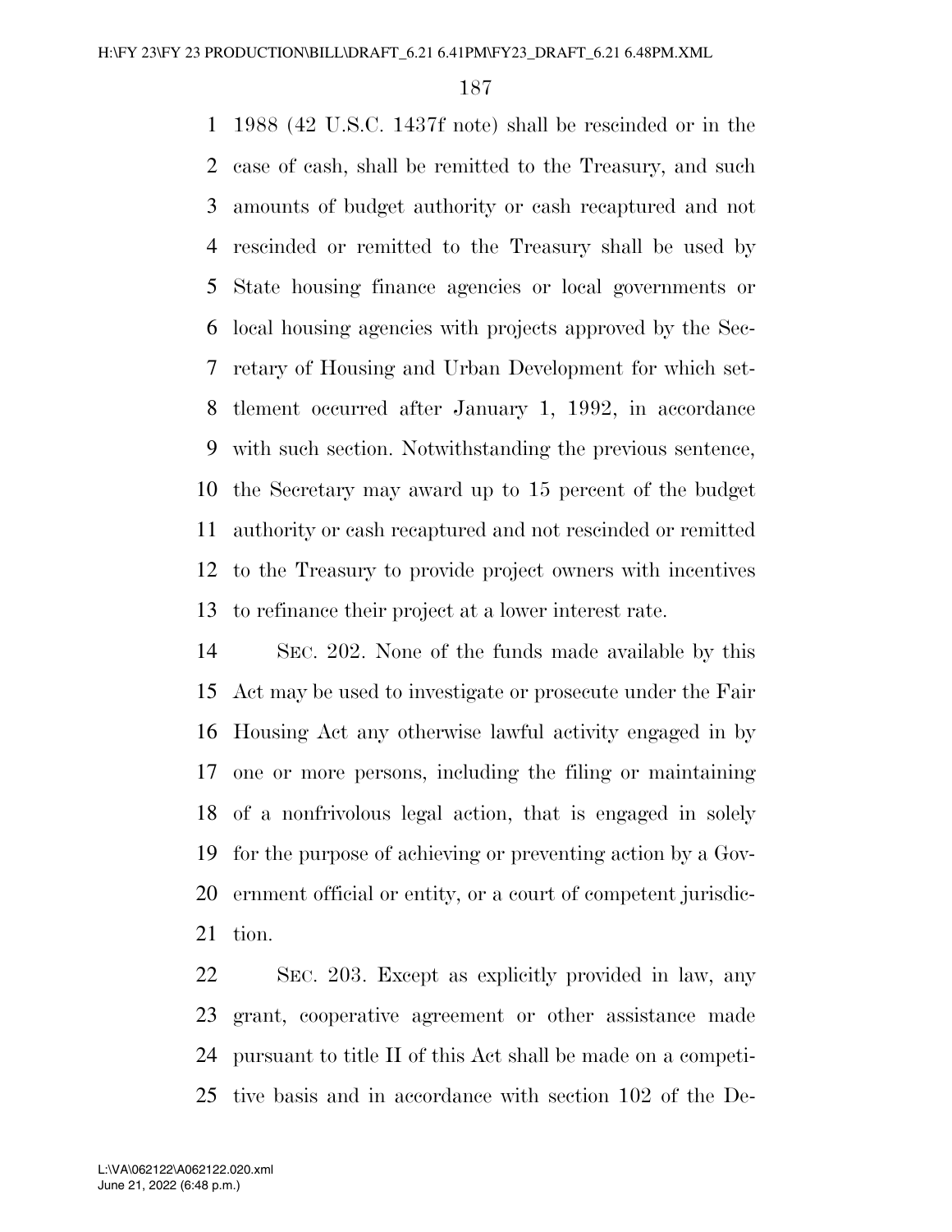1988 (42 U.S.C. 1437f note) shall be rescinded or in the case of cash, shall be remitted to the Treasury, and such amounts of budget authority or cash recaptured and not rescinded or remitted to the Treasury shall be used by State housing finance agencies or local governments or local housing agencies with projects approved by the Secretary of Housing and Urban Development for which settlement occurred after January 1, 1992, in accordance with such section. Notwithstanding the previous sentence, the Secretary may award up to 15 percent of the budget authority or cash recaptured and not rescinded or remitted to the Treasury to provide project owners with incentives to refinance their project at a lower interest rate.

SEC. 202. None of the funds made available by this Act may be used to investigate or prosecute under the Fair Housing Act any otherwise lawful activity engaged in by one or more persons, including the filing or maintaining of a nonfrivolous legal action, that is engaged in solely for the purpose of achieving or preventing action by a Government official or entity, or a court of competent jurisdiction.

SEC. 203. Except as explicitly provided in law, any grant, cooperative agreement or other assistance made pursuant to title II of this Act shall be made on a competitive basis and in accordance with section 102 of the De-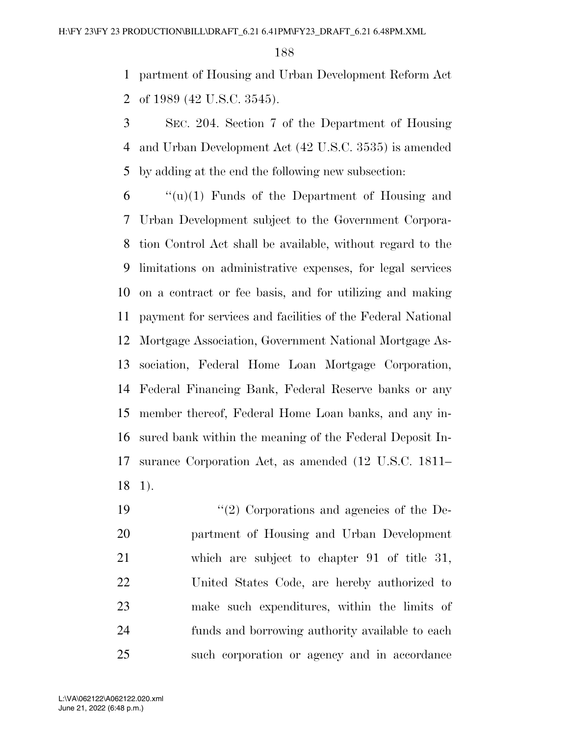partment of Housing and Urban Development Reform Act of 1989 (42 U.S.C. 3545).

SEC. 204. Section 7 of the Department of Housing and Urban Development Act (42 U.S.C. 3535) is amended by adding at the end the following new subsection:

"(u)(1) Funds of the Department of Housing and Urban Development subject to the Government Corporation Control Act shall be available, without regard to the limitations on administrative expenses, for legal services on a contract or fee basis, and for utilizing and making payment for services and facilities of the Federal National Mortgage Association, Government National Mortgage Association, Federal Home Loan Mortgage Corporation, Federal Financing Bank, Federal Reserve banks or any member thereof, Federal Home Loan banks, and any insured bank within the meaning of the Federal Deposit Insurance Corporation Act, as amended (12 U.S.C. 1811–1).

"(2) Corporations and agencies of the Department of Housing and Urban Development which are subject to chapter 91 of title 31, United States Code, are hereby authorized to make such expenditures, within the limits of funds and borrowing authority available to each such corporation or agency and in accordance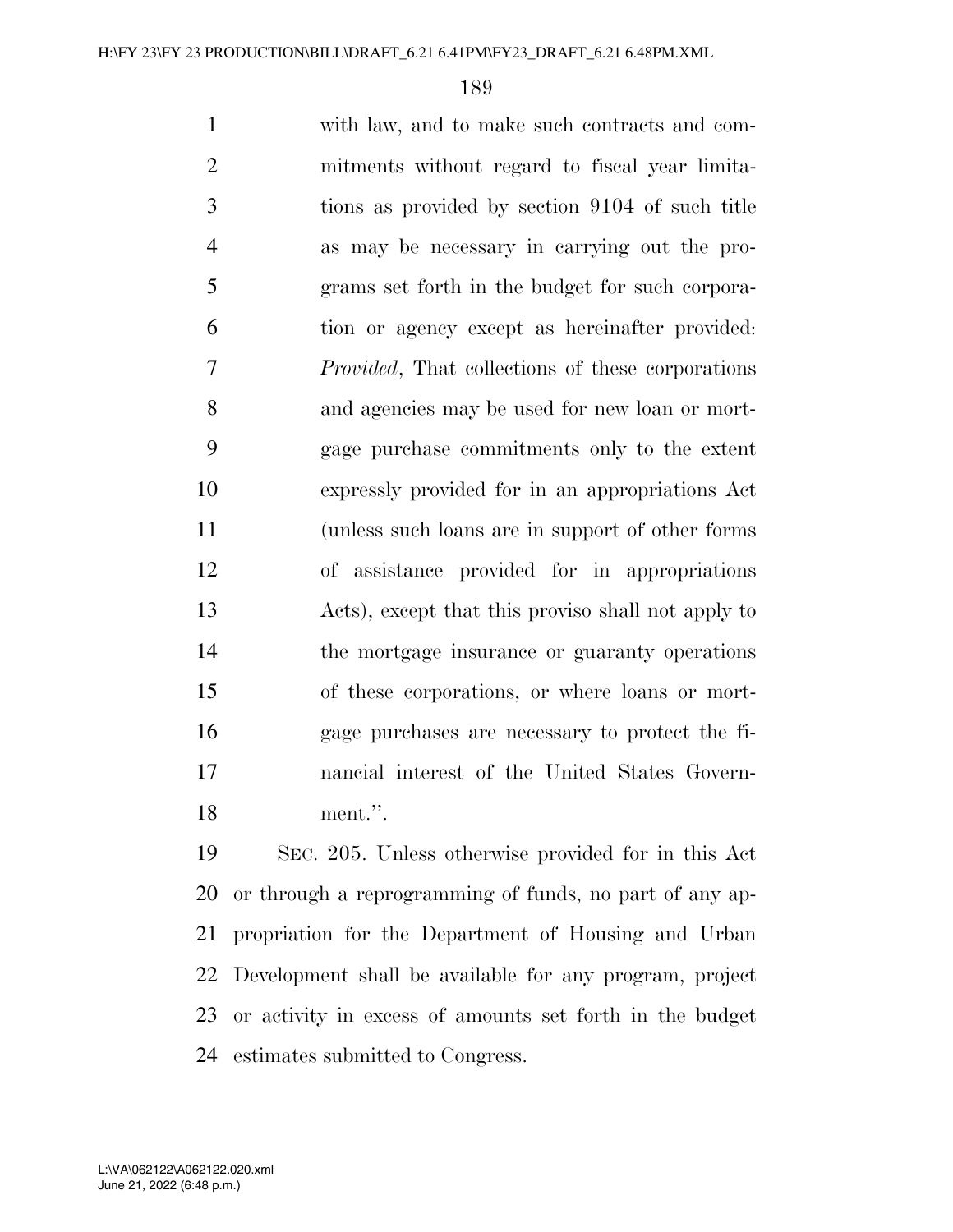with law, and to make such contracts and commitments without regard to fiscal year limitations as provided by section 9104 of such title as may be necessary in carrying out the programs set forth in the budget for such corporation or agency except as hereinafter provided: *Provided*, That collections of these corporations and agencies may be used for new loan or mortgage purchase commitments only to the extent expressly provided for in an appropriations Act (unless such loans are in support of other forms of assistance provided for in appropriations Acts), except that this proviso shall not apply to the mortgage insurance or guaranty operations of these corporations, or where loans or mortgage purchases are necessary to protect the financial interest of the United States Government.''.

SEC. 205. Unless otherwise provided for in this Act or through a reprogramming of funds, no part of any appropriation for the Department of Housing and Urban Development shall be available for any program, project or activity in excess of amounts set forth in the budget estimates submitted to Congress.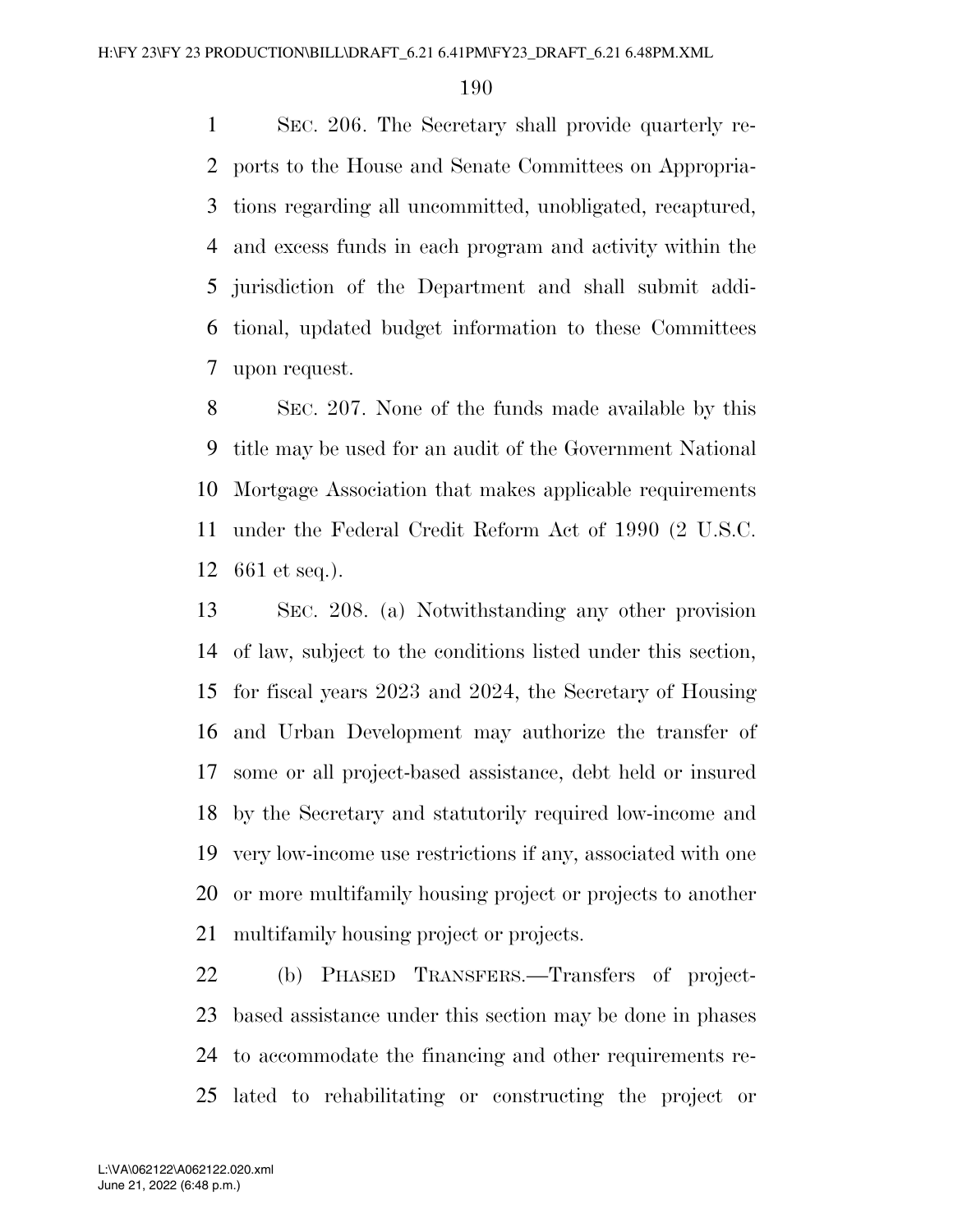SEC. 206. The Secretary shall provide quarterly reports to the House and Senate Committees on Appropriations regarding all uncommitted, unobligated, recaptured, and excess funds in each program and activity within the jurisdiction of the Department and shall submit additional, updated budget information to these Committees upon request.

SEC. 207. None of the funds made available by this title may be used for an audit of the Government National Mortgage Association that makes applicable requirements under the Federal Credit Reform Act of 1990 (2 U.S.C. 661 et seq.).

SEC. 208. (a) Notwithstanding any other provision of law, subject to the conditions listed under this section, for fiscal years 2023 and 2024, the Secretary of Housing and Urban Development may authorize the transfer of some or all project-based assistance, debt held or insured by the Secretary and statutorily required low-income and very low-income use restrictions if any, associated with one or more multifamily housing project or projects to another multifamily housing project or projects.

(b) PHASED TRANSFERS.—Transfers of project-based assistance under this section may be done in phases to accommodate the financing and other requirements related to rehabilitating or constructing the project or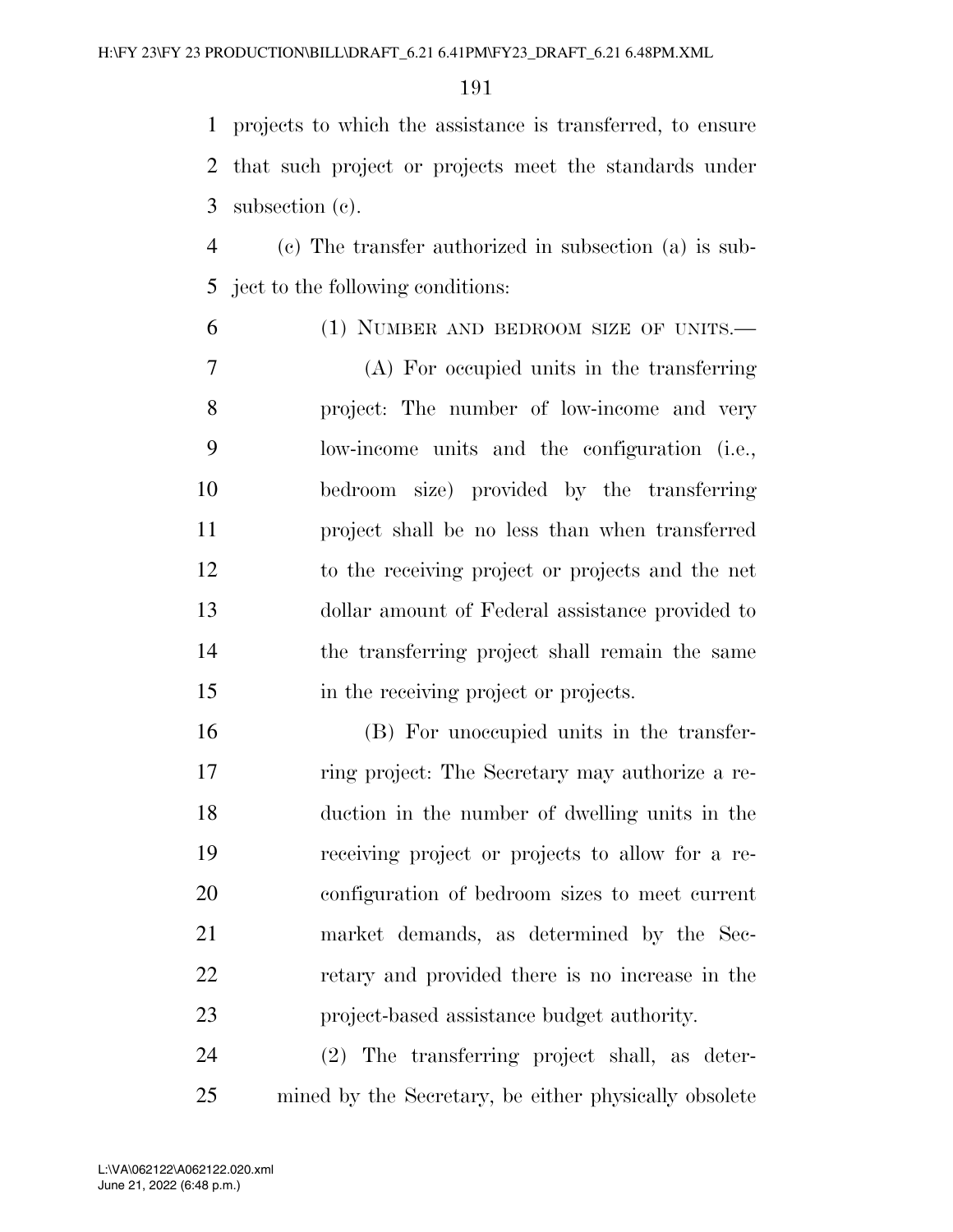projects to which the assistance is transferred, to ensure that such project or projects meet the standards under subsection (c).

(c) The transfer authorized in subsection (a) is subject to the following conditions:

(1) NUMBER AND BEDROOM SIZE OF UNITS.—

(A) For occupied units in the transferring project: The number of low-income and very low-income units and the configuration (i.e., bedroom size) provided by the transferring project shall be no less than when transferred to the receiving project or projects and the net dollar amount of Federal assistance provided to the transferring project shall remain the same in the receiving project or projects.

(B) For unoccupied units in the transferring project: The Secretary may authorize a reduction in the number of dwelling units in the receiving project or projects to allow for a reconfiguration of bedroom sizes to meet current market demands, as determined by the Secretary and provided there is no increase in the project-based assistance budget authority.

(2) The transferring project shall, as determined by the Secretary, be either physically obsolete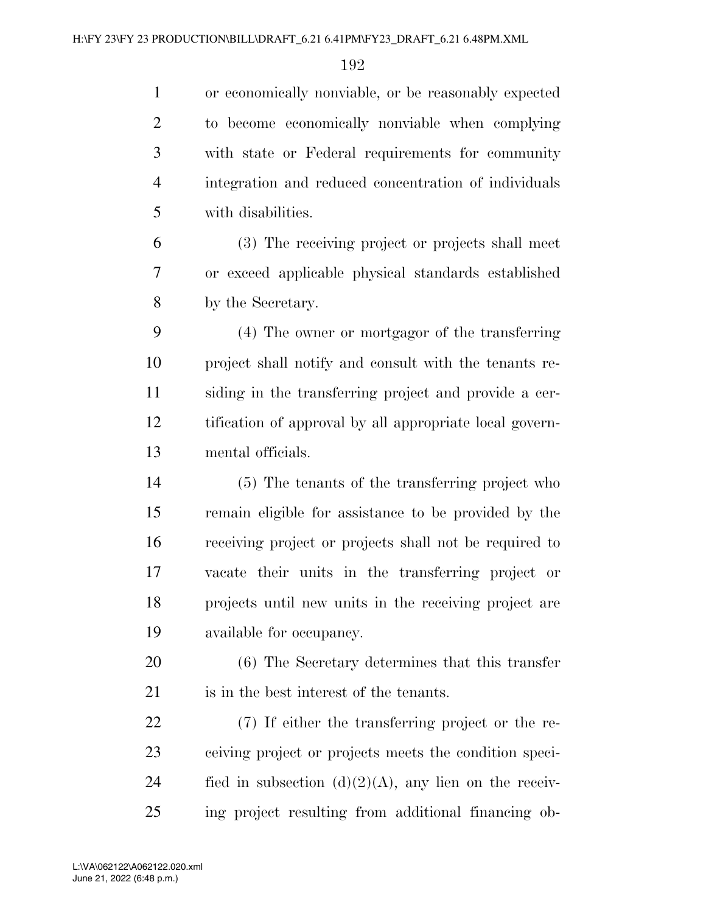or economically nonviable, or be reasonably expected to become economically nonviable when complying with state or Federal requirements for community integration and reduced concentration of individuals with disabilities.

(3) The receiving project or projects shall meet or exceed applicable physical standards established by the Secretary.

(4) The owner or mortgagor of the transferring project shall notify and consult with the tenants residing in the transferring project and provide a certification of approval by all appropriate local governmental officials.

(5) The tenants of the transferring project who remain eligible for assistance to be provided by the receiving project or projects shall not be required to vacate their units in the transferring project or projects until new units in the receiving project are available for occupancy.

(6) The Secretary determines that this transfer is in the best interest of the tenants.

(7) If either the transferring project or the receiving project or projects meets the condition specified in subsection (d)(2)(A), any lien on the receiving project resulting from additional financing ob-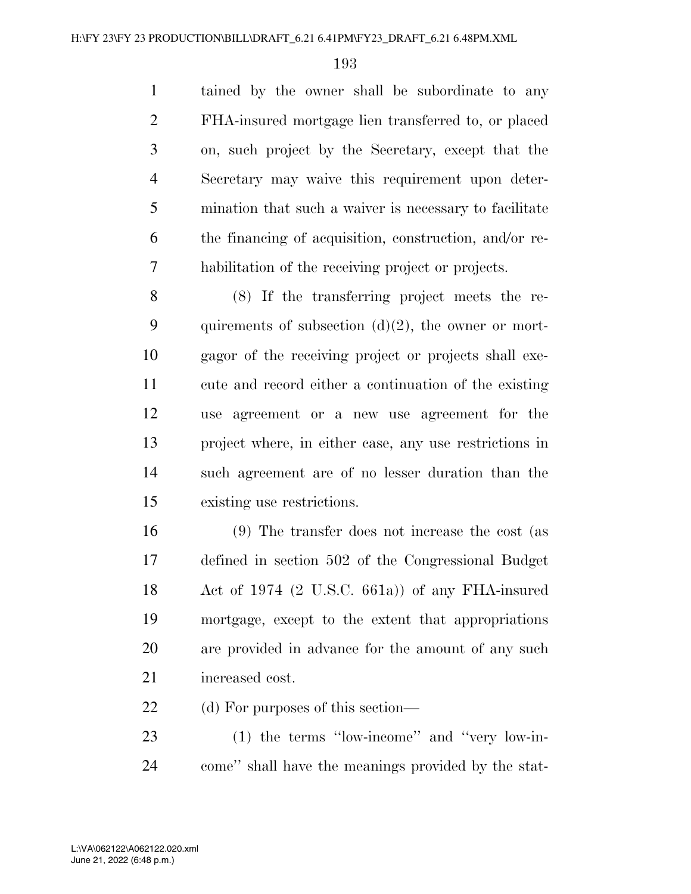tained by the owner shall be subordinate to any FHA-insured mortgage lien transferred to, or placed on, such project by the Secretary, except that the Secretary may waive this requirement upon determination that such a waiver is necessary to facilitate the financing of acquisition, construction, and/or rehabilitation of the receiving project or projects.

(8) If the transferring project meets the requirements of subsection (d)(2), the owner or mortgagor of the receiving project or projects shall execute and record either a continuation of the existing use agreement or a new use agreement for the project where, in either case, any use restrictions in such agreement are of no lesser duration than the existing use restrictions.

(9) The transfer does not increase the cost (as defined in section 502 of the Congressional Budget Act of 1974 (2 U.S.C. 661a)) of any FHA-insured mortgage, except to the extent that appropriations are provided in advance for the amount of any such increased cost.

(d) For purposes of this section—

(1) the terms ''low-income'' and ''very low-income'' shall have the meanings provided by the stat-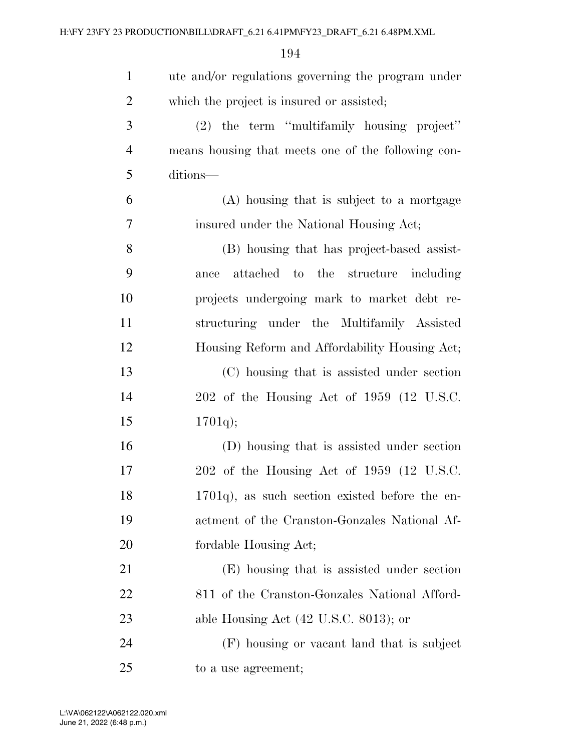ute and/or regulations governing the program under which the project is insured or assisted;

(2) the term ''multifamily housing project'' means housing that meets one of the following conditions—

(A) housing that is subject to a mortgage insured under the National Housing Act;

(B) housing that has project-based assistance attached to the structure including projects undergoing mark to market debt restructuring under the Multifamily Assisted Housing Reform and Affordability Housing Act;

(C) housing that is assisted under section 202 of the Housing Act of 1959 (12 U.S.C. 1701q);

(D) housing that is assisted under section 202 of the Housing Act of 1959 (12 U.S.C. 1701q), as such section existed before the enactment of the Cranston-Gonzales National Affordable Housing Act;

(E) housing that is assisted under section 811 of the Cranston-Gonzales National Affordable Housing Act (42 U.S.C. 8013); or

(F) housing or vacant land that is subject to a use agreement;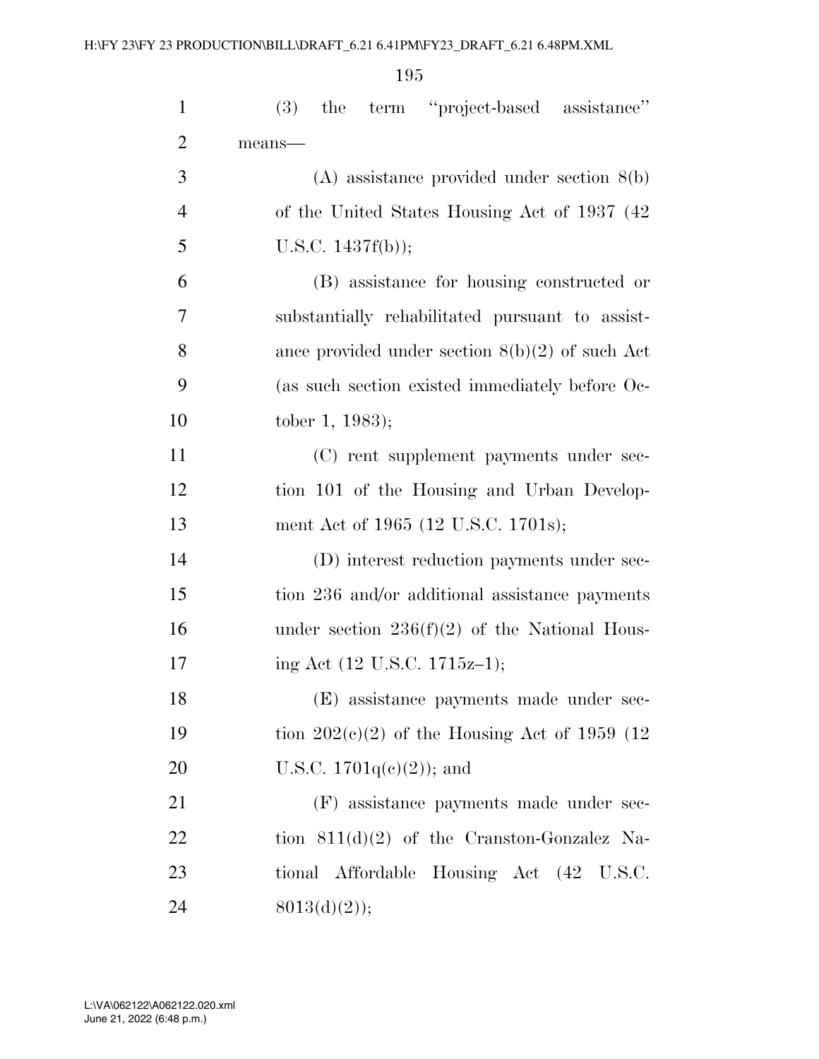(3) the term ''project-based assistance'' means—

(A) assistance provided under section 8(b) of the United States Housing Act of 1937 (42 U.S.C. 1437f(b));

(B) assistance for housing constructed or substantially rehabilitated pursuant to assistance provided under section 8(b)(2) of such Act (as such section existed immediately before October 1, 1983);

(C) rent supplement payments under section 101 of the Housing and Urban Development Act of 1965 (12 U.S.C. 1701s);

(D) interest reduction payments under section 236 and/or additional assistance payments under section 236(f)(2) of the National Housing Act (12 U.S.C. 1715z–1);

(E) assistance payments made under section 202(c)(2) of the Housing Act of 1959 (12 U.S.C. 1701q(c)(2)); and

(F) assistance payments made under section 811(d)(2) of the Cranston-Gonzalez National Affordable Housing Act (42 U.S.C. 8013(d)(2));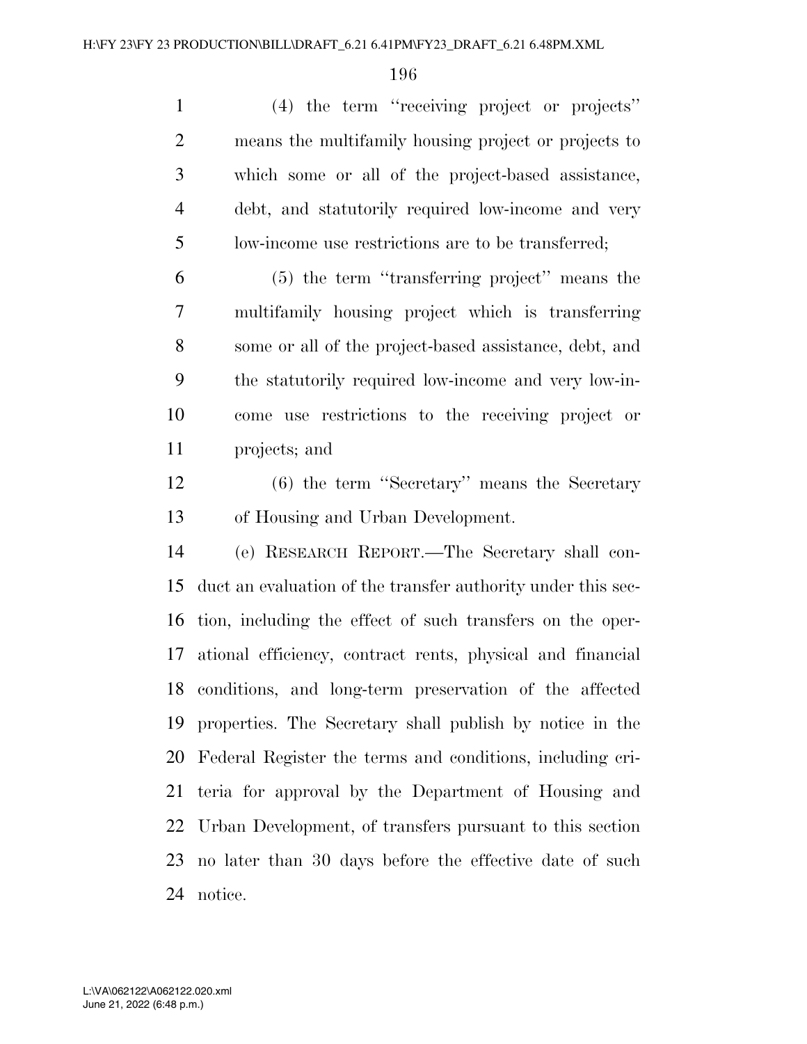(4) the term ''receiving project or projects'' means the multifamily housing project or projects to which some or all of the project-based assistance, debt, and statutorily required low-income and very low-income use restrictions are to be transferred;

(5) the term ''transferring project'' means the multifamily housing project which is transferring some or all of the project-based assistance, debt, and the statutorily required low-income and very low-income use restrictions to the receiving project or projects; and

(6) the term ''Secretary'' means the Secretary of Housing and Urban Development.

(e) RESEARCH REPORT.—The Secretary shall conduct an evaluation of the transfer authority under this section, including the effect of such transfers on the operational efficiency, contract rents, physical and financial conditions, and long-term preservation of the affected properties. The Secretary shall publish by notice in the Federal Register the terms and conditions, including criteria for approval by the Department of Housing and Urban Development, of transfers pursuant to this section no later than 30 days before the effective date of such notice.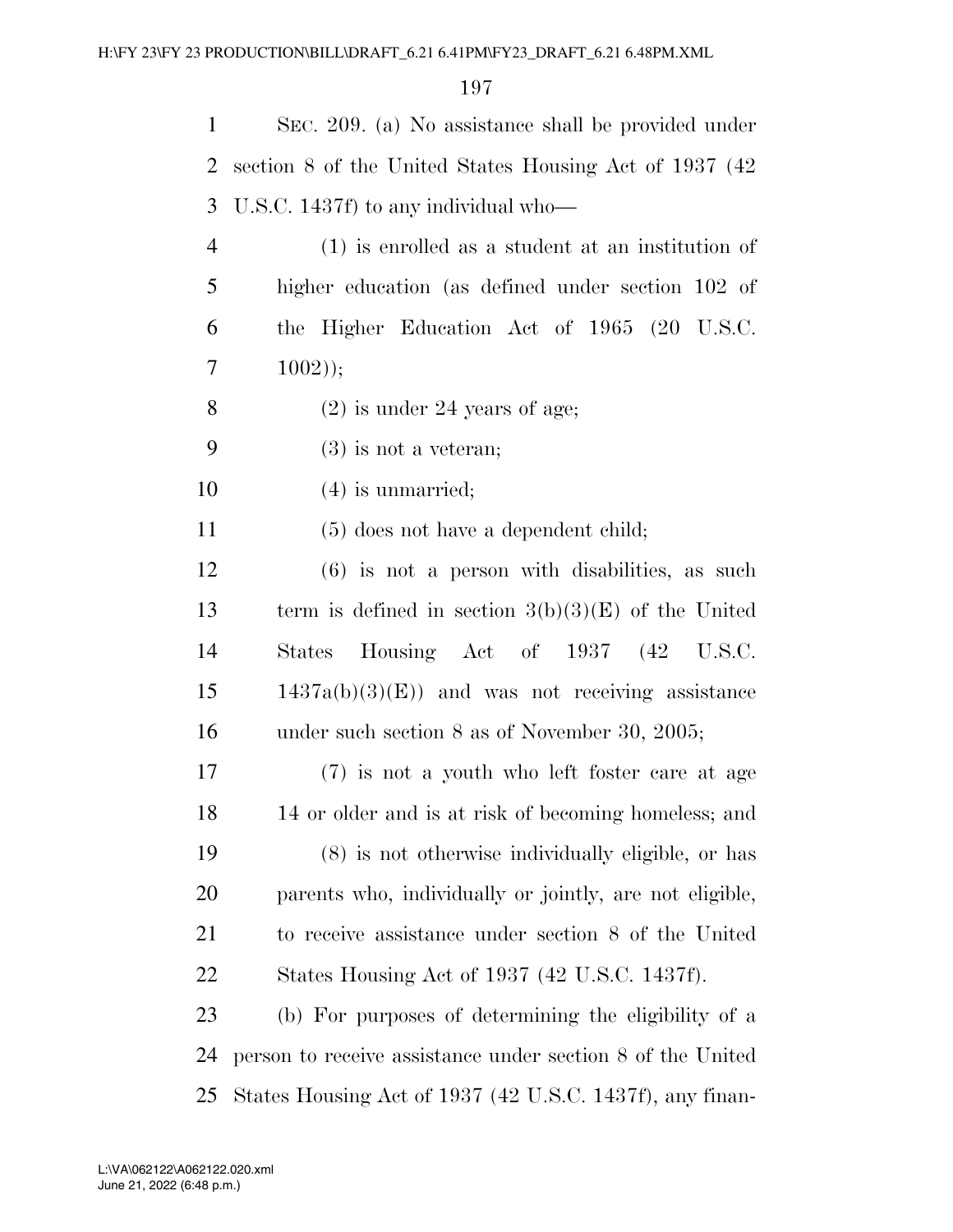SEC. 209. (a) No assistance shall be provided under section 8 of the United States Housing Act of 1937 (42 U.S.C. 1437f) to any individual who—

(1) is enrolled as a student at an institution of higher education (as defined under section 102 of the Higher Education Act of 1965 (20 U.S.C. 1002));

(2) is under 24 years of age;

(3) is not a veteran;

(4) is unmarried;

(5) does not have a dependent child;

(6) is not a person with disabilities, as such term is defined in section 3(b)(3)(E) of the United States Housing Act of 1937 (42 U.S.C. 1437a(b)(3)(E)) and was not receiving assistance under such section 8 as of November 30, 2005;

(7) is not a youth who left foster care at age 14 or older and is at risk of becoming homeless; and

(8) is not otherwise individually eligible, or has parents who, individually or jointly, are not eligible, to receive assistance under section 8 of the United States Housing Act of 1937 (42 U.S.C. 1437f).

(b) For purposes of determining the eligibility of a person to receive assistance under section 8 of the United States Housing Act of 1937 (42 U.S.C. 1437f), any finan-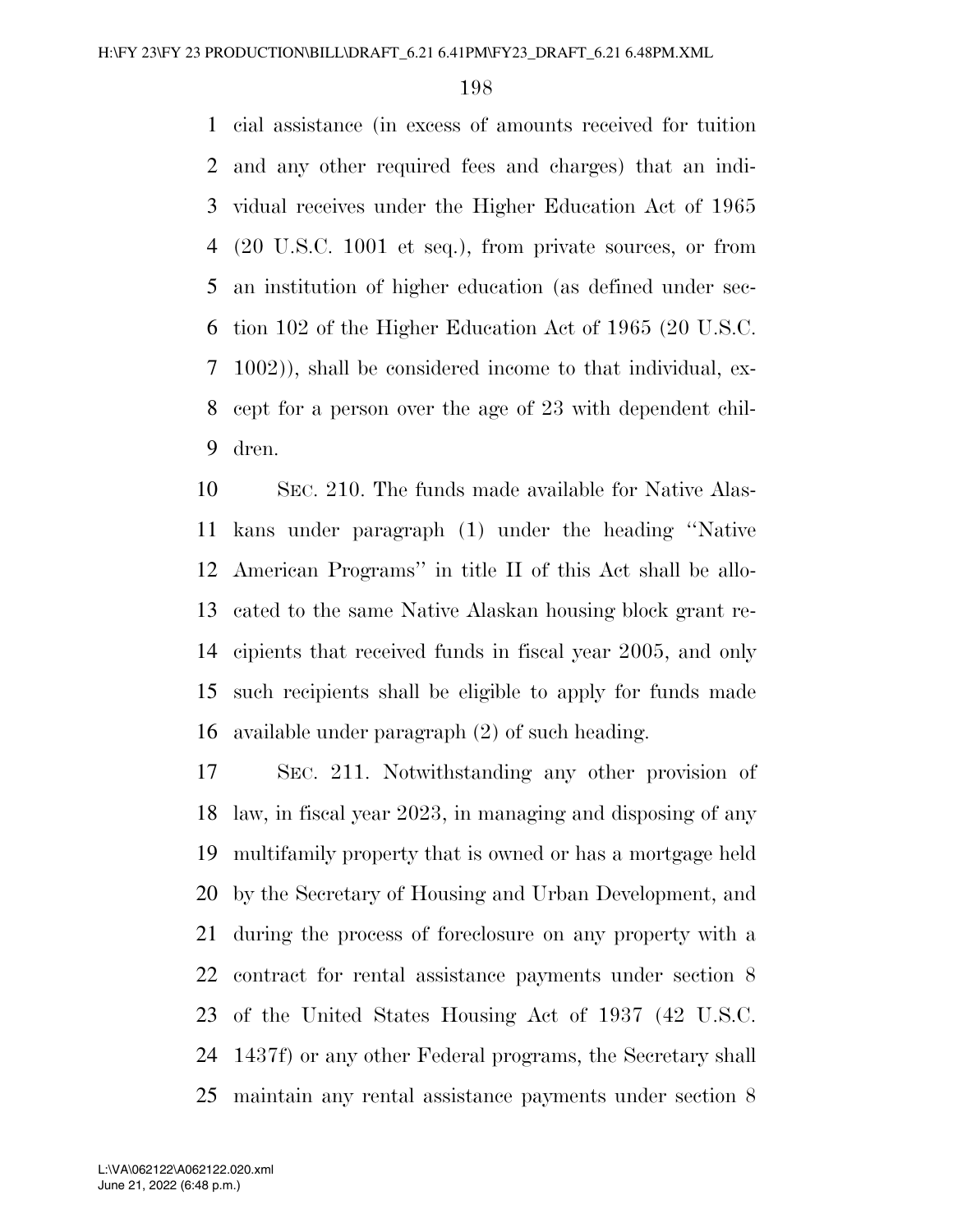cial assistance (in excess of amounts received for tuition and any other required fees and charges) that an individual receives under the Higher Education Act of 1965 (20 U.S.C. 1001 et seq.), from private sources, or from an institution of higher education (as defined under section 102 of the Higher Education Act of 1965 (20 U.S.C. 1002)), shall be considered income to that individual, except for a person over the age of 23 with dependent children.

SEC. 210. The funds made available for Native Alaskans under paragraph (1) under the heading ''Native American Programs'' in title II of this Act shall be allocated to the same Native Alaskan housing block grant recipients that received funds in fiscal year 2005, and only such recipients shall be eligible to apply for funds made available under paragraph (2) of such heading.

SEC. 211. Notwithstanding any other provision of law, in fiscal year 2023, in managing and disposing of any multifamily property that is owned or has a mortgage held by the Secretary of Housing and Urban Development, and during the process of foreclosure on any property with a contract for rental assistance payments under section 8 of the United States Housing Act of 1937 (42 U.S.C. 1437f) or any other Federal programs, the Secretary shall maintain any rental assistance payments under section 8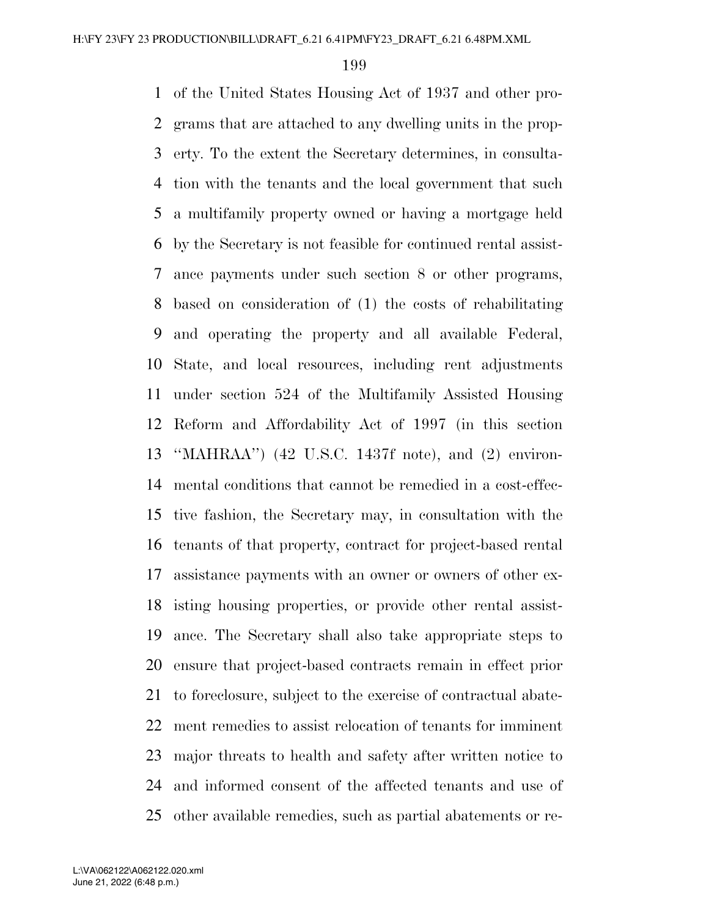of the United States Housing Act of 1937 and other programs that are attached to any dwelling units in the property. To the extent the Secretary determines, in consultation with the tenants and the local government that such a multifamily property owned or having a mortgage held by the Secretary is not feasible for continued rental assistance payments under such section 8 or other programs, based on consideration of (1) the costs of rehabilitating and operating the property and all available Federal, State, and local resources, including rent adjustments under section 524 of the Multifamily Assisted Housing Reform and Affordability Act of 1997 (in this section "MAHRAA") (42 U.S.C. 1437f note), and (2) environmental conditions that cannot be remedied in a cost-effective fashion, the Secretary may, in consultation with the tenants of that property, contract for project-based rental assistance payments with an owner or owners of other existing housing properties, or provide other rental assistance. The Secretary shall also take appropriate steps to ensure that project-based contracts remain in effect prior to foreclosure, subject to the exercise of contractual abatement remedies to assist relocation of tenants for imminent major threats to health and safety after written notice to and informed consent of the affected tenants and use of other available remedies, such as partial abatements or re-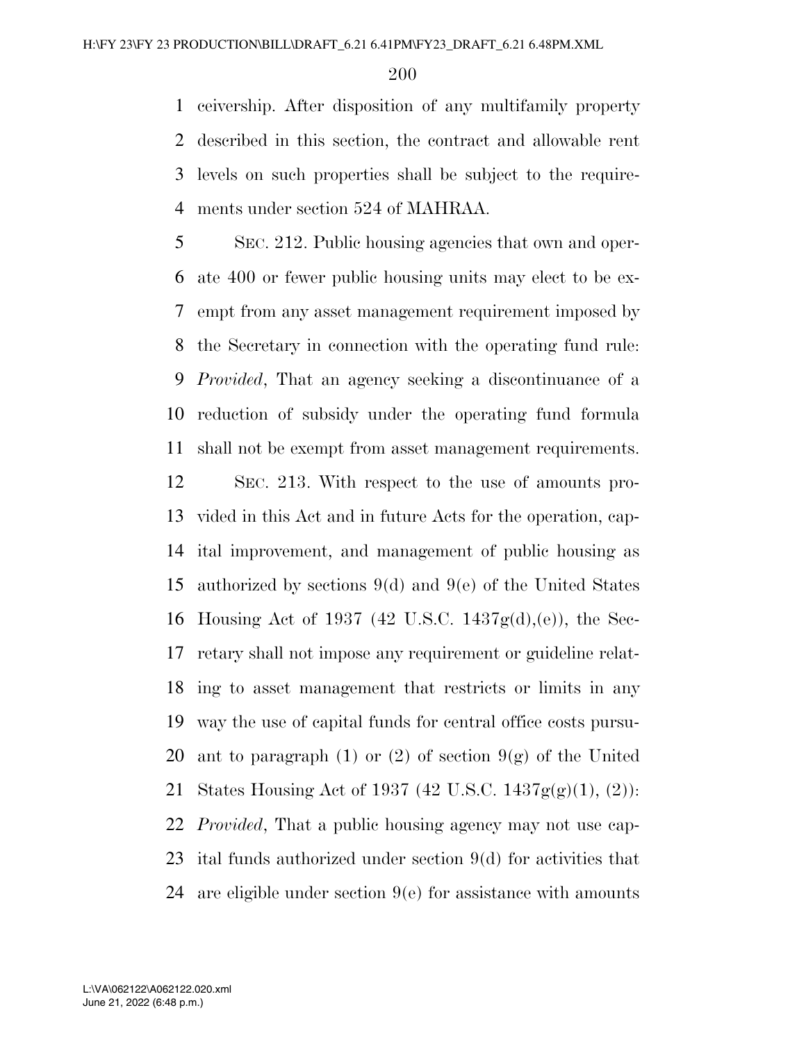ceivership. After disposition of any multifamily property described in this section, the contract and allowable rent levels on such properties shall be subject to the requirements under section 524 of MAHRAA.

SEC. 212. Public housing agencies that own and operate 400 or fewer public housing units may elect to be exempt from any asset management requirement imposed by the Secretary in connection with the operating fund rule: *Provided*, That an agency seeking a discontinuance of a reduction of subsidy under the operating fund formula shall not be exempt from asset management requirements.

SEC. 213. With respect to the use of amounts provided in this Act and in future Acts for the operation, capital improvement, and management of public housing as authorized by sections 9(d) and 9(e) of the United States Housing Act of 1937 (42 U.S.C. 1437g(d),(e)), the Secretary shall not impose any requirement or guideline relating to asset management that restricts or limits in any way the use of capital funds for central office costs pursuant to paragraph (1) or (2) of section 9(g) of the United States Housing Act of 1937 (42 U.S.C. 1437g(g)(1), (2)): *Provided*, That a public housing agency may not use capital funds authorized under section 9(d) for activities that are eligible under section 9(e) for assistance with amounts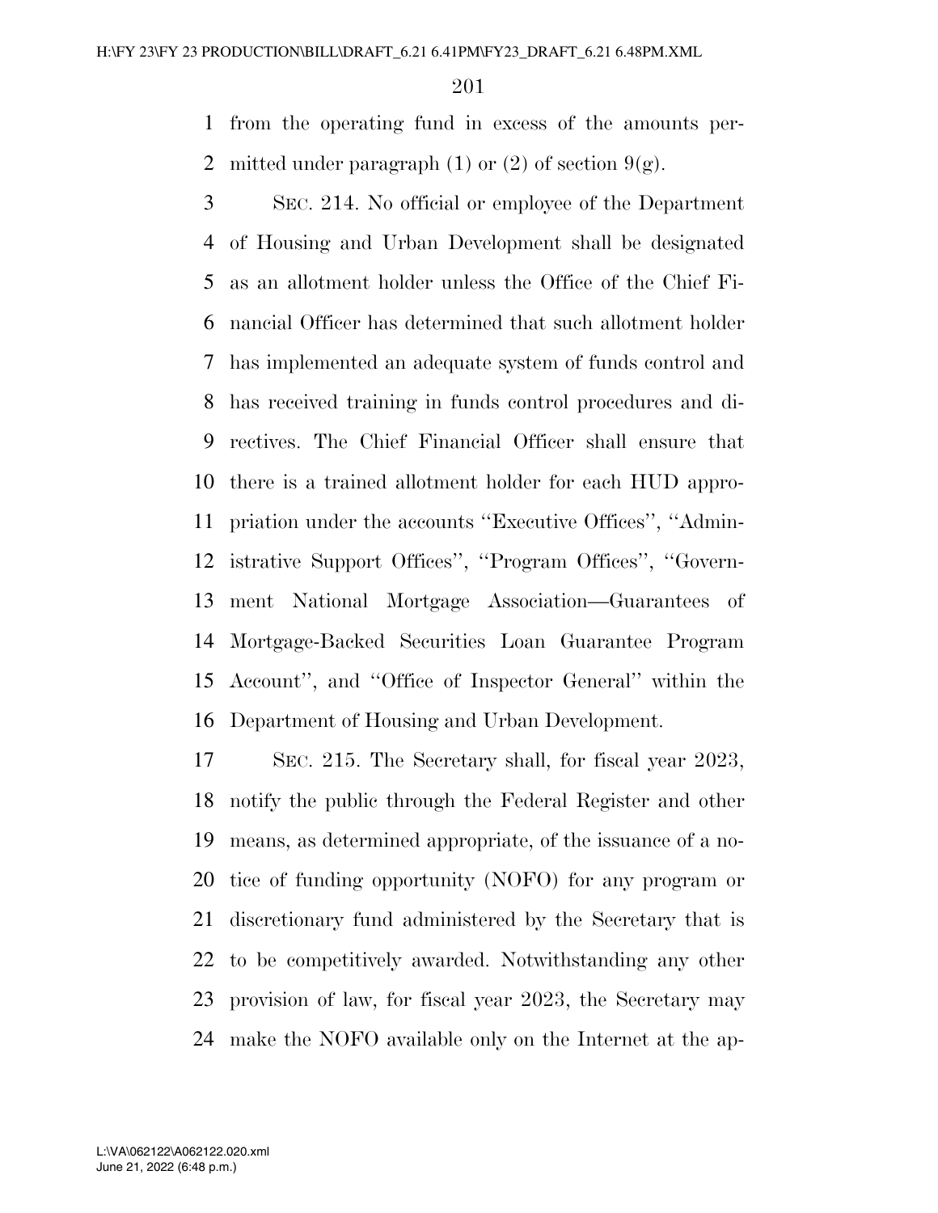from the operating fund in excess of the amounts permitted under paragraph (1) or (2) of section 9(g).

SEC. 214. No official or employee of the Department of Housing and Urban Development shall be designated as an allotment holder unless the Office of the Chief Financial Officer has determined that such allotment holder has implemented an adequate system of funds control and has received training in funds control procedures and directives. The Chief Financial Officer shall ensure that there is a trained allotment holder for each HUD appropriation under the accounts ''Executive Offices'', ''Administrative Support Offices'', ''Program Offices'', ''Government National Mortgage Association—Guarantees of Mortgage-Backed Securities Loan Guarantee Program Account'', and ''Office of Inspector General'' within the Department of Housing and Urban Development.

SEC. 215. The Secretary shall, for fiscal year 2023, notify the public through the Federal Register and other means, as determined appropriate, of the issuance of a notice of funding opportunity (NOFO) for any program or discretionary fund administered by the Secretary that is to be competitively awarded. Notwithstanding any other provision of law, for fiscal year 2023, the Secretary may make the NOFO available only on the Internet at the ap-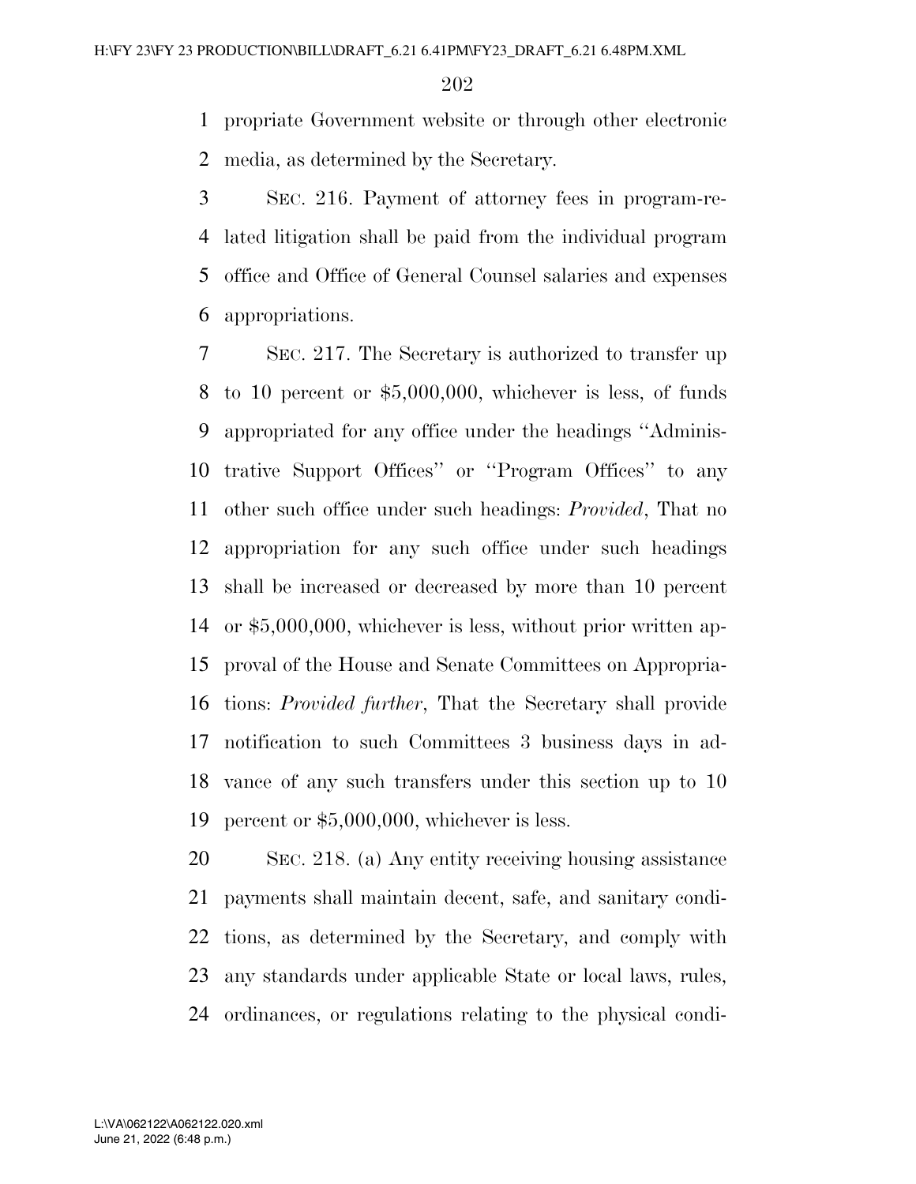propriate Government website or through other electronic media, as determined by the Secretary.

SEC. 216. Payment of attorney fees in program-related litigation shall be paid from the individual program office and Office of General Counsel salaries and expenses appropriations.

SEC. 217. The Secretary is authorized to transfer up to 10 percent or $5,000,000, whichever is less, of funds appropriated for any office under the headings ''Administrative Support Offices'' or ''Program Offices'' to any other such office under such headings: *Provided*, That no appropriation for any such office under such headings shall be increased or decreased by more than 10 percent or $5,000,000, whichever is less, without prior written approval of the House and Senate Committees on Appropriations: *Provided further*, That the Secretary shall provide notification to such Committees 3 business days in advance of any such transfers under this section up to 10 percent or $5,000,000, whichever is less.

SEC. 218. (a) Any entity receiving housing assistance payments shall maintain decent, safe, and sanitary conditions, as determined by the Secretary, and comply with any standards under applicable State or local laws, rules, ordinances, or regulations relating to the physical condi-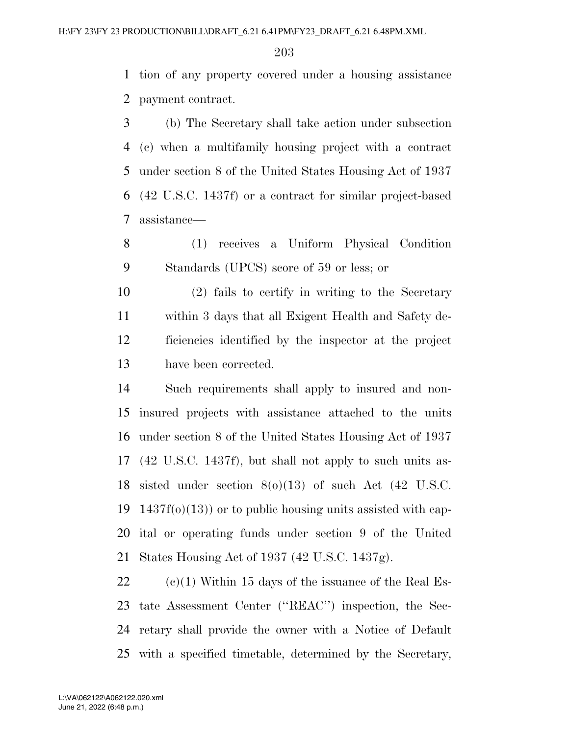tion of any property covered under a housing assistance payment contract.

(b) The Secretary shall take action under subsection (c) when a multifamily housing project with a contract under section 8 of the United States Housing Act of 1937 (42 U.S.C. 1437f) or a contract for similar project-based assistance—

(1) receives a Uniform Physical Condition Standards (UPCS) score of 59 or less; or

(2) fails to certify in writing to the Secretary within 3 days that all Exigent Health and Safety deficiencies identified by the inspector at the project have been corrected.

Such requirements shall apply to insured and non-insured projects with assistance attached to the units under section 8 of the United States Housing Act of 1937 (42 U.S.C. 1437f), but shall not apply to such units assisted under section 8(o)(13) of such Act (42 U.S.C. 1437f(o)(13)) or to public housing units assisted with capital or operating funds under section 9 of the United States Housing Act of 1937 (42 U.S.C. 1437g).

(c)(1) Within 15 days of the issuance of the Real Estate Assessment Center (''REAC'') inspection, the Secretary shall provide the owner with a Notice of Default with a specified timetable, determined by the Secretary,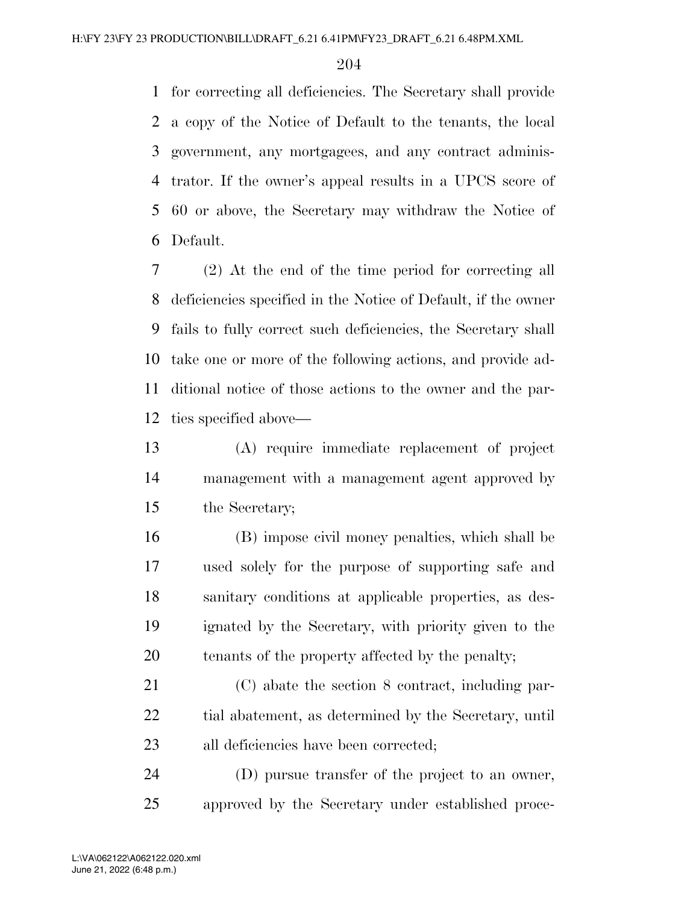for correcting all deficiencies. The Secretary shall provide a copy of the Notice of Default to the tenants, the local government, any mortgagees, and any contract administrator. If the owner's appeal results in a UPCS score of 60 or above, the Secretary may withdraw the Notice of Default.

(2) At the end of the time period for correcting all deficiencies specified in the Notice of Default, if the owner fails to fully correct such deficiencies, the Secretary shall take one or more of the following actions, and provide additional notice of those actions to the owner and the parties specified above—

(A) require immediate replacement of project management with a management agent approved by the Secretary;

(B) impose civil money penalties, which shall be used solely for the purpose of supporting safe and sanitary conditions at applicable properties, as designated by the Secretary, with priority given to the tenants of the property affected by the penalty;

(C) abate the section 8 contract, including partial abatement, as determined by the Secretary, until all deficiencies have been corrected;

(D) pursue transfer of the project to an owner, approved by the Secretary under established proce-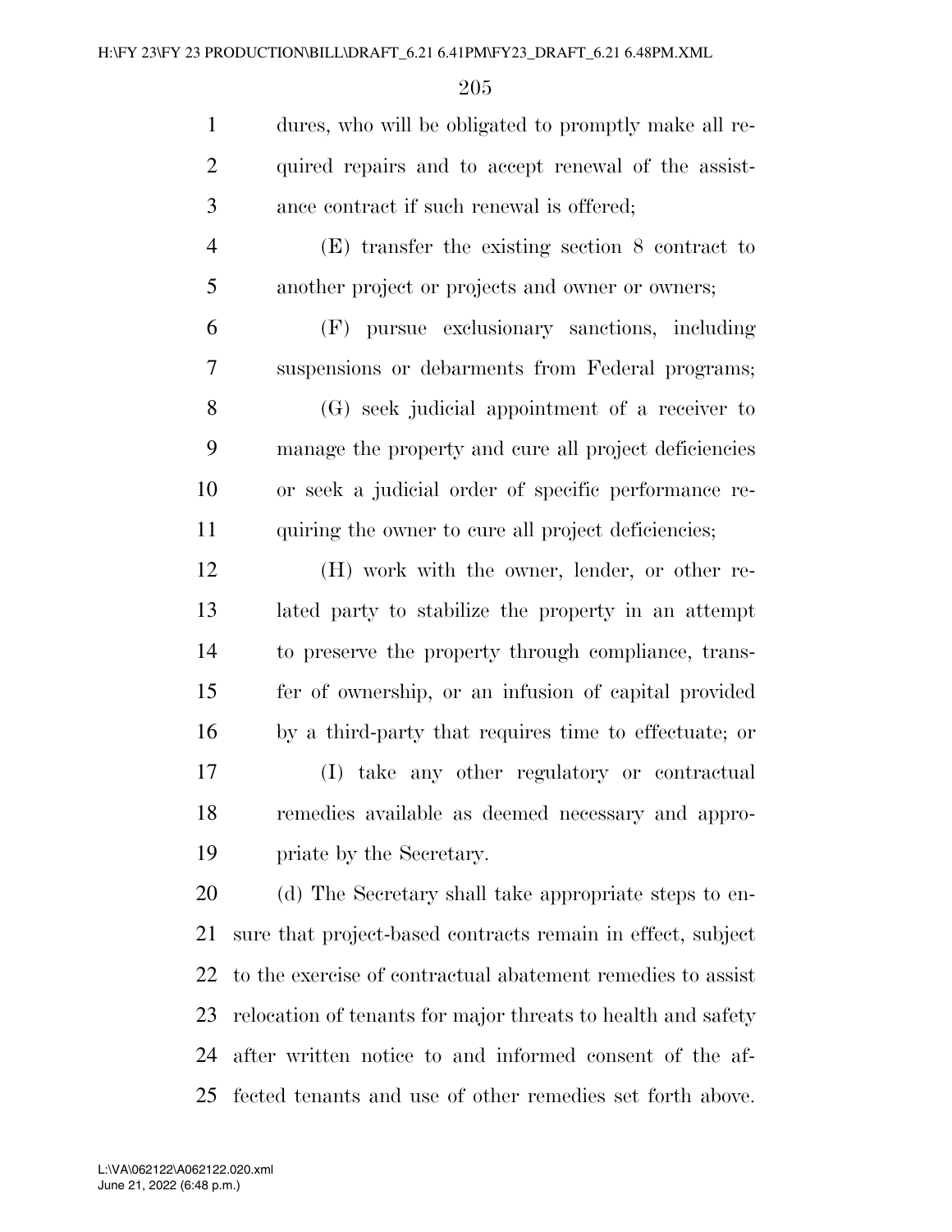dures, who will be obligated to promptly make all required repairs and to accept renewal of the assistance contract if such renewal is offered;

(E) transfer the existing section 8 contract to another project or projects and owner or owners;

(F) pursue exclusionary sanctions, including suspensions or debarments from Federal programs;

(G) seek judicial appointment of a receiver to manage the property and cure all project deficiencies or seek a judicial order of specific performance requiring the owner to cure all project deficiencies;

(H) work with the owner, lender, or other related party to stabilize the property in an attempt to preserve the property through compliance, transfer of ownership, or an infusion of capital provided by a third-party that requires time to effectuate; or

(I) take any other regulatory or contractual remedies available as deemed necessary and appropriate by the Secretary.

(d) The Secretary shall take appropriate steps to ensure that project-based contracts remain in effect, subject to the exercise of contractual abatement remedies to assist relocation of tenants for major threats to health and safety after written notice to and informed consent of the affected tenants and use of other remedies set forth above.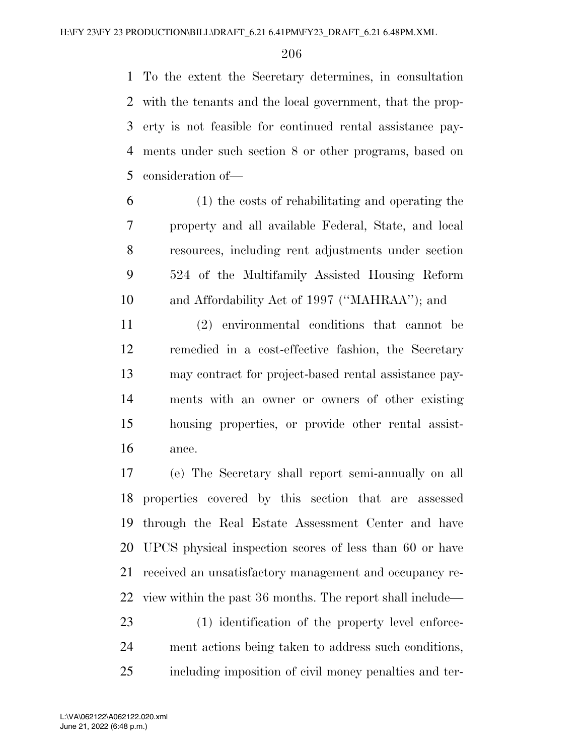To the extent the Secretary determines, in consultation with the tenants and the local government, that the property is not feasible for continued rental assistance payments under such section 8 or other programs, based on consideration of—

(1) the costs of rehabilitating and operating the property and all available Federal, State, and local resources, including rent adjustments under section 524 of the Multifamily Assisted Housing Reform and Affordability Act of 1997 (''MAHRAA''); and

(2) environmental conditions that cannot be remedied in a cost-effective fashion, the Secretary may contract for project-based rental assistance payments with an owner or owners of other existing housing properties, or provide other rental assistance.

(e) The Secretary shall report semi-annually on all properties covered by this section that are assessed through the Real Estate Assessment Center and have UPCS physical inspection scores of less than 60 or have received an unsatisfactory management and occupancy review within the past 36 months. The report shall include—

(1) identification of the property level enforcement actions being taken to address such conditions, including imposition of civil money penalties and ter-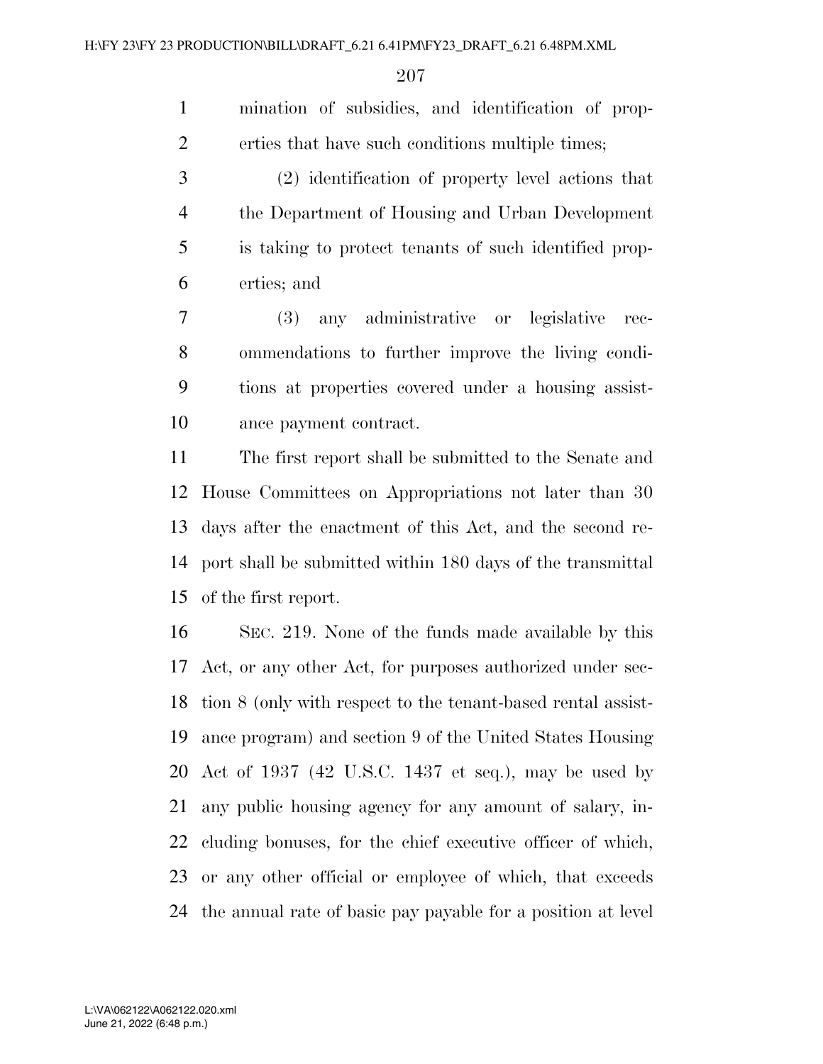mination of subsidies, and identification of properties that have such conditions multiple times;

(2) identification of property level actions that the Department of Housing and Urban Development is taking to protect tenants of such identified properties; and

(3) any administrative or legislative recommendations to further improve the living conditions at properties covered under a housing assistance payment contract.

The first report shall be submitted to the Senate and House Committees on Appropriations not later than 30 days after the enactment of this Act, and the second report shall be submitted within 180 days of the transmittal of the first report.

SEC. 219. None of the funds made available by this Act, or any other Act, for purposes authorized under section 8 (only with respect to the tenant-based rental assistance program) and section 9 of the United States Housing Act of 1937 (42 U.S.C. 1437 et seq.), may be used by any public housing agency for any amount of salary, including bonuses, for the chief executive officer of which, or any other official or employee of which, that exceeds the annual rate of basic pay payable for a position at level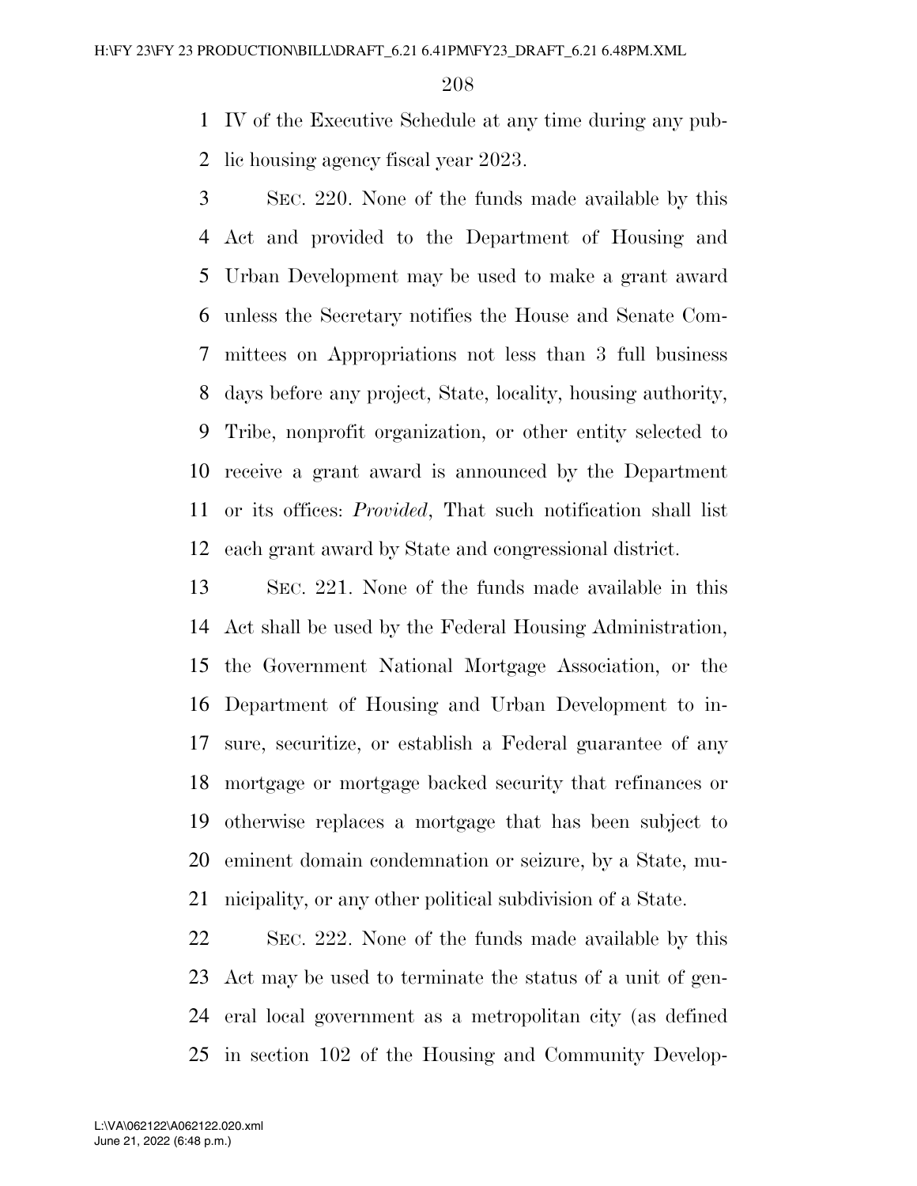IV of the Executive Schedule at any time during any public housing agency fiscal year 2023.

SEC. 220. None of the funds made available by this Act and provided to the Department of Housing and Urban Development may be used to make a grant award unless the Secretary notifies the House and Senate Committees on Appropriations not less than 3 full business days before any project, State, locality, housing authority, Tribe, nonprofit organization, or other entity selected to receive a grant award is announced by the Department or its offices: *Provided*, That such notification shall list each grant award by State and congressional district.

SEC. 221. None of the funds made available in this Act shall be used by the Federal Housing Administration, the Government National Mortgage Association, or the Department of Housing and Urban Development to insure, securitize, or establish a Federal guarantee of any mortgage or mortgage backed security that refinances or otherwise replaces a mortgage that has been subject to eminent domain condemnation or seizure, by a State, municipality, or any other political subdivision of a State.

SEC. 222. None of the funds made available by this Act may be used to terminate the status of a unit of general local government as a metropolitan city (as defined in section 102 of the Housing and Community Develop-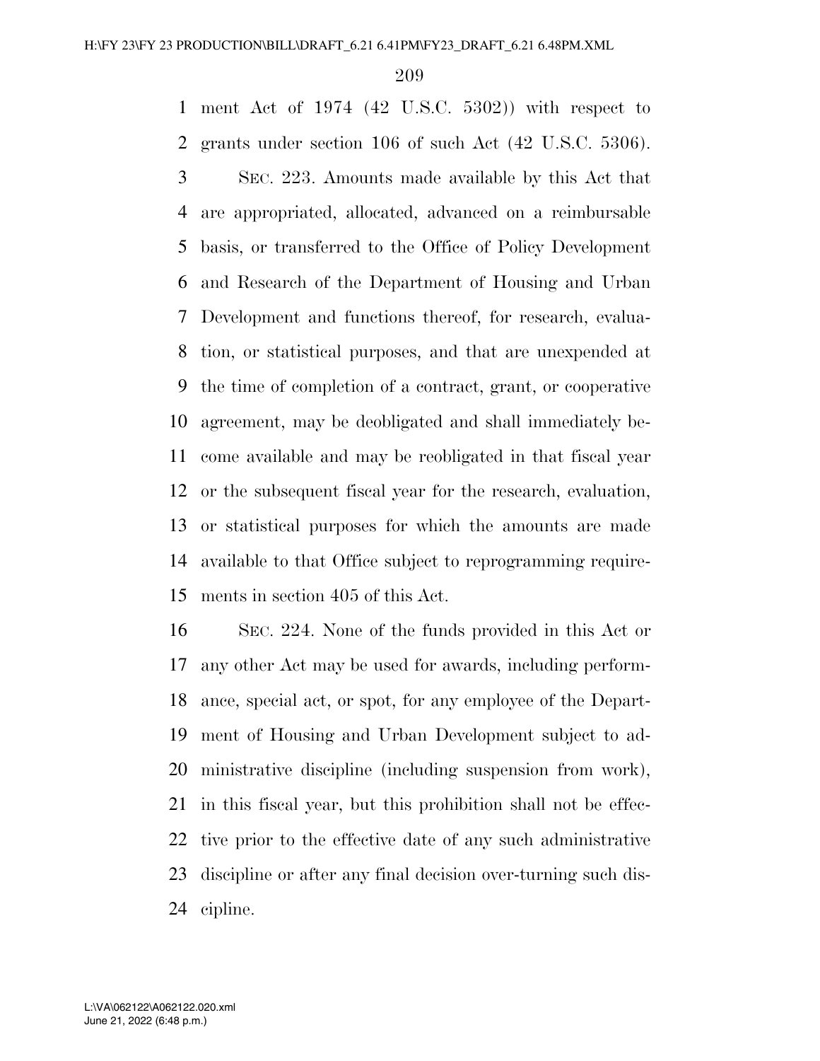ment Act of 1974 (42 U.S.C. 5302)) with respect to grants under section 106 of such Act (42 U.S.C. 5306).

SEC. 223. Amounts made available by this Act that are appropriated, allocated, advanced on a reimbursable basis, or transferred to the Office of Policy Development and Research of the Department of Housing and Urban Development and functions thereof, for research, evaluation, or statistical purposes, and that are unexpended at the time of completion of a contract, grant, or cooperative agreement, may be deobligated and shall immediately become available and may be reobligated in that fiscal year or the subsequent fiscal year for the research, evaluation, or statistical purposes for which the amounts are made available to that Office subject to reprogramming requirements in section 405 of this Act.

SEC. 224. None of the funds provided in this Act or any other Act may be used for awards, including performance, special act, or spot, for any employee of the Department of Housing and Urban Development subject to administrative discipline (including suspension from work), in this fiscal year, but this prohibition shall not be effective prior to the effective date of any such administrative discipline or after any final decision over-turning such discipline.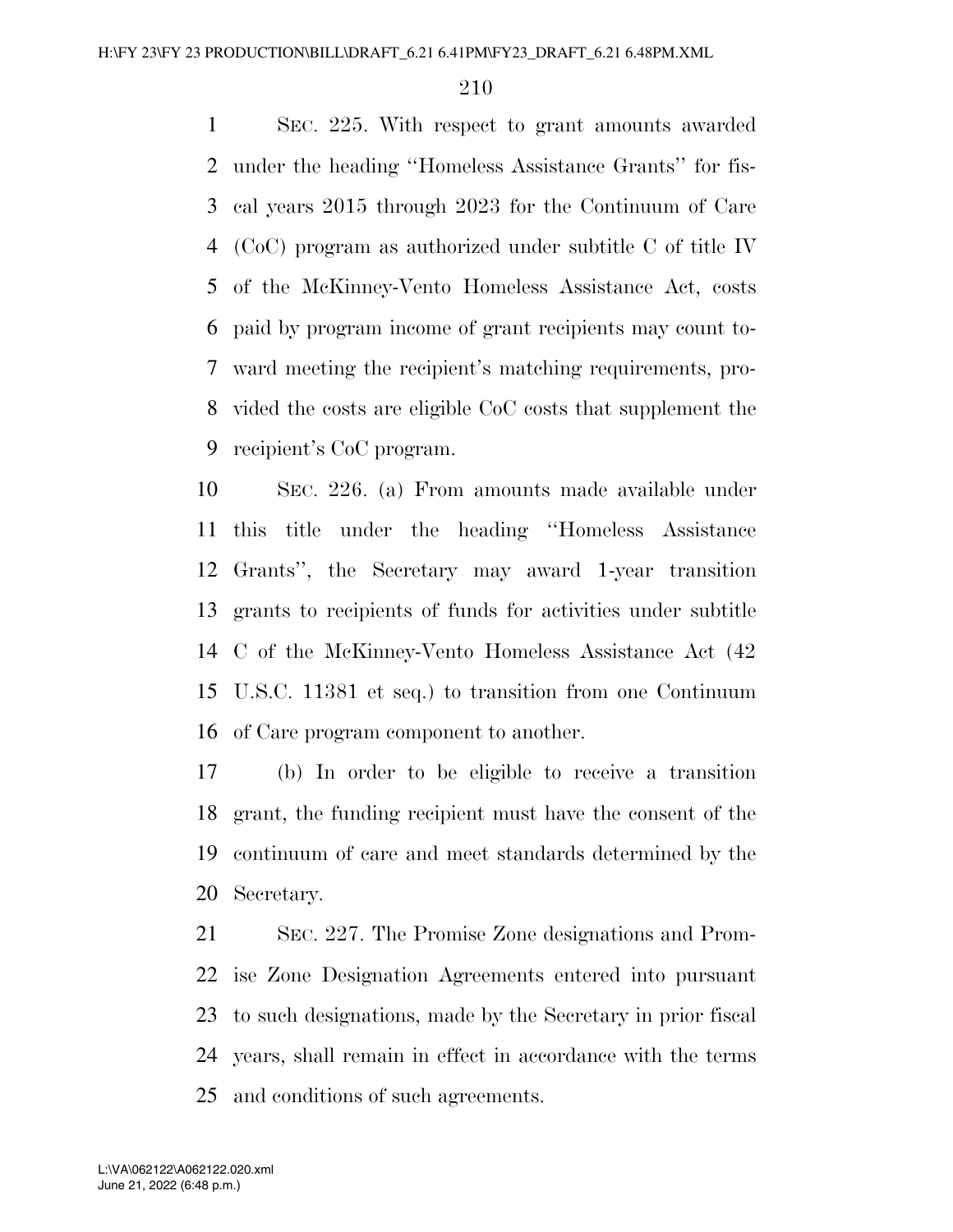SEC. 225. With respect to grant amounts awarded under the heading ''Homeless Assistance Grants'' for fiscal years 2015 through 2023 for the Continuum of Care (CoC) program as authorized under subtitle C of title IV of the McKinney-Vento Homeless Assistance Act, costs paid by program income of grant recipients may count toward meeting the recipient's matching requirements, provided the costs are eligible CoC costs that supplement the recipient's CoC program.

SEC. 226. (a) From amounts made available under this title under the heading ''Homeless Assistance Grants'', the Secretary may award 1-year transition grants to recipients of funds for activities under subtitle C of the McKinney-Vento Homeless Assistance Act (42 U.S.C. 11381 et seq.) to transition from one Continuum of Care program component to another.

(b) In order to be eligible to receive a transition grant, the funding recipient must have the consent of the continuum of care and meet standards determined by the Secretary.

SEC. 227. The Promise Zone designations and Promise Zone Designation Agreements entered into pursuant to such designations, made by the Secretary in prior fiscal years, shall remain in effect in accordance with the terms and conditions of such agreements.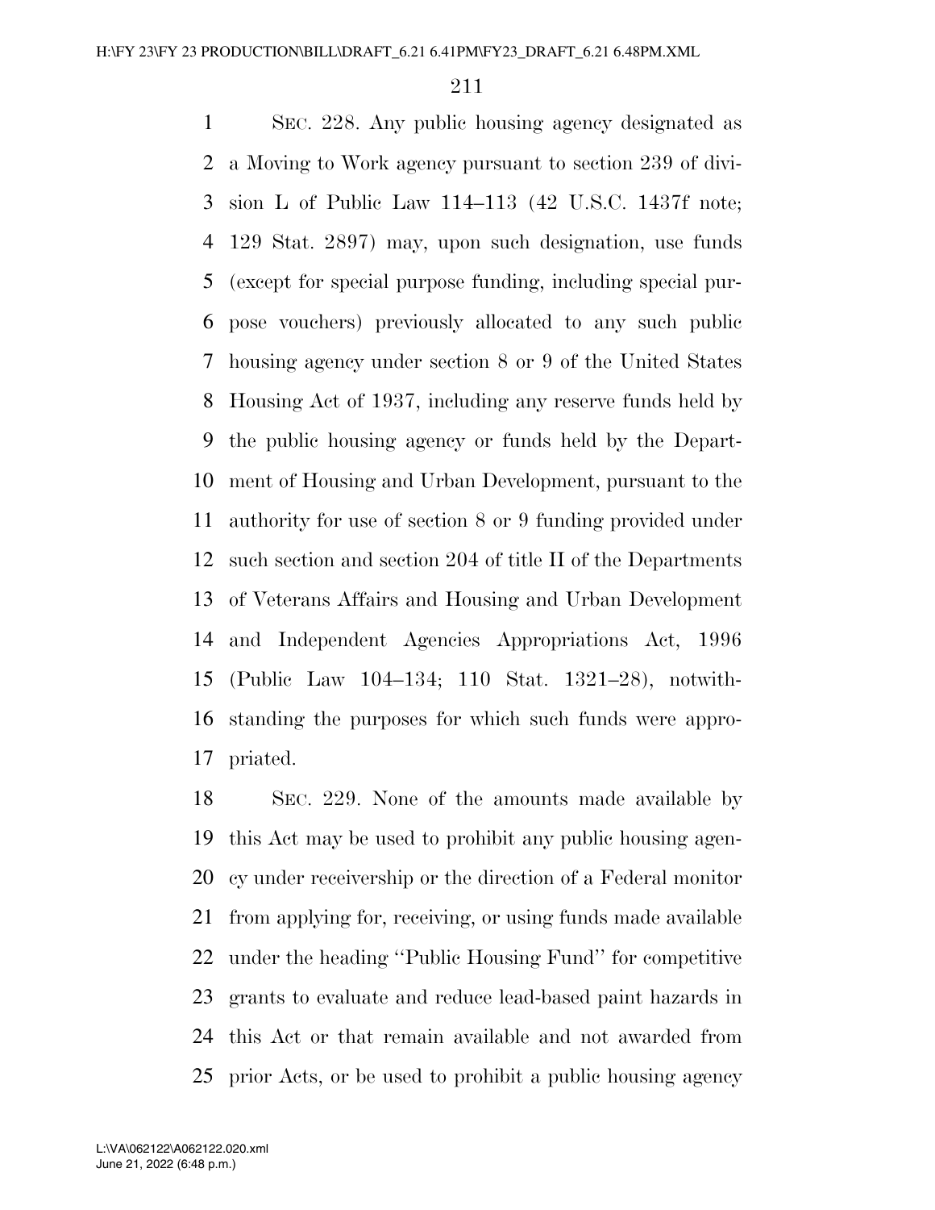SEC. 228. Any public housing agency designated as a Moving to Work agency pursuant to section 239 of division L of Public Law 114–113 (42 U.S.C. 1437f note; 129 Stat. 2897) may, upon such designation, use funds (except for special purpose funding, including special purpose vouchers) previously allocated to any such public housing agency under section 8 or 9 of the United States Housing Act of 1937, including any reserve funds held by the public housing agency or funds held by the Department of Housing and Urban Development, pursuant to the authority for use of section 8 or 9 funding provided under such section and section 204 of title II of the Departments of Veterans Affairs and Housing and Urban Development and Independent Agencies Appropriations Act, 1996 (Public Law 104–134; 110 Stat. 1321–28), notwithstanding the purposes for which such funds were appropriated.

SEC. 229. None of the amounts made available by this Act may be used to prohibit any public housing agency under receivership or the direction of a Federal monitor from applying for, receiving, or using funds made available under the heading ''Public Housing Fund'' for competitive grants to evaluate and reduce lead-based paint hazards in this Act or that remain available and not awarded from prior Acts, or be used to prohibit a public housing agency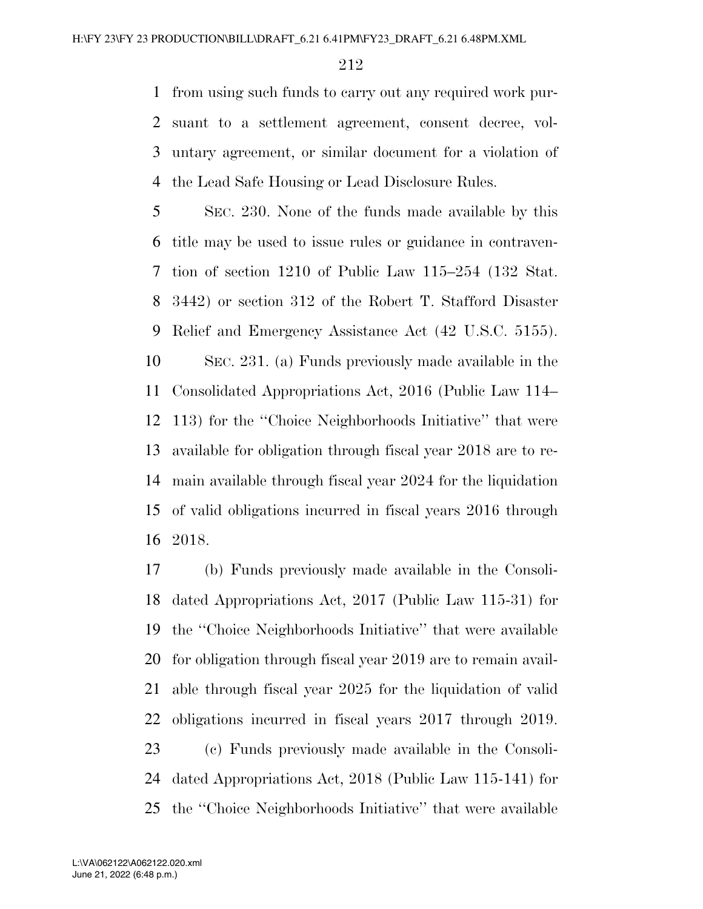from using such funds to carry out any required work pursuant to a settlement agreement, consent decree, voluntary agreement, or similar document for a violation of the Lead Safe Housing or Lead Disclosure Rules.

SEC. 230. None of the funds made available by this title may be used to issue rules or guidance in contravention of section 1210 of Public Law 115–254 (132 Stat. 3442) or section 312 of the Robert T. Stafford Disaster Relief and Emergency Assistance Act (42 U.S.C. 5155).

SEC. 231. (a) Funds previously made available in the Consolidated Appropriations Act, 2016 (Public Law 114–113) for the ''Choice Neighborhoods Initiative'' that were available for obligation through fiscal year 2018 are to remain available through fiscal year 2024 for the liquidation of valid obligations incurred in fiscal years 2016 through 2018.

(b) Funds previously made available in the Consolidated Appropriations Act, 2017 (Public Law 115-31) for the ''Choice Neighborhoods Initiative'' that were available for obligation through fiscal year 2019 are to remain available through fiscal year 2025 for the liquidation of valid obligations incurred in fiscal years 2017 through 2019.

(c) Funds previously made available in the Consolidated Appropriations Act, 2018 (Public Law 115-141) for the ''Choice Neighborhoods Initiative'' that were available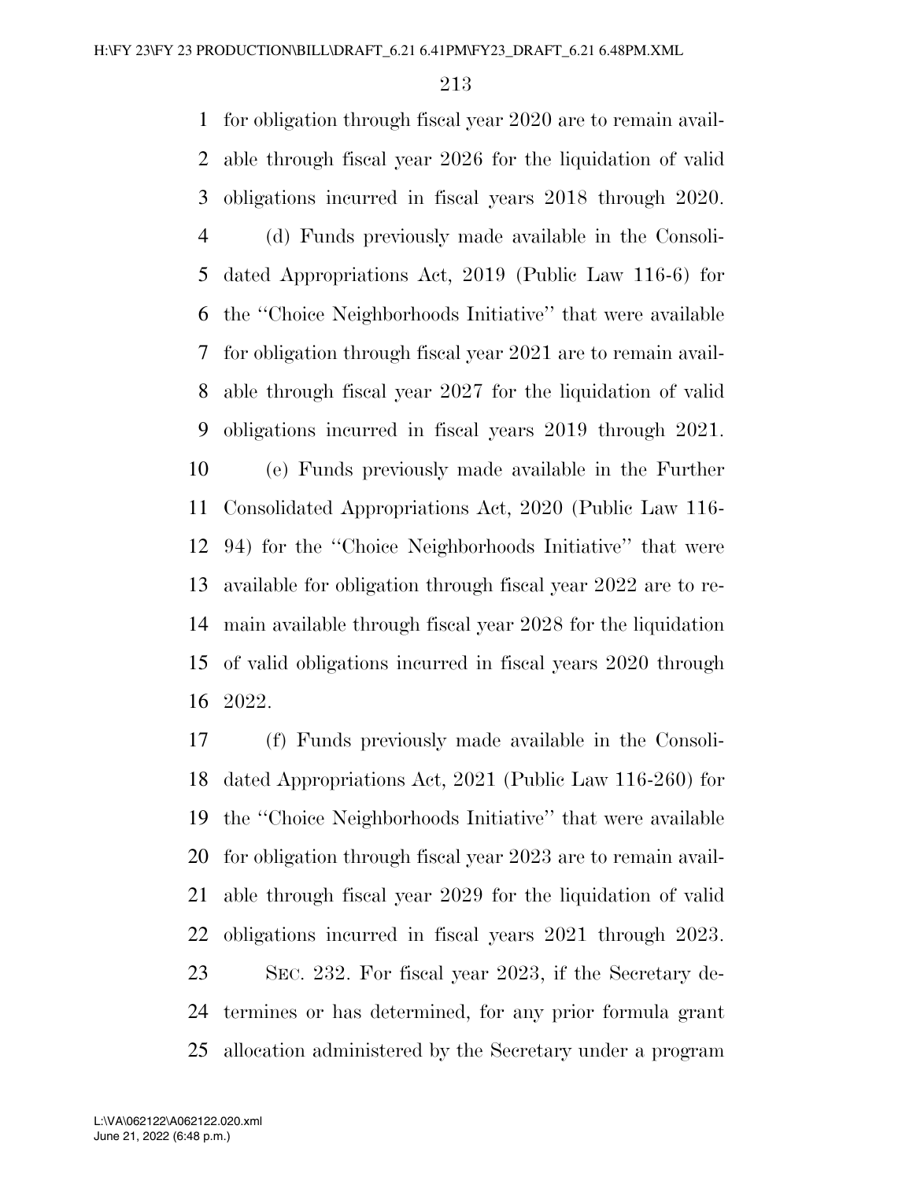for obligation through fiscal year 2020 are to remain available through fiscal year 2026 for the liquidation of valid obligations incurred in fiscal years 2018 through 2020.

(d) Funds previously made available in the Consolidated Appropriations Act, 2019 (Public Law 116-6) for the ''Choice Neighborhoods Initiative'' that were available for obligation through fiscal year 2021 are to remain available through fiscal year 2027 for the liquidation of valid obligations incurred in fiscal years 2019 through 2021.

(e) Funds previously made available in the Further Consolidated Appropriations Act, 2020 (Public Law 116-94) for the ''Choice Neighborhoods Initiative'' that were available for obligation through fiscal year 2022 are to remain available through fiscal year 2028 for the liquidation of valid obligations incurred in fiscal years 2020 through 2022.

(f) Funds previously made available in the Consolidated Appropriations Act, 2021 (Public Law 116-260) for the ''Choice Neighborhoods Initiative'' that were available for obligation through fiscal year 2023 are to remain available through fiscal year 2029 for the liquidation of valid obligations incurred in fiscal years 2021 through 2023.

SEC. 232. For fiscal year 2023, if the Secretary determines or has determined, for any prior formula grant allocation administered by the Secretary under a program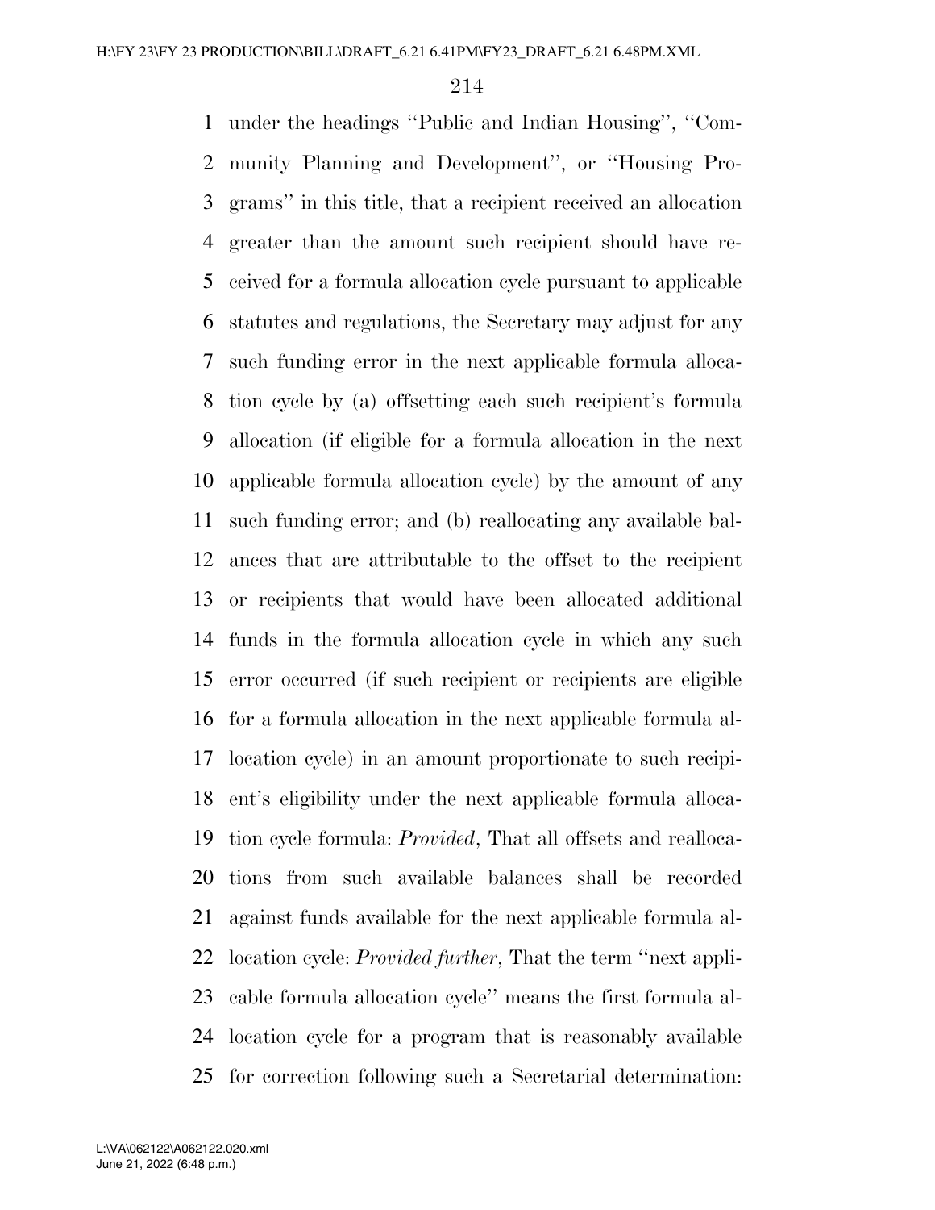under the headings ''Public and Indian Housing'', ''Community Planning and Development'', or ''Housing Programs'' in this title, that a recipient received an allocation greater than the amount such recipient should have received for a formula allocation cycle pursuant to applicable statutes and regulations, the Secretary may adjust for any such funding error in the next applicable formula allocation cycle by (a) offsetting each such recipient's formula allocation (if eligible for a formula allocation in the next applicable formula allocation cycle) by the amount of any such funding error; and (b) reallocating any available balances that are attributable to the offset to the recipient or recipients that would have been allocated additional funds in the formula allocation cycle in which any such error occurred (if such recipient or recipients are eligible for a formula allocation in the next applicable formula allocation cycle) in an amount proportionate to such recipient's eligibility under the next applicable formula allocation cycle formula: *Provided*, That all offsets and reallocations from such available balances shall be recorded against funds available for the next applicable formula allocation cycle: *Provided further*, That the term ''next applicable formula allocation cycle'' means the first formula allocation cycle for a program that is reasonably available for correction following such a Secretarial determination: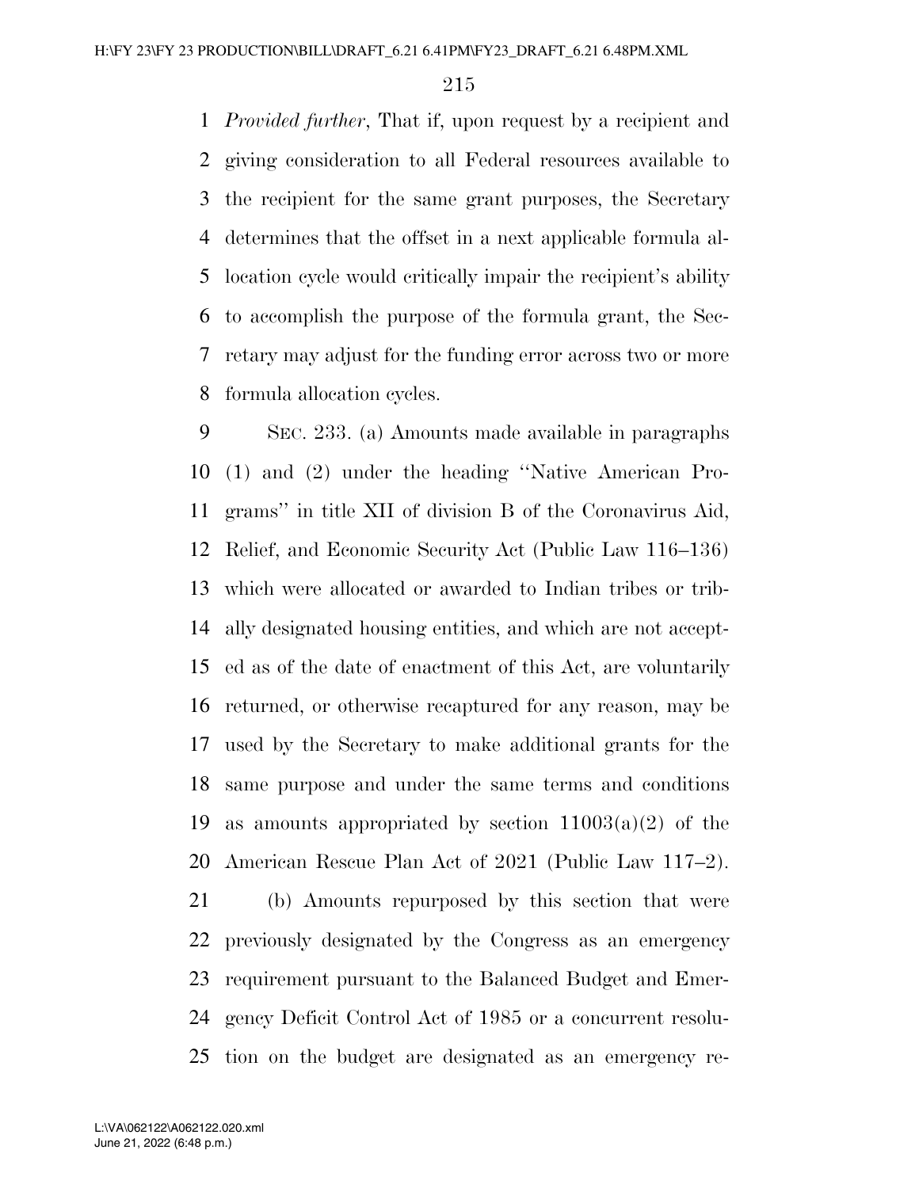*Provided further*, That if, upon request by a recipient and giving consideration to all Federal resources available to the recipient for the same grant purposes, the Secretary determines that the offset in a next applicable formula allocation cycle would critically impair the recipient's ability to accomplish the purpose of the formula grant, the Secretary may adjust for the funding error across two or more formula allocation cycles.

SEC. 233. (a) Amounts made available in paragraphs (1) and (2) under the heading ''Native American Programs'' in title XII of division B of the Coronavirus Aid, Relief, and Economic Security Act (Public Law 116–136) which were allocated or awarded to Indian tribes or tribally designated housing entities, and which are not accepted as of the date of enactment of this Act, are voluntarily returned, or otherwise recaptured for any reason, may be used by the Secretary to make additional grants for the same purpose and under the same terms and conditions as amounts appropriated by section 11003(a)(2) of the American Rescue Plan Act of 2021 (Public Law 117–2).

(b) Amounts repurposed by this section that were previously designated by the Congress as an emergency requirement pursuant to the Balanced Budget and Emergency Deficit Control Act of 1985 or a concurrent resolution on the budget are designated as an emergency re-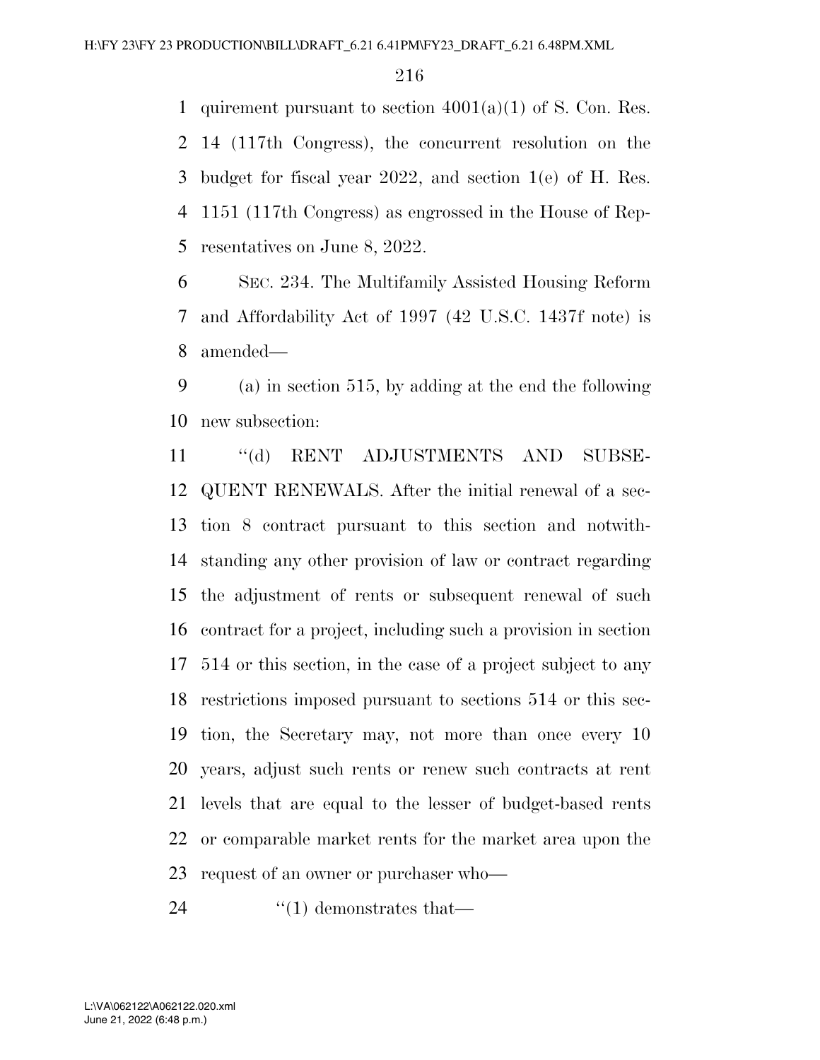quirement pursuant to section 4001(a)(1) of S. Con. Res. 14 (117th Congress), the concurrent resolution on the budget for fiscal year 2022, and section 1(e) of H. Res. 1151 (117th Congress) as engrossed in the House of Representatives on June 8, 2022.

SEC. 234. The Multifamily Assisted Housing Reform and Affordability Act of 1997 (42 U.S.C. 1437f note) is amended—

(a) in section 515, by adding at the end the following new subsection:

"(d) RENT ADJUSTMENTS AND SUBSEQUENT RENEWALS. After the initial renewal of a section 8 contract pursuant to this section and notwithstanding any other provision of law or contract regarding the adjustment of rents or subsequent renewal of such contract for a project, including such a provision in section 514 or this section, in the case of a project subject to any restrictions imposed pursuant to sections 514 or this section, the Secretary may, not more than once every 10 years, adjust such rents or renew such contracts at rent levels that are equal to the lesser of budget-based rents or comparable market rents for the market area upon the request of an owner or purchaser who—

"(1) demonstrates that—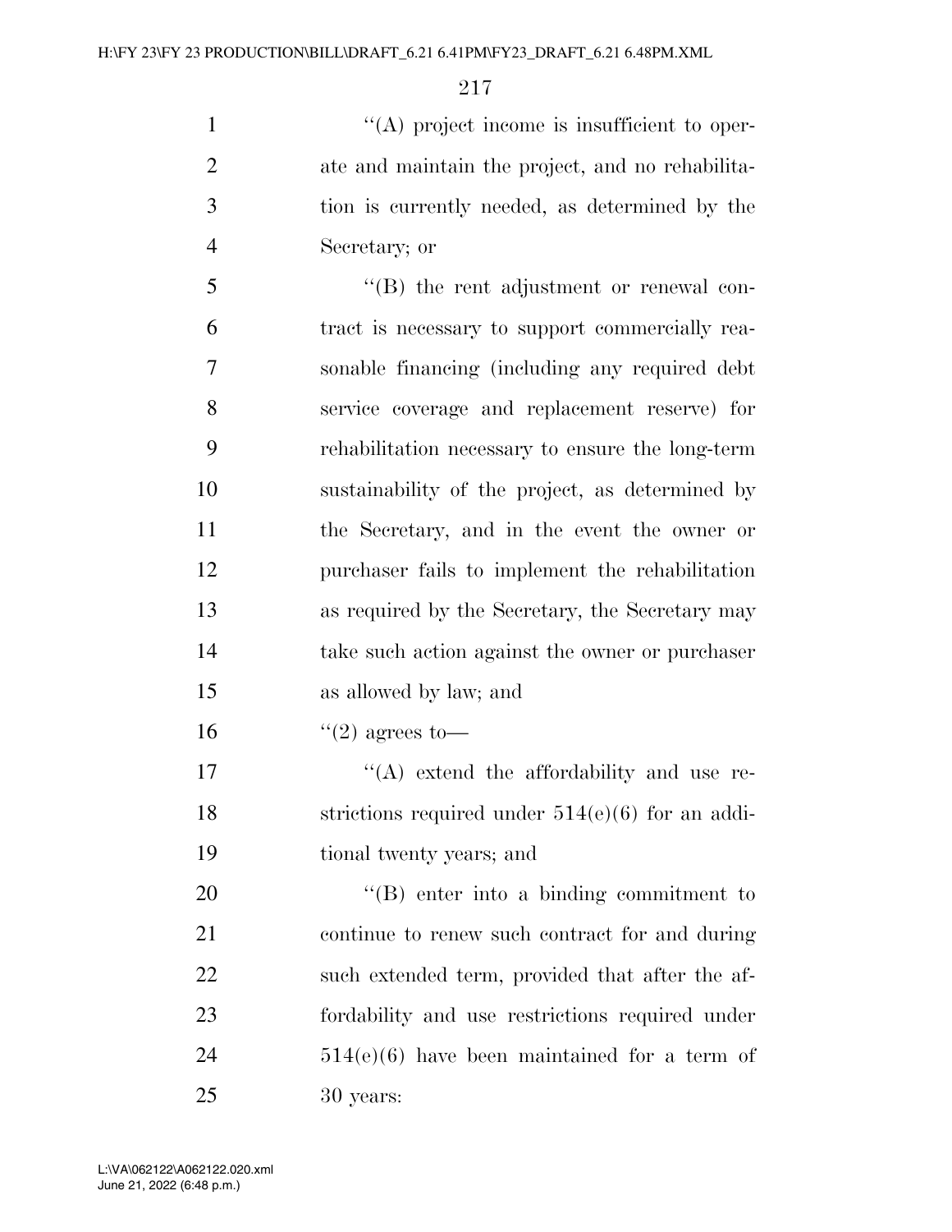"(A) project income is insufficient to operate and maintain the project, and no rehabilitation is currently needed, as determined by the Secretary; or

"(B) the rent adjustment or renewal contract is necessary to support commercially reasonable financing (including any required debt service coverage and replacement reserve) for rehabilitation necessary to ensure the long-term sustainability of the project, as determined by the Secretary, and in the event the owner or purchaser fails to implement the rehabilitation as required by the Secretary, the Secretary may take such action against the owner or purchaser as allowed by law; and

"(2) agrees to—

"(A) extend the affordability and use restrictions required under 514(e)(6) for an additional twenty years; and

"(B) enter into a binding commitment to continue to renew such contract for and during such extended term, provided that after the affordability and use restrictions required under 514(e)(6) have been maintained for a term of 30 years: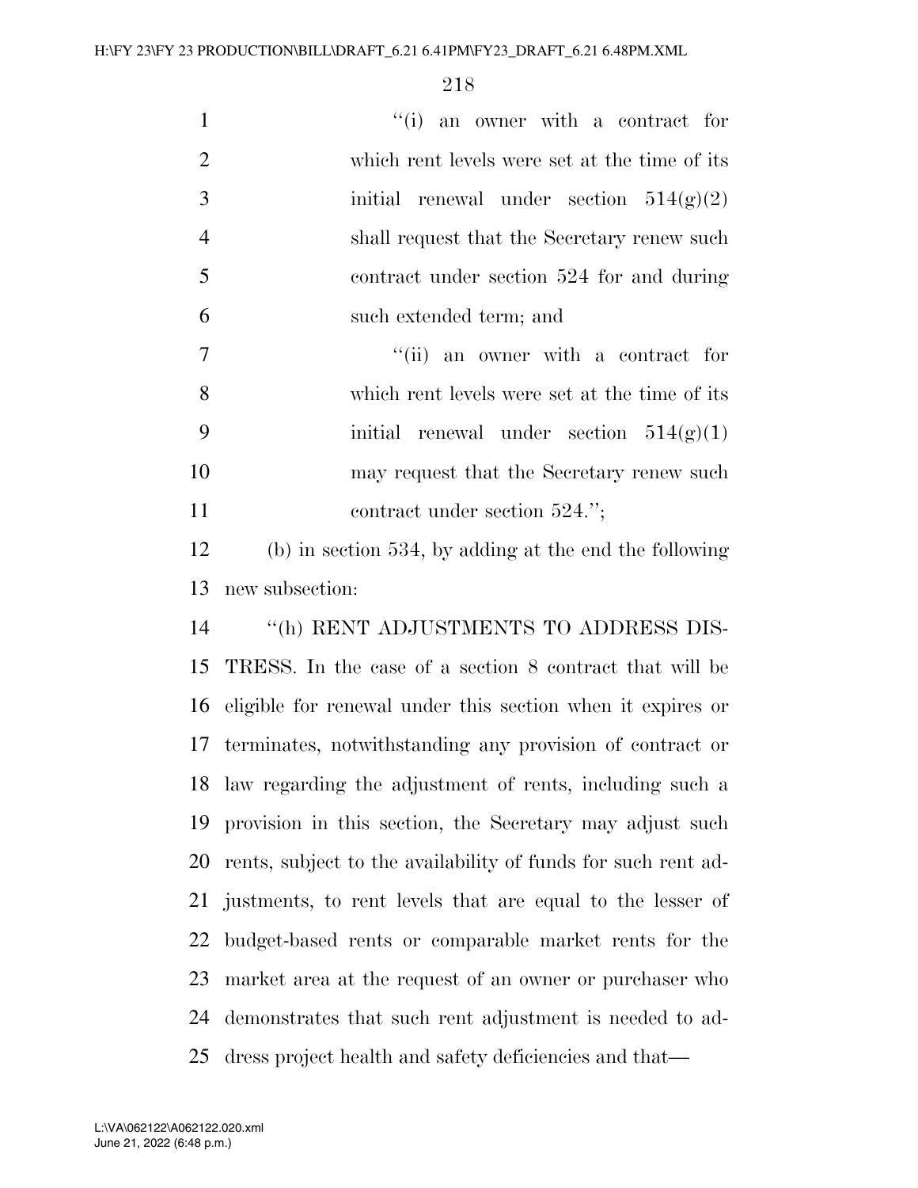"(i) an owner with a contract for which rent levels were set at the time of its initial renewal under section 514(g)(2) shall request that the Secretary renew such contract under section 524 for and during such extended term; and

"(ii) an owner with a contract for which rent levels were set at the time of its initial renewal under section 514(g)(1) may request that the Secretary renew such contract under section 524.";

(b) in section 534, by adding at the end the following new subsection:

"(h) RENT ADJUSTMENTS TO ADDRESS DISTRESS. In the case of a section 8 contract that will be eligible for renewal under this section when it expires or terminates, notwithstanding any provision of contract or law regarding the adjustment of rents, including such a provision in this section, the Secretary may adjust such rents, subject to the availability of funds for such rent adjustments, to rent levels that are equal to the lesser of budget-based rents or comparable market rents for the market area at the request of an owner or purchaser who demonstrates that such rent adjustment is needed to address project health and safety deficiencies and that—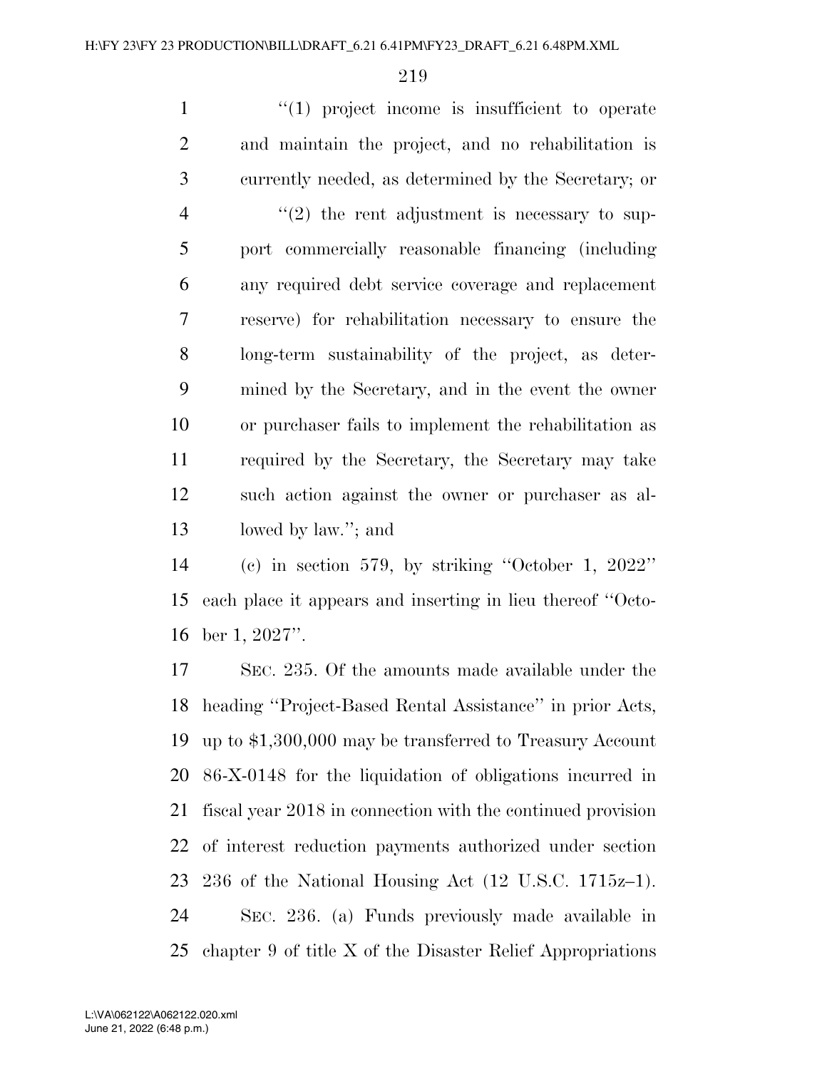"(1) project income is insufficient to operate and maintain the project, and no rehabilitation is currently needed, as determined by the Secretary; or

"(2) the rent adjustment is necessary to support commercially reasonable financing (including any required debt service coverage and replacement reserve) for rehabilitation necessary to ensure the long-term sustainability of the project, as determined by the Secretary, and in the event the owner or purchaser fails to implement the rehabilitation as required by the Secretary, the Secretary may take such action against the owner or purchaser as allowed by law."; and

(c) in section 579, by striking "October 1, 2022" each place it appears and inserting in lieu thereof "October 1, 2027".

SEC. 235. Of the amounts made available under the heading "Project-Based Rental Assistance" in prior Acts, up to $1,300,000 may be transferred to Treasury Account 86-X-0148 for the liquidation of obligations incurred in fiscal year 2018 in connection with the continued provision of interest reduction payments authorized under section 236 of the National Housing Act (12 U.S.C. 1715z–1).

SEC. 236. (a) Funds previously made available in chapter 9 of title X of the Disaster Relief Appropriations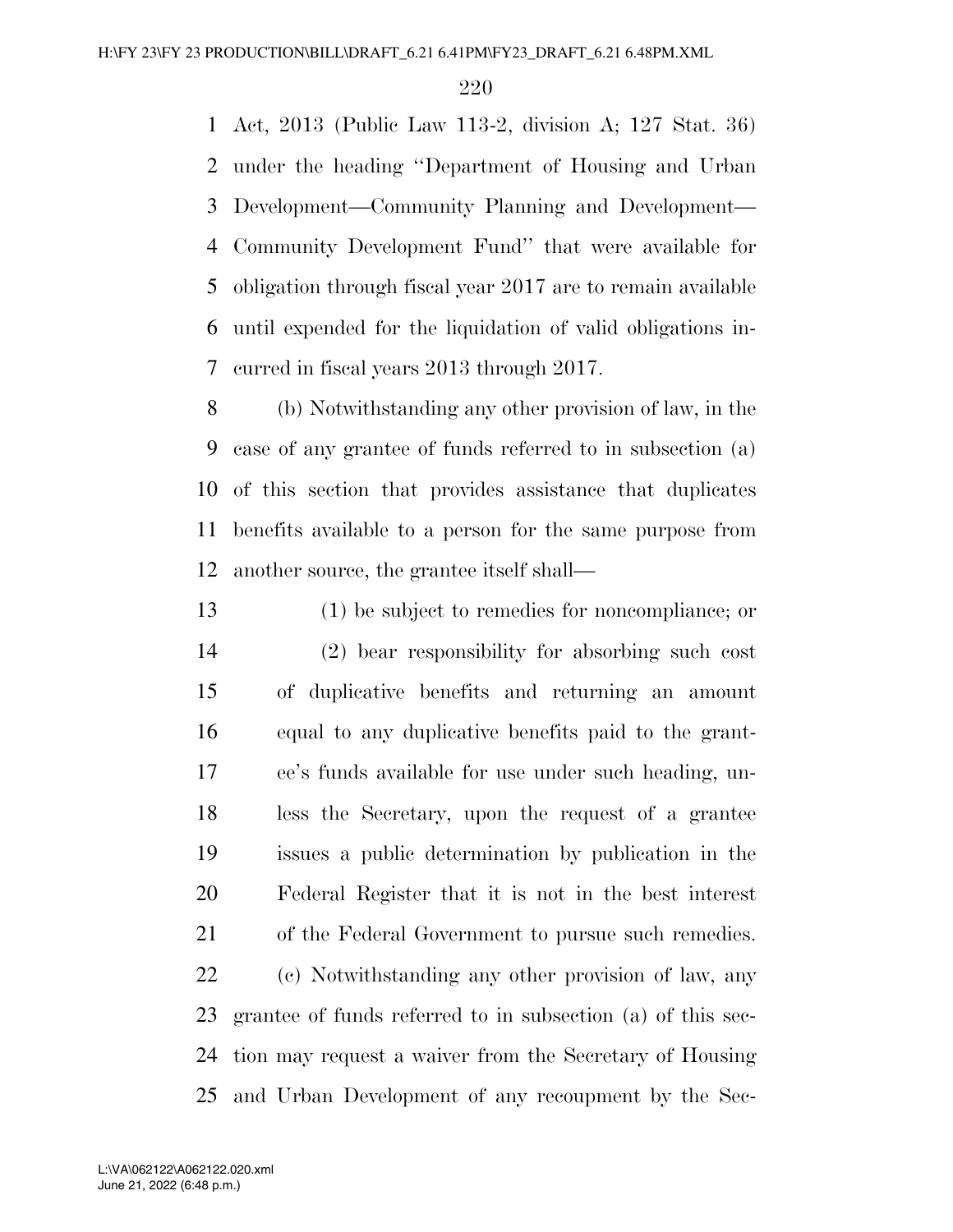Act, 2013 (Public Law 113-2, division A; 127 Stat. 36) under the heading ''Department of Housing and Urban Development—Community Planning and Development—Community Development Fund'' that were available for obligation through fiscal year 2017 are to remain available until expended for the liquidation of valid obligations incurred in fiscal years 2013 through 2017.

(b) Notwithstanding any other provision of law, in the case of any grantee of funds referred to in subsection (a) of this section that provides assistance that duplicates benefits available to a person for the same purpose from another source, the grantee itself shall—

(1) be subject to remedies for noncompliance; or

(2) bear responsibility for absorbing such cost of duplicative benefits and returning an amount equal to any duplicative benefits paid to the grantee's funds available for use under such heading, unless the Secretary, upon the request of a grantee issues a public determination by publication in the Federal Register that it is not in the best interest of the Federal Government to pursue such remedies.

(c) Notwithstanding any other provision of law, any grantee of funds referred to in subsection (a) of this section may request a waiver from the Secretary of Housing and Urban Development of any recoupment by the Sec-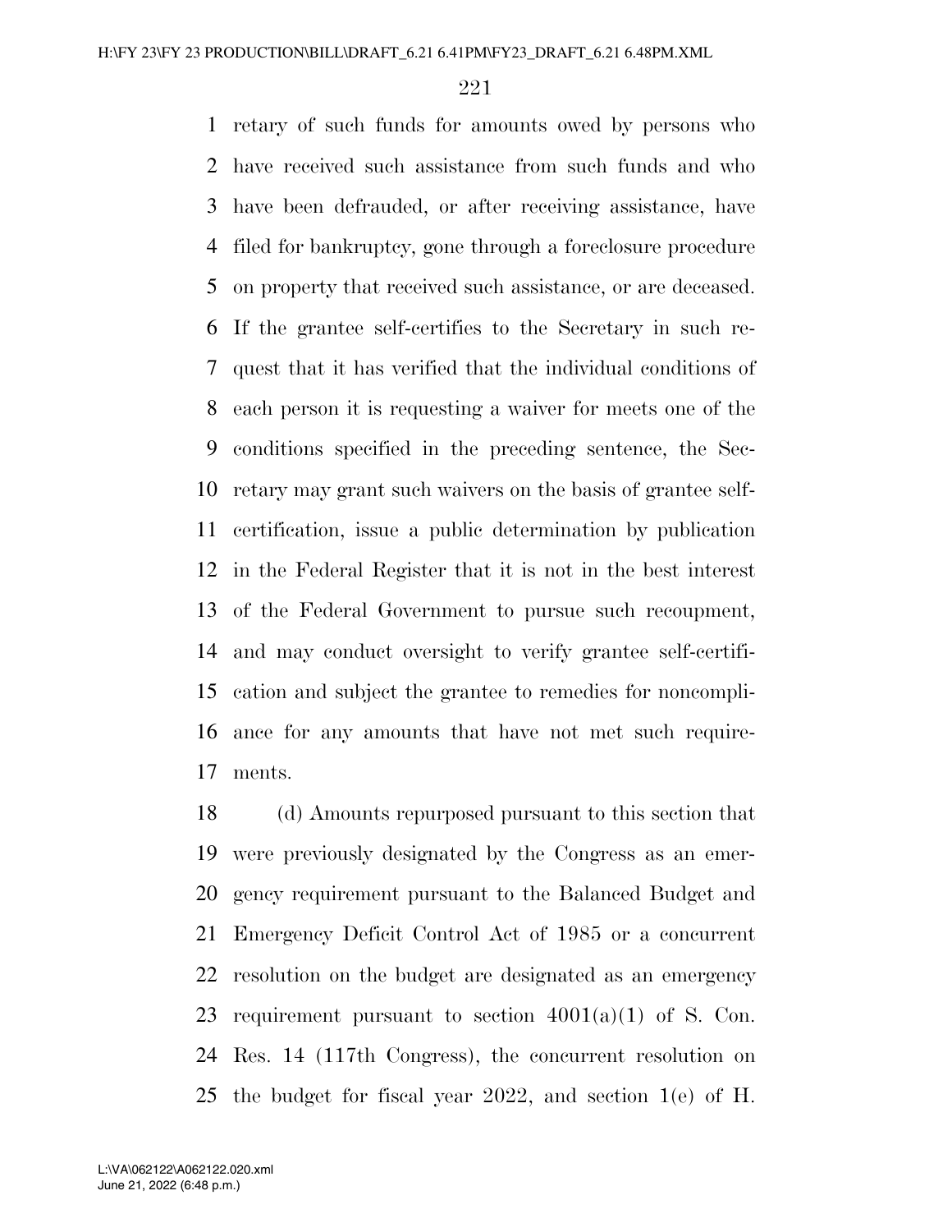retary of such funds for amounts owed by persons who have received such assistance from such funds and who have been defrauded, or after receiving assistance, have filed for bankruptcy, gone through a foreclosure procedure on property that received such assistance, or are deceased. If the grantee self-certifies to the Secretary in such request that it has verified that the individual conditions of each person it is requesting a waiver for meets one of the conditions specified in the preceding sentence, the Secretary may grant such waivers on the basis of grantee self-certification, issue a public determination by publication in the Federal Register that it is not in the best interest of the Federal Government to pursue such recoupment, and may conduct oversight to verify grantee self-certification and subject the grantee to remedies for noncompliance for any amounts that have not met such requirements.

(d) Amounts repurposed pursuant to this section that were previously designated by the Congress as an emergency requirement pursuant to the Balanced Budget and Emergency Deficit Control Act of 1985 or a concurrent resolution on the budget are designated as an emergency requirement pursuant to section 4001(a)(1) of S. Con. Res. 14 (117th Congress), the concurrent resolution on the budget for fiscal year 2022, and section 1(e) of H.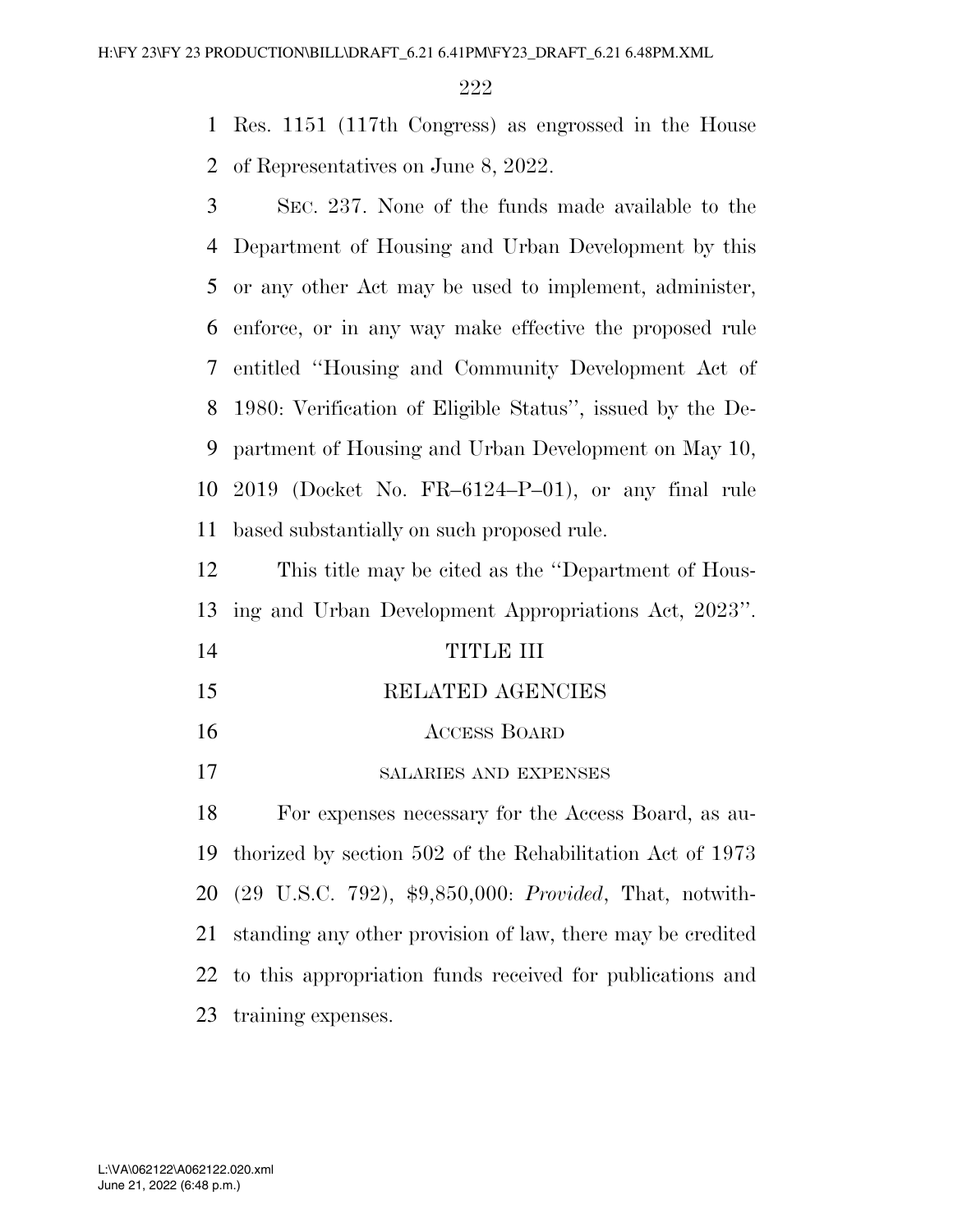Res. 1151 (117th Congress) as engrossed in the House of Representatives on June 8, 2022.

SEC. 237. None of the funds made available to the Department of Housing and Urban Development by this or any other Act may be used to implement, administer, enforce, or in any way make effective the proposed rule entitled ''Housing and Community Development Act of 1980: Verification of Eligible Status'', issued by the Department of Housing and Urban Development on May 10, 2019 (Docket No. FR–6124–P–01), or any final rule based substantially on such proposed rule.

This title may be cited as the ''Department of Housing and Urban Development Appropriations Act, 2023''.

# TITLE III

# RELATED AGENCIES

## ACCESS BOARD

### SALARIES AND EXPENSES

For expenses necessary for the Access Board, as authorized by section 502 of the Rehabilitation Act of 1973 (29 U.S.C. 792), $9,850,000: *Provided*, That, notwithstanding any other provision of law, there may be credited to this appropriation funds received for publications and training expenses.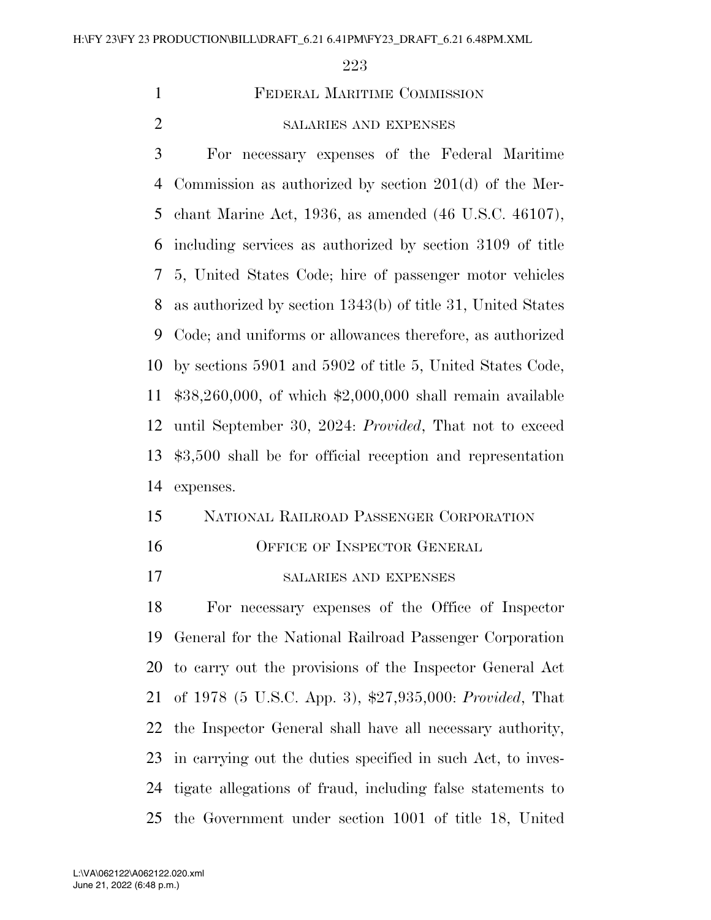## FEDERAL MARITIME COMMISSION

### SALARIES AND EXPENSES

For necessary expenses of the Federal Maritime Commission as authorized by section 201(d) of the Merchant Marine Act, 1936, as amended (46 U.S.C. 46107), including services as authorized by section 3109 of title 5, United States Code; hire of passenger motor vehicles as authorized by section 1343(b) of title 31, United States Code; and uniforms or allowances therefore, as authorized by sections 5901 and 5902 of title 5, United States Code, $38,260,000, of which $2,000,000 shall remain available until September 30, 2024: *Provided*, That not to exceed $3,500 shall be for official reception and representation expenses.

## NATIONAL RAILROAD PASSENGER CORPORATION

### OFFICE OF INSPECTOR GENERAL

#### SALARIES AND EXPENSES

For necessary expenses of the Office of Inspector General for the National Railroad Passenger Corporation to carry out the provisions of the Inspector General Act of 1978 (5 U.S.C. App. 3), $27,935,000: *Provided*, That the Inspector General shall have all necessary authority, in carrying out the duties specified in such Act, to investigate allegations of fraud, including false statements to the Government under section 1001 of title 18, United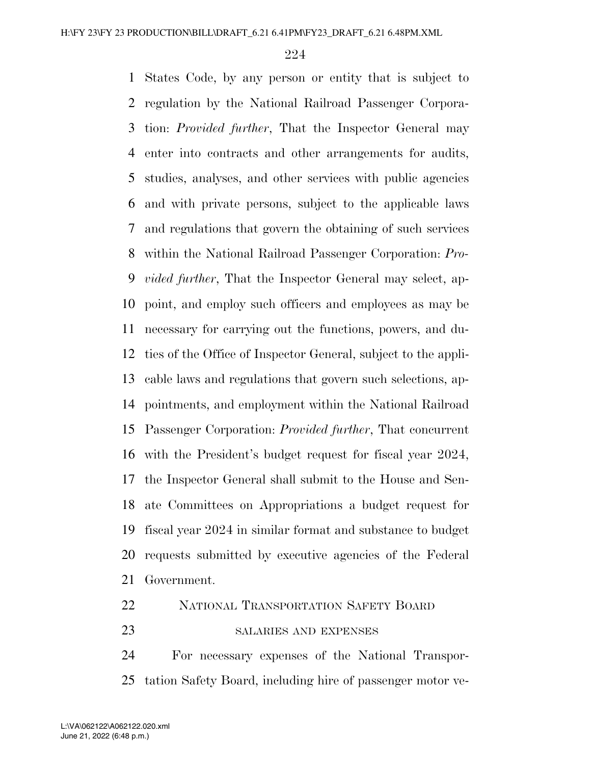States Code, by any person or entity that is subject to regulation by the National Railroad Passenger Corporation: *Provided further*, That the Inspector General may enter into contracts and other arrangements for audits, studies, analyses, and other services with public agencies and with private persons, subject to the applicable laws and regulations that govern the obtaining of such services within the National Railroad Passenger Corporation: *Provided further*, That the Inspector General may select, appoint, and employ such officers and employees as may be necessary for carrying out the functions, powers, and duties of the Office of Inspector General, subject to the applicable laws and regulations that govern such selections, appointments, and employment within the National Railroad Passenger Corporation: *Provided further*, That concurrent with the President's budget request for fiscal year 2024, the Inspector General shall submit to the House and Senate Committees on Appropriations a budget request for fiscal year 2024 in similar format and substance to budget requests submitted by executive agencies of the Federal Government.

## NATIONAL TRANSPORTATION SAFETY BOARD

### SALARIES AND EXPENSES

For necessary expenses of the National Transportation Safety Board, including hire of passenger motor ve-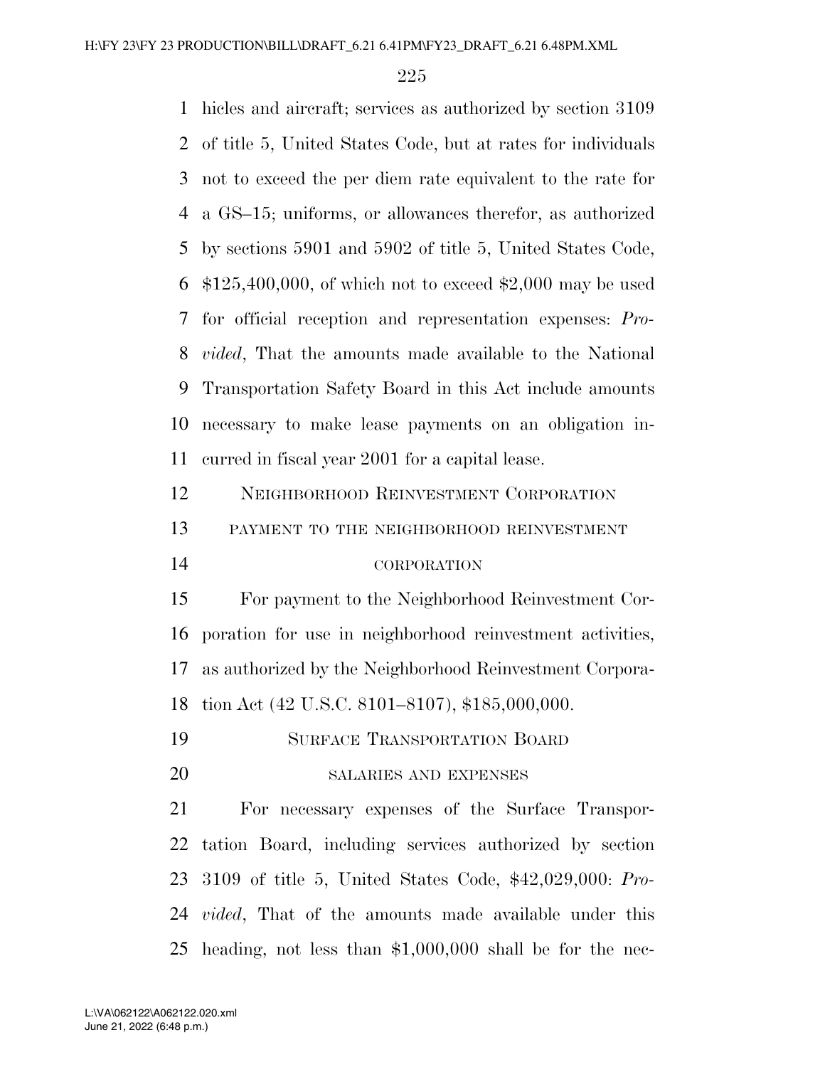hicles and aircraft; services as authorized by section 3109 of title 5, United States Code, but at rates for individuals not to exceed the per diem rate equivalent to the rate for a GS–15; uniforms, or allowances therefor, as authorized by sections 5901 and 5902 of title 5, United States Code, $125,400,000, of which not to exceed $2,000 may be used for official reception and representation expenses: *Provided*, That the amounts made available to the National Transportation Safety Board in this Act include amounts necessary to make lease payments on an obligation incurred in fiscal year 2001 for a capital lease.

NEIGHBORHOOD REINVESTMENT CORPORATION

PAYMENT TO THE NEIGHBORHOOD REINVESTMENT CORPORATION

For payment to the Neighborhood Reinvestment Corporation for use in neighborhood reinvestment activities, as authorized by the Neighborhood Reinvestment Corporation Act (42 U.S.C. 8101–8107), $185,000,000.

SURFACE TRANSPORTATION BOARD

SALARIES AND EXPENSES

For necessary expenses of the Surface Transportation Board, including services authorized by section 3109 of title 5, United States Code, $42,029,000: *Provided*, That of the amounts made available under this heading, not less than $1,000,000 shall be for the nec-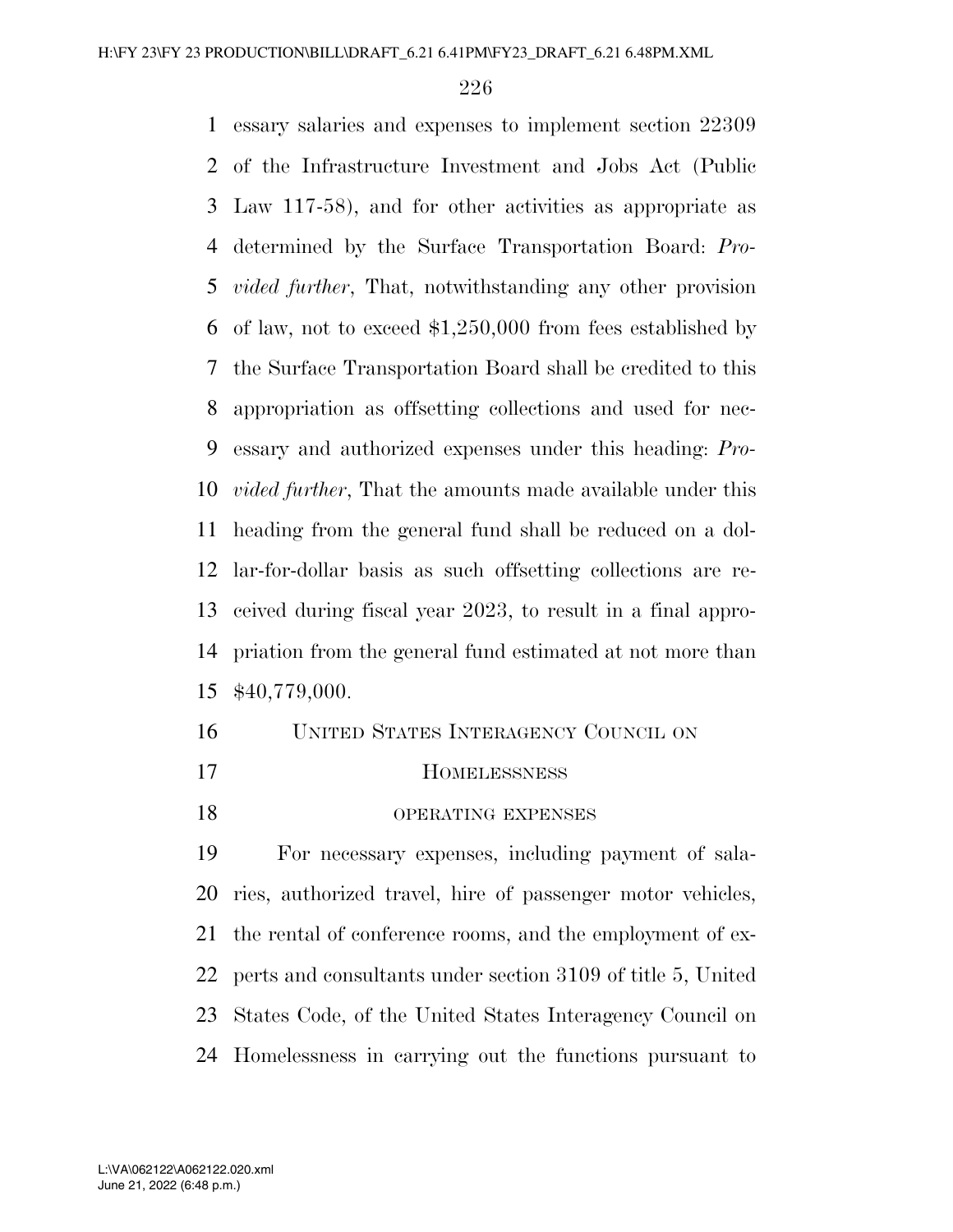essary salaries and expenses to implement section 22309 of the Infrastructure Investment and Jobs Act (Public Law 117-58), and for other activities as appropriate as determined by the Surface Transportation Board: *Provided further*, That, notwithstanding any other provision of law, not to exceed $1,250,000 from fees established by the Surface Transportation Board shall be credited to this appropriation as offsetting collections and used for necessary and authorized expenses under this heading: *Provided further*, That the amounts made available under this heading from the general fund shall be reduced on a dollar-for-dollar basis as such offsetting collections are received during fiscal year 2023, to result in a final appropriation from the general fund estimated at not more than $40,779,000.

## UNITED STATES INTERAGENCY COUNCIL ON HOMELESSNESS

### OPERATING EXPENSES

For necessary expenses, including payment of salaries, authorized travel, hire of passenger motor vehicles, the rental of conference rooms, and the employment of experts and consultants under section 3109 of title 5, United States Code, of the United States Interagency Council on Homelessness in carrying out the functions pursuant to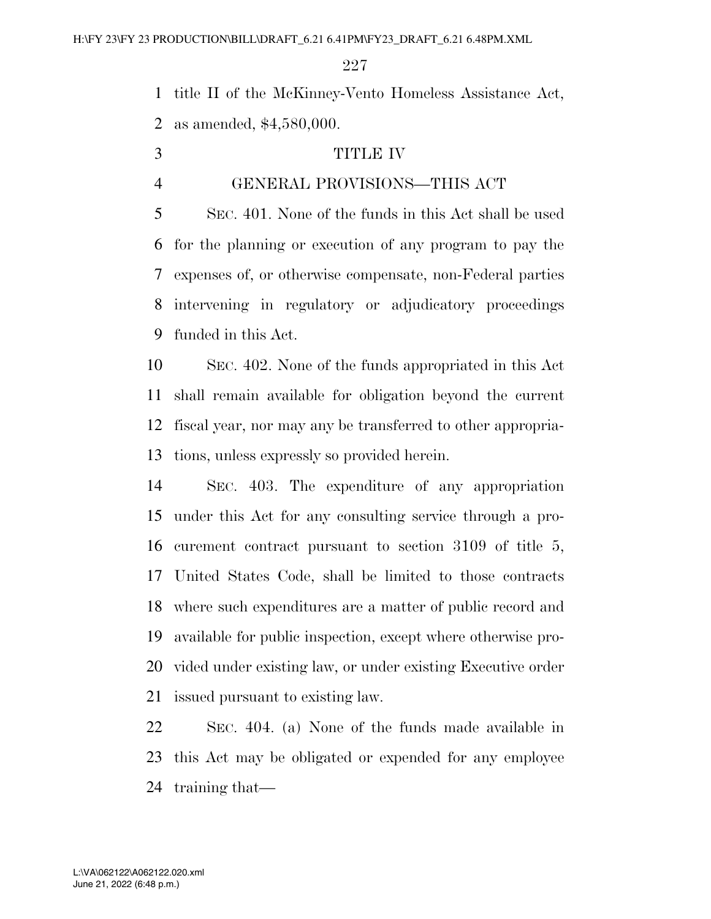title II of the McKinney-Vento Homeless Assistance Act, as amended, $4,580,000.

# TITLE IV

## GENERAL PROVISIONS—THIS ACT

SEC. 401. None of the funds in this Act shall be used for the planning or execution of any program to pay the expenses of, or otherwise compensate, non-Federal parties intervening in regulatory or adjudicatory proceedings funded in this Act.

SEC. 402. None of the funds appropriated in this Act shall remain available for obligation beyond the current fiscal year, nor may any be transferred to other appropriations, unless expressly so provided herein.

SEC. 403. The expenditure of any appropriation under this Act for any consulting service through a procurement contract pursuant to section 3109 of title 5, United States Code, shall be limited to those contracts where such expenditures are a matter of public record and available for public inspection, except where otherwise provided under existing law, or under existing Executive order issued pursuant to existing law.

SEC. 404. (a) None of the funds made available in this Act may be obligated or expended for any employee training that—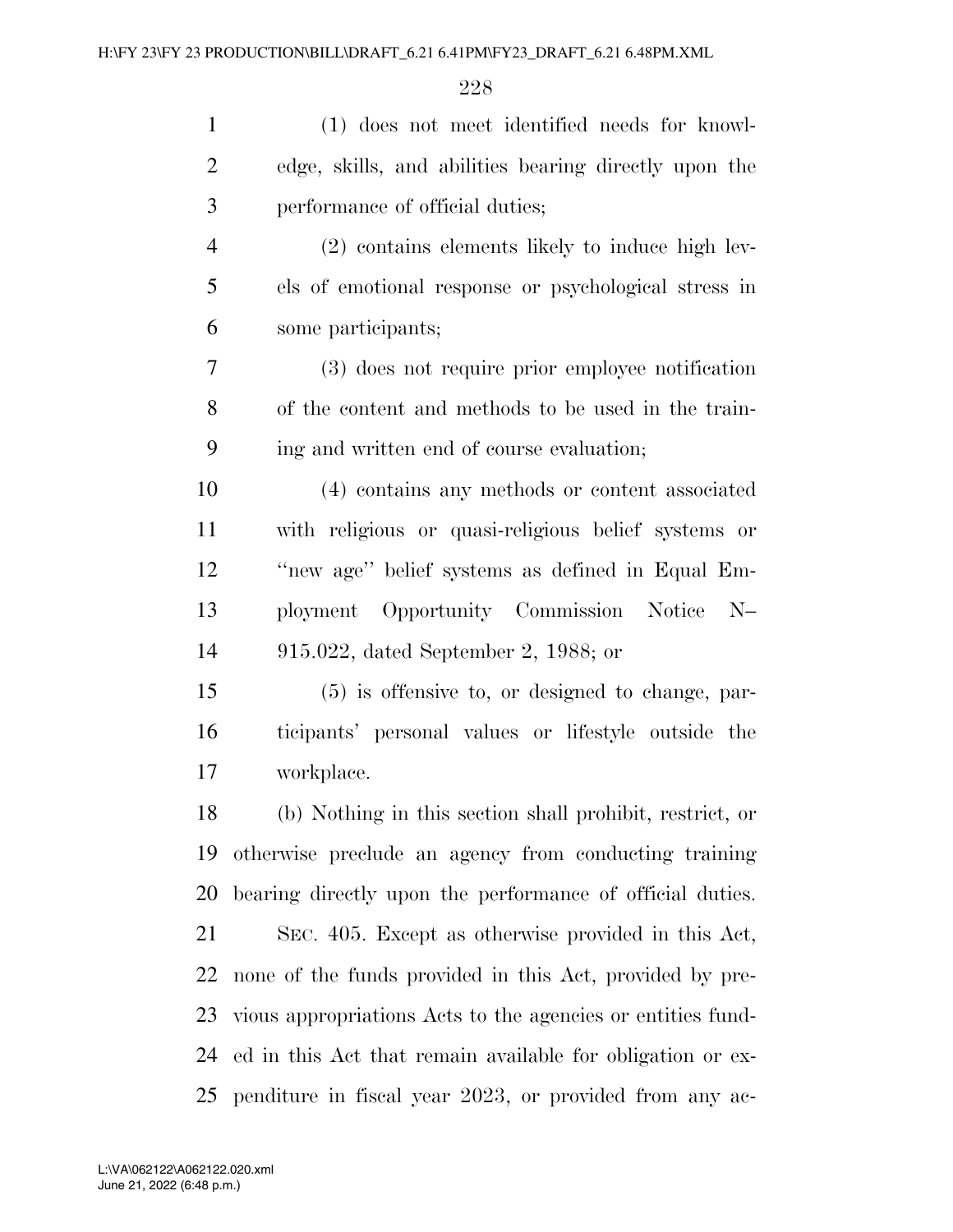(1) does not meet identified needs for knowledge, skills, and abilities bearing directly upon the performance of official duties;

(2) contains elements likely to induce high levels of emotional response or psychological stress in some participants;

(3) does not require prior employee notification of the content and methods to be used in the training and written end of course evaluation;

(4) contains any methods or content associated with religious or quasi-religious belief systems or "new age" belief systems as defined in Equal Employment Opportunity Commission Notice N–915.022, dated September 2, 1988; or

(5) is offensive to, or designed to change, participants' personal values or lifestyle outside the workplace.

(b) Nothing in this section shall prohibit, restrict, or otherwise preclude an agency from conducting training bearing directly upon the performance of official duties.

SEC. 405. Except as otherwise provided in this Act, none of the funds provided in this Act, provided by previous appropriations Acts to the agencies or entities funded in this Act that remain available for obligation or expenditure in fiscal year 2023, or provided from any ac-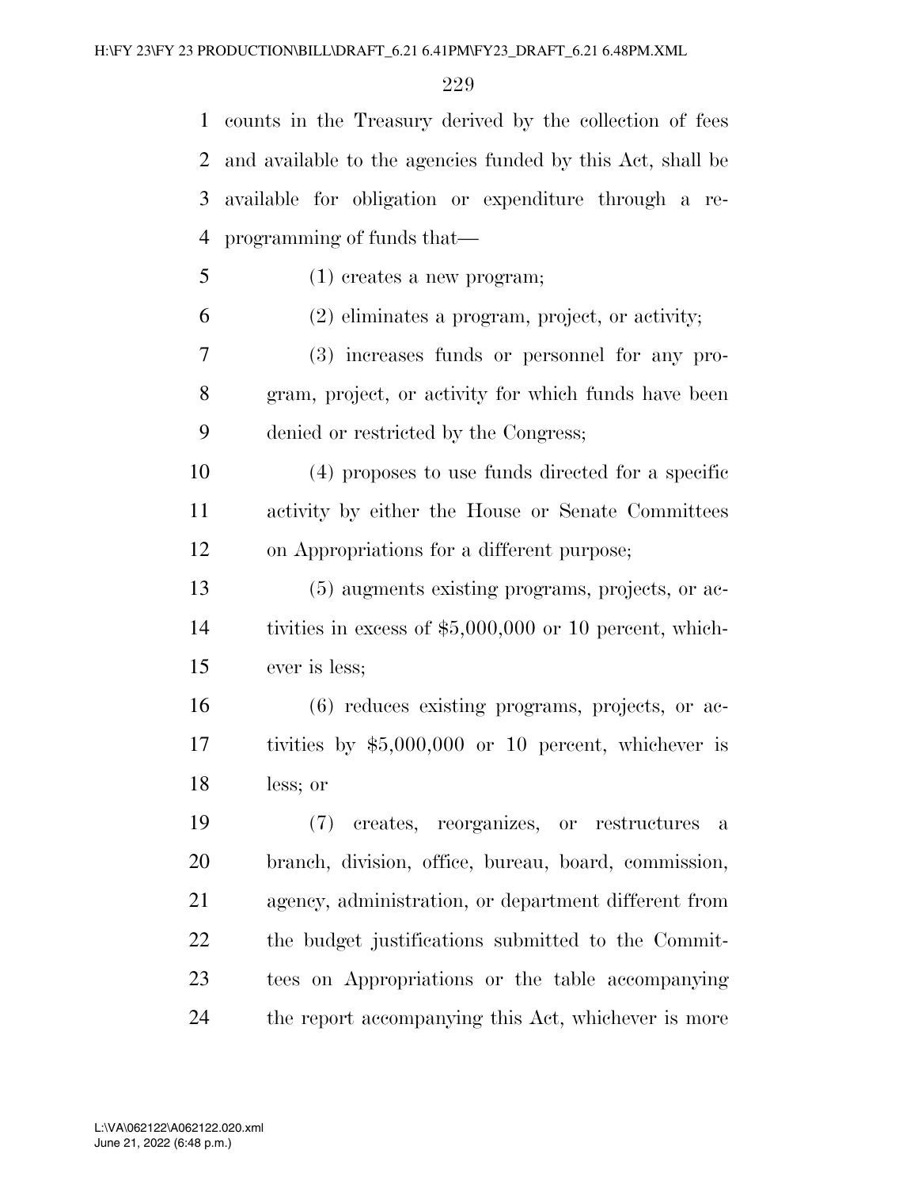counts in the Treasury derived by the collection of fees and available to the agencies funded by this Act, shall be available for obligation or expenditure through a reprogramming of funds that—

(1) creates a new program;

(2) eliminates a program, project, or activity;

(3) increases funds or personnel for any program, project, or activity for which funds have been denied or restricted by the Congress;

(4) proposes to use funds directed for a specific activity by either the House or Senate Committees on Appropriations for a different purpose;

(5) augments existing programs, projects, or activities in excess of $5,000,000 or 10 percent, whichever is less;

(6) reduces existing programs, projects, or activities by $5,000,000 or 10 percent, whichever is less; or

(7) creates, reorganizes, or restructures a branch, division, office, bureau, board, commission, agency, administration, or department different from the budget justifications submitted to the Committees on Appropriations or the table accompanying the report accompanying this Act, whichever is more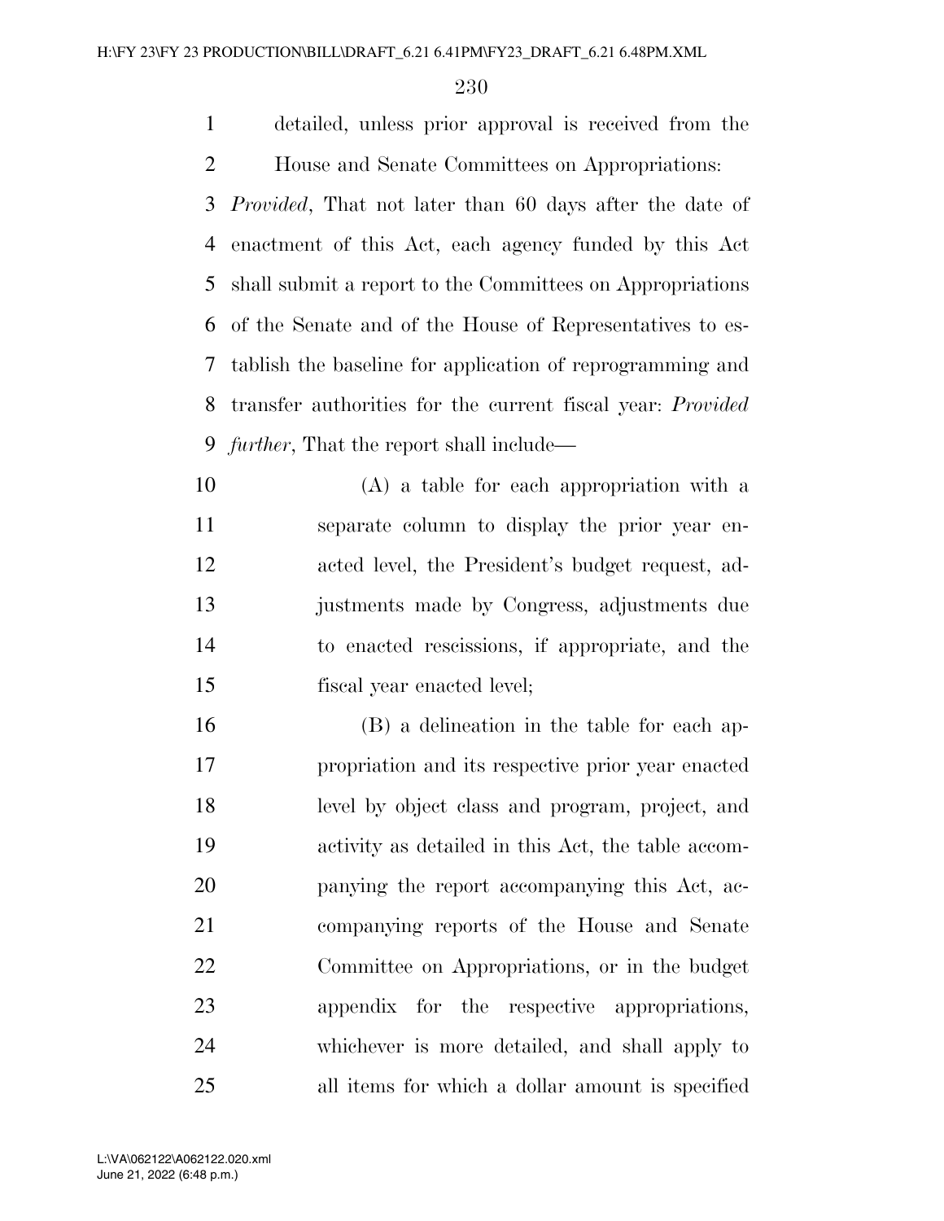detailed, unless prior approval is received from the House and Senate Committees on Appropriations: *Provided*, That not later than 60 days after the date of enactment of this Act, each agency funded by this Act shall submit a report to the Committees on Appropriations of the Senate and of the House of Representatives to establish the baseline for application of reprogramming and transfer authorities for the current fiscal year: *Provided further*, That the report shall include—

(A) a table for each appropriation with a separate column to display the prior year enacted level, the President's budget request, adjustments made by Congress, adjustments due to enacted rescissions, if appropriate, and the fiscal year enacted level;

(B) a delineation in the table for each appropriation and its respective prior year enacted level by object class and program, project, and activity as detailed in this Act, the table accompanying the report accompanying this Act, accompanying reports of the House and Senate Committee on Appropriations, or in the budget appendix for the respective appropriations, whichever is more detailed, and shall apply to all items for which a dollar amount is specified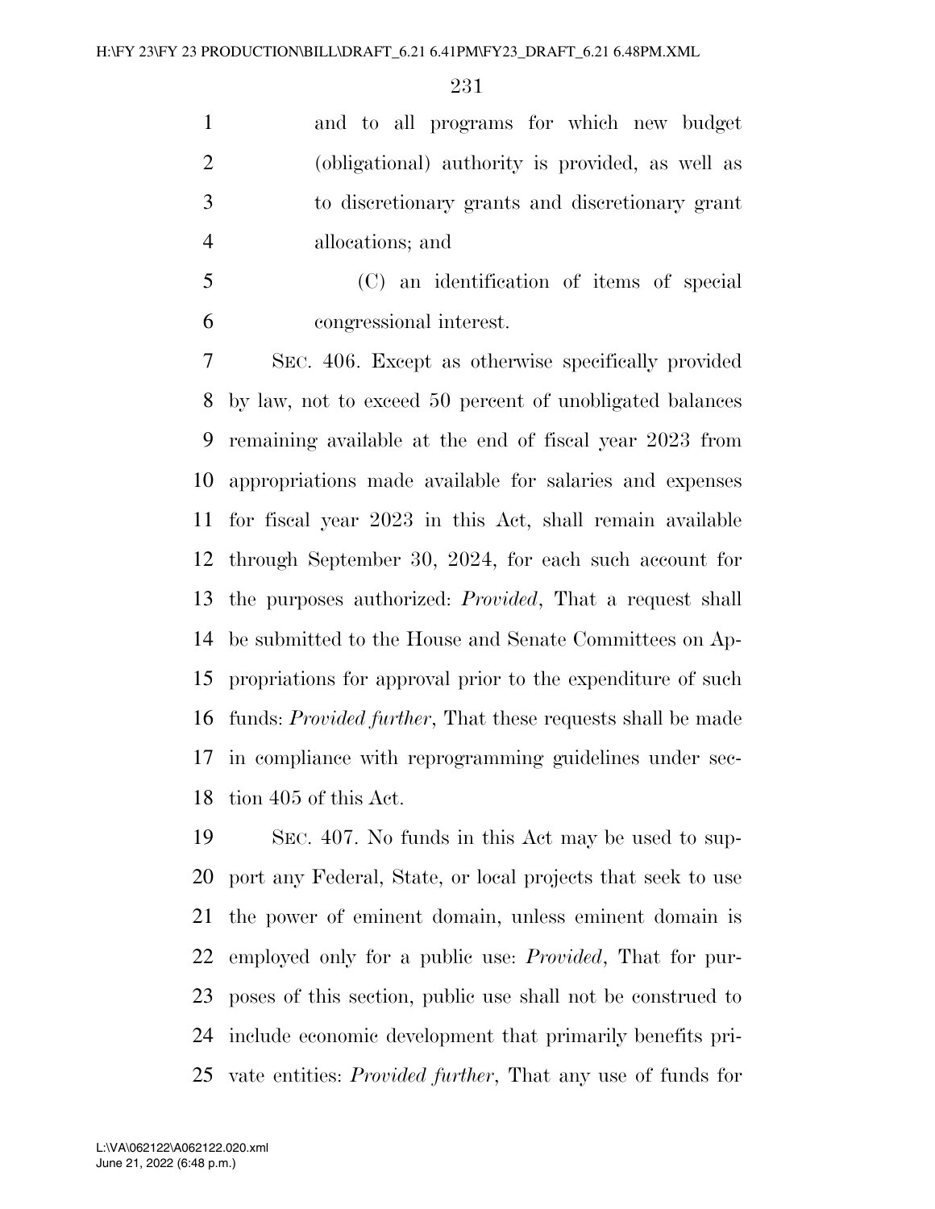and to all programs for which new budget (obligational) authority is provided, as well as to discretionary grants and discretionary grant allocations; and

(C) an identification of items of special congressional interest.

SEC. 406. Except as otherwise specifically provided by law, not to exceed 50 percent of unobligated balances remaining available at the end of fiscal year 2023 from appropriations made available for salaries and expenses for fiscal year 2023 in this Act, shall remain available through September 30, 2024, for each such account for the purposes authorized: *Provided*, That a request shall be submitted to the House and Senate Committees on Appropriations for approval prior to the expenditure of such funds: *Provided further*, That these requests shall be made in compliance with reprogramming guidelines under section 405 of this Act.

SEC. 407. No funds in this Act may be used to support any Federal, State, or local projects that seek to use the power of eminent domain, unless eminent domain is employed only for a public use: *Provided*, That for purposes of this section, public use shall not be construed to include economic development that primarily benefits private entities: *Provided further*, That any use of funds for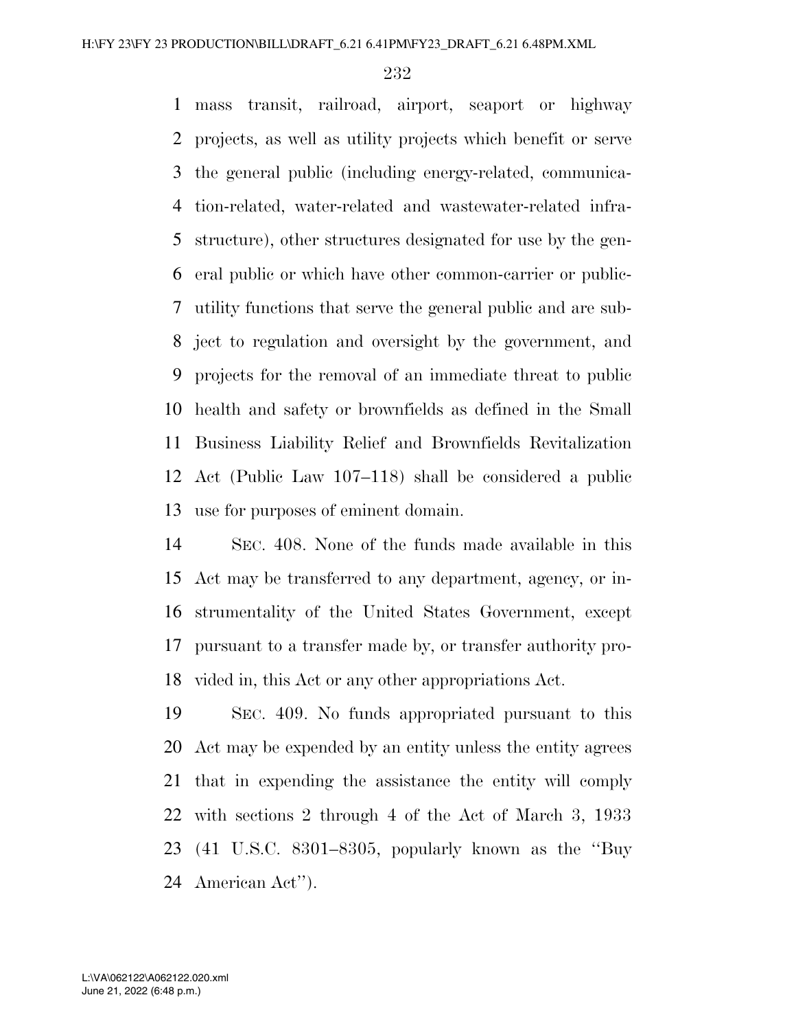mass transit, railroad, airport, seaport or highway projects, as well as utility projects which benefit or serve the general public (including energy-related, communication-related, water-related and wastewater-related infrastructure), other structures designated for use by the general public or which have other common-carrier or public-utility functions that serve the general public and are subject to regulation and oversight by the government, and projects for the removal of an immediate threat to public health and safety or brownfields as defined in the Small Business Liability Relief and Brownfields Revitalization Act (Public Law 107–118) shall be considered a public use for purposes of eminent domain.

SEC. 408. None of the funds made available in this Act may be transferred to any department, agency, or instrumentality of the United States Government, except pursuant to a transfer made by, or transfer authority provided in, this Act or any other appropriations Act.

SEC. 409. No funds appropriated pursuant to this Act may be expended by an entity unless the entity agrees that in expending the assistance the entity will comply with sections 2 through 4 of the Act of March 3, 1933 (41 U.S.C. 8301–8305, popularly known as the ''Buy American Act'').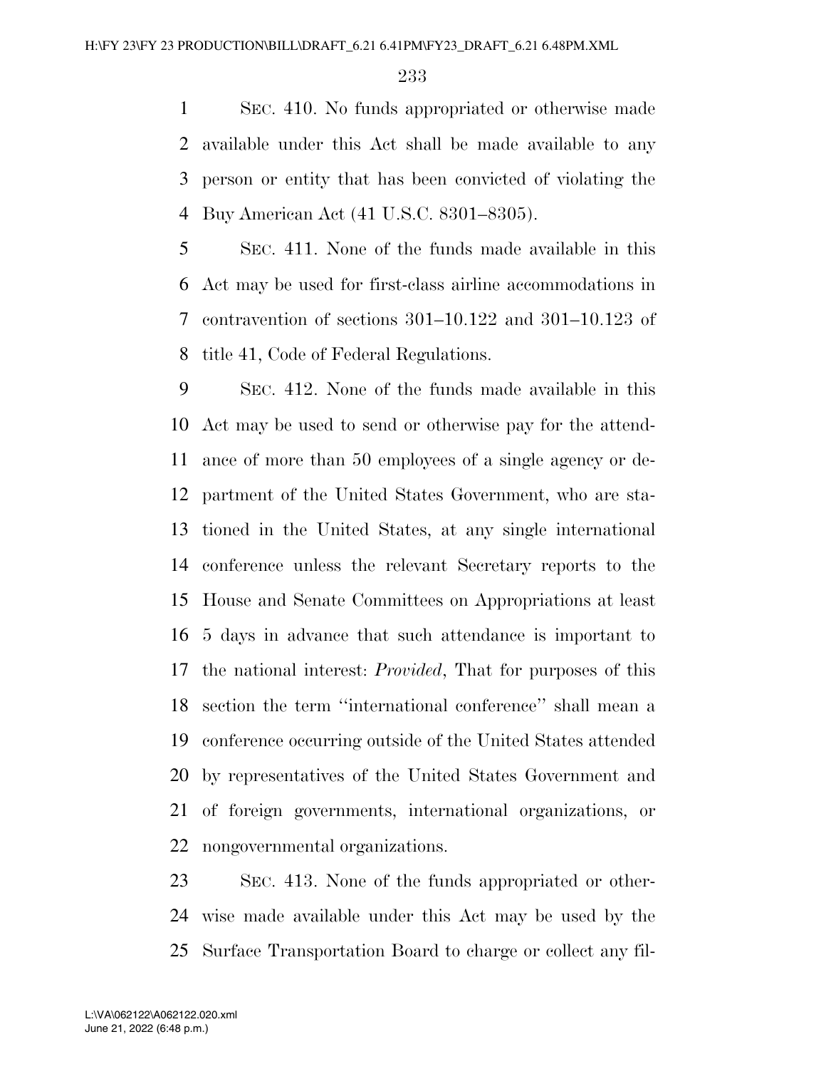SEC. 410. No funds appropriated or otherwise made available under this Act shall be made available to any person or entity that has been convicted of violating the Buy American Act (41 U.S.C. 8301–8305).

SEC. 411. None of the funds made available in this Act may be used for first-class airline accommodations in contravention of sections 301–10.122 and 301–10.123 of title 41, Code of Federal Regulations.

SEC. 412. None of the funds made available in this Act may be used to send or otherwise pay for the attendance of more than 50 employees of a single agency or department of the United States Government, who are stationed in the United States, at any single international conference unless the relevant Secretary reports to the House and Senate Committees on Appropriations at least 5 days in advance that such attendance is important to the national interest: *Provided*, That for purposes of this section the term ''international conference'' shall mean a conference occurring outside of the United States attended by representatives of the United States Government and of foreign governments, international organizations, or nongovernmental organizations.

SEC. 413. None of the funds appropriated or otherwise made available under this Act may be used by the Surface Transportation Board to charge or collect any fil-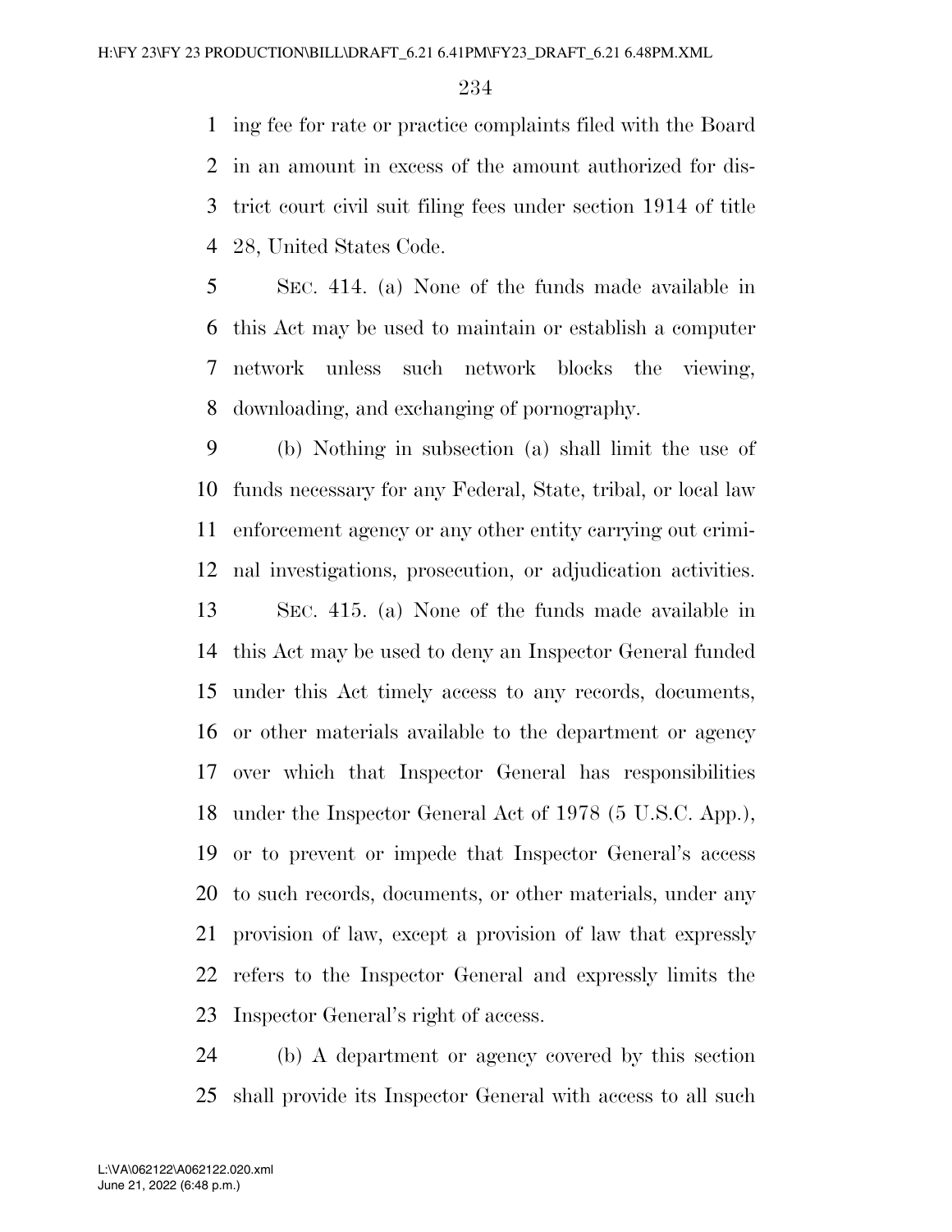ing fee for rate or practice complaints filed with the Board in an amount in excess of the amount authorized for district court civil suit filing fees under section 1914 of title 28, United States Code.

SEC. 414. (a) None of the funds made available in this Act may be used to maintain or establish a computer network unless such network blocks the viewing, downloading, and exchanging of pornography.

(b) Nothing in subsection (a) shall limit the use of funds necessary for any Federal, State, tribal, or local law enforcement agency or any other entity carrying out criminal investigations, prosecution, or adjudication activities.

SEC. 415. (a) None of the funds made available in this Act may be used to deny an Inspector General funded under this Act timely access to any records, documents, or other materials available to the department or agency over which that Inspector General has responsibilities under the Inspector General Act of 1978 (5 U.S.C. App.), or to prevent or impede that Inspector General's access to such records, documents, or other materials, under any provision of law, except a provision of law that expressly refers to the Inspector General and expressly limits the Inspector General's right of access.

(b) A department or agency covered by this section shall provide its Inspector General with access to all such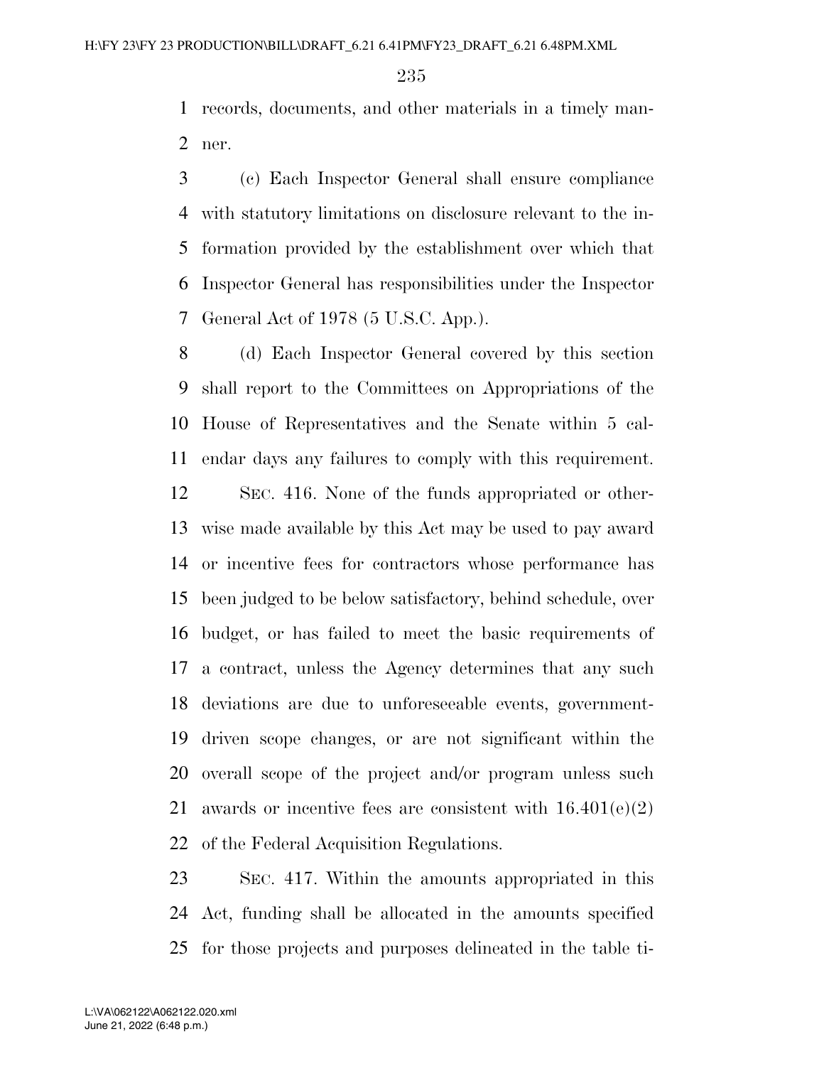records, documents, and other materials in a timely manner.

(c) Each Inspector General shall ensure compliance with statutory limitations on disclosure relevant to the information provided by the establishment over which that Inspector General has responsibilities under the Inspector General Act of 1978 (5 U.S.C. App.).

(d) Each Inspector General covered by this section shall report to the Committees on Appropriations of the House of Representatives and the Senate within 5 calendar days any failures to comply with this requirement.

SEC. 416. None of the funds appropriated or otherwise made available by this Act may be used to pay award or incentive fees for contractors whose performance has been judged to be below satisfactory, behind schedule, over budget, or has failed to meet the basic requirements of a contract, unless the Agency determines that any such deviations are due to unforeseeable events, government-driven scope changes, or are not significant within the overall scope of the project and/or program unless such awards or incentive fees are consistent with 16.401(e)(2) of the Federal Acquisition Regulations.

SEC. 417. Within the amounts appropriated in this Act, funding shall be allocated in the amounts specified for those projects and purposes delineated in the table ti-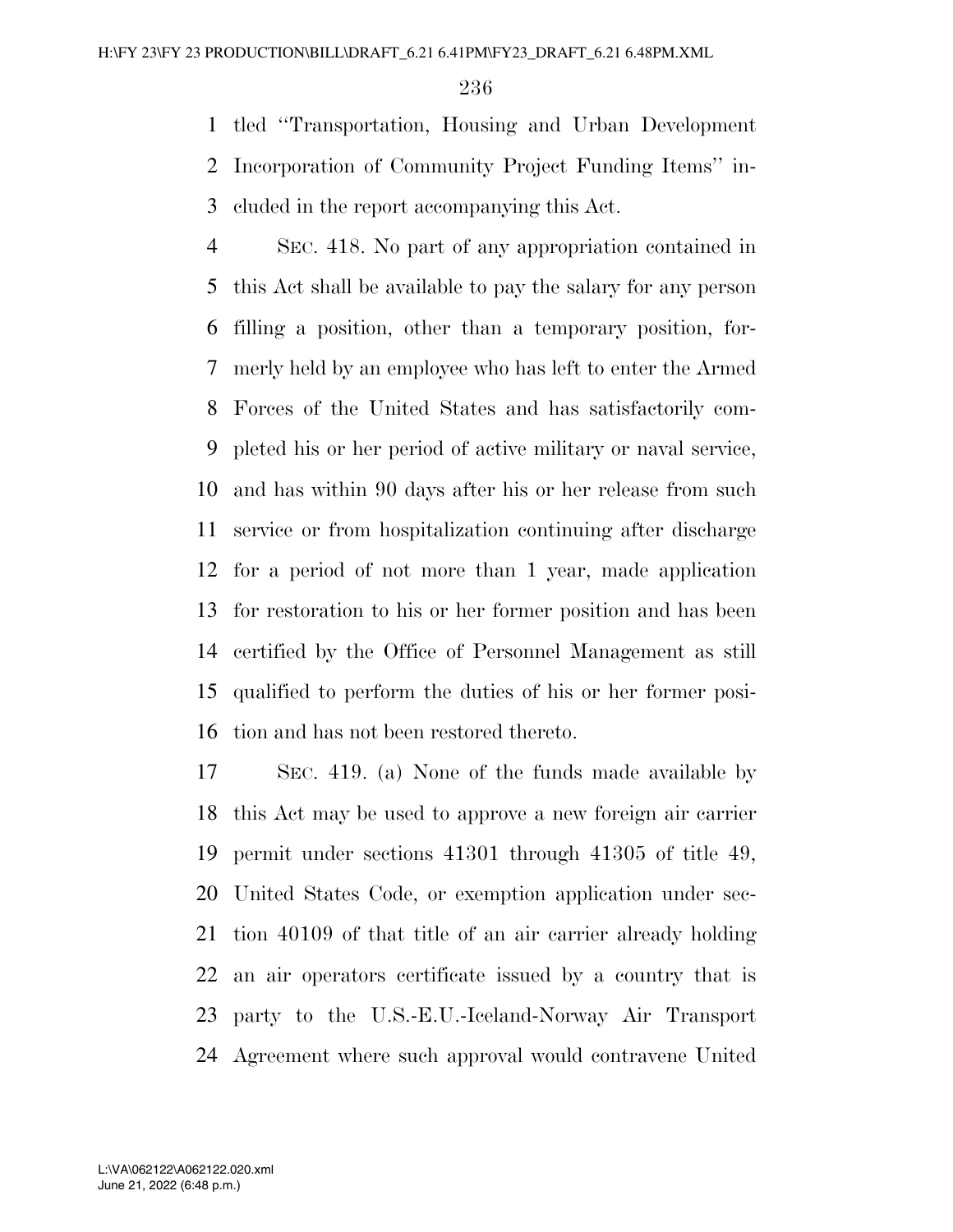tled "Transportation, Housing and Urban Development Incorporation of Community Project Funding Items" included in the report accompanying this Act.

SEC. 418. No part of any appropriation contained in this Act shall be available to pay the salary for any person filling a position, other than a temporary position, formerly held by an employee who has left to enter the Armed Forces of the United States and has satisfactorily completed his or her period of active military or naval service, and has within 90 days after his or her release from such service or from hospitalization continuing after discharge for a period of not more than 1 year, made application for restoration to his or her former position and has been certified by the Office of Personnel Management as still qualified to perform the duties of his or her former position and has not been restored thereto.

SEC. 419. (a) None of the funds made available by this Act may be used to approve a new foreign air carrier permit under sections 41301 through 41305 of title 49, United States Code, or exemption application under section 40109 of that title of an air carrier already holding an air operators certificate issued by a country that is party to the U.S.-E.U.-Iceland-Norway Air Transport Agreement where such approval would contravene United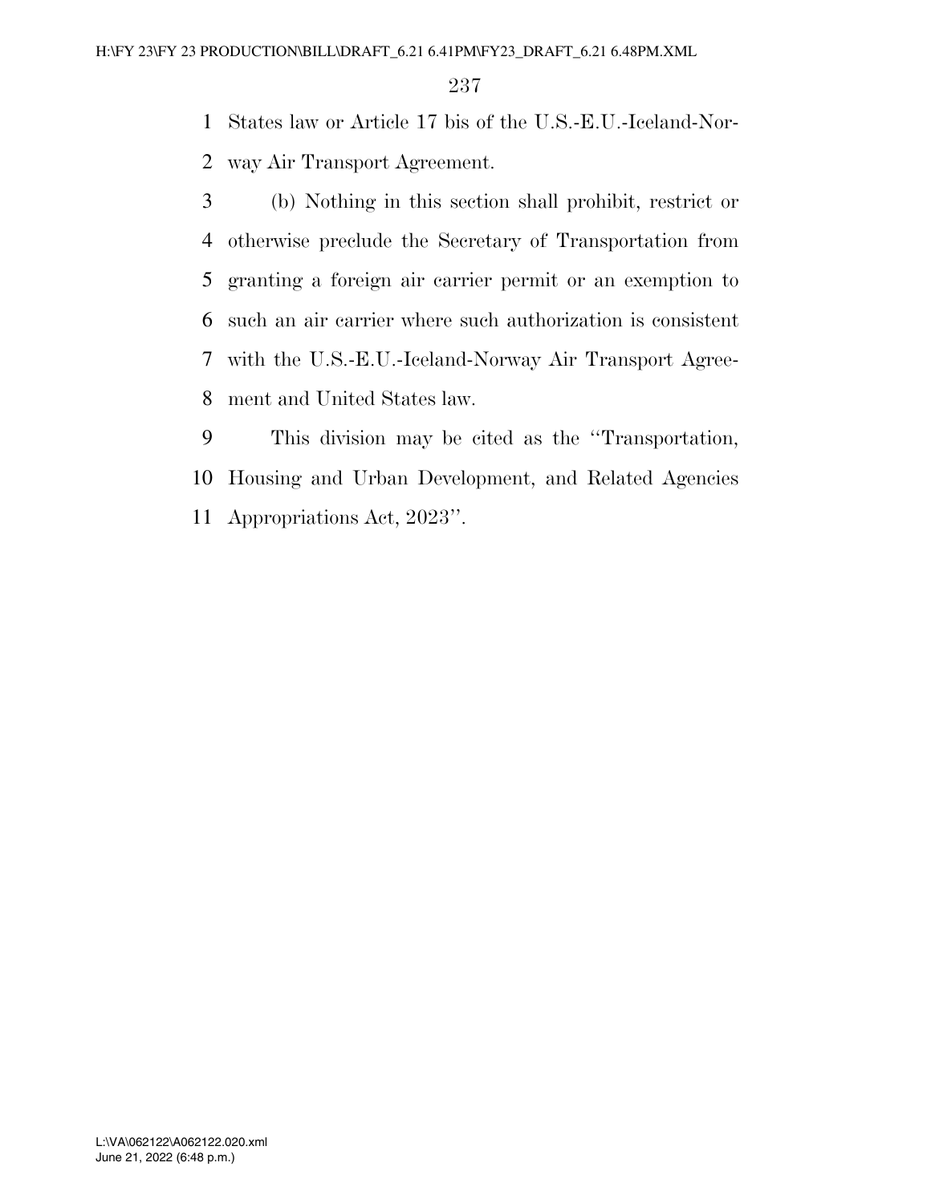States law or Article 17 bis of the U.S.-E.U.-Iceland-Norway Air Transport Agreement.

(b) Nothing in this section shall prohibit, restrict or otherwise preclude the Secretary of Transportation from granting a foreign air carrier permit or an exemption to such an air carrier where such authorization is consistent with the U.S.-E.U.-Iceland-Norway Air Transport Agreement and United States law.

This division may be cited as the ''Transportation, Housing and Urban Development, and Related Agencies Appropriations Act, 2023''.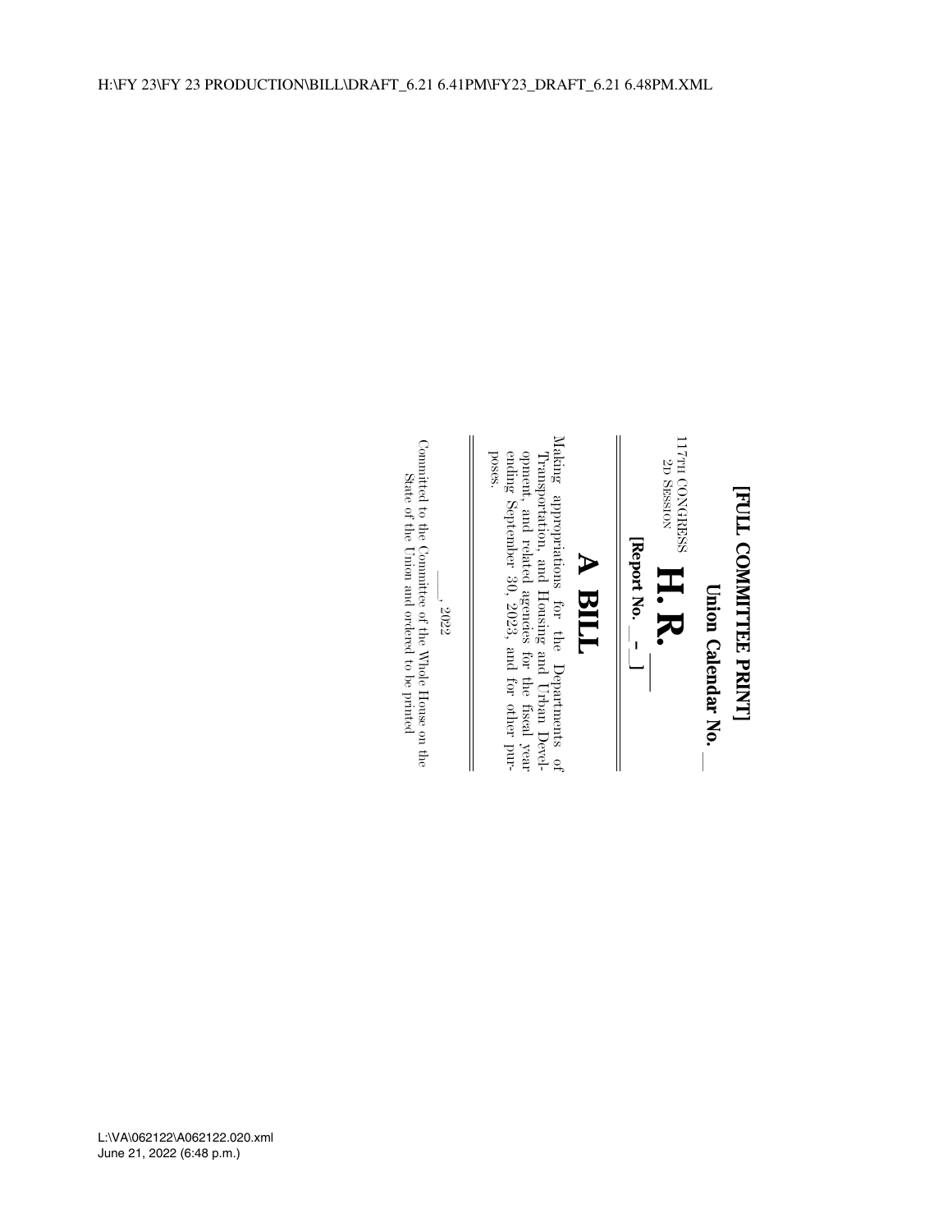**[FULL COMMITTEE PRINT]**

**Union Calendar No. \_\_**

117TH CONGRESS
2D SESSION

# H. R. \_\_\_

**[Report No. \_\_-\_\_]**

# A BILL

Making appropriations for the Departments of Transportation, and Housing and Urban Development, and related agencies for the fiscal year ending September 30, 2023, and for other purposes.

\_\_\_\_, 2022

Committed to the Committee of the Whole House on the State of the Union and ordered to be printed